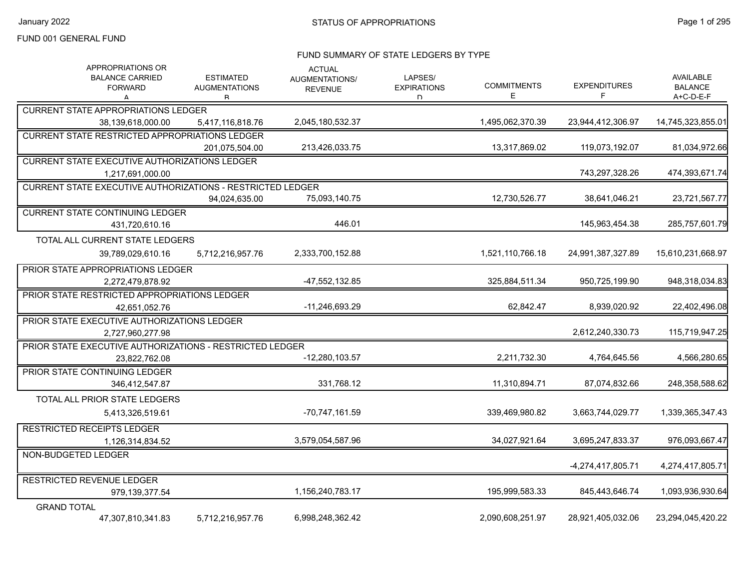FUND 001 GENERAL FUND

## STATUS OF APPROPRIATIONS

### FUND SUMMARY OF STATE LEDGERS BY TYPE

| | APPROPRIATIONS OR BALANCE CARRIED FORWARD A | ESTIMATED AUGMENTATIONS B | ACTUAL AUGMENTATIONS/ REVENUE | LAPSES/ EXPIRATIONS D | COMMITMENTS E | EXPENDITURES F | AVAILABLE BALANCE A+C-D-E-F |
|---|---|---|---|---|---|---|---|
| CURRENT STATE APPROPRIATIONS LEDGER | 38,139,618,000.00 | 5,417,116,818.76 | 2,045,180,532.37 | | 1,495,062,370.39 | 23,944,412,306.97 | 14,745,323,855.01 |
| CURRENT STATE RESTRICTED APPROPRIATIONS LEDGER | | 201,075,504.00 | 213,426,033.75 | | 13,317,869.02 | 119,073,192.07 | 81,034,972.66 |
| CURRENT STATE EXECUTIVE AUTHORIZATIONS LEDGER | 1,217,691,000.00 | | | | | 743,297,328.26 | 474,393,671.74 |
| CURRENT STATE EXECUTIVE AUTHORIZATIONS - RESTRICTED LEDGER | | 94,024,635.00 | 75,093,140.75 | | 12,730,526.77 | 38,641,046.21 | 23,721,567.77 |
| CURRENT STATE CONTINUING LEDGER | 431,720,610.16 | | 446.01 | | | 145,963,454.38 | 285,757,601.79 |
| TOTAL ALL CURRENT STATE LEDGERS | 39,789,029,610.16 | 5,712,216,957.76 | 2,333,700,152.88 | | 1,521,110,766.18 | 24,991,387,327.89 | 15,610,231,668.97 |
| PRIOR STATE APPROPRIATIONS LEDGER | 2,272,479,878.92 | | -47,552,132.85 | | 325,884,511.34 | 950,725,199.90 | 948,318,034.83 |
| PRIOR STATE RESTRICTED APPROPRIATIONS LEDGER | 42,651,052.76 | | -11,246,693.29 | | 62,842.47 | 8,939,020.92 | 22,402,496.08 |
| PRIOR STATE EXECUTIVE AUTHORIZATIONS LEDGER | 2,727,960,277.98 | | | | | 2,612,240,330.73 | 115,719,947.25 |
| PRIOR STATE EXECUTIVE AUTHORIZATIONS - RESTRICTED LEDGER | 23,822,762.08 | | -12,280,103.57 | | 2,211,732.30 | 4,764,645.56 | 4,566,280.65 |
| PRIOR STATE CONTINUING LEDGER | 346,412,547.87 | | 331,768.12 | | 11,310,894.71 | 87,074,832.66 | 248,358,588.62 |
| TOTAL ALL PRIOR STATE LEDGERS | 5,413,326,519.61 | | -70,747,161.59 | | 339,469,980.82 | 3,663,744,029.77 | 1,339,365,347.43 |
| RESTRICTED RECEIPTS LEDGER | 1,126,314,834.52 | | 3,579,054,587.96 | | 34,027,921.64 | 3,695,247,833.37 | 976,093,667.47 |
| NON-BUDGETED LEDGER | | | | | | -4,274,417,805.71 | 4,274,417,805.71 |
| RESTRICTED REVENUE LEDGER | 979,139,377.54 | | 1,156,240,783.17 | | 195,999,583.33 | 845,443,646.74 | 1,093,936,930.64 |
| GRAND TOTAL | 47,307,810,341.83 | 5,712,216,957.76 | 6,998,248,362.42 | | 2,090,608,251.97 | 28,921,405,032.06 | 23,294,045,420.22 |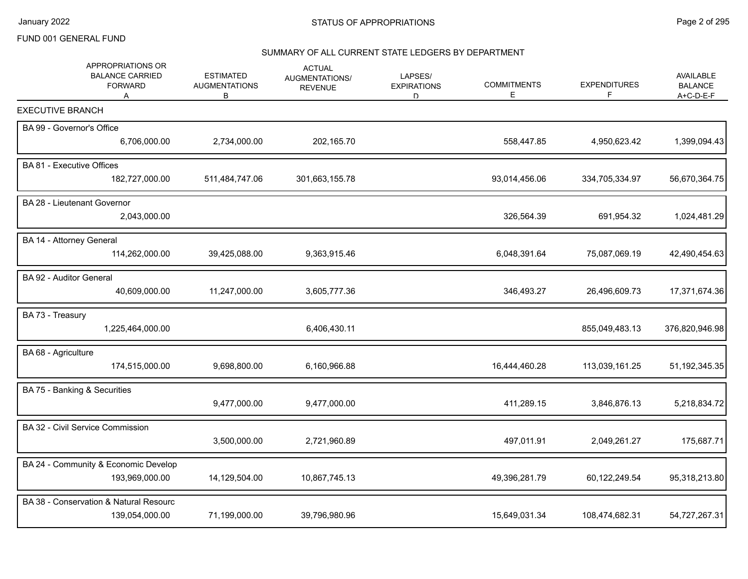# STATUS OF APPROPRIATIONS

FUND 001 GENERAL FUND

## SUMMARY OF ALL CURRENT STATE LEDGERS BY DEPARTMENT

| | APPROPRIATIONS OR BALANCE CARRIED FORWARD A | ESTIMATED AUGMENTATIONS B | ACTUAL AUGMENTATIONS/ REVENUE | LAPSES/ EXPIRATIONS D | COMMITMENTS E | EXPENDITURES F | AVAILABLE BALANCE A+C-D-E-F |
|---|---|---|---|---|---|---|---|
| **EXECUTIVE BRANCH** | | | | | | | |
| BA 99 - Governor's Office | 6,706,000.00 | 2,734,000.00 | 202,165.70 | | 558,447.85 | 4,950,623.42 | 1,399,094.43 |
| BA 81 - Executive Offices | 182,727,000.00 | 511,484,747.06 | 301,663,155.78 | | 93,014,456.06 | 334,705,334.97 | 56,670,364.75 |
| BA 28 - Lieutenant Governor | 2,043,000.00 | | | | 326,564.39 | 691,954.32 | 1,024,481.29 |
| BA 14 - Attorney General | 114,262,000.00 | 39,425,088.00 | 9,363,915.46 | | 6,048,391.64 | 75,087,069.19 | 42,490,454.63 |
| BA 92 - Auditor General | 40,609,000.00 | 11,247,000.00 | 3,605,777.36 | | 346,493.27 | 26,496,609.73 | 17,371,674.36 |
| BA 73 - Treasury | 1,225,464,000.00 | | 6,406,430.11 | | | 855,049,483.13 | 376,820,946.98 |
| BA 68 - Agriculture | 174,515,000.00 | 9,698,800.00 | 6,160,966.88 | | 16,444,460.28 | 113,039,161.25 | 51,192,345.35 |
| BA 75 - Banking & Securities | | 9,477,000.00 | 9,477,000.00 | | 411,289.15 | 3,846,876.13 | 5,218,834.72 |
| BA 32 - Civil Service Commission | | 3,500,000.00 | 2,721,960.89 | | 497,011.91 | 2,049,261.27 | 175,687.71 |
| BA 24 - Community & Economic Develop | 193,969,000.00 | 14,129,504.00 | 10,867,745.13 | | 49,396,281.79 | 60,122,249.54 | 95,318,213.80 |
| BA 38 - Conservation & Natural Resourc | 139,054,000.00 | 71,199,000.00 | 39,796,980.96 | | 15,649,031.34 | 108,474,682.31 | 54,727,267.31 |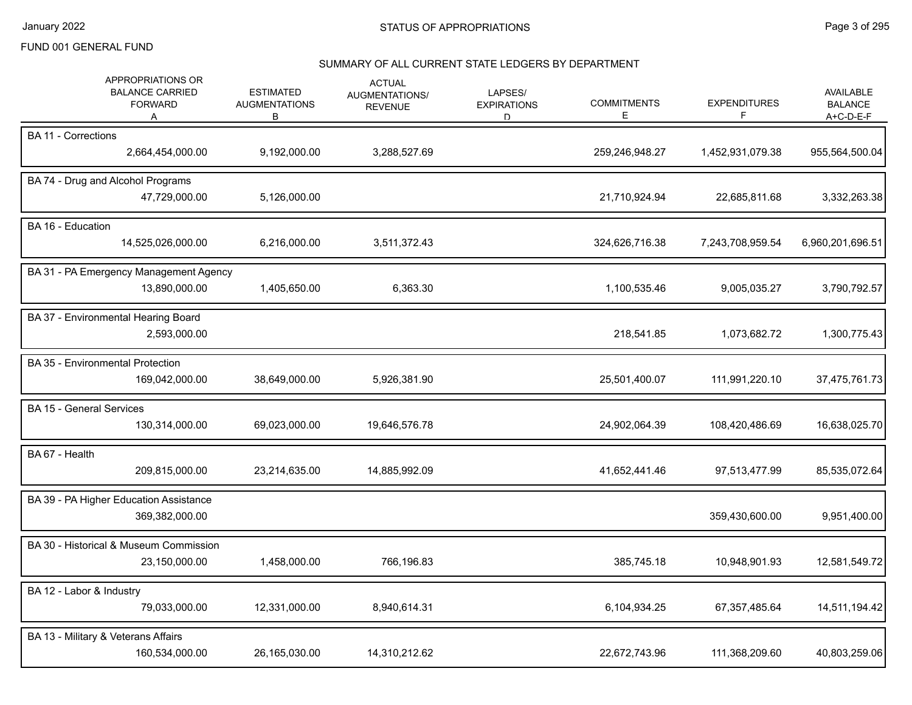FUND 001 GENERAL FUND

## STATUS OF APPROPRIATIONS

### SUMMARY OF ALL CURRENT STATE LEDGERS BY DEPARTMENT

| | APPROPRIATIONS OR BALANCE CARRIED FORWARD A | ESTIMATED AUGMENTATIONS B | ACTUAL AUGMENTATIONS/ REVENUE | LAPSES/ EXPIRATIONS D | COMMITMENTS E | EXPENDITURES F | AVAILABLE BALANCE A+C-D-E-F |
|---|---|---|---|---|---|---|---|
| BA 11 - Corrections | 2,664,454,000.00 | 9,192,000.00 | 3,288,527.69 | | 259,246,948.27 | 1,452,931,079.38 | 955,564,500.04 |
| BA 74 - Drug and Alcohol Programs | 47,729,000.00 | 5,126,000.00 | | | 21,710,924.94 | 22,685,811.68 | 3,332,263.38 |
| BA 16 - Education | 14,525,026,000.00 | 6,216,000.00 | 3,511,372.43 | | 324,626,716.38 | 7,243,708,959.54 | 6,960,201,696.51 |
| BA 31 - PA Emergency Management Agency | 13,890,000.00 | 1,405,650.00 | 6,363.30 | | 1,100,535.46 | 9,005,035.27 | 3,790,792.57 |
| BA 37 - Environmental Hearing Board | 2,593,000.00 | | | | 218,541.85 | 1,073,682.72 | 1,300,775.43 |
| BA 35 - Environmental Protection | 169,042,000.00 | 38,649,000.00 | 5,926,381.90 | | 25,501,400.07 | 111,991,220.10 | 37,475,761.73 |
| BA 15 - General Services | 130,314,000.00 | 69,023,000.00 | 19,646,576.78 | | 24,902,064.39 | 108,420,486.69 | 16,638,025.70 |
| BA 67 - Health | 209,815,000.00 | 23,214,635.00 | 14,885,992.09 | | 41,652,441.46 | 97,513,477.99 | 85,535,072.64 |
| BA 39 - PA Higher Education Assistance | 369,382,000.00 | | | | | 359,430,600.00 | 9,951,400.00 |
| BA 30 - Historical & Museum Commission | 23,150,000.00 | 1,458,000.00 | 766,196.83 | | 385,745.18 | 10,948,901.93 | 12,581,549.72 |
| BA 12 - Labor & Industry | 79,033,000.00 | 12,331,000.00 | 8,940,614.31 | | 6,104,934.25 | 67,357,485.64 | 14,511,194.42 |
| BA 13 - Military & Veterans Affairs | 160,534,000.00 | 26,165,030.00 | 14,310,212.62 | | 22,672,743.96 | 111,368,209.60 | 40,803,259.06 |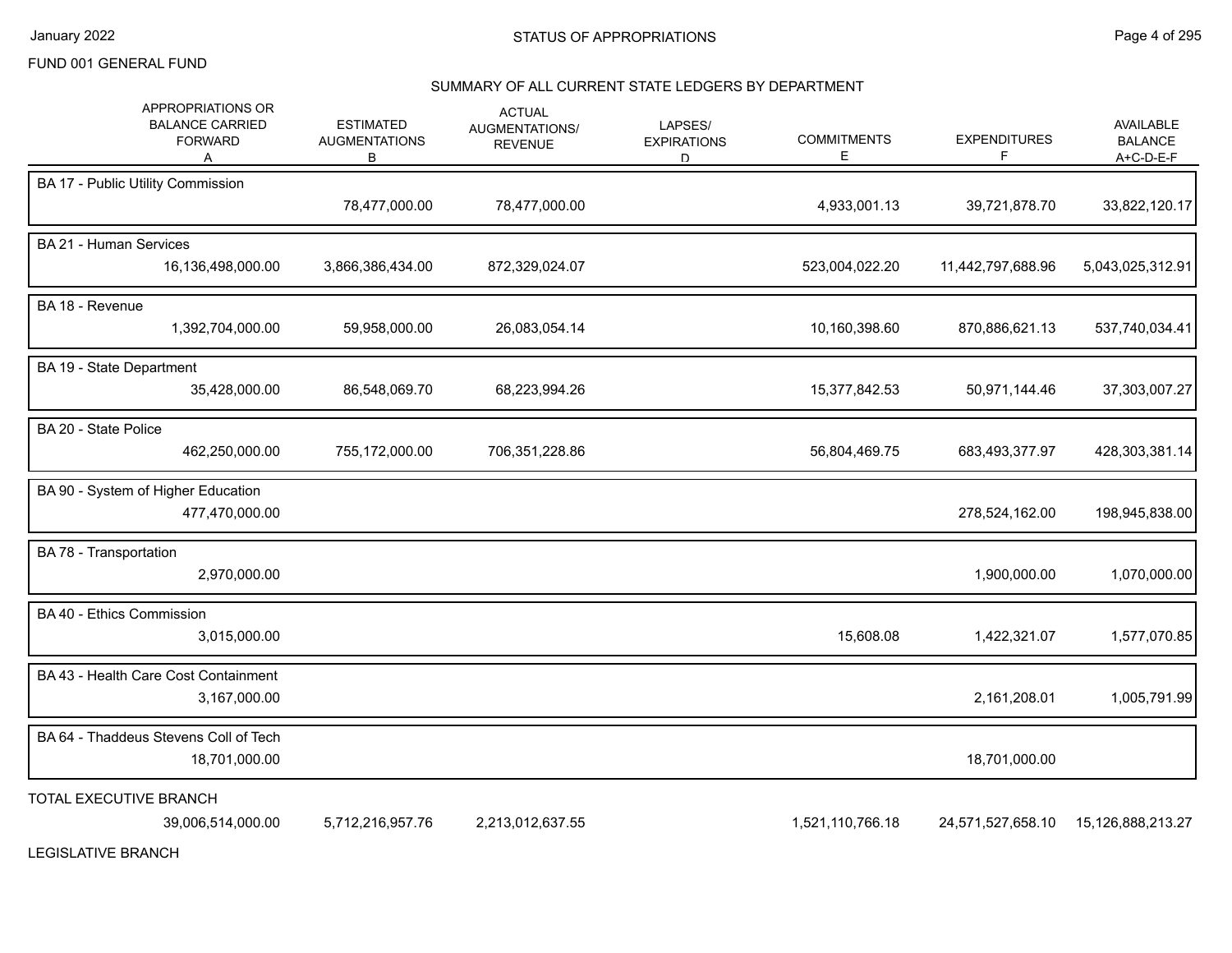FUND 001 GENERAL FUND

## SUMMARY OF ALL CURRENT STATE LEDGERS BY DEPARTMENT

| | APPROPRIATIONS OR BALANCE CARRIED FORWARD A | ESTIMATED AUGMENTATIONS B | ACTUAL AUGMENTATIONS/ REVENUE | LAPSES/ EXPIRATIONS D | COMMITMENTS E | EXPENDITURES F | AVAILABLE BALANCE A+C-D-E-F |
|---|---|---|---|---|---|---|---|
| BA 17 - Public Utility Commission | | 78,477,000.00 | 78,477,000.00 | | 4,933,001.13 | 39,721,878.70 | 33,822,120.17 |
| BA 21 - Human Services | 16,136,498,000.00 | 3,866,386,434.00 | 872,329,024.07 | | 523,004,022.20 | 11,442,797,688.96 | 5,043,025,312.91 |
| BA 18 - Revenue | 1,392,704,000.00 | 59,958,000.00 | 26,083,054.14 | | 10,160,398.60 | 870,886,621.13 | 537,740,034.41 |
| BA 19 - State Department | 35,428,000.00 | 86,548,069.70 | 68,223,994.26 | | 15,377,842.53 | 50,971,144.46 | 37,303,007.27 |
| BA 20 - State Police | 462,250,000.00 | 755,172,000.00 | 706,351,228.86 | | 56,804,469.75 | 683,493,377.97 | 428,303,381.14 |
| BA 90 - System of Higher Education | 477,470,000.00 | | | | | 278,524,162.00 | 198,945,838.00 |
| BA 78 - Transportation | 2,970,000.00 | | | | | 1,900,000.00 | 1,070,000.00 |
| BA 40 - Ethics Commission | 3,015,000.00 | | | | 15,608.08 | 1,422,321.07 | 1,577,070.85 |
| BA 43 - Health Care Cost Containment | 3,167,000.00 | | | | | 2,161,208.01 | 1,005,791.99 |
| BA 64 - Thaddeus Stevens Coll of Tech | 18,701,000.00 | | | | | 18,701,000.00 | |
| TOTAL EXECUTIVE BRANCH | 39,006,514,000.00 | 5,712,216,957.76 | 2,213,012,637.55 | | 1,521,110,766.18 | 24,571,527,658.10 | 15,126,888,213.27 |

LEGISLATIVE BRANCH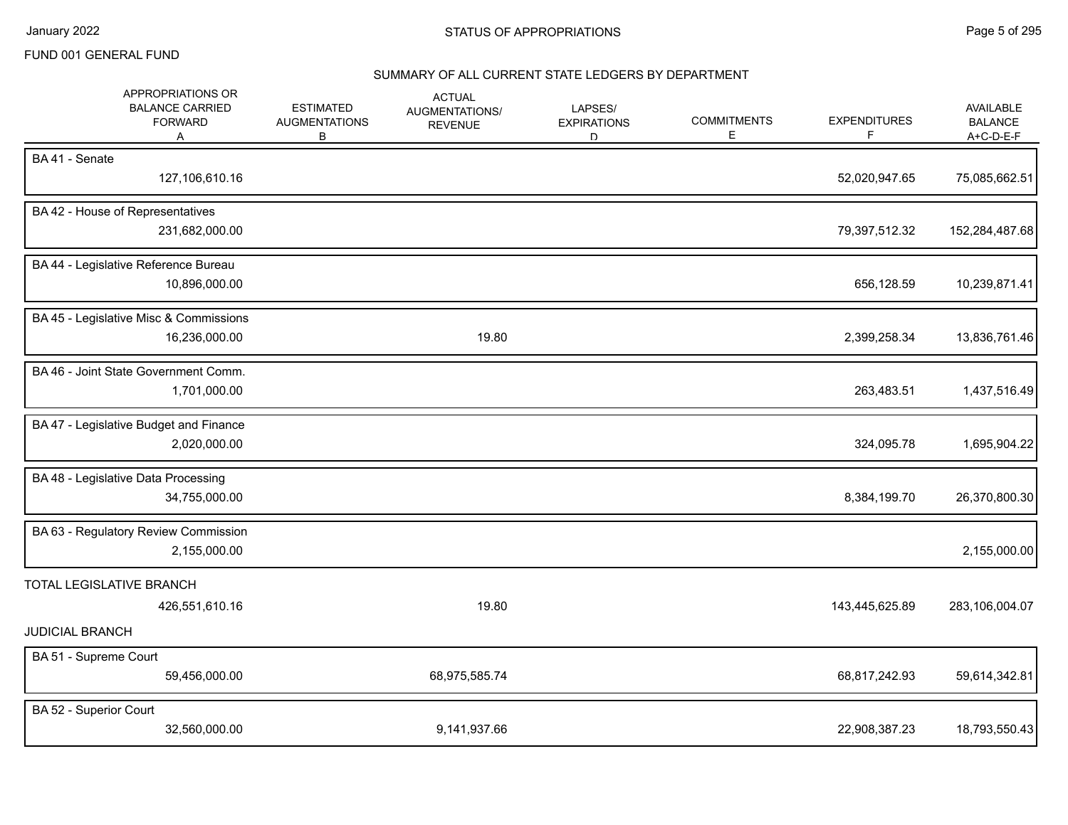FUND 001 GENERAL FUND

## STATUS OF APPROPRIATIONS

### SUMMARY OF ALL CURRENT STATE LEDGERS BY DEPARTMENT

| | APPROPRIATIONS OR BALANCE CARRIED FORWARD A | ESTIMATED AUGMENTATIONS B | ACTUAL AUGMENTATIONS/ REVENUE | LAPSES/ EXPIRATIONS D | COMMITMENTS E | EXPENDITURES F | AVAILABLE BALANCE A+C-D-E-F |
|---|---|---|---|---|---|---|---|
| BA 41 - Senate | 127,106,610.16 | | | | | 52,020,947.65 | 75,085,662.51 |
| BA 42 - House of Representatives | 231,682,000.00 | | | | | 79,397,512.32 | 152,284,487.68 |
| BA 44 - Legislative Reference Bureau | 10,896,000.00 | | | | | 656,128.59 | 10,239,871.41 |
| BA 45 - Legislative Misc & Commissions | 16,236,000.00 | | 19.80 | | | 2,399,258.34 | 13,836,761.46 |
| BA 46 - Joint State Government Comm. | 1,701,000.00 | | | | | 263,483.51 | 1,437,516.49 |
| BA 47 - Legislative Budget and Finance | 2,020,000.00 | | | | | 324,095.78 | 1,695,904.22 |
| BA 48 - Legislative Data Processing | 34,755,000.00 | | | | | 8,384,199.70 | 26,370,800.30 |
| BA 63 - Regulatory Review Commission | 2,155,000.00 | | | | | | 2,155,000.00 |
| TOTAL LEGISLATIVE BRANCH | 426,551,610.16 | | 19.80 | | | 143,445,625.89 | 283,106,004.07 |
| JUDICIAL BRANCH | | | | | | | |
| BA 51 - Supreme Court | 59,456,000.00 | | 68,975,585.74 | | | 68,817,242.93 | 59,614,342.81 |
| BA 52 - Superior Court | 32,560,000.00 | | 9,141,937.66 | | | 22,908,387.23 | 18,793,550.43 |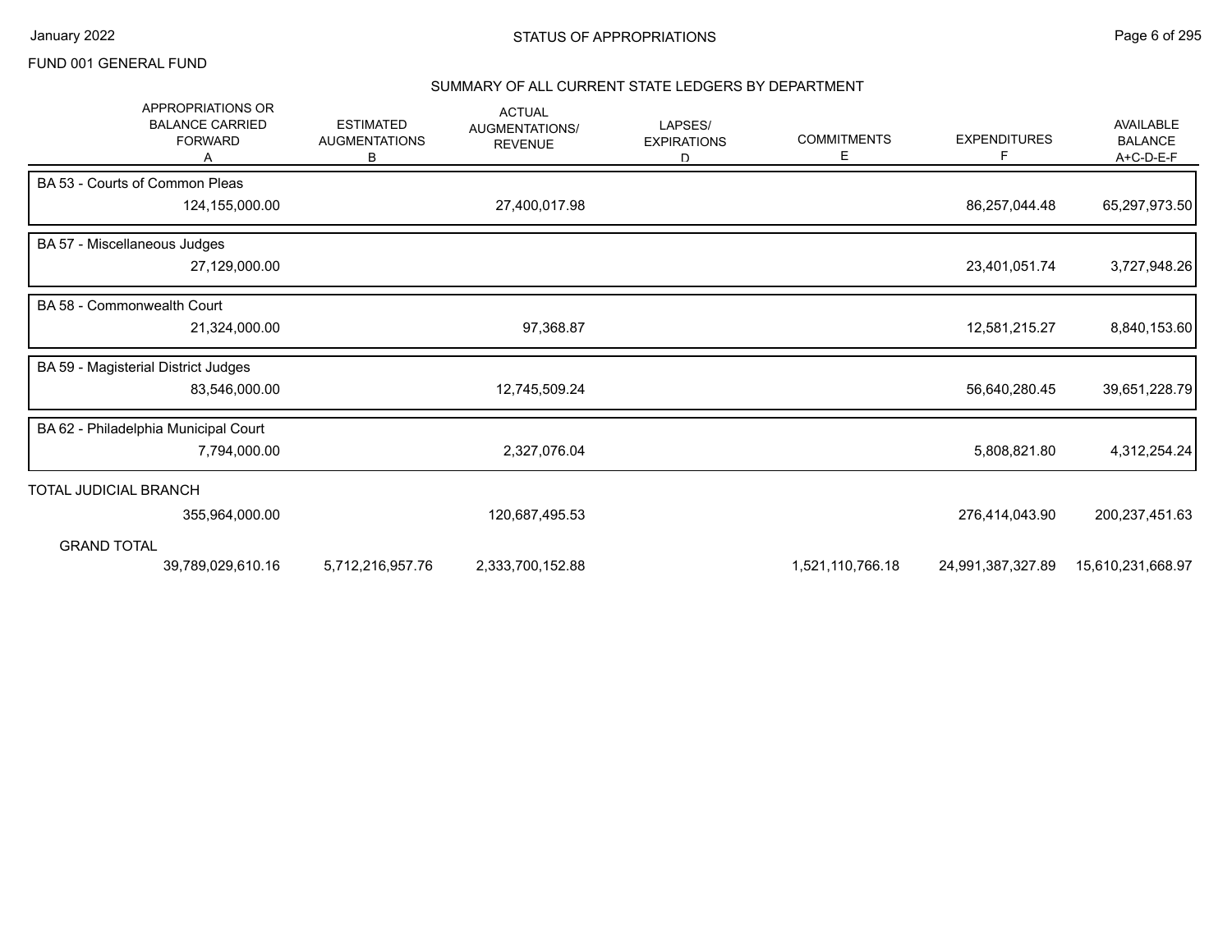FUND 001 GENERAL FUND

## SUMMARY OF ALL CURRENT STATE LEDGERS BY DEPARTMENT

| APPROPRIATIONS OR BALANCE CARRIED FORWARD A | ESTIMATED AUGMENTATIONS B | ACTUAL AUGMENTATIONS/ REVENUE | LAPSES/ EXPIRATIONS D | COMMITMENTS E | EXPENDITURES F | AVAILABLE BALANCE A+C-D-E-F |
|---|---|---|---|---|---|---|
| **BA 53 - Courts of Common Pleas** | | | | | | |
| 124,155,000.00 | | 27,400,017.98 | | | 86,257,044.48 | 65,297,973.50 |
| **BA 57 - Miscellaneous Judges** | | | | | | |
| 27,129,000.00 | | | | | 23,401,051.74 | 3,727,948.26 |
| **BA 58 - Commonwealth Court** | | | | | | |
| 21,324,000.00 | | 97,368.87 | | | 12,581,215.27 | 8,840,153.60 |
| **BA 59 - Magisterial District Judges** | | | | | | |
| 83,546,000.00 | | 12,745,509.24 | | | 56,640,280.45 | 39,651,228.79 |
| **BA 62 - Philadelphia Municipal Court** | | | | | | |
| 7,794,000.00 | | 2,327,076.04 | | | 5,808,821.80 | 4,312,254.24 |
| **TOTAL JUDICIAL BRANCH** | | | | | | |
| 355,964,000.00 | | 120,687,495.53 | | | 276,414,043.90 | 200,237,451.63 |
| **GRAND TOTAL** | | | | | | |
| 39,789,029,610.16 | 5,712,216,957.76 | 2,333,700,152.88 | | 1,521,110,766.18 | 24,991,387,327.89 | 15,610,231,668.97 |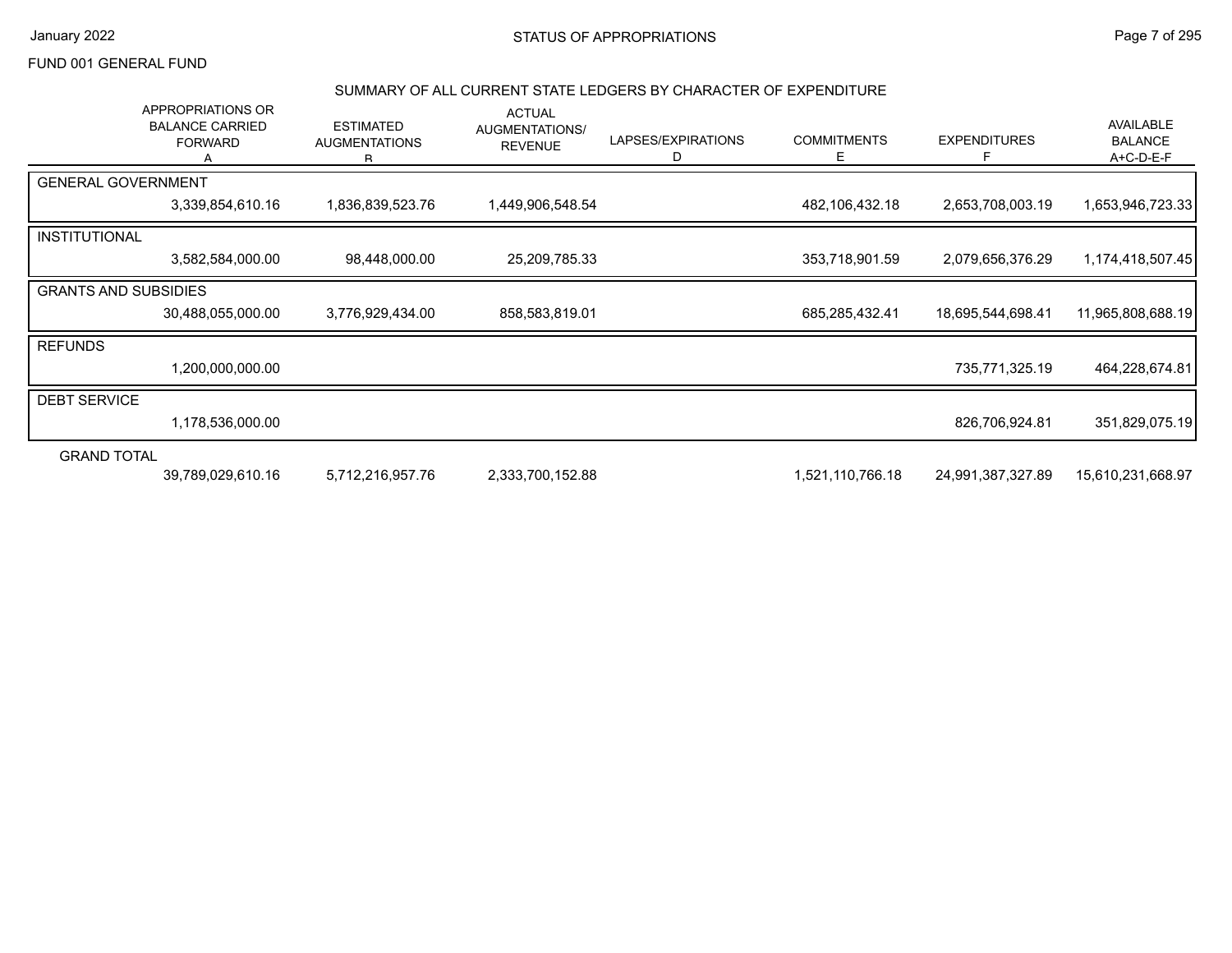FUND 001 GENERAL FUND

## SUMMARY OF ALL CURRENT STATE LEDGERS BY CHARACTER OF EXPENDITURE

| | APPROPRIATIONS OR BALANCE CARRIED FORWARD A | ESTIMATED AUGMENTATIONS B | ACTUAL AUGMENTATIONS/ REVENUE | LAPSES/EXPIRATIONS D | COMMITMENTS E | EXPENDITURES F | AVAILABLE BALANCE A+C-D-E-F |
|---|---|---|---|---|---|---|---|
| GENERAL GOVERNMENT | 3,339,854,610.16 | 1,836,839,523.76 | 1,449,906,548.54 | | 482,106,432.18 | 2,653,708,003.19 | 1,653,946,723.33 |
| INSTITUTIONAL | 3,582,584,000.00 | 98,448,000.00 | 25,209,785.33 | | 353,718,901.59 | 2,079,656,376.29 | 1,174,418,507.45 |
| GRANTS AND SUBSIDIES | 30,488,055,000.00 | 3,776,929,434.00 | 858,583,819.01 | | 685,285,432.41 | 18,695,544,698.41 | 11,965,808,688.19 |
| REFUNDS | 1,200,000,000.00 | | | | | 735,771,325.19 | 464,228,674.81 |
| DEBT SERVICE | 1,178,536,000.00 | | | | | 826,706,924.81 | 351,829,075.19 |
| GRAND TOTAL | 39,789,029,610.16 | 5,712,216,957.76 | 2,333,700,152.88 | | 1,521,110,766.18 | 24,991,387,327.89 | 15,610,231,668.97 |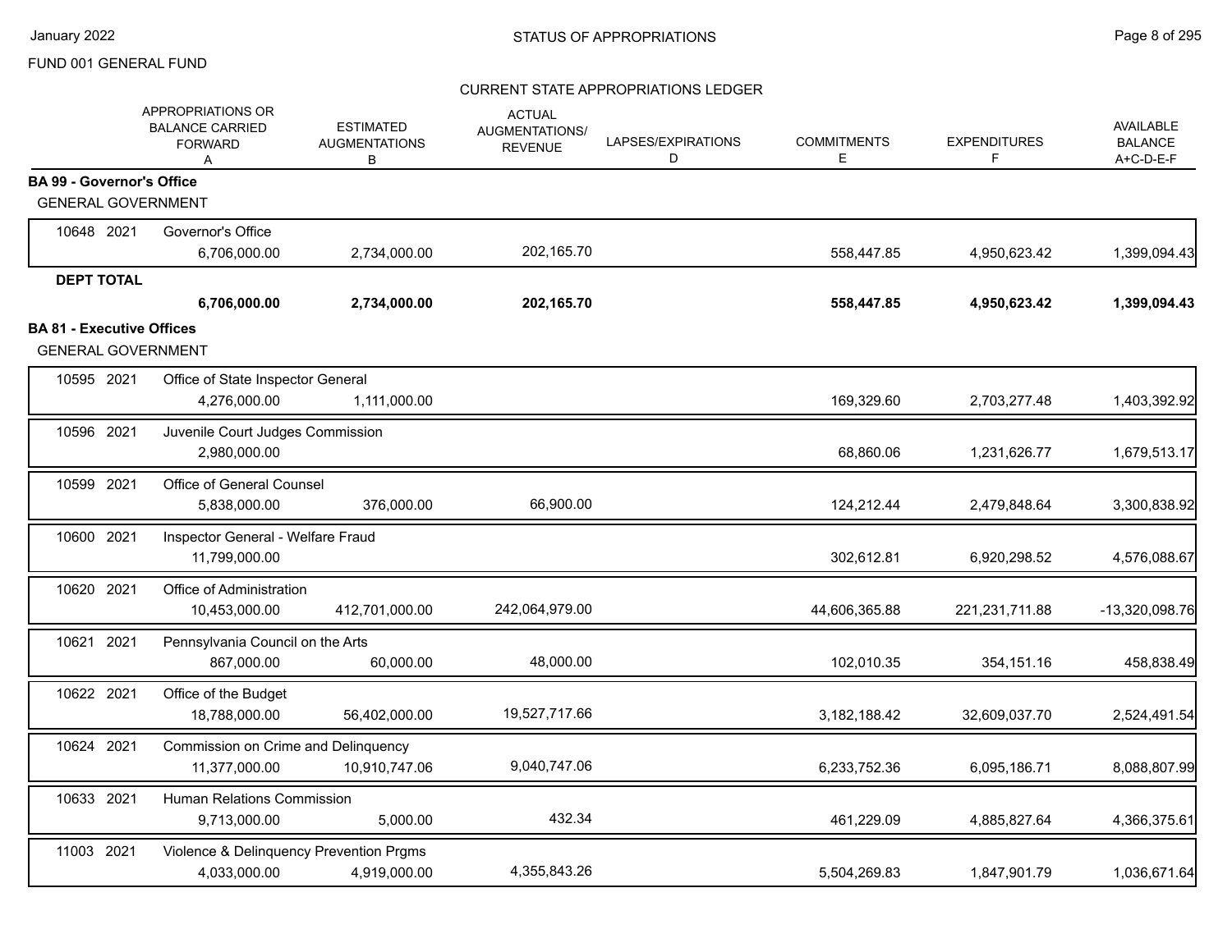FUND 001 GENERAL FUND

## STATUS OF APPROPRIATIONS

### CURRENT STATE APPROPRIATIONS LEDGER

| | APPROPRIATIONS OR BALANCE CARRIED FORWARD A | ESTIMATED AUGMENTATIONS B | ACTUAL AUGMENTATIONS/ REVENUE | LAPSES/EXPIRATIONS D | COMMITMENTS E | EXPENDITURES F | AVAILABLE BALANCE A+C-D-E-F |
|---|---|---|---|---|---|---|---|
| **BA 99 - Governor's Office** | | | | | | | |
| GENERAL GOVERNMENT | | | | | | | |
| 10648 2021 Governor's Office | 6,706,000.00 | 2,734,000.00 | 202,165.70 | | 558,447.85 | 4,950,623.42 | 1,399,094.43 |
| **DEPT TOTAL** | **6,706,000.00** | **2,734,000.00** | **202,165.70** | | **558,447.85** | **4,950,623.42** | **1,399,094.43** |
| **BA 81 - Executive Offices** | | | | | | | |
| GENERAL GOVERNMENT | | | | | | | |
| 10595 2021 Office of State Inspector General | 4,276,000.00 | 1,111,000.00 | | | 169,329.60 | 2,703,277.48 | 1,403,392.92 |
| 10596 2021 Juvenile Court Judges Commission | 2,980,000.00 | | | | 68,860.06 | 1,231,626.77 | 1,679,513.17 |
| 10599 2021 Office of General Counsel | 5,838,000.00 | 376,000.00 | 66,900.00 | | 124,212.44 | 2,479,848.64 | 3,300,838.92 |
| 10600 2021 Inspector General - Welfare Fraud | 11,799,000.00 | | | | 302,612.81 | 6,920,298.52 | 4,576,088.67 |
| 10620 2021 Office of Administration | 10,453,000.00 | 412,701,000.00 | 242,064,979.00 | | 44,606,365.88 | 221,231,711.88 | -13,320,098.76 |
| 10621 2021 Pennsylvania Council on the Arts | 867,000.00 | 60,000.00 | 48,000.00 | | 102,010.35 | 354,151.16 | 458,838.49 |
| 10622 2021 Office of the Budget | 18,788,000.00 | 56,402,000.00 | 19,527,717.66 | | 3,182,188.42 | 32,609,037.70 | 2,524,491.54 |
| 10624 2021 Commission on Crime and Delinquency | 11,377,000.00 | 10,910,747.06 | 9,040,747.06 | | 6,233,752.36 | 6,095,186.71 | 8,088,807.99 |
| 10633 2021 Human Relations Commission | 9,713,000.00 | 5,000.00 | 432.34 | | 461,229.09 | 4,885,827.64 | 4,366,375.61 |
| 11003 2021 Violence & Delinquency Prevention Prgms | 4,033,000.00 | 4,919,000.00 | 4,355,843.26 | | 5,504,269.83 | 1,847,901.79 | 1,036,671.64 |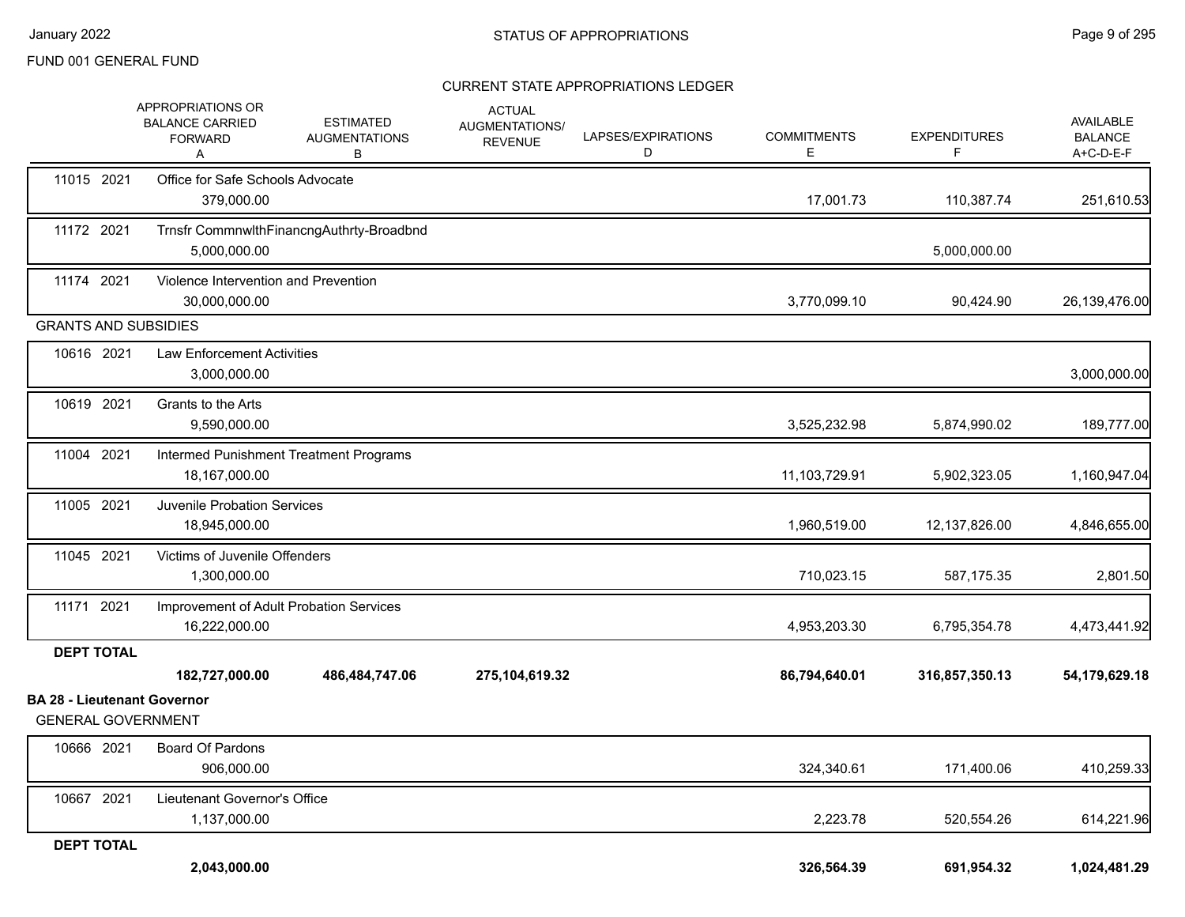FUND 001 GENERAL FUND

## CURRENT STATE APPROPRIATIONS LEDGER

| | APPROPRIATIONS OR BALANCE CARRIED FORWARD A | ESTIMATED AUGMENTATIONS B | ACTUAL AUGMENTATIONS/ REVENUE | LAPSES/EXPIRATIONS D | COMMITMENTS E | EXPENDITURES F | AVAILABLE BALANCE A+C-D-E-F |
|---|---|---|---|---|---|---|---|
| 11015 2021 Office for Safe Schools Advocate | 379,000.00 | | | | 17,001.73 | 110,387.74 | 251,610.53 |
| 11172 2021 Trnsfr CommnwlthFinancngAuthrty-Broadbnd | 5,000,000.00 | | | | | 5,000,000.00 | |
| 11174 2021 Violence Intervention and Prevention | 30,000,000.00 | | | | 3,770,099.10 | 90,424.90 | 26,139,476.00 |
| **GRANTS AND SUBSIDIES** | | | | | | | |
| 10616 2021 Law Enforcement Activities | 3,000,000.00 | | | | | | 3,000,000.00 |
| 10619 2021 Grants to the Arts | 9,590,000.00 | | | | 3,525,232.98 | 5,874,990.02 | 189,777.00 |
| 11004 2021 Intermed Punishment Treatment Programs | 18,167,000.00 | | | | 11,103,729.91 | 5,902,323.05 | 1,160,947.04 |
| 11005 2021 Juvenile Probation Services | 18,945,000.00 | | | | 1,960,519.00 | 12,137,826.00 | 4,846,655.00 |
| 11045 2021 Victims of Juvenile Offenders | 1,300,000.00 | | | | 710,023.15 | 587,175.35 | 2,801.50 |
| 11171 2021 Improvement of Adult Probation Services | 16,222,000.00 | | | | 4,953,203.30 | 6,795,354.78 | 4,473,441.92 |
| **DEPT TOTAL** | **182,727,000.00** | **486,484,747.06** | **275,104,619.32** | | **86,794,640.01** | **316,857,350.13** | **54,179,629.18** |

### BA 28 - Lieutenant Governor

| | APPROPRIATIONS OR BALANCE CARRIED FORWARD A | ESTIMATED AUGMENTATIONS B | ACTUAL AUGMENTATIONS/ REVENUE | LAPSES/EXPIRATIONS D | COMMITMENTS E | EXPENDITURES F | AVAILABLE BALANCE A+C-D-E-F |
|---|---|---|---|---|---|---|---|
| **GENERAL GOVERNMENT** | | | | | | | |
| 10666 2021 Board Of Pardons | 906,000.00 | | | | 324,340.61 | 171,400.06 | 410,259.33 |
| 10667 2021 Lieutenant Governor's Office | 1,137,000.00 | | | | 2,223.78 | 520,554.26 | 614,221.96 |
| **DEPT TOTAL** | **2,043,000.00** | | | | **326,564.39** | **691,954.32** | **1,024,481.29** |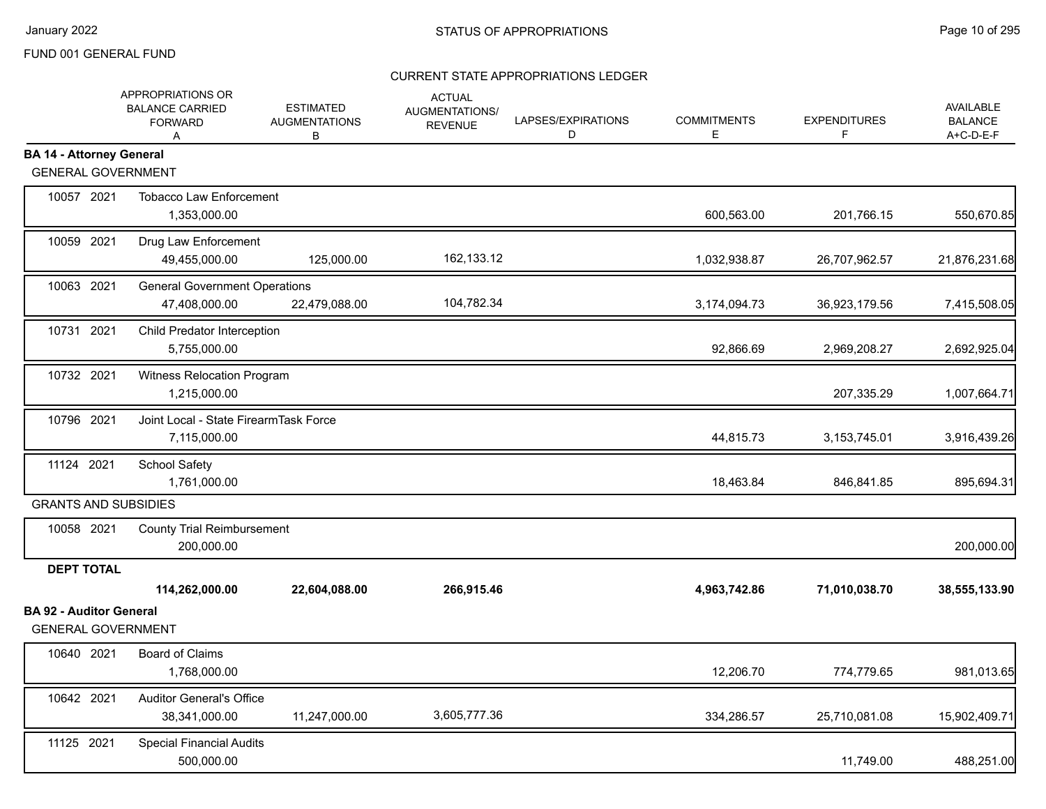FUND 001 GENERAL FUND

CURRENT STATE APPROPRIATIONS LEDGER

| | | APPROPRIATIONS OR BALANCE CARRIED FORWARD A | ESTIMATED AUGMENTATIONS B | ACTUAL AUGMENTATIONS/ REVENUE | LAPSES/EXPIRATIONS D | COMMITMENTS E | EXPENDITURES F | AVAILABLE BALANCE A+C-D-E-F |
|---|---|---|---|---|---|---|---|---|
| **BA 14 - Attorney General** | | | | | | | | |
| GENERAL GOVERNMENT | | | | | | | | |
| 10057 | 2021 | Tobacco Law Enforcement | | | | | | |
| | | 1,353,000.00 | | | | 600,563.00 | 201,766.15 | 550,670.85 |
| 10059 | 2021 | Drug Law Enforcement | | | | | | |
| | | 49,455,000.00 | 125,000.00 | 162,133.12 | | 1,032,938.87 | 26,707,962.57 | 21,876,231.68 |
| 10063 | 2021 | General Government Operations | | | | | | |
| | | 47,408,000.00 | 22,479,088.00 | 104,782.34 | | 3,174,094.73 | 36,923,179.56 | 7,415,508.05 |
| 10731 | 2021 | Child Predator Interception | | | | | | |
| | | 5,755,000.00 | | | | 92,866.69 | 2,969,208.27 | 2,692,925.04 |
| 10732 | 2021 | Witness Relocation Program | | | | | | |
| | | 1,215,000.00 | | | | | 207,335.29 | 1,007,664.71 |
| 10796 | 2021 | Joint Local - State FirearmTask Force | | | | | | |
| | | 7,115,000.00 | | | | 44,815.73 | 3,153,745.01 | 3,916,439.26 |
| 11124 | 2021 | School Safety | | | | | | |
| | | 1,761,000.00 | | | | 18,463.84 | 846,841.85 | 895,694.31 |
| GRANTS AND SUBSIDIES | | | | | | | | |
| 10058 | 2021 | County Trial Reimbursement | | | | | | |
| | | 200,000.00 | | | | | | 200,000.00 |
| **DEPT TOTAL** | | | | | | | | |
| | | **114,262,000.00** | **22,604,088.00** | **266,915.46** | | **4,963,742.86** | **71,010,038.70** | **38,555,133.90** |
| **BA 92 - Auditor General** | | | | | | | | |
| GENERAL GOVERNMENT | | | | | | | | |
| 10640 | 2021 | Board of Claims | | | | | | |
| | | 1,768,000.00 | | | | 12,206.70 | 774,779.65 | 981,013.65 |
| 10642 | 2021 | Auditor General's Office | | | | | | |
| | | 38,341,000.00 | 11,247,000.00 | 3,605,777.36 | | 334,286.57 | 25,710,081.08 | 15,902,409.71 |
| 11125 | 2021 | Special Financial Audits | | | | | | |
| | | 500,000.00 | | | | | 11,749.00 | 488,251.00 |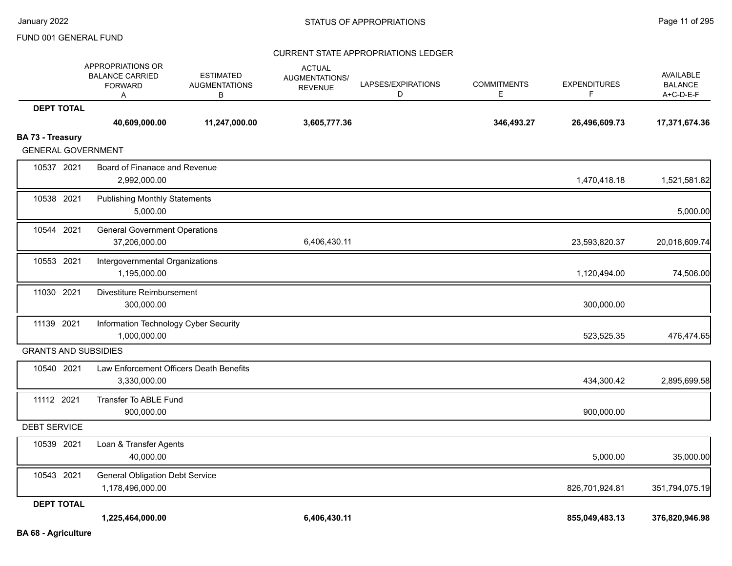FUND 001 GENERAL FUND

CURRENT STATE APPROPRIATIONS LEDGER

| | APPROPRIATIONS OR BALANCE CARRIED FORWARD A | ESTIMATED AUGMENTATIONS B | ACTUAL AUGMENTATIONS/ REVENUE | LAPSES/EXPIRATIONS D | COMMITMENTS E | EXPENDITURES F | AVAILABLE BALANCE A+C-D-E-F |
|---|---|---|---|---|---|---|---|
| **DEPT TOTAL** | **40,609,000.00** | **11,247,000.00** | **3,605,777.36** | | **346,493.27** | **26,496,609.73** | **17,371,674.36** |
| **BA 73 - Treasury** | | | | | | | |
| GENERAL GOVERNMENT | | | | | | | |
| 10537 2021 Board of Finanace and Revenue | 2,992,000.00 | | | | | 1,470,418.18 | 1,521,581.82 |
| 10538 2021 Publishing Monthly Statements | 5,000.00 | | | | | | 5,000.00 |
| 10544 2021 General Government Operations | 37,206,000.00 | | 6,406,430.11 | | | 23,593,820.37 | 20,018,609.74 |
| 10553 2021 Intergovernmental Organizations | 1,195,000.00 | | | | | 1,120,494.00 | 74,506.00 |
| 11030 2021 Divestiture Reimbursement | 300,000.00 | | | | | 300,000.00 | |
| 11139 2021 Information Technology Cyber Security | 1,000,000.00 | | | | | 523,525.35 | 476,474.65 |
| GRANTS AND SUBSIDIES | | | | | | | |
| 10540 2021 Law Enforcement Officers Death Benefits | 3,330,000.00 | | | | | 434,300.42 | 2,895,699.58 |
| 11112 2021 Transfer To ABLE Fund | 900,000.00 | | | | | 900,000.00 | |
| DEBT SERVICE | | | | | | | |
| 10539 2021 Loan & Transfer Agents | 40,000.00 | | | | | 5,000.00 | 35,000.00 |
| 10543 2021 General Obligation Debt Service | 1,178,496,000.00 | | | | | 826,701,924.81 | 351,794,075.19 |
| **DEPT TOTAL** | **1,225,464,000.00** | | **6,406,430.11** | | | **855,049,483.13** | **376,820,946.98** |
| **BA 68 - Agriculture** | | | | | | | |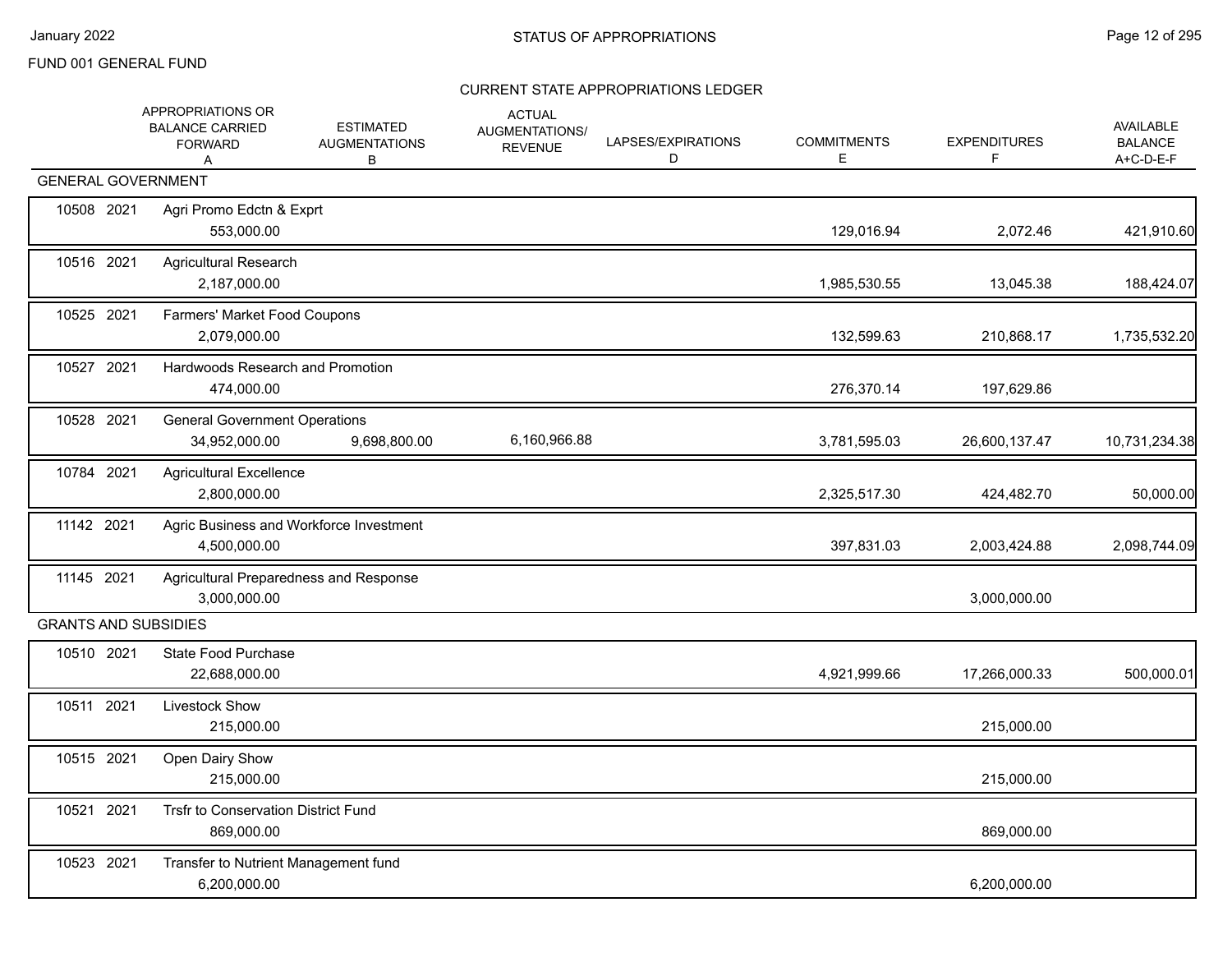FUND 001 GENERAL FUND

## CURRENT STATE APPROPRIATIONS LEDGER

| | APPROPRIATIONS OR BALANCE CARRIED FORWARD A | ESTIMATED AUGMENTATIONS B | ACTUAL AUGMENTATIONS/ REVENUE | LAPSES/EXPIRATIONS D | COMMITMENTS E | EXPENDITURES F | AVAILABLE BALANCE A+C-D-E-F |
|---|---|---|---|---|---|---|---|
| **GENERAL GOVERNMENT** | | | | | | | |
| 10508 2021 Agri Promo Edctn & Exprt | 553,000.00 | | | | 129,016.94 | 2,072.46 | 421,910.60 |
| 10516 2021 Agricultural Research | 2,187,000.00 | | | | 1,985,530.55 | 13,045.38 | 188,424.07 |
| 10525 2021 Farmers' Market Food Coupons | 2,079,000.00 | | | | 132,599.63 | 210,868.17 | 1,735,532.20 |
| 10527 2021 Hardwoods Research and Promotion | 474,000.00 | | | | 276,370.14 | 197,629.86 | |
| 10528 2021 General Government Operations | 34,952,000.00 | 9,698,800.00 | 6,160,966.88 | | 3,781,595.03 | 26,600,137.47 | 10,731,234.38 |
| 10784 2021 Agricultural Excellence | 2,800,000.00 | | | | 2,325,517.30 | 424,482.70 | 50,000.00 |
| 11142 2021 Agric Business and Workforce Investment | 4,500,000.00 | | | | 397,831.03 | 2,003,424.88 | 2,098,744.09 |
| 11145 2021 Agricultural Preparedness and Response | 3,000,000.00 | | | | | 3,000,000.00 | |
| **GRANTS AND SUBSIDIES** | | | | | | | |
| 10510 2021 State Food Purchase | 22,688,000.00 | | | | 4,921,999.66 | 17,266,000.33 | 500,000.01 |
| 10511 2021 Livestock Show | 215,000.00 | | | | | 215,000.00 | |
| 10515 2021 Open Dairy Show | 215,000.00 | | | | | 215,000.00 | |
| 10521 2021 Trsfr to Conservation District Fund | 869,000.00 | | | | | 869,000.00 | |
| 10523 2021 Transfer to Nutrient Management fund | 6,200,000.00 | | | | | 6,200,000.00 | |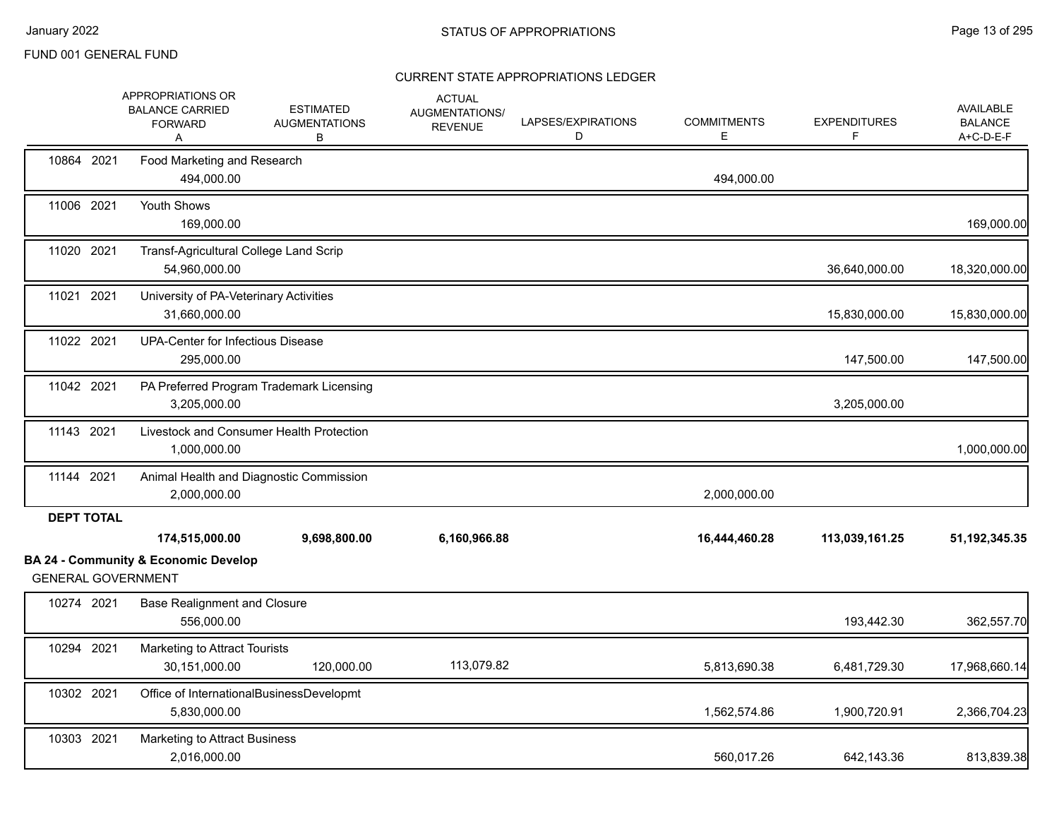FUND 001 GENERAL FUND

## CURRENT STATE APPROPRIATIONS LEDGER

| | | APPROPRIATIONS OR BALANCE CARRIED FORWARD A | ESTIMATED AUGMENTATIONS B | ACTUAL AUGMENTATIONS/ REVENUE | LAPSES/EXPIRATIONS D | COMMITMENTS E | EXPENDITURES F | AVAILABLE BALANCE A+C-D-E-F |
|---|---|---|---|---|---|---|---|---|
| 10864 | 2021 | Food Marketing and Research | | | | | | |
| | | 494,000.00 | | | | 494,000.00 | | |
| 11006 | 2021 | Youth Shows | | | | | | |
| | | 169,000.00 | | | | | | 169,000.00 |
| 11020 | 2021 | Transf-Agricultural College Land Scrip | | | | | | |
| | | 54,960,000.00 | | | | | 36,640,000.00 | 18,320,000.00 |
| 11021 | 2021 | University of PA-Veterinary Activities | | | | | | |
| | | 31,660,000.00 | | | | | 15,830,000.00 | 15,830,000.00 |
| 11022 | 2021 | UPA-Center for Infectious Disease | | | | | | |
| | | 295,000.00 | | | | | 147,500.00 | 147,500.00 |
| 11042 | 2021 | PA Preferred Program Trademark Licensing | | | | | | |
| | | 3,205,000.00 | | | | | 3,205,000.00 | |
| 11143 | 2021 | Livestock and Consumer Health Protection | | | | | | |
| | | 1,000,000.00 | | | | | | 1,000,000.00 |
| 11144 | 2021 | Animal Health and Diagnostic Commission | | | | | | |
| | | 2,000,000.00 | | | | 2,000,000.00 | | |
| **DEPT TOTAL** | | | | | | | | |
| | | **174,515,000.00** | **9,698,800.00** | **6,160,966.88** | | **16,444,460.28** | **113,039,161.25** | **51,192,345.35** |

**BA 24 - Community & Economic Develop**

GENERAL GOVERNMENT

| | | APPROPRIATIONS OR BALANCE CARRIED FORWARD A | ESTIMATED AUGMENTATIONS B | ACTUAL AUGMENTATIONS/ REVENUE | LAPSES/EXPIRATIONS D | COMMITMENTS E | EXPENDITURES F | AVAILABLE BALANCE A+C-D-E-F |
|---|---|---|---|---|---|---|---|---|
| 10274 | 2021 | Base Realignment and Closure | | | | | | |
| | | 556,000.00 | | | | | 193,442.30 | 362,557.70 |
| 10294 | 2021 | Marketing to Attract Tourists | | | | | | |
| | | 30,151,000.00 | 120,000.00 | 113,079.82 | | 5,813,690.38 | 6,481,729.30 | 17,968,660.14 |
| 10302 | 2021 | Office of InternationalBusinessDevelopmt | | | | | | |
| | | 5,830,000.00 | | | | 1,562,574.86 | 1,900,720.91 | 2,366,704.23 |
| 10303 | 2021 | Marketing to Attract Business | | | | | | |
| | | 2,016,000.00 | | | | 560,017.26 | 642,143.36 | 813,839.38 |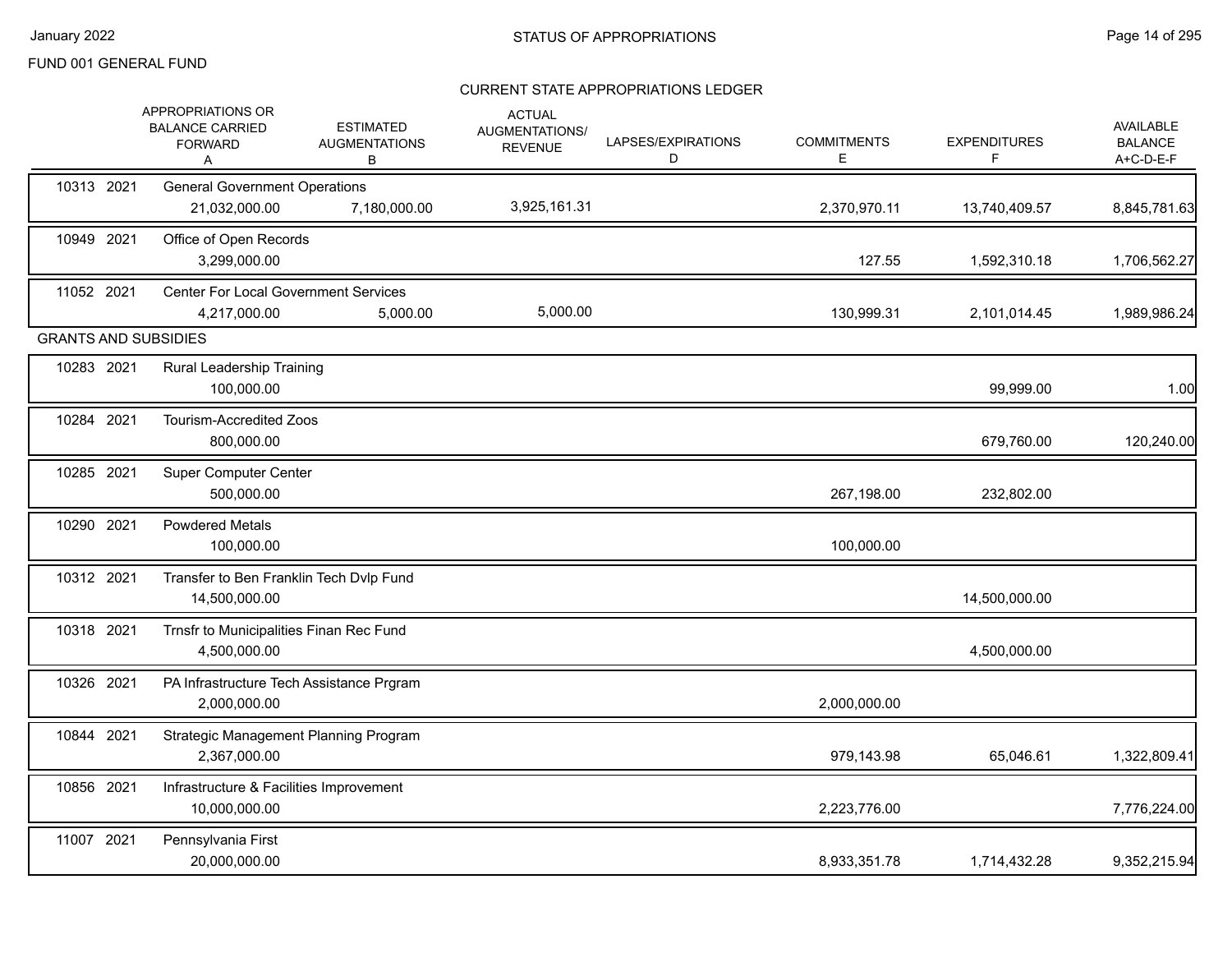FUND 001 GENERAL FUND

## STATUS OF APPROPRIATIONS

### CURRENT STATE APPROPRIATIONS LEDGER

| | APPROPRIATIONS OR BALANCE CARRIED FORWARD A | ESTIMATED AUGMENTATIONS B | ACTUAL AUGMENTATIONS/ REVENUE | LAPSES/EXPIRATIONS D | COMMITMENTS E | EXPENDITURES F | AVAILABLE BALANCE A+C-D-E-F |
|---|---|---|---|---|---|---|---|
| 10313 2021 General Government Operations | 21,032,000.00 | 7,180,000.00 | 3,925,161.31 | | 2,370,970.11 | 13,740,409.57 | 8,845,781.63 |
| 10949 2021 Office of Open Records | 3,299,000.00 | | | | 127.55 | 1,592,310.18 | 1,706,562.27 |
| 11052 2021 Center For Local Government Services | 4,217,000.00 | 5,000.00 | 5,000.00 | | 130,999.31 | 2,101,014.45 | 1,989,986.24 |
| **GRANTS AND SUBSIDIES** | | | | | | | |
| 10283 2021 Rural Leadership Training | 100,000.00 | | | | | 99,999.00 | 1.00 |
| 10284 2021 Tourism-Accredited Zoos | 800,000.00 | | | | | 679,760.00 | 120,240.00 |
| 10285 2021 Super Computer Center | 500,000.00 | | | | 267,198.00 | 232,802.00 | |
| 10290 2021 Powdered Metals | 100,000.00 | | | | 100,000.00 | | |
| 10312 2021 Transfer to Ben Franklin Tech Dvlp Fund | 14,500,000.00 | | | | | 14,500,000.00 | |
| 10318 2021 Trnsfr to Municipalities Finan Rec Fund | 4,500,000.00 | | | | | 4,500,000.00 | |
| 10326 2021 PA Infrastructure Tech Assistance Prgram | 2,000,000.00 | | | | 2,000,000.00 | | |
| 10844 2021 Strategic Management Planning Program | 2,367,000.00 | | | | 979,143.98 | 65,046.61 | 1,322,809.41 |
| 10856 2021 Infrastructure & Facilities Improvement | 10,000,000.00 | | | | 2,223,776.00 | | 7,776,224.00 |
| 11007 2021 Pennsylvania First | 20,000,000.00 | | | | 8,933,351.78 | 1,714,432.28 | 9,352,215.94 |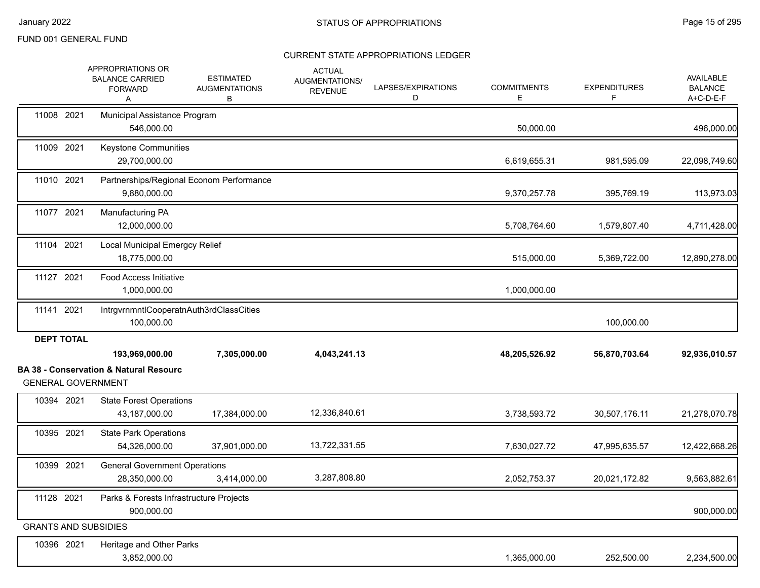FUND 001 GENERAL FUND

CURRENT STATE APPROPRIATIONS LEDGER

| | APPROPRIATIONS OR BALANCE CARRIED FORWARD A | ESTIMATED AUGMENTATIONS B | ACTUAL AUGMENTATIONS/ REVENUE | LAPSES/EXPIRATIONS D | COMMITMENTS E | EXPENDITURES F | AVAILABLE BALANCE A+C-D-E-F |
|---|---|---|---|---|---|---|---|
| 11008 2021 Municipal Assistance Program | 546,000.00 | | | | 50,000.00 | | 496,000.00 |
| 11009 2021 Keystone Communities | 29,700,000.00 | | | | 6,619,655.31 | 981,595.09 | 22,098,749.60 |
| 11010 2021 Partnerships/Regional Econom Performance | 9,880,000.00 | | | | 9,370,257.78 | 395,769.19 | 113,973.03 |
| 11077 2021 Manufacturing PA | 12,000,000.00 | | | | 5,708,764.60 | 1,579,807.40 | 4,711,428.00 |
| 11104 2021 Local Municipal Emergcy Relief | 18,775,000.00 | | | | 515,000.00 | 5,369,722.00 | 12,890,278.00 |
| 11127 2021 Food Access Initiative | 1,000,000.00 | | | | 1,000,000.00 | | |
| 11141 2021 IntrgvrnmntlCooperatnAuth3rdClassCities | 100,000.00 | | | | | 100,000.00 | |
| **DEPT TOTAL** | **193,969,000.00** | **7,305,000.00** | **4,043,241.13** | | **48,205,526.92** | **56,870,703.64** | **92,936,010.57** |
| **BA 38 - Conservation & Natural Resourc** | | | | | | | |
| GENERAL GOVERNMENT | | | | | | | |
| 10394 2021 State Forest Operations | 43,187,000.00 | 17,384,000.00 | 12,336,840.61 | | 3,738,593.72 | 30,507,176.11 | 21,278,070.78 |
| 10395 2021 State Park Operations | 54,326,000.00 | 37,901,000.00 | 13,722,331.55 | | 7,630,027.72 | 47,995,635.57 | 12,422,668.26 |
| 10399 2021 General Government Operations | 28,350,000.00 | 3,414,000.00 | 3,287,808.80 | | 2,052,753.37 | 20,021,172.82 | 9,563,882.61 |
| 11128 2021 Parks & Forests Infrastructure Projects | 900,000.00 | | | | | | 900,000.00 |
| GRANTS AND SUBSIDIES | | | | | | | |
| 10396 2021 Heritage and Other Parks | 3,852,000.00 | | | | 1,365,000.00 | 252,500.00 | 2,234,500.00 |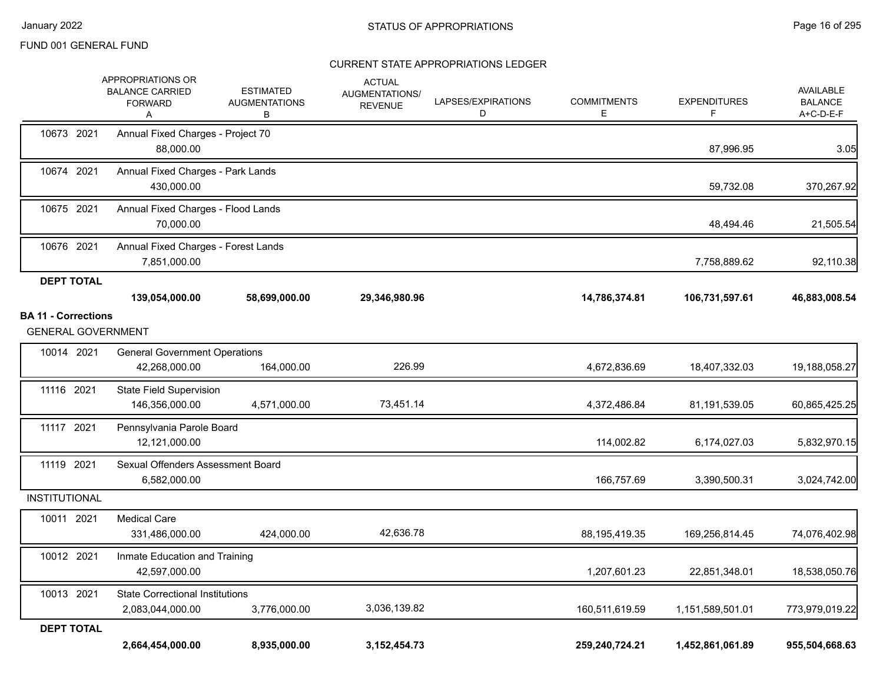FUND 001 GENERAL FUND

## CURRENT STATE APPROPRIATIONS LEDGER

| | APPROPRIATIONS OR BALANCE CARRIED FORWARD A | ESTIMATED AUGMENTATIONS B | ACTUAL AUGMENTATIONS/ REVENUE | LAPSES/EXPIRATIONS D | COMMITMENTS E | EXPENDITURES F | AVAILABLE BALANCE A+C-D-E-F |
|---|---|---|---|---|---|---|---|
| 10673 2021 Annual Fixed Charges - Project 70 | 88,000.00 | | | | | 87,996.95 | 3.05 |
| 10674 2021 Annual Fixed Charges - Park Lands | 430,000.00 | | | | | 59,732.08 | 370,267.92 |
| 10675 2021 Annual Fixed Charges - Flood Lands | 70,000.00 | | | | | 48,494.46 | 21,505.54 |
| 10676 2021 Annual Fixed Charges - Forest Lands | 7,851,000.00 | | | | | 7,758,889.62 | 92,110.38 |
| **DEPT TOTAL** | **139,054,000.00** | **58,699,000.00** | **29,346,980.96** | | **14,786,374.81** | **106,731,597.61** | **46,883,008.54** |
| **BA 11 - Corrections** | | | | | | | |
| GENERAL GOVERNMENT | | | | | | | |
| 10014 2021 General Government Operations | 42,268,000.00 | 164,000.00 | 226.99 | | 4,672,836.69 | 18,407,332.03 | 19,188,058.27 |
| 11116 2021 State Field Supervision | 146,356,000.00 | 4,571,000.00 | 73,451.14 | | 4,372,486.84 | 81,191,539.05 | 60,865,425.25 |
| 11117 2021 Pennsylvania Parole Board | 12,121,000.00 | | | | 114,002.82 | 6,174,027.03 | 5,832,970.15 |
| 11119 2021 Sexual Offenders Assessment Board | 6,582,000.00 | | | | 166,757.69 | 3,390,500.31 | 3,024,742.00 |
| INSTITUTIONAL | | | | | | | |
| 10011 2021 Medical Care | 331,486,000.00 | 424,000.00 | 42,636.78 | | 88,195,419.35 | 169,256,814.45 | 74,076,402.98 |
| 10012 2021 Inmate Education and Training | 42,597,000.00 | | | | 1,207,601.23 | 22,851,348.01 | 18,538,050.76 |
| 10013 2021 State Correctional Institutions | 2,083,044,000.00 | 3,776,000.00 | 3,036,139.82 | | 160,511,619.59 | 1,151,589,501.01 | 773,979,019.22 |
| **DEPT TOTAL** | **2,664,454,000.00** | **8,935,000.00** | **3,152,454.73** | | **259,240,724.21** | **1,452,861,061.89** | **955,504,668.63** |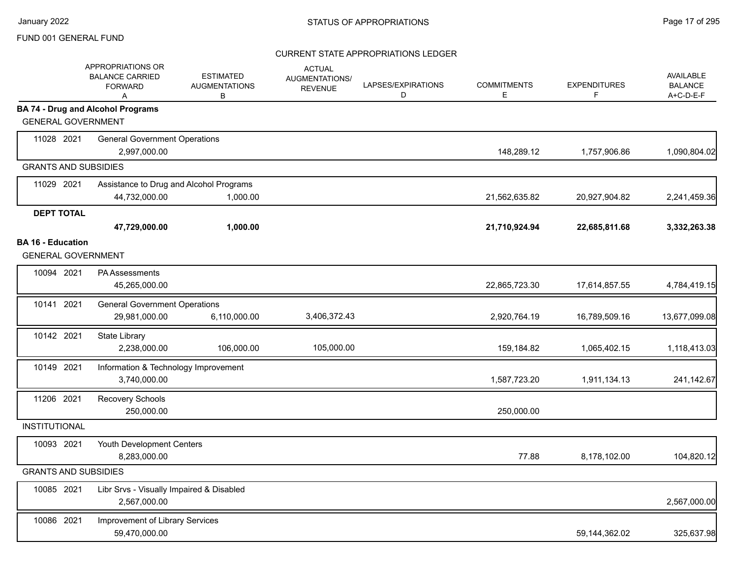FUND 001 GENERAL FUND

CURRENT STATE APPROPRIATIONS LEDGER

| | APPROPRIATIONS OR BALANCE CARRIED FORWARD A | ESTIMATED AUGMENTATIONS B | ACTUAL AUGMENTATIONS/ REVENUE | LAPSES/EXPIRATIONS D | COMMITMENTS E | EXPENDITURES F | AVAILABLE BALANCE A+C-D-E-F |
|---|---|---|---|---|---|---|---|
| **BA 74 - Drug and Alcohol Programs** | | | | | | | |
| GENERAL GOVERNMENT | | | | | | | |
| 11028 2021 General Government Operations | 2,997,000.00 | | | | 148,289.12 | 1,757,906.86 | 1,090,804.02 |
| GRANTS AND SUBSIDIES | | | | | | | |
| 11029 2021 Assistance to Drug and Alcohol Programs | 44,732,000.00 | 1,000.00 | | | 21,562,635.82 | 20,927,904.82 | 2,241,459.36 |
| **DEPT TOTAL** | **47,729,000.00** | **1,000.00** | | | **21,710,924.94** | **22,685,811.68** | **3,332,263.38** |
| **BA 16 - Education** | | | | | | | |
| GENERAL GOVERNMENT | | | | | | | |
| 10094 2021 PA Assessments | 45,265,000.00 | | | | 22,865,723.30 | 17,614,857.55 | 4,784,419.15 |
| 10141 2021 General Government Operations | 29,981,000.00 | 6,110,000.00 | 3,406,372.43 | | 2,920,764.19 | 16,789,509.16 | 13,677,099.08 |
| 10142 2021 State Library | 2,238,000.00 | 106,000.00 | 105,000.00 | | 159,184.82 | 1,065,402.15 | 1,118,413.03 |
| 10149 2021 Information & Technology Improvement | 3,740,000.00 | | | | 1,587,723.20 | 1,911,134.13 | 241,142.67 |
| 11206 2021 Recovery Schools | 250,000.00 | | | | 250,000.00 | | |
| INSTITUTIONAL | | | | | | | |
| 10093 2021 Youth Development Centers | 8,283,000.00 | | | | 77.88 | 8,178,102.00 | 104,820.12 |
| GRANTS AND SUBSIDIES | | | | | | | |
| 10085 2021 Libr Srvs - Visually Impaired & Disabled | 2,567,000.00 | | | | | | 2,567,000.00 |
| 10086 2021 Improvement of Library Services | 59,470,000.00 | | | | | 59,144,362.02 | 325,637.98 |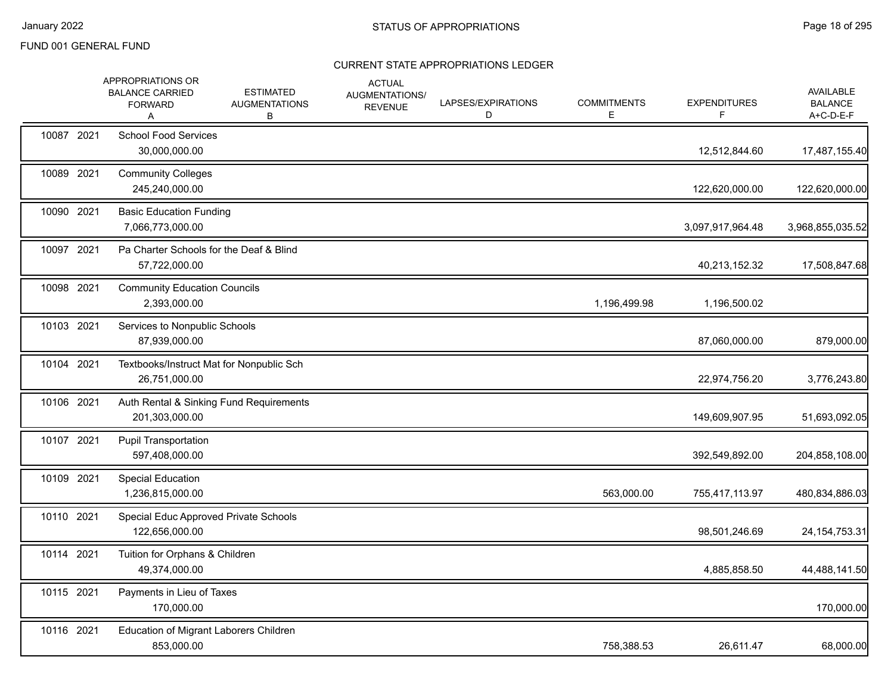FUND 001 GENERAL FUND

## STATUS OF APPROPRIATIONS

### CURRENT STATE APPROPRIATIONS LEDGER

| | | APPROPRIATIONS OR BALANCE CARRIED FORWARD A | ESTIMATED AUGMENTATIONS B | ACTUAL AUGMENTATIONS/ REVENUE | LAPSES/EXPIRATIONS D | COMMITMENTS E | EXPENDITURES F | AVAILABLE BALANCE A+C-D-E-F |
|---|---|---|---|---|---|---|---|---|
| 10087 | 2021 | School Food Services | | | | | | |
| | | 30,000,000.00 | | | | | 12,512,844.60 | 17,487,155.40 |
| 10089 | 2021 | Community Colleges | | | | | | |
| | | 245,240,000.00 | | | | | 122,620,000.00 | 122,620,000.00 |
| 10090 | 2021 | Basic Education Funding | | | | | | |
| | | 7,066,773,000.00 | | | | | 3,097,917,964.48 | 3,968,855,035.52 |
| 10097 | 2021 | Pa Charter Schools for the Deaf & Blind | | | | | | |
| | | 57,722,000.00 | | | | | 40,213,152.32 | 17,508,847.68 |
| 10098 | 2021 | Community Education Councils | | | | | | |
| | | 2,393,000.00 | | | | 1,196,499.98 | 1,196,500.02 | |
| 10103 | 2021 | Services to Nonpublic Schools | | | | | | |
| | | 87,939,000.00 | | | | | 87,060,000.00 | 879,000.00 |
| 10104 | 2021 | Textbooks/Instruct Mat for Nonpublic Sch | | | | | | |
| | | 26,751,000.00 | | | | | 22,974,756.20 | 3,776,243.80 |
| 10106 | 2021 | Auth Rental & Sinking Fund Requirements | | | | | | |
| | | 201,303,000.00 | | | | | 149,609,907.95 | 51,693,092.05 |
| 10107 | 2021 | Pupil Transportation | | | | | | |
| | | 597,408,000.00 | | | | | 392,549,892.00 | 204,858,108.00 |
| 10109 | 2021 | Special Education | | | | | | |
| | | 1,236,815,000.00 | | | | 563,000.00 | 755,417,113.97 | 480,834,886.03 |
| 10110 | 2021 | Special Educ Approved Private Schools | | | | | | |
| | | 122,656,000.00 | | | | | 98,501,246.69 | 24,154,753.31 |
| 10114 | 2021 | Tuition for Orphans & Children | | | | | | |
| | | 49,374,000.00 | | | | | 4,885,858.50 | 44,488,141.50 |
| 10115 | 2021 | Payments in Lieu of Taxes | | | | | | |
| | | 170,000.00 | | | | | | 170,000.00 |
| 10116 | 2021 | Education of Migrant Laborers Children | | | | | | |
| | | 853,000.00 | | | | 758,388.53 | 26,611.47 | 68,000.00 |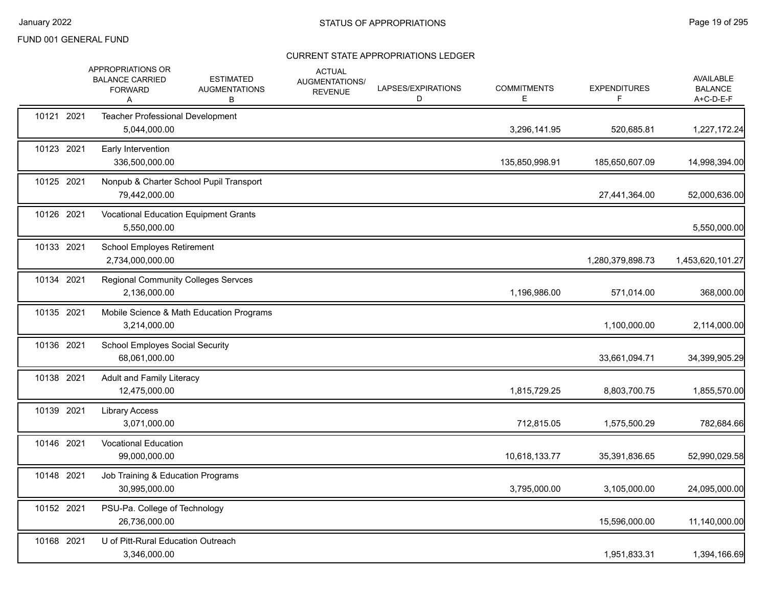FUND 001 GENERAL FUND

## STATUS OF APPROPRIATIONS

### CURRENT STATE APPROPRIATIONS LEDGER

| | | APPROPRIATIONS OR BALANCE CARRIED FORWARD A | ESTIMATED AUGMENTATIONS B | ACTUAL AUGMENTATIONS/ REVENUE C | LAPSES/EXPIRATIONS D | COMMITMENTS E | EXPENDITURES F | AVAILABLE BALANCE A+C-D-E-F |
|---|---|---|---|---|---|---|---|---|
| 10121 | 2021 | Teacher Professional Development | | | | | | |
| | | 5,044,000.00 | | | | 3,296,141.95 | 520,685.81 | 1,227,172.24 |
| 10123 | 2021 | Early Intervention | | | | | | |
| | | 336,500,000.00 | | | | 135,850,998.91 | 185,650,607.09 | 14,998,394.00 |
| 10125 | 2021 | Nonpub & Charter School Pupil Transport | | | | | | |
| | | 79,442,000.00 | | | | | 27,441,364.00 | 52,000,636.00 |
| 10126 | 2021 | Vocational Education Equipment Grants | | | | | | |
| | | 5,550,000.00 | | | | | | 5,550,000.00 |
| 10133 | 2021 | School Employes Retirement | | | | | | |
| | | 2,734,000,000.00 | | | | | 1,280,379,898.73 | 1,453,620,101.27 |
| 10134 | 2021 | Regional Community Colleges Servces | | | | | | |
| | | 2,136,000.00 | | | | 1,196,986.00 | 571,014.00 | 368,000.00 |
| 10135 | 2021 | Mobile Science & Math Education Programs | | | | | | |
| | | 3,214,000.00 | | | | | 1,100,000.00 | 2,114,000.00 |
| 10136 | 2021 | School Employes Social Security | | | | | | |
| | | 68,061,000.00 | | | | | 33,661,094.71 | 34,399,905.29 |
| 10138 | 2021 | Adult and Family Literacy | | | | | | |
| | | 12,475,000.00 | | | | 1,815,729.25 | 8,803,700.75 | 1,855,570.00 |
| 10139 | 2021 | Library Access | | | | | | |
| | | 3,071,000.00 | | | | 712,815.05 | 1,575,500.29 | 782,684.66 |
| 10146 | 2021 | Vocational Education | | | | | | |
| | | 99,000,000.00 | | | | 10,618,133.77 | 35,391,836.65 | 52,990,029.58 |
| 10148 | 2021 | Job Training & Education Programs | | | | | | |
| | | 30,995,000.00 | | | | 3,795,000.00 | 3,105,000.00 | 24,095,000.00 |
| 10152 | 2021 | PSU-Pa. College of Technology | | | | | | |
| | | 26,736,000.00 | | | | | 15,596,000.00 | 11,140,000.00 |
| 10168 | 2021 | U of Pitt-Rural Education Outreach | | | | | | |
| | | 3,346,000.00 | | | | | 1,951,833.31 | 1,394,166.69 |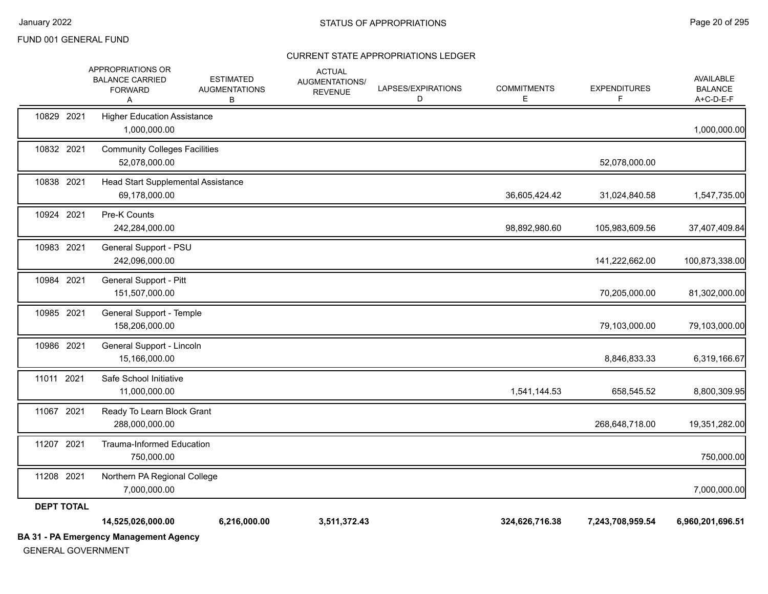FUND 001 GENERAL FUND

CURRENT STATE APPROPRIATIONS LEDGER

| | APPROPRIATIONS OR BALANCE CARRIED FORWARD A | ESTIMATED AUGMENTATIONS B | ACTUAL AUGMENTATIONS/ REVENUE | LAPSES/EXPIRATIONS D | COMMITMENTS E | EXPENDITURES F | AVAILABLE BALANCE A+C-D-E-F |
|---|---|---|---|---|---|---|---|
| 10829 2021 | Higher Education Assistance | | | | | | |
| | 1,000,000.00 | | | | | | 1,000,000.00 |
| 10832 2021 | Community Colleges Facilities | | | | | | |
| | 52,078,000.00 | | | | | 52,078,000.00 | |
| 10838 2021 | Head Start Supplemental Assistance | | | | | | |
| | 69,178,000.00 | | | | 36,605,424.42 | 31,024,840.58 | 1,547,735.00 |
| 10924 2021 | Pre-K Counts | | | | | | |
| | 242,284,000.00 | | | | 98,892,980.60 | 105,983,609.56 | 37,407,409.84 |
| 10983 2021 | General Support - PSU | | | | | | |
| | 242,096,000.00 | | | | | 141,222,662.00 | 100,873,338.00 |
| 10984 2021 | General Support - Pitt | | | | | | |
| | 151,507,000.00 | | | | | 70,205,000.00 | 81,302,000.00 |
| 10985 2021 | General Support - Temple | | | | | | |
| | 158,206,000.00 | | | | | 79,103,000.00 | 79,103,000.00 |
| 10986 2021 | General Support - Lincoln | | | | | | |
| | 15,166,000.00 | | | | | 8,846,833.33 | 6,319,166.67 |
| 11011 2021 | Safe School Initiative | | | | | | |
| | 11,000,000.00 | | | | 1,541,144.53 | 658,545.52 | 8,800,309.95 |
| 11067 2021 | Ready To Learn Block Grant | | | | | | |
| | 288,000,000.00 | | | | | 268,648,718.00 | 19,351,282.00 |
| 11207 2021 | Trauma-Informed Education | | | | | | |
| | 750,000.00 | | | | | | 750,000.00 |
| 11208 2021 | Northern PA Regional College | | | | | | |
| | 7,000,000.00 | | | | | | 7,000,000.00 |
| **DEPT TOTAL** | | | | | | | |
| | **14,525,026,000.00** | **6,216,000.00** | **3,511,372.43** | | **324,626,716.38** | **7,243,708,959.54** | **6,960,201,696.51** |

**BA 31 - PA Emergency Management Agency**

GENERAL GOVERNMENT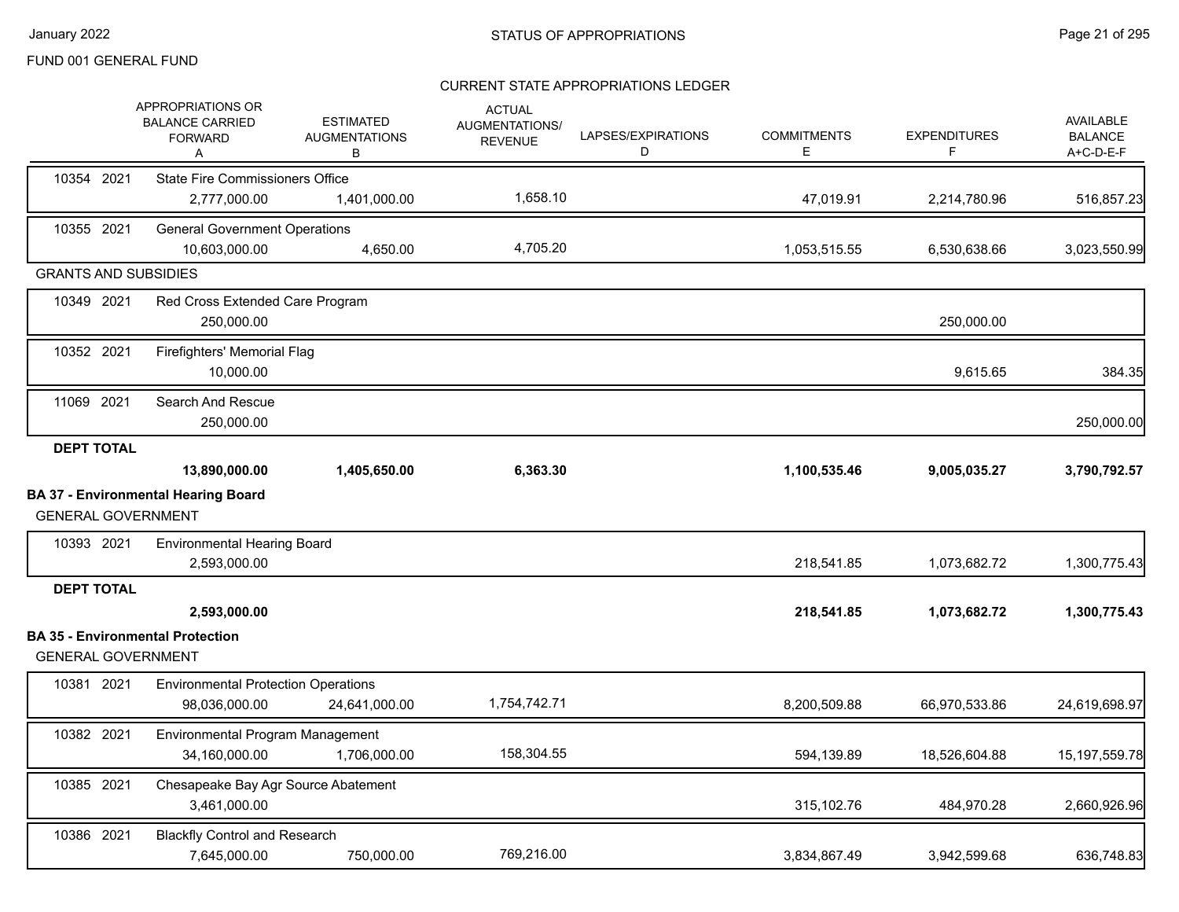FUND 001 GENERAL FUND

STATUS OF APPROPRIATIONS

CURRENT STATE APPROPRIATIONS LEDGER

| | APPROPRIATIONS OR BALANCE CARRIED FORWARD A | ESTIMATED AUGMENTATIONS B | ACTUAL AUGMENTATIONS/ REVENUE C | LAPSES/EXPIRATIONS D | COMMITMENTS E | EXPENDITURES F | AVAILABLE BALANCE A+C-D-E-F |
|---|---|---|---|---|---|---|---|
| 10354 2021 State Fire Commissioners Office | 2,777,000.00 | 1,401,000.00 | 1,658.10 | | 47,019.91 | 2,214,780.96 | 516,857.23 |
| 10355 2021 General Government Operations | 10,603,000.00 | 4,650.00 | 4,705.20 | | 1,053,515.55 | 6,530,638.66 | 3,023,550.99 |
| **GRANTS AND SUBSIDIES** | | | | | | | |
| 10349 2021 Red Cross Extended Care Program | 250,000.00 | | | | | 250,000.00 | |
| 10352 2021 Firefighters' Memorial Flag | 10,000.00 | | | | | 9,615.65 | 384.35 |
| 11069 2021 Search And Rescue | 250,000.00 | | | | | | 250,000.00 |
| **DEPT TOTAL** | **13,890,000.00** | **1,405,650.00** | **6,363.30** | | **1,100,535.46** | **9,005,035.27** | **3,790,792.57** |

**BA 37 - Environmental Hearing Board**

GENERAL GOVERNMENT

| | APPROPRIATIONS OR BALANCE CARRIED FORWARD A | ESTIMATED AUGMENTATIONS B | ACTUAL AUGMENTATIONS/ REVENUE C | LAPSES/EXPIRATIONS D | COMMITMENTS E | EXPENDITURES F | AVAILABLE BALANCE A+C-D-E-F |
|---|---|---|---|---|---|---|---|
| 10393 2021 Environmental Hearing Board | 2,593,000.00 | | | | 218,541.85 | 1,073,682.72 | 1,300,775.43 |
| **DEPT TOTAL** | **2,593,000.00** | | | | **218,541.85** | **1,073,682.72** | **1,300,775.43** |

**BA 35 - Environmental Protection**

GENERAL GOVERNMENT

| | APPROPRIATIONS OR BALANCE CARRIED FORWARD A | ESTIMATED AUGMENTATIONS B | ACTUAL AUGMENTATIONS/ REVENUE C | LAPSES/EXPIRATIONS D | COMMITMENTS E | EXPENDITURES F | AVAILABLE BALANCE A+C-D-E-F |
|---|---|---|---|---|---|---|---|
| 10381 2021 Environmental Protection Operations | 98,036,000.00 | 24,641,000.00 | 1,754,742.71 | | 8,200,509.88 | 66,970,533.86 | 24,619,698.97 |
| 10382 2021 Environmental Program Management | 34,160,000.00 | 1,706,000.00 | 158,304.55 | | 594,139.89 | 18,526,604.88 | 15,197,559.78 |
| 10385 2021 Chesapeake Bay Agr Source Abatement | 3,461,000.00 | | | | 315,102.76 | 484,970.28 | 2,660,926.96 |
| 10386 2021 Blackfly Control and Research | 7,645,000.00 | 750,000.00 | 769,216.00 | | 3,834,867.49 | 3,942,599.68 | 636,748.83 |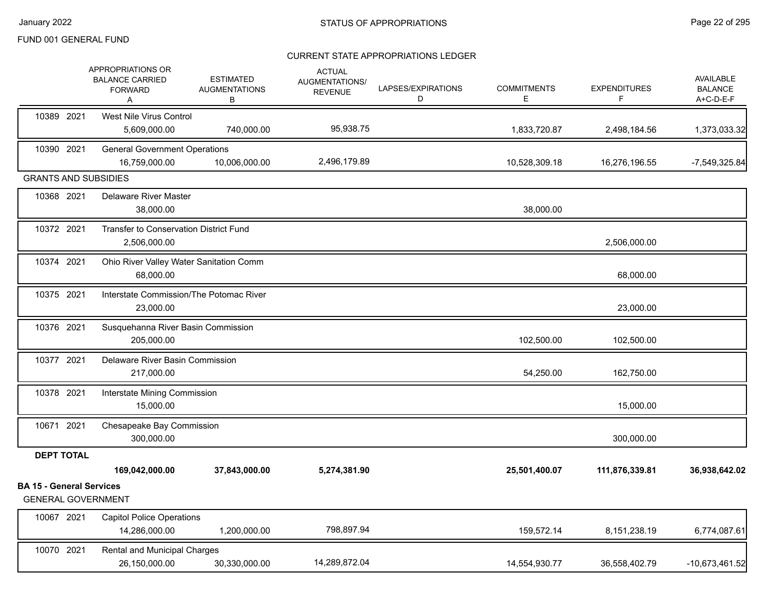FUND 001 GENERAL FUND

CURRENT STATE APPROPRIATIONS LEDGER

| | APPROPRIATIONS OR BALANCE CARRIED FORWARD A | ESTIMATED AUGMENTATIONS B | ACTUAL AUGMENTATIONS/ REVENUE | LAPSES/EXPIRATIONS D | COMMITMENTS E | EXPENDITURES F | AVAILABLE BALANCE A+C-D-E-F |
|---|---|---|---|---|---|---|---|
| 10389 2021 West Nile Virus Control | 5,609,000.00 | 740,000.00 | 95,938.75 | | 1,833,720.87 | 2,498,184.56 | 1,373,033.32 |
| 10390 2021 General Government Operations | 16,759,000.00 | 10,006,000.00 | 2,496,179.89 | | 10,528,309.18 | 16,276,196.55 | -7,549,325.84 |
| **GRANTS AND SUBSIDIES** | | | | | | | |
| 10368 2021 Delaware River Master | 38,000.00 | | | | 38,000.00 | | |
| 10372 2021 Transfer to Conservation District Fund | 2,506,000.00 | | | | | 2,506,000.00 | |
| 10374 2021 Ohio River Valley Water Sanitation Comm | 68,000.00 | | | | | 68,000.00 | |
| 10375 2021 Interstate Commission/The Potomac River | 23,000.00 | | | | | 23,000.00 | |
| 10376 2021 Susquehanna River Basin Commission | 205,000.00 | | | | 102,500.00 | 102,500.00 | |
| 10377 2021 Delaware River Basin Commission | 217,000.00 | | | | 54,250.00 | 162,750.00 | |
| 10378 2021 Interstate Mining Commission | 15,000.00 | | | | | 15,000.00 | |
| 10671 2021 Chesapeake Bay Commission | 300,000.00 | | | | | 300,000.00 | |
| **DEPT TOTAL** | **169,042,000.00** | **37,843,000.00** | **5,274,381.90** | | **25,501,400.07** | **111,876,339.81** | **36,938,642.02** |

**BA 15 - General Services**

GENERAL GOVERNMENT

| | APPROPRIATIONS OR BALANCE CARRIED FORWARD A | ESTIMATED AUGMENTATIONS B | ACTUAL AUGMENTATIONS/ REVENUE | LAPSES/EXPIRATIONS D | COMMITMENTS E | EXPENDITURES F | AVAILABLE BALANCE A+C-D-E-F |
|---|---|---|---|---|---|---|---|
| 10067 2021 Capitol Police Operations | 14,286,000.00 | 1,200,000.00 | 798,897.94 | | 159,572.14 | 8,151,238.19 | 6,774,087.61 |
| 10070 2021 Rental and Municipal Charges | 26,150,000.00 | 30,330,000.00 | 14,289,872.04 | | 14,554,930.77 | 36,558,402.79 | -10,673,461.52 |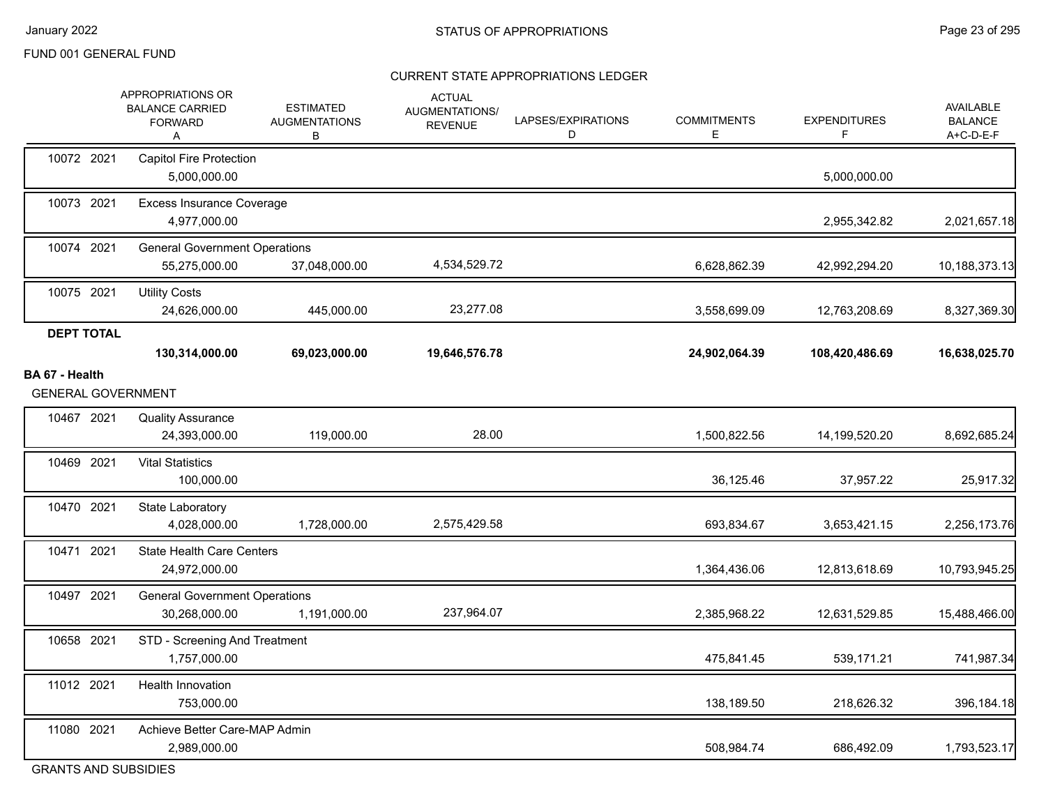FUND 001 GENERAL FUND

## CURRENT STATE APPROPRIATIONS LEDGER

| | | APPROPRIATIONS OR BALANCE CARRIED FORWARD A | ESTIMATED AUGMENTATIONS B | ACTUAL AUGMENTATIONS/ REVENUE | LAPSES/EXPIRATIONS D | COMMITMENTS E | EXPENDITURES F | AVAILABLE BALANCE A+C-D-E-F |
|---|---|---|---|---|---|---|---|---|
| 10072 | 2021 | Capitol Fire Protection | | | | | | |
| | | 5,000,000.00 | | | | | 5,000,000.00 | |
| 10073 | 2021 | Excess Insurance Coverage | | | | | | |
| | | 4,977,000.00 | | | | | 2,955,342.82 | 2,021,657.18 |
| 10074 | 2021 | General Government Operations | | | | | | |
| | | 55,275,000.00 | 37,048,000.00 | 4,534,529.72 | | 6,628,862.39 | 42,992,294.20 | 10,188,373.13 |
| 10075 | 2021 | Utility Costs | | | | | | |
| | | 24,626,000.00 | 445,000.00 | 23,277.08 | | 3,558,699.09 | 12,763,208.69 | 8,327,369.30 |
| **DEPT TOTAL** | | | | | | | | |
| | | **130,314,000.00** | **69,023,000.00** | **19,646,576.78** | | **24,902,064.39** | **108,420,486.69** | **16,638,025.70** |

**BA 67 - Health**

GENERAL GOVERNMENT

| | | APPROPRIATIONS OR BALANCE CARRIED FORWARD A | ESTIMATED AUGMENTATIONS B | ACTUAL AUGMENTATIONS/ REVENUE | LAPSES/EXPIRATIONS D | COMMITMENTS E | EXPENDITURES F | AVAILABLE BALANCE A+C-D-E-F |
|---|---|---|---|---|---|---|---|---|
| 10467 | 2021 | Quality Assurance | | | | | | |
| | | 24,393,000.00 | 119,000.00 | 28.00 | | 1,500,822.56 | 14,199,520.20 | 8,692,685.24 |
| 10469 | 2021 | Vital Statistics | | | | | | |
| | | 100,000.00 | | | | 36,125.46 | 37,957.22 | 25,917.32 |
| 10470 | 2021 | State Laboratory | | | | | | |
| | | 4,028,000.00 | 1,728,000.00 | 2,575,429.58 | | 693,834.67 | 3,653,421.15 | 2,256,173.76 |
| 10471 | 2021 | State Health Care Centers | | | | | | |
| | | 24,972,000.00 | | | | 1,364,436.06 | 12,813,618.69 | 10,793,945.25 |
| 10497 | 2021 | General Government Operations | | | | | | |
| | | 30,268,000.00 | 1,191,000.00 | 237,964.07 | | 2,385,968.22 | 12,631,529.85 | 15,488,466.00 |
| 10658 | 2021 | STD - Screening And Treatment | | | | | | |
| | | 1,757,000.00 | | | | 475,841.45 | 539,171.21 | 741,987.34 |
| 11012 | 2021 | Health Innovation | | | | | | |
| | | 753,000.00 | | | | 138,189.50 | 218,626.32 | 396,184.18 |
| 11080 | 2021 | Achieve Better Care-MAP Admin | | | | | | |
| | | 2,989,000.00 | | | | 508,984.74 | 686,492.09 | 1,793,523.17 |

GRANTS AND SUBSIDIES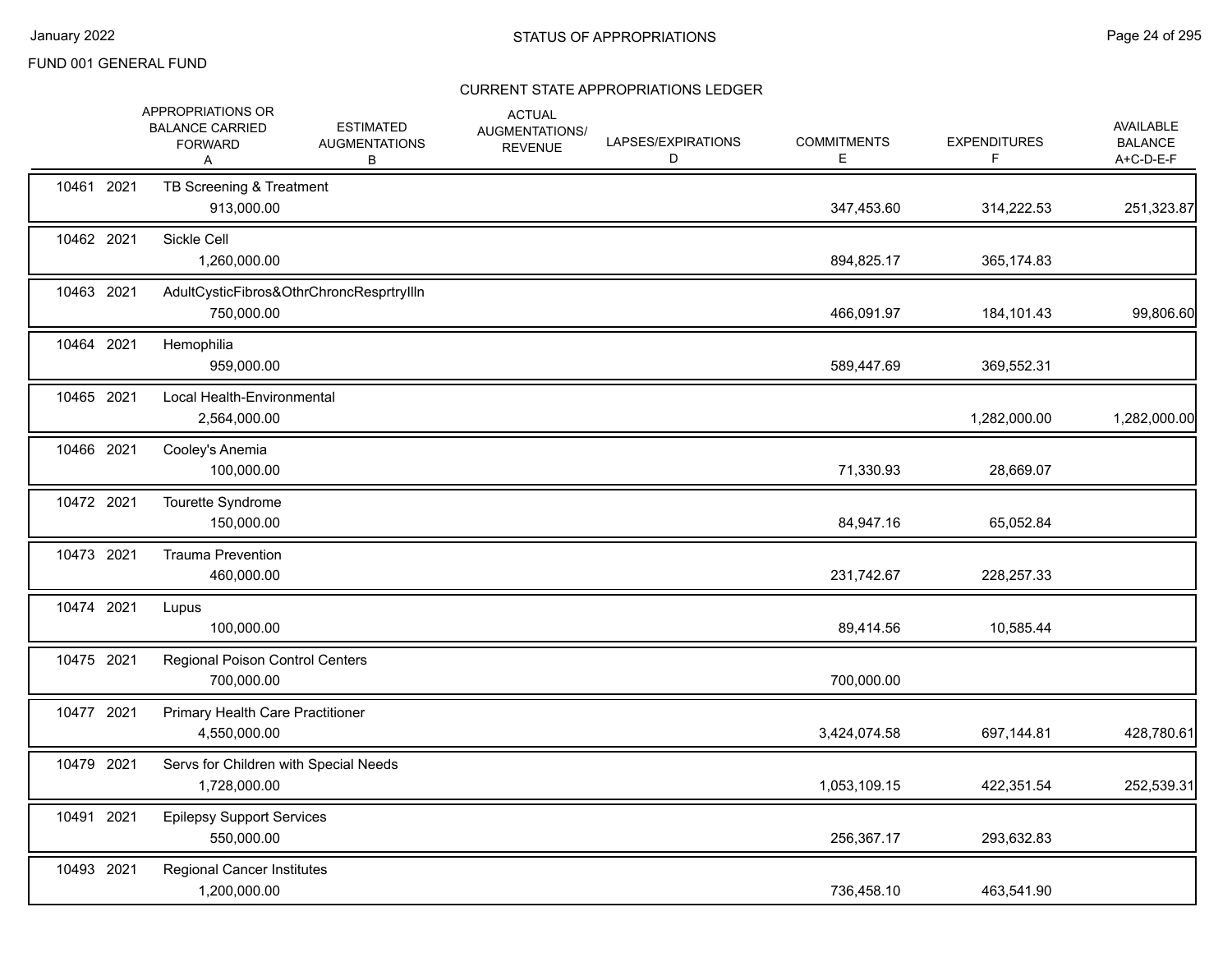FUND 001 GENERAL FUND

## STATUS OF APPROPRIATIONS

### CURRENT STATE APPROPRIATIONS LEDGER

| | | | APPROPRIATIONS OR BALANCE CARRIED FORWARD A | ESTIMATED AUGMENTATIONS B | ACTUAL AUGMENTATIONS/ REVENUE | LAPSES/EXPIRATIONS D | COMMITMENTS E | EXPENDITURES F | AVAILABLE BALANCE A+C-D-E-F |
|---|---|---|---|---|---|---|---|---|---|
| 10461 | 2021 | TB Screening & Treatment | 913,000.00 | | | | 347,453.60 | 314,222.53 | 251,323.87 |
| 10462 | 2021 | Sickle Cell | 1,260,000.00 | | | | 894,825.17 | 365,174.83 | |
| 10463 | 2021 | AdultCysticFibros&OthrChroncResprtryIlln | 750,000.00 | | | | 466,091.97 | 184,101.43 | 99,806.60 |
| 10464 | 2021 | Hemophilia | 959,000.00 | | | | 589,447.69 | 369,552.31 | |
| 10465 | 2021 | Local Health-Environmental | 2,564,000.00 | | | | | 1,282,000.00 | 1,282,000.00 |
| 10466 | 2021 | Cooley's Anemia | 100,000.00 | | | | 71,330.93 | 28,669.07 | |
| 10472 | 2021 | Tourette Syndrome | 150,000.00 | | | | 84,947.16 | 65,052.84 | |
| 10473 | 2021 | Trauma Prevention | 460,000.00 | | | | 231,742.67 | 228,257.33 | |
| 10474 | 2021 | Lupus | 100,000.00 | | | | 89,414.56 | 10,585.44 | |
| 10475 | 2021 | Regional Poison Control Centers | 700,000.00 | | | | 700,000.00 | | |
| 10477 | 2021 | Primary Health Care Practitioner | 4,550,000.00 | | | | 3,424,074.58 | 697,144.81 | 428,780.61 |
| 10479 | 2021 | Servs for Children with Special Needs | 1,728,000.00 | | | | 1,053,109.15 | 422,351.54 | 252,539.31 |
| 10491 | 2021 | Epilepsy Support Services | 550,000.00 | | | | 256,367.17 | 293,632.83 | |
| 10493 | 2021 | Regional Cancer Institutes | 1,200,000.00 | | | | 736,458.10 | 463,541.90 | |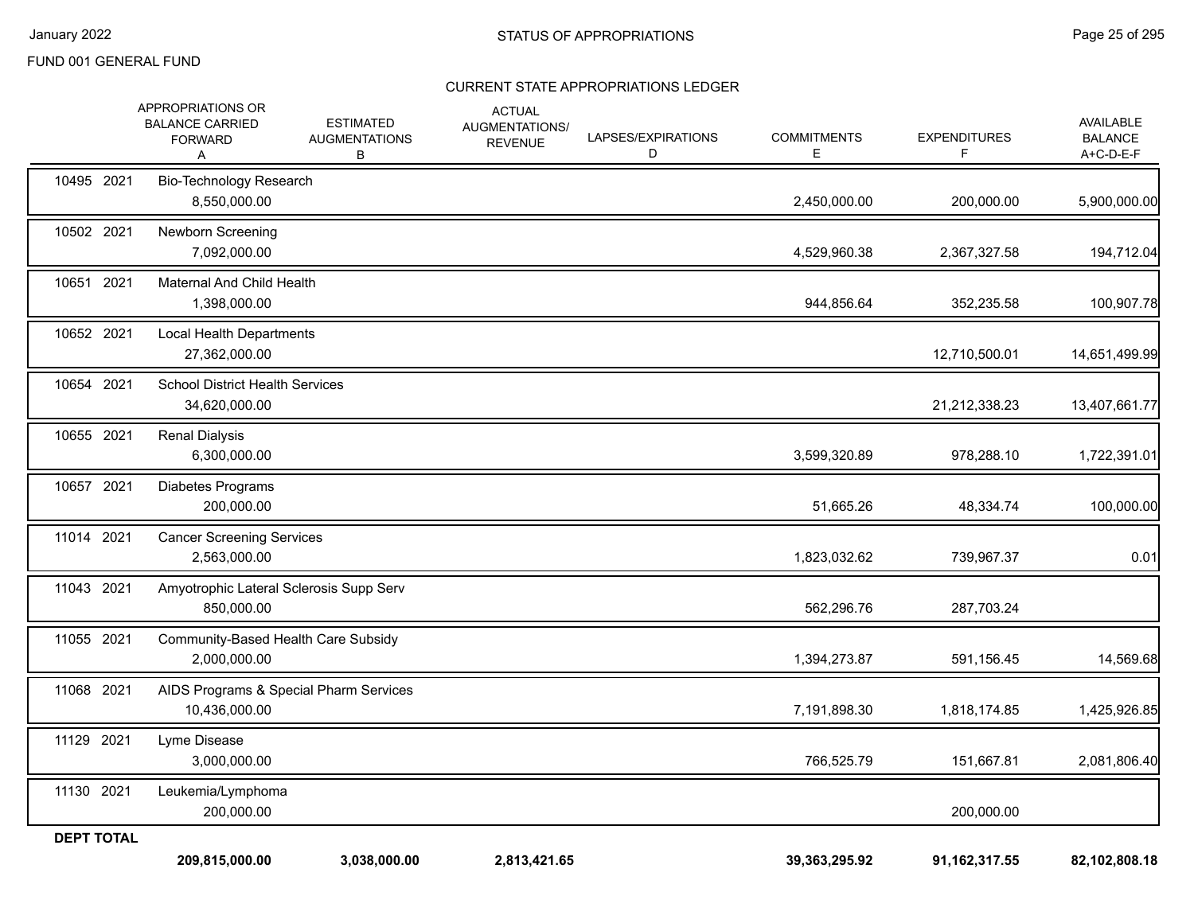FUND 001 GENERAL FUND

## CURRENT STATE APPROPRIATIONS LEDGER

| | | APPROPRIATIONS OR BALANCE CARRIED FORWARD A | ESTIMATED AUGMENTATIONS B | ACTUAL AUGMENTATIONS/ REVENUE | LAPSES/EXPIRATIONS D | COMMITMENTS E | EXPENDITURES F | AVAILABLE BALANCE A+C-D-E-F |
|---|---|---|---|---|---|---|---|---|
| 10495 | 2021 | Bio-Technology Research | | | | | | |
| | | 8,550,000.00 | | | | 2,450,000.00 | 200,000.00 | 5,900,000.00 |
| 10502 | 2021 | Newborn Screening | | | | | | |
| | | 7,092,000.00 | | | | 4,529,960.38 | 2,367,327.58 | 194,712.04 |
| 10651 | 2021 | Maternal And Child Health | | | | | | |
| | | 1,398,000.00 | | | | 944,856.64 | 352,235.58 | 100,907.78 |
| 10652 | 2021 | Local Health Departments | | | | | | |
| | | 27,362,000.00 | | | | | 12,710,500.01 | 14,651,499.99 |
| 10654 | 2021 | School District Health Services | | | | | | |
| | | 34,620,000.00 | | | | | 21,212,338.23 | 13,407,661.77 |
| 10655 | 2021 | Renal Dialysis | | | | | | |
| | | 6,300,000.00 | | | | 3,599,320.89 | 978,288.10 | 1,722,391.01 |
| 10657 | 2021 | Diabetes Programs | | | | | | |
| | | 200,000.00 | | | | 51,665.26 | 48,334.74 | 100,000.00 |
| 11014 | 2021 | Cancer Screening Services | | | | | | |
| | | 2,563,000.00 | | | | 1,823,032.62 | 739,967.37 | 0.01 |
| 11043 | 2021 | Amyotrophic Lateral Sclerosis Supp Serv | | | | | | |
| | | 850,000.00 | | | | 562,296.76 | 287,703.24 | |
| 11055 | 2021 | Community-Based Health Care Subsidy | | | | | | |
| | | 2,000,000.00 | | | | 1,394,273.87 | 591,156.45 | 14,569.68 |
| 11068 | 2021 | AIDS Programs & Special Pharm Services | | | | | | |
| | | 10,436,000.00 | | | | 7,191,898.30 | 1,818,174.85 | 1,425,926.85 |
| 11129 | 2021 | Lyme Disease | | | | | | |
| | | 3,000,000.00 | | | | 766,525.79 | 151,667.81 | 2,081,806.40 |
| 11130 | 2021 | Leukemia/Lymphoma | | | | | | |
| | | 200,000.00 | | | | | 200,000.00 | |
| **DEPT TOTAL** | | | | | | | | |
| | | **209,815,000.00** | **3,038,000.00** | **2,813,421.65** | | **39,363,295.92** | **91,162,317.55** | **82,102,808.18** |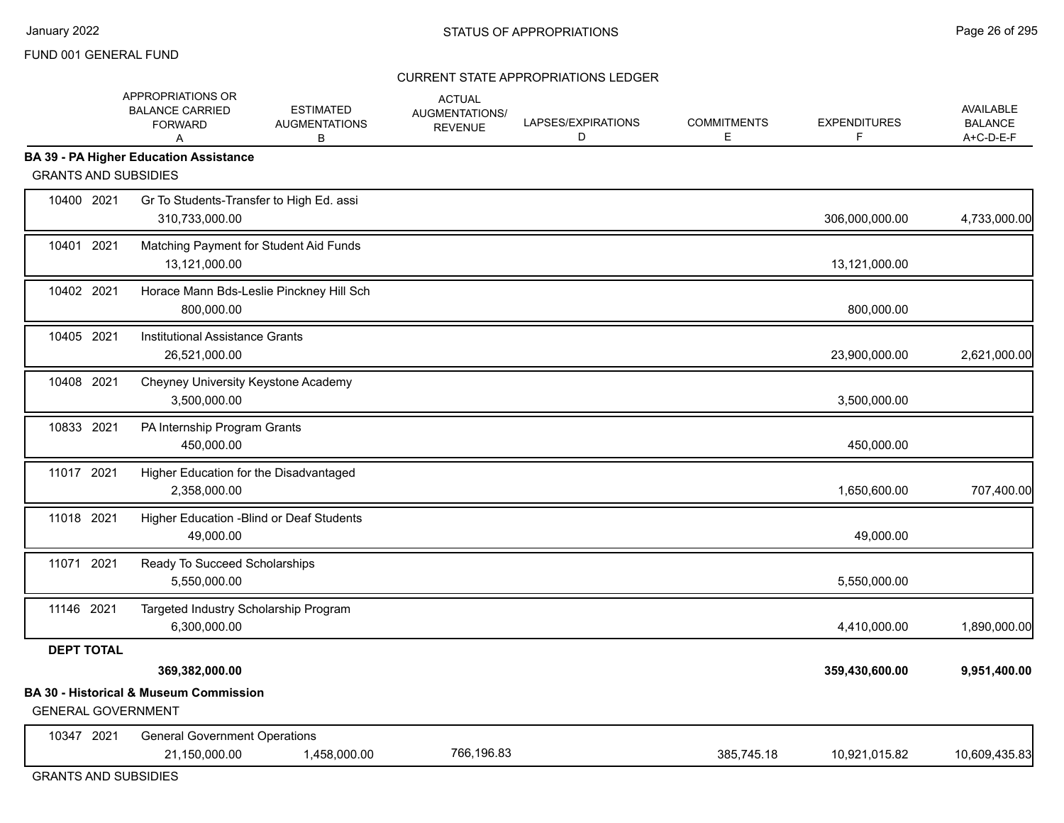FUND 001 GENERAL FUND

CURRENT STATE APPROPRIATIONS LEDGER

| | | APPROPRIATIONS OR BALANCE CARRIED FORWARD A | ESTIMATED AUGMENTATIONS B | ACTUAL AUGMENTATIONS/ REVENUE | LAPSES/EXPIRATIONS D | COMMITMENTS E | EXPENDITURES F | AVAILABLE BALANCE A+C-D-E-F |
|---|---|---|---|---|---|---|---|---|
| **BA 39 - PA Higher Education Assistance** | | | | | | | | |
| GRANTS AND SUBSIDIES | | | | | | | | |
| 10400 | 2021 | Gr To Students-Transfer to High Ed. assi | | | | | | |
| | | 310,733,000.00 | | | | | 306,000,000.00 | 4,733,000.00 |
| 10401 | 2021 | Matching Payment for Student Aid Funds | | | | | | |
| | | 13,121,000.00 | | | | | 13,121,000.00 | |
| 10402 | 2021 | Horace Mann Bds-Leslie Pinckney Hill Sch | | | | | | |
| | | 800,000.00 | | | | | 800,000.00 | |
| 10405 | 2021 | Institutional Assistance Grants | | | | | | |
| | | 26,521,000.00 | | | | | 23,900,000.00 | 2,621,000.00 |
| 10408 | 2021 | Cheyney University Keystone Academy | | | | | | |
| | | 3,500,000.00 | | | | | 3,500,000.00 | |
| 10833 | 2021 | PA Internship Program Grants | | | | | | |
| | | 450,000.00 | | | | | 450,000.00 | |
| 11017 | 2021 | Higher Education for the Disadvantaged | | | | | | |
| | | 2,358,000.00 | | | | | 1,650,600.00 | 707,400.00 |
| 11018 | 2021 | Higher Education -Blind or Deaf Students | | | | | | |
| | | 49,000.00 | | | | | 49,000.00 | |
| 11071 | 2021 | Ready To Succeed Scholarships | | | | | | |
| | | 5,550,000.00 | | | | | 5,550,000.00 | |
| 11146 | 2021 | Targeted Industry Scholarship Program | | | | | | |
| | | 6,300,000.00 | | | | | 4,410,000.00 | 1,890,000.00 |
| **DEPT TOTAL** | | | | | | | | |
| | | **369,382,000.00** | | | | | **359,430,600.00** | **9,951,400.00** |
| **BA 30 - Historical & Museum Commission** | | | | | | | | |
| GENERAL GOVERNMENT | | | | | | | | |
| 10347 | 2021 | General Government Operations | | | | | | |
| | | 21,150,000.00 | 1,458,000.00 | 766,196.83 | | 385,745.18 | 10,921,015.82 | 10,609,435.83 |
| GRANTS AND SUBSIDIES | | | | | | | | |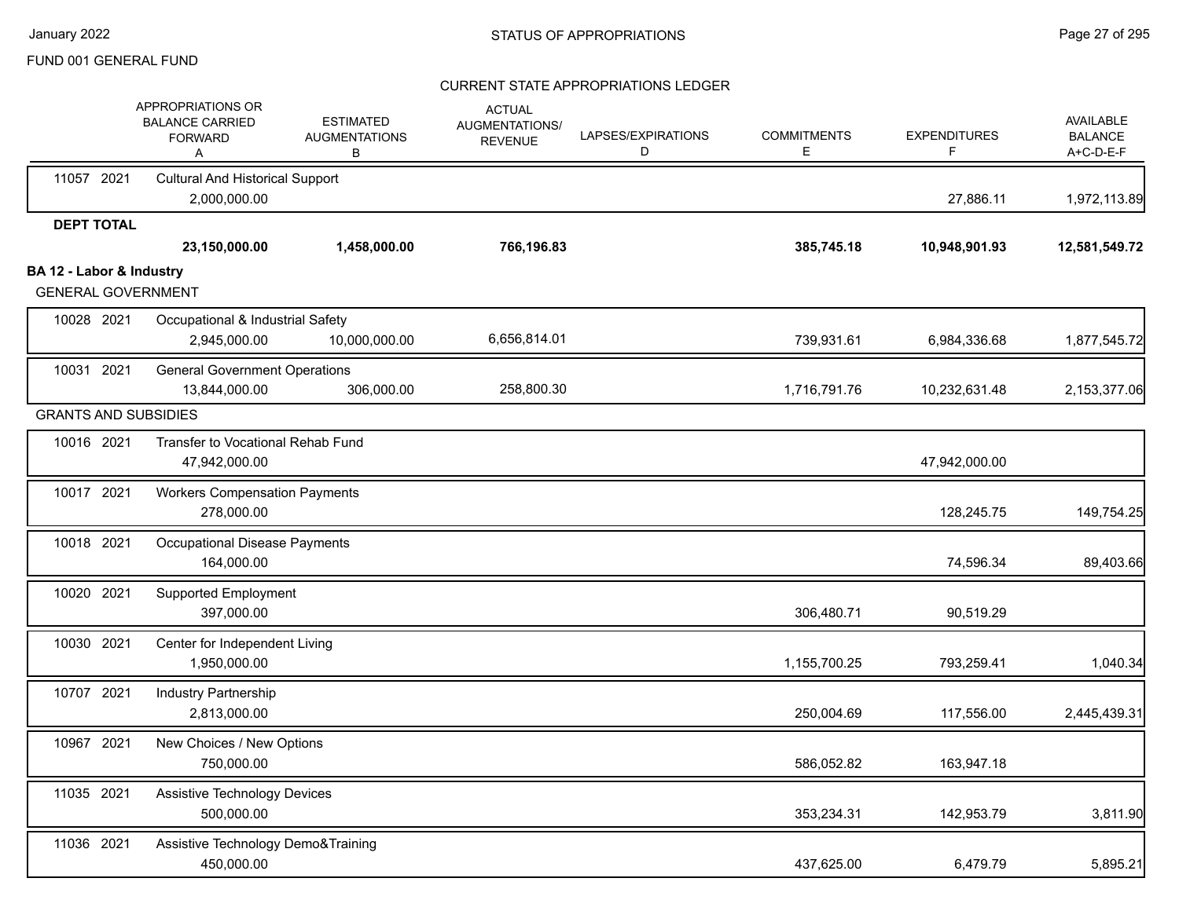FUND 001 GENERAL FUND

CURRENT STATE APPROPRIATIONS LEDGER

| | | APPROPRIATIONS OR BALANCE CARRIED FORWARD A | ESTIMATED AUGMENTATIONS B | ACTUAL AUGMENTATIONS/ REVENUE | LAPSES/EXPIRATIONS D | COMMITMENTS E | EXPENDITURES F | AVAILABLE BALANCE A+C-D-E-F |
|---|---|---|---|---|---|---|---|---|
| 11057 | 2021 | Cultural And Historical Support | | | | | | |
| | | 2,000,000.00 | | | | | 27,886.11 | 1,972,113.89 |
| **DEPT TOTAL** | | | | | | | | |
| | | **23,150,000.00** | **1,458,000.00** | **766,196.83** | | **385,745.18** | **10,948,901.93** | **12,581,549.72** |
| **BA 12 - Labor & Industry** | | | | | | | | |
| GENERAL GOVERNMENT | | | | | | | | |
| 10028 | 2021 | Occupational & Industrial Safety | | | | | | |
| | | 2,945,000.00 | 10,000,000.00 | 6,656,814.01 | | 739,931.61 | 6,984,336.68 | 1,877,545.72 |
| 10031 | 2021 | General Government Operations | | | | | | |
| | | 13,844,000.00 | 306,000.00 | 258,800.30 | | 1,716,791.76 | 10,232,631.48 | 2,153,377.06 |
| GRANTS AND SUBSIDIES | | | | | | | | |
| 10016 | 2021 | Transfer to Vocational Rehab Fund | | | | | | |
| | | 47,942,000.00 | | | | | 47,942,000.00 | |
| 10017 | 2021 | Workers Compensation Payments | | | | | | |
| | | 278,000.00 | | | | | 128,245.75 | 149,754.25 |
| 10018 | 2021 | Occupational Disease Payments | | | | | | |
| | | 164,000.00 | | | | | 74,596.34 | 89,403.66 |
| 10020 | 2021 | Supported Employment | | | | | | |
| | | 397,000.00 | | | | 306,480.71 | 90,519.29 | |
| 10030 | 2021 | Center for Independent Living | | | | | | |
| | | 1,950,000.00 | | | | 1,155,700.25 | 793,259.41 | 1,040.34 |
| 10707 | 2021 | Industry Partnership | | | | | | |
| | | 2,813,000.00 | | | | 250,004.69 | 117,556.00 | 2,445,439.31 |
| 10967 | 2021 | New Choices / New Options | | | | | | |
| | | 750,000.00 | | | | 586,052.82 | 163,947.18 | |
| 11035 | 2021 | Assistive Technology Devices | | | | | | |
| | | 500,000.00 | | | | 353,234.31 | 142,953.79 | 3,811.90 |
| 11036 | 2021 | Assistive Technology Demo&Training | | | | | | |
| | | 450,000.00 | | | | 437,625.00 | 6,479.79 | 5,895.21 |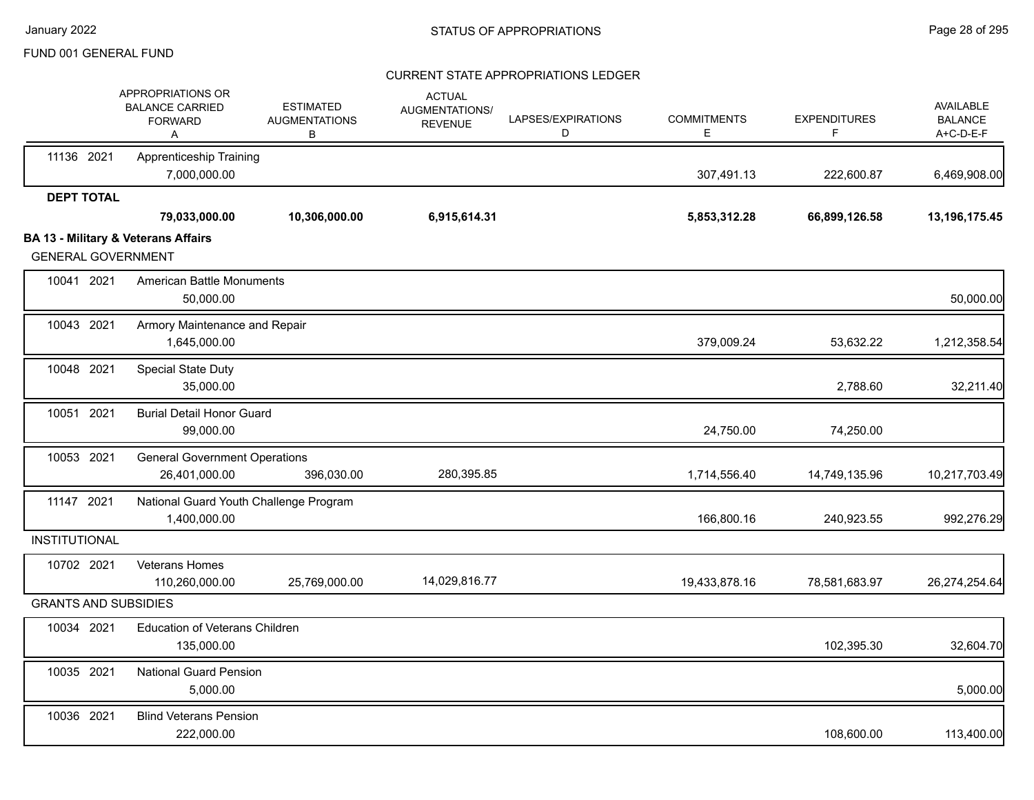FUND 001 GENERAL FUND

CURRENT STATE APPROPRIATIONS LEDGER

| | APPROPRIATIONS OR BALANCE CARRIED FORWARD A | ESTIMATED AUGMENTATIONS B | ACTUAL AUGMENTATIONS/ REVENUE | LAPSES/EXPIRATIONS D | COMMITMENTS E | EXPENDITURES F | AVAILABLE BALANCE A+C-D-E-F |
|---|---|---|---|---|---|---|---|
| 11136 2021 | Apprenticeship Training | | | | | | |
| | 7,000,000.00 | | | | 307,491.13 | 222,600.87 | 6,469,908.00 |
| **DEPT TOTAL** | | | | | | | |
| | **79,033,000.00** | **10,306,000.00** | **6,915,614.31** | | **5,853,312.28** | **66,899,126.58** | **13,196,175.45** |
| **BA 13 - Military & Veterans Affairs** | | | | | | | |
| GENERAL GOVERNMENT | | | | | | | |
| 10041 2021 | American Battle Monuments | | | | | | |
| | 50,000.00 | | | | | | 50,000.00 |
| 10043 2021 | Armory Maintenance and Repair | | | | | | |
| | 1,645,000.00 | | | | 379,009.24 | 53,632.22 | 1,212,358.54 |
| 10048 2021 | Special State Duty | | | | | | |
| | 35,000.00 | | | | | 2,788.60 | 32,211.40 |
| 10051 2021 | Burial Detail Honor Guard | | | | | | |
| | 99,000.00 | | | | 24,750.00 | 74,250.00 | |
| 10053 2021 | General Government Operations | | | | | | |
| | 26,401,000.00 | 396,030.00 | 280,395.85 | | 1,714,556.40 | 14,749,135.96 | 10,217,703.49 |
| 11147 2021 | National Guard Youth Challenge Program | | | | | | |
| | 1,400,000.00 | | | | 166,800.16 | 240,923.55 | 992,276.29 |
| INSTITUTIONAL | | | | | | | |
| 10702 2021 | Veterans Homes | | | | | | |
| | 110,260,000.00 | 25,769,000.00 | 14,029,816.77 | | 19,433,878.16 | 78,581,683.97 | 26,274,254.64 |
| GRANTS AND SUBSIDIES | | | | | | | |
| 10034 2021 | Education of Veterans Children | | | | | | |
| | 135,000.00 | | | | | 102,395.30 | 32,604.70 |
| 10035 2021 | National Guard Pension | | | | | | |
| | 5,000.00 | | | | | | 5,000.00 |
| 10036 2021 | Blind Veterans Pension | | | | | | |
| | 222,000.00 | | | | | 108,600.00 | 113,400.00 |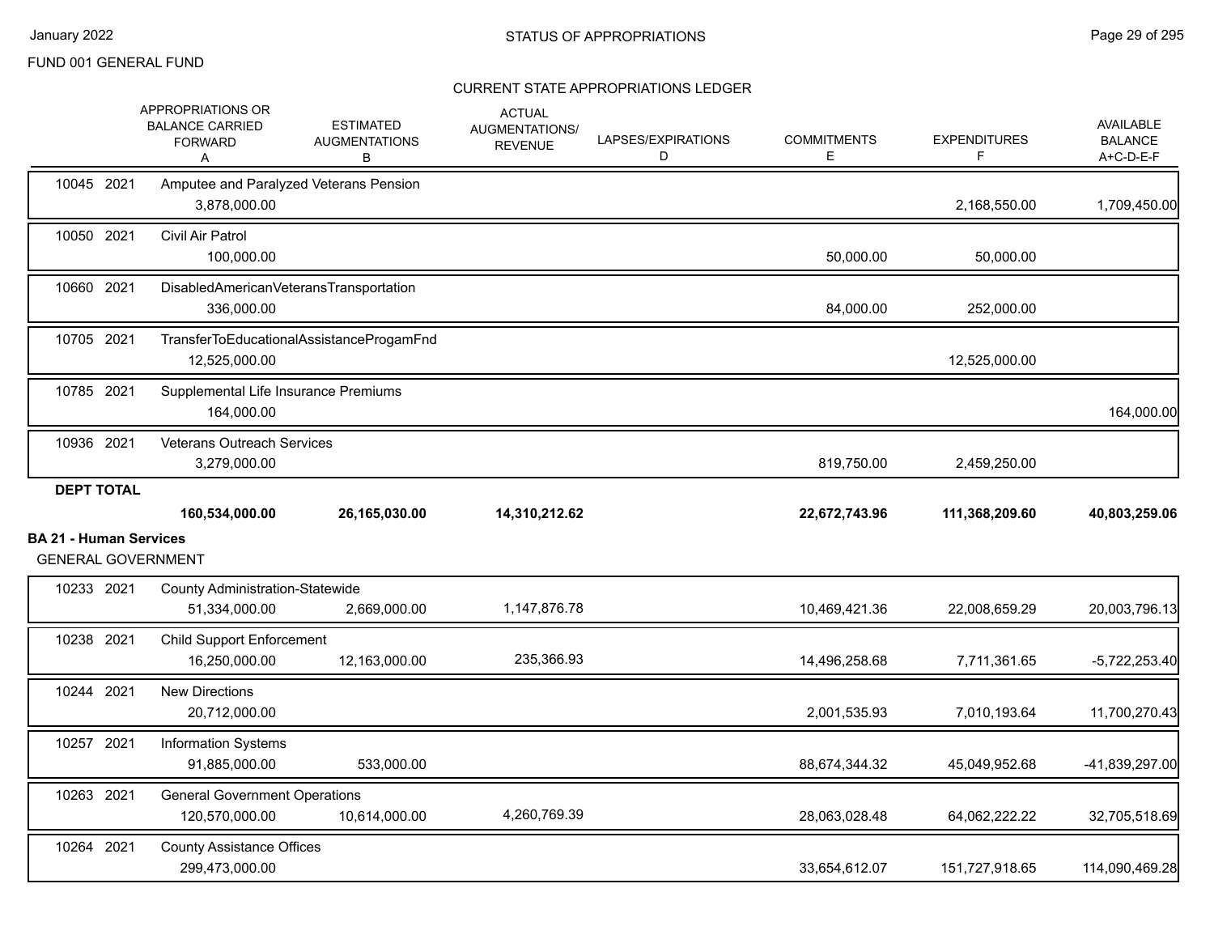FUND 001 GENERAL FUND

STATUS OF APPROPRIATIONS

CURRENT STATE APPROPRIATIONS LEDGER

| | APPROPRIATIONS OR BALANCE CARRIED FORWARD A | ESTIMATED AUGMENTATIONS B | ACTUAL AUGMENTATIONS/ REVENUE | LAPSES/EXPIRATIONS D | COMMITMENTS E | EXPENDITURES F | AVAILABLE BALANCE A+C-D-E-F |
|---|---|---|---|---|---|---|---|
| 10045 2021 Amputee and Paralyzed Veterans Pension | 3,878,000.00 | | | | | 2,168,550.00 | 1,709,450.00 |
| 10050 2021 Civil Air Patrol | 100,000.00 | | | | 50,000.00 | 50,000.00 | |
| 10660 2021 DisabledAmericanVeteransTransportation | 336,000.00 | | | | 84,000.00 | 252,000.00 | |
| 10705 2021 TransferToEducationalAssistanceProgamFnd | 12,525,000.00 | | | | | 12,525,000.00 | |
| 10785 2021 Supplemental Life Insurance Premiums | 164,000.00 | | | | | | 164,000.00 |
| 10936 2021 Veterans Outreach Services | 3,279,000.00 | | | | 819,750.00 | 2,459,250.00 | |
| **DEPT TOTAL** | **160,534,000.00** | **26,165,030.00** | **14,310,212.62** | | **22,672,743.96** | **111,368,209.60** | **40,803,259.06** |

**BA 21 - Human Services**

GENERAL GOVERNMENT

| | APPROPRIATIONS OR BALANCE CARRIED FORWARD A | ESTIMATED AUGMENTATIONS B | ACTUAL AUGMENTATIONS/ REVENUE | LAPSES/EXPIRATIONS D | COMMITMENTS E | EXPENDITURES F | AVAILABLE BALANCE A+C-D-E-F |
|---|---|---|---|---|---|---|---|
| 10233 2021 County Administration-Statewide | 51,334,000.00 | 2,669,000.00 | 1,147,876.78 | | 10,469,421.36 | 22,008,659.29 | 20,003,796.13 |
| 10238 2021 Child Support Enforcement | 16,250,000.00 | 12,163,000.00 | 235,366.93 | | 14,496,258.68 | 7,711,361.65 | -5,722,253.40 |
| 10244 2021 New Directions | 20,712,000.00 | | | | 2,001,535.93 | 7,010,193.64 | 11,700,270.43 |
| 10257 2021 Information Systems | 91,885,000.00 | 533,000.00 | | | 88,674,344.32 | 45,049,952.68 | -41,839,297.00 |
| 10263 2021 General Government Operations | 120,570,000.00 | 10,614,000.00 | 4,260,769.39 | | 28,063,028.48 | 64,062,222.22 | 32,705,518.69 |
| 10264 2021 County Assistance Offices | 299,473,000.00 | | | | 33,654,612.07 | 151,727,918.65 | 114,090,469.28 |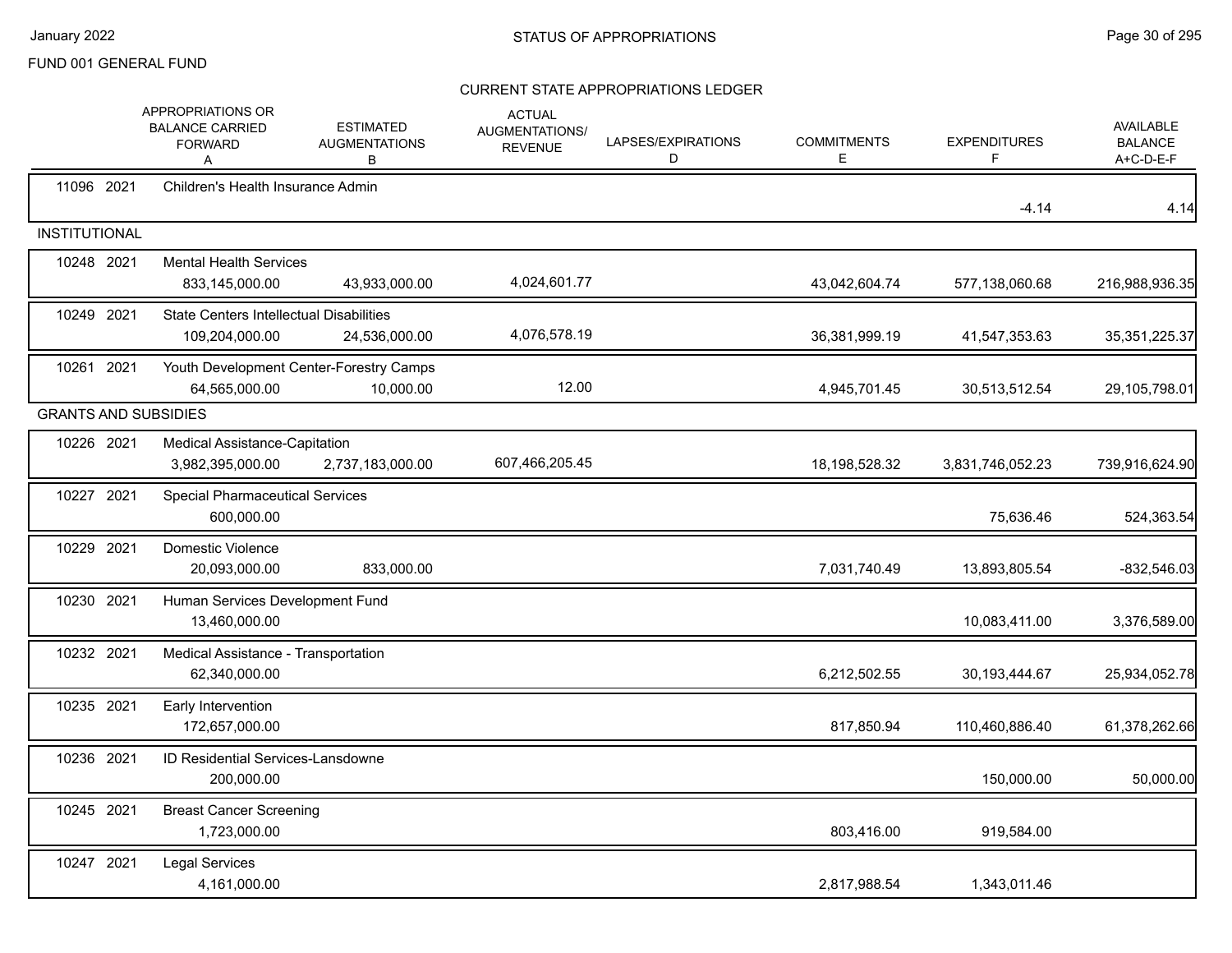FUND 001 GENERAL FUND

## CURRENT STATE APPROPRIATIONS LEDGER

| | | APPROPRIATIONS OR BALANCE CARRIED FORWARD A | ESTIMATED AUGMENTATIONS B | ACTUAL AUGMENTATIONS/ REVENUE | LAPSES/EXPIRATIONS D | COMMITMENTS E | EXPENDITURES F | AVAILABLE BALANCE A+C-D-E-F |
|---|---|---|---|---|---|---|---|---|
| 11096 2021 | Children's Health Insurance Admin | | | | | | -4.14 | 4.14 |
| INSTITUTIONAL | | | | | | | | |
| 10248 2021 | Mental Health Services | 833,145,000.00 | 43,933,000.00 | 4,024,601.77 | | 43,042,604.74 | 577,138,060.68 | 216,988,936.35 |
| 10249 2021 | State Centers Intellectual Disabilities | 109,204,000.00 | 24,536,000.00 | 4,076,578.19 | | 36,381,999.19 | 41,547,353.63 | 35,351,225.37 |
| 10261 2021 | Youth Development Center-Forestry Camps | 64,565,000.00 | 10,000.00 | 12.00 | | 4,945,701.45 | 30,513,512.54 | 29,105,798.01 |
| GRANTS AND SUBSIDIES | | | | | | | | |
| 10226 2021 | Medical Assistance-Capitation | 3,982,395,000.00 | 2,737,183,000.00 | 607,466,205.45 | | 18,198,528.32 | 3,831,746,052.23 | 739,916,624.90 |
| 10227 2021 | Special Pharmaceutical Services | 600,000.00 | | | | | 75,636.46 | 524,363.54 |
| 10229 2021 | Domestic Violence | 20,093,000.00 | 833,000.00 | | | 7,031,740.49 | 13,893,805.54 | -832,546.03 |
| 10230 2021 | Human Services Development Fund | 13,460,000.00 | | | | | 10,083,411.00 | 3,376,589.00 |
| 10232 2021 | Medical Assistance - Transportation | 62,340,000.00 | | | | 6,212,502.55 | 30,193,444.67 | 25,934,052.78 |
| 10235 2021 | Early Intervention | 172,657,000.00 | | | | 817,850.94 | 110,460,886.40 | 61,378,262.66 |
| 10236 2021 | ID Residential Services-Lansdowne | 200,000.00 | | | | | 150,000.00 | 50,000.00 |
| 10245 2021 | Breast Cancer Screening | 1,723,000.00 | | | | 803,416.00 | 919,584.00 | |
| 10247 2021 | Legal Services | 4,161,000.00 | | | | 2,817,988.54 | 1,343,011.46 | |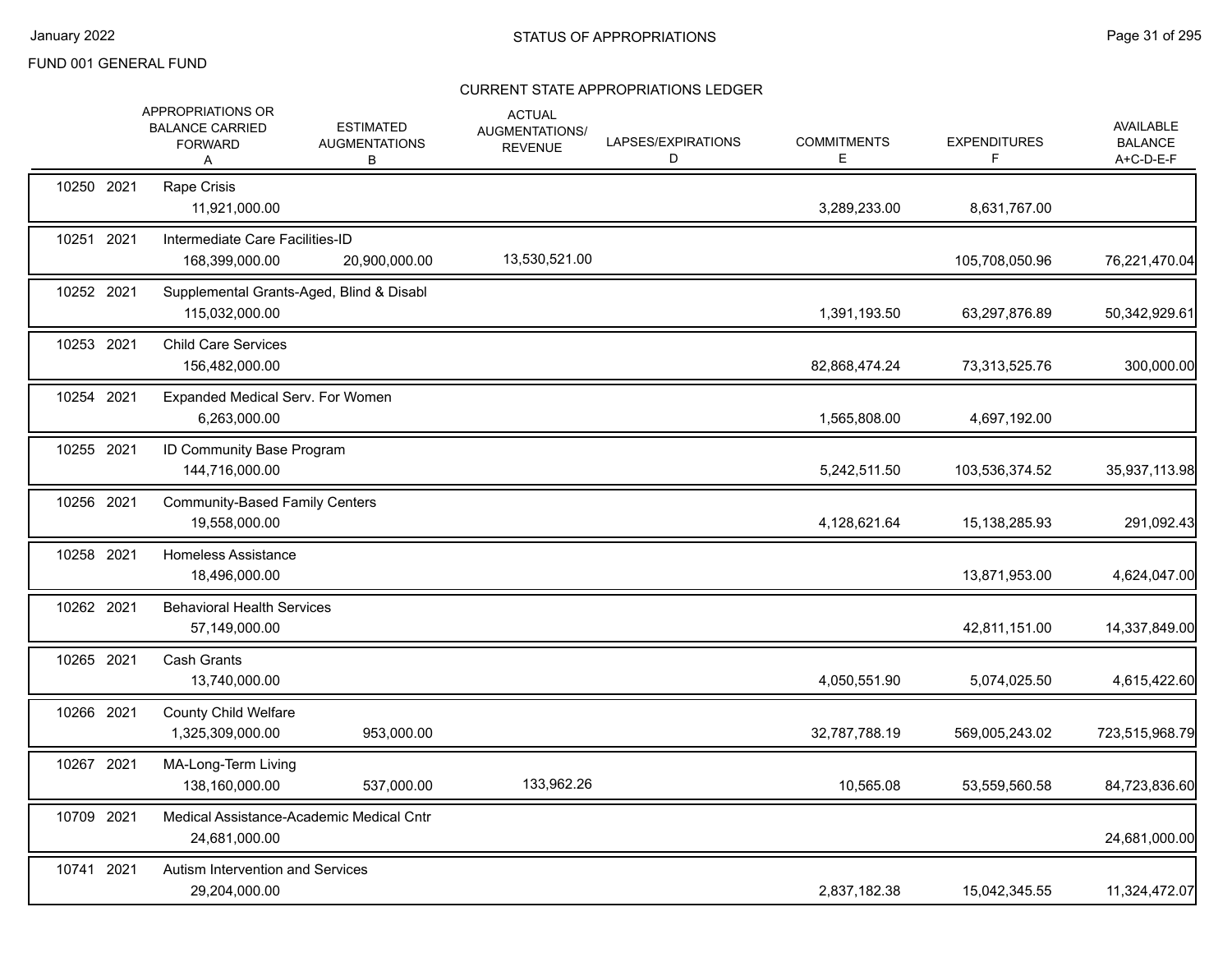FUND 001 GENERAL FUND

## CURRENT STATE APPROPRIATIONS LEDGER

| | | APPROPRIATIONS OR BALANCE CARRIED FORWARD A | ESTIMATED AUGMENTATIONS B | ACTUAL AUGMENTATIONS/ REVENUE | LAPSES/EXPIRATIONS D | COMMITMENTS E | EXPENDITURES F | AVAILABLE BALANCE A+C-D-E-F |
|---|---|---|---|---|---|---|---|---|
| 10250 | 2021 | Rape Crisis | | | | | | |
| | | 11,921,000.00 | | | | 3,289,233.00 | 8,631,767.00 | |
| 10251 | 2021 | Intermediate Care Facilities-ID | | | | | | |
| | | 168,399,000.00 | 20,900,000.00 | 13,530,521.00 | | | 105,708,050.96 | 76,221,470.04 |
| 10252 | 2021 | Supplemental Grants-Aged, Blind & Disabl | | | | | | |
| | | 115,032,000.00 | | | | 1,391,193.50 | 63,297,876.89 | 50,342,929.61 |
| 10253 | 2021 | Child Care Services | | | | | | |
| | | 156,482,000.00 | | | | 82,868,474.24 | 73,313,525.76 | 300,000.00 |
| 10254 | 2021 | Expanded Medical Serv. For Women | | | | | | |
| | | 6,263,000.00 | | | | 1,565,808.00 | 4,697,192.00 | |
| 10255 | 2021 | ID Community Base Program | | | | | | |
| | | 144,716,000.00 | | | | 5,242,511.50 | 103,536,374.52 | 35,937,113.98 |
| 10256 | 2021 | Community-Based Family Centers | | | | | | |
| | | 19,558,000.00 | | | | 4,128,621.64 | 15,138,285.93 | 291,092.43 |
| 10258 | 2021 | Homeless Assistance | | | | | | |
| | | 18,496,000.00 | | | | | 13,871,953.00 | 4,624,047.00 |
| 10262 | 2021 | Behavioral Health Services | | | | | | |
| | | 57,149,000.00 | | | | | 42,811,151.00 | 14,337,849.00 |
| 10265 | 2021 | Cash Grants | | | | | | |
| | | 13,740,000.00 | | | | 4,050,551.90 | 5,074,025.50 | 4,615,422.60 |
| 10266 | 2021 | County Child Welfare | | | | | | |
| | | 1,325,309,000.00 | 953,000.00 | | | 32,787,788.19 | 569,005,243.02 | 723,515,968.79 |
| 10267 | 2021 | MA-Long-Term Living | | | | | | |
| | | 138,160,000.00 | 537,000.00 | 133,962.26 | | 10,565.08 | 53,559,560.58 | 84,723,836.60 |
| 10709 | 2021 | Medical Assistance-Academic Medical Cntr | | | | | | |
| | | 24,681,000.00 | | | | | | 24,681,000.00 |
| 10741 | 2021 | Autism Intervention and Services | | | | | | |
| | | 29,204,000.00 | | | | 2,837,182.38 | 15,042,345.55 | 11,324,472.07 |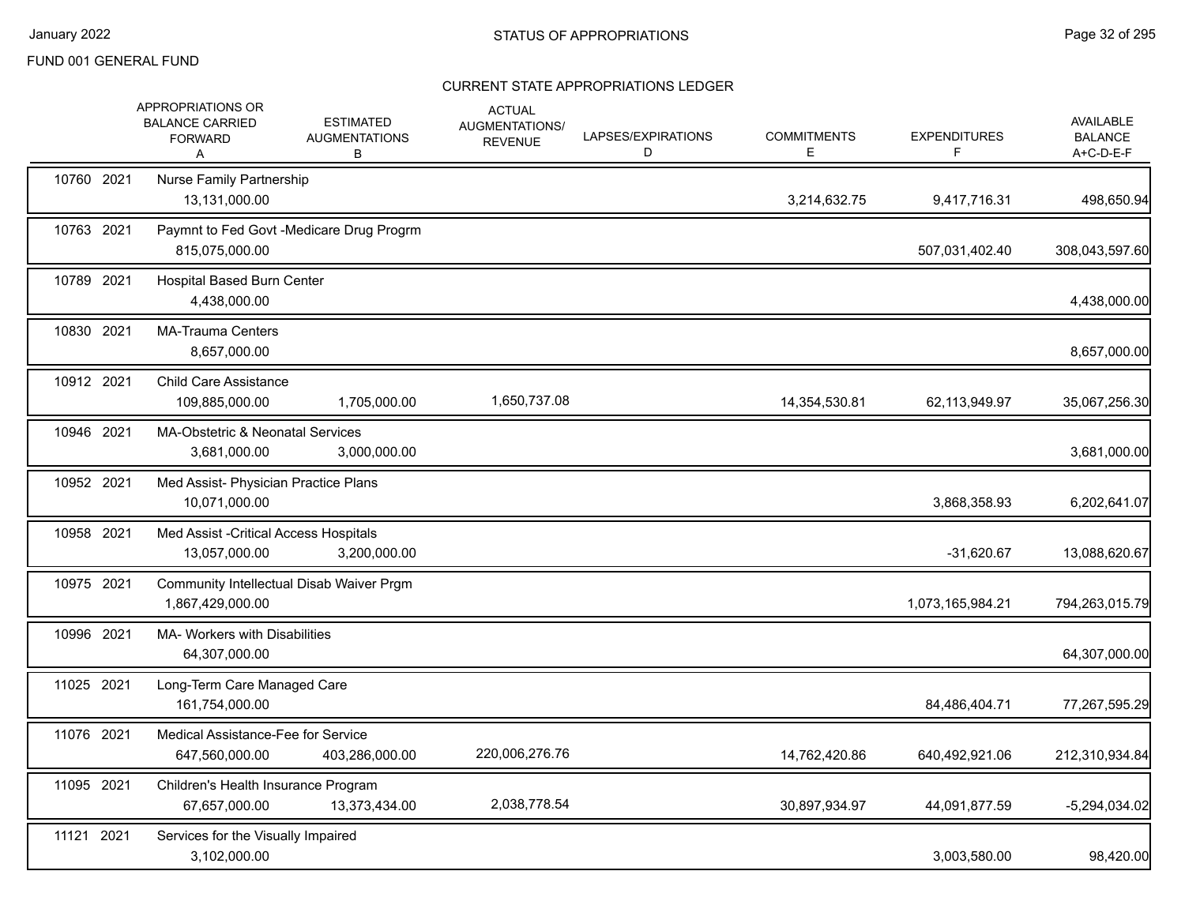FUND 001 GENERAL FUND

## CURRENT STATE APPROPRIATIONS LEDGER

| | APPROPRIATIONS OR BALANCE CARRIED FORWARD A | ESTIMATED AUGMENTATIONS B | ACTUAL AUGMENTATIONS/ REVENUE | LAPSES/EXPIRATIONS D | COMMITMENTS E | EXPENDITURES F | AVAILABLE BALANCE A+C-D-E-F |
|---|---|---|---|---|---|---|---|
| 10760 2021 | Nurse Family Partnership | | | | | | |
| | 13,131,000.00 | | | | 3,214,632.75 | 9,417,716.31 | 498,650.94 |
| 10763 2021 | Paymnt to Fed Govt -Medicare Drug Progrm | | | | | | |
| | 815,075,000.00 | | | | | 507,031,402.40 | 308,043,597.60 |
| 10789 2021 | Hospital Based Burn Center | | | | | | |
| | 4,438,000.00 | | | | | | 4,438,000.00 |
| 10830 2021 | MA-Trauma Centers | | | | | | |
| | 8,657,000.00 | | | | | | 8,657,000.00 |
| 10912 2021 | Child Care Assistance | | | | | | |
| | 109,885,000.00 | 1,705,000.00 | 1,650,737.08 | | 14,354,530.81 | 62,113,949.97 | 35,067,256.30 |
| 10946 2021 | MA-Obstetric & Neonatal Services | | | | | | |
| | 3,681,000.00 | 3,000,000.00 | | | | | 3,681,000.00 |
| 10952 2021 | Med Assist- Physician Practice Plans | | | | | | |
| | 10,071,000.00 | | | | | 3,868,358.93 | 6,202,641.07 |
| 10958 2021 | Med Assist -Critical Access Hospitals | | | | | | |
| | 13,057,000.00 | 3,200,000.00 | | | | -31,620.67 | 13,088,620.67 |
| 10975 2021 | Community Intellectual Disab Waiver Prgm | | | | | | |
| | 1,867,429,000.00 | | | | | 1,073,165,984.21 | 794,263,015.79 |
| 10996 2021 | MA- Workers with Disabilities | | | | | | |
| | 64,307,000.00 | | | | | | 64,307,000.00 |
| 11025 2021 | Long-Term Care Managed Care | | | | | | |
| | 161,754,000.00 | | | | | 84,486,404.71 | 77,267,595.29 |
| 11076 2021 | Medical Assistance-Fee for Service | | | | | | |
| | 647,560,000.00 | 403,286,000.00 | 220,006,276.76 | | 14,762,420.86 | 640,492,921.06 | 212,310,934.84 |
| 11095 2021 | Children's Health Insurance Program | | | | | | |
| | 67,657,000.00 | 13,373,434.00 | 2,038,778.54 | | 30,897,934.97 | 44,091,877.59 | -5,294,034.02 |
| 11121 2021 | Services for the Visually Impaired | | | | | | |
| | 3,102,000.00 | | | | | 3,003,580.00 | 98,420.00 |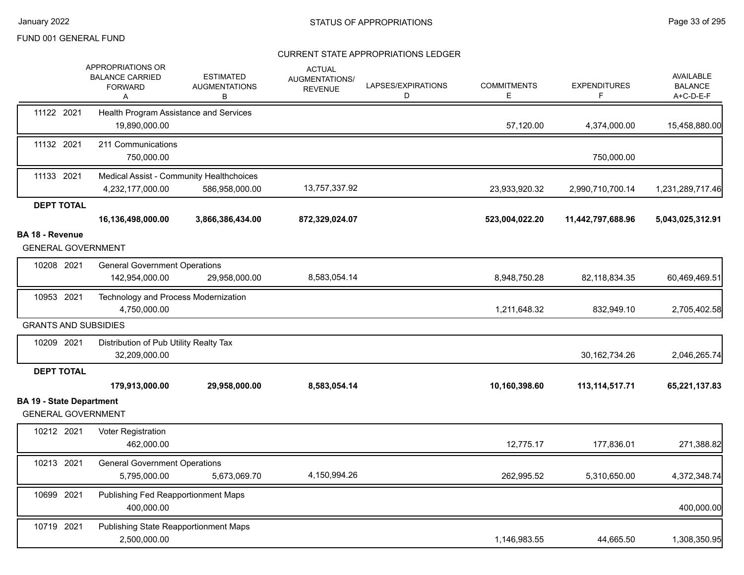FUND 001 GENERAL FUND

STATUS OF APPROPRIATIONS

CURRENT STATE APPROPRIATIONS LEDGER

| | APPROPRIATIONS OR BALANCE CARRIED FORWARD A | ESTIMATED AUGMENTATIONS B | ACTUAL AUGMENTATIONS/ REVENUE | LAPSES/EXPIRATIONS D | COMMITMENTS E | EXPENDITURES F | AVAILABLE BALANCE A+C-D-E-F |
|---|---|---|---|---|---|---|---|
| 11122 2021 Health Program Assistance and Services | 19,890,000.00 | | | | 57,120.00 | 4,374,000.00 | 15,458,880.00 |
| 11132 2021 211 Communications | 750,000.00 | | | | | 750,000.00 | |
| 11133 2021 Medical Assist - Community Healthchoices | 4,232,177,000.00 | 586,958,000.00 | 13,757,337.92 | | 23,933,920.32 | 2,990,710,700.14 | 1,231,289,717.46 |
| **DEPT TOTAL** | **16,136,498,000.00** | **3,866,386,434.00** | **872,329,024.07** | | **523,004,022.20** | **11,442,797,688.96** | **5,043,025,312.91** |
| **BA 18 - Revenue** | | | | | | | |
| GENERAL GOVERNMENT | | | | | | | |
| 10208 2021 General Government Operations | 142,954,000.00 | 29,958,000.00 | 8,583,054.14 | | 8,948,750.28 | 82,118,834.35 | 60,469,469.51 |
| 10953 2021 Technology and Process Modernization | 4,750,000.00 | | | | 1,211,648.32 | 832,949.10 | 2,705,402.58 |
| GRANTS AND SUBSIDIES | | | | | | | |
| 10209 2021 Distribution of Pub Utility Realty Tax | 32,209,000.00 | | | | | 30,162,734.26 | 2,046,265.74 |
| **DEPT TOTAL** | **179,913,000.00** | **29,958,000.00** | **8,583,054.14** | | **10,160,398.60** | **113,114,517.71** | **65,221,137.83** |
| **BA 19 - State Department** | | | | | | | |
| GENERAL GOVERNMENT | | | | | | | |
| 10212 2021 Voter Registration | 462,000.00 | | | | 12,775.17 | 177,836.01 | 271,388.82 |
| 10213 2021 General Government Operations | 5,795,000.00 | 5,673,069.70 | 4,150,994.26 | | 262,995.52 | 5,310,650.00 | 4,372,348.74 |
| 10699 2021 Publishing Fed Reapportionment Maps | 400,000.00 | | | | | | 400,000.00 |
| 10719 2021 Publishing State Reapportionment Maps | 2,500,000.00 | | | | 1,146,983.55 | 44,665.50 | 1,308,350.95 |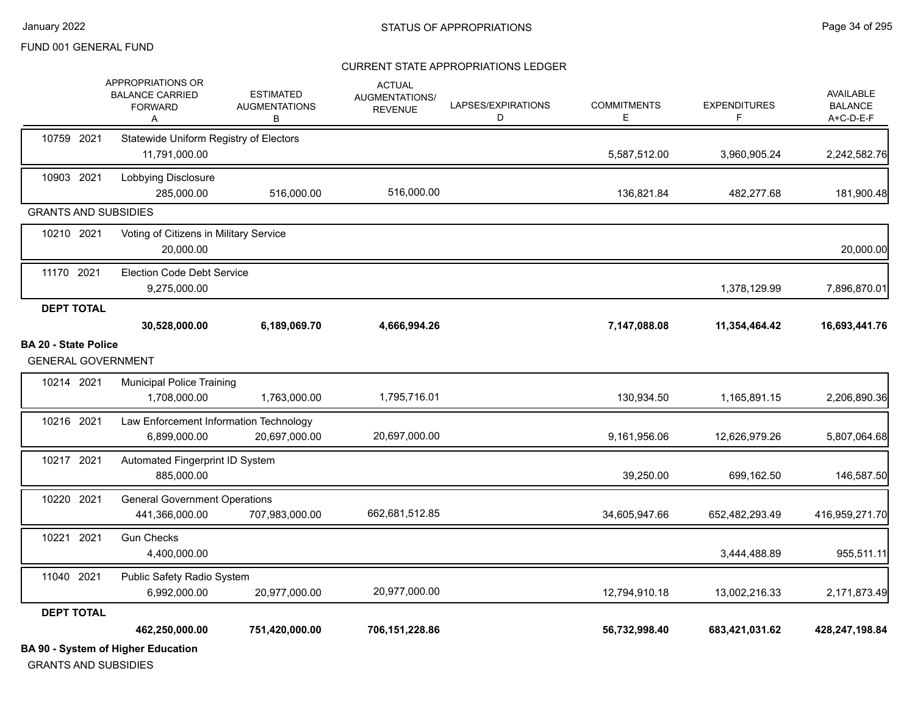FUND 001 GENERAL FUND

STATUS OF APPROPRIATIONS

January 2022

CURRENT STATE APPROPRIATIONS LEDGER

| | APPROPRIATIONS OR BALANCE CARRIED FORWARD A | ESTIMATED AUGMENTATIONS B | ACTUAL AUGMENTATIONS/ REVENUE | LAPSES/EXPIRATIONS D | COMMITMENTS E | EXPENDITURES F | AVAILABLE BALANCE A+C-D-E-F |
|---|---|---|---|---|---|---|---|
| 10759 2021 Statewide Uniform Registry of Electors | 11,791,000.00 | | | | 5,587,512.00 | 3,960,905.24 | 2,242,582.76 |
| 10903 2021 Lobbying Disclosure | 285,000.00 | 516,000.00 | 516,000.00 | | 136,821.84 | 482,277.68 | 181,900.48 |
| **GRANTS AND SUBSIDIES** | | | | | | | |
| 10210 2021 Voting of Citizens in Military Service | 20,000.00 | | | | | | 20,000.00 |
| 11170 2021 Election Code Debt Service | 9,275,000.00 | | | | | 1,378,129.99 | 7,896,870.01 |
| **DEPT TOTAL** | **30,528,000.00** | **6,189,069.70** | **4,666,994.26** | | **7,147,088.08** | **11,354,464.42** | **16,693,441.76** |
| **BA 20 - State Police** | | | | | | | |
| **GENERAL GOVERNMENT** | | | | | | | |
| 10214 2021 Municipal Police Training | 1,708,000.00 | 1,763,000.00 | 1,795,716.01 | | 130,934.50 | 1,165,891.15 | 2,206,890.36 |
| 10216 2021 Law Enforcement Information Technology | 6,899,000.00 | 20,697,000.00 | 20,697,000.00 | | 9,161,956.06 | 12,626,979.26 | 5,807,064.68 |
| 10217 2021 Automated Fingerprint ID System | 885,000.00 | | | | 39,250.00 | 699,162.50 | 146,587.50 |
| 10220 2021 General Government Operations | 441,366,000.00 | 707,983,000.00 | 662,681,512.85 | | 34,605,947.66 | 652,482,293.49 | 416,959,271.70 |
| 10221 2021 Gun Checks | 4,400,000.00 | | | | | 3,444,488.89 | 955,511.11 |
| 11040 2021 Public Safety Radio System | 6,992,000.00 | 20,977,000.00 | 20,977,000.00 | | 12,794,910.18 | 13,002,216.33 | 2,171,873.49 |
| **DEPT TOTAL** | **462,250,000.00** | **751,420,000.00** | **706,151,228.86** | | **56,732,998.40** | **683,421,031.62** | **428,247,198.84** |

**BA 90 - System of Higher Education**

GRANTS AND SUBSIDIES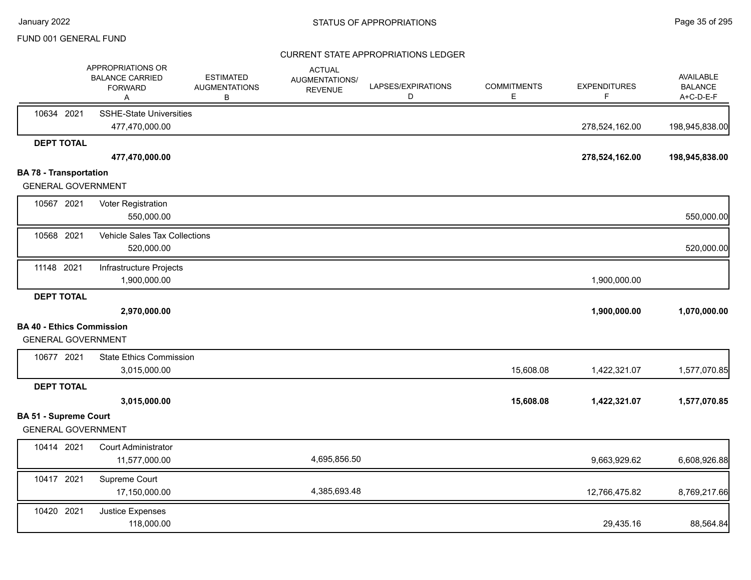FUND 001 GENERAL FUND

CURRENT STATE APPROPRIATIONS LEDGER

| | APPROPRIATIONS OR BALANCE CARRIED FORWARD A | ESTIMATED AUGMENTATIONS B | ACTUAL AUGMENTATIONS/ REVENUE | LAPSES/EXPIRATIONS D | COMMITMENTS E | EXPENDITURES F | AVAILABLE BALANCE A+C-D-E-F |
|---|---|---|---|---|---|---|---|
| 10634 2021 | SSHE-State Universities | | | | | | |
| | 477,470,000.00 | | | | | 278,524,162.00 | 198,945,838.00 |
| **DEPT TOTAL** | | | | | | | |
| | **477,470,000.00** | | | | | **278,524,162.00** | **198,945,838.00** |
| **BA 78 - Transportation** | | | | | | | |
| GENERAL GOVERNMENT | | | | | | | |
| 10567 2021 | Voter Registration | | | | | | |
| | 550,000.00 | | | | | | 550,000.00 |
| 10568 2021 | Vehicle Sales Tax Collections | | | | | | |
| | 520,000.00 | | | | | | 520,000.00 |
| 11148 2021 | Infrastructure Projects | | | | | | |
| | 1,900,000.00 | | | | | 1,900,000.00 | |
| **DEPT TOTAL** | | | | | | | |
| | **2,970,000.00** | | | | | **1,900,000.00** | **1,070,000.00** |
| **BA 40 - Ethics Commission** | | | | | | | |
| GENERAL GOVERNMENT | | | | | | | |
| 10677 2021 | State Ethics Commission | | | | | | |
| | 3,015,000.00 | | | | 15,608.08 | 1,422,321.07 | 1,577,070.85 |
| **DEPT TOTAL** | | | | | | | |
| | **3,015,000.00** | | | | **15,608.08** | **1,422,321.07** | **1,577,070.85** |
| **BA 51 - Supreme Court** | | | | | | | |
| GENERAL GOVERNMENT | | | | | | | |
| 10414 2021 | Court Administrator | | | | | | |
| | 11,577,000.00 | | 4,695,856.50 | | | 9,663,929.62 | 6,608,926.88 |
| 10417 2021 | Supreme Court | | | | | | |
| | 17,150,000.00 | | 4,385,693.48 | | | 12,766,475.82 | 8,769,217.66 |
| 10420 2021 | Justice Expenses | | | | | | |
| | 118,000.00 | | | | | 29,435.16 | 88,564.84 |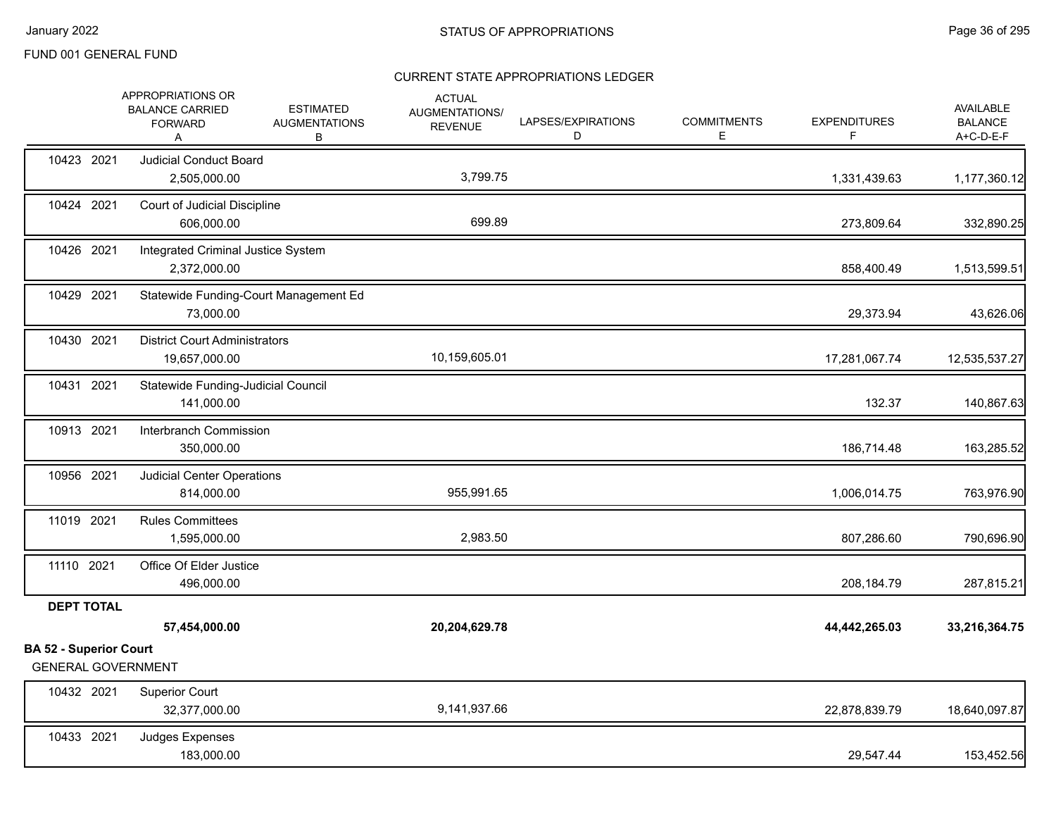FUND 001 GENERAL FUND

CURRENT STATE APPROPRIATIONS LEDGER

| | APPROPRIATIONS OR BALANCE CARRIED FORWARD A | ESTIMATED AUGMENTATIONS B | ACTUAL AUGMENTATIONS/ REVENUE C | LAPSES/EXPIRATIONS D | COMMITMENTS E | EXPENDITURES F | AVAILABLE BALANCE A+C-D-E-F |
|---|---|---|---|---|---|---|---|
| 10423 2021 Judicial Conduct Board | 2,505,000.00 | | 3,799.75 | | | 1,331,439.63 | 1,177,360.12 |
| 10424 2021 Court of Judicial Discipline | 606,000.00 | | 699.89 | | | 273,809.64 | 332,890.25 |
| 10426 2021 Integrated Criminal Justice System | 2,372,000.00 | | | | | 858,400.49 | 1,513,599.51 |
| 10429 2021 Statewide Funding-Court Management Ed | 73,000.00 | | | | | 29,373.94 | 43,626.06 |
| 10430 2021 District Court Administrators | 19,657,000.00 | | 10,159,605.01 | | | 17,281,067.74 | 12,535,537.27 |
| 10431 2021 Statewide Funding-Judicial Council | 141,000.00 | | | | | 132.37 | 140,867.63 |
| 10913 2021 Interbranch Commission | 350,000.00 | | | | | 186,714.48 | 163,285.52 |
| 10956 2021 Judicial Center Operations | 814,000.00 | | 955,991.65 | | | 1,006,014.75 | 763,976.90 |
| 11019 2021 Rules Committees | 1,595,000.00 | | 2,983.50 | | | 807,286.60 | 790,696.90 |
| 11110 2021 Office Of Elder Justice | 496,000.00 | | | | | 208,184.79 | 287,815.21 |
| **DEPT TOTAL** | **57,454,000.00** | | **20,204,629.78** | | | **44,442,265.03** | **33,216,364.75** |

**BA 52 - Superior Court**

GENERAL GOVERNMENT

| | APPROPRIATIONS OR BALANCE CARRIED FORWARD A | ESTIMATED AUGMENTATIONS B | ACTUAL AUGMENTATIONS/ REVENUE C | LAPSES/EXPIRATIONS D | COMMITMENTS E | EXPENDITURES F | AVAILABLE BALANCE A+C-D-E-F |
|---|---|---|---|---|---|---|---|
| 10432 2021 Superior Court | 32,377,000.00 | | 9,141,937.66 | | | 22,878,839.79 | 18,640,097.87 |
| 10433 2021 Judges Expenses | 183,000.00 | | | | | 29,547.44 | 153,452.56 |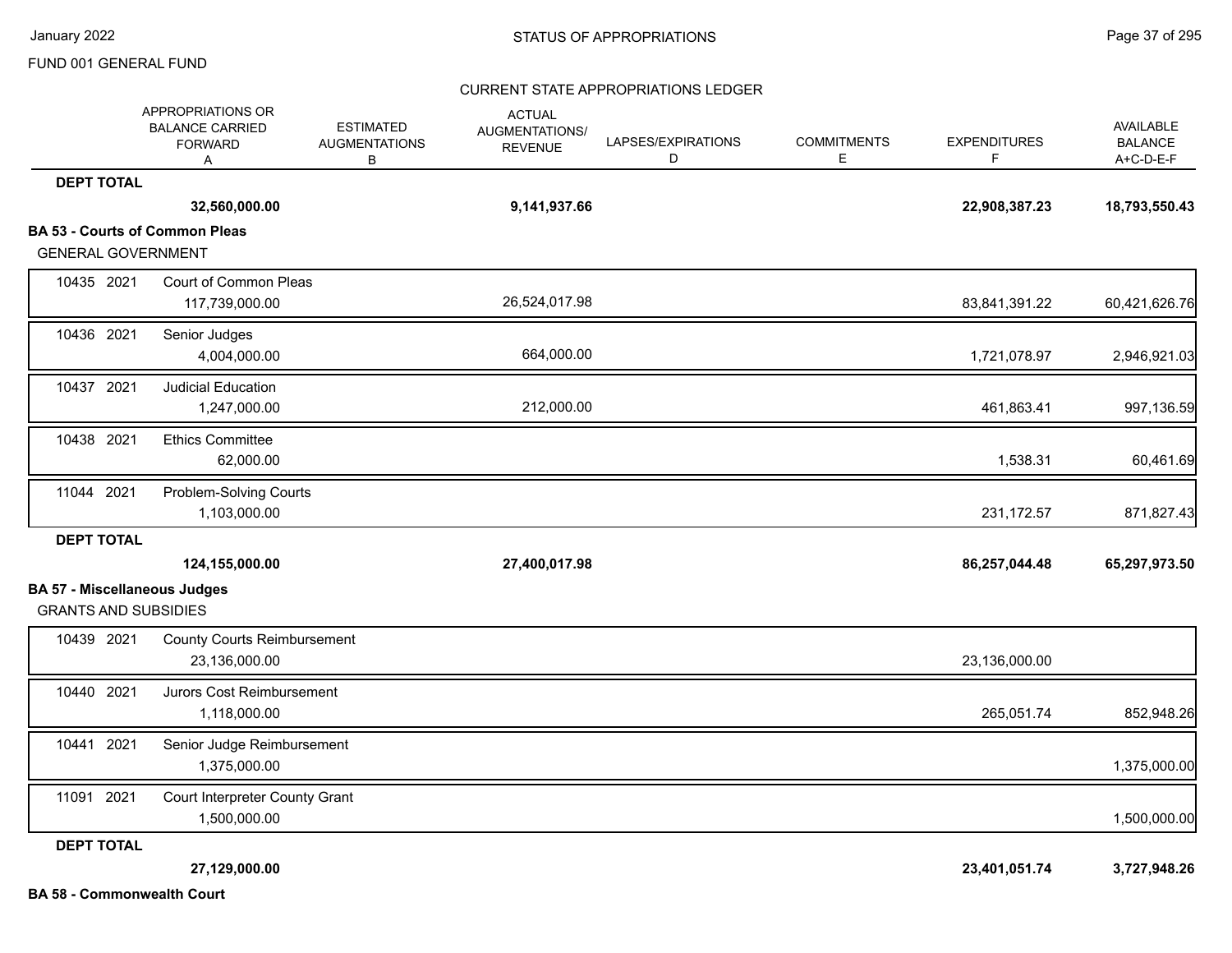FUND 001 GENERAL FUND

CURRENT STATE APPROPRIATIONS LEDGER

| | | APPROPRIATIONS OR BALANCE CARRIED FORWARD A | ESTIMATED AUGMENTATIONS B | ACTUAL AUGMENTATIONS/ REVENUE | LAPSES/EXPIRATIONS D | COMMITMENTS E | EXPENDITURES F | AVAILABLE BALANCE A+C-D-E-F |
|---|---|---|---|---|---|---|---|---|
| **DEPT TOTAL** | | **32,560,000.00** | | **9,141,937.66** | | | **22,908,387.23** | **18,793,550.43** |
| **BA 53 - Courts of Common Pleas** | | | | | | | | |
| GENERAL GOVERNMENT | | | | | | | | |
| 10435 2021 | Court of Common Pleas | 117,739,000.00 | | 26,524,017.98 | | | 83,841,391.22 | 60,421,626.76 |
| 10436 2021 | Senior Judges | 4,004,000.00 | | 664,000.00 | | | 1,721,078.97 | 2,946,921.03 |
| 10437 2021 | Judicial Education | 1,247,000.00 | | 212,000.00 | | | 461,863.41 | 997,136.59 |
| 10438 2021 | Ethics Committee | 62,000.00 | | | | | 1,538.31 | 60,461.69 |
| 11044 2021 | Problem-Solving Courts | 1,103,000.00 | | | | | 231,172.57 | 871,827.43 |
| **DEPT TOTAL** | | **124,155,000.00** | | **27,400,017.98** | | | **86,257,044.48** | **65,297,973.50** |
| **BA 57 - Miscellaneous Judges** | | | | | | | | |
| GRANTS AND SUBSIDIES | | | | | | | | |
| 10439 2021 | County Courts Reimbursement | 23,136,000.00 | | | | | 23,136,000.00 | |
| 10440 2021 | Jurors Cost Reimbursement | 1,118,000.00 | | | | | 265,051.74 | 852,948.26 |
| 10441 2021 | Senior Judge Reimbursement | 1,375,000.00 | | | | | | 1,375,000.00 |
| 11091 2021 | Court Interpreter County Grant | 1,500,000.00 | | | | | | 1,500,000.00 |
| **DEPT TOTAL** | | **27,129,000.00** | | | | | **23,401,051.74** | **3,727,948.26** |

**BA 58 - Commonwealth Court**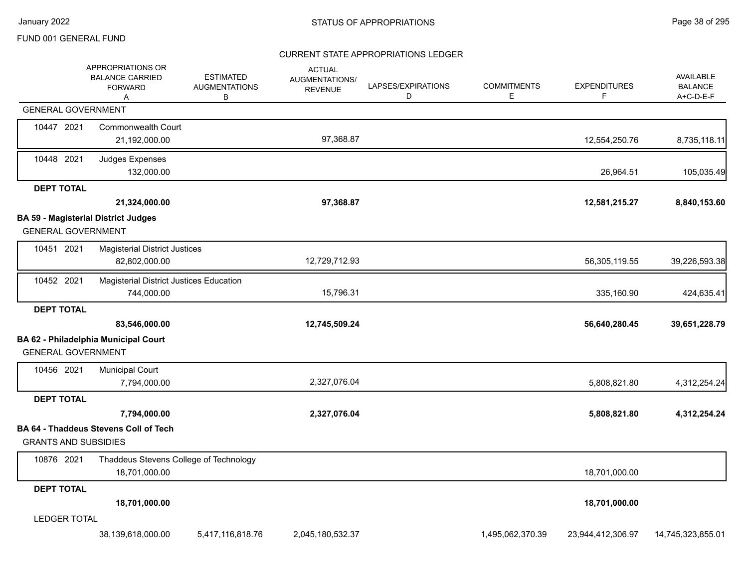FUND 001 GENERAL FUND

CURRENT STATE APPROPRIATIONS LEDGER

| | APPROPRIATIONS OR BALANCE CARRIED FORWARD A | ESTIMATED AUGMENTATIONS B | ACTUAL AUGMENTATIONS/ REVENUE | LAPSES/EXPIRATIONS D | COMMITMENTS E | EXPENDITURES F | AVAILABLE BALANCE A+C-D-E-F |
|---|---|---|---|---|---|---|---|
| **GENERAL GOVERNMENT** | | | | | | | |
| 10447 2021 Commonwealth Court | 21,192,000.00 | | 97,368.87 | | | 12,554,250.76 | 8,735,118.11 |
| 10448 2021 Judges Expenses | 132,000.00 | | | | | 26,964.51 | 105,035.49 |
| **DEPT TOTAL** | **21,324,000.00** | | **97,368.87** | | | **12,581,215.27** | **8,840,153.60** |
| **BA 59 - Magisterial District Judges** | | | | | | | |
| GENERAL GOVERNMENT | | | | | | | |
| 10451 2021 Magisterial District Justices | 82,802,000.00 | | 12,729,712.93 | | | 56,305,119.55 | 39,226,593.38 |
| 10452 2021 Magisterial District Justices Education | 744,000.00 | | 15,796.31 | | | 335,160.90 | 424,635.41 |
| **DEPT TOTAL** | **83,546,000.00** | | **12,745,509.24** | | | **56,640,280.45** | **39,651,228.79** |
| **BA 62 - Philadelphia Municipal Court** | | | | | | | |
| GENERAL GOVERNMENT | | | | | | | |
| 10456 2021 Municipal Court | 7,794,000.00 | | 2,327,076.04 | | | 5,808,821.80 | 4,312,254.24 |
| **DEPT TOTAL** | **7,794,000.00** | | **2,327,076.04** | | | **5,808,821.80** | **4,312,254.24** |
| **BA 64 - Thaddeus Stevens Coll of Tech** | | | | | | | |
| GRANTS AND SUBSIDIES | | | | | | | |
| 10876 2021 Thaddeus Stevens College of Technology | 18,701,000.00 | | | | | 18,701,000.00 | |
| **DEPT TOTAL** | **18,701,000.00** | | | | | **18,701,000.00** | |
| LEDGER TOTAL | 38,139,618,000.00 | 5,417,116,818.76 | 2,045,180,532.37 | | 1,495,062,370.39 | 23,944,412,306.97 | 14,745,323,855.01 |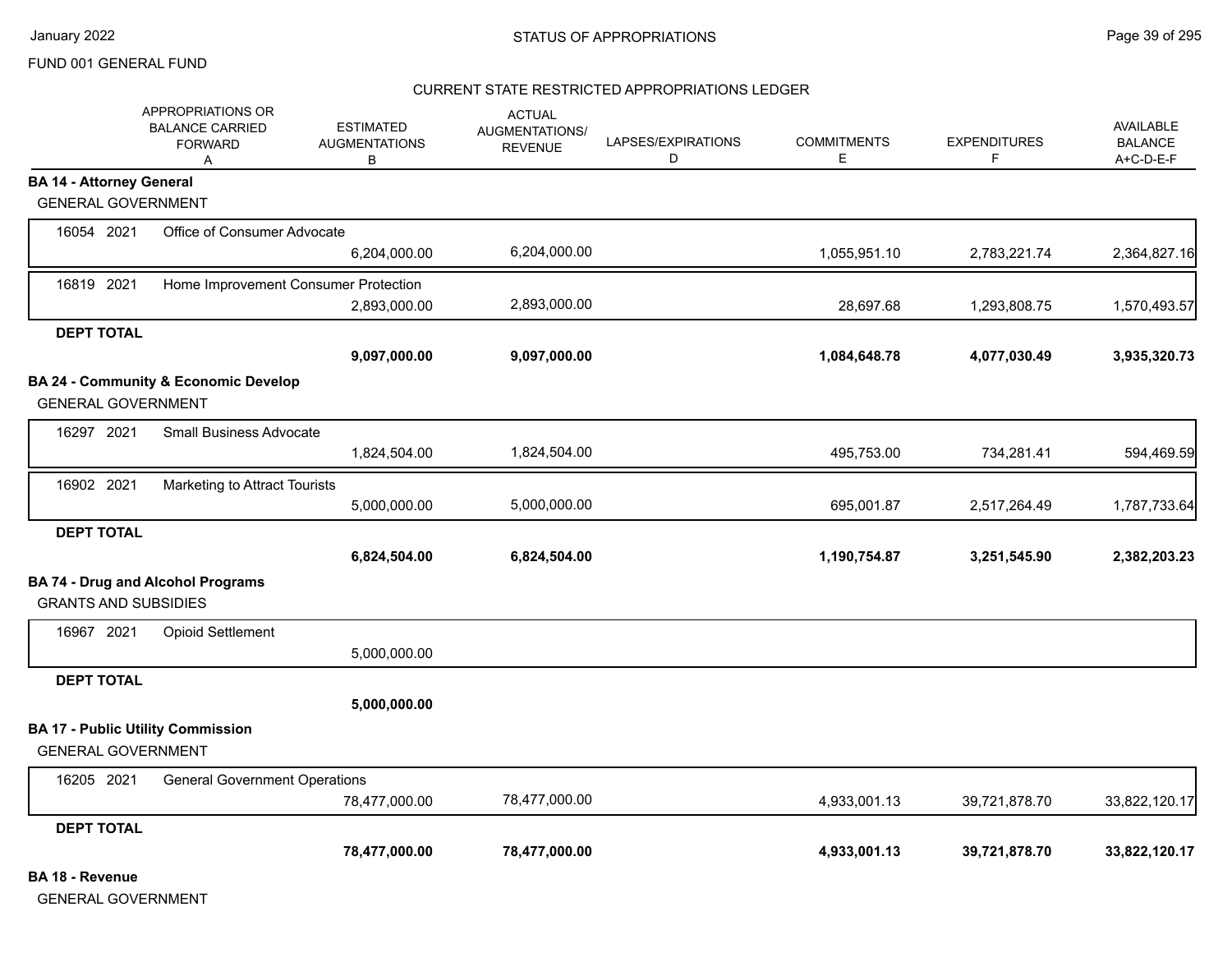FUND 001 GENERAL FUND

## CURRENT STATE RESTRICTED APPROPRIATIONS LEDGER

| | APPROPRIATIONS OR BALANCE CARRIED FORWARD A | ESTIMATED AUGMENTATIONS B | ACTUAL AUGMENTATIONS/ REVENUE | LAPSES/EXPIRATIONS D | COMMITMENTS E | EXPENDITURES F | AVAILABLE BALANCE A+C-D-E-F |
|---|---|---|---|---|---|---|---|
| **BA 14 - Attorney General** | | | | | | | |
| GENERAL GOVERNMENT | | | | | | | |
| 16054 2021 Office of Consumer Advocate | | 6,204,000.00 | 6,204,000.00 | | 1,055,951.10 | 2,783,221.74 | 2,364,827.16 |
| 16819 2021 Home Improvement Consumer Protection | | 2,893,000.00 | 2,893,000.00 | | 28,697.68 | 1,293,808.75 | 1,570,493.57 |
| **DEPT TOTAL** | | **9,097,000.00** | **9,097,000.00** | | **1,084,648.78** | **4,077,030.49** | **3,935,320.73** |
| **BA 24 - Community & Economic Develop** | | | | | | | |
| GENERAL GOVERNMENT | | | | | | | |
| 16297 2021 Small Business Advocate | | 1,824,504.00 | 1,824,504.00 | | 495,753.00 | 734,281.41 | 594,469.59 |
| 16902 2021 Marketing to Attract Tourists | | 5,000,000.00 | 5,000,000.00 | | 695,001.87 | 2,517,264.49 | 1,787,733.64 |
| **DEPT TOTAL** | | **6,824,504.00** | **6,824,504.00** | | **1,190,754.87** | **3,251,545.90** | **2,382,203.23** |
| **BA 74 - Drug and Alcohol Programs** | | | | | | | |
| GRANTS AND SUBSIDIES | | | | | | | |
| 16967 2021 Opioid Settlement | | 5,000,000.00 | | | | | |
| **DEPT TOTAL** | | **5,000,000.00** | | | | | |
| **BA 17 - Public Utility Commission** | | | | | | | |
| GENERAL GOVERNMENT | | | | | | | |
| 16205 2021 General Government Operations | | 78,477,000.00 | 78,477,000.00 | | 4,933,001.13 | 39,721,878.70 | 33,822,120.17 |
| **DEPT TOTAL** | | **78,477,000.00** | **78,477,000.00** | | **4,933,001.13** | **39,721,878.70** | **33,822,120.17** |
| **BA 18 - Revenue** | | | | | | | |
| GENERAL GOVERNMENT | | | | | | | |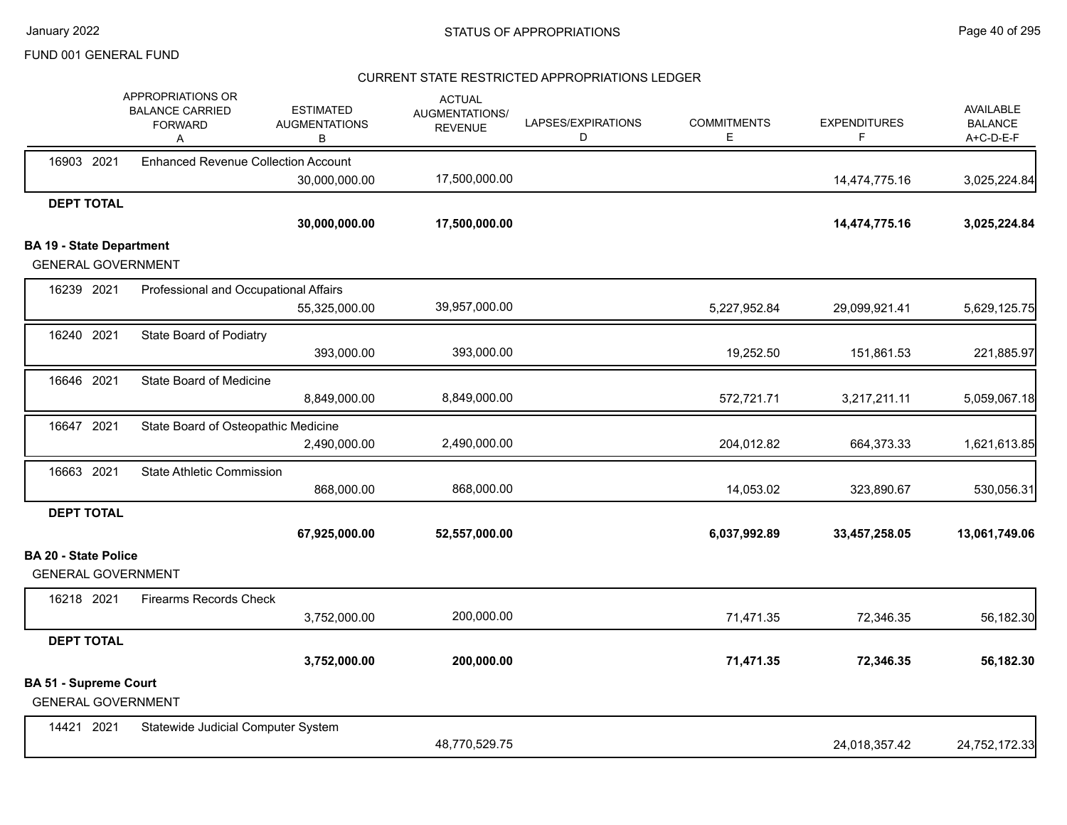FUND 001 GENERAL FUND

CURRENT STATE RESTRICTED APPROPRIATIONS LEDGER

| | APPROPRIATIONS OR BALANCE CARRIED FORWARD A | ESTIMATED AUGMENTATIONS B | ACTUAL AUGMENTATIONS/ REVENUE | LAPSES/EXPIRATIONS D | COMMITMENTS E | EXPENDITURES F | AVAILABLE BALANCE A+C-D-E-F |
|---|---|---|---|---|---|---|---|
| 16903 2021 Enhanced Revenue Collection Account | | 30,000,000.00 | 17,500,000.00 | | | 14,474,775.16 | 3,025,224.84 |
| **DEPT TOTAL** | | **30,000,000.00** | **17,500,000.00** | | | **14,474,775.16** | **3,025,224.84** |
| **BA 19 - State Department** | | | | | | | |
| GENERAL GOVERNMENT | | | | | | | |
| 16239 2021 Professional and Occupational Affairs | | 55,325,000.00 | 39,957,000.00 | | 5,227,952.84 | 29,099,921.41 | 5,629,125.75 |
| 16240 2021 State Board of Podiatry | | 393,000.00 | 393,000.00 | | 19,252.50 | 151,861.53 | 221,885.97 |
| 16646 2021 State Board of Medicine | | 8,849,000.00 | 8,849,000.00 | | 572,721.71 | 3,217,211.11 | 5,059,067.18 |
| 16647 2021 State Board of Osteopathic Medicine | | 2,490,000.00 | 2,490,000.00 | | 204,012.82 | 664,373.33 | 1,621,613.85 |
| 16663 2021 State Athletic Commission | | 868,000.00 | 868,000.00 | | 14,053.02 | 323,890.67 | 530,056.31 |
| **DEPT TOTAL** | | **67,925,000.00** | **52,557,000.00** | | **6,037,992.89** | **33,457,258.05** | **13,061,749.06** |
| **BA 20 - State Police** | | | | | | | |
| GENERAL GOVERNMENT | | | | | | | |
| 16218 2021 Firearms Records Check | | 3,752,000.00 | 200,000.00 | | 71,471.35 | 72,346.35 | 56,182.30 |
| **DEPT TOTAL** | | **3,752,000.00** | **200,000.00** | | **71,471.35** | **72,346.35** | **56,182.30** |
| **BA 51 - Supreme Court** | | | | | | | |
| GENERAL GOVERNMENT | | | | | | | |
| 14421 2021 Statewide Judicial Computer System | | | 48,770,529.75 | | | 24,018,357.42 | 24,752,172.33 |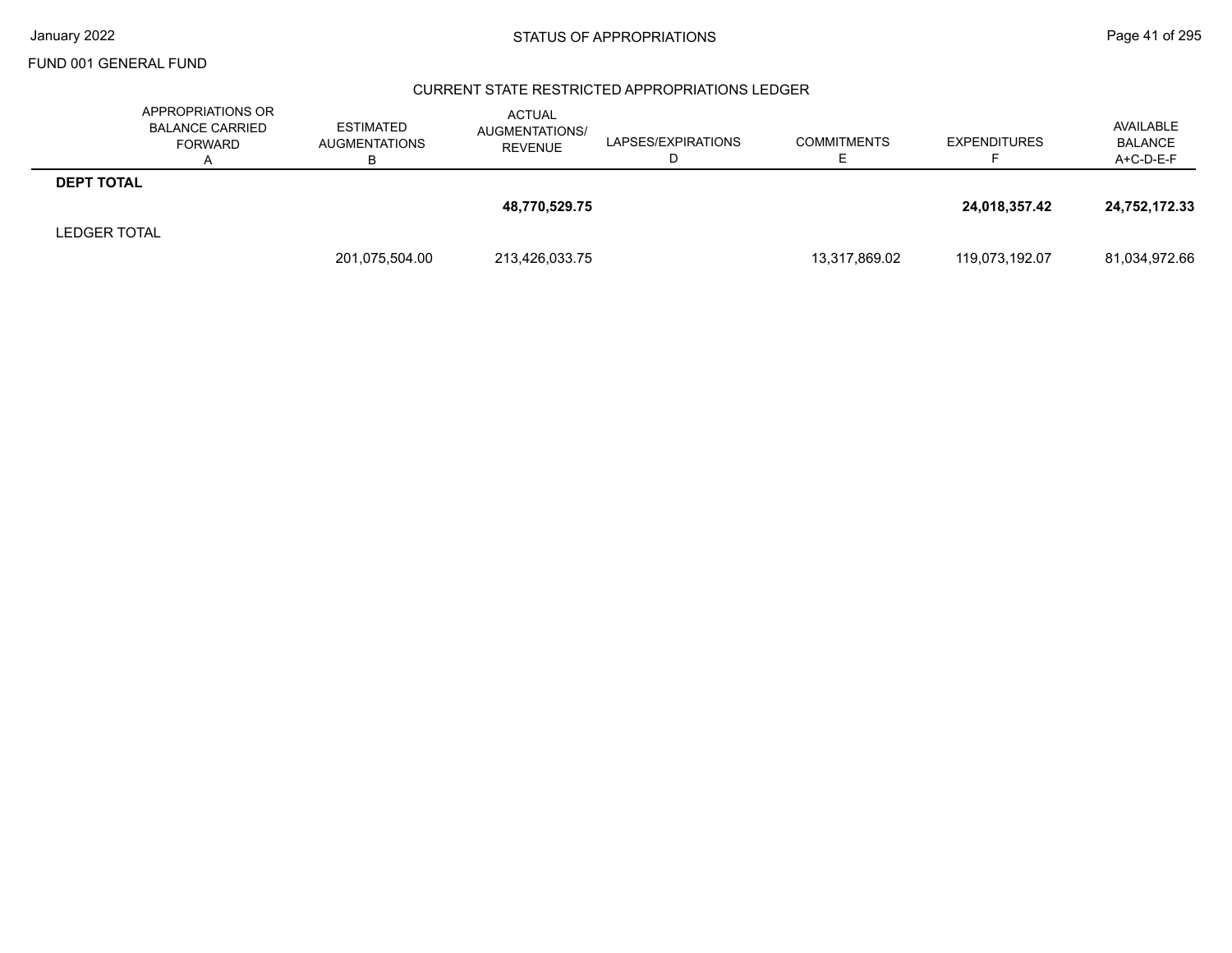FUND 001 GENERAL FUND

STATUS OF APPROPRIATIONS

CURRENT STATE RESTRICTED APPROPRIATIONS LEDGER

| | APPROPRIATIONS OR BALANCE CARRIED FORWARD A | ESTIMATED AUGMENTATIONS B | ACTUAL AUGMENTATIONS/ REVENUE | LAPSES/EXPIRATIONS D | COMMITMENTS E | EXPENDITURES F | AVAILABLE BALANCE A+C-D-E-F |
|---|---|---|---|---|---|---|---|
| **DEPT TOTAL** | | | | | | | |
| | | | **48,770,529.75** | | | **24,018,357.42** | **24,752,172.33** |
| LEDGER TOTAL | | | | | | | |
| | | 201,075,504.00 | 213,426,033.75 | | 13,317,869.02 | 119,073,192.07 | 81,034,972.66 |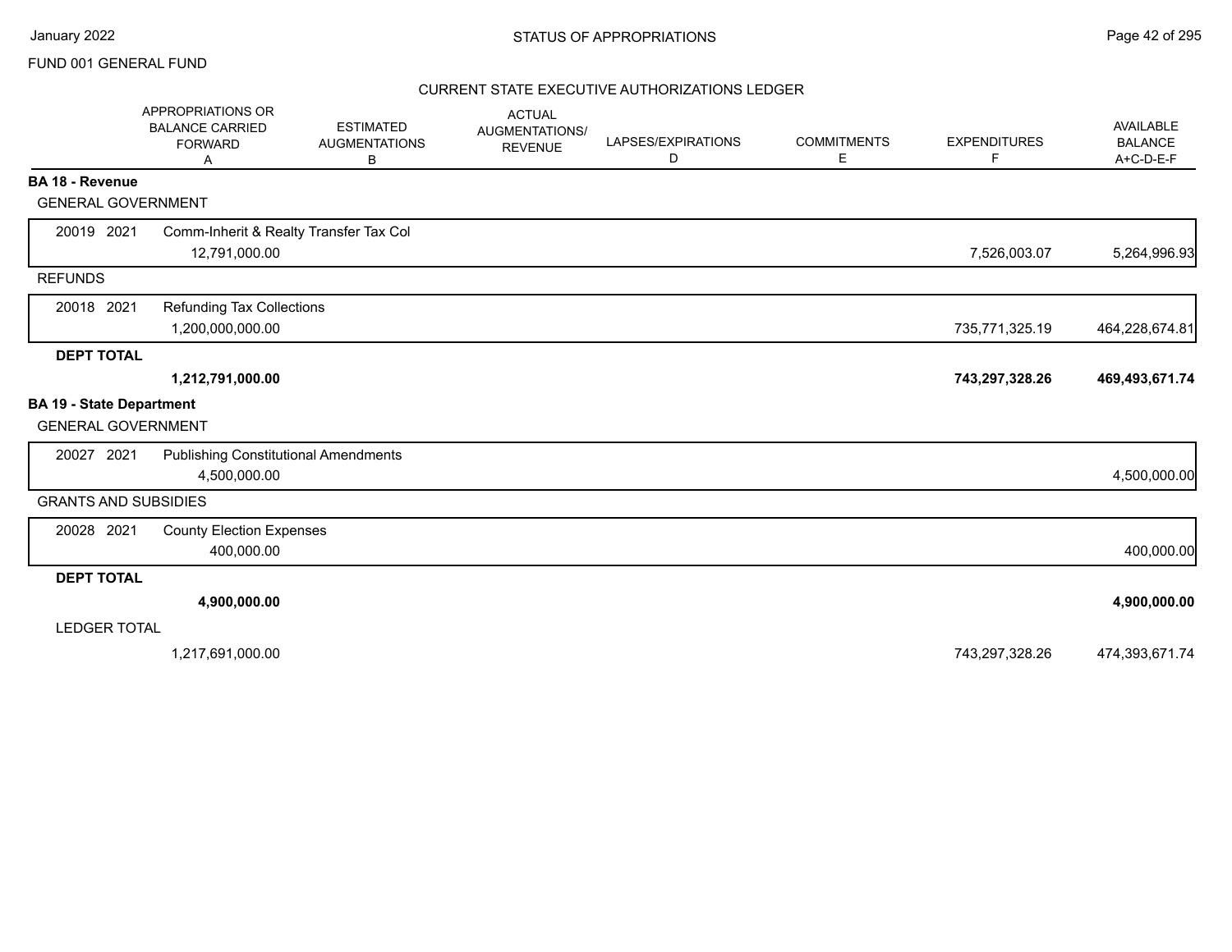FUND 001 GENERAL FUND

## STATUS OF APPROPRIATIONS

### CURRENT STATE EXECUTIVE AUTHORIZATIONS LEDGER

| | APPROPRIATIONS OR BALANCE CARRIED FORWARD A | ESTIMATED AUGMENTATIONS B | ACTUAL AUGMENTATIONS/ REVENUE | LAPSES/EXPIRATIONS D | COMMITMENTS E | EXPENDITURES F | AVAILABLE BALANCE A+C-D-E-F |
|---|---|---|---|---|---|---|---|
| **BA 18 - Revenue** | | | | | | | |
| GENERAL GOVERNMENT | | | | | | | |
| 20019 2021 | Comm-Inherit & Realty Transfer Tax Col | | | | | | |
| | 12,791,000.00 | | | | | 7,526,003.07 | 5,264,996.93 |
| REFUNDS | | | | | | | |
| 20018 2021 | Refunding Tax Collections | | | | | | |
| | 1,200,000,000.00 | | | | | 735,771,325.19 | 464,228,674.81 |
| **DEPT TOTAL** | | | | | | | |
| | **1,212,791,000.00** | | | | | **743,297,328.26** | **469,493,671.74** |
| **BA 19 - State Department** | | | | | | | |
| GENERAL GOVERNMENT | | | | | | | |
| 20027 2021 | Publishing Constitutional Amendments | | | | | | |
| | 4,500,000.00 | | | | | | 4,500,000.00 |
| GRANTS AND SUBSIDIES | | | | | | | |
| 20028 2021 | County Election Expenses | | | | | | |
| | 400,000.00 | | | | | | 400,000.00 |
| **DEPT TOTAL** | | | | | | | |
| | **4,900,000.00** | | | | | | **4,900,000.00** |
| LEDGER TOTAL | | | | | | | |
| | 1,217,691,000.00 | | | | | 743,297,328.26 | 474,393,671.74 |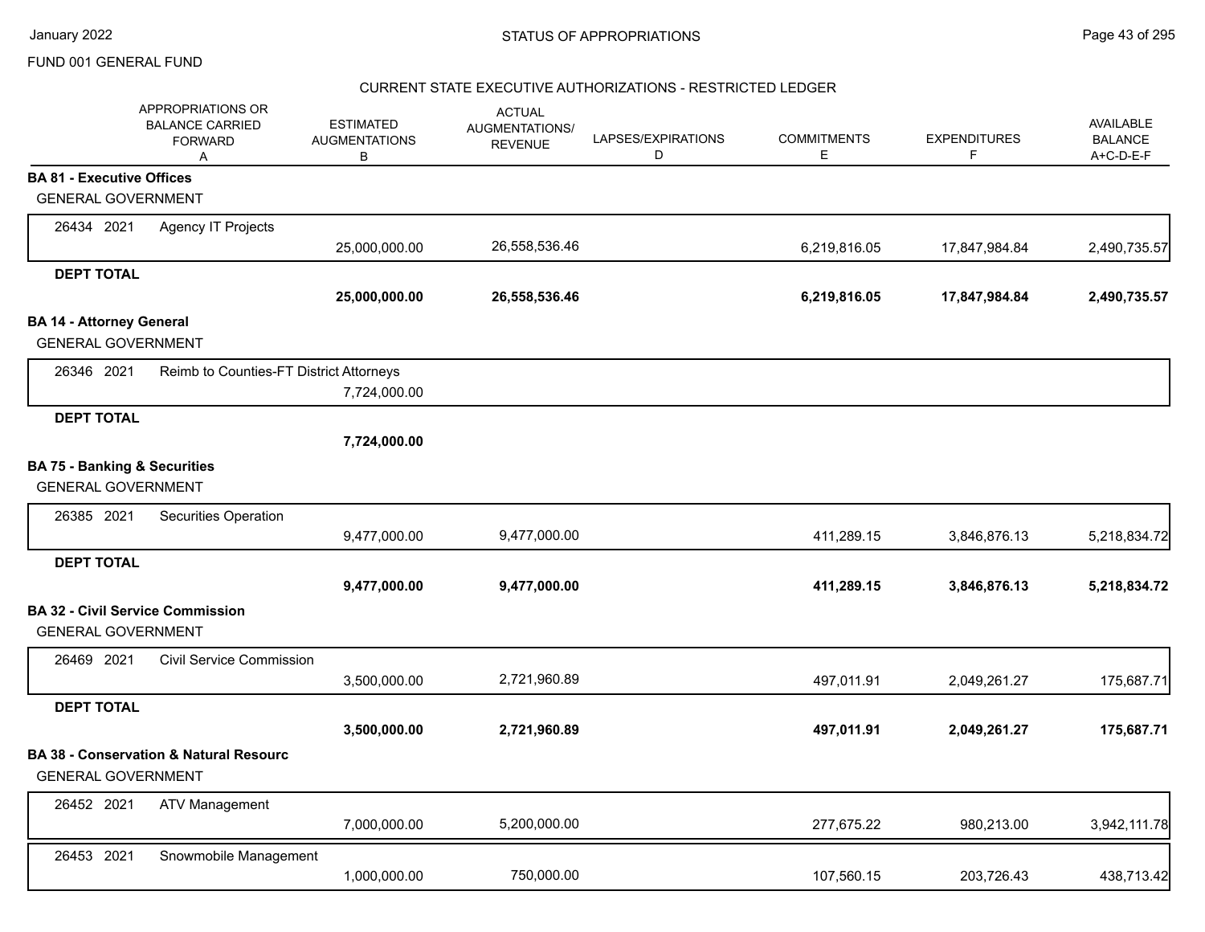FUND 001 GENERAL FUND

CURRENT STATE EXECUTIVE AUTHORIZATIONS - RESTRICTED LEDGER

| | APPROPRIATIONS OR BALANCE CARRIED FORWARD A | ESTIMATED AUGMENTATIONS B | ACTUAL AUGMENTATIONS/ REVENUE | LAPSES/EXPIRATIONS D | COMMITMENTS E | EXPENDITURES F | AVAILABLE BALANCE A+C-D-E-F |
|---|---|---|---|---|---|---|---|
| **BA 81 - Executive Offices** | | | | | | | |
| GENERAL GOVERNMENT | | | | | | | |
| 26434 2021 Agency IT Projects | | 25,000,000.00 | 26,558,536.46 | | 6,219,816.05 | 17,847,984.84 | 2,490,735.57 |
| **DEPT TOTAL** | | **25,000,000.00** | **26,558,536.46** | | **6,219,816.05** | **17,847,984.84** | **2,490,735.57** |
| **BA 14 - Attorney General** | | | | | | | |
| GENERAL GOVERNMENT | | | | | | | |
| 26346 2021 Reimb to Counties-FT District Attorneys | | 7,724,000.00 | | | | | |
| **DEPT TOTAL** | | **7,724,000.00** | | | | | |
| **BA 75 - Banking & Securities** | | | | | | | |
| GENERAL GOVERNMENT | | | | | | | |
| 26385 2021 Securities Operation | | 9,477,000.00 | 9,477,000.00 | | 411,289.15 | 3,846,876.13 | 5,218,834.72 |
| **DEPT TOTAL** | | **9,477,000.00** | **9,477,000.00** | | **411,289.15** | **3,846,876.13** | **5,218,834.72** |
| **BA 32 - Civil Service Commission** | | | | | | | |
| GENERAL GOVERNMENT | | | | | | | |
| 26469 2021 Civil Service Commission | | 3,500,000.00 | 2,721,960.89 | | 497,011.91 | 2,049,261.27 | 175,687.71 |
| **DEPT TOTAL** | | **3,500,000.00** | **2,721,960.89** | | **497,011.91** | **2,049,261.27** | **175,687.71** |
| **BA 38 - Conservation & Natural Resourc** | | | | | | | |
| GENERAL GOVERNMENT | | | | | | | |
| 26452 2021 ATV Management | | 7,000,000.00 | 5,200,000.00 | | 277,675.22 | 980,213.00 | 3,942,111.78 |
| 26453 2021 Snowmobile Management | | 1,000,000.00 | 750,000.00 | | 107,560.15 | 203,726.43 | 438,713.42 |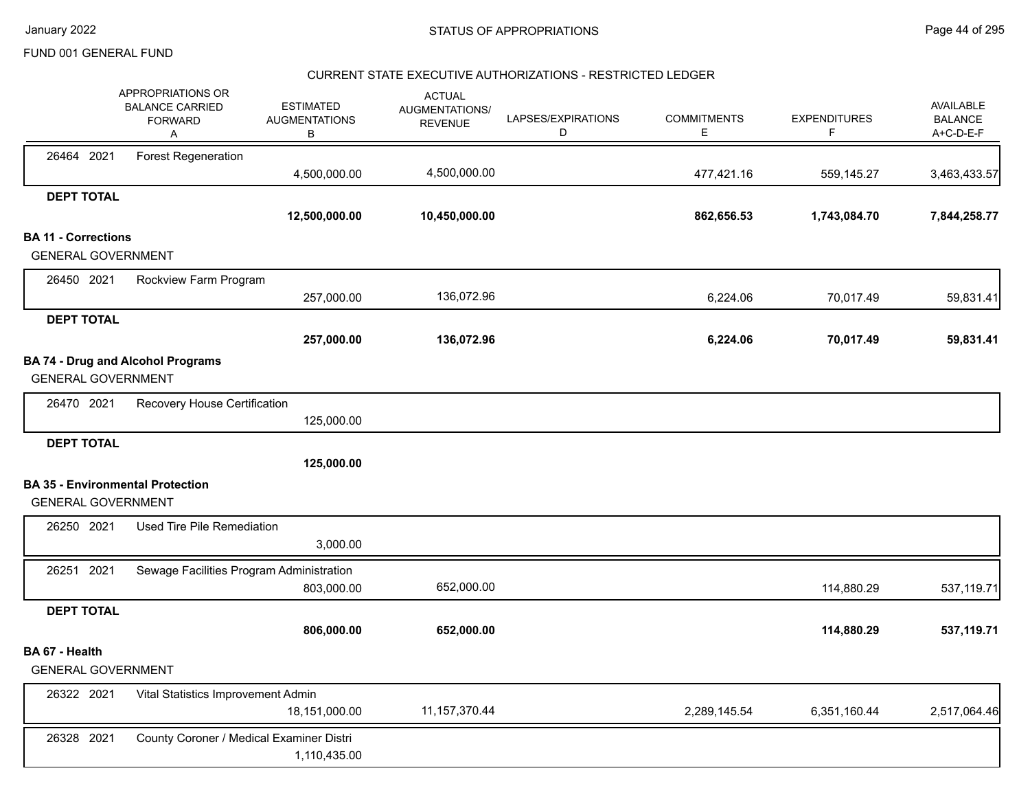FUND 001 GENERAL FUND

CURRENT STATE EXECUTIVE AUTHORIZATIONS - RESTRICTED LEDGER

| | APPROPRIATIONS OR BALANCE CARRIED FORWARD A | ESTIMATED AUGMENTATIONS B | ACTUAL AUGMENTATIONS/ REVENUE | LAPSES/EXPIRATIONS D | COMMITMENTS E | EXPENDITURES F | AVAILABLE BALANCE A+C-D-E-F |
|---|---|---|---|---|---|---|---|
| 26464 2021 | Forest Regeneration | 4,500,000.00 | 4,500,000.00 | | 477,421.16 | 559,145.27 | 3,463,433.57 |
| **DEPT TOTAL** | | **12,500,000.00** | **10,450,000.00** | | **862,656.53** | **1,743,084.70** | **7,844,258.77** |
| **BA 11 - Corrections** | | | | | | | |
| GENERAL GOVERNMENT | | | | | | | |
| 26450 2021 | Rockview Farm Program | 257,000.00 | 136,072.96 | | 6,224.06 | 70,017.49 | 59,831.41 |
| **DEPT TOTAL** | | **257,000.00** | **136,072.96** | | **6,224.06** | **70,017.49** | **59,831.41** |
| **BA 74 - Drug and Alcohol Programs** | | | | | | | |
| GENERAL GOVERNMENT | | | | | | | |
| 26470 2021 | Recovery House Certification | 125,000.00 | | | | | |
| **DEPT TOTAL** | | **125,000.00** | | | | | |
| **BA 35 - Environmental Protection** | | | | | | | |
| GENERAL GOVERNMENT | | | | | | | |
| 26250 2021 | Used Tire Pile Remediation | 3,000.00 | | | | | |
| 26251 2021 | Sewage Facilities Program Administration | 803,000.00 | 652,000.00 | | | 114,880.29 | 537,119.71 |
| **DEPT TOTAL** | | **806,000.00** | **652,000.00** | | | **114,880.29** | **537,119.71** |
| **BA 67 - Health** | | | | | | | |
| GENERAL GOVERNMENT | | | | | | | |
| 26322 2021 | Vital Statistics Improvement Admin | 18,151,000.00 | 11,157,370.44 | | 2,289,145.54 | 6,351,160.44 | 2,517,064.46 |
| 26328 2021 | County Coroner / Medical Examiner Distri | 1,110,435.00 | | | | | |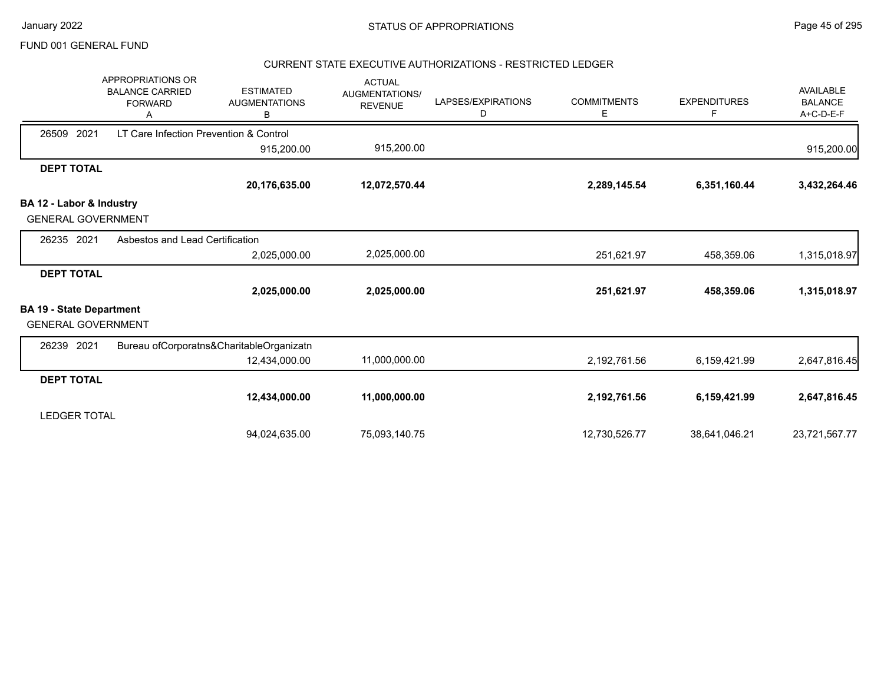FUND 001 GENERAL FUND

## STATUS OF APPROPRIATIONS

### CURRENT STATE EXECUTIVE AUTHORIZATIONS - RESTRICTED LEDGER

| | APPROPRIATIONS OR BALANCE CARRIED FORWARD A | ESTIMATED AUGMENTATIONS B | ACTUAL AUGMENTATIONS/ REVENUE | LAPSES/EXPIRATIONS D | COMMITMENTS E | EXPENDITURES F | AVAILABLE BALANCE A+C-D-E-F |
|---|---|---|---|---|---|---|---|
| 26509 2021 LT Care Infection Prevention & Control | | 915,200.00 | 915,200.00 | | | | 915,200.00 |
| **DEPT TOTAL** | | **20,176,635.00** | **12,072,570.44** | | **2,289,145.54** | **6,351,160.44** | **3,432,264.46** |
| **BA 12 - Labor & Industry** | | | | | | | |
| GENERAL GOVERNMENT | | | | | | | |
| 26235 2021 Asbestos and Lead Certification | | 2,025,000.00 | 2,025,000.00 | | 251,621.97 | 458,359.06 | 1,315,018.97 |
| **DEPT TOTAL** | | **2,025,000.00** | **2,025,000.00** | | **251,621.97** | **458,359.06** | **1,315,018.97** |
| **BA 19 - State Department** | | | | | | | |
| GENERAL GOVERNMENT | | | | | | | |
| 26239 2021 Bureau ofCorporatns&CharitableOrganizatn | | 12,434,000.00 | 11,000,000.00 | | 2,192,761.56 | 6,159,421.99 | 2,647,816.45 |
| **DEPT TOTAL** | | **12,434,000.00** | **11,000,000.00** | | **2,192,761.56** | **6,159,421.99** | **2,647,816.45** |
| LEDGER TOTAL | | 94,024,635.00 | 75,093,140.75 | | 12,730,526.77 | 38,641,046.21 | 23,721,567.77 |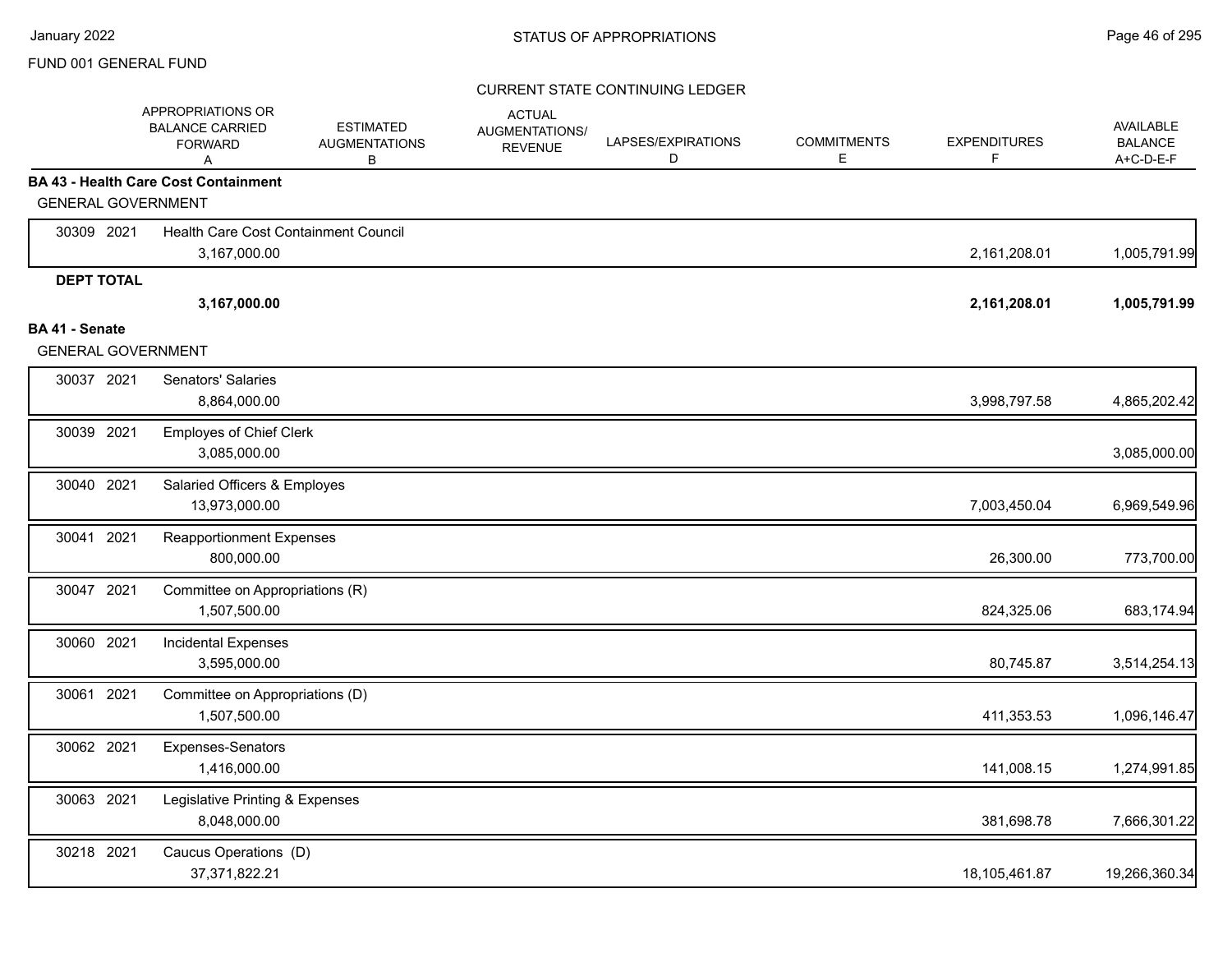FUND 001 GENERAL FUND

CURRENT STATE CONTINUING LEDGER

| | APPROPRIATIONS OR BALANCE CARRIED FORWARD A | ESTIMATED AUGMENTATIONS B | ACTUAL AUGMENTATIONS/ REVENUE | LAPSES/EXPIRATIONS D | COMMITMENTS E | EXPENDITURES F | AVAILABLE BALANCE A+C-D-E-F |
|---|---|---|---|---|---|---|---|
| **BA 43 - Health Care Cost Containment** | | | | | | | |
| GENERAL GOVERNMENT | | | | | | | |
| 30309 2021 | Health Care Cost Containment Council | | | | | | |
| | 3,167,000.00 | | | | | 2,161,208.01 | 1,005,791.99 |
| **DEPT TOTAL** | | | | | | | |
| | **3,167,000.00** | | | | | **2,161,208.01** | **1,005,791.99** |
| **BA 41 - Senate** | | | | | | | |
| GENERAL GOVERNMENT | | | | | | | |
| 30037 2021 | Senators' Salaries | | | | | | |
| | 8,864,000.00 | | | | | 3,998,797.58 | 4,865,202.42 |
| 30039 2021 | Employes of Chief Clerk | | | | | | |
| | 3,085,000.00 | | | | | | 3,085,000.00 |
| 30040 2021 | Salaried Officers & Employes | | | | | | |
| | 13,973,000.00 | | | | | 7,003,450.04 | 6,969,549.96 |
| 30041 2021 | Reapportionment Expenses | | | | | | |
| | 800,000.00 | | | | | 26,300.00 | 773,700.00 |
| 30047 2021 | Committee on Appropriations (R) | | | | | | |
| | 1,507,500.00 | | | | | 824,325.06 | 683,174.94 |
| 30060 2021 | Incidental Expenses | | | | | | |
| | 3,595,000.00 | | | | | 80,745.87 | 3,514,254.13 |
| 30061 2021 | Committee on Appropriations (D) | | | | | | |
| | 1,507,500.00 | | | | | 411,353.53 | 1,096,146.47 |
| 30062 2021 | Expenses-Senators | | | | | | |
| | 1,416,000.00 | | | | | 141,008.15 | 1,274,991.85 |
| 30063 2021 | Legislative Printing & Expenses | | | | | | |
| | 8,048,000.00 | | | | | 381,698.78 | 7,666,301.22 |
| 30218 2021 | Caucus Operations (D) | | | | | | |
| | 37,371,822.21 | | | | | 18,105,461.87 | 19,266,360.34 |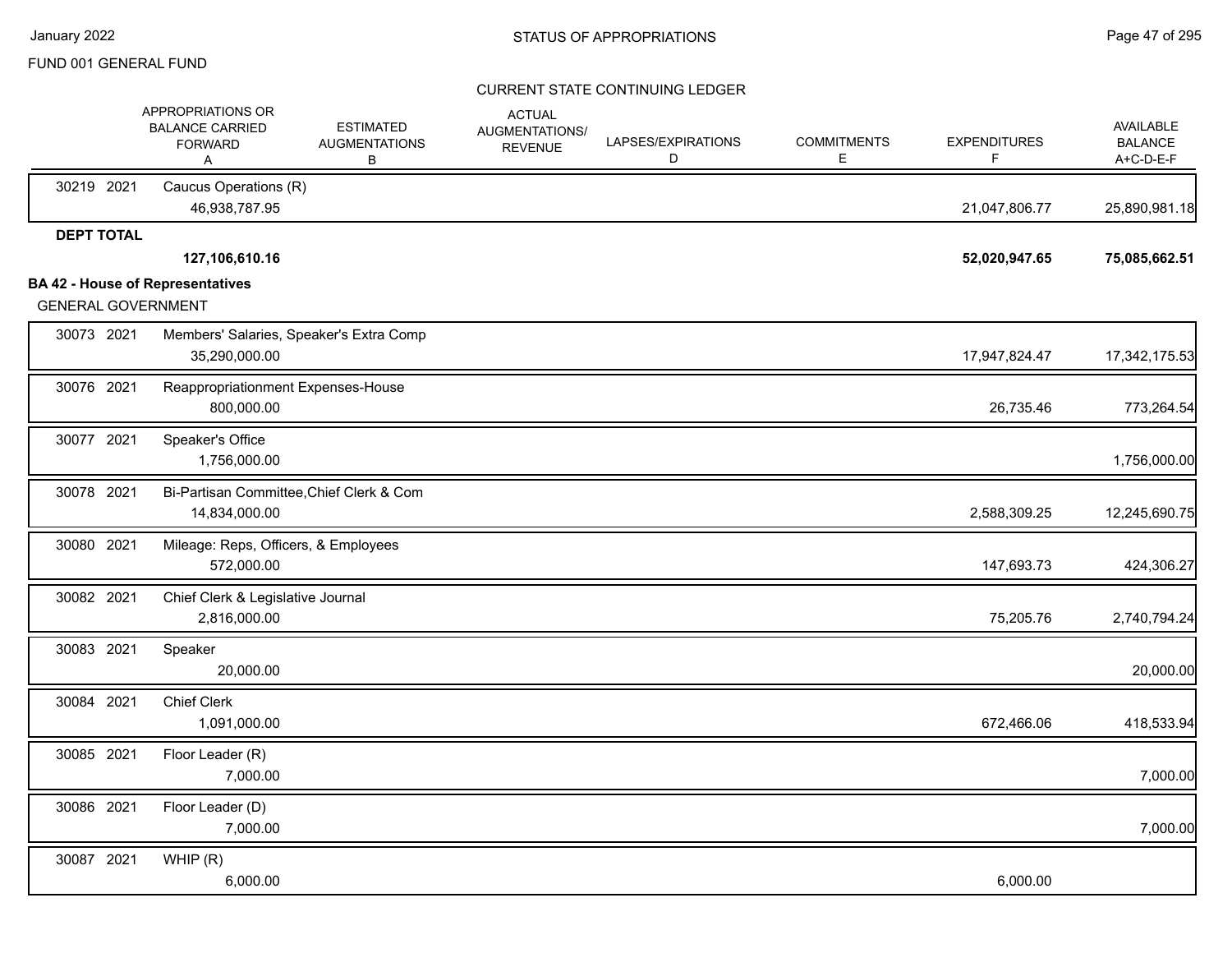FUND 001 GENERAL FUND

CURRENT STATE CONTINUING LEDGER

| | APPROPRIATIONS OR BALANCE CARRIED FORWARD A | ESTIMATED AUGMENTATIONS B | ACTUAL AUGMENTATIONS/ REVENUE | LAPSES/EXPIRATIONS D | COMMITMENTS E | EXPENDITURES F | AVAILABLE BALANCE A+C-D-E-F |
|---|---|---|---|---|---|---|---|
| 30219 2021 | Caucus Operations (R) | | | | | | |
| | 46,938,787.95 | | | | | 21,047,806.77 | 25,890,981.18 |
| **DEPT TOTAL** | | | | | | | |
| | **127,106,610.16** | | | | | **52,020,947.65** | **75,085,662.51** |

**BA 42 - House of Representatives**

GENERAL GOVERNMENT

| | APPROPRIATIONS OR BALANCE CARRIED FORWARD A | ESTIMATED AUGMENTATIONS B | ACTUAL AUGMENTATIONS/ REVENUE | LAPSES/EXPIRATIONS D | COMMITMENTS E | EXPENDITURES F | AVAILABLE BALANCE A+C-D-E-F |
|---|---|---|---|---|---|---|---|
| 30073 2021 | Members' Salaries, Speaker's Extra Comp | | | | | | |
| | 35,290,000.00 | | | | | 17,947,824.47 | 17,342,175.53 |
| 30076 2021 | Reappropriationment Expenses-House | | | | | | |
| | 800,000.00 | | | | | 26,735.46 | 773,264.54 |
| 30077 2021 | Speaker's Office | | | | | | |
| | 1,756,000.00 | | | | | | 1,756,000.00 |
| 30078 2021 | Bi-Partisan Committee,Chief Clerk & Com | | | | | | |
| | 14,834,000.00 | | | | | 2,588,309.25 | 12,245,690.75 |
| 30080 2021 | Mileage: Reps, Officers, & Employees | | | | | | |
| | 572,000.00 | | | | | 147,693.73 | 424,306.27 |
| 30082 2021 | Chief Clerk & Legislative Journal | | | | | | |
| | 2,816,000.00 | | | | | 75,205.76 | 2,740,794.24 |
| 30083 2021 | Speaker | | | | | | |
| | 20,000.00 | | | | | | 20,000.00 |
| 30084 2021 | Chief Clerk | | | | | | |
| | 1,091,000.00 | | | | | 672,466.06 | 418,533.94 |
| 30085 2021 | Floor Leader (R) | | | | | | |
| | 7,000.00 | | | | | | 7,000.00 |
| 30086 2021 | Floor Leader (D) | | | | | | |
| | 7,000.00 | | | | | | 7,000.00 |
| 30087 2021 | WHIP (R) | | | | | | |
| | 6,000.00 | | | | | 6,000.00 | |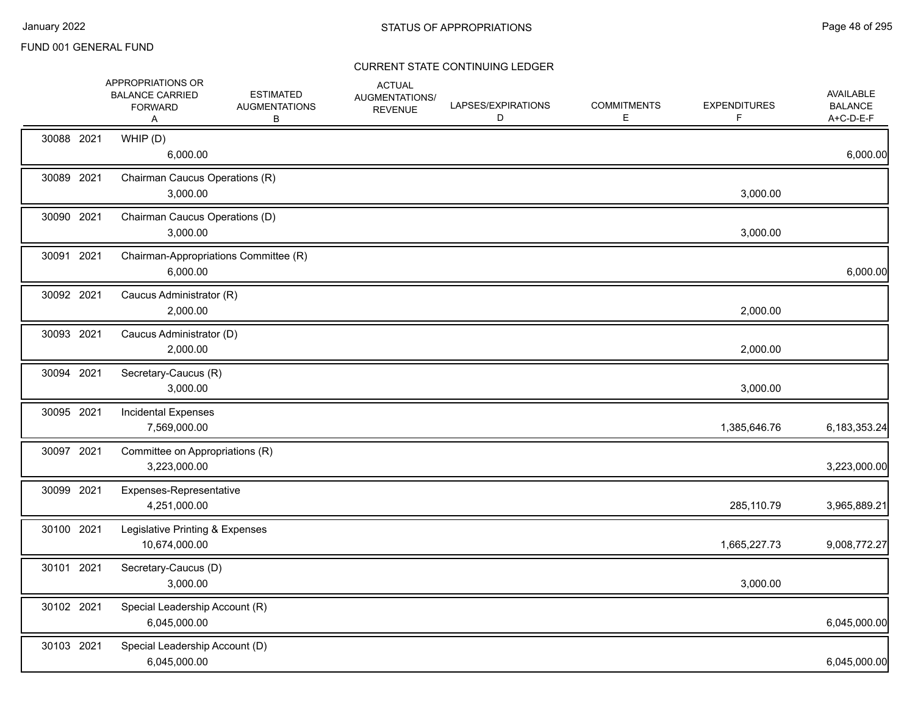FUND 001 GENERAL FUND

STATUS OF APPROPRIATIONS

CURRENT STATE CONTINUING LEDGER

| | | | APPROPRIATIONS OR BALANCE CARRIED FORWARD A | ESTIMATED AUGMENTATIONS B | ACTUAL AUGMENTATIONS/ REVENUE | LAPSES/EXPIRATIONS D | COMMITMENTS E | EXPENDITURES F | AVAILABLE BALANCE A+C-D-E-F |
|---|---|---|---|---|---|---|---|---|---|
| 30088 | 2021 | WHIP (D) | 6,000.00 | | | | | | 6,000.00 |
| 30089 | 2021 | Chairman Caucus Operations (R) | 3,000.00 | | | | | 3,000.00 | |
| 30090 | 2021 | Chairman Caucus Operations (D) | 3,000.00 | | | | | 3,000.00 | |
| 30091 | 2021 | Chairman-Appropriations Committee (R) | 6,000.00 | | | | | | 6,000.00 |
| 30092 | 2021 | Caucus Administrator (R) | 2,000.00 | | | | | 2,000.00 | |
| 30093 | 2021 | Caucus Administrator (D) | 2,000.00 | | | | | 2,000.00 | |
| 30094 | 2021 | Secretary-Caucus (R) | 3,000.00 | | | | | 3,000.00 | |
| 30095 | 2021 | Incidental Expenses | 7,569,000.00 | | | | | 1,385,646.76 | 6,183,353.24 |
| 30097 | 2021 | Committee on Appropriations (R) | 3,223,000.00 | | | | | | 3,223,000.00 |
| 30099 | 2021 | Expenses-Representative | 4,251,000.00 | | | | | 285,110.79 | 3,965,889.21 |
| 30100 | 2021 | Legislative Printing & Expenses | 10,674,000.00 | | | | | 1,665,227.73 | 9,008,772.27 |
| 30101 | 2021 | Secretary-Caucus (D) | 3,000.00 | | | | | 3,000.00 | |
| 30102 | 2021 | Special Leadership Account (R) | 6,045,000.00 | | | | | | 6,045,000.00 |
| 30103 | 2021 | Special Leadership Account (D) | 6,045,000.00 | | | | | | 6,045,000.00 |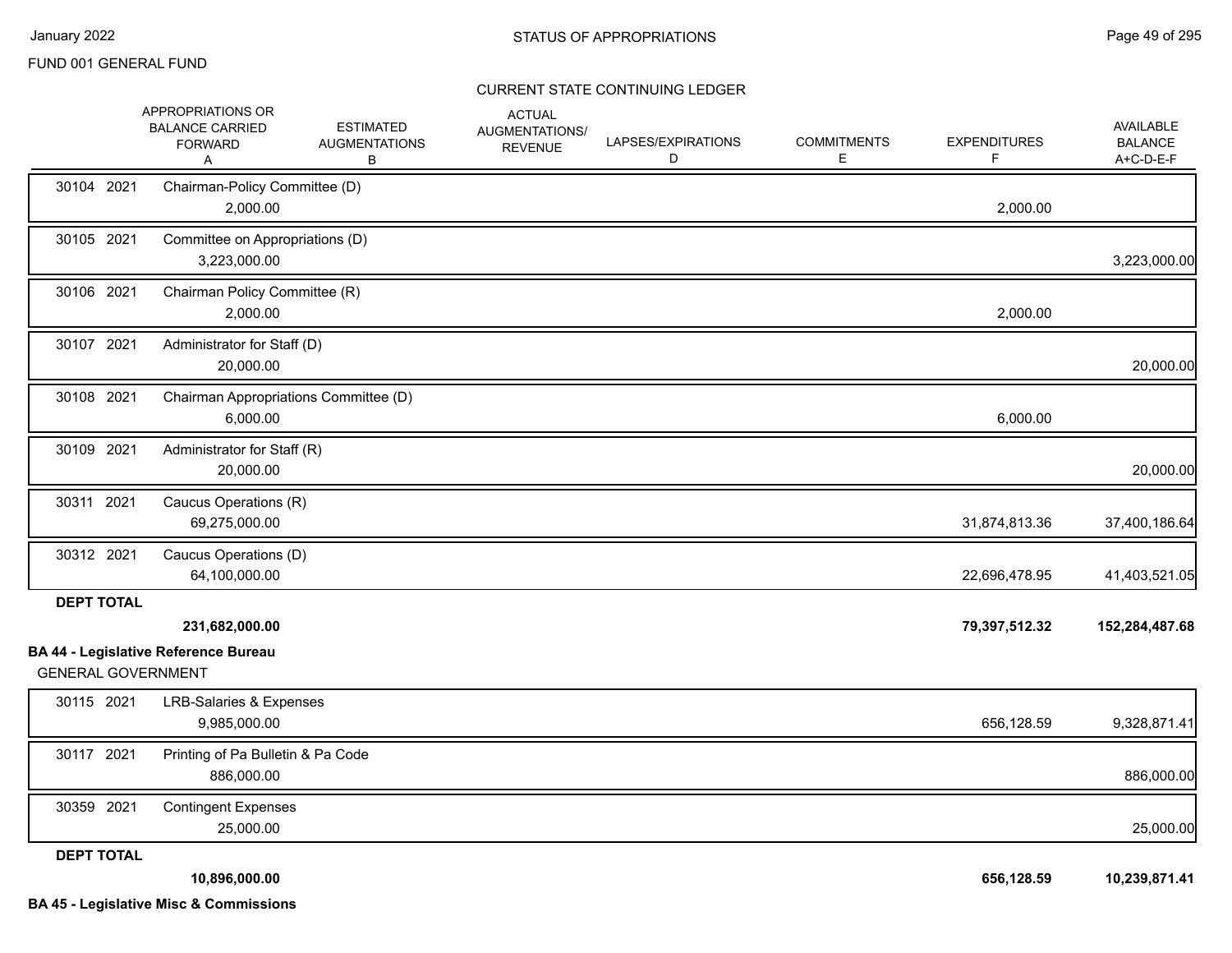FUND 001 GENERAL FUND

CURRENT STATE CONTINUING LEDGER

| | | APPROPRIATIONS OR BALANCE CARRIED FORWARD A | ESTIMATED AUGMENTATIONS B | ACTUAL AUGMENTATIONS/ REVENUE | LAPSES/EXPIRATIONS D | COMMITMENTS E | EXPENDITURES F | AVAILABLE BALANCE A+C-D-E-F |
|---|---|---|---|---|---|---|---|---|
| 30104 2021 | Chairman-Policy Committee (D) | 2,000.00 | | | | | 2,000.00 | |
| 30105 2021 | Committee on Appropriations (D) | 3,223,000.00 | | | | | | 3,223,000.00 |
| 30106 2021 | Chairman Policy Committee (R) | 2,000.00 | | | | | 2,000.00 | |
| 30107 2021 | Administrator for Staff (D) | 20,000.00 | | | | | | 20,000.00 |
| 30108 2021 | Chairman Appropriations Committee (D) | 6,000.00 | | | | | 6,000.00 | |
| 30109 2021 | Administrator for Staff (R) | 20,000.00 | | | | | | 20,000.00 |
| 30311 2021 | Caucus Operations (R) | 69,275,000.00 | | | | | 31,874,813.36 | 37,400,186.64 |
| 30312 2021 | Caucus Operations (D) | 64,100,000.00 | | | | | 22,696,478.95 | 41,403,521.05 |
| **DEPT TOTAL** | | **231,682,000.00** | | | | | **79,397,512.32** | **152,284,487.68** |

**BA 44 - Legislative Reference Bureau**

GENERAL GOVERNMENT

| | | APPROPRIATIONS OR BALANCE CARRIED FORWARD A | ESTIMATED AUGMENTATIONS B | ACTUAL AUGMENTATIONS/ REVENUE | LAPSES/EXPIRATIONS D | COMMITMENTS E | EXPENDITURES F | AVAILABLE BALANCE A+C-D-E-F |
|---|---|---|---|---|---|---|---|---|
| 30115 2021 | LRB-Salaries & Expenses | 9,985,000.00 | | | | | 656,128.59 | 9,328,871.41 |
| 30117 2021 | Printing of Pa Bulletin & Pa Code | 886,000.00 | | | | | | 886,000.00 |
| 30359 2021 | Contingent Expenses | 25,000.00 | | | | | | 25,000.00 |
| **DEPT TOTAL** | | **10,896,000.00** | | | | | **656,128.59** | **10,239,871.41** |

**BA 45 - Legislative Misc & Commissions**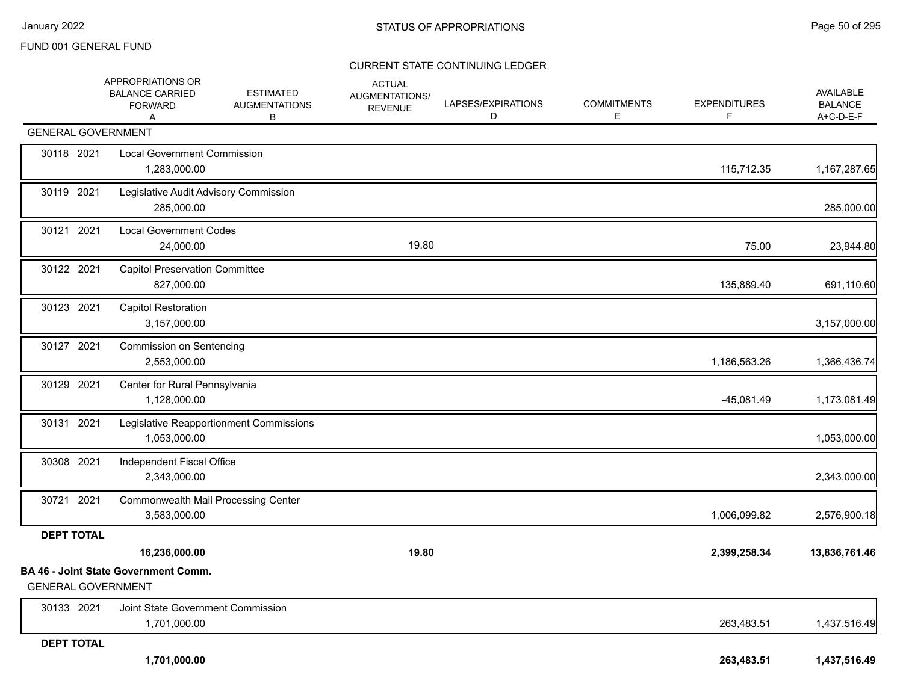STATUS OF APPROPRIATIONS

January 2022

FUND 001 GENERAL FUND

CURRENT STATE CONTINUING LEDGER

| | APPROPRIATIONS OR BALANCE CARRIED FORWARD A | ESTIMATED AUGMENTATIONS B | ACTUAL AUGMENTATIONS/ REVENUE | LAPSES/EXPIRATIONS D | COMMITMENTS E | EXPENDITURES F | AVAILABLE BALANCE A+C-D-E-F |
|---|---|---|---|---|---|---|---|
| **GENERAL GOVERNMENT** | | | | | | | |
| 30118 2021 Local Government Commission | 1,283,000.00 | | | | | 115,712.35 | 1,167,287.65 |
| 30119 2021 Legislative Audit Advisory Commission | 285,000.00 | | | | | | 285,000.00 |
| 30121 2021 Local Government Codes | 24,000.00 | | 19.80 | | | 75.00 | 23,944.80 |
| 30122 2021 Capitol Preservation Committee | 827,000.00 | | | | | 135,889.40 | 691,110.60 |
| 30123 2021 Capitol Restoration | 3,157,000.00 | | | | | | 3,157,000.00 |
| 30127 2021 Commission on Sentencing | 2,553,000.00 | | | | | 1,186,563.26 | 1,366,436.74 |
| 30129 2021 Center for Rural Pennsylvania | 1,128,000.00 | | | | | -45,081.49 | 1,173,081.49 |
| 30131 2021 Legislative Reapportionment Commissions | 1,053,000.00 | | | | | | 1,053,000.00 |
| 30308 2021 Independent Fiscal Office | 2,343,000.00 | | | | | | 2,343,000.00 |
| 30721 2021 Commonwealth Mail Processing Center | 3,583,000.00 | | | | | 1,006,099.82 | 2,576,900.18 |
| **DEPT TOTAL** | **16,236,000.00** | | **19.80** | | | **2,399,258.34** | **13,836,761.46** |

**BA 46 - Joint State Government Comm.**

| | APPROPRIATIONS OR BALANCE CARRIED FORWARD A | ESTIMATED AUGMENTATIONS B | ACTUAL AUGMENTATIONS/ REVENUE | LAPSES/EXPIRATIONS D | COMMITMENTS E | EXPENDITURES F | AVAILABLE BALANCE A+C-D-E-F |
|---|---|---|---|---|---|---|---|
| **GENERAL GOVERNMENT** | | | | | | | |
| 30133 2021 Joint State Government Commission | 1,701,000.00 | | | | | 263,483.51 | 1,437,516.49 |
| **DEPT TOTAL** | **1,701,000.00** | | | | | **263,483.51** | **1,437,516.49** |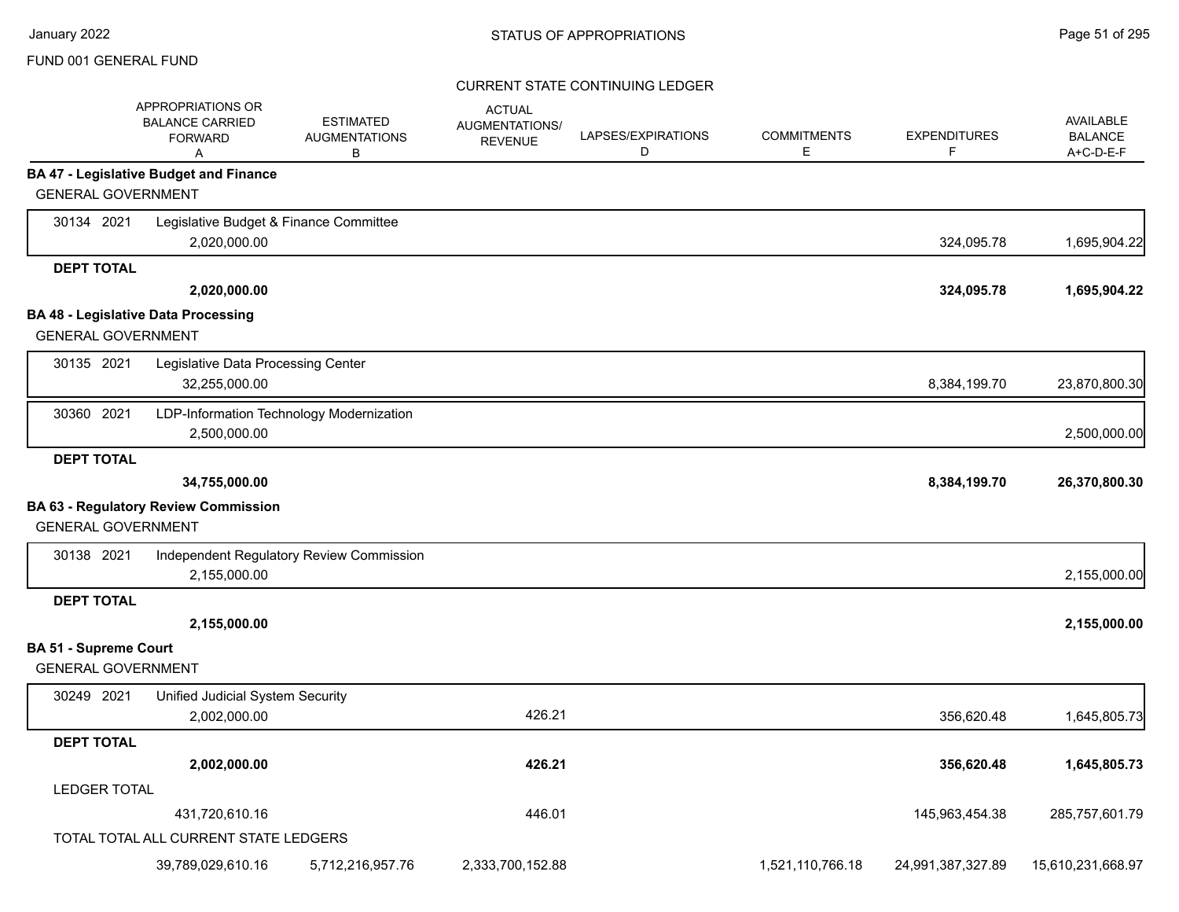January 2022

## STATUS OF APPROPRIATIONS

FUND 001 GENERAL FUND

### CURRENT STATE CONTINUING LEDGER

| | APPROPRIATIONS OR BALANCE CARRIED FORWARD A | ESTIMATED AUGMENTATIONS B | ACTUAL AUGMENTATIONS/ REVENUE | LAPSES/EXPIRATIONS D | COMMITMENTS E | EXPENDITURES F | AVAILABLE BALANCE A+C-D-E-F |
|---|---|---|---|---|---|---|---|
| **BA 47 - Legislative Budget and Finance** | | | | | | | |
| GENERAL GOVERNMENT | | | | | | | |
| 30134 2021 Legislative Budget & Finance Committee | 2,020,000.00 | | | | | 324,095.78 | 1,695,904.22 |
| **DEPT TOTAL** | **2,020,000.00** | | | | | **324,095.78** | **1,695,904.22** |
| **BA 48 - Legislative Data Processing** | | | | | | | |
| GENERAL GOVERNMENT | | | | | | | |
| 30135 2021 Legislative Data Processing Center | 32,255,000.00 | | | | | 8,384,199.70 | 23,870,800.30 |
| 30360 2021 LDP-Information Technology Modernization | 2,500,000.00 | | | | | | 2,500,000.00 |
| **DEPT TOTAL** | **34,755,000.00** | | | | | **8,384,199.70** | **26,370,800.30** |
| **BA 63 - Regulatory Review Commission** | | | | | | | |
| GENERAL GOVERNMENT | | | | | | | |
| 30138 2021 Independent Regulatory Review Commission | 2,155,000.00 | | | | | | 2,155,000.00 |
| **DEPT TOTAL** | **2,155,000.00** | | | | | | **2,155,000.00** |
| **BA 51 - Supreme Court** | | | | | | | |
| GENERAL GOVERNMENT | | | | | | | |
| 30249 2021 Unified Judicial System Security | 2,002,000.00 | | 426.21 | | | 356,620.48 | 1,645,805.73 |
| **DEPT TOTAL** | **2,002,000.00** | | **426.21** | | | **356,620.48** | **1,645,805.73** |
| LEDGER TOTAL | 431,720,610.16 | | 446.01 | | | 145,963,454.38 | 285,757,601.79 |
| TOTAL TOTAL ALL CURRENT STATE LEDGERS | 39,789,029,610.16 | 5,712,216,957.76 | 2,333,700,152.88 | | 1,521,110,766.18 | 24,991,387,327.89 | 15,610,231,668.97 |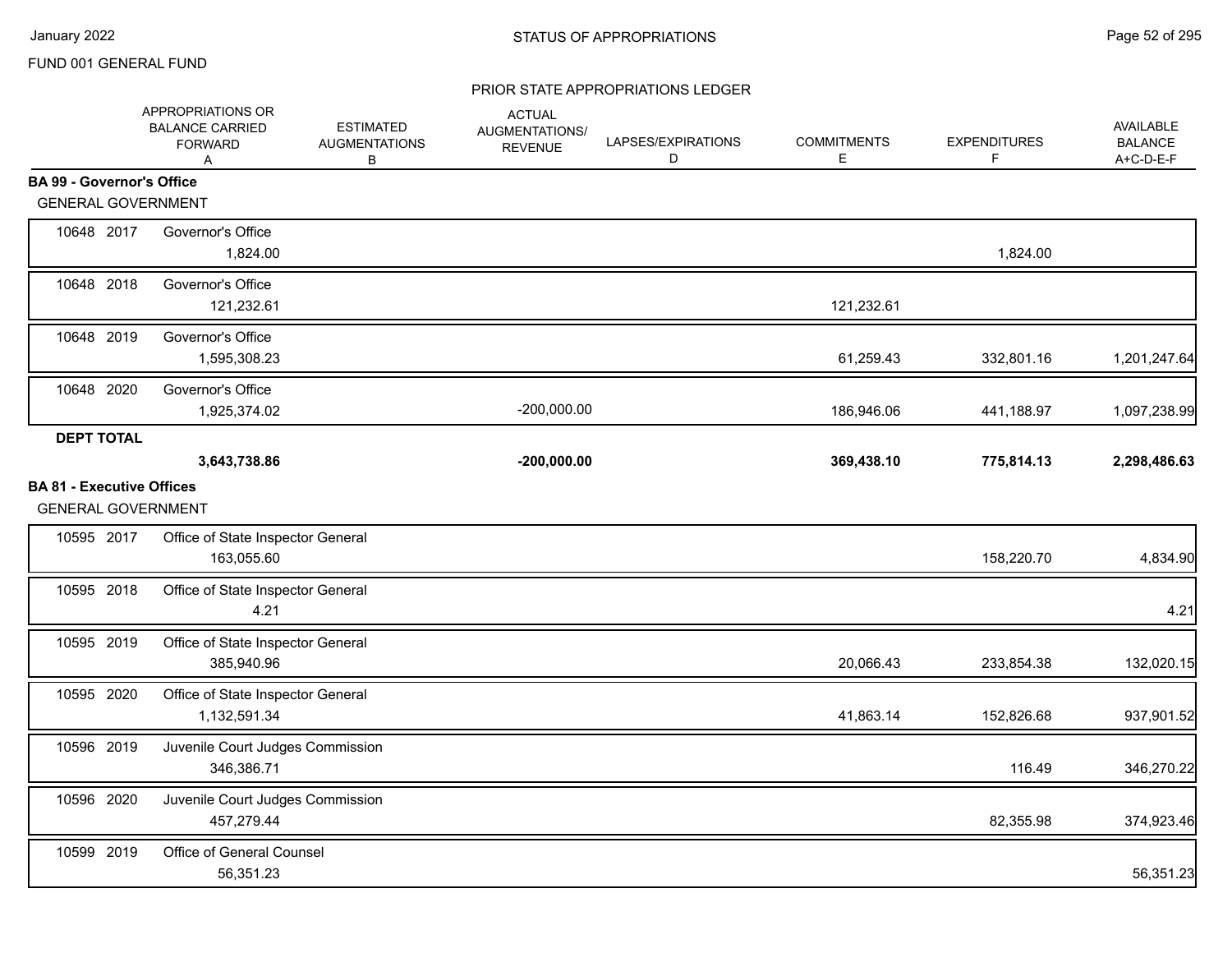FUND 001 GENERAL FUND

## STATUS OF APPROPRIATIONS

### PRIOR STATE APPROPRIATIONS LEDGER

| | | APPROPRIATIONS OR BALANCE CARRIED FORWARD A | ESTIMATED AUGMENTATIONS B | ACTUAL AUGMENTATIONS/ REVENUE | LAPSES/EXPIRATIONS D | COMMITMENTS E | EXPENDITURES F | AVAILABLE BALANCE A+C-D-E-F |
|---|---|---|---|---|---|---|---|---|
| **BA 99 - Governor's Office** | | | | | | | | |
| GENERAL GOVERNMENT | | | | | | | | |
| 10648 2017 | Governor's Office | 1,824.00 | | | | | 1,824.00 | |
| 10648 2018 | Governor's Office | 121,232.61 | | | | 121,232.61 | | |
| 10648 2019 | Governor's Office | 1,595,308.23 | | | | 61,259.43 | 332,801.16 | 1,201,247.64 |
| 10648 2020 | Governor's Office | 1,925,374.02 | | -200,000.00 | | 186,946.06 | 441,188.97 | 1,097,238.99 |
| **DEPT TOTAL** | | **3,643,738.86** | | **-200,000.00** | | **369,438.10** | **775,814.13** | **2,298,486.63** |
| **BA 81 - Executive Offices** | | | | | | | | |
| GENERAL GOVERNMENT | | | | | | | | |
| 10595 2017 | Office of State Inspector General | 163,055.60 | | | | | 158,220.70 | 4,834.90 |
| 10595 2018 | Office of State Inspector General | 4.21 | | | | | | 4.21 |
| 10595 2019 | Office of State Inspector General | 385,940.96 | | | | 20,066.43 | 233,854.38 | 132,020.15 |
| 10595 2020 | Office of State Inspector General | 1,132,591.34 | | | | 41,863.14 | 152,826.68 | 937,901.52 |
| 10596 2019 | Juvenile Court Judges Commission | 346,386.71 | | | | | 116.49 | 346,270.22 |
| 10596 2020 | Juvenile Court Judges Commission | 457,279.44 | | | | | 82,355.98 | 374,923.46 |
| 10599 2019 | Office of General Counsel | 56,351.23 | | | | | | 56,351.23 |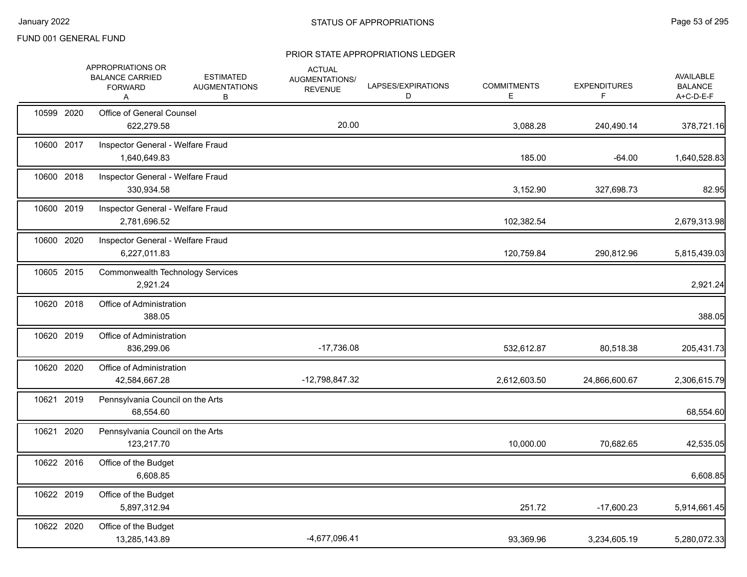FUND 001 GENERAL FUND

STATUS OF APPROPRIATIONS

PRIOR STATE APPROPRIATIONS LEDGER

| | | | APPROPRIATIONS OR BALANCE CARRIED FORWARD A | ESTIMATED AUGMENTATIONS B | ACTUAL AUGMENTATIONS/ REVENUE C | LAPSES/EXPIRATIONS D | COMMITMENTS E | EXPENDITURES F | AVAILABLE BALANCE A+C-D-E-F |
|---|---|---|---|---|---|---|---|---|---|
| 10599 | 2020 | Office of General Counsel | 622,279.58 | | 20.00 | | 3,088.28 | 240,490.14 | 378,721.16 |
| 10600 | 2017 | Inspector General - Welfare Fraud | 1,640,649.83 | | | | 185.00 | -64.00 | 1,640,528.83 |
| 10600 | 2018 | Inspector General - Welfare Fraud | 330,934.58 | | | | 3,152.90 | 327,698.73 | 82.95 |
| 10600 | 2019 | Inspector General - Welfare Fraud | 2,781,696.52 | | | | 102,382.54 | | 2,679,313.98 |
| 10600 | 2020 | Inspector General - Welfare Fraud | 6,227,011.83 | | | | 120,759.84 | 290,812.96 | 5,815,439.03 |
| 10605 | 2015 | Commonwealth Technology Services | 2,921.24 | | | | | | 2,921.24 |
| 10620 | 2018 | Office of Administration | 388.05 | | | | | | 388.05 |
| 10620 | 2019 | Office of Administration | 836,299.06 | | -17,736.08 | | 532,612.87 | 80,518.38 | 205,431.73 |
| 10620 | 2020 | Office of Administration | 42,584,667.28 | | -12,798,847.32 | | 2,612,603.50 | 24,866,600.67 | 2,306,615.79 |
| 10621 | 2019 | Pennsylvania Council on the Arts | 68,554.60 | | | | | | 68,554.60 |
| 10621 | 2020 | Pennsylvania Council on the Arts | 123,217.70 | | | | 10,000.00 | 70,682.65 | 42,535.05 |
| 10622 | 2016 | Office of the Budget | 6,608.85 | | | | | | 6,608.85 |
| 10622 | 2019 | Office of the Budget | 5,897,312.94 | | | | 251.72 | -17,600.23 | 5,914,661.45 |
| 10622 | 2020 | Office of the Budget | 13,285,143.89 | | -4,677,096.41 | | 93,369.96 | 3,234,605.19 | 5,280,072.33 |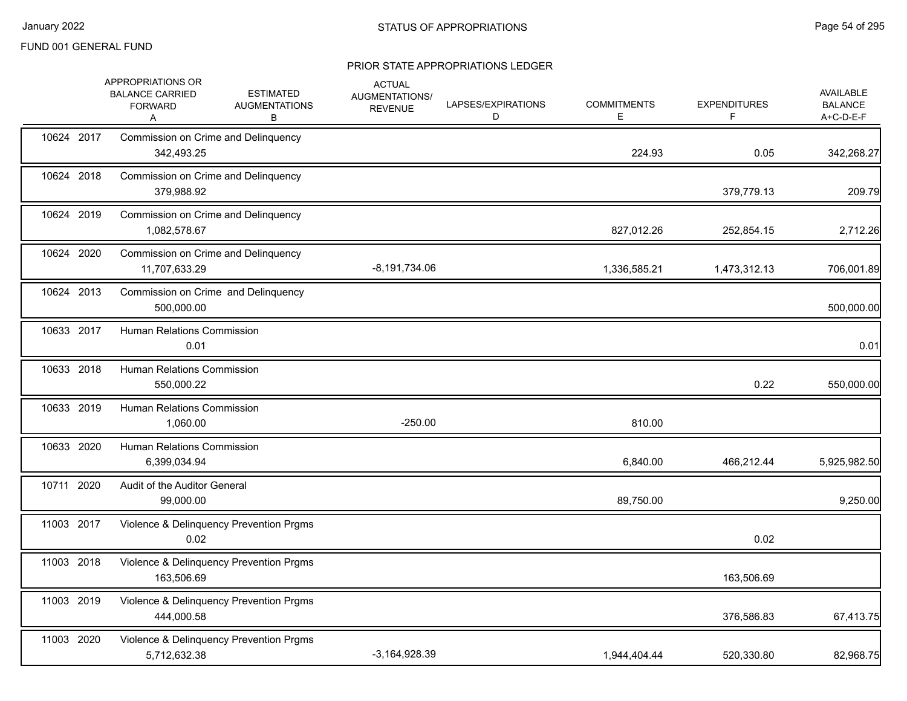FUND 001 GENERAL FUND

## STATUS OF APPROPRIATIONS

### PRIOR STATE APPROPRIATIONS LEDGER

| | APPROPRIATIONS OR BALANCE CARRIED FORWARD A | ESTIMATED AUGMENTATIONS B | ACTUAL AUGMENTATIONS/ REVENUE C | LAPSES/EXPIRATIONS D | COMMITMENTS E | EXPENDITURES F | AVAILABLE BALANCE A+C-D-E-F |
|---|---|---|---|---|---|---|---|
| 10624 2017 | Commission on Crime and Delinquency | | | | | | |
| | 342,493.25 | | | | 224.93 | 0.05 | 342,268.27 |
| 10624 2018 | Commission on Crime and Delinquency | | | | | | |
| | 379,988.92 | | | | | 379,779.13 | 209.79 |
| 10624 2019 | Commission on Crime and Delinquency | | | | | | |
| | 1,082,578.67 | | | | 827,012.26 | 252,854.15 | 2,712.26 |
| 10624 2020 | Commission on Crime and Delinquency | | | | | | |
| | 11,707,633.29 | | -8,191,734.06 | | 1,336,585.21 | 1,473,312.13 | 706,001.89 |
| 10624 2013 | Commission on Crime and Delinquency | | | | | | |
| | 500,000.00 | | | | | | 500,000.00 |
| 10633 2017 | Human Relations Commission | | | | | | |
| | 0.01 | | | | | | 0.01 |
| 10633 2018 | Human Relations Commission | | | | | | |
| | 550,000.22 | | | | | 0.22 | 550,000.00 |
| 10633 2019 | Human Relations Commission | | | | | | |
| | 1,060.00 | | -250.00 | | 810.00 | | |
| 10633 2020 | Human Relations Commission | | | | | | |
| | 6,399,034.94 | | | | 6,840.00 | 466,212.44 | 5,925,982.50 |
| 10711 2020 | Audit of the Auditor General | | | | | | |
| | 99,000.00 | | | | 89,750.00 | | 9,250.00 |
| 11003 2017 | Violence & Delinquency Prevention Prgms | | | | | | |
| | 0.02 | | | | | 0.02 | |
| 11003 2018 | Violence & Delinquency Prevention Prgms | | | | | | |
| | 163,506.69 | | | | | 163,506.69 | |
| 11003 2019 | Violence & Delinquency Prevention Prgms | | | | | | |
| | 444,000.58 | | | | | 376,586.83 | 67,413.75 |
| 11003 2020 | Violence & Delinquency Prevention Prgms | | | | | | |
| | 5,712,632.38 | | -3,164,928.39 | | 1,944,404.44 | 520,330.80 | 82,968.75 |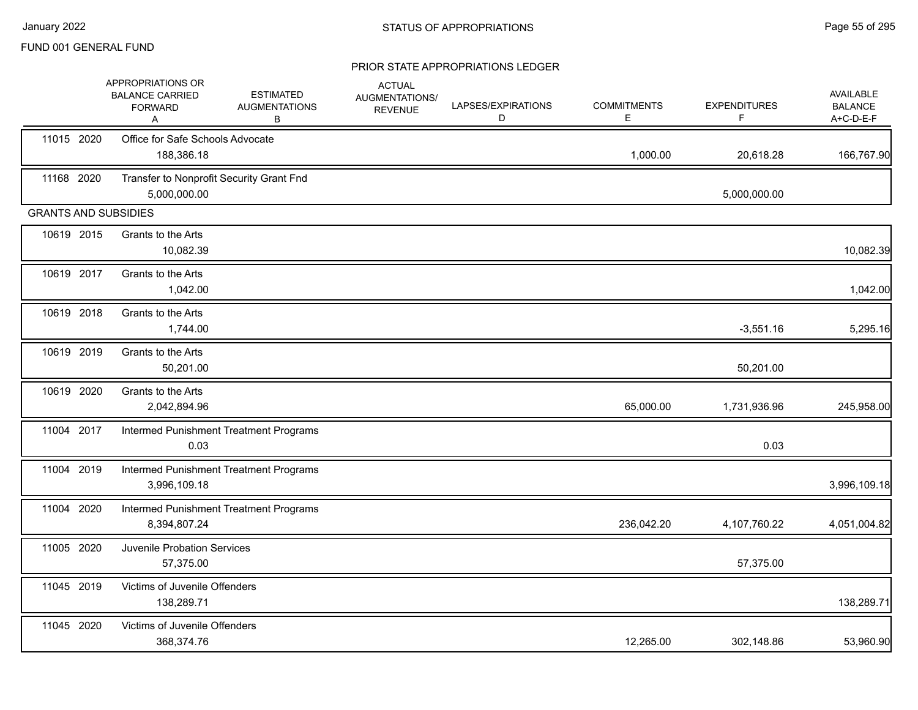FUND 001 GENERAL FUND

STATUS OF APPROPRIATIONS

PRIOR STATE APPROPRIATIONS LEDGER

| | | APPROPRIATIONS OR BALANCE CARRIED FORWARD A | ESTIMATED AUGMENTATIONS B | ACTUAL AUGMENTATIONS/ REVENUE | LAPSES/EXPIRATIONS D | COMMITMENTS E | EXPENDITURES F | AVAILABLE BALANCE A+C-D-E-F |
|---|---|---|---|---|---|---|---|---|
| 11015 | 2020 | Office for Safe Schools Advocate | | | | | | |
| | | 188,386.18 | | | | 1,000.00 | 20,618.28 | 166,767.90 |
| 11168 | 2020 | Transfer to Nonprofit Security Grant Fnd | | | | | | |
| | | 5,000,000.00 | | | | | 5,000,000.00 | |
| GRANTS AND SUBSIDIES | | | | | | | | |
| 10619 | 2015 | Grants to the Arts | | | | | | |
| | | 10,082.39 | | | | | | 10,082.39 |
| 10619 | 2017 | Grants to the Arts | | | | | | |
| | | 1,042.00 | | | | | | 1,042.00 |
| 10619 | 2018 | Grants to the Arts | | | | | | |
| | | 1,744.00 | | | | | -3,551.16 | 5,295.16 |
| 10619 | 2019 | Grants to the Arts | | | | | | |
| | | 50,201.00 | | | | | 50,201.00 | |
| 10619 | 2020 | Grants to the Arts | | | | | | |
| | | 2,042,894.96 | | | | 65,000.00 | 1,731,936.96 | 245,958.00 |
| 11004 | 2017 | Intermed Punishment Treatment Programs | | | | | | |
| | | 0.03 | | | | | 0.03 | |
| 11004 | 2019 | Intermed Punishment Treatment Programs | | | | | | |
| | | 3,996,109.18 | | | | | | 3,996,109.18 |
| 11004 | 2020 | Intermed Punishment Treatment Programs | | | | | | |
| | | 8,394,807.24 | | | | 236,042.20 | 4,107,760.22 | 4,051,004.82 |
| 11005 | 2020 | Juvenile Probation Services | | | | | | |
| | | 57,375.00 | | | | | 57,375.00 | |
| 11045 | 2019 | Victims of Juvenile Offenders | | | | | | |
| | | 138,289.71 | | | | | | 138,289.71 |
| 11045 | 2020 | Victims of Juvenile Offenders | | | | | | |
| | | 368,374.76 | | | | 12,265.00 | 302,148.86 | 53,960.90 |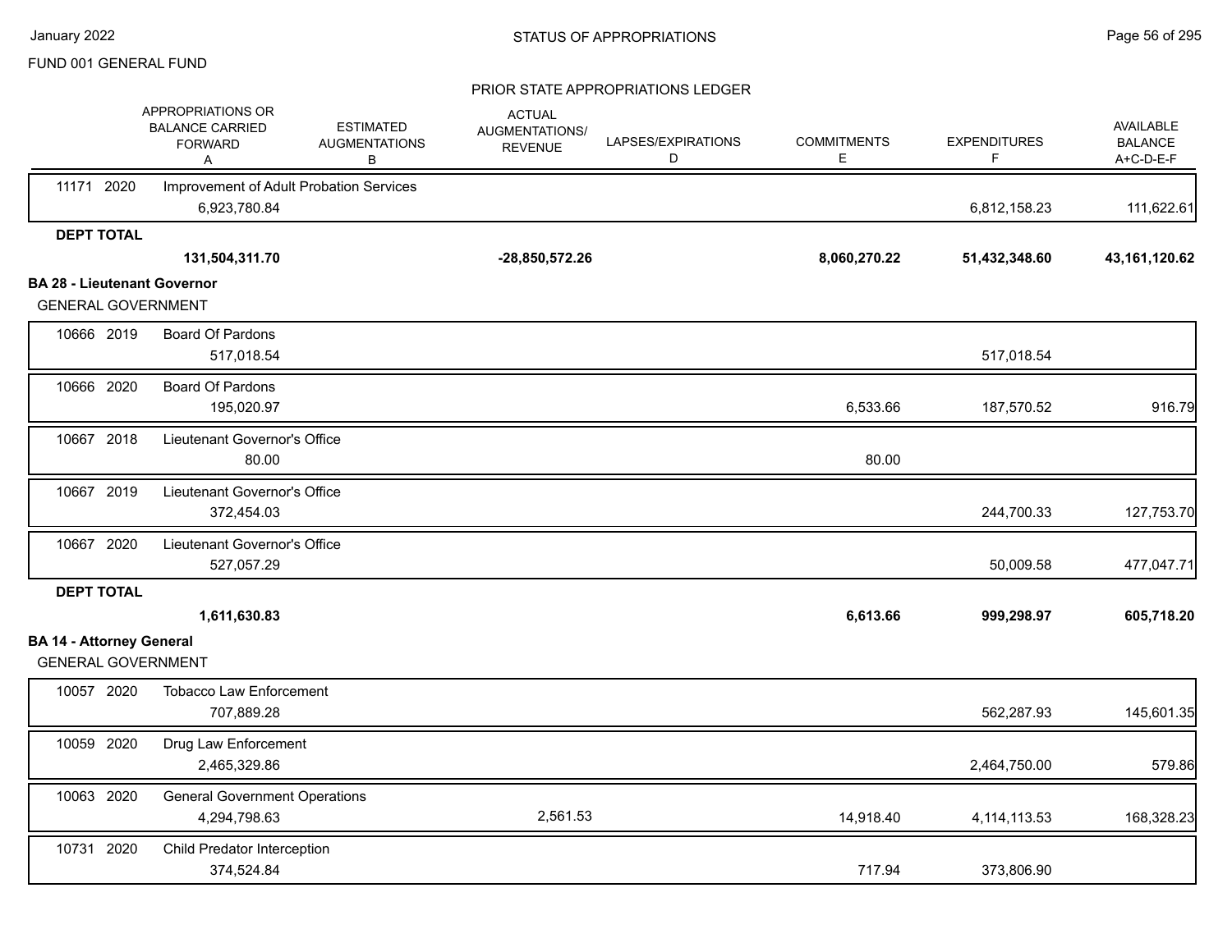FUND 001 GENERAL FUND

PRIOR STATE APPROPRIATIONS LEDGER

| | APPROPRIATIONS OR BALANCE CARRIED FORWARD A | ESTIMATED AUGMENTATIONS B | ACTUAL AUGMENTATIONS/ REVENUE | LAPSES/EXPIRATIONS D | COMMITMENTS E | EXPENDITURES F | AVAILABLE BALANCE A+C-D-E-F |
|---|---|---|---|---|---|---|---|
| 11171 2020 Improvement of Adult Probation Services | 6,923,780.84 | | | | | 6,812,158.23 | 111,622.61 |
| **DEPT TOTAL** | **131,504,311.70** | | **-28,850,572.26** | | **8,060,270.22** | **51,432,348.60** | **43,161,120.62** |

**BA 28 - Lieutenant Governor**

GENERAL GOVERNMENT

| | APPROPRIATIONS OR BALANCE CARRIED FORWARD A | ESTIMATED AUGMENTATIONS B | ACTUAL AUGMENTATIONS/ REVENUE | LAPSES/EXPIRATIONS D | COMMITMENTS E | EXPENDITURES F | AVAILABLE BALANCE A+C-D-E-F |
|---|---|---|---|---|---|---|---|
| 10666 2019 Board Of Pardons | 517,018.54 | | | | | 517,018.54 | |
| 10666 2020 Board Of Pardons | 195,020.97 | | | | 6,533.66 | 187,570.52 | 916.79 |
| 10667 2018 Lieutenant Governor's Office | 80.00 | | | | 80.00 | | |
| 10667 2019 Lieutenant Governor's Office | 372,454.03 | | | | | 244,700.33 | 127,753.70 |
| 10667 2020 Lieutenant Governor's Office | 527,057.29 | | | | | 50,009.58 | 477,047.71 |
| **DEPT TOTAL** | **1,611,630.83** | | | | **6,613.66** | **999,298.97** | **605,718.20** |

**BA 14 - Attorney General**

GENERAL GOVERNMENT

| | APPROPRIATIONS OR BALANCE CARRIED FORWARD A | ESTIMATED AUGMENTATIONS B | ACTUAL AUGMENTATIONS/ REVENUE | LAPSES/EXPIRATIONS D | COMMITMENTS E | EXPENDITURES F | AVAILABLE BALANCE A+C-D-E-F |
|---|---|---|---|---|---|---|---|
| 10057 2020 Tobacco Law Enforcement | 707,889.28 | | | | | 562,287.93 | 145,601.35 |
| 10059 2020 Drug Law Enforcement | 2,465,329.86 | | | | | 2,464,750.00 | 579.86 |
| 10063 2020 General Government Operations | 4,294,798.63 | | 2,561.53 | | 14,918.40 | 4,114,113.53 | 168,328.23 |
| 10731 2020 Child Predator Interception | 374,524.84 | | | | 717.94 | 373,806.90 | |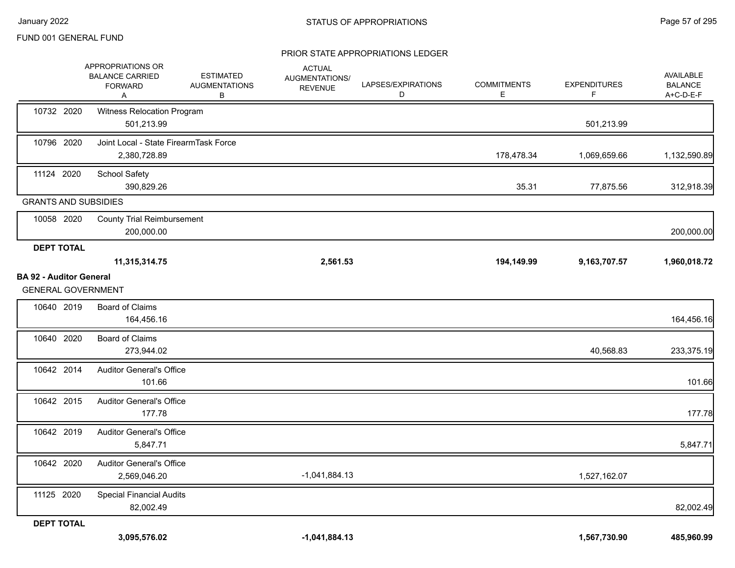FUND 001 GENERAL FUND

STATUS OF APPROPRIATIONS

PRIOR STATE APPROPRIATIONS LEDGER

| | APPROPRIATIONS OR BALANCE CARRIED FORWARD A | ESTIMATED AUGMENTATIONS B | ACTUAL AUGMENTATIONS/ REVENUE | LAPSES/EXPIRATIONS D | COMMITMENTS E | EXPENDITURES F | AVAILABLE BALANCE A+C-D-E-F |
|---|---|---|---|---|---|---|---|
| 10732 2020 Witness Relocation Program | 501,213.99 | | | | | 501,213.99 | |
| 10796 2020 Joint Local - State FirearmTask Force | 2,380,728.89 | | | | 178,478.34 | 1,069,659.66 | 1,132,590.89 |
| 11124 2020 School Safety | 390,829.26 | | | | 35.31 | 77,875.56 | 312,918.39 |
| GRANTS AND SUBSIDIES | | | | | | | |
| 10058 2020 County Trial Reimbursement | 200,000.00 | | | | | | 200,000.00 |
| **DEPT TOTAL** | **11,315,314.75** | | **2,561.53** | | **194,149.99** | **9,163,707.57** | **1,960,018.72** |

**BA 92 - Auditor General**

GENERAL GOVERNMENT

| | APPROPRIATIONS OR BALANCE CARRIED FORWARD A | ESTIMATED AUGMENTATIONS B | ACTUAL AUGMENTATIONS/ REVENUE | LAPSES/EXPIRATIONS D | COMMITMENTS E | EXPENDITURES F | AVAILABLE BALANCE A+C-D-E-F |
|---|---|---|---|---|---|---|---|
| 10640 2019 Board of Claims | 164,456.16 | | | | | | 164,456.16 |
| 10640 2020 Board of Claims | 273,944.02 | | | | | 40,568.83 | 233,375.19 |
| 10642 2014 Auditor General's Office | 101.66 | | | | | | 101.66 |
| 10642 2015 Auditor General's Office | 177.78 | | | | | | 177.78 |
| 10642 2019 Auditor General's Office | 5,847.71 | | | | | | 5,847.71 |
| 10642 2020 Auditor General's Office | 2,569,046.20 | | -1,041,884.13 | | | 1,527,162.07 | |
| 11125 2020 Special Financial Audits | 82,002.49 | | | | | | 82,002.49 |
| **DEPT TOTAL** | **3,095,576.02** | | **-1,041,884.13** | | | **1,567,730.90** | **485,960.99** |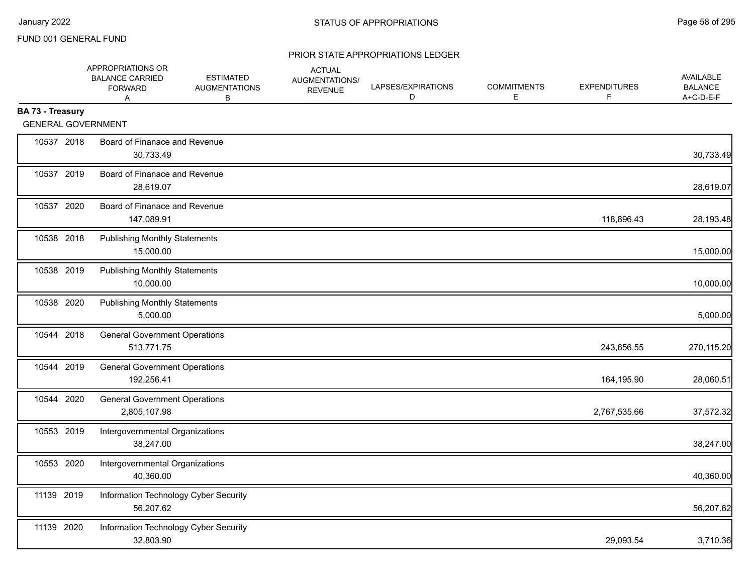FUND 001 GENERAL FUND

## PRIOR STATE APPROPRIATIONS LEDGER

| | APPROPRIATIONS OR BALANCE CARRIED FORWARD A | ESTIMATED AUGMENTATIONS B | ACTUAL AUGMENTATIONS/ REVENUE | LAPSES/EXPIRATIONS D | COMMITMENTS E | EXPENDITURES F | AVAILABLE BALANCE A+C-D-E-F |
|---|---|---|---|---|---|---|---|
| **BA 73 - Treasury** | | | | | | | |
| GENERAL GOVERNMENT | | | | | | | |
| 10537 2018 Board of Finanace and Revenue | 30,733.49 | | | | | | 30,733.49 |
| 10537 2019 Board of Finanace and Revenue | 28,619.07 | | | | | | 28,619.07 |
| 10537 2020 Board of Finanace and Revenue | 147,089.91 | | | | | 118,896.43 | 28,193.48 |
| 10538 2018 Publishing Monthly Statements | 15,000.00 | | | | | | 15,000.00 |
| 10538 2019 Publishing Monthly Statements | 10,000.00 | | | | | | 10,000.00 |
| 10538 2020 Publishing Monthly Statements | 5,000.00 | | | | | | 5,000.00 |
| 10544 2018 General Government Operations | 513,771.75 | | | | | 243,656.55 | 270,115.20 |
| 10544 2019 General Government Operations | 192,256.41 | | | | | 164,195.90 | 28,060.51 |
| 10544 2020 General Government Operations | 2,805,107.98 | | | | | 2,767,535.66 | 37,572.32 |
| 10553 2019 Intergovernmental Organizations | 38,247.00 | | | | | | 38,247.00 |
| 10553 2020 Intergovernmental Organizations | 40,360.00 | | | | | | 40,360.00 |
| 11139 2019 Information Technology Cyber Security | 56,207.62 | | | | | | 56,207.62 |
| 11139 2020 Information Technology Cyber Security | 32,803.90 | | | | | 29,093.54 | 3,710.36 |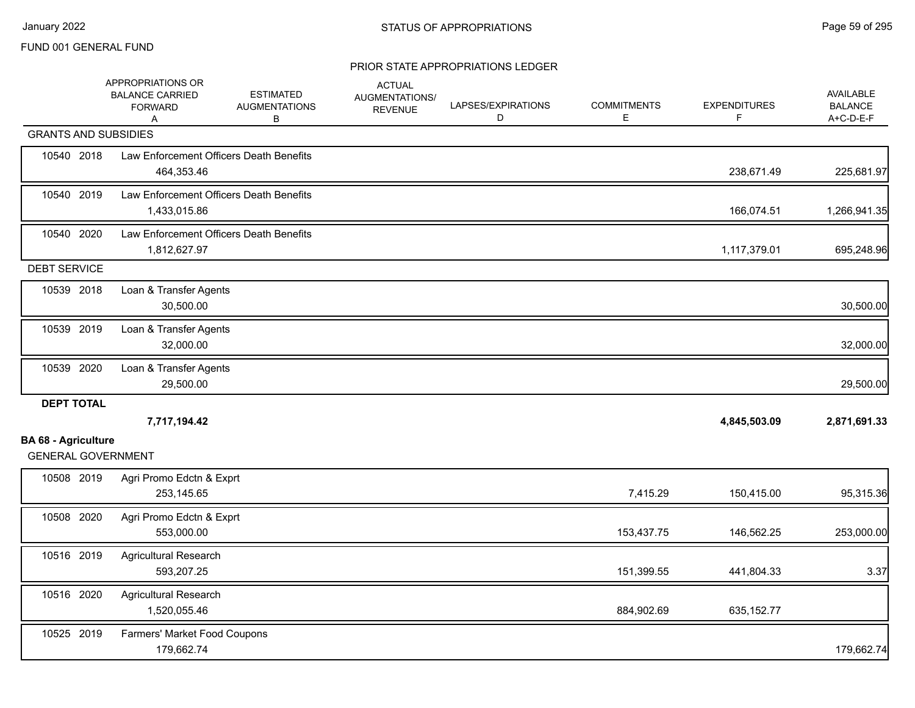FUND 001 GENERAL FUND

PRIOR STATE APPROPRIATIONS LEDGER

| | | APPROPRIATIONS OR BALANCE CARRIED FORWARD A | ESTIMATED AUGMENTATIONS B | ACTUAL AUGMENTATIONS/ REVENUE | LAPSES/EXPIRATIONS D | COMMITMENTS E | EXPENDITURES F | AVAILABLE BALANCE A+C-D-E-F |
|---|---|---|---|---|---|---|---|---|
| **GRANTS AND SUBSIDIES** | | | | | | | | |
| 10540 | 2018 | Law Enforcement Officers Death Benefits | | | | | | |
| | | 464,353.46 | | | | | 238,671.49 | 225,681.97 |
| 10540 | 2019 | Law Enforcement Officers Death Benefits | | | | | | |
| | | 1,433,015.86 | | | | | 166,074.51 | 1,266,941.35 |
| 10540 | 2020 | Law Enforcement Officers Death Benefits | | | | | | |
| | | 1,812,627.97 | | | | | 1,117,379.01 | 695,248.96 |
| **DEBT SERVICE** | | | | | | | | |
| 10539 | 2018 | Loan & Transfer Agents | | | | | | |
| | | 30,500.00 | | | | | | 30,500.00 |
| 10539 | 2019 | Loan & Transfer Agents | | | | | | |
| | | 32,000.00 | | | | | | 32,000.00 |
| 10539 | 2020 | Loan & Transfer Agents | | | | | | |
| | | 29,500.00 | | | | | | 29,500.00 |
| **DEPT TOTAL** | | | | | | | | |
| | | **7,717,194.42** | | | | | **4,845,503.09** | **2,871,691.33** |

**BA 68 - Agriculture**

| | | APPROPRIATIONS OR BALANCE CARRIED FORWARD A | ESTIMATED AUGMENTATIONS B | ACTUAL AUGMENTATIONS/ REVENUE | LAPSES/EXPIRATIONS D | COMMITMENTS E | EXPENDITURES F | AVAILABLE BALANCE A+C-D-E-F |
|---|---|---|---|---|---|---|---|---|
| **GENERAL GOVERNMENT** | | | | | | | | |
| 10508 | 2019 | Agri Promo Edctn & Exprt | | | | | | |
| | | 253,145.65 | | | | 7,415.29 | 150,415.00 | 95,315.36 |
| 10508 | 2020 | Agri Promo Edctn & Exprt | | | | | | |
| | | 553,000.00 | | | | 153,437.75 | 146,562.25 | 253,000.00 |
| 10516 | 2019 | Agricultural Research | | | | | | |
| | | 593,207.25 | | | | 151,399.55 | 441,804.33 | 3.37 |
| 10516 | 2020 | Agricultural Research | | | | | | |
| | | 1,520,055.46 | | | | 884,902.69 | 635,152.77 | |
| 10525 | 2019 | Farmers' Market Food Coupons | | | | | | |
| | | 179,662.74 | | | | | | 179,662.74 |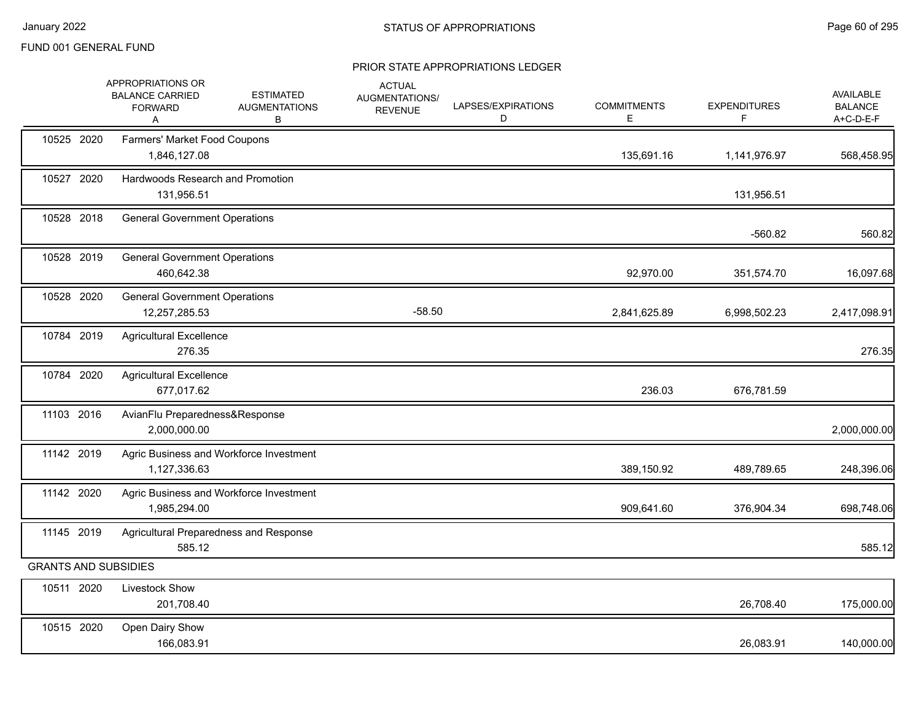FUND 001 GENERAL FUND

## PRIOR STATE APPROPRIATIONS LEDGER

| | | APPROPRIATIONS OR BALANCE CARRIED FORWARD A | ESTIMATED AUGMENTATIONS B | ACTUAL AUGMENTATIONS/ REVENUE | LAPSES/EXPIRATIONS D | COMMITMENTS E | EXPENDITURES F | AVAILABLE BALANCE A+C-D-E-F |
|---|---|---|---|---|---|---|---|---|
| 10525 | 2020 | Farmers' Market Food Coupons | | | | | | |
| | | 1,846,127.08 | | | | 135,691.16 | 1,141,976.97 | 568,458.95 |
| 10527 | 2020 | Hardwoods Research and Promotion | | | | | | |
| | | 131,956.51 | | | | | 131,956.51 | |
| 10528 | 2018 | General Government Operations | | | | | | |
| | | | | | | | -560.82 | 560.82 |
| 10528 | 2019 | General Government Operations | | | | | | |
| | | 460,642.38 | | | | 92,970.00 | 351,574.70 | 16,097.68 |
| 10528 | 2020 | General Government Operations | | | | | | |
| | | 12,257,285.53 | | -58.50 | | 2,841,625.89 | 6,998,502.23 | 2,417,098.91 |
| 10784 | 2019 | Agricultural Excellence | | | | | | |
| | | 276.35 | | | | | | 276.35 |
| 10784 | 2020 | Agricultural Excellence | | | | | | |
| | | 677,017.62 | | | | 236.03 | 676,781.59 | |
| 11103 | 2016 | AvianFlu Preparedness&Response | | | | | | |
| | | 2,000,000.00 | | | | | | 2,000,000.00 |
| 11142 | 2019 | Agric Business and Workforce Investment | | | | | | |
| | | 1,127,336.63 | | | | 389,150.92 | 489,789.65 | 248,396.06 |
| 11142 | 2020 | Agric Business and Workforce Investment | | | | | | |
| | | 1,985,294.00 | | | | 909,641.60 | 376,904.34 | 698,748.06 |
| 11145 | 2019 | Agricultural Preparedness and Response | | | | | | |
| | | 585.12 | | | | | | 585.12 |
| GRANTS AND SUBSIDIES | | | | | | | | |
| 10511 | 2020 | Livestock Show | | | | | | |
| | | 201,708.40 | | | | | 26,708.40 | 175,000.00 |
| 10515 | 2020 | Open Dairy Show | | | | | | |
| | | 166,083.91 | | | | | 26,083.91 | 140,000.00 |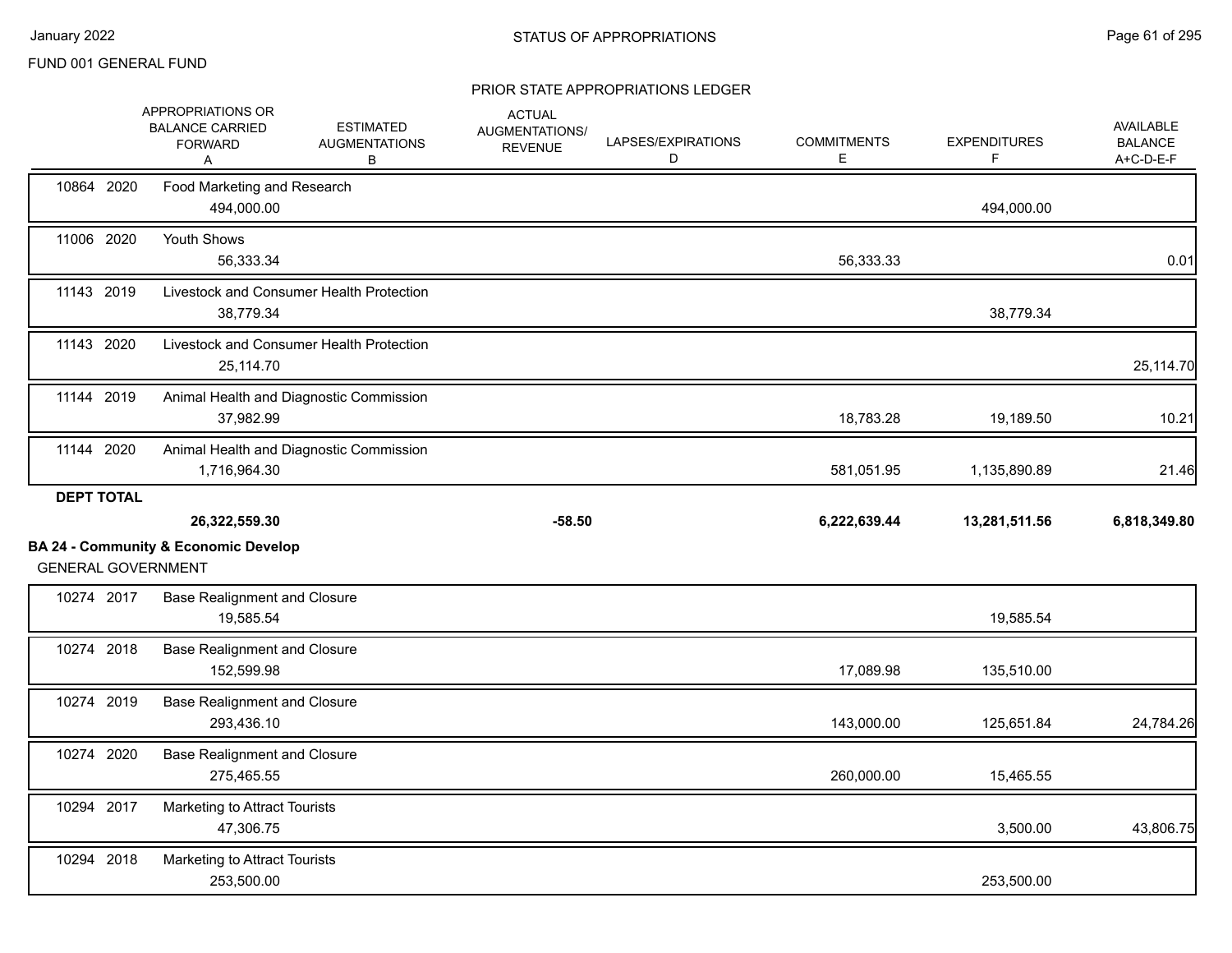FUND 001 GENERAL FUND

PRIOR STATE APPROPRIATIONS LEDGER

| | APPROPRIATIONS OR BALANCE CARRIED FORWARD A | ESTIMATED AUGMENTATIONS B | ACTUAL AUGMENTATIONS/ REVENUE | LAPSES/EXPIRATIONS D | COMMITMENTS E | EXPENDITURES F | AVAILABLE BALANCE A+C-D-E-F |
|---|---|---|---|---|---|---|---|
| 10864 2020 Food Marketing and Research | 494,000.00 | | | | | 494,000.00 | |
| 11006 2020 Youth Shows | 56,333.34 | | | | 56,333.33 | | 0.01 |
| 11143 2019 Livestock and Consumer Health Protection | 38,779.34 | | | | | 38,779.34 | |
| 11143 2020 Livestock and Consumer Health Protection | 25,114.70 | | | | | | 25,114.70 |
| 11144 2019 Animal Health and Diagnostic Commission | 37,982.99 | | | | 18,783.28 | 19,189.50 | 10.21 |
| 11144 2020 Animal Health and Diagnostic Commission | 1,716,964.30 | | | | 581,051.95 | 1,135,890.89 | 21.46 |
| **DEPT TOTAL** | **26,322,559.30** | | **-58.50** | | **6,222,639.44** | **13,281,511.56** | **6,818,349.80** |

**BA 24 - Community & Economic Develop**

GENERAL GOVERNMENT

| | APPROPRIATIONS OR BALANCE CARRIED FORWARD A | ESTIMATED AUGMENTATIONS B | ACTUAL AUGMENTATIONS/ REVENUE | LAPSES/EXPIRATIONS D | COMMITMENTS E | EXPENDITURES F | AVAILABLE BALANCE A+C-D-E-F |
|---|---|---|---|---|---|---|---|
| 10274 2017 Base Realignment and Closure | 19,585.54 | | | | | 19,585.54 | |
| 10274 2018 Base Realignment and Closure | 152,599.98 | | | | 17,089.98 | 135,510.00 | |
| 10274 2019 Base Realignment and Closure | 293,436.10 | | | | 143,000.00 | 125,651.84 | 24,784.26 |
| 10274 2020 Base Realignment and Closure | 275,465.55 | | | | 260,000.00 | 15,465.55 | |
| 10294 2017 Marketing to Attract Tourists | 47,306.75 | | | | | 3,500.00 | 43,806.75 |
| 10294 2018 Marketing to Attract Tourists | 253,500.00 | | | | | 253,500.00 | |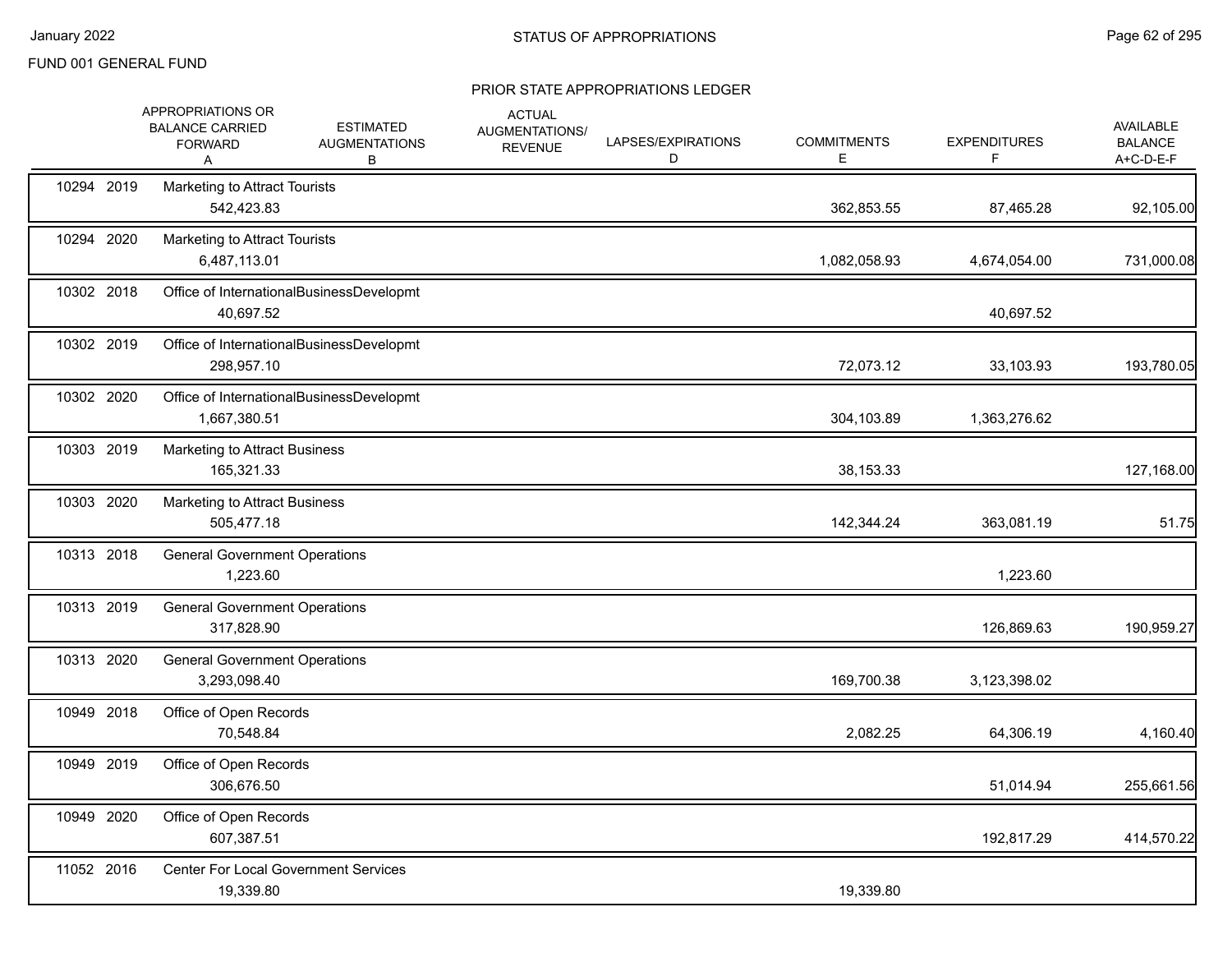FUND 001 GENERAL FUND

## PRIOR STATE APPROPRIATIONS LEDGER

| | APPROPRIATIONS OR BALANCE CARRIED FORWARD A | ESTIMATED AUGMENTATIONS B | ACTUAL AUGMENTATIONS/ REVENUE | LAPSES/EXPIRATIONS D | COMMITMENTS E | EXPENDITURES F | AVAILABLE BALANCE A+C-D-E-F |
|---|---|---|---|---|---|---|---|
| 10294 2019 | Marketing to Attract Tourists | | | | | | |
| | 542,423.83 | | | | 362,853.55 | 87,465.28 | 92,105.00 |
| 10294 2020 | Marketing to Attract Tourists | | | | | | |
| | 6,487,113.01 | | | | 1,082,058.93 | 4,674,054.00 | 731,000.08 |
| 10302 2018 | Office of InternationalBusinessDevelopmt | | | | | | |
| | 40,697.52 | | | | | 40,697.52 | |
| 10302 2019 | Office of InternationalBusinessDevelopmt | | | | | | |
| | 298,957.10 | | | | 72,073.12 | 33,103.93 | 193,780.05 |
| 10302 2020 | Office of InternationalBusinessDevelopmt | | | | | | |
| | 1,667,380.51 | | | | 304,103.89 | 1,363,276.62 | |
| 10303 2019 | Marketing to Attract Business | | | | | | |
| | 165,321.33 | | | | 38,153.33 | | 127,168.00 |
| 10303 2020 | Marketing to Attract Business | | | | | | |
| | 505,477.18 | | | | 142,344.24 | 363,081.19 | 51.75 |
| 10313 2018 | General Government Operations | | | | | | |
| | 1,223.60 | | | | | 1,223.60 | |
| 10313 2019 | General Government Operations | | | | | | |
| | 317,828.90 | | | | | 126,869.63 | 190,959.27 |
| 10313 2020 | General Government Operations | | | | | | |
| | 3,293,098.40 | | | | 169,700.38 | 3,123,398.02 | |
| 10949 2018 | Office of Open Records | | | | | | |
| | 70,548.84 | | | | 2,082.25 | 64,306.19 | 4,160.40 |
| 10949 2019 | Office of Open Records | | | | | | |
| | 306,676.50 | | | | | 51,014.94 | 255,661.56 |
| 10949 2020 | Office of Open Records | | | | | | |
| | 607,387.51 | | | | | 192,817.29 | 414,570.22 |
| 11052 2016 | Center For Local Government Services | | | | | | |
| | 19,339.80 | | | | 19,339.80 | | |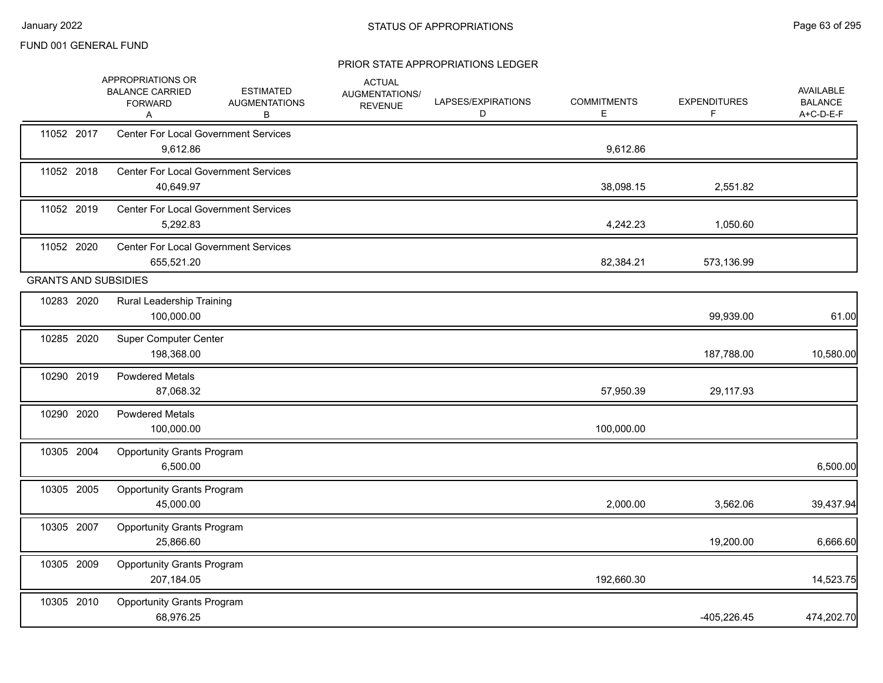FUND 001 GENERAL FUND

## STATUS OF APPROPRIATIONS

### PRIOR STATE APPROPRIATIONS LEDGER

| | APPROPRIATIONS OR BALANCE CARRIED FORWARD A | ESTIMATED AUGMENTATIONS B | ACTUAL AUGMENTATIONS/ REVENUE | LAPSES/EXPIRATIONS D | COMMITMENTS E | EXPENDITURES F | AVAILABLE BALANCE A+C-D-E-F |
|---|---|---|---|---|---|---|---|
| 11052 2017 Center For Local Government Services | 9,612.86 | | | | 9,612.86 | | |
| 11052 2018 Center For Local Government Services | 40,649.97 | | | | 38,098.15 | 2,551.82 | |
| 11052 2019 Center For Local Government Services | 5,292.83 | | | | 4,242.23 | 1,050.60 | |
| 11052 2020 Center For Local Government Services | 655,521.20 | | | | 82,384.21 | 573,136.99 | |
| **GRANTS AND SUBSIDIES** | | | | | | | |
| 10283 2020 Rural Leadership Training | 100,000.00 | | | | | 99,939.00 | 61.00 |
| 10285 2020 Super Computer Center | 198,368.00 | | | | | 187,788.00 | 10,580.00 |
| 10290 2019 Powdered Metals | 87,068.32 | | | | 57,950.39 | 29,117.93 | |
| 10290 2020 Powdered Metals | 100,000.00 | | | | 100,000.00 | | |
| 10305 2004 Opportunity Grants Program | 6,500.00 | | | | | | 6,500.00 |
| 10305 2005 Opportunity Grants Program | 45,000.00 | | | | 2,000.00 | 3,562.06 | 39,437.94 |
| 10305 2007 Opportunity Grants Program | 25,866.60 | | | | | 19,200.00 | 6,666.60 |
| 10305 2009 Opportunity Grants Program | 207,184.05 | | | | 192,660.30 | | 14,523.75 |
| 10305 2010 Opportunity Grants Program | 68,976.25 | | | | | -405,226.45 | 474,202.70 |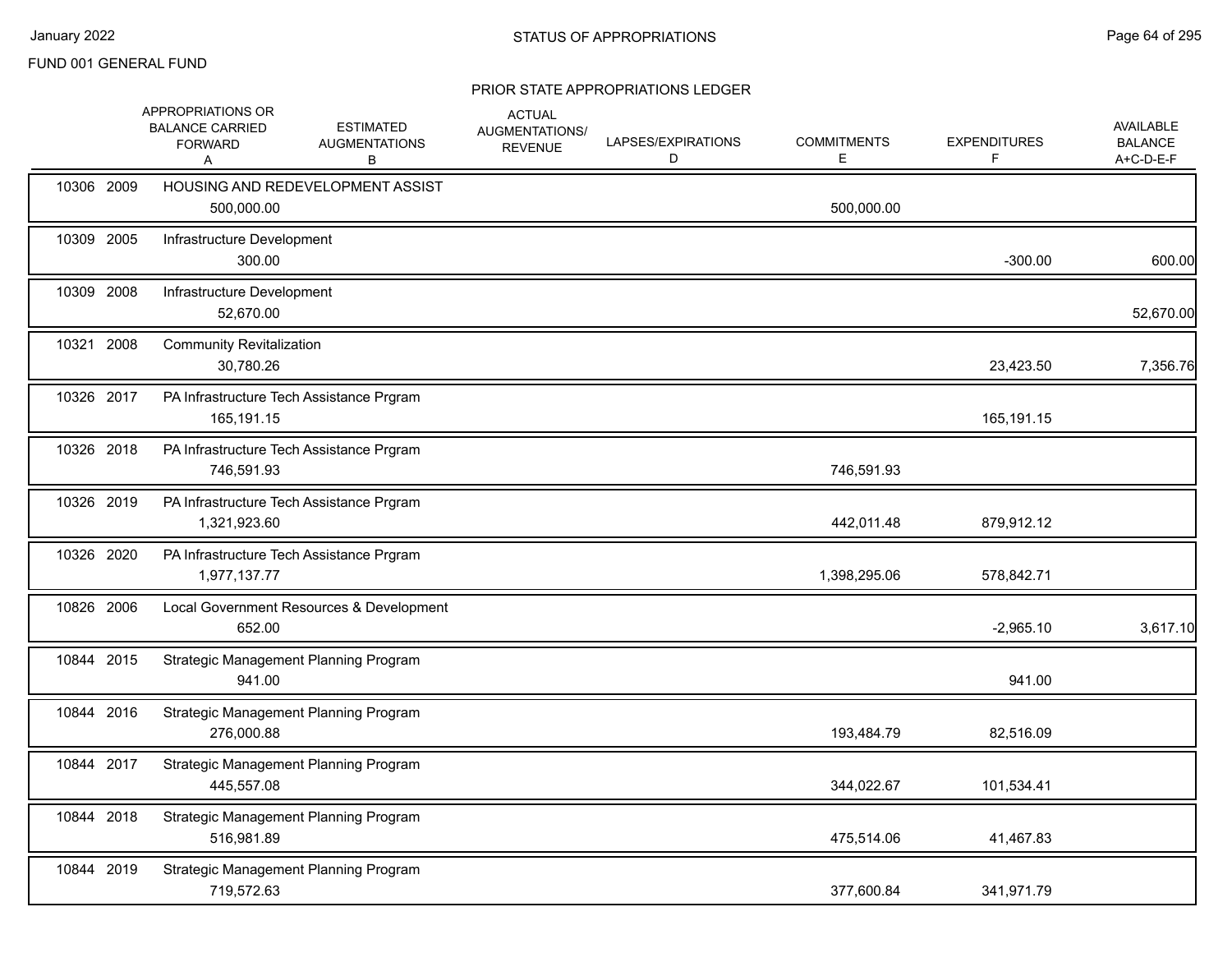FUND 001 GENERAL FUND

## STATUS OF APPROPRIATIONS

### PRIOR STATE APPROPRIATIONS LEDGER

| | APPROPRIATIONS OR BALANCE CARRIED FORWARD A | ESTIMATED AUGMENTATIONS B | ACTUAL AUGMENTATIONS/ REVENUE | LAPSES/EXPIRATIONS D | COMMITMENTS E | EXPENDITURES F | AVAILABLE BALANCE A+C-D-E-F |
|---|---|---|---|---|---|---|---|
| 10306 2009 HOUSING AND REDEVELOPMENT ASSIST | 500,000.00 | | | | 500,000.00 | | |
| 10309 2005 Infrastructure Development | 300.00 | | | | | -300.00 | 600.00 |
| 10309 2008 Infrastructure Development | 52,670.00 | | | | | | 52,670.00 |
| 10321 2008 Community Revitalization | 30,780.26 | | | | | 23,423.50 | 7,356.76 |
| 10326 2017 PA Infrastructure Tech Assistance Prgram | 165,191.15 | | | | | 165,191.15 | |
| 10326 2018 PA Infrastructure Tech Assistance Prgram | 746,591.93 | | | | 746,591.93 | | |
| 10326 2019 PA Infrastructure Tech Assistance Prgram | 1,321,923.60 | | | | 442,011.48 | 879,912.12 | |
| 10326 2020 PA Infrastructure Tech Assistance Prgram | 1,977,137.77 | | | | 1,398,295.06 | 578,842.71 | |
| 10826 2006 Local Government Resources & Development | 652.00 | | | | | -2,965.10 | 3,617.10 |
| 10844 2015 Strategic Management Planning Program | 941.00 | | | | | 941.00 | |
| 10844 2016 Strategic Management Planning Program | 276,000.88 | | | | 193,484.79 | 82,516.09 | |
| 10844 2017 Strategic Management Planning Program | 445,557.08 | | | | 344,022.67 | 101,534.41 | |
| 10844 2018 Strategic Management Planning Program | 516,981.89 | | | | 475,514.06 | 41,467.83 | |
| 10844 2019 Strategic Management Planning Program | 719,572.63 | | | | 377,600.84 | 341,971.79 | |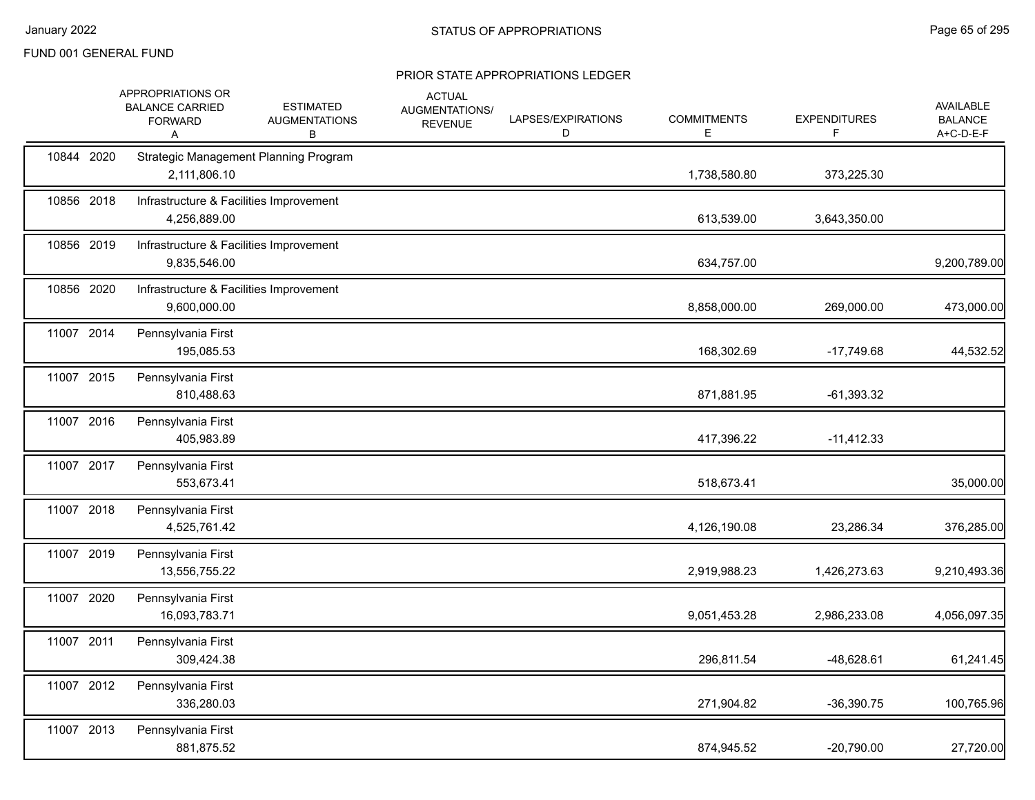FUND 001 GENERAL FUND

STATUS OF APPROPRIATIONS

PRIOR STATE APPROPRIATIONS LEDGER

| | APPROPRIATIONS OR BALANCE CARRIED FORWARD A | ESTIMATED AUGMENTATIONS B | ACTUAL AUGMENTATIONS/ REVENUE | LAPSES/EXPIRATIONS D | COMMITMENTS E | EXPENDITURES F | AVAILABLE BALANCE A+C-D-E-F |
|---|---|---|---|---|---|---|---|
| 10844 2020 | Strategic Management Planning Program | | | | | | |
| | 2,111,806.10 | | | | 1,738,580.80 | 373,225.30 | |
| 10856 2018 | Infrastructure & Facilities Improvement | | | | | | |
| | 4,256,889.00 | | | | 613,539.00 | 3,643,350.00 | |
| 10856 2019 | Infrastructure & Facilities Improvement | | | | | | |
| | 9,835,546.00 | | | | 634,757.00 | | 9,200,789.00 |
| 10856 2020 | Infrastructure & Facilities Improvement | | | | | | |
| | 9,600,000.00 | | | | 8,858,000.00 | 269,000.00 | 473,000.00 |
| 11007 2014 | Pennsylvania First | | | | | | |
| | 195,085.53 | | | | 168,302.69 | -17,749.68 | 44,532.52 |
| 11007 2015 | Pennsylvania First | | | | | | |
| | 810,488.63 | | | | 871,881.95 | -61,393.32 | |
| 11007 2016 | Pennsylvania First | | | | | | |
| | 405,983.89 | | | | 417,396.22 | -11,412.33 | |
| 11007 2017 | Pennsylvania First | | | | | | |
| | 553,673.41 | | | | 518,673.41 | | 35,000.00 |
| 11007 2018 | Pennsylvania First | | | | | | |
| | 4,525,761.42 | | | | 4,126,190.08 | 23,286.34 | 376,285.00 |
| 11007 2019 | Pennsylvania First | | | | | | |
| | 13,556,755.22 | | | | 2,919,988.23 | 1,426,273.63 | 9,210,493.36 |
| 11007 2020 | Pennsylvania First | | | | | | |
| | 16,093,783.71 | | | | 9,051,453.28 | 2,986,233.08 | 4,056,097.35 |
| 11007 2011 | Pennsylvania First | | | | | | |
| | 309,424.38 | | | | 296,811.54 | -48,628.61 | 61,241.45 |
| 11007 2012 | Pennsylvania First | | | | | | |
| | 336,280.03 | | | | 271,904.82 | -36,390.75 | 100,765.96 |
| 11007 2013 | Pennsylvania First | | | | | | |
| | 881,875.52 | | | | 874,945.52 | -20,790.00 | 27,720.00 |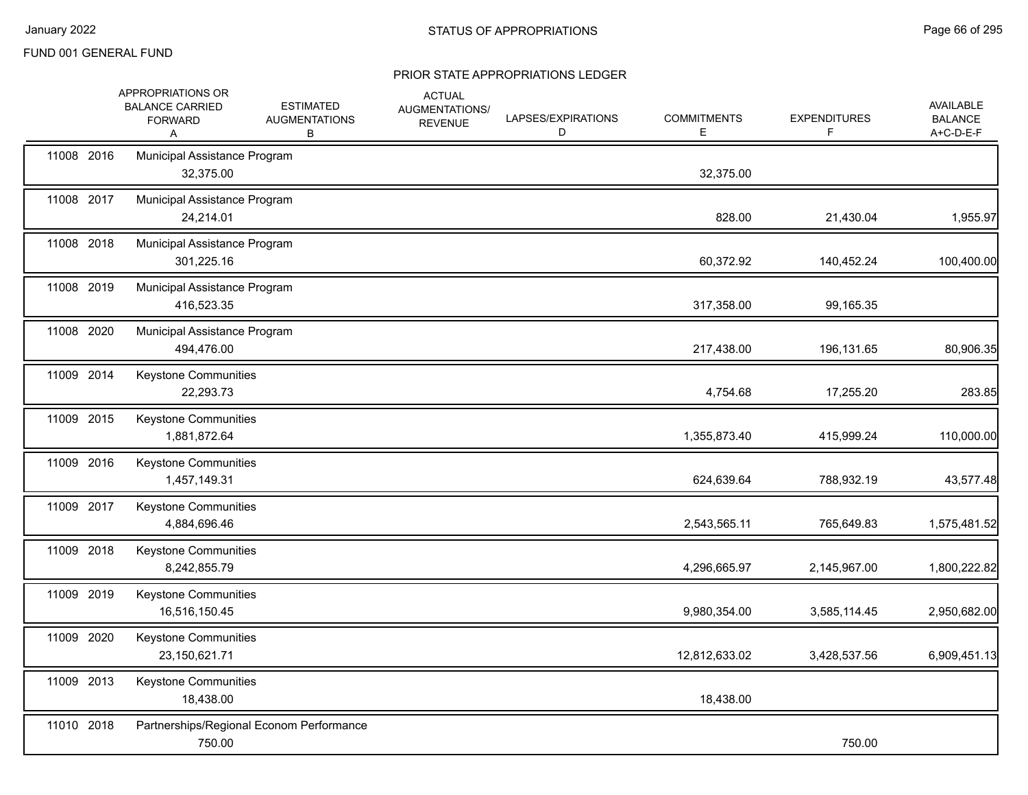FUND 001 GENERAL FUND

## STATUS OF APPROPRIATIONS

### PRIOR STATE APPROPRIATIONS LEDGER

| | APPROPRIATIONS OR BALANCE CARRIED FORWARD A | ESTIMATED AUGMENTATIONS B | ACTUAL AUGMENTATIONS/ REVENUE | LAPSES/EXPIRATIONS D | COMMITMENTS E | EXPENDITURES F | AVAILABLE BALANCE A+C-D-E-F |
|---|---|---|---|---|---|---|---|
| 11008 2016 | Municipal Assistance Program | | | | | | |
| | 32,375.00 | | | | 32,375.00 | | |
| 11008 2017 | Municipal Assistance Program | | | | | | |
| | 24,214.01 | | | | 828.00 | 21,430.04 | 1,955.97 |
| 11008 2018 | Municipal Assistance Program | | | | | | |
| | 301,225.16 | | | | 60,372.92 | 140,452.24 | 100,400.00 |
| 11008 2019 | Municipal Assistance Program | | | | | | |
| | 416,523.35 | | | | 317,358.00 | 99,165.35 | |
| 11008 2020 | Municipal Assistance Program | | | | | | |
| | 494,476.00 | | | | 217,438.00 | 196,131.65 | 80,906.35 |
| 11009 2014 | Keystone Communities | | | | | | |
| | 22,293.73 | | | | 4,754.68 | 17,255.20 | 283.85 |
| 11009 2015 | Keystone Communities | | | | | | |
| | 1,881,872.64 | | | | 1,355,873.40 | 415,999.24 | 110,000.00 |
| 11009 2016 | Keystone Communities | | | | | | |
| | 1,457,149.31 | | | | 624,639.64 | 788,932.19 | 43,577.48 |
| 11009 2017 | Keystone Communities | | | | | | |
| | 4,884,696.46 | | | | 2,543,565.11 | 765,649.83 | 1,575,481.52 |
| 11009 2018 | Keystone Communities | | | | | | |
| | 8,242,855.79 | | | | 4,296,665.97 | 2,145,967.00 | 1,800,222.82 |
| 11009 2019 | Keystone Communities | | | | | | |
| | 16,516,150.45 | | | | 9,980,354.00 | 3,585,114.45 | 2,950,682.00 |
| 11009 2020 | Keystone Communities | | | | | | |
| | 23,150,621.71 | | | | 12,812,633.02 | 3,428,537.56 | 6,909,451.13 |
| 11009 2013 | Keystone Communities | | | | | | |
| | 18,438.00 | | | | 18,438.00 | | |
| 11010 2018 | Partnerships/Regional Econom Performance | | | | | | |
| | 750.00 | | | | | 750.00 | |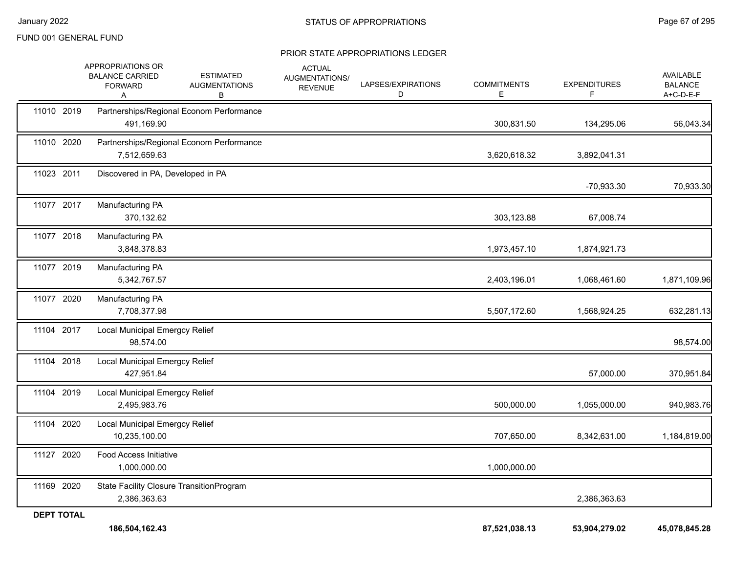FUND 001 GENERAL FUND

## STATUS OF APPROPRIATIONS

### PRIOR STATE APPROPRIATIONS LEDGER

| | APPROPRIATIONS OR BALANCE CARRIED FORWARD A | ESTIMATED AUGMENTATIONS B | ACTUAL AUGMENTATIONS/ REVENUE | LAPSES/EXPIRATIONS D | COMMITMENTS E | EXPENDITURES F | AVAILABLE BALANCE A+C-D-E-F |
|---|---|---|---|---|---|---|---|
| 11010 2019 Partnerships/Regional Econom Performance | 491,169.90 | | | | 300,831.50 | 134,295.06 | 56,043.34 |
| 11010 2020 Partnerships/Regional Econom Performance | 7,512,659.63 | | | | 3,620,618.32 | 3,892,041.31 | |
| 11023 2011 Discovered in PA, Developed in PA | | | | | | -70,933.30 | 70,933.30 |
| 11077 2017 Manufacturing PA | 370,132.62 | | | | 303,123.88 | 67,008.74 | |
| 11077 2018 Manufacturing PA | 3,848,378.83 | | | | 1,973,457.10 | 1,874,921.73 | |
| 11077 2019 Manufacturing PA | 5,342,767.57 | | | | 2,403,196.01 | 1,068,461.60 | 1,871,109.96 |
| 11077 2020 Manufacturing PA | 7,708,377.98 | | | | 5,507,172.60 | 1,568,924.25 | 632,281.13 |
| 11104 2017 Local Municipal Emergcy Relief | 98,574.00 | | | | | | 98,574.00 |
| 11104 2018 Local Municipal Emergcy Relief | 427,951.84 | | | | | 57,000.00 | 370,951.84 |
| 11104 2019 Local Municipal Emergcy Relief | 2,495,983.76 | | | | 500,000.00 | 1,055,000.00 | 940,983.76 |
| 11104 2020 Local Municipal Emergcy Relief | 10,235,100.00 | | | | 707,650.00 | 8,342,631.00 | 1,184,819.00 |
| 11127 2020 Food Access Initiative | 1,000,000.00 | | | | 1,000,000.00 | | |
| 11169 2020 State Facility Closure TransitionProgram | 2,386,363.63 | | | | | 2,386,363.63 | |
| **DEPT TOTAL** | **186,504,162.43** | | | | **87,521,038.13** | **53,904,279.02** | **45,078,845.28** |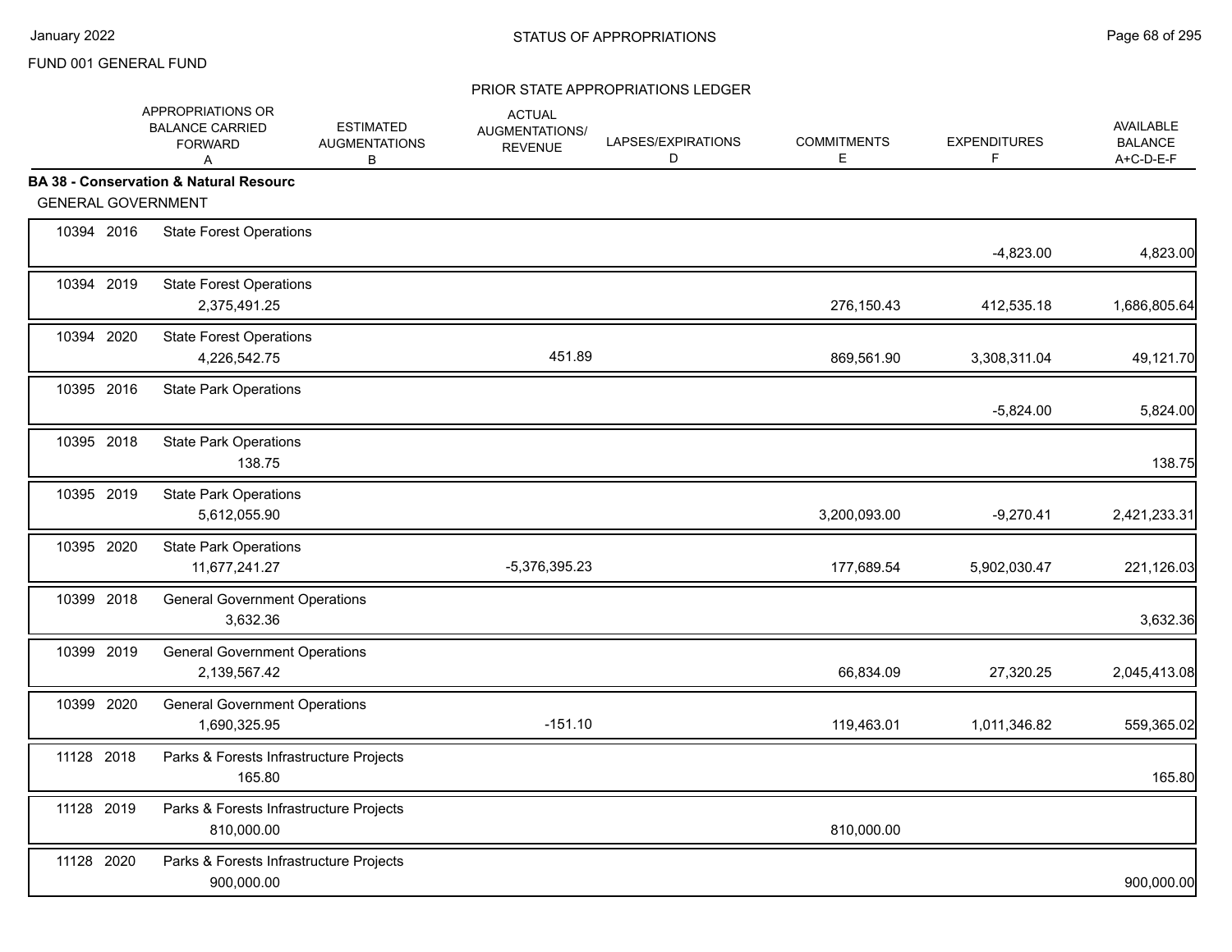FUND 001 GENERAL FUND

## STATUS OF APPROPRIATIONS

### PRIOR STATE APPROPRIATIONS LEDGER

| | | | APPROPRIATIONS OR BALANCE CARRIED FORWARD A | ESTIMATED AUGMENTATIONS B | ACTUAL AUGMENTATIONS/ REVENUE | LAPSES/EXPIRATIONS D | COMMITMENTS E | EXPENDITURES F | AVAILABLE BALANCE A+C-D-E-F |
|---|---|---|---|---|---|---|---|---|---|
| **BA 38 - Conservation & Natural Resourc** | | | | | | | | | |
| GENERAL GOVERNMENT | | | | | | | | | |
| 10394 | 2016 | State Forest Operations | | | | | | -4,823.00 | 4,823.00 |
| 10394 | 2019 | State Forest Operations | 2,375,491.25 | | | | 276,150.43 | 412,535.18 | 1,686,805.64 |
| 10394 | 2020 | State Forest Operations | 4,226,542.75 | | 451.89 | | 869,561.90 | 3,308,311.04 | 49,121.70 |
| 10395 | 2016 | State Park Operations | | | | | | -5,824.00 | 5,824.00 |
| 10395 | 2018 | State Park Operations | 138.75 | | | | | | 138.75 |
| 10395 | 2019 | State Park Operations | 5,612,055.90 | | | | 3,200,093.00 | -9,270.41 | 2,421,233.31 |
| 10395 | 2020 | State Park Operations | 11,677,241.27 | | -5,376,395.23 | | 177,689.54 | 5,902,030.47 | 221,126.03 |
| 10399 | 2018 | General Government Operations | 3,632.36 | | | | | | 3,632.36 |
| 10399 | 2019 | General Government Operations | 2,139,567.42 | | | | 66,834.09 | 27,320.25 | 2,045,413.08 |
| 10399 | 2020 | General Government Operations | 1,690,325.95 | | -151.10 | | 119,463.01 | 1,011,346.82 | 559,365.02 |
| 11128 | 2018 | Parks & Forests Infrastructure Projects | 165.80 | | | | | | 165.80 |
| 11128 | 2019 | Parks & Forests Infrastructure Projects | 810,000.00 | | | | 810,000.00 | | |
| 11128 | 2020 | Parks & Forests Infrastructure Projects | 900,000.00 | | | | | | 900,000.00 |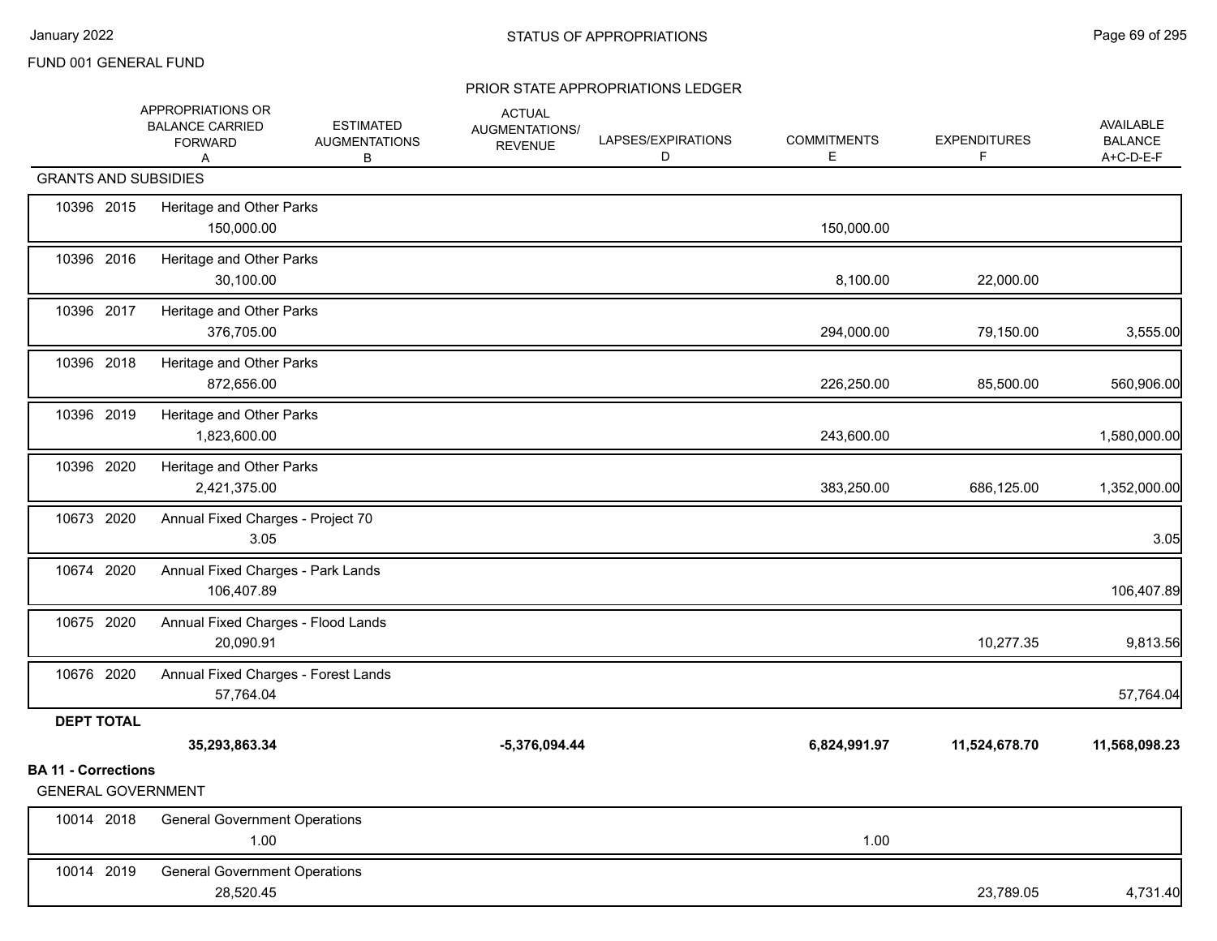FUND 001 GENERAL FUND

## STATUS OF APPROPRIATIONS

### PRIOR STATE APPROPRIATIONS LEDGER

| | APPROPRIATIONS OR BALANCE CARRIED FORWARD A | ESTIMATED AUGMENTATIONS B | ACTUAL AUGMENTATIONS/ REVENUE | LAPSES/EXPIRATIONS D | COMMITMENTS E | EXPENDITURES F | AVAILABLE BALANCE A+C-D-E-F |
|---|---|---|---|---|---|---|---|
| **GRANTS AND SUBSIDIES** | | | | | | | |
| 10396 2015 Heritage and Other Parks | 150,000.00 | | | | 150,000.00 | | |
| 10396 2016 Heritage and Other Parks | 30,100.00 | | | | 8,100.00 | 22,000.00 | |
| 10396 2017 Heritage and Other Parks | 376,705.00 | | | | 294,000.00 | 79,150.00 | 3,555.00 |
| 10396 2018 Heritage and Other Parks | 872,656.00 | | | | 226,250.00 | 85,500.00 | 560,906.00 |
| 10396 2019 Heritage and Other Parks | 1,823,600.00 | | | | 243,600.00 | | 1,580,000.00 |
| 10396 2020 Heritage and Other Parks | 2,421,375.00 | | | | 383,250.00 | 686,125.00 | 1,352,000.00 |
| 10673 2020 Annual Fixed Charges - Project 70 | 3.05 | | | | | | 3.05 |
| 10674 2020 Annual Fixed Charges - Park Lands | 106,407.89 | | | | | | 106,407.89 |
| 10675 2020 Annual Fixed Charges - Flood Lands | 20,090.91 | | | | | 10,277.35 | 9,813.56 |
| 10676 2020 Annual Fixed Charges - Forest Lands | 57,764.04 | | | | | | 57,764.04 |
| **DEPT TOTAL** | **35,293,863.34** | | **-5,376,094.44** | | **6,824,991.97** | **11,524,678.70** | **11,568,098.23** |

**BA 11 - Corrections**

GENERAL GOVERNMENT

| | APPROPRIATIONS OR BALANCE CARRIED FORWARD A | ESTIMATED AUGMENTATIONS B | ACTUAL AUGMENTATIONS/ REVENUE | LAPSES/EXPIRATIONS D | COMMITMENTS E | EXPENDITURES F | AVAILABLE BALANCE A+C-D-E-F |
|---|---|---|---|---|---|---|---|
| 10014 2018 General Government Operations | 1.00 | | | | 1.00 | | |
| 10014 2019 General Government Operations | 28,520.45 | | | | | 23,789.05 | 4,731.40 |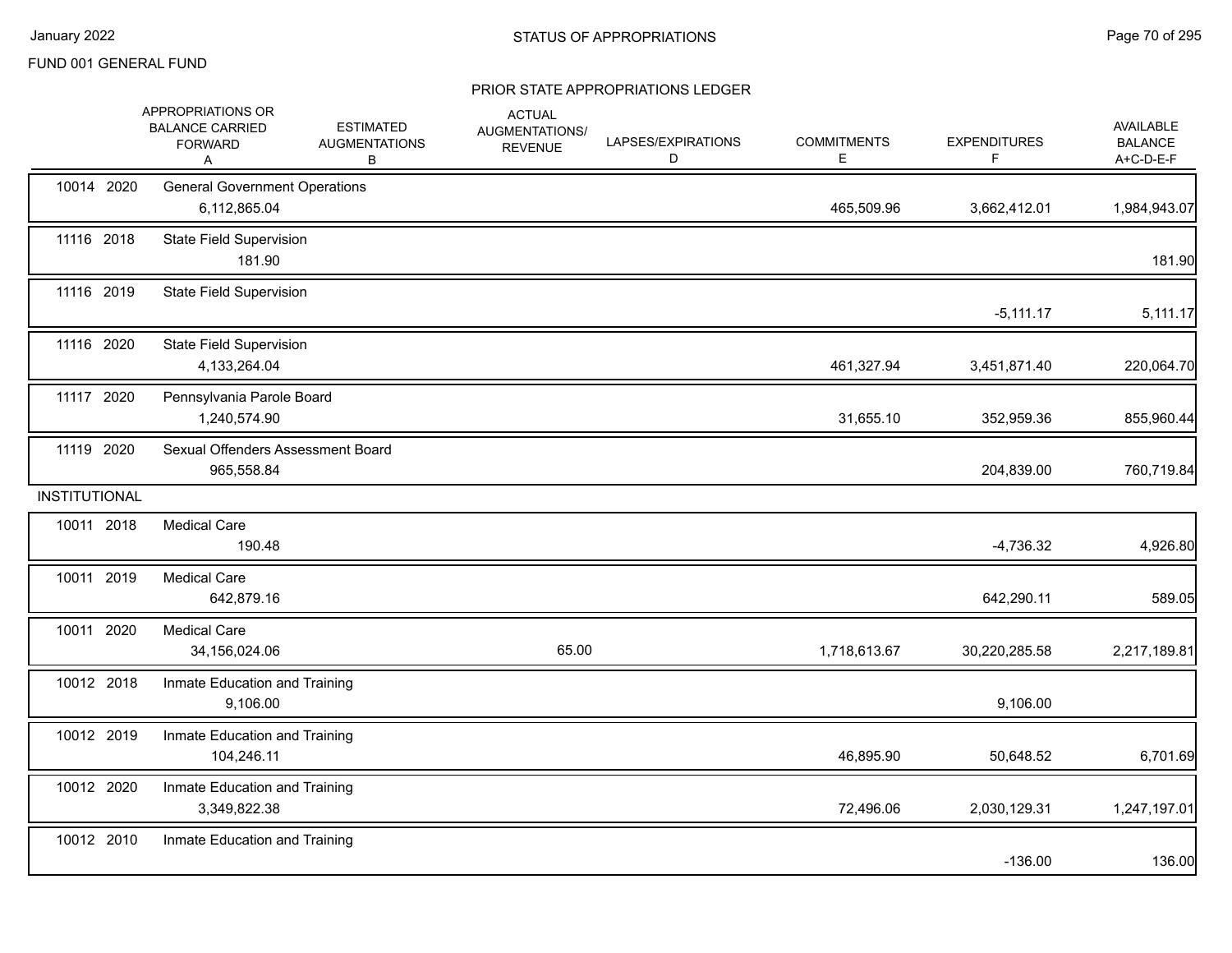FUND 001 GENERAL FUND

## PRIOR STATE APPROPRIATIONS LEDGER

| | APPROPRIATIONS OR BALANCE CARRIED FORWARD A | ESTIMATED AUGMENTATIONS B | ACTUAL AUGMENTATIONS/ REVENUE | LAPSES/EXPIRATIONS D | COMMITMENTS E | EXPENDITURES F | AVAILABLE BALANCE A+C-D-E-F |
|---|---|---|---|---|---|---|---|
| 10014 2020 General Government Operations | 6,112,865.04 | | | | 465,509.96 | 3,662,412.01 | 1,984,943.07 |
| 11116 2018 State Field Supervision | 181.90 | | | | | | 181.90 |
| 11116 2019 State Field Supervision | | | | | | -5,111.17 | 5,111.17 |
| 11116 2020 State Field Supervision | 4,133,264.04 | | | | 461,327.94 | 3,451,871.40 | 220,064.70 |
| 11117 2020 Pennsylvania Parole Board | 1,240,574.90 | | | | 31,655.10 | 352,959.36 | 855,960.44 |
| 11119 2020 Sexual Offenders Assessment Board | 965,558.84 | | | | | 204,839.00 | 760,719.84 |
| **INSTITUTIONAL** | | | | | | | |
| 10011 2018 Medical Care | 190.48 | | | | | -4,736.32 | 4,926.80 |
| 10011 2019 Medical Care | 642,879.16 | | | | | 642,290.11 | 589.05 |
| 10011 2020 Medical Care | 34,156,024.06 | | 65.00 | | 1,718,613.67 | 30,220,285.58 | 2,217,189.81 |
| 10012 2018 Inmate Education and Training | 9,106.00 | | | | | 9,106.00 | |
| 10012 2019 Inmate Education and Training | 104,246.11 | | | | 46,895.90 | 50,648.52 | 6,701.69 |
| 10012 2020 Inmate Education and Training | 3,349,822.38 | | | | 72,496.06 | 2,030,129.31 | 1,247,197.01 |
| 10012 2010 Inmate Education and Training | | | | | | -136.00 | 136.00 |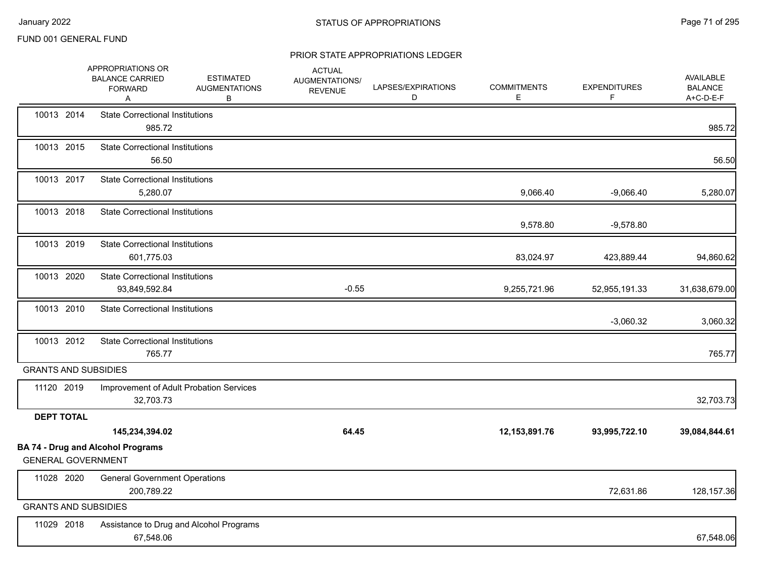FUND 001 GENERAL FUND

STATUS OF APPROPRIATIONS

PRIOR STATE APPROPRIATIONS LEDGER

| | | APPROPRIATIONS OR BALANCE CARRIED FORWARD A | ESTIMATED AUGMENTATIONS B | ACTUAL AUGMENTATIONS/ REVENUE C | LAPSES/EXPIRATIONS D | COMMITMENTS E | EXPENDITURES F | AVAILABLE BALANCE A+C-D-E-F |
|---|---|---|---|---|---|---|---|---|
| 10013 2014 | State Correctional Institutions | 985.72 | | | | | | 985.72 |
| 10013 2015 | State Correctional Institutions | 56.50 | | | | | | 56.50 |
| 10013 2017 | State Correctional Institutions | 5,280.07 | | | | 9,066.40 | -9,066.40 | 5,280.07 |
| 10013 2018 | State Correctional Institutions | | | | | 9,578.80 | -9,578.80 | |
| 10013 2019 | State Correctional Institutions | 601,775.03 | | | | 83,024.97 | 423,889.44 | 94,860.62 |
| 10013 2020 | State Correctional Institutions | 93,849,592.84 | | -0.55 | | 9,255,721.96 | 52,955,191.33 | 31,638,679.00 |
| 10013 2010 | State Correctional Institutions | | | | | | -3,060.32 | 3,060.32 |
| 10013 2012 | State Correctional Institutions | 765.77 | | | | | | 765.77 |
| GRANTS AND SUBSIDIES | | | | | | | | |
| 11120 2019 | Improvement of Adult Probation Services | 32,703.73 | | | | | | 32,703.73 |
| **DEPT TOTAL** | | **145,234,394.02** | | **64.45** | | **12,153,891.76** | **93,995,722.10** | **39,084,844.61** |

**BA 74 - Drug and Alcohol Programs**

| | | A | B | C | D | E | F | A+C-D-E-F |
|---|---|---|---|---|---|---|---|---|
| GENERAL GOVERNMENT | | | | | | | | |
| 11028 2020 | General Government Operations | 200,789.22 | | | | | 72,631.86 | 128,157.36 |
| GRANTS AND SUBSIDIES | | | | | | | | |
| 11029 2018 | Assistance to Drug and Alcohol Programs | 67,548.06 | | | | | | 67,548.06 |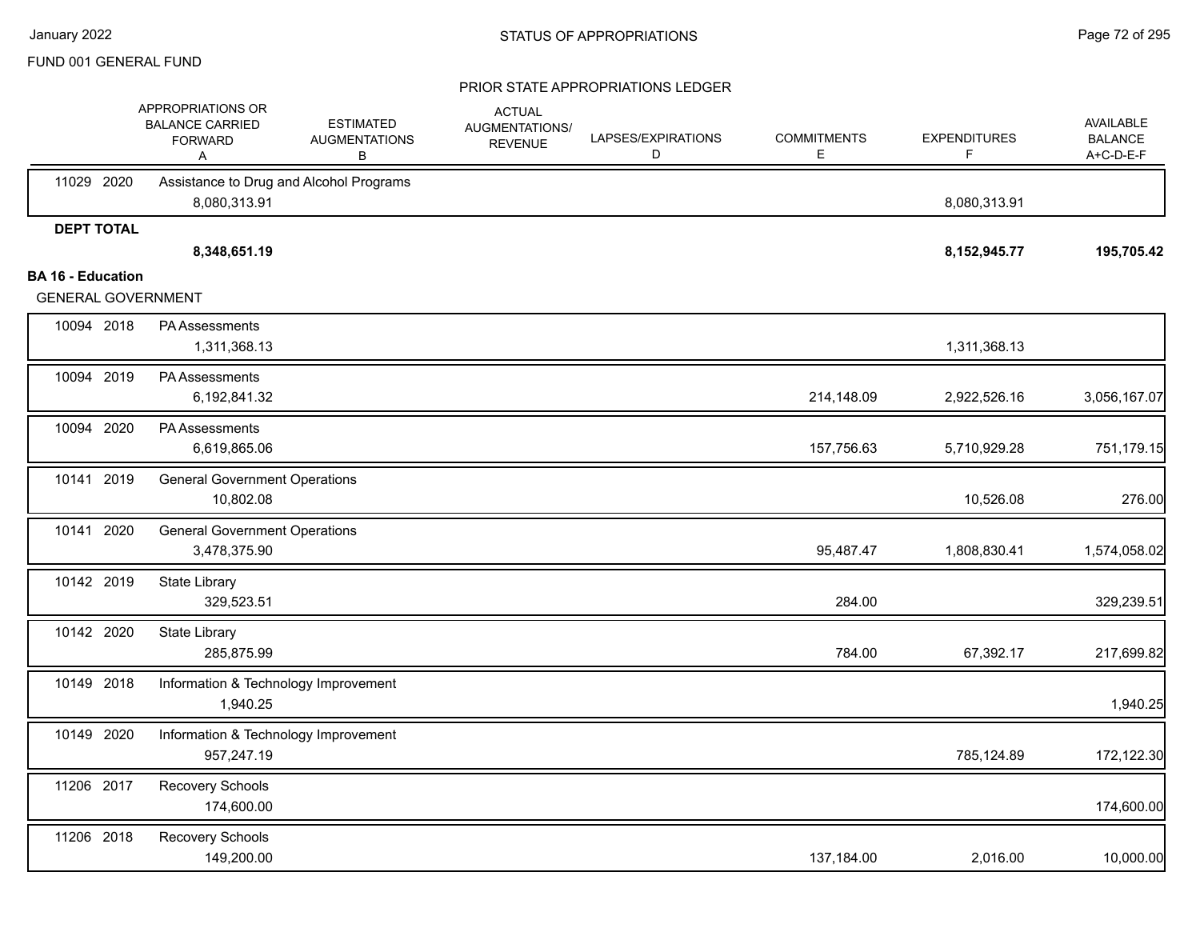FUND 001 GENERAL FUND

PRIOR STATE APPROPRIATIONS LEDGER

| | APPROPRIATIONS OR BALANCE CARRIED FORWARD A | ESTIMATED AUGMENTATIONS B | ACTUAL AUGMENTATIONS/ REVENUE | LAPSES/EXPIRATIONS D | COMMITMENTS E | EXPENDITURES F | AVAILABLE BALANCE A+C-D-E-F |
|---|---|---|---|---|---|---|---|
| 11029 2020 Assistance to Drug and Alcohol Programs | 8,080,313.91 | | | | | 8,080,313.91 | |
| **DEPT TOTAL** | **8,348,651.19** | | | | | **8,152,945.77** | **195,705.42** |

**BA 16 - Education**

GENERAL GOVERNMENT

| | APPROPRIATIONS OR BALANCE CARRIED FORWARD A | ESTIMATED AUGMENTATIONS B | ACTUAL AUGMENTATIONS/ REVENUE | LAPSES/EXPIRATIONS D | COMMITMENTS E | EXPENDITURES F | AVAILABLE BALANCE A+C-D-E-F |
|---|---|---|---|---|---|---|---|
| 10094 2018 PA Assessments | 1,311,368.13 | | | | | 1,311,368.13 | |
| 10094 2019 PA Assessments | 6,192,841.32 | | | | 214,148.09 | 2,922,526.16 | 3,056,167.07 |
| 10094 2020 PA Assessments | 6,619,865.06 | | | | 157,756.63 | 5,710,929.28 | 751,179.15 |
| 10141 2019 General Government Operations | 10,802.08 | | | | | 10,526.08 | 276.00 |
| 10141 2020 General Government Operations | 3,478,375.90 | | | | 95,487.47 | 1,808,830.41 | 1,574,058.02 |
| 10142 2019 State Library | 329,523.51 | | | | 284.00 | | 329,239.51 |
| 10142 2020 State Library | 285,875.99 | | | | 784.00 | 67,392.17 | 217,699.82 |
| 10149 2018 Information & Technology Improvement | 1,940.25 | | | | | | 1,940.25 |
| 10149 2020 Information & Technology Improvement | 957,247.19 | | | | | 785,124.89 | 172,122.30 |
| 11206 2017 Recovery Schools | 174,600.00 | | | | | | 174,600.00 |
| 11206 2018 Recovery Schools | 149,200.00 | | | | 137,184.00 | 2,016.00 | 10,000.00 |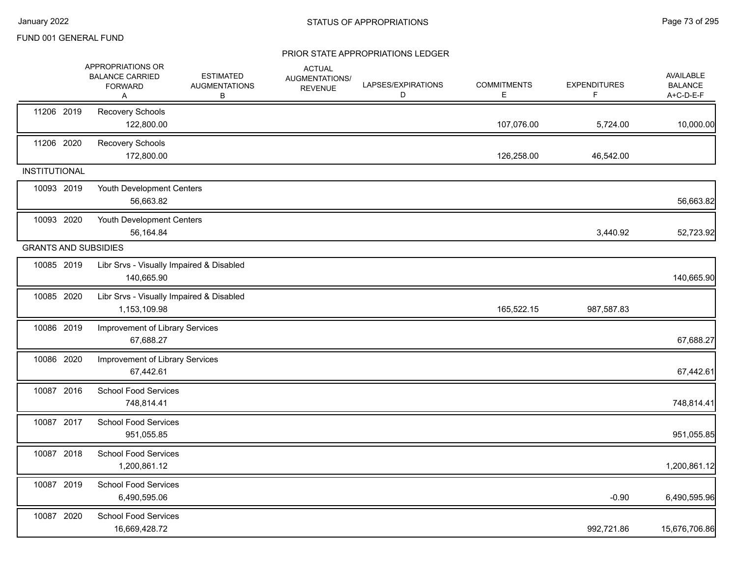January 2022

STATUS OF APPROPRIATIONS

FUND 001 GENERAL FUND

PRIOR STATE APPROPRIATIONS LEDGER

| | | APPROPRIATIONS OR BALANCE CARRIED FORWARD A | ESTIMATED AUGMENTATIONS B | ACTUAL AUGMENTATIONS/ REVENUE | LAPSES/EXPIRATIONS D | COMMITMENTS E | EXPENDITURES F | AVAILABLE BALANCE A+C-D-E-F |
|---|---|---|---|---|---|---|---|---|
| 11206 | 2019 | Recovery Schools | | | | | | |
| | | 122,800.00 | | | | 107,076.00 | 5,724.00 | 10,000.00 |
| 11206 | 2020 | Recovery Schools | | | | | | |
| | | 172,800.00 | | | | 126,258.00 | 46,542.00 | |
| INSTITUTIONAL | | | | | | | | |
| 10093 | 2019 | Youth Development Centers | | | | | | |
| | | 56,663.82 | | | | | | 56,663.82 |
| 10093 | 2020 | Youth Development Centers | | | | | | |
| | | 56,164.84 | | | | | 3,440.92 | 52,723.92 |
| GRANTS AND SUBSIDIES | | | | | | | | |
| 10085 | 2019 | Libr Srvs - Visually Impaired & Disabled | | | | | | |
| | | 140,665.90 | | | | | | 140,665.90 |
| 10085 | 2020 | Libr Srvs - Visually Impaired & Disabled | | | | | | |
| | | 1,153,109.98 | | | | 165,522.15 | 987,587.83 | |
| 10086 | 2019 | Improvement of Library Services | | | | | | |
| | | 67,688.27 | | | | | | 67,688.27 |
| 10086 | 2020 | Improvement of Library Services | | | | | | |
| | | 67,442.61 | | | | | | 67,442.61 |
| 10087 | 2016 | School Food Services | | | | | | |
| | | 748,814.41 | | | | | | 748,814.41 |
| 10087 | 2017 | School Food Services | | | | | | |
| | | 951,055.85 | | | | | | 951,055.85 |
| 10087 | 2018 | School Food Services | | | | | | |
| | | 1,200,861.12 | | | | | | 1,200,861.12 |
| 10087 | 2019 | School Food Services | | | | | | |
| | | 6,490,595.06 | | | | | -0.90 | 6,490,595.96 |
| 10087 | 2020 | School Food Services | | | | | | |
| | | 16,669,428.72 | | | | | 992,721.86 | 15,676,706.86 |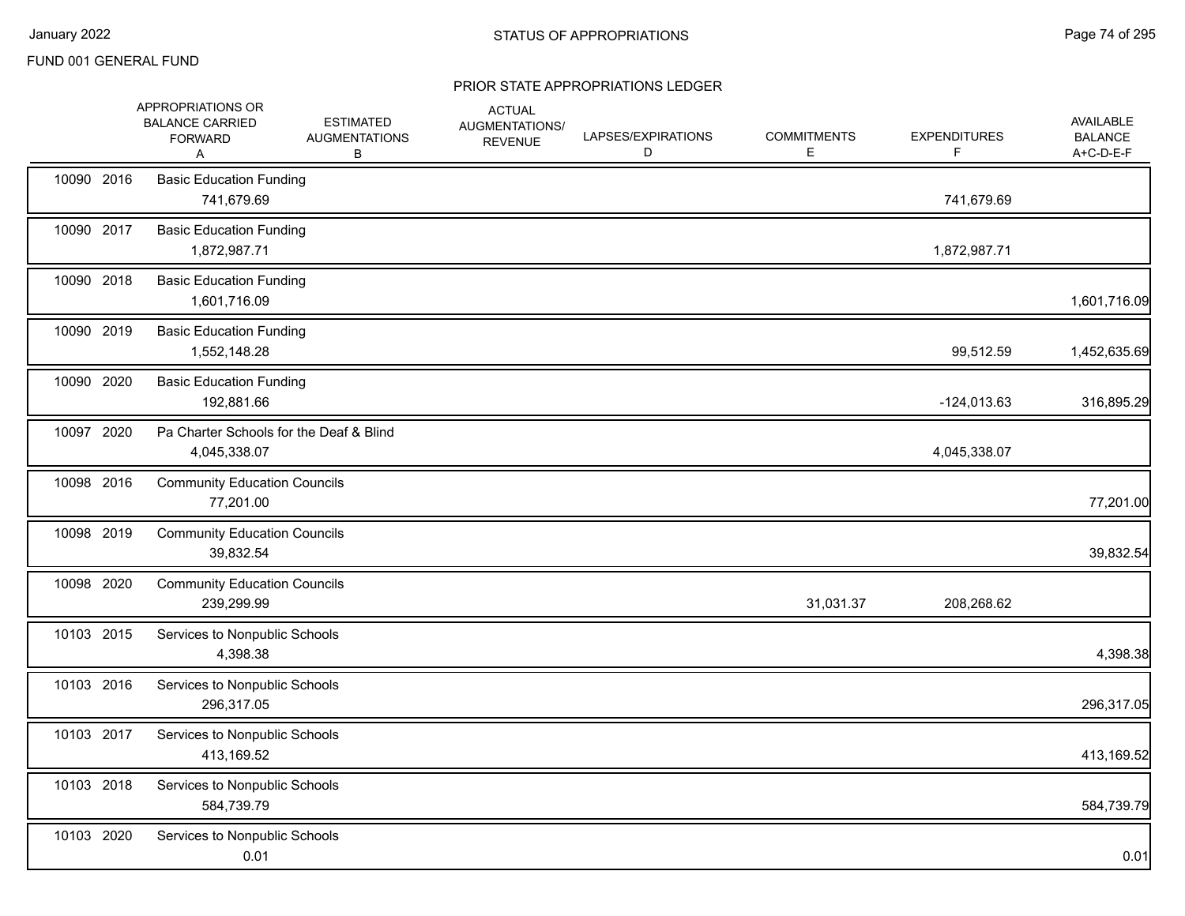FUND 001 GENERAL FUND

STATUS OF APPROPRIATIONS

PRIOR STATE APPROPRIATIONS LEDGER

| | APPROPRIATIONS OR BALANCE CARRIED FORWARD A | ESTIMATED AUGMENTATIONS B | ACTUAL AUGMENTATIONS/ REVENUE | LAPSES/EXPIRATIONS D | COMMITMENTS E | EXPENDITURES F | AVAILABLE BALANCE A+C-D-E-F |
|---|---|---|---|---|---|---|---|
| 10090 2016 Basic Education Funding | 741,679.69 | | | | | 741,679.69 | |
| 10090 2017 Basic Education Funding | 1,872,987.71 | | | | | 1,872,987.71 | |
| 10090 2018 Basic Education Funding | 1,601,716.09 | | | | | | 1,601,716.09 |
| 10090 2019 Basic Education Funding | 1,552,148.28 | | | | | 99,512.59 | 1,452,635.69 |
| 10090 2020 Basic Education Funding | 192,881.66 | | | | | -124,013.63 | 316,895.29 |
| 10097 2020 Pa Charter Schools for the Deaf & Blind | 4,045,338.07 | | | | | 4,045,338.07 | |
| 10098 2016 Community Education Councils | 77,201.00 | | | | | | 77,201.00 |
| 10098 2019 Community Education Councils | 39,832.54 | | | | | | 39,832.54 |
| 10098 2020 Community Education Councils | 239,299.99 | | | | 31,031.37 | 208,268.62 | |
| 10103 2015 Services to Nonpublic Schools | 4,398.38 | | | | | | 4,398.38 |
| 10103 2016 Services to Nonpublic Schools | 296,317.05 | | | | | | 296,317.05 |
| 10103 2017 Services to Nonpublic Schools | 413,169.52 | | | | | | 413,169.52 |
| 10103 2018 Services to Nonpublic Schools | 584,739.79 | | | | | | 584,739.79 |
| 10103 2020 Services to Nonpublic Schools | 0.01 | | | | | | 0.01 |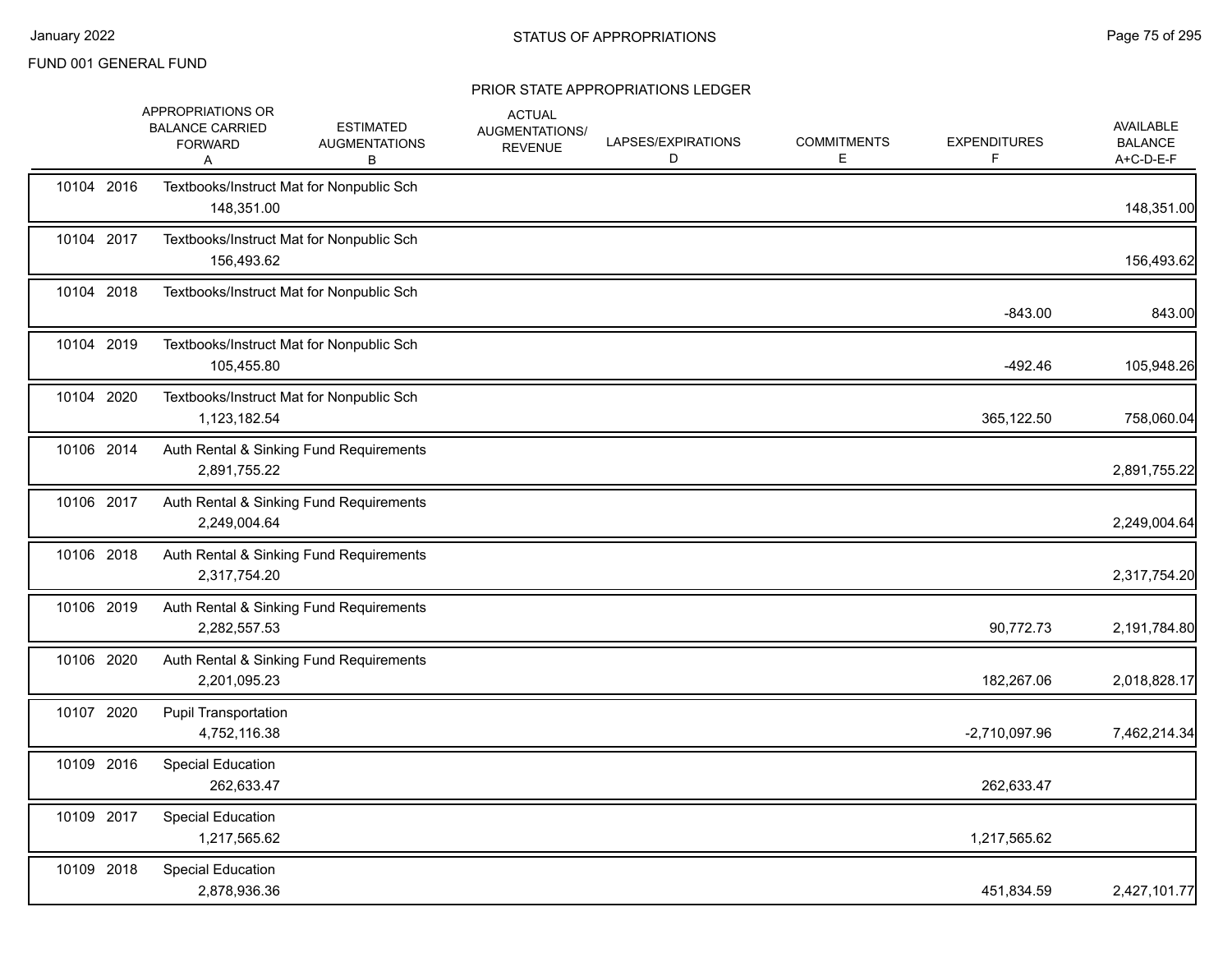FUND 001 GENERAL FUND

PRIOR STATE APPROPRIATIONS LEDGER

| | APPROPRIATIONS OR BALANCE CARRIED FORWARD A | ESTIMATED AUGMENTATIONS B | ACTUAL AUGMENTATIONS/ REVENUE | LAPSES/EXPIRATIONS D | COMMITMENTS E | EXPENDITURES F | AVAILABLE BALANCE A+C-D-E-F |
|---|---|---|---|---|---|---|---|
| 10104 2016 | Textbooks/Instruct Mat for Nonpublic Sch | | | | | | |
| | 148,351.00 | | | | | | 148,351.00 |
| 10104 2017 | Textbooks/Instruct Mat for Nonpublic Sch | | | | | | |
| | 156,493.62 | | | | | | 156,493.62 |
| 10104 2018 | Textbooks/Instruct Mat for Nonpublic Sch | | | | | | |
| | | | | | | -843.00 | 843.00 |
| 10104 2019 | Textbooks/Instruct Mat for Nonpublic Sch | | | | | | |
| | 105,455.80 | | | | | -492.46 | 105,948.26 |
| 10104 2020 | Textbooks/Instruct Mat for Nonpublic Sch | | | | | | |
| | 1,123,182.54 | | | | | 365,122.50 | 758,060.04 |
| 10106 2014 | Auth Rental & Sinking Fund Requirements | | | | | | |
| | 2,891,755.22 | | | | | | 2,891,755.22 |
| 10106 2017 | Auth Rental & Sinking Fund Requirements | | | | | | |
| | 2,249,004.64 | | | | | | 2,249,004.64 |
| 10106 2018 | Auth Rental & Sinking Fund Requirements | | | | | | |
| | 2,317,754.20 | | | | | | 2,317,754.20 |
| 10106 2019 | Auth Rental & Sinking Fund Requirements | | | | | | |
| | 2,282,557.53 | | | | | 90,772.73 | 2,191,784.80 |
| 10106 2020 | Auth Rental & Sinking Fund Requirements | | | | | | |
| | 2,201,095.23 | | | | | 182,267.06 | 2,018,828.17 |
| 10107 2020 | Pupil Transportation | | | | | | |
| | 4,752,116.38 | | | | | -2,710,097.96 | 7,462,214.34 |
| 10109 2016 | Special Education | | | | | | |
| | 262,633.47 | | | | | 262,633.47 | |
| 10109 2017 | Special Education | | | | | | |
| | 1,217,565.62 | | | | | 1,217,565.62 | |
| 10109 2018 | Special Education | | | | | | |
| | 2,878,936.36 | | | | | 451,834.59 | 2,427,101.77 |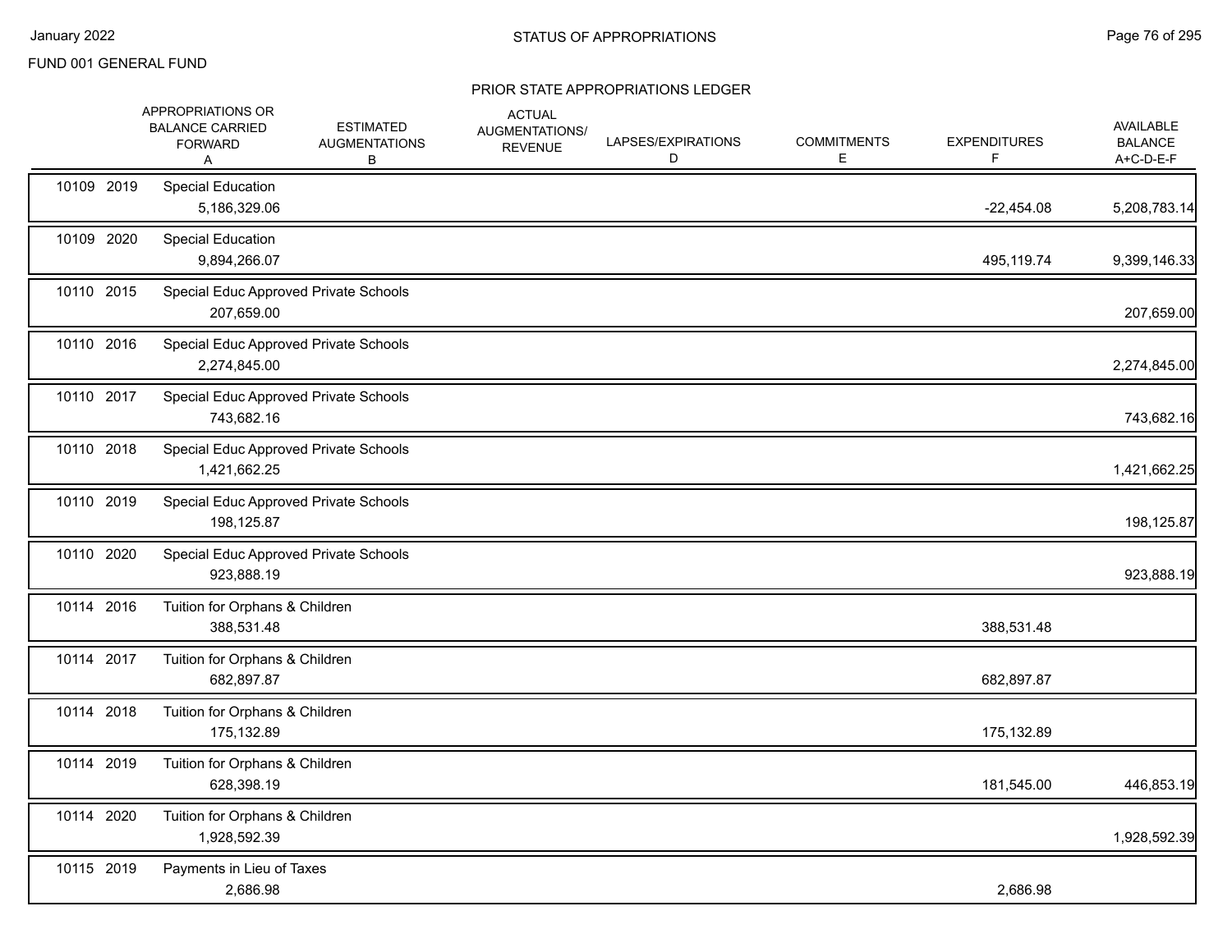FUND 001 GENERAL FUND

## PRIOR STATE APPROPRIATIONS LEDGER

| | APPROPRIATIONS OR BALANCE CARRIED FORWARD A | ESTIMATED AUGMENTATIONS B | ACTUAL AUGMENTATIONS/ REVENUE | LAPSES/EXPIRATIONS D | COMMITMENTS E | EXPENDITURES F | AVAILABLE BALANCE A+C-D-E-F |
|---|---|---|---|---|---|---|---|
| 10109 2019 Special Education | 5,186,329.06 | | | | | -22,454.08 | 5,208,783.14 |
| 10109 2020 Special Education | 9,894,266.07 | | | | | 495,119.74 | 9,399,146.33 |
| 10110 2015 Special Educ Approved Private Schools | 207,659.00 | | | | | | 207,659.00 |
| 10110 2016 Special Educ Approved Private Schools | 2,274,845.00 | | | | | | 2,274,845.00 |
| 10110 2017 Special Educ Approved Private Schools | 743,682.16 | | | | | | 743,682.16 |
| 10110 2018 Special Educ Approved Private Schools | 1,421,662.25 | | | | | | 1,421,662.25 |
| 10110 2019 Special Educ Approved Private Schools | 198,125.87 | | | | | | 198,125.87 |
| 10110 2020 Special Educ Approved Private Schools | 923,888.19 | | | | | | 923,888.19 |
| 10114 2016 Tuition for Orphans & Children | 388,531.48 | | | | | 388,531.48 | |
| 10114 2017 Tuition for Orphans & Children | 682,897.87 | | | | | 682,897.87 | |
| 10114 2018 Tuition for Orphans & Children | 175,132.89 | | | | | 175,132.89 | |
| 10114 2019 Tuition for Orphans & Children | 628,398.19 | | | | | 181,545.00 | 446,853.19 |
| 10114 2020 Tuition for Orphans & Children | 1,928,592.39 | | | | | | 1,928,592.39 |
| 10115 2019 Payments in Lieu of Taxes | 2,686.98 | | | | | 2,686.98 | |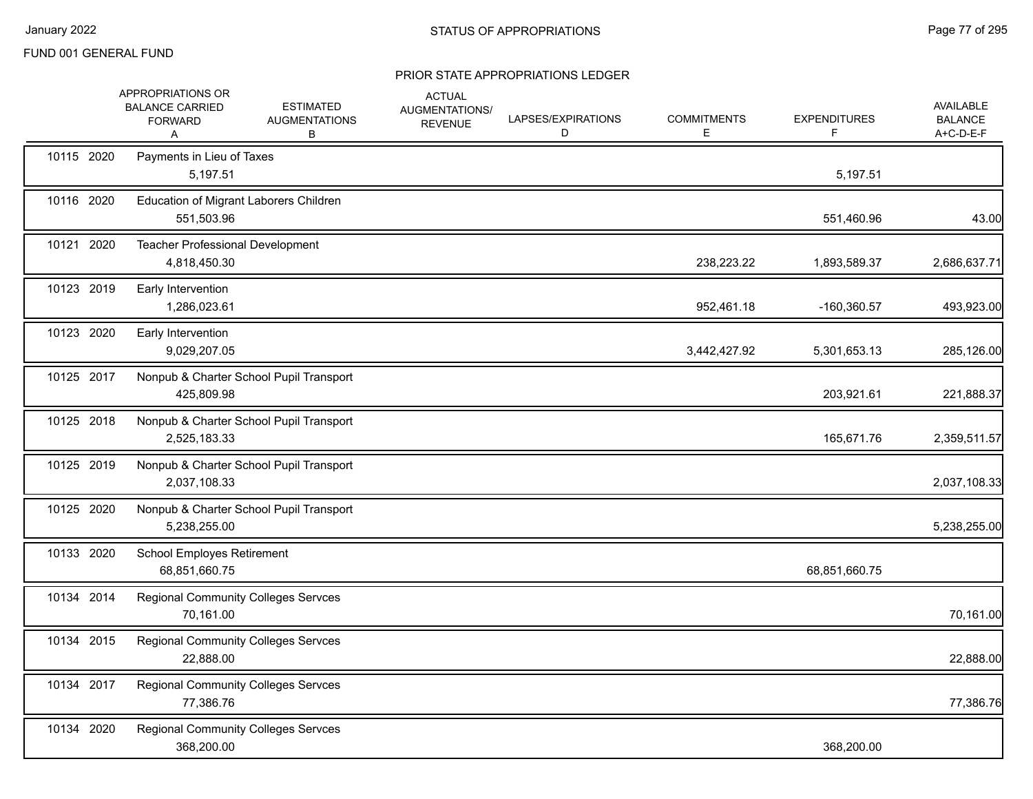FUND 001 GENERAL FUND

## STATUS OF APPROPRIATIONS

### PRIOR STATE APPROPRIATIONS LEDGER

| Appropriation | Year | Description | APPROPRIATIONS OR BALANCE CARRIED FORWARD A | ESTIMATED AUGMENTATIONS B | ACTUAL AUGMENTATIONS/ REVENUE | LAPSES/EXPIRATIONS D | COMMITMENTS E | EXPENDITURES F | AVAILABLE BALANCE A+C-D-E-F |
|---|---|---|---|---|---|---|---|---|---|
| 10115 | 2020 | Payments in Lieu of Taxes | 5,197.51 | | | | | 5,197.51 | |
| 10116 | 2020 | Education of Migrant Laborers Children | 551,503.96 | | | | | 551,460.96 | 43.00 |
| 10121 | 2020 | Teacher Professional Development | 4,818,450.30 | | | | 238,223.22 | 1,893,589.37 | 2,686,637.71 |
| 10123 | 2019 | Early Intervention | 1,286,023.61 | | | | 952,461.18 | -160,360.57 | 493,923.00 |
| 10123 | 2020 | Early Intervention | 9,029,207.05 | | | | 3,442,427.92 | 5,301,653.13 | 285,126.00 |
| 10125 | 2017 | Nonpub & Charter School Pupil Transport | 425,809.98 | | | | | 203,921.61 | 221,888.37 |
| 10125 | 2018 | Nonpub & Charter School Pupil Transport | 2,525,183.33 | | | | | 165,671.76 | 2,359,511.57 |
| 10125 | 2019 | Nonpub & Charter School Pupil Transport | 2,037,108.33 | | | | | | 2,037,108.33 |
| 10125 | 2020 | Nonpub & Charter School Pupil Transport | 5,238,255.00 | | | | | | 5,238,255.00 |
| 10133 | 2020 | School Employes Retirement | 68,851,660.75 | | | | | 68,851,660.75 | |
| 10134 | 2014 | Regional Community Colleges Servces | 70,161.00 | | | | | | 70,161.00 |
| 10134 | 2015 | Regional Community Colleges Servces | 22,888.00 | | | | | | 22,888.00 |
| 10134 | 2017 | Regional Community Colleges Servces | 77,386.76 | | | | | | 77,386.76 |
| 10134 | 2020 | Regional Community Colleges Servces | 368,200.00 | | | | | 368,200.00 | |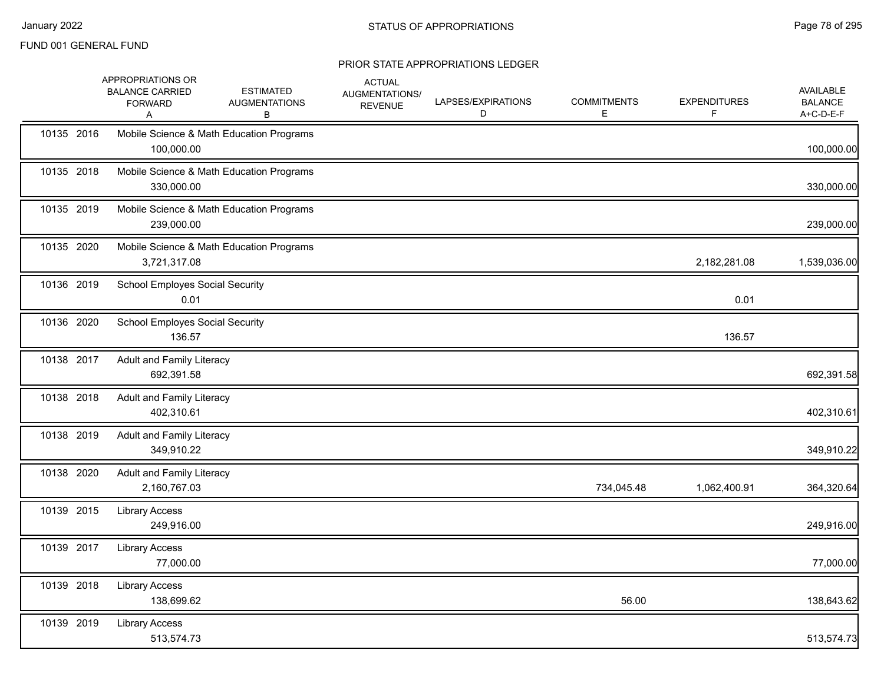FUND 001 GENERAL FUND

## STATUS OF APPROPRIATIONS

### PRIOR STATE APPROPRIATIONS LEDGER

| | | APPROPRIATIONS OR BALANCE CARRIED FORWARD A | ESTIMATED AUGMENTATIONS B | ACTUAL AUGMENTATIONS/ REVENUE | LAPSES/EXPIRATIONS D | COMMITMENTS E | EXPENDITURES F | AVAILABLE BALANCE A+C-D-E-F |
|---|---|---|---|---|---|---|---|---|
| 10135 | 2016 | Mobile Science & Math Education Programs | | | | | | |
| | | 100,000.00 | | | | | | 100,000.00 |
| 10135 | 2018 | Mobile Science & Math Education Programs | | | | | | |
| | | 330,000.00 | | | | | | 330,000.00 |
| 10135 | 2019 | Mobile Science & Math Education Programs | | | | | | |
| | | 239,000.00 | | | | | | 239,000.00 |
| 10135 | 2020 | Mobile Science & Math Education Programs | | | | | | |
| | | 3,721,317.08 | | | | | 2,182,281.08 | 1,539,036.00 |
| 10136 | 2019 | School Employes Social Security | | | | | | |
| | | 0.01 | | | | | 0.01 | |
| 10136 | 2020 | School Employes Social Security | | | | | | |
| | | 136.57 | | | | | 136.57 | |
| 10138 | 2017 | Adult and Family Literacy | | | | | | |
| | | 692,391.58 | | | | | | 692,391.58 |
| 10138 | 2018 | Adult and Family Literacy | | | | | | |
| | | 402,310.61 | | | | | | 402,310.61 |
| 10138 | 2019 | Adult and Family Literacy | | | | | | |
| | | 349,910.22 | | | | | | 349,910.22 |
| 10138 | 2020 | Adult and Family Literacy | | | | | | |
| | | 2,160,767.03 | | | | 734,045.48 | 1,062,400.91 | 364,320.64 |
| 10139 | 2015 | Library Access | | | | | | |
| | | 249,916.00 | | | | | | 249,916.00 |
| 10139 | 2017 | Library Access | | | | | | |
| | | 77,000.00 | | | | | | 77,000.00 |
| 10139 | 2018 | Library Access | | | | | | |
| | | 138,699.62 | | | | 56.00 | | 138,643.62 |
| 10139 | 2019 | Library Access | | | | | | |
| | | 513,574.73 | | | | | | 513,574.73 |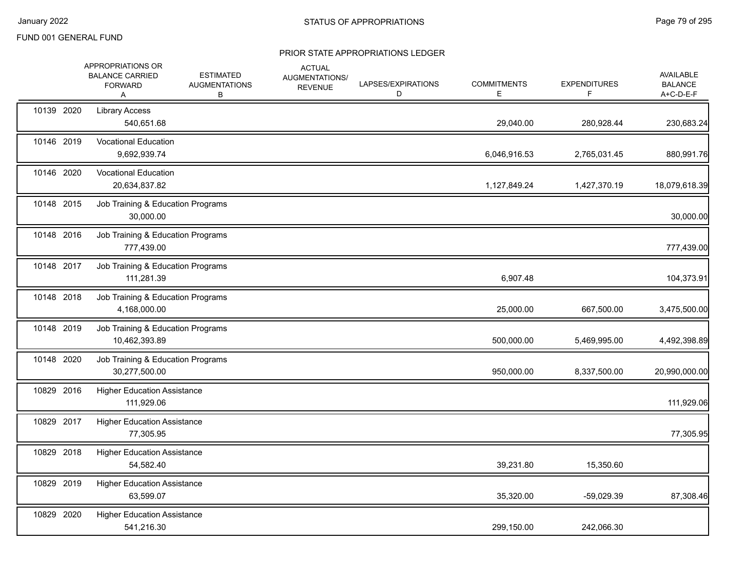FUND 001 GENERAL FUND

PRIOR STATE APPROPRIATIONS LEDGER

| | | | APPROPRIATIONS OR BALANCE CARRIED FORWARD A | ESTIMATED AUGMENTATIONS B | ACTUAL AUGMENTATIONS/ REVENUE | LAPSES/EXPIRATIONS D | COMMITMENTS E | EXPENDITURES F | AVAILABLE BALANCE A+C-D-E-F |
|---|---|---|---|---|---|---|---|---|---|
| 10139 | 2020 | Library Access | 540,651.68 | | | | 29,040.00 | 280,928.44 | 230,683.24 |
| 10146 | 2019 | Vocational Education | 9,692,939.74 | | | | 6,046,916.53 | 2,765,031.45 | 880,991.76 |
| 10146 | 2020 | Vocational Education | 20,634,837.82 | | | | 1,127,849.24 | 1,427,370.19 | 18,079,618.39 |
| 10148 | 2015 | Job Training & Education Programs | 30,000.00 | | | | | | 30,000.00 |
| 10148 | 2016 | Job Training & Education Programs | 777,439.00 | | | | | | 777,439.00 |
| 10148 | 2017 | Job Training & Education Programs | 111,281.39 | | | | 6,907.48 | | 104,373.91 |
| 10148 | 2018 | Job Training & Education Programs | 4,168,000.00 | | | | 25,000.00 | 667,500.00 | 3,475,500.00 |
| 10148 | 2019 | Job Training & Education Programs | 10,462,393.89 | | | | 500,000.00 | 5,469,995.00 | 4,492,398.89 |
| 10148 | 2020 | Job Training & Education Programs | 30,277,500.00 | | | | 950,000.00 | 8,337,500.00 | 20,990,000.00 |
| 10829 | 2016 | Higher Education Assistance | 111,929.06 | | | | | | 111,929.06 |
| 10829 | 2017 | Higher Education Assistance | 77,305.95 | | | | | | 77,305.95 |
| 10829 | 2018 | Higher Education Assistance | 54,582.40 | | | | 39,231.80 | 15,350.60 | |
| 10829 | 2019 | Higher Education Assistance | 63,599.07 | | | | 35,320.00 | -59,029.39 | 87,308.46 |
| 10829 | 2020 | Higher Education Assistance | 541,216.30 | | | | 299,150.00 | 242,066.30 | |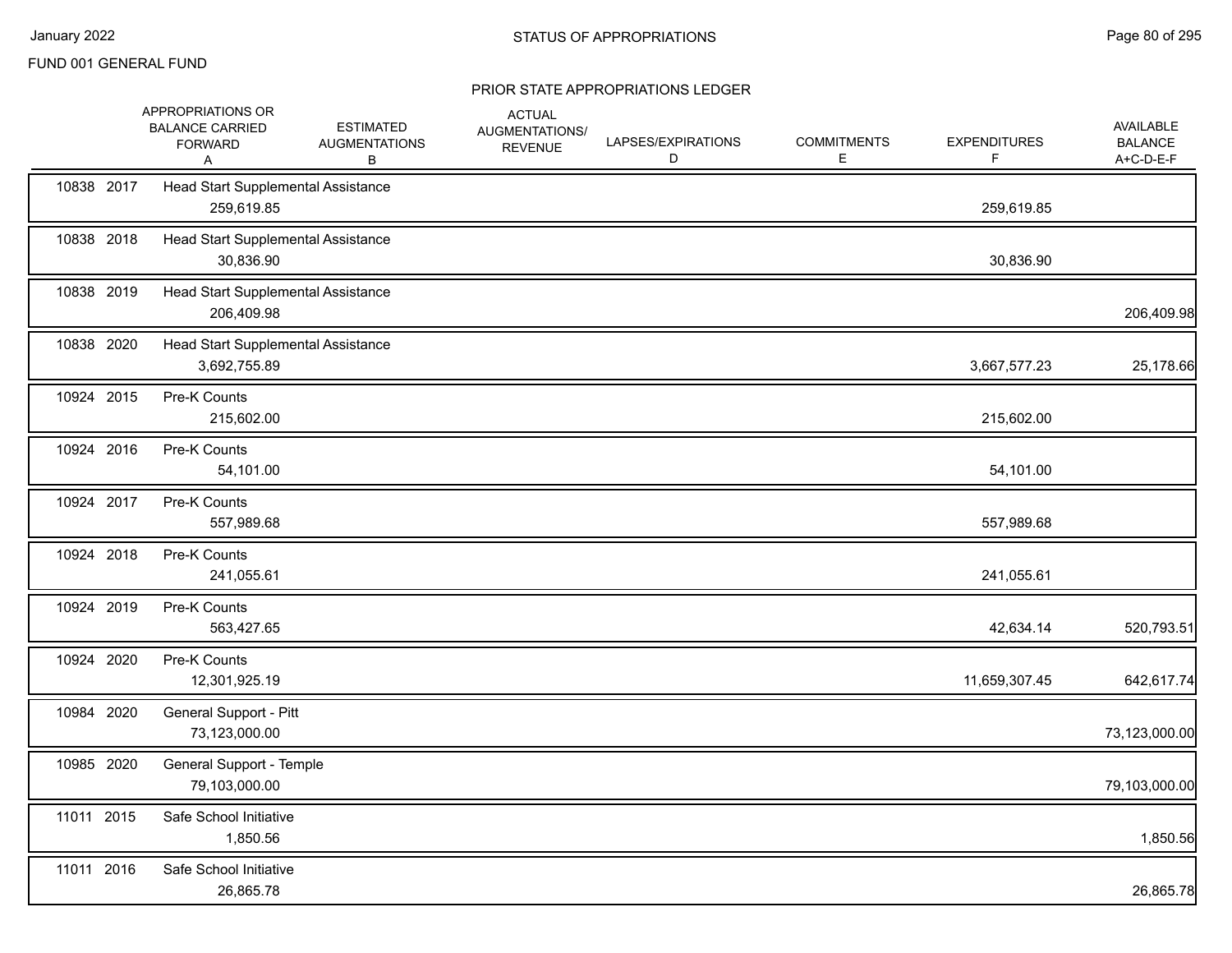FUND 001 GENERAL FUND

## PRIOR STATE APPROPRIATIONS LEDGER

| | APPROPRIATIONS OR BALANCE CARRIED FORWARD A | ESTIMATED AUGMENTATIONS B | ACTUAL AUGMENTATIONS/ REVENUE | LAPSES/EXPIRATIONS D | COMMITMENTS E | EXPENDITURES F | AVAILABLE BALANCE A+C-D-E-F |
|---|---|---|---|---|---|---|---|
| 10838 2017 | Head Start Supplemental Assistance | | | | | | |
| | 259,619.85 | | | | | 259,619.85 | |
| 10838 2018 | Head Start Supplemental Assistance | | | | | | |
| | 30,836.90 | | | | | 30,836.90 | |
| 10838 2019 | Head Start Supplemental Assistance | | | | | | |
| | 206,409.98 | | | | | | 206,409.98 |
| 10838 2020 | Head Start Supplemental Assistance | | | | | | |
| | 3,692,755.89 | | | | | 3,667,577.23 | 25,178.66 |
| 10924 2015 | Pre-K Counts | | | | | | |
| | 215,602.00 | | | | | 215,602.00 | |
| 10924 2016 | Pre-K Counts | | | | | | |
| | 54,101.00 | | | | | 54,101.00 | |
| 10924 2017 | Pre-K Counts | | | | | | |
| | 557,989.68 | | | | | 557,989.68 | |
| 10924 2018 | Pre-K Counts | | | | | | |
| | 241,055.61 | | | | | 241,055.61 | |
| 10924 2019 | Pre-K Counts | | | | | | |
| | 563,427.65 | | | | | 42,634.14 | 520,793.51 |
| 10924 2020 | Pre-K Counts | | | | | | |
| | 12,301,925.19 | | | | | 11,659,307.45 | 642,617.74 |
| 10984 2020 | General Support - Pitt | | | | | | |
| | 73,123,000.00 | | | | | | 73,123,000.00 |
| 10985 2020 | General Support - Temple | | | | | | |
| | 79,103,000.00 | | | | | | 79,103,000.00 |
| 11011 2015 | Safe School Initiative | | | | | | |
| | 1,850.56 | | | | | | 1,850.56 |
| 11011 2016 | Safe School Initiative | | | | | | |
| | 26,865.78 | | | | | | 26,865.78 |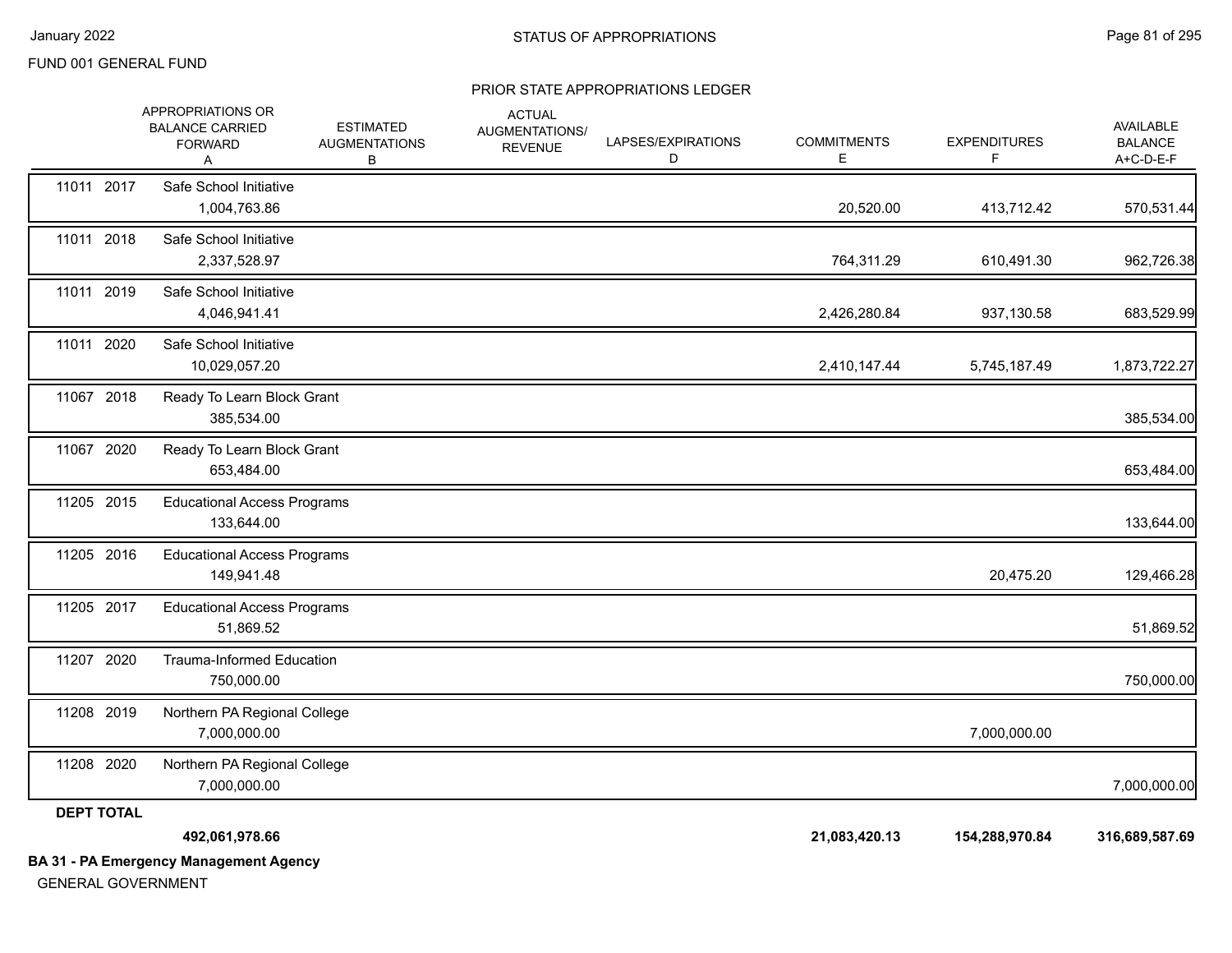FUND 001 GENERAL FUND

STATUS OF APPROPRIATIONS

PRIOR STATE APPROPRIATIONS LEDGER

| | | APPROPRIATIONS OR BALANCE CARRIED FORWARD A | ESTIMATED AUGMENTATIONS B | ACTUAL AUGMENTATIONS/ REVENUE | LAPSES/EXPIRATIONS D | COMMITMENTS E | EXPENDITURES F | AVAILABLE BALANCE A+C-D-E-F |
|---|---|---|---|---|---|---|---|---|
| 11011 2017 | Safe School Initiative | 1,004,763.86 | | | | 20,520.00 | 413,712.42 | 570,531.44 |
| 11011 2018 | Safe School Initiative | 2,337,528.97 | | | | 764,311.29 | 610,491.30 | 962,726.38 |
| 11011 2019 | Safe School Initiative | 4,046,941.41 | | | | 2,426,280.84 | 937,130.58 | 683,529.99 |
| 11011 2020 | Safe School Initiative | 10,029,057.20 | | | | 2,410,147.44 | 5,745,187.49 | 1,873,722.27 |
| 11067 2018 | Ready To Learn Block Grant | 385,534.00 | | | | | | 385,534.00 |
| 11067 2020 | Ready To Learn Block Grant | 653,484.00 | | | | | | 653,484.00 |
| 11205 2015 | Educational Access Programs | 133,644.00 | | | | | | 133,644.00 |
| 11205 2016 | Educational Access Programs | 149,941.48 | | | | | 20,475.20 | 129,466.28 |
| 11205 2017 | Educational Access Programs | 51,869.52 | | | | | | 51,869.52 |
| 11207 2020 | Trauma-Informed Education | 750,000.00 | | | | | | 750,000.00 |
| 11208 2019 | Northern PA Regional College | 7,000,000.00 | | | | | 7,000,000.00 | |
| 11208 2020 | Northern PA Regional College | 7,000,000.00 | | | | | | 7,000,000.00 |
| **DEPT TOTAL** | | **492,061,978.66** | | | | **21,083,420.13** | **154,288,970.84** | **316,689,587.69** |

**BA 31 - PA Emergency Management Agency**

GENERAL GOVERNMENT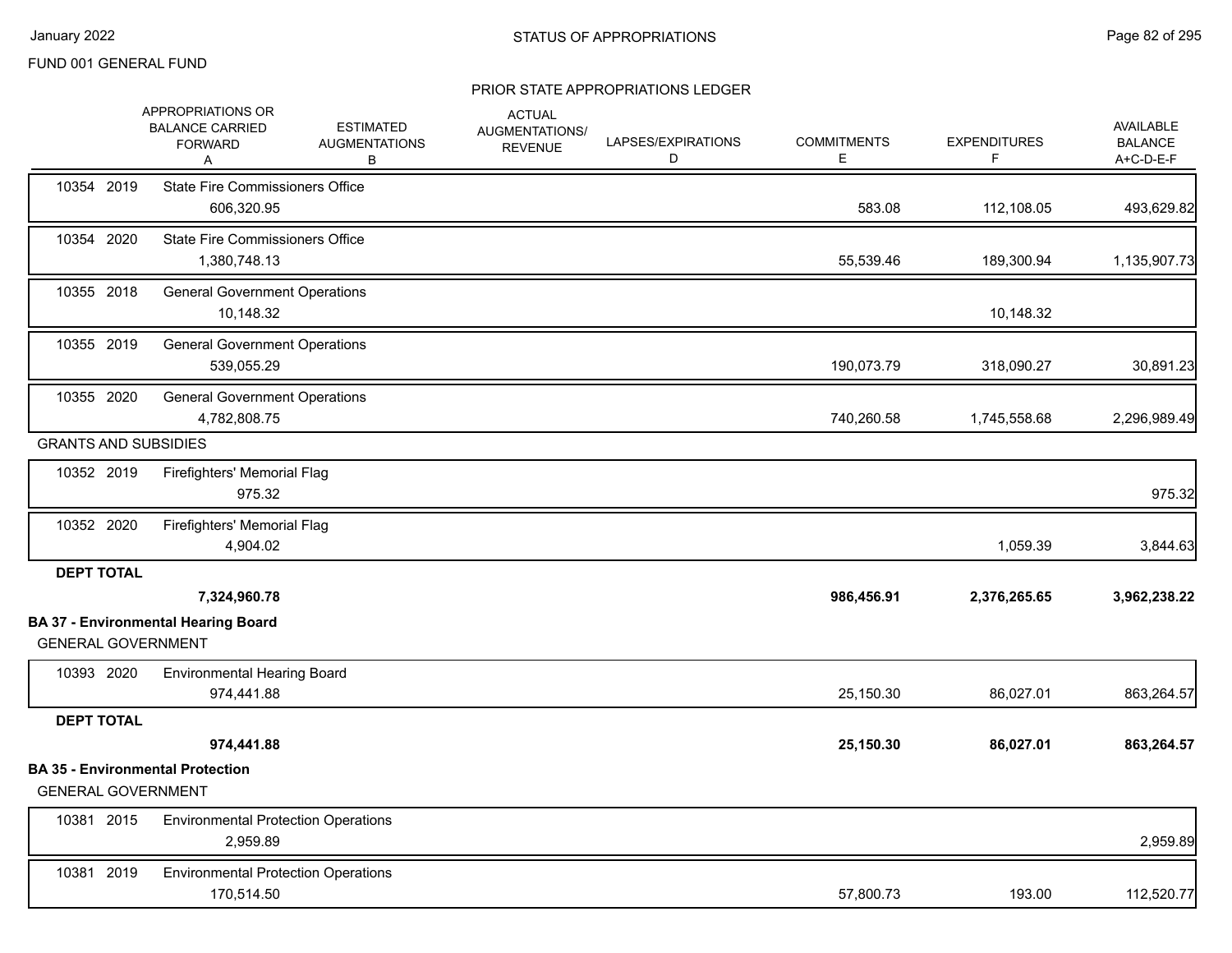FUND 001 GENERAL FUND

## STATUS OF APPROPRIATIONS

### PRIOR STATE APPROPRIATIONS LEDGER

| | APPROPRIATIONS OR BALANCE CARRIED FORWARD A | ESTIMATED AUGMENTATIONS B | ACTUAL AUGMENTATIONS/ REVENUE | LAPSES/EXPIRATIONS D | COMMITMENTS E | EXPENDITURES F | AVAILABLE BALANCE A+C-D-E-F |
|---|---|---|---|---|---|---|---|
| 10354 2019 State Fire Commissioners Office | 606,320.95 | | | | 583.08 | 112,108.05 | 493,629.82 |
| 10354 2020 State Fire Commissioners Office | 1,380,748.13 | | | | 55,539.46 | 189,300.94 | 1,135,907.73 |
| 10355 2018 General Government Operations | 10,148.32 | | | | | 10,148.32 | |
| 10355 2019 General Government Operations | 539,055.29 | | | | 190,073.79 | 318,090.27 | 30,891.23 |
| 10355 2020 General Government Operations | 4,782,808.75 | | | | 740,260.58 | 1,745,558.68 | 2,296,989.49 |
| GRANTS AND SUBSIDIES | | | | | | | |
| 10352 2019 Firefighters' Memorial Flag | 975.32 | | | | | | 975.32 |
| 10352 2020 Firefighters' Memorial Flag | 4,904.02 | | | | | 1,059.39 | 3,844.63 |
| **DEPT TOTAL** | **7,324,960.78** | | | | **986,456.91** | **2,376,265.65** | **3,962,238.22** |
| **BA 37 - Environmental Hearing Board** | | | | | | | |
| GENERAL GOVERNMENT | | | | | | | |
| 10393 2020 Environmental Hearing Board | 974,441.88 | | | | 25,150.30 | 86,027.01 | 863,264.57 |
| **DEPT TOTAL** | **974,441.88** | | | | **25,150.30** | **86,027.01** | **863,264.57** |
| **BA 35 - Environmental Protection** | | | | | | | |
| GENERAL GOVERNMENT | | | | | | | |
| 10381 2015 Environmental Protection Operations | 2,959.89 | | | | | | 2,959.89 |
| 10381 2019 Environmental Protection Operations | 170,514.50 | | | | 57,800.73 | 193.00 | 112,520.77 |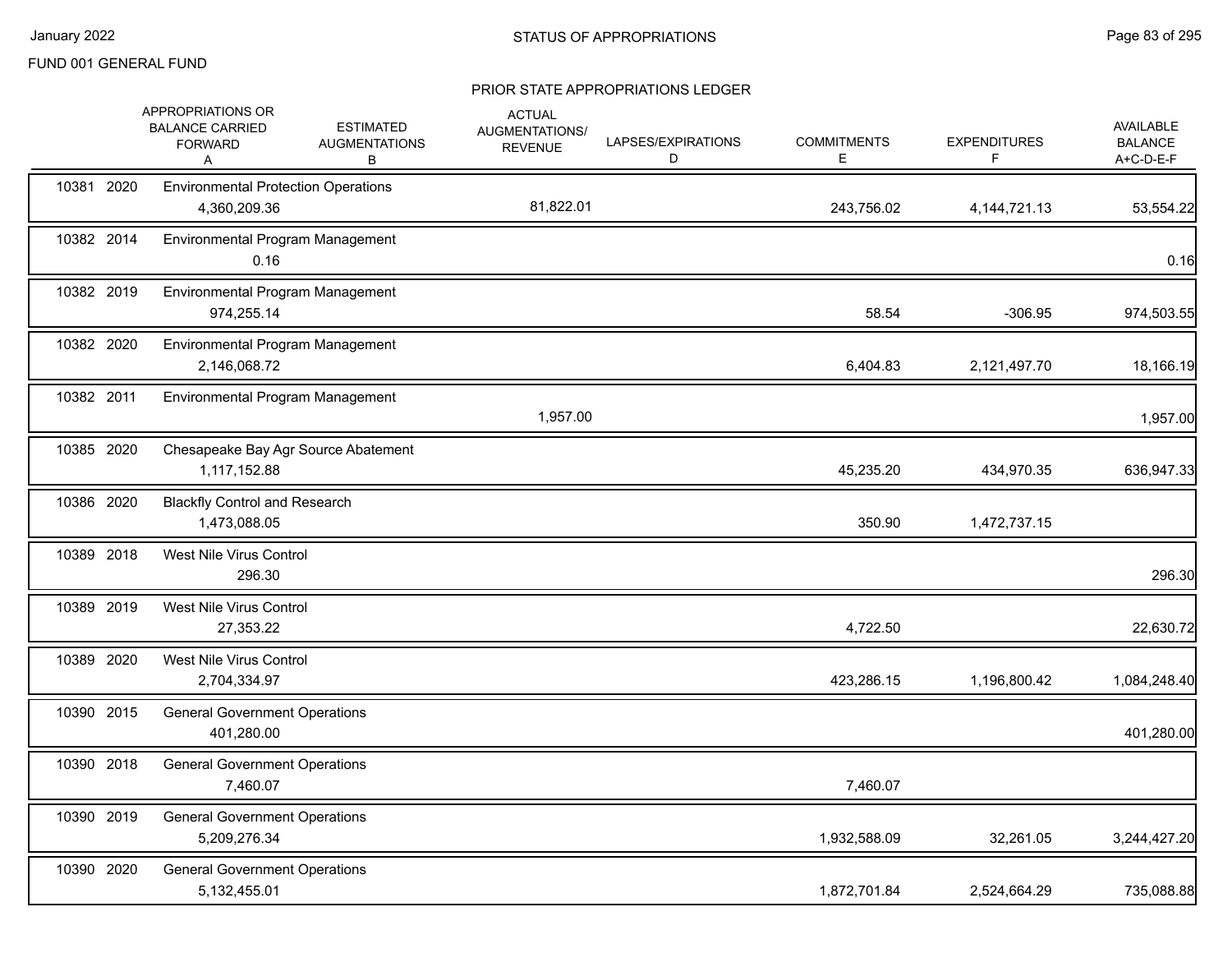FUND 001 GENERAL FUND

## PRIOR STATE APPROPRIATIONS LEDGER

| | APPROPRIATIONS OR BALANCE CARRIED FORWARD A | ESTIMATED AUGMENTATIONS B | ACTUAL AUGMENTATIONS/ REVENUE | LAPSES/EXPIRATIONS D | COMMITMENTS E | EXPENDITURES F | AVAILABLE BALANCE A+C-D-E-F |
|---|---|---|---|---|---|---|---|
| 10381 2020 | Environmental Protection Operations | | | | | | |
| | 4,360,209.36 | | 81,822.01 | | 243,756.02 | 4,144,721.13 | 53,554.22 |
| 10382 2014 | Environmental Program Management | | | | | | |
| | 0.16 | | | | | | 0.16 |
| 10382 2019 | Environmental Program Management | | | | | | |
| | 974,255.14 | | | | 58.54 | -306.95 | 974,503.55 |
| 10382 2020 | Environmental Program Management | | | | | | |
| | 2,146,068.72 | | | | 6,404.83 | 2,121,497.70 | 18,166.19 |
| 10382 2011 | Environmental Program Management | | | | | | |
| | | | 1,957.00 | | | | 1,957.00 |
| 10385 2020 | Chesapeake Bay Agr Source Abatement | | | | | | |
| | 1,117,152.88 | | | | 45,235.20 | 434,970.35 | 636,947.33 |
| 10386 2020 | Blackfly Control and Research | | | | | | |
| | 1,473,088.05 | | | | 350.90 | 1,472,737.15 | |
| 10389 2018 | West Nile Virus Control | | | | | | |
| | 296.30 | | | | | | 296.30 |
| 10389 2019 | West Nile Virus Control | | | | | | |
| | 27,353.22 | | | | 4,722.50 | | 22,630.72 |
| 10389 2020 | West Nile Virus Control | | | | | | |
| | 2,704,334.97 | | | | 423,286.15 | 1,196,800.42 | 1,084,248.40 |
| 10390 2015 | General Government Operations | | | | | | |
| | 401,280.00 | | | | | | 401,280.00 |
| 10390 2018 | General Government Operations | | | | | | |
| | 7,460.07 | | | | 7,460.07 | | |
| 10390 2019 | General Government Operations | | | | | | |
| | 5,209,276.34 | | | | 1,932,588.09 | 32,261.05 | 3,244,427.20 |
| 10390 2020 | General Government Operations | | | | | | |
| | 5,132,455.01 | | | | 1,872,701.84 | 2,524,664.29 | 735,088.88 |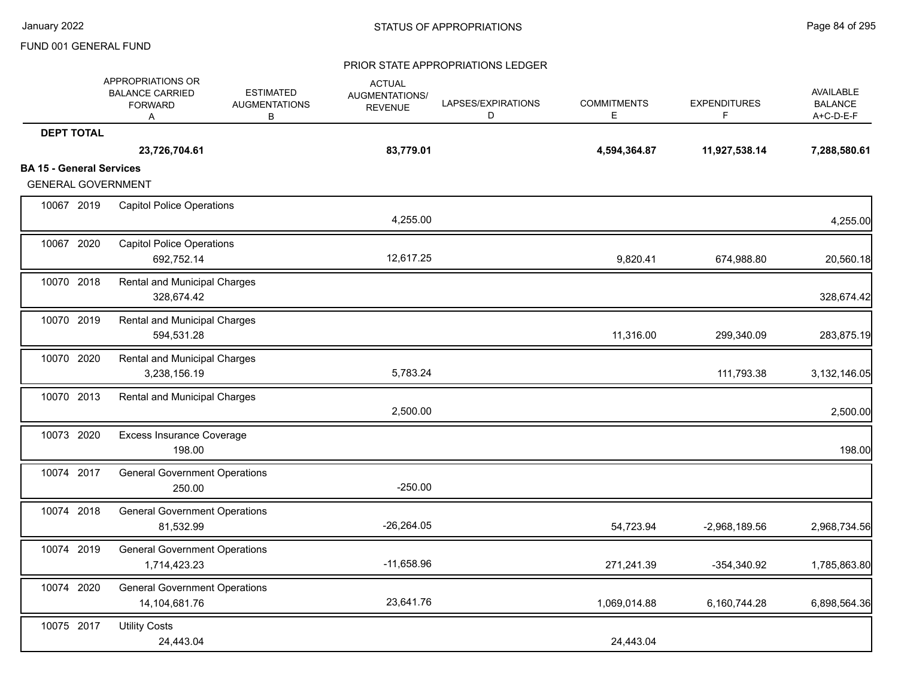FUND 001 GENERAL FUND

STATUS OF APPROPRIATIONS

PRIOR STATE APPROPRIATIONS LEDGER

| | | | APPROPRIATIONS OR BALANCE CARRIED FORWARD A | ESTIMATED AUGMENTATIONS B | ACTUAL AUGMENTATIONS/ REVENUE | LAPSES/EXPIRATIONS D | COMMITMENTS E | EXPENDITURES F | AVAILABLE BALANCE A+C-D-E-F |
|---|---|---|---|---|---|---|---|---|---|
| **DEPT TOTAL** | | | **23,726,704.61** | | **83,779.01** | | **4,594,364.87** | **11,927,538.14** | **7,288,580.61** |
| **BA 15 - General Services** | | | | | | | | | |
| GENERAL GOVERNMENT | | | | | | | | | |
| 10067 | 2019 | Capitol Police Operations | | | 4,255.00 | | | | 4,255.00 |
| 10067 | 2020 | Capitol Police Operations | 692,752.14 | | 12,617.25 | | 9,820.41 | 674,988.80 | 20,560.18 |
| 10070 | 2018 | Rental and Municipal Charges | 328,674.42 | | | | | | 328,674.42 |
| 10070 | 2019 | Rental and Municipal Charges | 594,531.28 | | | | 11,316.00 | 299,340.09 | 283,875.19 |
| 10070 | 2020 | Rental and Municipal Charges | 3,238,156.19 | | 5,783.24 | | | 111,793.38 | 3,132,146.05 |
| 10070 | 2013 | Rental and Municipal Charges | | | 2,500.00 | | | | 2,500.00 |
| 10073 | 2020 | Excess Insurance Coverage | 198.00 | | | | | | 198.00 |
| 10074 | 2017 | General Government Operations | 250.00 | | -250.00 | | | | |
| 10074 | 2018 | General Government Operations | 81,532.99 | | -26,264.05 | | 54,723.94 | -2,968,189.56 | 2,968,734.56 |
| 10074 | 2019 | General Government Operations | 1,714,423.23 | | -11,658.96 | | 271,241.39 | -354,340.92 | 1,785,863.80 |
| 10074 | 2020 | General Government Operations | 14,104,681.76 | | 23,641.76 | | 1,069,014.88 | 6,160,744.28 | 6,898,564.36 |
| 10075 | 2017 | Utility Costs | 24,443.04 | | | | 24,443.04 | | |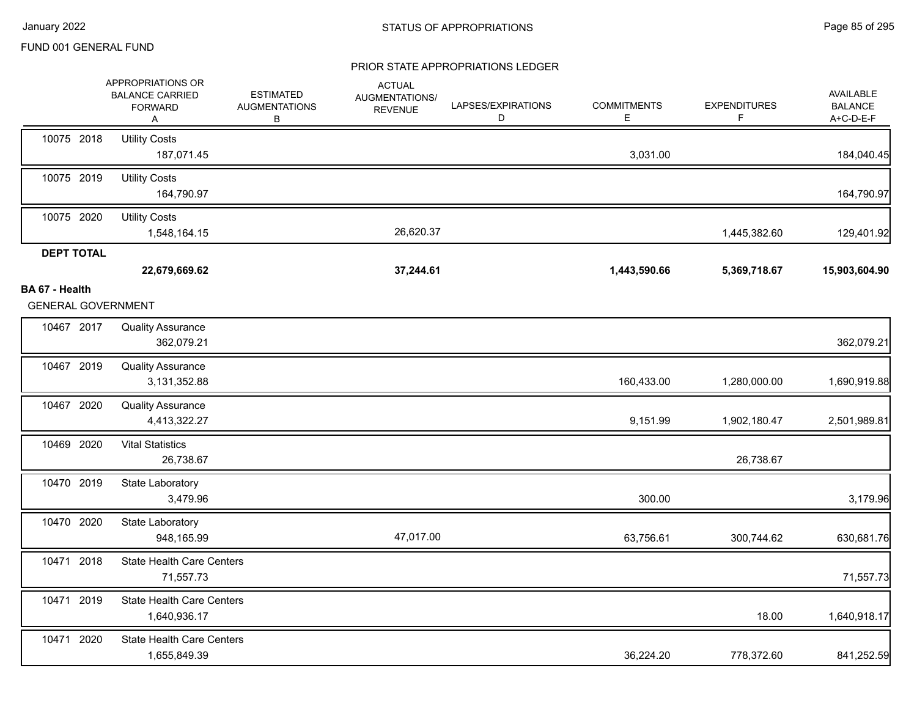FUND 001 GENERAL FUND

PRIOR STATE APPROPRIATIONS LEDGER

| | APPROPRIATIONS OR BALANCE CARRIED FORWARD A | ESTIMATED AUGMENTATIONS B | ACTUAL AUGMENTATIONS/ REVENUE | LAPSES/EXPIRATIONS D | COMMITMENTS E | EXPENDITURES F | AVAILABLE BALANCE A+C-D-E-F |
|---|---|---|---|---|---|---|---|
| 10075 2018 Utility Costs | 187,071.45 | | | | 3,031.00 | | 184,040.45 |
| 10075 2019 Utility Costs | 164,790.97 | | | | | | 164,790.97 |
| 10075 2020 Utility Costs | 1,548,164.15 | | 26,620.37 | | | 1,445,382.60 | 129,401.92 |
| **DEPT TOTAL** | **22,679,669.62** | | **37,244.61** | | **1,443,590.66** | **5,369,718.67** | **15,903,604.90** |

**BA 67 - Health**

GENERAL GOVERNMENT

| | APPROPRIATIONS OR BALANCE CARRIED FORWARD A | ESTIMATED AUGMENTATIONS B | ACTUAL AUGMENTATIONS/ REVENUE | LAPSES/EXPIRATIONS D | COMMITMENTS E | EXPENDITURES F | AVAILABLE BALANCE A+C-D-E-F |
|---|---|---|---|---|---|---|---|
| 10467 2017 Quality Assurance | 362,079.21 | | | | | | 362,079.21 |
| 10467 2019 Quality Assurance | 3,131,352.88 | | | | 160,433.00 | 1,280,000.00 | 1,690,919.88 |
| 10467 2020 Quality Assurance | 4,413,322.27 | | | | 9,151.99 | 1,902,180.47 | 2,501,989.81 |
| 10469 2020 Vital Statistics | 26,738.67 | | | | | 26,738.67 | |
| 10470 2019 State Laboratory | 3,479.96 | | | | 300.00 | | 3,179.96 |
| 10470 2020 State Laboratory | 948,165.99 | | 47,017.00 | | 63,756.61 | 300,744.62 | 630,681.76 |
| 10471 2018 State Health Care Centers | 71,557.73 | | | | | | 71,557.73 |
| 10471 2019 State Health Care Centers | 1,640,936.17 | | | | | 18.00 | 1,640,918.17 |
| 10471 2020 State Health Care Centers | 1,655,849.39 | | | | 36,224.20 | 778,372.60 | 841,252.59 |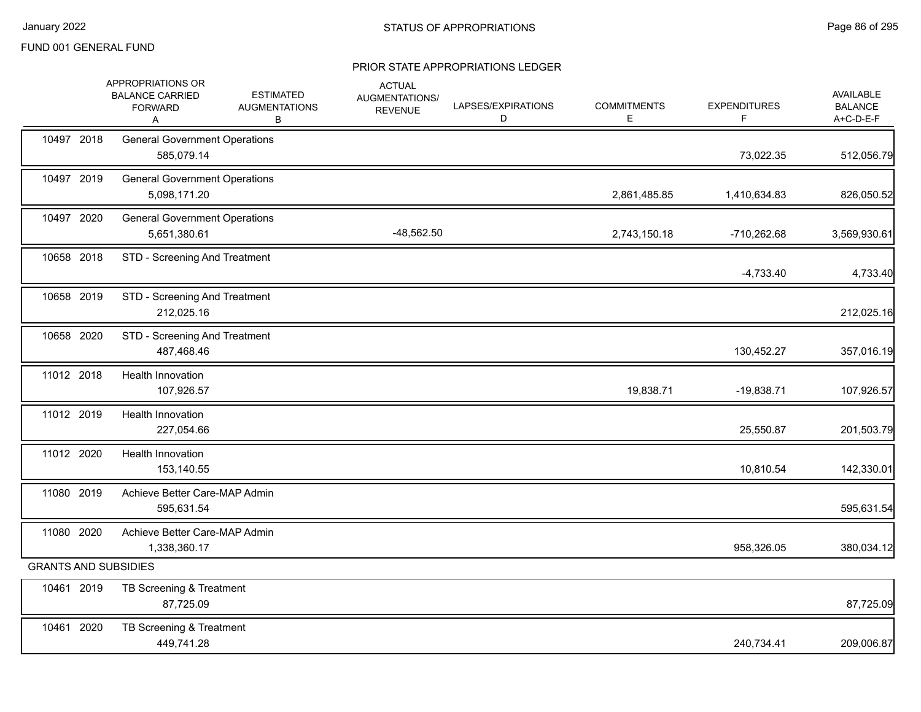FUND 001 GENERAL FUND

## STATUS OF APPROPRIATIONS

### PRIOR STATE APPROPRIATIONS LEDGER

| | | APPROPRIATIONS OR BALANCE CARRIED FORWARD A | ESTIMATED AUGMENTATIONS B | ACTUAL AUGMENTATIONS/ REVENUE | LAPSES/EXPIRATIONS D | COMMITMENTS E | EXPENDITURES F | AVAILABLE BALANCE A+C-D-E-F |
|---|---|---|---|---|---|---|---|---|
| 10497 | 2018 | General Government Operations | | | | | | |
| | | 585,079.14 | | | | | 73,022.35 | 512,056.79 |
| 10497 | 2019 | General Government Operations | | | | | | |
| | | 5,098,171.20 | | | | 2,861,485.85 | 1,410,634.83 | 826,050.52 |
| 10497 | 2020 | General Government Operations | | | | | | |
| | | 5,651,380.61 | | -48,562.50 | | 2,743,150.18 | -710,262.68 | 3,569,930.61 |
| 10658 | 2018 | STD - Screening And Treatment | | | | | | |
| | | | | | | | -4,733.40 | 4,733.40 |
| 10658 | 2019 | STD - Screening And Treatment | | | | | | |
| | | 212,025.16 | | | | | | 212,025.16 |
| 10658 | 2020 | STD - Screening And Treatment | | | | | | |
| | | 487,468.46 | | | | | 130,452.27 | 357,016.19 |
| 11012 | 2018 | Health Innovation | | | | | | |
| | | 107,926.57 | | | | 19,838.71 | -19,838.71 | 107,926.57 |
| 11012 | 2019 | Health Innovation | | | | | | |
| | | 227,054.66 | | | | | 25,550.87 | 201,503.79 |
| 11012 | 2020 | Health Innovation | | | | | | |
| | | 153,140.55 | | | | | 10,810.54 | 142,330.01 |
| 11080 | 2019 | Achieve Better Care-MAP Admin | | | | | | |
| | | 595,631.54 | | | | | | 595,631.54 |
| 11080 | 2020 | Achieve Better Care-MAP Admin | | | | | | |
| | | 1,338,360.17 | | | | | 958,326.05 | 380,034.12 |
| GRANTS AND SUBSIDIES | | | | | | | | |
| 10461 | 2019 | TB Screening & Treatment | | | | | | |
| | | 87,725.09 | | | | | | 87,725.09 |
| 10461 | 2020 | TB Screening & Treatment | | | | | | |
| | | 449,741.28 | | | | | 240,734.41 | 209,006.87 |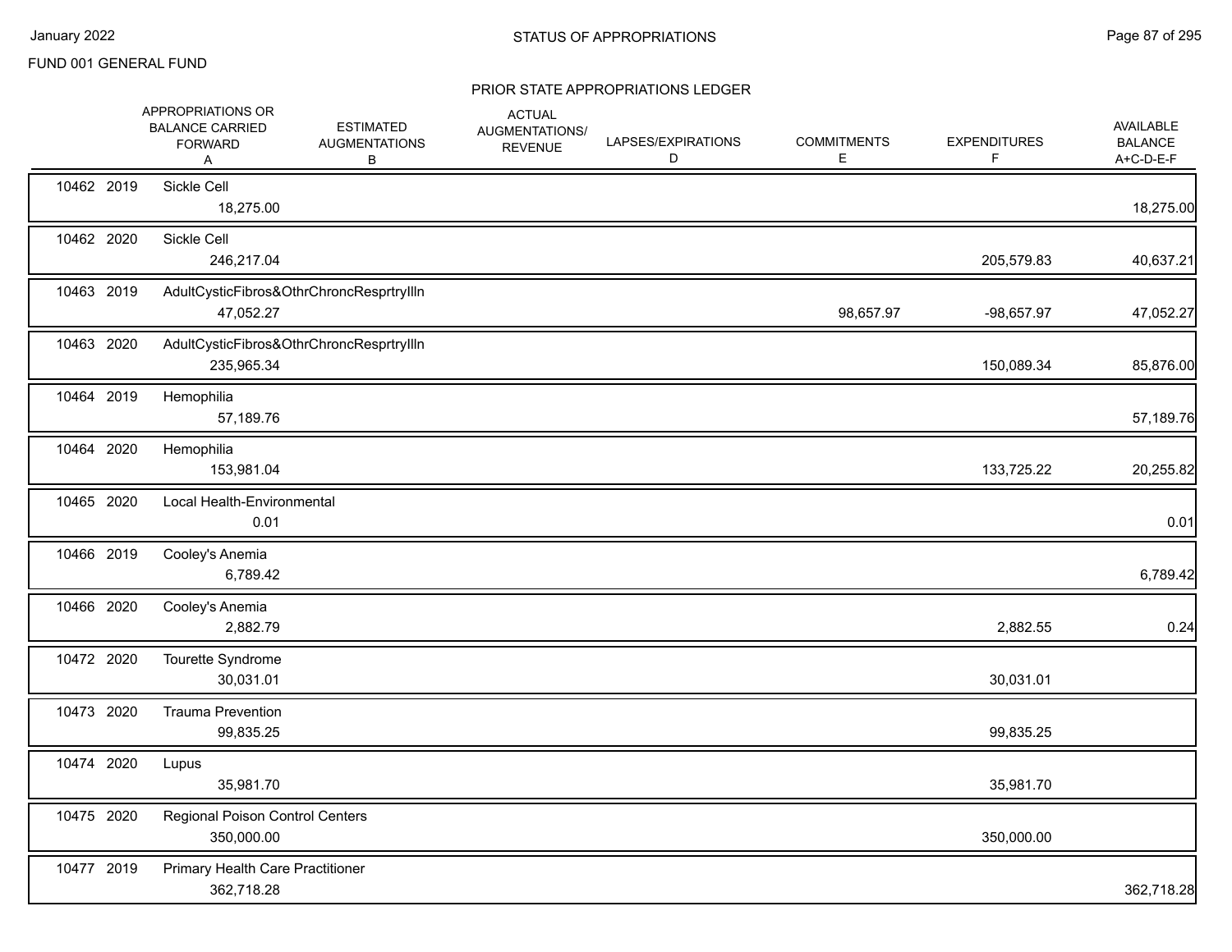FUND 001 GENERAL FUND

## STATUS OF APPROPRIATIONS

### PRIOR STATE APPROPRIATIONS LEDGER

| | | | APPROPRIATIONS OR BALANCE CARRIED FORWARD A | ESTIMATED AUGMENTATIONS B | ACTUAL AUGMENTATIONS/ REVENUE | LAPSES/EXPIRATIONS D | COMMITMENTS E | EXPENDITURES F | AVAILABLE BALANCE A+C-D-E-F |
|---|---|---|---|---|---|---|---|---|---|
| 10462 | 2019 | Sickle Cell | 18,275.00 | | | | | | 18,275.00 |
| 10462 | 2020 | Sickle Cell | 246,217.04 | | | | | 205,579.83 | 40,637.21 |
| 10463 | 2019 | AdultCysticFibros&OthrChroncResprtryIlln | 47,052.27 | | | | 98,657.97 | -98,657.97 | 47,052.27 |
| 10463 | 2020 | AdultCysticFibros&OthrChroncResprtryIlln | 235,965.34 | | | | | 150,089.34 | 85,876.00 |
| 10464 | 2019 | Hemophilia | 57,189.76 | | | | | | 57,189.76 |
| 10464 | 2020 | Hemophilia | 153,981.04 | | | | | 133,725.22 | 20,255.82 |
| 10465 | 2020 | Local Health-Environmental | 0.01 | | | | | | 0.01 |
| 10466 | 2019 | Cooley's Anemia | 6,789.42 | | | | | | 6,789.42 |
| 10466 | 2020 | Cooley's Anemia | 2,882.79 | | | | | 2,882.55 | 0.24 |
| 10472 | 2020 | Tourette Syndrome | 30,031.01 | | | | | 30,031.01 | |
| 10473 | 2020 | Trauma Prevention | 99,835.25 | | | | | 99,835.25 | |
| 10474 | 2020 | Lupus | 35,981.70 | | | | | 35,981.70 | |
| 10475 | 2020 | Regional Poison Control Centers | 350,000.00 | | | | | 350,000.00 | |
| 10477 | 2019 | Primary Health Care Practitioner | 362,718.28 | | | | | | 362,718.28 |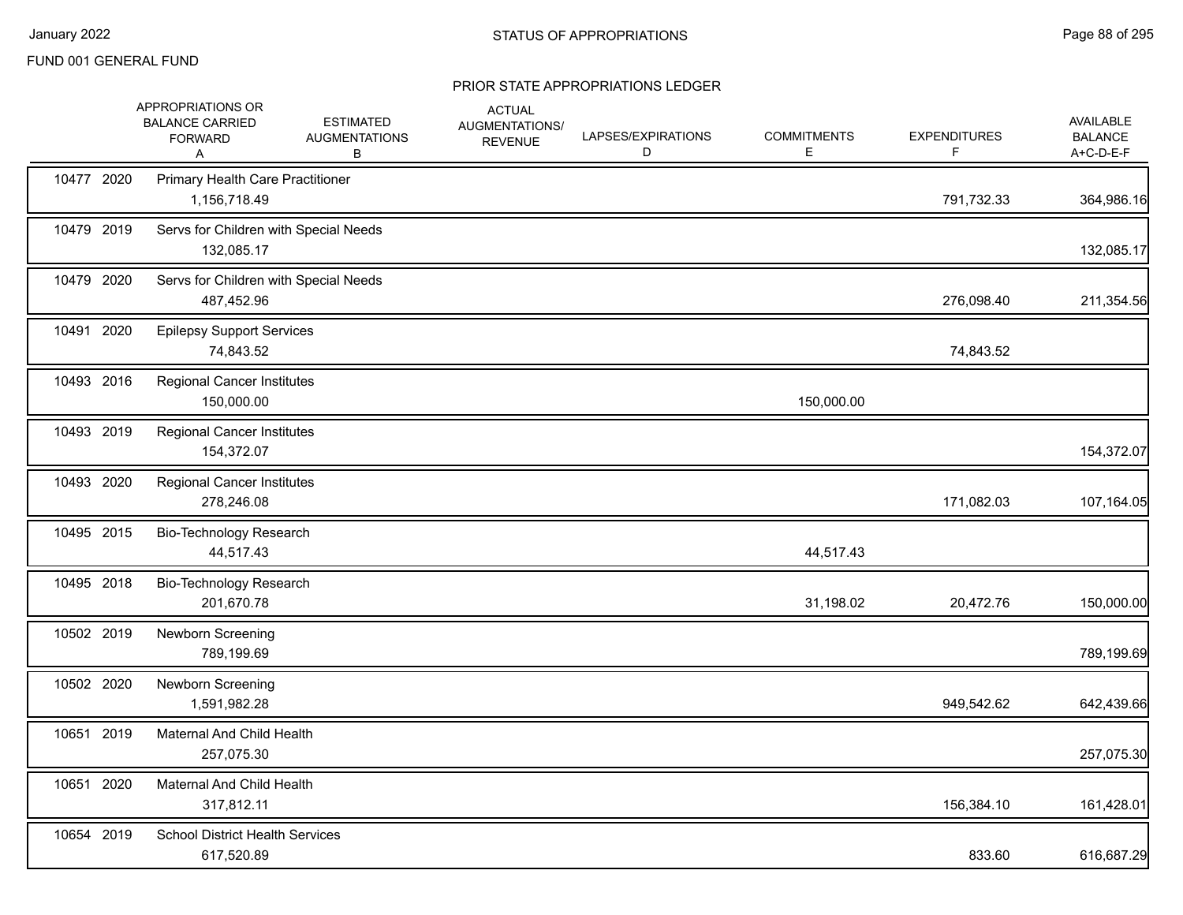FUND 001 GENERAL FUND

## STATUS OF APPROPRIATIONS

### PRIOR STATE APPROPRIATIONS LEDGER

| | | APPROPRIATIONS OR BALANCE CARRIED FORWARD A | ESTIMATED AUGMENTATIONS B | ACTUAL AUGMENTATIONS/ REVENUE | LAPSES/EXPIRATIONS D | COMMITMENTS E | EXPENDITURES F | AVAILABLE BALANCE A+C-D-E-F |
|---|---|---|---|---|---|---|---|---|
| 10477 | 2020 | Primary Health Care Practitioner | | | | | | |
| | | 1,156,718.49 | | | | | 791,732.33 | 364,986.16 |
| 10479 | 2019 | Servs for Children with Special Needs | | | | | | |
| | | 132,085.17 | | | | | | 132,085.17 |
| 10479 | 2020 | Servs for Children with Special Needs | | | | | | |
| | | 487,452.96 | | | | | 276,098.40 | 211,354.56 |
| 10491 | 2020 | Epilepsy Support Services | | | | | | |
| | | 74,843.52 | | | | | 74,843.52 | |
| 10493 | 2016 | Regional Cancer Institutes | | | | | | |
| | | 150,000.00 | | | | 150,000.00 | | |
| 10493 | 2019 | Regional Cancer Institutes | | | | | | |
| | | 154,372.07 | | | | | | 154,372.07 |
| 10493 | 2020 | Regional Cancer Institutes | | | | | | |
| | | 278,246.08 | | | | | 171,082.03 | 107,164.05 |
| 10495 | 2015 | Bio-Technology Research | | | | | | |
| | | 44,517.43 | | | | 44,517.43 | | |
| 10495 | 2018 | Bio-Technology Research | | | | | | |
| | | 201,670.78 | | | | 31,198.02 | 20,472.76 | 150,000.00 |
| 10502 | 2019 | Newborn Screening | | | | | | |
| | | 789,199.69 | | | | | | 789,199.69 |
| 10502 | 2020 | Newborn Screening | | | | | | |
| | | 1,591,982.28 | | | | | 949,542.62 | 642,439.66 |
| 10651 | 2019 | Maternal And Child Health | | | | | | |
| | | 257,075.30 | | | | | | 257,075.30 |
| 10651 | 2020 | Maternal And Child Health | | | | | | |
| | | 317,812.11 | | | | | 156,384.10 | 161,428.01 |
| 10654 | 2019 | School District Health Services | | | | | | |
| | | 617,520.89 | | | | | 833.60 | 616,687.29 |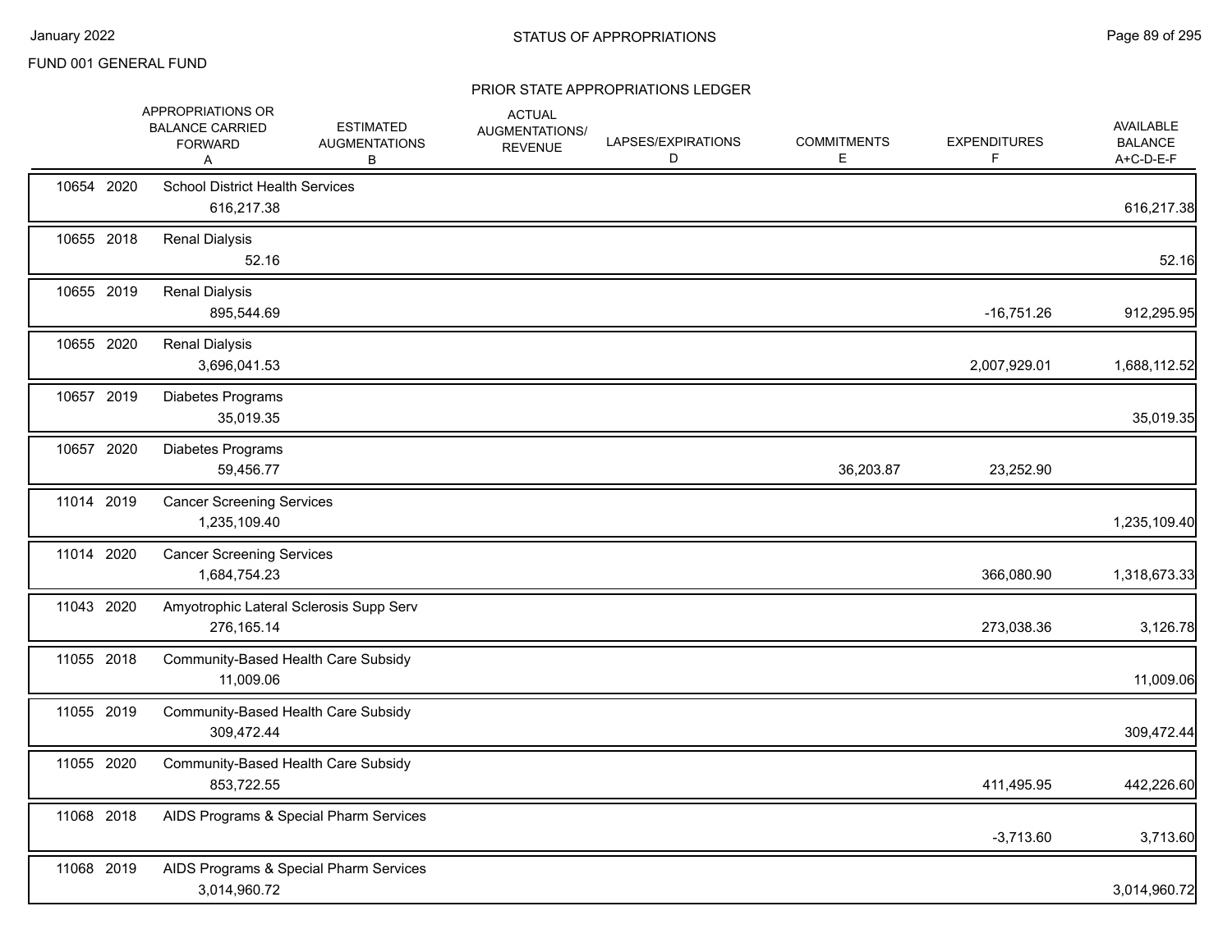FUND 001 GENERAL FUND

## PRIOR STATE APPROPRIATIONS LEDGER

| | | APPROPRIATIONS OR BALANCE CARRIED FORWARD A | ESTIMATED AUGMENTATIONS B | ACTUAL AUGMENTATIONS/ REVENUE | LAPSES/EXPIRATIONS D | COMMITMENTS E | EXPENDITURES F | AVAILABLE BALANCE A+C-D-E-F |
|---|---|---|---|---|---|---|---|---|
| 10654 | 2020 | School District Health Services | | | | | | |
| | | 616,217.38 | | | | | | 616,217.38 |
| 10655 | 2018 | Renal Dialysis | | | | | | |
| | | 52.16 | | | | | | 52.16 |
| 10655 | 2019 | Renal Dialysis | | | | | | |
| | | 895,544.69 | | | | | -16,751.26 | 912,295.95 |
| 10655 | 2020 | Renal Dialysis | | | | | | |
| | | 3,696,041.53 | | | | | 2,007,929.01 | 1,688,112.52 |
| 10657 | 2019 | Diabetes Programs | | | | | | |
| | | 35,019.35 | | | | | | 35,019.35 |
| 10657 | 2020 | Diabetes Programs | | | | | | |
| | | 59,456.77 | | | | 36,203.87 | 23,252.90 | |
| 11014 | 2019 | Cancer Screening Services | | | | | | |
| | | 1,235,109.40 | | | | | | 1,235,109.40 |
| 11014 | 2020 | Cancer Screening Services | | | | | | |
| | | 1,684,754.23 | | | | | 366,080.90 | 1,318,673.33 |
| 11043 | 2020 | Amyotrophic Lateral Sclerosis Supp Serv | | | | | | |
| | | 276,165.14 | | | | | 273,038.36 | 3,126.78 |
| 11055 | 2018 | Community-Based Health Care Subsidy | | | | | | |
| | | 11,009.06 | | | | | | 11,009.06 |
| 11055 | 2019 | Community-Based Health Care Subsidy | | | | | | |
| | | 309,472.44 | | | | | | 309,472.44 |
| 11055 | 2020 | Community-Based Health Care Subsidy | | | | | | |
| | | 853,722.55 | | | | | 411,495.95 | 442,226.60 |
| 11068 | 2018 | AIDS Programs & Special Pharm Services | | | | | | |
| | | | | | | | -3,713.60 | 3,713.60 |
| 11068 | 2019 | AIDS Programs & Special Pharm Services | | | | | | |
| | | 3,014,960.72 | | | | | | 3,014,960.72 |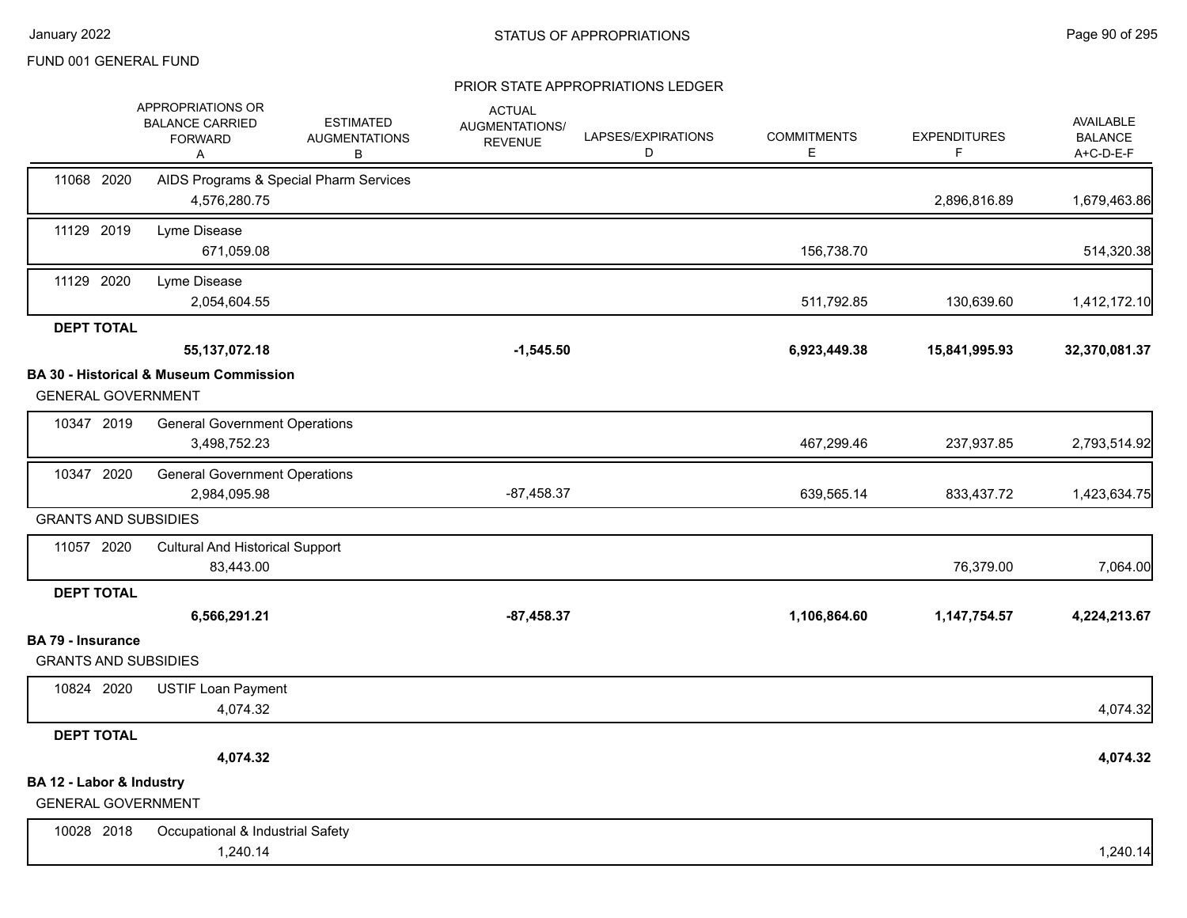FUND 001 GENERAL FUND

## STATUS OF APPROPRIATIONS

### PRIOR STATE APPROPRIATIONS LEDGER

| | APPROPRIATIONS OR BALANCE CARRIED FORWARD A | ESTIMATED AUGMENTATIONS B | ACTUAL AUGMENTATIONS/ REVENUE | LAPSES/EXPIRATIONS D | COMMITMENTS E | EXPENDITURES F | AVAILABLE BALANCE A+C-D-E-F |
|---|---|---|---|---|---|---|---|
| 11068 2020 AIDS Programs & Special Pharm Services | 4,576,280.75 | | | | | 2,896,816.89 | 1,679,463.86 |
| 11129 2019 Lyme Disease | 671,059.08 | | | | 156,738.70 | | 514,320.38 |
| 11129 2020 Lyme Disease | 2,054,604.55 | | | | 511,792.85 | 130,639.60 | 1,412,172.10 |
| **DEPT TOTAL** | **55,137,072.18** | | **-1,545.50** | | **6,923,449.38** | **15,841,995.93** | **32,370,081.37** |
| **BA 30 - Historical & Museum Commission** | | | | | | | |
| GENERAL GOVERNMENT | | | | | | | |
| 10347 2019 General Government Operations | 3,498,752.23 | | | | 467,299.46 | 237,937.85 | 2,793,514.92 |
| 10347 2020 General Government Operations | 2,984,095.98 | | -87,458.37 | | 639,565.14 | 833,437.72 | 1,423,634.75 |
| GRANTS AND SUBSIDIES | | | | | | | |
| 11057 2020 Cultural And Historical Support | 83,443.00 | | | | | 76,379.00 | 7,064.00 |
| **DEPT TOTAL** | **6,566,291.21** | | **-87,458.37** | | **1,106,864.60** | **1,147,754.57** | **4,224,213.67** |
| **BA 79 - Insurance** | | | | | | | |
| GRANTS AND SUBSIDIES | | | | | | | |
| 10824 2020 USTIF Loan Payment | 4,074.32 | | | | | | 4,074.32 |
| **DEPT TOTAL** | **4,074.32** | | | | | | **4,074.32** |
| **BA 12 - Labor & Industry** | | | | | | | |
| GENERAL GOVERNMENT | | | | | | | |
| 10028 2018 Occupational & Industrial Safety | 1,240.14 | | | | | | 1,240.14 |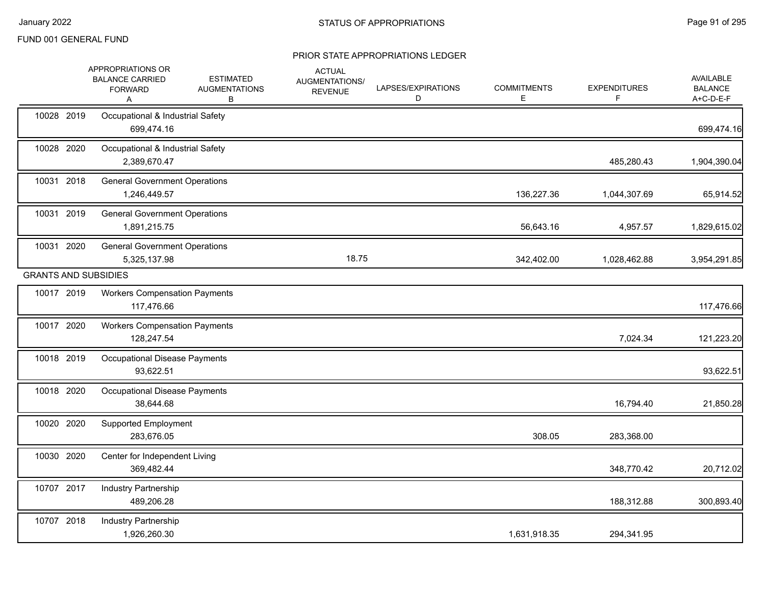FUND 001 GENERAL FUND

STATUS OF APPROPRIATIONS

## PRIOR STATE APPROPRIATIONS LEDGER

| | APPROPRIATIONS OR BALANCE CARRIED FORWARD A | ESTIMATED AUGMENTATIONS B | ACTUAL AUGMENTATIONS/ REVENUE | LAPSES/EXPIRATIONS D | COMMITMENTS E | EXPENDITURES F | AVAILABLE BALANCE A+C-D-E-F |
|---|---|---|---|---|---|---|---|
| 10028 2019 Occupational & Industrial Safety | 699,474.16 | | | | | | 699,474.16 |
| 10028 2020 Occupational & Industrial Safety | 2,389,670.47 | | | | | 485,280.43 | 1,904,390.04 |
| 10031 2018 General Government Operations | 1,246,449.57 | | | | 136,227.36 | 1,044,307.69 | 65,914.52 |
| 10031 2019 General Government Operations | 1,891,215.75 | | | | 56,643.16 | 4,957.57 | 1,829,615.02 |
| 10031 2020 General Government Operations | 5,325,137.98 | | 18.75 | | 342,402.00 | 1,028,462.88 | 3,954,291.85 |
| **GRANTS AND SUBSIDIES** | | | | | | | |
| 10017 2019 Workers Compensation Payments | 117,476.66 | | | | | | 117,476.66 |
| 10017 2020 Workers Compensation Payments | 128,247.54 | | | | | 7,024.34 | 121,223.20 |
| 10018 2019 Occupational Disease Payments | 93,622.51 | | | | | | 93,622.51 |
| 10018 2020 Occupational Disease Payments | 38,644.68 | | | | | 16,794.40 | 21,850.28 |
| 10020 2020 Supported Employment | 283,676.05 | | | | 308.05 | 283,368.00 | |
| 10030 2020 Center for Independent Living | 369,482.44 | | | | | 348,770.42 | 20,712.02 |
| 10707 2017 Industry Partnership | 489,206.28 | | | | | 188,312.88 | 300,893.40 |
| 10707 2018 Industry Partnership | 1,926,260.30 | | | | 1,631,918.35 | 294,341.95 | |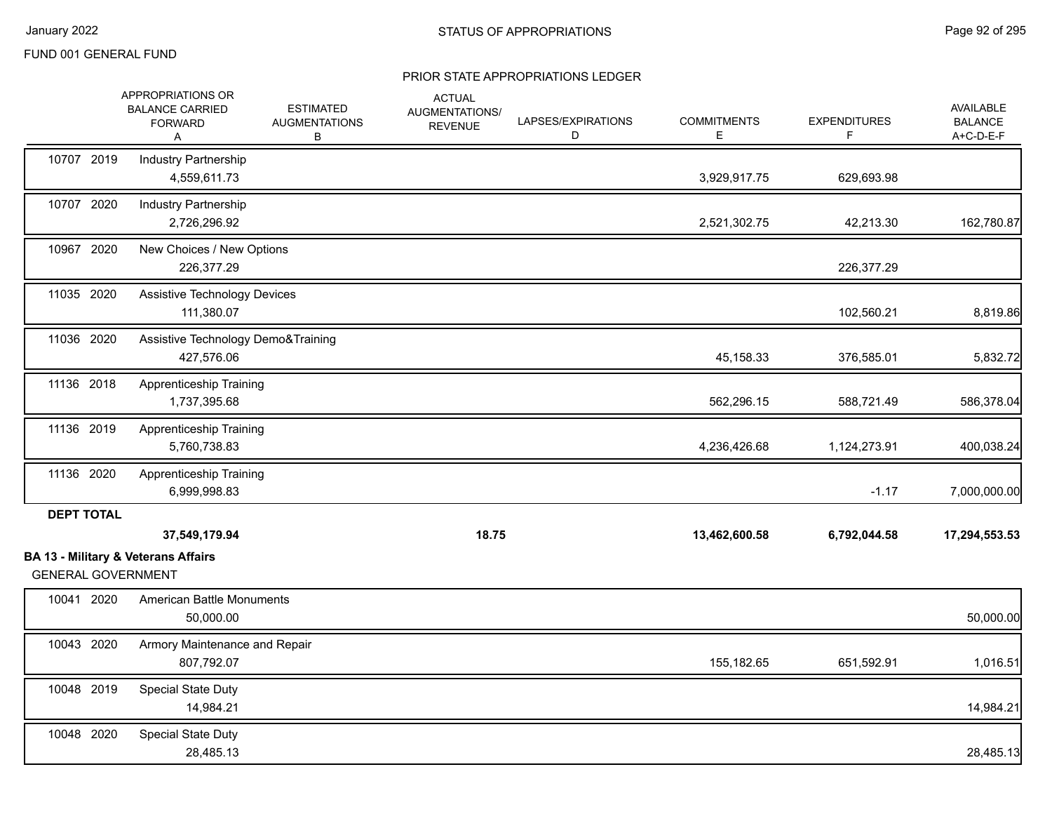FUND 001 GENERAL FUND

PRIOR STATE APPROPRIATIONS LEDGER

| | APPROPRIATIONS OR BALANCE CARRIED FORWARD A | ESTIMATED AUGMENTATIONS B | ACTUAL AUGMENTATIONS/ REVENUE | LAPSES/EXPIRATIONS D | COMMITMENTS E | EXPENDITURES F | AVAILABLE BALANCE A+C-D-E-F |
|---|---|---|---|---|---|---|---|
| 10707 2019 | Industry Partnership | | | | | | |
| | 4,559,611.73 | | | | 3,929,917.75 | 629,693.98 | |
| 10707 2020 | Industry Partnership | | | | | | |
| | 2,726,296.92 | | | | 2,521,302.75 | 42,213.30 | 162,780.87 |
| 10967 2020 | New Choices / New Options | | | | | | |
| | 226,377.29 | | | | | 226,377.29 | |
| 11035 2020 | Assistive Technology Devices | | | | | | |
| | 111,380.07 | | | | | 102,560.21 | 8,819.86 |
| 11036 2020 | Assistive Technology Demo&Training | | | | | | |
| | 427,576.06 | | | | 45,158.33 | 376,585.01 | 5,832.72 |
| 11136 2018 | Apprenticeship Training | | | | | | |
| | 1,737,395.68 | | | | 562,296.15 | 588,721.49 | 586,378.04 |
| 11136 2019 | Apprenticeship Training | | | | | | |
| | 5,760,738.83 | | | | 4,236,426.68 | 1,124,273.91 | 400,038.24 |
| 11136 2020 | Apprenticeship Training | | | | | | |
| | 6,999,998.83 | | | | | -1.17 | 7,000,000.00 |
| **DEPT TOTAL** | | | | | | | |
| | **37,549,179.94** | | **18.75** | | **13,462,600.58** | **6,792,044.58** | **17,294,553.53** |

**BA 13 - Military & Veterans Affairs**

GENERAL GOVERNMENT

| | APPROPRIATIONS OR BALANCE CARRIED FORWARD A | ESTIMATED AUGMENTATIONS B | ACTUAL AUGMENTATIONS/ REVENUE | LAPSES/EXPIRATIONS D | COMMITMENTS E | EXPENDITURES F | AVAILABLE BALANCE A+C-D-E-F |
|---|---|---|---|---|---|---|---|
| 10041 2020 | American Battle Monuments | | | | | | |
| | 50,000.00 | | | | | | 50,000.00 |
| 10043 2020 | Armory Maintenance and Repair | | | | | | |
| | 807,792.07 | | | | 155,182.65 | 651,592.91 | 1,016.51 |
| 10048 2019 | Special State Duty | | | | | | |
| | 14,984.21 | | | | | | 14,984.21 |
| 10048 2020 | Special State Duty | | | | | | |
| | 28,485.13 | | | | | | 28,485.13 |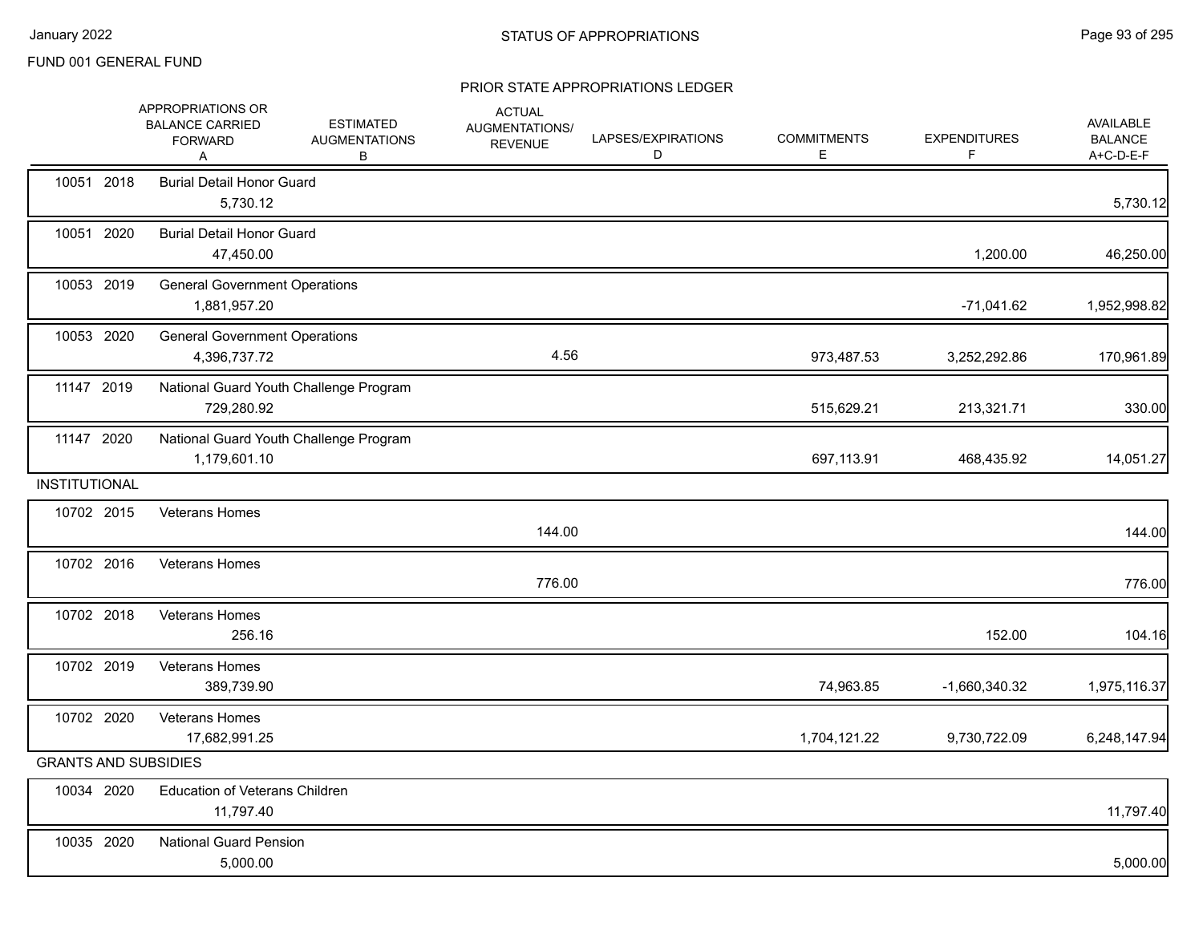FUND 001 GENERAL FUND

## PRIOR STATE APPROPRIATIONS LEDGER

| | APPROPRIATIONS OR BALANCE CARRIED FORWARD A | ESTIMATED AUGMENTATIONS B | ACTUAL AUGMENTATIONS/ REVENUE | LAPSES/EXPIRATIONS D | COMMITMENTS E | EXPENDITURES F | AVAILABLE BALANCE A+C-D-E-F |
|---|---|---|---|---|---|---|---|
| 10051 2018 Burial Detail Honor Guard | 5,730.12 | | | | | | 5,730.12 |
| 10051 2020 Burial Detail Honor Guard | 47,450.00 | | | | | 1,200.00 | 46,250.00 |
| 10053 2019 General Government Operations | 1,881,957.20 | | | | | -71,041.62 | 1,952,998.82 |
| 10053 2020 General Government Operations | 4,396,737.72 | | 4.56 | | 973,487.53 | 3,252,292.86 | 170,961.89 |
| 11147 2019 National Guard Youth Challenge Program | 729,280.92 | | | | 515,629.21 | 213,321.71 | 330.00 |
| 11147 2020 National Guard Youth Challenge Program | 1,179,601.10 | | | | 697,113.91 | 468,435.92 | 14,051.27 |
| **INSTITUTIONAL** | | | | | | | |
| 10702 2015 Veterans Homes | | | 144.00 | | | | 144.00 |
| 10702 2016 Veterans Homes | | | 776.00 | | | | 776.00 |
| 10702 2018 Veterans Homes | 256.16 | | | | | 152.00 | 104.16 |
| 10702 2019 Veterans Homes | 389,739.90 | | | | 74,963.85 | -1,660,340.32 | 1,975,116.37 |
| 10702 2020 Veterans Homes | 17,682,991.25 | | | | 1,704,121.22 | 9,730,722.09 | 6,248,147.94 |
| **GRANTS AND SUBSIDIES** | | | | | | | |
| 10034 2020 Education of Veterans Children | 11,797.40 | | | | | | 11,797.40 |
| 10035 2020 National Guard Pension | 5,000.00 | | | | | | 5,000.00 |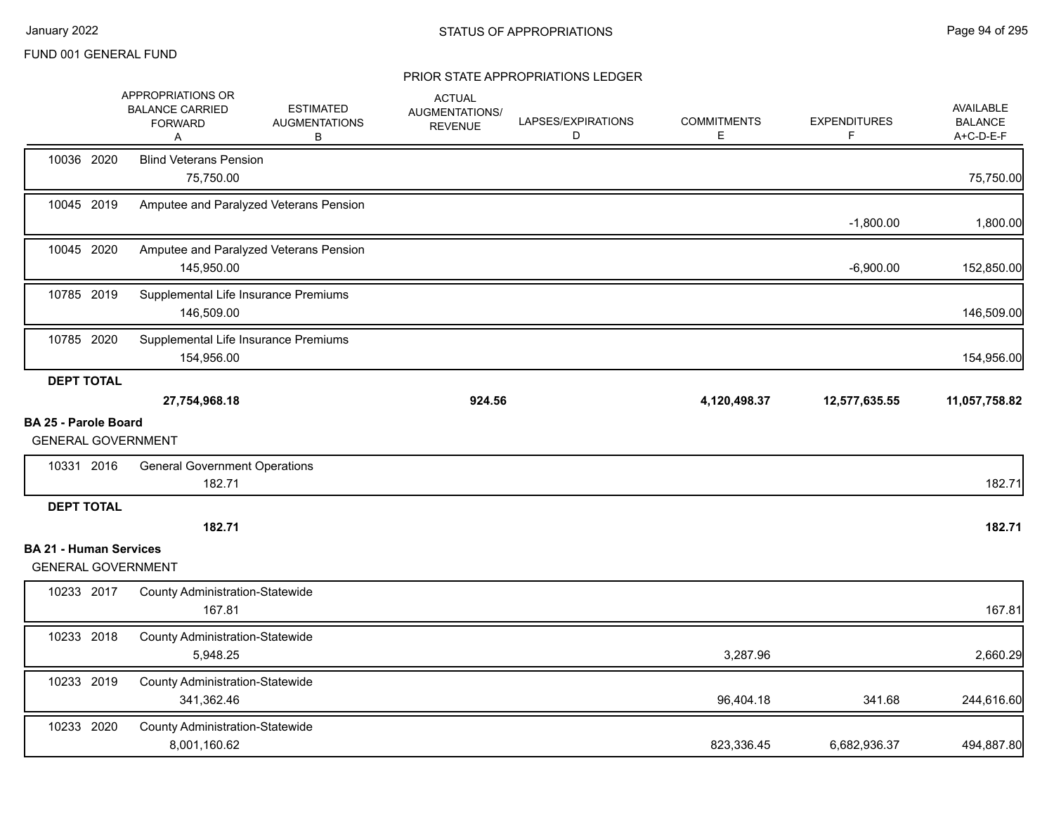FUND 001 GENERAL FUND

STATUS OF APPROPRIATIONS

PRIOR STATE APPROPRIATIONS LEDGER

| | APPROPRIATIONS OR BALANCE CARRIED FORWARD A | ESTIMATED AUGMENTATIONS B | ACTUAL AUGMENTATIONS/ REVENUE | LAPSES/EXPIRATIONS D | COMMITMENTS E | EXPENDITURES F | AVAILABLE BALANCE A+C-D-E-F |
|---|---|---|---|---|---|---|---|
| 10036 2020 Blind Veterans Pension | 75,750.00 | | | | | | 75,750.00 |
| 10045 2019 Amputee and Paralyzed Veterans Pension | | | | | | -1,800.00 | 1,800.00 |
| 10045 2020 Amputee and Paralyzed Veterans Pension | 145,950.00 | | | | | -6,900.00 | 152,850.00 |
| 10785 2019 Supplemental Life Insurance Premiums | 146,509.00 | | | | | | 146,509.00 |
| 10785 2020 Supplemental Life Insurance Premiums | 154,956.00 | | | | | | 154,956.00 |
| **DEPT TOTAL** | **27,754,968.18** | | **924.56** | | **4,120,498.37** | **12,577,635.55** | **11,057,758.82** |

**BA 25 - Parole Board**

GENERAL GOVERNMENT

| | APPROPRIATIONS OR BALANCE CARRIED FORWARD A | ESTIMATED AUGMENTATIONS B | ACTUAL AUGMENTATIONS/ REVENUE | LAPSES/EXPIRATIONS D | COMMITMENTS E | EXPENDITURES F | AVAILABLE BALANCE A+C-D-E-F |
|---|---|---|---|---|---|---|---|
| 10331 2016 General Government Operations | 182.71 | | | | | | 182.71 |
| **DEPT TOTAL** | **182.71** | | | | | | **182.71** |

**BA 21 - Human Services**

GENERAL GOVERNMENT

| | APPROPRIATIONS OR BALANCE CARRIED FORWARD A | ESTIMATED AUGMENTATIONS B | ACTUAL AUGMENTATIONS/ REVENUE | LAPSES/EXPIRATIONS D | COMMITMENTS E | EXPENDITURES F | AVAILABLE BALANCE A+C-D-E-F |
|---|---|---|---|---|---|---|---|
| 10233 2017 County Administration-Statewide | 167.81 | | | | | | 167.81 |
| 10233 2018 County Administration-Statewide | 5,948.25 | | | | 3,287.96 | | 2,660.29 |
| 10233 2019 County Administration-Statewide | 341,362.46 | | | | 96,404.18 | 341.68 | 244,616.60 |
| 10233 2020 County Administration-Statewide | 8,001,160.62 | | | | 823,336.45 | 6,682,936.37 | 494,887.80 |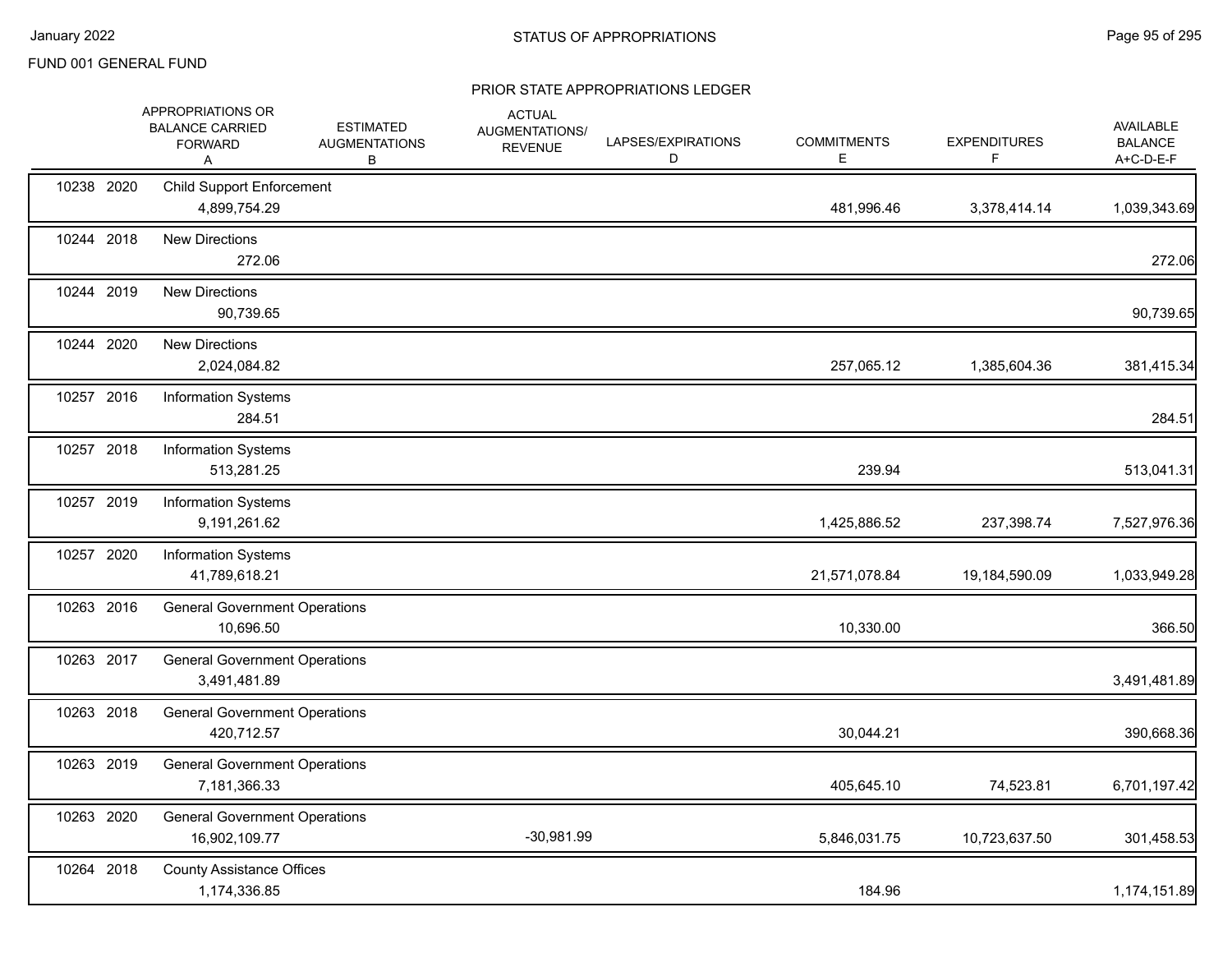FUND 001 GENERAL FUND

## STATUS OF APPROPRIATIONS

### PRIOR STATE APPROPRIATIONS LEDGER

| | | | APPROPRIATIONS OR BALANCE CARRIED FORWARD A | ESTIMATED AUGMENTATIONS B | ACTUAL AUGMENTATIONS/ REVENUE | LAPSES/EXPIRATIONS D | COMMITMENTS E | EXPENDITURES F | AVAILABLE BALANCE A+C-D-E-F |
|---|---|---|---|---|---|---|---|---|---|
| 10238 | 2020 | Child Support Enforcement | 4,899,754.29 | | | | 481,996.46 | 3,378,414.14 | 1,039,343.69 |
| 10244 | 2018 | New Directions | 272.06 | | | | | | 272.06 |
| 10244 | 2019 | New Directions | 90,739.65 | | | | | | 90,739.65 |
| 10244 | 2020 | New Directions | 2,024,084.82 | | | | 257,065.12 | 1,385,604.36 | 381,415.34 |
| 10257 | 2016 | Information Systems | 284.51 | | | | | | 284.51 |
| 10257 | 2018 | Information Systems | 513,281.25 | | | | 239.94 | | 513,041.31 |
| 10257 | 2019 | Information Systems | 9,191,261.62 | | | | 1,425,886.52 | 237,398.74 | 7,527,976.36 |
| 10257 | 2020 | Information Systems | 41,789,618.21 | | | | 21,571,078.84 | 19,184,590.09 | 1,033,949.28 |
| 10263 | 2016 | General Government Operations | 10,696.50 | | | | 10,330.00 | | 366.50 |
| 10263 | 2017 | General Government Operations | 3,491,481.89 | | | | | | 3,491,481.89 |
| 10263 | 2018 | General Government Operations | 420,712.57 | | | | 30,044.21 | | 390,668.36 |
| 10263 | 2019 | General Government Operations | 7,181,366.33 | | | | 405,645.10 | 74,523.81 | 6,701,197.42 |
| 10263 | 2020 | General Government Operations | 16,902,109.77 | | -30,981.99 | | 5,846,031.75 | 10,723,637.50 | 301,458.53 |
| 10264 | 2018 | County Assistance Offices | 1,174,336.85 | | | | 184.96 | | 1,174,151.89 |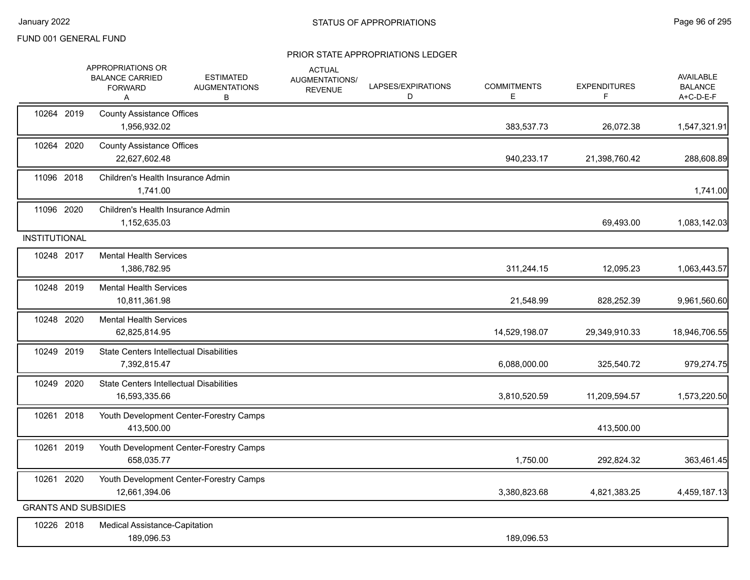FUND 001 GENERAL FUND

## STATUS OF APPROPRIATIONS

### PRIOR STATE APPROPRIATIONS LEDGER

| | APPROPRIATIONS OR BALANCE CARRIED FORWARD A | ESTIMATED AUGMENTATIONS B | ACTUAL AUGMENTATIONS/ REVENUE C | LAPSES/EXPIRATIONS D | COMMITMENTS E | EXPENDITURES F | AVAILABLE BALANCE A+C-D-E-F |
|---|---|---|---|---|---|---|---|
| 10264 2019 County Assistance Offices | 1,956,932.02 | | | | 383,537.73 | 26,072.38 | 1,547,321.91 |
| 10264 2020 County Assistance Offices | 22,627,602.48 | | | | 940,233.17 | 21,398,760.42 | 288,608.89 |
| 11096 2018 Children's Health Insurance Admin | 1,741.00 | | | | | | 1,741.00 |
| 11096 2020 Children's Health Insurance Admin | 1,152,635.03 | | | | | 69,493.00 | 1,083,142.03 |
| **INSTITUTIONAL** | | | | | | | |
| 10248 2017 Mental Health Services | 1,386,782.95 | | | | 311,244.15 | 12,095.23 | 1,063,443.57 |
| 10248 2019 Mental Health Services | 10,811,361.98 | | | | 21,548.99 | 828,252.39 | 9,961,560.60 |
| 10248 2020 Mental Health Services | 62,825,814.95 | | | | 14,529,198.07 | 29,349,910.33 | 18,946,706.55 |
| 10249 2019 State Centers Intellectual Disabilities | 7,392,815.47 | | | | 6,088,000.00 | 325,540.72 | 979,274.75 |
| 10249 2020 State Centers Intellectual Disabilities | 16,593,335.66 | | | | 3,810,520.59 | 11,209,594.57 | 1,573,220.50 |
| 10261 2018 Youth Development Center-Forestry Camps | 413,500.00 | | | | | 413,500.00 | |
| 10261 2019 Youth Development Center-Forestry Camps | 658,035.77 | | | | 1,750.00 | 292,824.32 | 363,461.45 |
| 10261 2020 Youth Development Center-Forestry Camps | 12,661,394.06 | | | | 3,380,823.68 | 4,821,383.25 | 4,459,187.13 |
| **GRANTS AND SUBSIDIES** | | | | | | | |
| 10226 2018 Medical Assistance-Capitation | 189,096.53 | | | | 189,096.53 | | |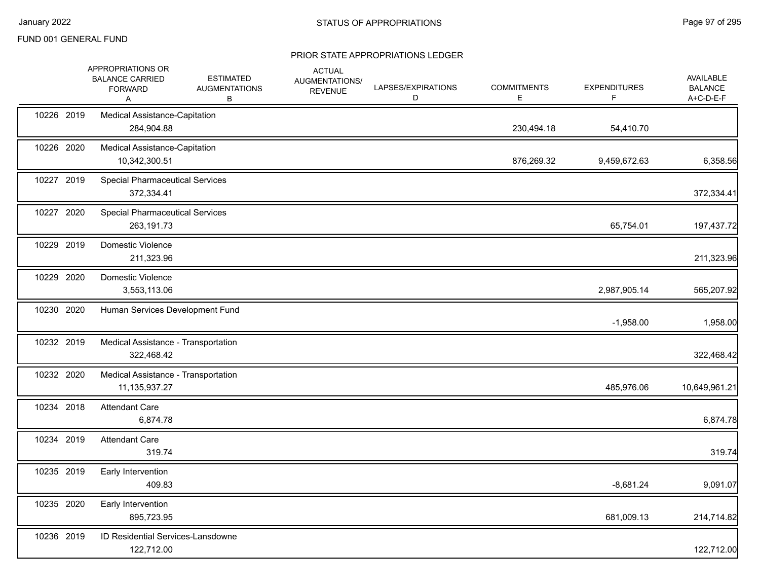FUND 001 GENERAL FUND

## STATUS OF APPROPRIATIONS

### PRIOR STATE APPROPRIATIONS LEDGER

| | APPROPRIATIONS OR BALANCE CARRIED FORWARD A | ESTIMATED AUGMENTATIONS B | ACTUAL AUGMENTATIONS/ REVENUE | LAPSES/EXPIRATIONS D | COMMITMENTS E | EXPENDITURES F | AVAILABLE BALANCE A+C-D-E-F |
|---|---|---|---|---|---|---|---|
| 10226 2019 | Medical Assistance-Capitation | | | | | | |
| | 284,904.88 | | | | 230,494.18 | 54,410.70 | |
| 10226 2020 | Medical Assistance-Capitation | | | | | | |
| | 10,342,300.51 | | | | 876,269.32 | 9,459,672.63 | 6,358.56 |
| 10227 2019 | Special Pharmaceutical Services | | | | | | |
| | 372,334.41 | | | | | | 372,334.41 |
| 10227 2020 | Special Pharmaceutical Services | | | | | | |
| | 263,191.73 | | | | | 65,754.01 | 197,437.72 |
| 10229 2019 | Domestic Violence | | | | | | |
| | 211,323.96 | | | | | | 211,323.96 |
| 10229 2020 | Domestic Violence | | | | | | |
| | 3,553,113.06 | | | | | 2,987,905.14 | 565,207.92 |
| 10230 2020 | Human Services Development Fund | | | | | | |
| | | | | | | -1,958.00 | 1,958.00 |
| 10232 2019 | Medical Assistance - Transportation | | | | | | |
| | 322,468.42 | | | | | | 322,468.42 |
| 10232 2020 | Medical Assistance - Transportation | | | | | | |
| | 11,135,937.27 | | | | | 485,976.06 | 10,649,961.21 |
| 10234 2018 | Attendant Care | | | | | | |
| | 6,874.78 | | | | | | 6,874.78 |
| 10234 2019 | Attendant Care | | | | | | |
| | 319.74 | | | | | | 319.74 |
| 10235 2019 | Early Intervention | | | | | | |
| | 409.83 | | | | | -8,681.24 | 9,091.07 |
| 10235 2020 | Early Intervention | | | | | | |
| | 895,723.95 | | | | | 681,009.13 | 214,714.82 |
| 10236 2019 | ID Residential Services-Lansdowne | | | | | | |
| | 122,712.00 | | | | | | 122,712.00 |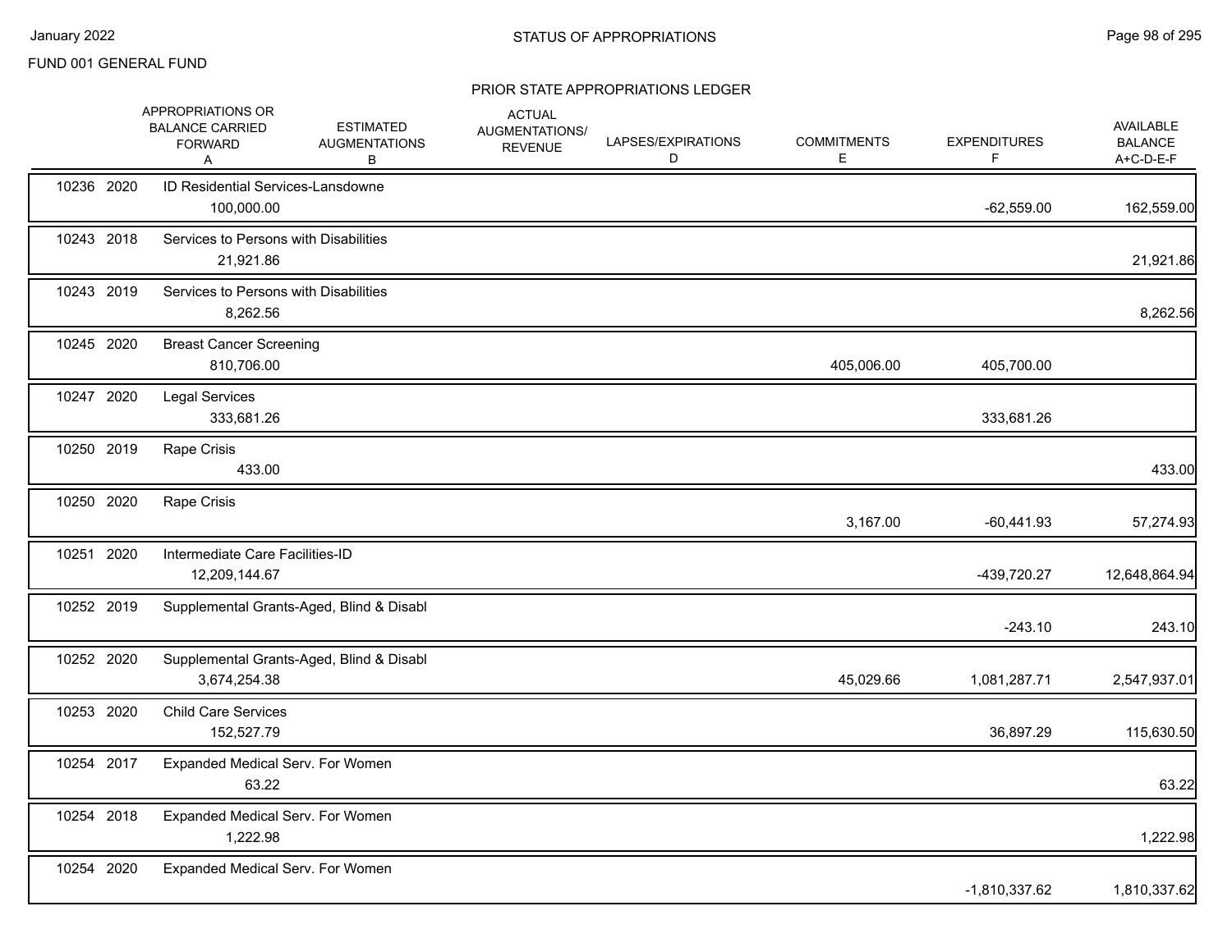FUND 001 GENERAL FUND

STATUS OF APPROPRIATIONS

PRIOR STATE APPROPRIATIONS LEDGER

| | | APPROPRIATIONS OR BALANCE CARRIED FORWARD A | ESTIMATED AUGMENTATIONS B | ACTUAL AUGMENTATIONS/ REVENUE | LAPSES/EXPIRATIONS D | COMMITMENTS E | EXPENDITURES F | AVAILABLE BALANCE A+C-D-E-F |
|---|---|---|---|---|---|---|---|---|
| 10236 | 2020 | ID Residential Services-Lansdowne | | | | | | |
| | | 100,000.00 | | | | | -62,559.00 | 162,559.00 |
| 10243 | 2018 | Services to Persons with Disabilities | | | | | | |
| | | 21,921.86 | | | | | | 21,921.86 |
| 10243 | 2019 | Services to Persons with Disabilities | | | | | | |
| | | 8,262.56 | | | | | | 8,262.56 |
| 10245 | 2020 | Breast Cancer Screening | | | | | | |
| | | 810,706.00 | | | | 405,006.00 | 405,700.00 | |
| 10247 | 2020 | Legal Services | | | | | | |
| | | 333,681.26 | | | | | 333,681.26 | |
| 10250 | 2019 | Rape Crisis | | | | | | |
| | | 433.00 | | | | | | 433.00 |
| 10250 | 2020 | Rape Crisis | | | | | | |
| | | | | | | 3,167.00 | -60,441.93 | 57,274.93 |
| 10251 | 2020 | Intermediate Care Facilities-ID | | | | | | |
| | | 12,209,144.67 | | | | | -439,720.27 | 12,648,864.94 |
| 10252 | 2019 | Supplemental Grants-Aged, Blind & Disabl | | | | | | |
| | | | | | | | -243.10 | 243.10 |
| 10252 | 2020 | Supplemental Grants-Aged, Blind & Disabl | | | | | | |
| | | 3,674,254.38 | | | | 45,029.66 | 1,081,287.71 | 2,547,937.01 |
| 10253 | 2020 | Child Care Services | | | | | | |
| | | 152,527.79 | | | | | 36,897.29 | 115,630.50 |
| 10254 | 2017 | Expanded Medical Serv. For Women | | | | | | |
| | | 63.22 | | | | | | 63.22 |
| 10254 | 2018 | Expanded Medical Serv. For Women | | | | | | |
| | | 1,222.98 | | | | | | 1,222.98 |
| 10254 | 2020 | Expanded Medical Serv. For Women | | | | | | |
| | | | | | | | -1,810,337.62 | 1,810,337.62 |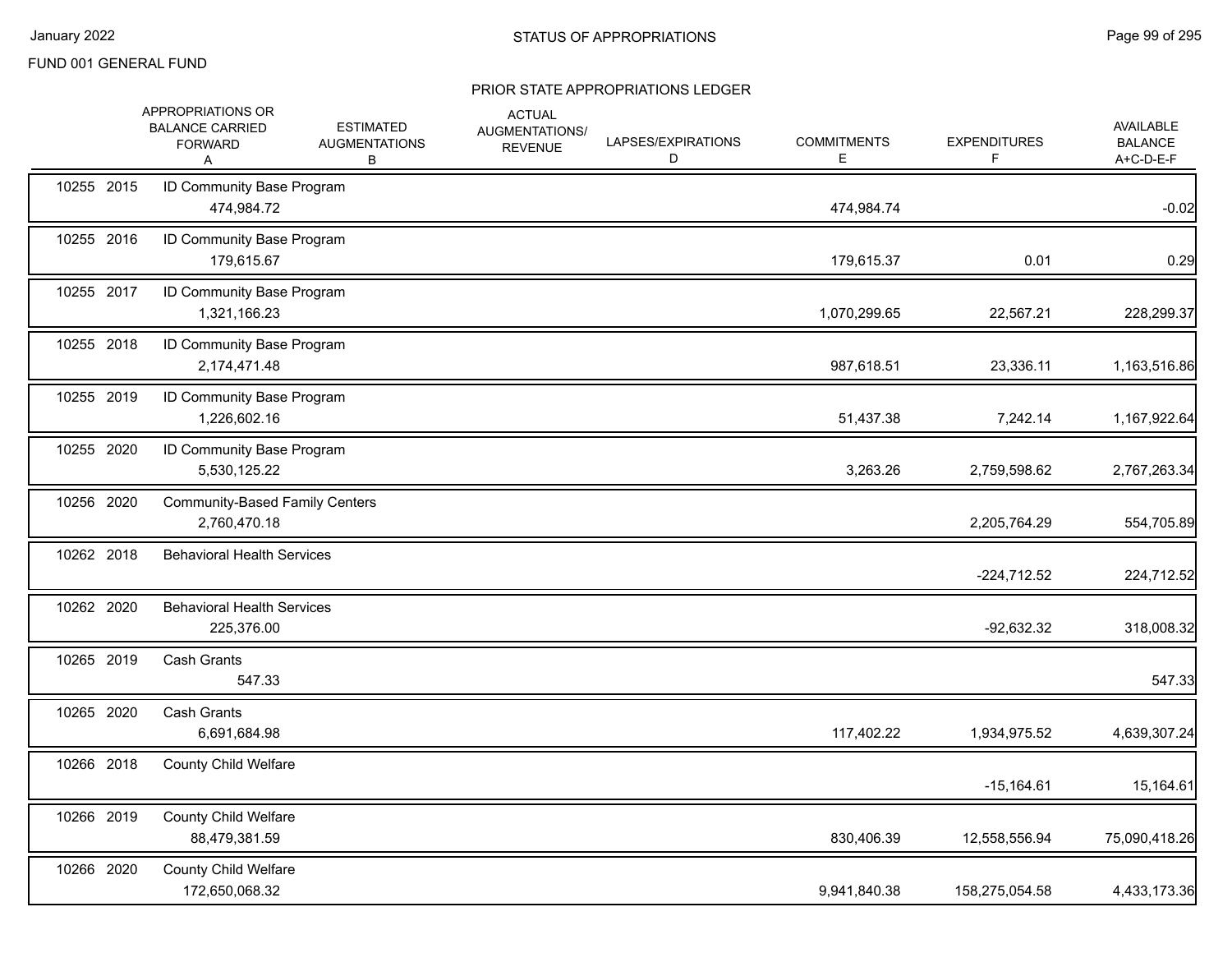FUND 001 GENERAL FUND

STATUS OF APPROPRIATIONS

PRIOR STATE APPROPRIATIONS LEDGER

| | APPROPRIATIONS OR BALANCE CARRIED FORWARD A | ESTIMATED AUGMENTATIONS B | ACTUAL AUGMENTATIONS/ REVENUE | LAPSES/EXPIRATIONS D | COMMITMENTS E | EXPENDITURES F | AVAILABLE BALANCE A+C-D-E-F |
|---|---|---|---|---|---|---|---|
| 10255 2015 | ID Community Base Program | | | | | | |
| | 474,984.72 | | | | 474,984.74 | | -0.02 |
| 10255 2016 | ID Community Base Program | | | | | | |
| | 179,615.67 | | | | 179,615.37 | 0.01 | 0.29 |
| 10255 2017 | ID Community Base Program | | | | | | |
| | 1,321,166.23 | | | | 1,070,299.65 | 22,567.21 | 228,299.37 |
| 10255 2018 | ID Community Base Program | | | | | | |
| | 2,174,471.48 | | | | 987,618.51 | 23,336.11 | 1,163,516.86 |
| 10255 2019 | ID Community Base Program | | | | | | |
| | 1,226,602.16 | | | | 51,437.38 | 7,242.14 | 1,167,922.64 |
| 10255 2020 | ID Community Base Program | | | | | | |
| | 5,530,125.22 | | | | 3,263.26 | 2,759,598.62 | 2,767,263.34 |
| 10256 2020 | Community-Based Family Centers | | | | | | |
| | 2,760,470.18 | | | | | 2,205,764.29 | 554,705.89 |
| 10262 2018 | Behavioral Health Services | | | | | | |
| | | | | | | -224,712.52 | 224,712.52 |
| 10262 2020 | Behavioral Health Services | | | | | | |
| | 225,376.00 | | | | | -92,632.32 | 318,008.32 |
| 10265 2019 | Cash Grants | | | | | | |
| | 547.33 | | | | | | 547.33 |
| 10265 2020 | Cash Grants | | | | | | |
| | 6,691,684.98 | | | | 117,402.22 | 1,934,975.52 | 4,639,307.24 |
| 10266 2018 | County Child Welfare | | | | | | |
| | | | | | | -15,164.61 | 15,164.61 |
| 10266 2019 | County Child Welfare | | | | | | |
| | 88,479,381.59 | | | | 830,406.39 | 12,558,556.94 | 75,090,418.26 |
| 10266 2020 | County Child Welfare | | | | | | |
| | 172,650,068.32 | | | | 9,941,840.38 | 158,275,054.58 | 4,433,173.36 |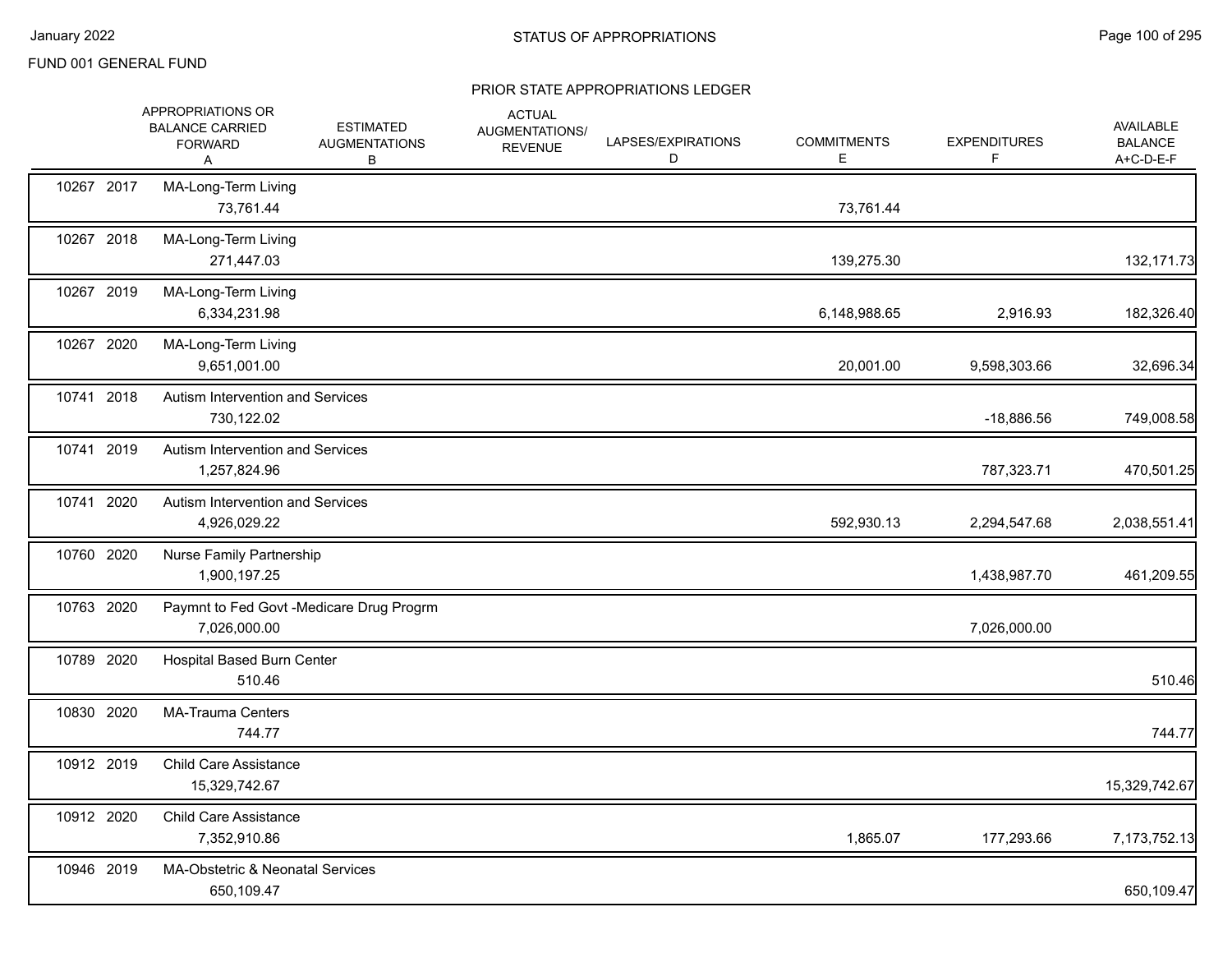FUND 001 GENERAL FUND

## STATUS OF APPROPRIATIONS

### PRIOR STATE APPROPRIATIONS LEDGER

| | | APPROPRIATIONS OR BALANCE CARRIED FORWARD A | ESTIMATED AUGMENTATIONS B | ACTUAL AUGMENTATIONS/ REVENUE | LAPSES/EXPIRATIONS D | COMMITMENTS E | EXPENDITURES F | AVAILABLE BALANCE A+C-D-E-F |
|---|---|---|---|---|---|---|---|---|
| 10267 | 2017 | MA-Long-Term Living | | | | | | |
| | | 73,761.44 | | | | 73,761.44 | | |
| 10267 | 2018 | MA-Long-Term Living | | | | | | |
| | | 271,447.03 | | | | 139,275.30 | | 132,171.73 |
| 10267 | 2019 | MA-Long-Term Living | | | | | | |
| | | 6,334,231.98 | | | | 6,148,988.65 | 2,916.93 | 182,326.40 |
| 10267 | 2020 | MA-Long-Term Living | | | | | | |
| | | 9,651,001.00 | | | | 20,001.00 | 9,598,303.66 | 32,696.34 |
| 10741 | 2018 | Autism Intervention and Services | | | | | | |
| | | 730,122.02 | | | | | -18,886.56 | 749,008.58 |
| 10741 | 2019 | Autism Intervention and Services | | | | | | |
| | | 1,257,824.96 | | | | | 787,323.71 | 470,501.25 |
| 10741 | 2020 | Autism Intervention and Services | | | | | | |
| | | 4,926,029.22 | | | | 592,930.13 | 2,294,547.68 | 2,038,551.41 |
| 10760 | 2020 | Nurse Family Partnership | | | | | | |
| | | 1,900,197.25 | | | | | 1,438,987.70 | 461,209.55 |
| 10763 | 2020 | Paymnt to Fed Govt -Medicare Drug Progrm | | | | | | |
| | | 7,026,000.00 | | | | | 7,026,000.00 | |
| 10789 | 2020 | Hospital Based Burn Center | | | | | | |
| | | 510.46 | | | | | | 510.46 |
| 10830 | 2020 | MA-Trauma Centers | | | | | | |
| | | 744.77 | | | | | | 744.77 |
| 10912 | 2019 | Child Care Assistance | | | | | | |
| | | 15,329,742.67 | | | | | | 15,329,742.67 |
| 10912 | 2020 | Child Care Assistance | | | | | | |
| | | 7,352,910.86 | | | | 1,865.07 | 177,293.66 | 7,173,752.13 |
| 10946 | 2019 | MA-Obstetric & Neonatal Services | | | | | | |
| | | 650,109.47 | | | | | | 650,109.47 |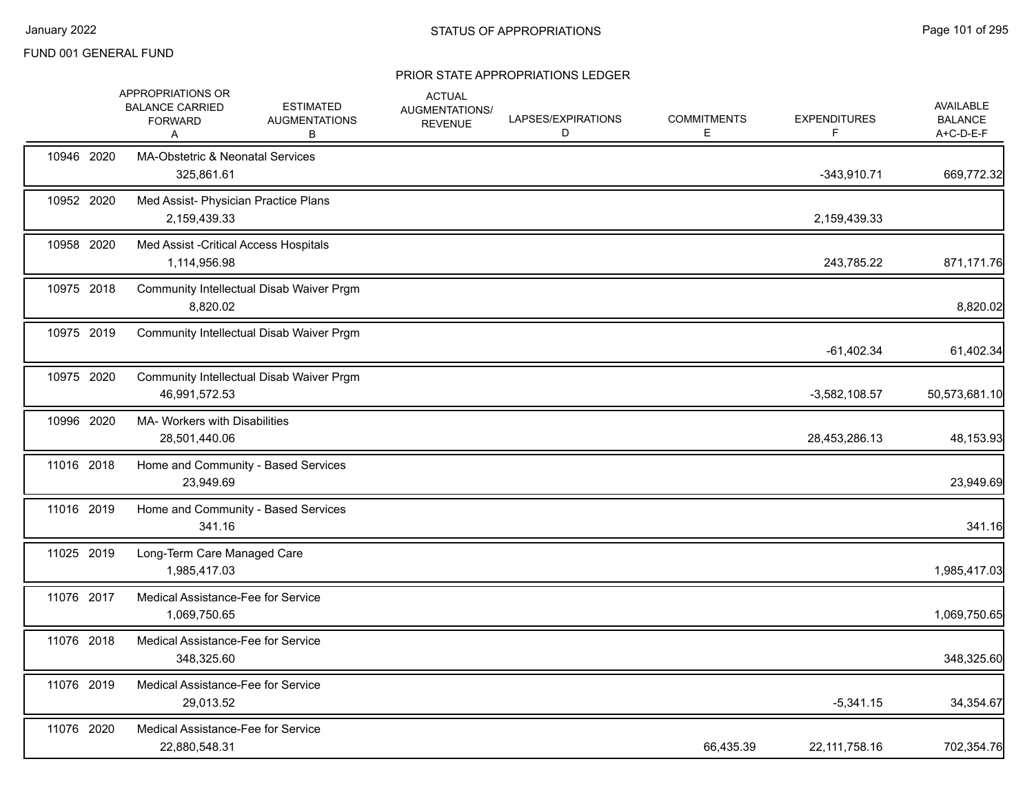FUND 001 GENERAL FUND

PRIOR STATE APPROPRIATIONS LEDGER

| | | APPROPRIATIONS OR BALANCE CARRIED FORWARD A | ESTIMATED AUGMENTATIONS B | ACTUAL AUGMENTATIONS/ REVENUE C | LAPSES/EXPIRATIONS D | COMMITMENTS E | EXPENDITURES F | AVAILABLE BALANCE A+C-D-E-F |
|---|---|---|---|---|---|---|---|---|
| 10946 | 2020 | MA-Obstetric & Neonatal Services | | | | | | |
| | | 325,861.61 | | | | | -343,910.71 | 669,772.32 |
| 10952 | 2020 | Med Assist- Physician Practice Plans | | | | | | |
| | | 2,159,439.33 | | | | | 2,159,439.33 | |
| 10958 | 2020 | Med Assist -Critical Access Hospitals | | | | | | |
| | | 1,114,956.98 | | | | | 243,785.22 | 871,171.76 |
| 10975 | 2018 | Community Intellectual Disab Waiver Prgm | | | | | | |
| | | 8,820.02 | | | | | | 8,820.02 |
| 10975 | 2019 | Community Intellectual Disab Waiver Prgm | | | | | | |
| | | | | | | | -61,402.34 | 61,402.34 |
| 10975 | 2020 | Community Intellectual Disab Waiver Prgm | | | | | | |
| | | 46,991,572.53 | | | | | -3,582,108.57 | 50,573,681.10 |
| 10996 | 2020 | MA- Workers with Disabilities | | | | | | |
| | | 28,501,440.06 | | | | | 28,453,286.13 | 48,153.93 |
| 11016 | 2018 | Home and Community - Based Services | | | | | | |
| | | 23,949.69 | | | | | | 23,949.69 |
| 11016 | 2019 | Home and Community - Based Services | | | | | | |
| | | 341.16 | | | | | | 341.16 |
| 11025 | 2019 | Long-Term Care Managed Care | | | | | | |
| | | 1,985,417.03 | | | | | | 1,985,417.03 |
| 11076 | 2017 | Medical Assistance-Fee for Service | | | | | | |
| | | 1,069,750.65 | | | | | | 1,069,750.65 |
| 11076 | 2018 | Medical Assistance-Fee for Service | | | | | | |
| | | 348,325.60 | | | | | | 348,325.60 |
| 11076 | 2019 | Medical Assistance-Fee for Service | | | | | | |
| | | 29,013.52 | | | | | -5,341.15 | 34,354.67 |
| 11076 | 2020 | Medical Assistance-Fee for Service | | | | | | |
| | | 22,880,548.31 | | | | 66,435.39 | 22,111,758.16 | 702,354.76 |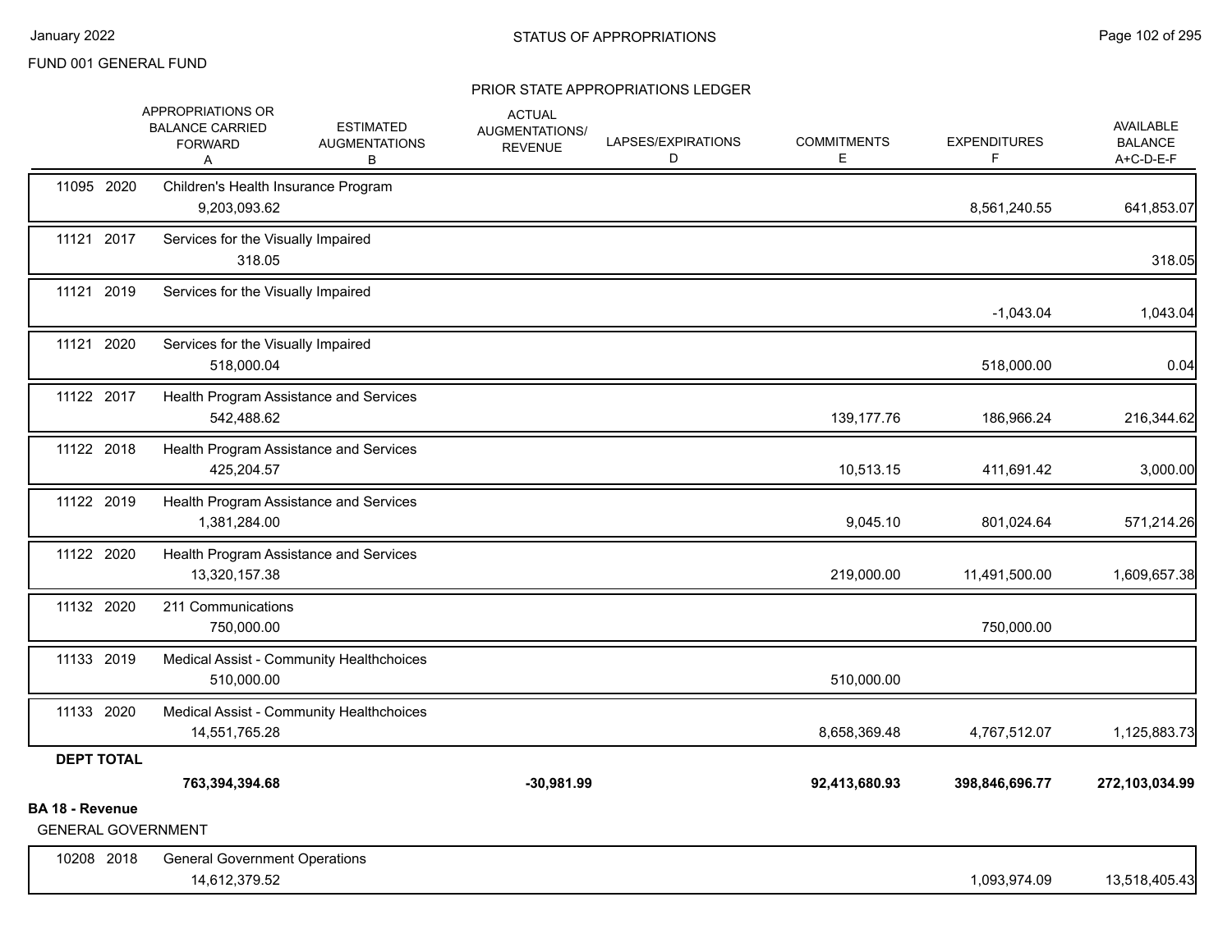FUND 001 GENERAL FUND

STATUS OF APPROPRIATIONS

PRIOR STATE APPROPRIATIONS LEDGER

| | | APPROPRIATIONS OR BALANCE CARRIED FORWARD A | ESTIMATED AUGMENTATIONS B | ACTUAL AUGMENTATIONS/ REVENUE C | LAPSES/EXPIRATIONS D | COMMITMENTS E | EXPENDITURES F | AVAILABLE BALANCE A+C-D-E-F |
|---|---|---|---|---|---|---|---|---|
| 11095 | 2020 | Children's Health Insurance Program | | | | | | |
| | | 9,203,093.62 | | | | | 8,561,240.55 | 641,853.07 |
| 11121 | 2017 | Services for the Visually Impaired | | | | | | |
| | | 318.05 | | | | | | 318.05 |
| 11121 | 2019 | Services for the Visually Impaired | | | | | | |
| | | | | | | | -1,043.04 | 1,043.04 |
| 11121 | 2020 | Services for the Visually Impaired | | | | | | |
| | | 518,000.04 | | | | | 518,000.00 | 0.04 |
| 11122 | 2017 | Health Program Assistance and Services | | | | | | |
| | | 542,488.62 | | | | 139,177.76 | 186,966.24 | 216,344.62 |
| 11122 | 2018 | Health Program Assistance and Services | | | | | | |
| | | 425,204.57 | | | | 10,513.15 | 411,691.42 | 3,000.00 |
| 11122 | 2019 | Health Program Assistance and Services | | | | | | |
| | | 1,381,284.00 | | | | 9,045.10 | 801,024.64 | 571,214.26 |
| 11122 | 2020 | Health Program Assistance and Services | | | | | | |
| | | 13,320,157.38 | | | | 219,000.00 | 11,491,500.00 | 1,609,657.38 |
| 11132 | 2020 | 211 Communications | | | | | | |
| | | 750,000.00 | | | | | 750,000.00 | |
| 11133 | 2019 | Medical Assist - Community Healthchoices | | | | | | |
| | | 510,000.00 | | | | 510,000.00 | | |
| 11133 | 2020 | Medical Assist - Community Healthchoices | | | | | | |
| | | 14,551,765.28 | | | | 8,658,369.48 | 4,767,512.07 | 1,125,883.73 |
| **DEPT TOTAL** | | | | | | | | |
| | | **763,394,394.68** | | **-30,981.99** | | **92,413,680.93** | **398,846,696.77** | **272,103,034.99** |

**BA 18 - Revenue**

GENERAL GOVERNMENT

| | | APPROPRIATIONS OR BALANCE CARRIED FORWARD A | ESTIMATED AUGMENTATIONS B | ACTUAL AUGMENTATIONS/ REVENUE C | LAPSES/EXPIRATIONS D | COMMITMENTS E | EXPENDITURES F | AVAILABLE BALANCE A+C-D-E-F |
|---|---|---|---|---|---|---|---|---|
| 10208 | 2018 | General Government Operations | | | | | | |
| | | 14,612,379.52 | | | | | 1,093,974.09 | 13,518,405.43 |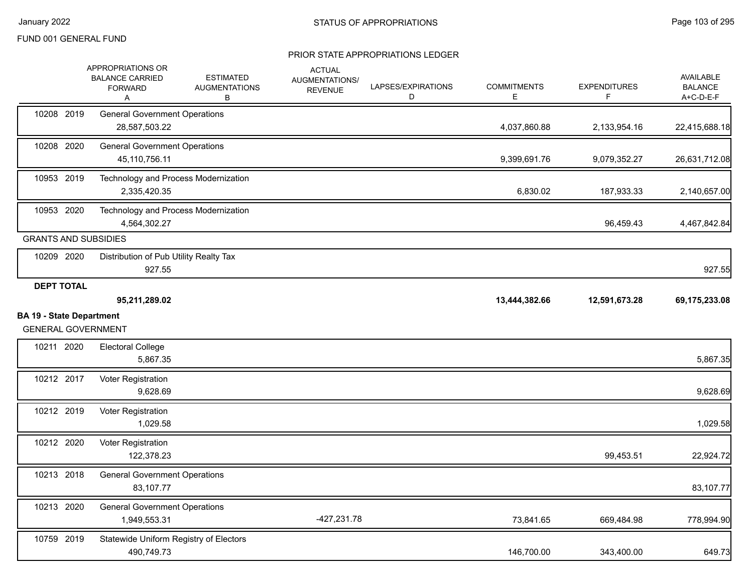FUND 001 GENERAL FUND

PRIOR STATE APPROPRIATIONS LEDGER

| | | APPROPRIATIONS OR BALANCE CARRIED FORWARD A | ESTIMATED AUGMENTATIONS B | ACTUAL AUGMENTATIONS/ REVENUE | LAPSES/EXPIRATIONS D | COMMITMENTS E | EXPENDITURES F | AVAILABLE BALANCE A+C-D-E-F |
|---|---|---|---|---|---|---|---|---|
| 10208 | 2019 | General Government Operations | | | | | | |
| | | 28,587,503.22 | | | | 4,037,860.88 | 2,133,954.16 | 22,415,688.18 |
| 10208 | 2020 | General Government Operations | | | | | | |
| | | 45,110,756.11 | | | | 9,399,691.76 | 9,079,352.27 | 26,631,712.08 |
| 10953 | 2019 | Technology and Process Modernization | | | | | | |
| | | 2,335,420.35 | | | | 6,830.02 | 187,933.33 | 2,140,657.00 |
| 10953 | 2020 | Technology and Process Modernization | | | | | | |
| | | 4,564,302.27 | | | | | 96,459.43 | 4,467,842.84 |
| GRANTS AND SUBSIDIES | | | | | | | | |
| 10209 | 2020 | Distribution of Pub Utility Realty Tax | | | | | | |
| | | 927.55 | | | | | | 927.55 |
| **DEPT TOTAL** | | | | | | | | |
| | | **95,211,289.02** | | | | **13,444,382.66** | **12,591,673.28** | **69,175,233.08** |

**BA 19 - State Department**

GENERAL GOVERNMENT

| | | APPROPRIATIONS OR BALANCE CARRIED FORWARD A | ESTIMATED AUGMENTATIONS B | ACTUAL AUGMENTATIONS/ REVENUE | LAPSES/EXPIRATIONS D | COMMITMENTS E | EXPENDITURES F | AVAILABLE BALANCE A+C-D-E-F |
|---|---|---|---|---|---|---|---|---|
| 10211 | 2020 | Electoral College | | | | | | |
| | | 5,867.35 | | | | | | 5,867.35 |
| 10212 | 2017 | Voter Registration | | | | | | |
| | | 9,628.69 | | | | | | 9,628.69 |
| 10212 | 2019 | Voter Registration | | | | | | |
| | | 1,029.58 | | | | | | 1,029.58 |
| 10212 | 2020 | Voter Registration | | | | | | |
| | | 122,378.23 | | | | | 99,453.51 | 22,924.72 |
| 10213 | 2018 | General Government Operations | | | | | | |
| | | 83,107.77 | | | | | | 83,107.77 |
| 10213 | 2020 | General Government Operations | | | | | | |
| | | 1,949,553.31 | | -427,231.78 | | 73,841.65 | 669,484.98 | 778,994.90 |
| 10759 | 2019 | Statewide Uniform Registry of Electors | | | | | | |
| | | 490,749.73 | | | | 146,700.00 | 343,400.00 | 649.73 |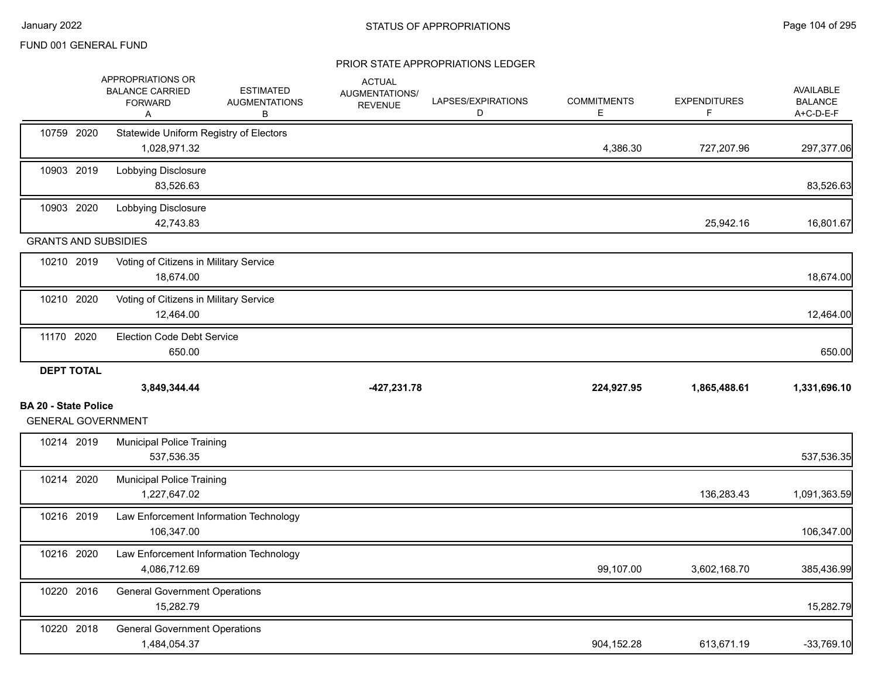FUND 001 GENERAL FUND

## PRIOR STATE APPROPRIATIONS LEDGER

| | APPROPRIATIONS OR BALANCE CARRIED FORWARD A | ESTIMATED AUGMENTATIONS B | ACTUAL AUGMENTATIONS/ REVENUE | LAPSES/EXPIRATIONS D | COMMITMENTS E | EXPENDITURES F | AVAILABLE BALANCE A+C-D-E-F |
|---|---|---|---|---|---|---|---|
| 10759 2020 Statewide Uniform Registry of Electors | 1,028,971.32 | | | | 4,386.30 | 727,207.96 | 297,377.06 |
| 10903 2019 Lobbying Disclosure | 83,526.63 | | | | | | 83,526.63 |
| 10903 2020 Lobbying Disclosure | 42,743.83 | | | | | 25,942.16 | 16,801.67 |
| **GRANTS AND SUBSIDIES** | | | | | | | |
| 10210 2019 Voting of Citizens in Military Service | 18,674.00 | | | | | | 18,674.00 |
| 10210 2020 Voting of Citizens in Military Service | 12,464.00 | | | | | | 12,464.00 |
| 11170 2020 Election Code Debt Service | 650.00 | | | | | | 650.00 |
| **DEPT TOTAL** | **3,849,344.44** | | **-427,231.78** | | **224,927.95** | **1,865,488.61** | **1,331,696.10** |

### BA 20 - State Police

GENERAL GOVERNMENT

| | APPROPRIATIONS OR BALANCE CARRIED FORWARD A | ESTIMATED AUGMENTATIONS B | ACTUAL AUGMENTATIONS/ REVENUE | LAPSES/EXPIRATIONS D | COMMITMENTS E | EXPENDITURES F | AVAILABLE BALANCE A+C-D-E-F |
|---|---|---|---|---|---|---|---|
| 10214 2019 Municipal Police Training | 537,536.35 | | | | | | 537,536.35 |
| 10214 2020 Municipal Police Training | 1,227,647.02 | | | | | 136,283.43 | 1,091,363.59 |
| 10216 2019 Law Enforcement Information Technology | 106,347.00 | | | | | | 106,347.00 |
| 10216 2020 Law Enforcement Information Technology | 4,086,712.69 | | | | 99,107.00 | 3,602,168.70 | 385,436.99 |
| 10220 2016 General Government Operations | 15,282.79 | | | | | | 15,282.79 |
| 10220 2018 General Government Operations | 1,484,054.37 | | | | 904,152.28 | 613,671.19 | -33,769.10 |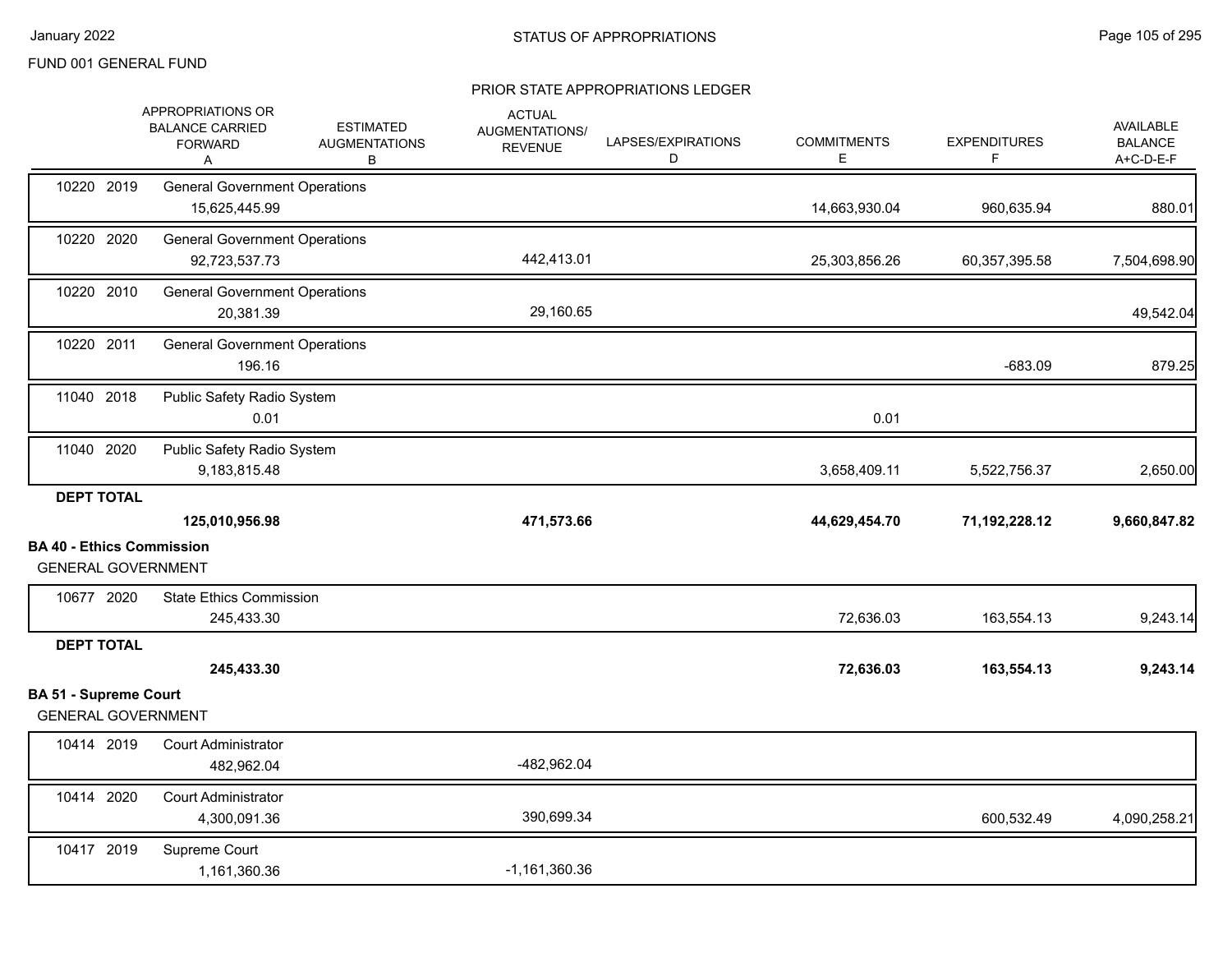FUND 001 GENERAL FUND

STATUS OF APPROPRIATIONS

PRIOR STATE APPROPRIATIONS LEDGER

| | APPROPRIATIONS OR BALANCE CARRIED FORWARD A | ESTIMATED AUGMENTATIONS B | ACTUAL AUGMENTATIONS/ REVENUE | LAPSES/EXPIRATIONS D | COMMITMENTS E | EXPENDITURES F | AVAILABLE BALANCE A+C-D-E-F |
|---|---|---|---|---|---|---|---|
| 10220 2019 General Government Operations | 15,625,445.99 | | | | 14,663,930.04 | 960,635.94 | 880.01 |
| 10220 2020 General Government Operations | 92,723,537.73 | | 442,413.01 | | 25,303,856.26 | 60,357,395.58 | 7,504,698.90 |
| 10220 2010 General Government Operations | 20,381.39 | | 29,160.65 | | | | 49,542.04 |
| 10220 2011 General Government Operations | 196.16 | | | | | -683.09 | 879.25 |
| 11040 2018 Public Safety Radio System | 0.01 | | | | 0.01 | | |
| 11040 2020 Public Safety Radio System | 9,183,815.48 | | | | 3,658,409.11 | 5,522,756.37 | 2,650.00 |
| **DEPT TOTAL** | **125,010,956.98** | | **471,573.66** | | **44,629,454.70** | **71,192,228.12** | **9,660,847.82** |

**BA 40 - Ethics Commission**

GENERAL GOVERNMENT

| | APPROPRIATIONS OR BALANCE CARRIED FORWARD A | ESTIMATED AUGMENTATIONS B | ACTUAL AUGMENTATIONS/ REVENUE | LAPSES/EXPIRATIONS D | COMMITMENTS E | EXPENDITURES F | AVAILABLE BALANCE A+C-D-E-F |
|---|---|---|---|---|---|---|---|
| 10677 2020 State Ethics Commission | 245,433.30 | | | | 72,636.03 | 163,554.13 | 9,243.14 |
| **DEPT TOTAL** | **245,433.30** | | | | **72,636.03** | **163,554.13** | **9,243.14** |

**BA 51 - Supreme Court**

GENERAL GOVERNMENT

| | APPROPRIATIONS OR BALANCE CARRIED FORWARD A | ESTIMATED AUGMENTATIONS B | ACTUAL AUGMENTATIONS/ REVENUE | LAPSES/EXPIRATIONS D | COMMITMENTS E | EXPENDITURES F | AVAILABLE BALANCE A+C-D-E-F |
|---|---|---|---|---|---|---|---|
| 10414 2019 Court Administrator | 482,962.04 | | -482,962.04 | | | | |
| 10414 2020 Court Administrator | 4,300,091.36 | | 390,699.34 | | | 600,532.49 | 4,090,258.21 |
| 10417 2019 Supreme Court | 1,161,360.36 | | -1,161,360.36 | | | | |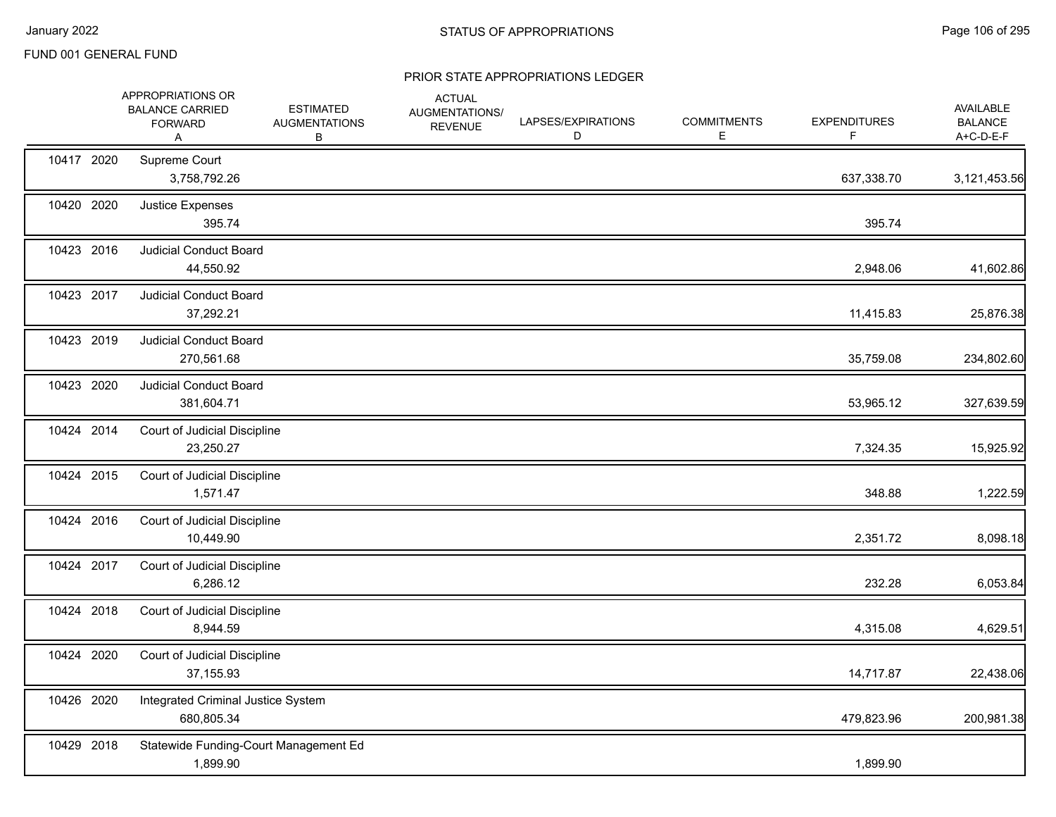FUND 001 GENERAL FUND

STATUS OF APPROPRIATIONS

PRIOR STATE APPROPRIATIONS LEDGER

| | | APPROPRIATIONS OR BALANCE CARRIED FORWARD A | ESTIMATED AUGMENTATIONS B | ACTUAL AUGMENTATIONS/ REVENUE | LAPSES/EXPIRATIONS D | COMMITMENTS E | EXPENDITURES F | AVAILABLE BALANCE A+C-D-E-F |
|---|---|---|---|---|---|---|---|---|
| 10417 | 2020 | Supreme Court | | | | | | |
| | | 3,758,792.26 | | | | | 637,338.70 | 3,121,453.56 |
| 10420 | 2020 | Justice Expenses | | | | | | |
| | | 395.74 | | | | | 395.74 | |
| 10423 | 2016 | Judicial Conduct Board | | | | | | |
| | | 44,550.92 | | | | | 2,948.06 | 41,602.86 |
| 10423 | 2017 | Judicial Conduct Board | | | | | | |
| | | 37,292.21 | | | | | 11,415.83 | 25,876.38 |
| 10423 | 2019 | Judicial Conduct Board | | | | | | |
| | | 270,561.68 | | | | | 35,759.08 | 234,802.60 |
| 10423 | 2020 | Judicial Conduct Board | | | | | | |
| | | 381,604.71 | | | | | 53,965.12 | 327,639.59 |
| 10424 | 2014 | Court of Judicial Discipline | | | | | | |
| | | 23,250.27 | | | | | 7,324.35 | 15,925.92 |
| 10424 | 2015 | Court of Judicial Discipline | | | | | | |
| | | 1,571.47 | | | | | 348.88 | 1,222.59 |
| 10424 | 2016 | Court of Judicial Discipline | | | | | | |
| | | 10,449.90 | | | | | 2,351.72 | 8,098.18 |
| 10424 | 2017 | Court of Judicial Discipline | | | | | | |
| | | 6,286.12 | | | | | 232.28 | 6,053.84 |
| 10424 | 2018 | Court of Judicial Discipline | | | | | | |
| | | 8,944.59 | | | | | 4,315.08 | 4,629.51 |
| 10424 | 2020 | Court of Judicial Discipline | | | | | | |
| | | 37,155.93 | | | | | 14,717.87 | 22,438.06 |
| 10426 | 2020 | Integrated Criminal Justice System | | | | | | |
| | | 680,805.34 | | | | | 479,823.96 | 200,981.38 |
| 10429 | 2018 | Statewide Funding-Court Management Ed | | | | | | |
| | | 1,899.90 | | | | | 1,899.90 | |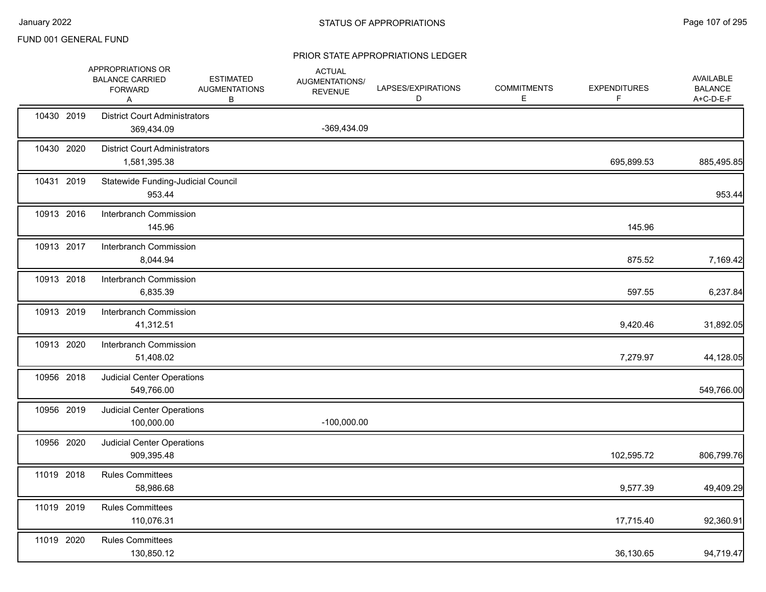FUND 001 GENERAL FUND

## PRIOR STATE APPROPRIATIONS LEDGER

| | | APPROPRIATIONS OR BALANCE CARRIED FORWARD A | ESTIMATED AUGMENTATIONS B | ACTUAL AUGMENTATIONS/ REVENUE | LAPSES/EXPIRATIONS D | COMMITMENTS E | EXPENDITURES F | AVAILABLE BALANCE A+C-D-E-F |
|---|---|---|---|---|---|---|---|---|
| 10430 | 2019 | District Court Administrators | | | | | | |
| | | 369,434.09 | | -369,434.09 | | | | |
| 10430 | 2020 | District Court Administrators | | | | | | |
| | | 1,581,395.38 | | | | | 695,899.53 | 885,495.85 |
| 10431 | 2019 | Statewide Funding-Judicial Council | | | | | | |
| | | 953.44 | | | | | | 953.44 |
| 10913 | 2016 | Interbranch Commission | | | | | | |
| | | 145.96 | | | | | 145.96 | |
| 10913 | 2017 | Interbranch Commission | | | | | | |
| | | 8,044.94 | | | | | 875.52 | 7,169.42 |
| 10913 | 2018 | Interbranch Commission | | | | | | |
| | | 6,835.39 | | | | | 597.55 | 6,237.84 |
| 10913 | 2019 | Interbranch Commission | | | | | | |
| | | 41,312.51 | | | | | 9,420.46 | 31,892.05 |
| 10913 | 2020 | Interbranch Commission | | | | | | |
| | | 51,408.02 | | | | | 7,279.97 | 44,128.05 |
| 10956 | 2018 | Judicial Center Operations | | | | | | |
| | | 549,766.00 | | | | | | 549,766.00 |
| 10956 | 2019 | Judicial Center Operations | | | | | | |
| | | 100,000.00 | | -100,000.00 | | | | |
| 10956 | 2020 | Judicial Center Operations | | | | | | |
| | | 909,395.48 | | | | | 102,595.72 | 806,799.76 |
| 11019 | 2018 | Rules Committees | | | | | | |
| | | 58,986.68 | | | | | 9,577.39 | 49,409.29 |
| 11019 | 2019 | Rules Committees | | | | | | |
| | | 110,076.31 | | | | | 17,715.40 | 92,360.91 |
| 11019 | 2020 | Rules Committees | | | | | | |
| | | 130,850.12 | | | | | 36,130.65 | 94,719.47 |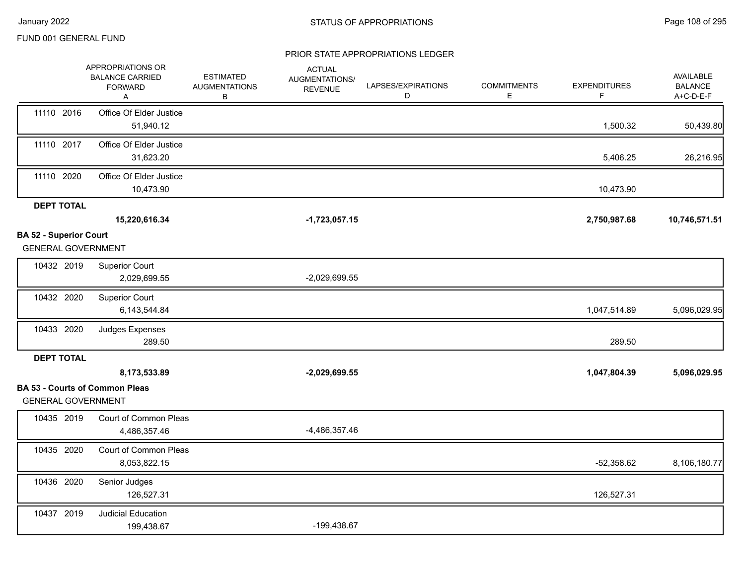FUND 001 GENERAL FUND

PRIOR STATE APPROPRIATIONS LEDGER

| | APPROPRIATIONS OR BALANCE CARRIED FORWARD A | ESTIMATED AUGMENTATIONS B | ACTUAL AUGMENTATIONS/ REVENUE | LAPSES/EXPIRATIONS D | COMMITMENTS E | EXPENDITURES F | AVAILABLE BALANCE A+C-D-E-F |
|---|---|---|---|---|---|---|---|
| 11110 2016 Office Of Elder Justice | 51,940.12 | | | | | 1,500.32 | 50,439.80 |
| 11110 2017 Office Of Elder Justice | 31,623.20 | | | | | 5,406.25 | 26,216.95 |
| 11110 2020 Office Of Elder Justice | 10,473.90 | | | | | 10,473.90 | |
| **DEPT TOTAL** | **15,220,616.34** | | **-1,723,057.15** | | | **2,750,987.68** | **10,746,571.51** |

**BA 52 - Superior Court**

GENERAL GOVERNMENT

| | APPROPRIATIONS OR BALANCE CARRIED FORWARD A | ESTIMATED AUGMENTATIONS B | ACTUAL AUGMENTATIONS/ REVENUE | LAPSES/EXPIRATIONS D | COMMITMENTS E | EXPENDITURES F | AVAILABLE BALANCE A+C-D-E-F |
|---|---|---|---|---|---|---|---|
| 10432 2019 Superior Court | 2,029,699.55 | | -2,029,699.55 | | | | |
| 10432 2020 Superior Court | 6,143,544.84 | | | | | 1,047,514.89 | 5,096,029.95 |
| 10433 2020 Judges Expenses | 289.50 | | | | | 289.50 | |
| **DEPT TOTAL** | **8,173,533.89** | | **-2,029,699.55** | | | **1,047,804.39** | **5,096,029.95** |

**BA 53 - Courts of Common Pleas**

GENERAL GOVERNMENT

| | APPROPRIATIONS OR BALANCE CARRIED FORWARD A | ESTIMATED AUGMENTATIONS B | ACTUAL AUGMENTATIONS/ REVENUE | LAPSES/EXPIRATIONS D | COMMITMENTS E | EXPENDITURES F | AVAILABLE BALANCE A+C-D-E-F |
|---|---|---|---|---|---|---|---|
| 10435 2019 Court of Common Pleas | 4,486,357.46 | | -4,486,357.46 | | | | |
| 10435 2020 Court of Common Pleas | 8,053,822.15 | | | | | -52,358.62 | 8,106,180.77 |
| 10436 2020 Senior Judges | 126,527.31 | | | | | 126,527.31 | |
| 10437 2019 Judicial Education | 199,438.67 | | -199,438.67 | | | | |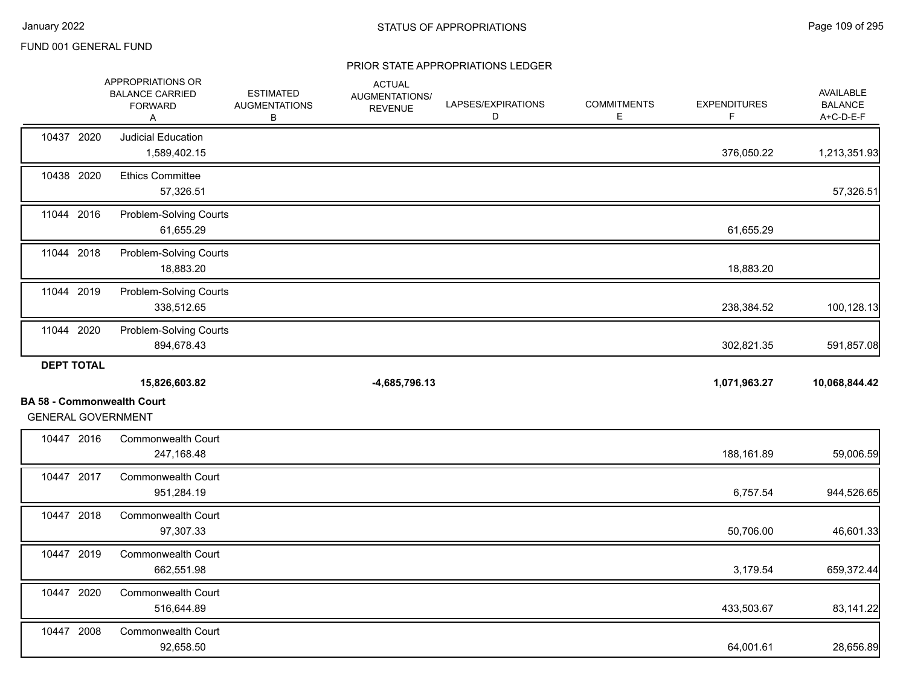FUND 001 GENERAL FUND

## PRIOR STATE APPROPRIATIONS LEDGER

| | APPROPRIATIONS OR BALANCE CARRIED FORWARD A | ESTIMATED AUGMENTATIONS B | ACTUAL AUGMENTATIONS/ REVENUE | LAPSES/EXPIRATIONS D | COMMITMENTS E | EXPENDITURES F | AVAILABLE BALANCE A+C-D-E-F |
|---|---|---|---|---|---|---|---|
| 10437 2020 | Judicial Education | | | | | | |
| | 1,589,402.15 | | | | | 376,050.22 | 1,213,351.93 |
| 10438 2020 | Ethics Committee | | | | | | |
| | 57,326.51 | | | | | | 57,326.51 |
| 11044 2016 | Problem-Solving Courts | | | | | | |
| | 61,655.29 | | | | | 61,655.29 | |
| 11044 2018 | Problem-Solving Courts | | | | | | |
| | 18,883.20 | | | | | 18,883.20 | |
| 11044 2019 | Problem-Solving Courts | | | | | | |
| | 338,512.65 | | | | | 238,384.52 | 100,128.13 |
| 11044 2020 | Problem-Solving Courts | | | | | | |
| | 894,678.43 | | | | | 302,821.35 | 591,857.08 |
| **DEPT TOTAL** | | | | | | | |
| | **15,826,603.82** | | **-4,685,796.13** | | | **1,071,963.27** | **10,068,844.42** |

**BA 58 - Commonwealth Court**

GENERAL GOVERNMENT

| | APPROPRIATIONS OR BALANCE CARRIED FORWARD A | ESTIMATED AUGMENTATIONS B | ACTUAL AUGMENTATIONS/ REVENUE | LAPSES/EXPIRATIONS D | COMMITMENTS E | EXPENDITURES F | AVAILABLE BALANCE A+C-D-E-F |
|---|---|---|---|---|---|---|---|
| 10447 2016 | Commonwealth Court | | | | | | |
| | 247,168.48 | | | | | 188,161.89 | 59,006.59 |
| 10447 2017 | Commonwealth Court | | | | | | |
| | 951,284.19 | | | | | 6,757.54 | 944,526.65 |
| 10447 2018 | Commonwealth Court | | | | | | |
| | 97,307.33 | | | | | 50,706.00 | 46,601.33 |
| 10447 2019 | Commonwealth Court | | | | | | |
| | 662,551.98 | | | | | 3,179.54 | 659,372.44 |
| 10447 2020 | Commonwealth Court | | | | | | |
| | 516,644.89 | | | | | 433,503.67 | 83,141.22 |
| 10447 2008 | Commonwealth Court | | | | | | |
| | 92,658.50 | | | | | 64,001.61 | 28,656.89 |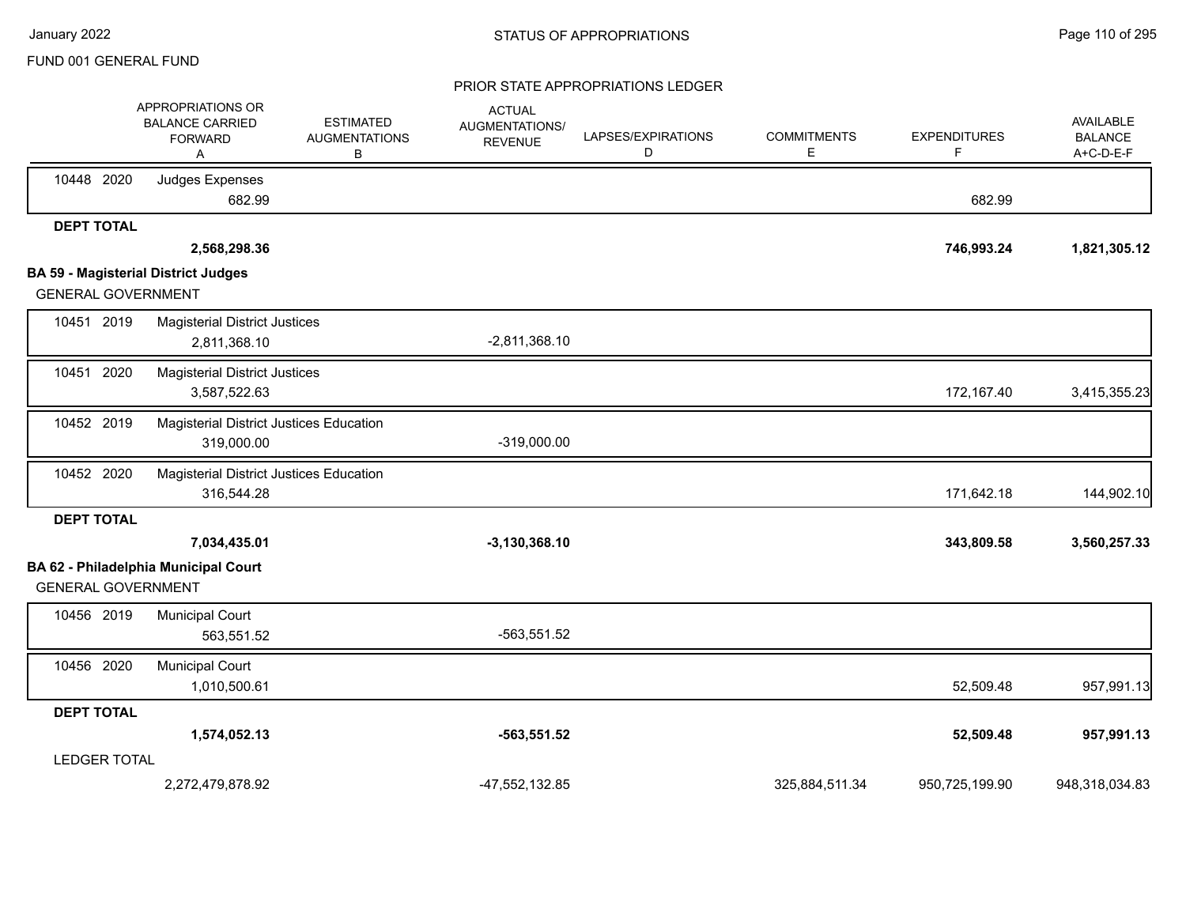FUND 001 GENERAL FUND

## STATUS OF APPROPRIATIONS

### PRIOR STATE APPROPRIATIONS LEDGER

| | APPROPRIATIONS OR BALANCE CARRIED FORWARD A | ESTIMATED AUGMENTATIONS B | ACTUAL AUGMENTATIONS/ REVENUE C | LAPSES/EXPIRATIONS D | COMMITMENTS E | EXPENDITURES F | AVAILABLE BALANCE A+C-D-E-F |
|---|---|---|---|---|---|---|---|
| 10448 2020 Judges Expenses | 682.99 | | | | | 682.99 | |
| **DEPT TOTAL** | **2,568,298.36** | | | | | **746,993.24** | **1,821,305.12** |
| **BA 59 - Magisterial District Judges** | | | | | | | |
| GENERAL GOVERNMENT | | | | | | | |
| 10451 2019 Magisterial District Justices | 2,811,368.10 | | -2,811,368.10 | | | | |
| 10451 2020 Magisterial District Justices | 3,587,522.63 | | | | | 172,167.40 | 3,415,355.23 |
| 10452 2019 Magisterial District Justices Education | 319,000.00 | | -319,000.00 | | | | |
| 10452 2020 Magisterial District Justices Education | 316,544.28 | | | | | 171,642.18 | 144,902.10 |
| **DEPT TOTAL** | **7,034,435.01** | | **-3,130,368.10** | | | **343,809.58** | **3,560,257.33** |
| **BA 62 - Philadelphia Municipal Court** | | | | | | | |
| GENERAL GOVERNMENT | | | | | | | |
| 10456 2019 Municipal Court | 563,551.52 | | -563,551.52 | | | | |
| 10456 2020 Municipal Court | 1,010,500.61 | | | | | 52,509.48 | 957,991.13 |
| **DEPT TOTAL** | **1,574,052.13** | | **-563,551.52** | | | **52,509.48** | **957,991.13** |
| LEDGER TOTAL | 2,272,479,878.92 | | -47,552,132.85 | | 325,884,511.34 | 950,725,199.90 | 948,318,034.83 |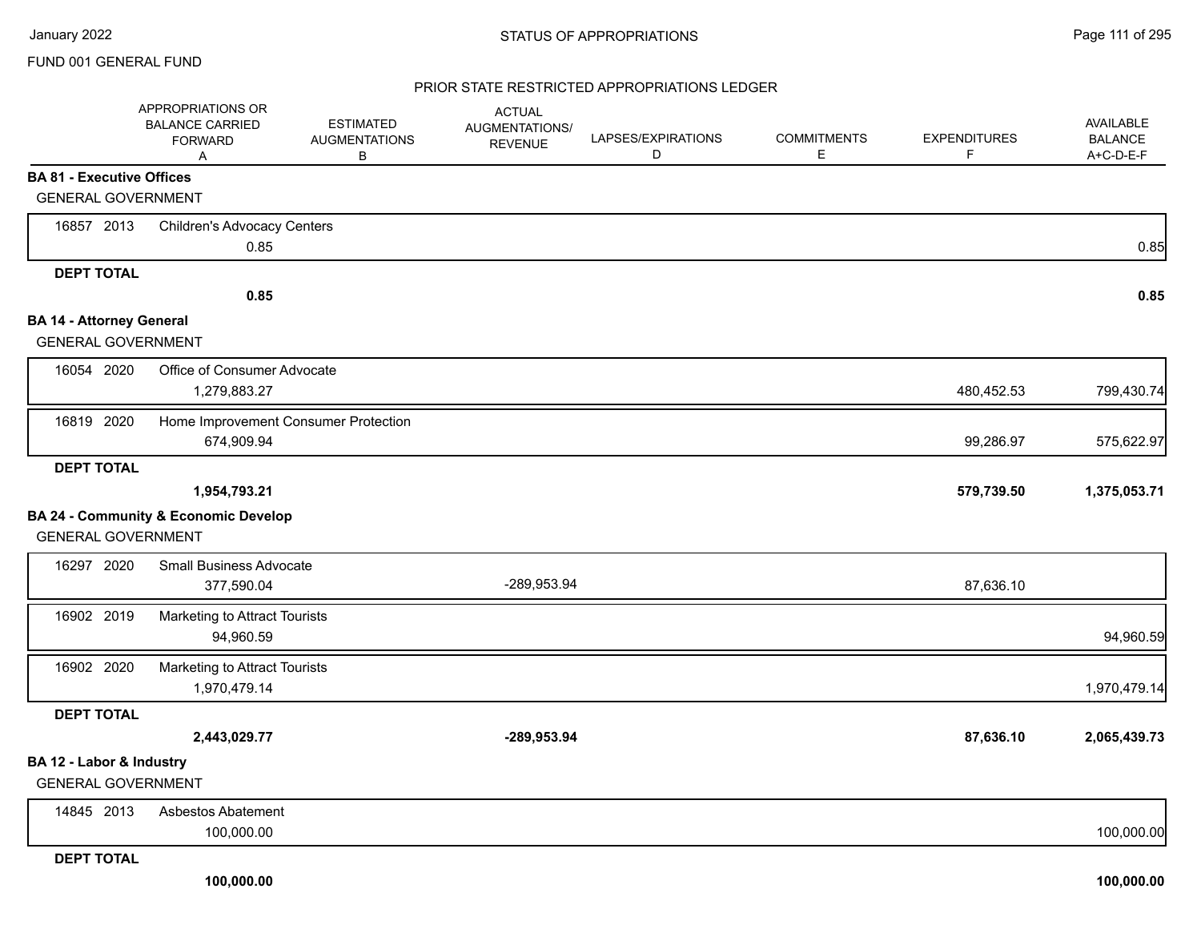FUND 001 GENERAL FUND

## STATUS OF APPROPRIATIONS

### PRIOR STATE RESTRICTED APPROPRIATIONS LEDGER

| | APPROPRIATIONS OR BALANCE CARRIED FORWARD A | ESTIMATED AUGMENTATIONS B | ACTUAL AUGMENTATIONS/ REVENUE | LAPSES/EXPIRATIONS D | COMMITMENTS E | EXPENDITURES F | AVAILABLE BALANCE A+C-D-E-F |
|---|---|---|---|---|---|---|---|
| **BA 81 - Executive Offices** | | | | | | | |
| GENERAL GOVERNMENT | | | | | | | |
| 16857 2013 Children's Advocacy Centers | 0.85 | | | | | | 0.85 |
| **DEPT TOTAL** | **0.85** | | | | | | **0.85** |
| **BA 14 - Attorney General** | | | | | | | |
| GENERAL GOVERNMENT | | | | | | | |
| 16054 2020 Office of Consumer Advocate | 1,279,883.27 | | | | | 480,452.53 | 799,430.74 |
| 16819 2020 Home Improvement Consumer Protection | 674,909.94 | | | | | 99,286.97 | 575,622.97 |
| **DEPT TOTAL** | **1,954,793.21** | | | | | **579,739.50** | **1,375,053.71** |
| **BA 24 - Community & Economic Develop** | | | | | | | |
| GENERAL GOVERNMENT | | | | | | | |
| 16297 2020 Small Business Advocate | 377,590.04 | | -289,953.94 | | | 87,636.10 | |
| 16902 2019 Marketing to Attract Tourists | 94,960.59 | | | | | | 94,960.59 |
| 16902 2020 Marketing to Attract Tourists | 1,970,479.14 | | | | | | 1,970,479.14 |
| **DEPT TOTAL** | **2,443,029.77** | | **-289,953.94** | | | **87,636.10** | **2,065,439.73** |
| **BA 12 - Labor & Industry** | | | | | | | |
| GENERAL GOVERNMENT | | | | | | | |
| 14845 2013 Asbestos Abatement | 100,000.00 | | | | | | 100,000.00 |
| **DEPT TOTAL** | **100,000.00** | | | | | | **100,000.00** |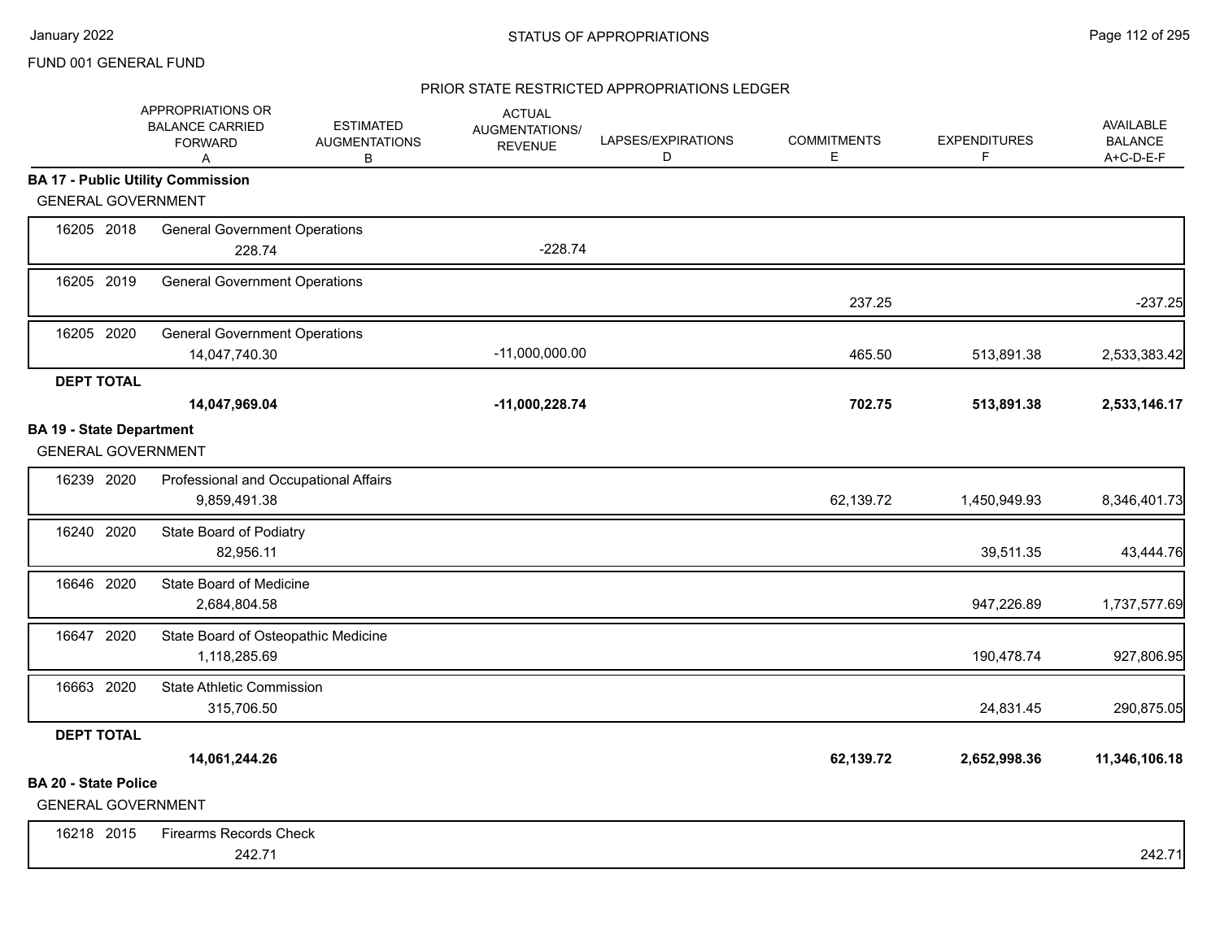FUND 001 GENERAL FUND

## STATUS OF APPROPRIATIONS

### PRIOR STATE RESTRICTED APPROPRIATIONS LEDGER

| | | APPROPRIATIONS OR BALANCE CARRIED FORWARD A | ESTIMATED AUGMENTATIONS B | ACTUAL AUGMENTATIONS/ REVENUE | LAPSES/EXPIRATIONS D | COMMITMENTS E | EXPENDITURES F | AVAILABLE BALANCE A+C-D-E-F |
|---|---|---|---|---|---|---|---|---|
| **BA 17 - Public Utility Commission** | | | | | | | | |
| GENERAL GOVERNMENT | | | | | | | | |
| 16205 2018 | General Government Operations | 228.74 | | -228.74 | | | | |
| 16205 2019 | General Government Operations | | | | | 237.25 | | -237.25 |
| 16205 2020 | General Government Operations | 14,047,740.30 | | -11,000,000.00 | | 465.50 | 513,891.38 | 2,533,383.42 |
| **DEPT TOTAL** | | **14,047,969.04** | | **-11,000,228.74** | | **702.75** | **513,891.38** | **2,533,146.17** |
| **BA 19 - State Department** | | | | | | | | |
| GENERAL GOVERNMENT | | | | | | | | |
| 16239 2020 | Professional and Occupational Affairs | 9,859,491.38 | | | | 62,139.72 | 1,450,949.93 | 8,346,401.73 |
| 16240 2020 | State Board of Podiatry | 82,956.11 | | | | | 39,511.35 | 43,444.76 |
| 16646 2020 | State Board of Medicine | 2,684,804.58 | | | | | 947,226.89 | 1,737,577.69 |
| 16647 2020 | State Board of Osteopathic Medicine | 1,118,285.69 | | | | | 190,478.74 | 927,806.95 |
| 16663 2020 | State Athletic Commission | 315,706.50 | | | | | 24,831.45 | 290,875.05 |
| **DEPT TOTAL** | | **14,061,244.26** | | | | **62,139.72** | **2,652,998.36** | **11,346,106.18** |
| **BA 20 - State Police** | | | | | | | | |
| GENERAL GOVERNMENT | | | | | | | | |
| 16218 2015 | Firearms Records Check | 242.71 | | | | | | 242.71 |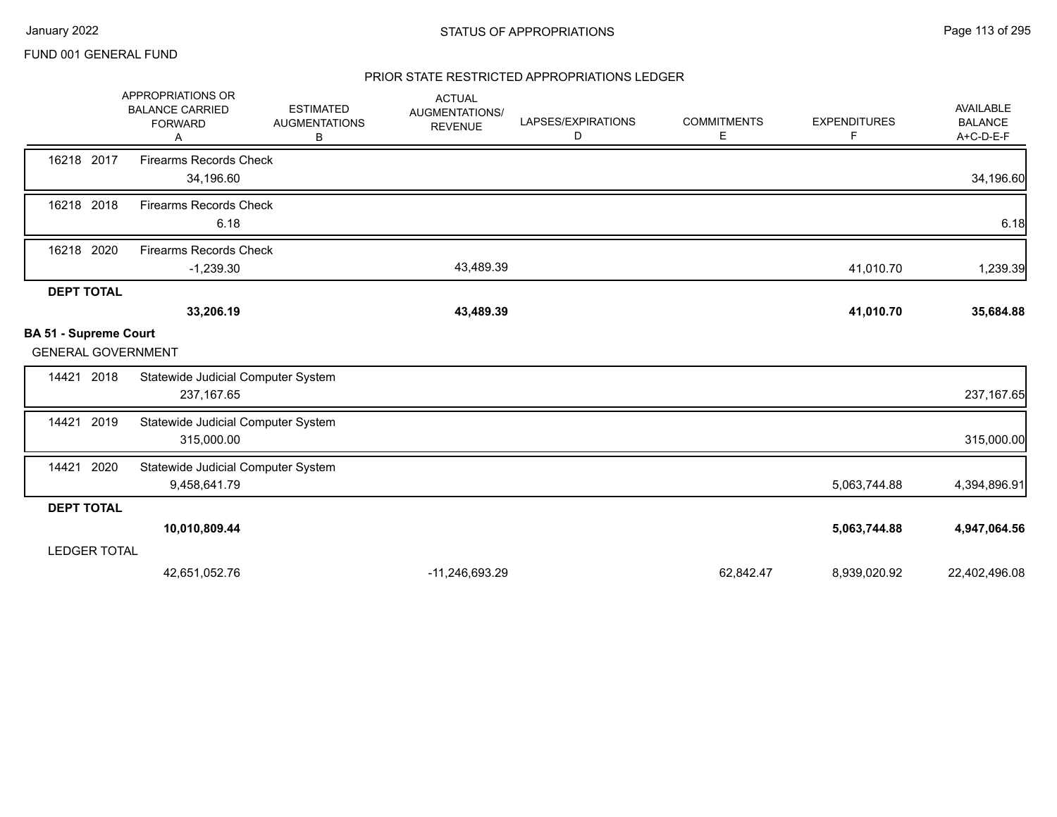FUND 001 GENERAL FUND

## STATUS OF APPROPRIATIONS

### PRIOR STATE RESTRICTED APPROPRIATIONS LEDGER

| | APPROPRIATIONS OR BALANCE CARRIED FORWARD A | ESTIMATED AUGMENTATIONS B | ACTUAL AUGMENTATIONS/ REVENUE | LAPSES/EXPIRATIONS D | COMMITMENTS E | EXPENDITURES F | AVAILABLE BALANCE A+C-D-E-F |
|---|---|---|---|---|---|---|---|
| 16218 2017 | Firearms Records Check | | | | | | |
| | 34,196.60 | | | | | | 34,196.60 |
| 16218 2018 | Firearms Records Check | | | | | | |
| | 6.18 | | | | | | 6.18 |
| 16218 2020 | Firearms Records Check | | | | | | |
| | -1,239.30 | | 43,489.39 | | | 41,010.70 | 1,239.39 |
| **DEPT TOTAL** | | | | | | | |
| | **33,206.19** | | **43,489.39** | | | **41,010.70** | **35,684.88** |
| **BA 51 - Supreme Court** | | | | | | | |
| GENERAL GOVERNMENT | | | | | | | |
| 14421 2018 | Statewide Judicial Computer System | | | | | | |
| | 237,167.65 | | | | | | 237,167.65 |
| 14421 2019 | Statewide Judicial Computer System | | | | | | |
| | 315,000.00 | | | | | | 315,000.00 |
| 14421 2020 | Statewide Judicial Computer System | | | | | | |
| | 9,458,641.79 | | | | | 5,063,744.88 | 4,394,896.91 |
| **DEPT TOTAL** | | | | | | | |
| | **10,010,809.44** | | | | | **5,063,744.88** | **4,947,064.56** |
| LEDGER TOTAL | | | | | | | |
| | 42,651,052.76 | | -11,246,693.29 | | 62,842.47 | 8,939,020.92 | 22,402,496.08 |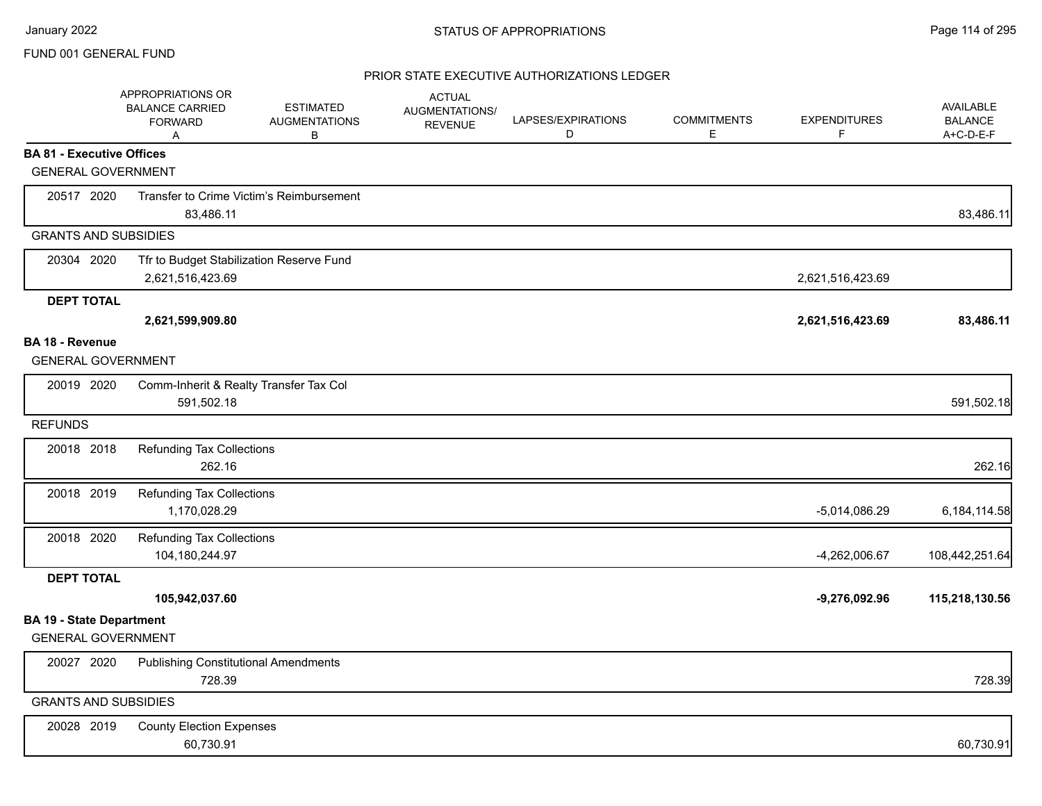FUND 001 GENERAL FUND

## PRIOR STATE EXECUTIVE AUTHORIZATIONS LEDGER

| | APPROPRIATIONS OR BALANCE CARRIED FORWARD A | ESTIMATED AUGMENTATIONS B | ACTUAL AUGMENTATIONS/ REVENUE | LAPSES/EXPIRATIONS D | COMMITMENTS E | EXPENDITURES F | AVAILABLE BALANCE A+C-D-E-F |
|---|---|---|---|---|---|---|---|
| **BA 81 - Executive Offices** | | | | | | | |
| GENERAL GOVERNMENT | | | | | | | |
| 20517 2020 Transfer to Crime Victim's Reimbursement | 83,486.11 | | | | | | 83,486.11 |
| GRANTS AND SUBSIDIES | | | | | | | |
| 20304 2020 Tfr to Budget Stabilization Reserve Fund | 2,621,516,423.69 | | | | | 2,621,516,423.69 | |
| **DEPT TOTAL** | **2,621,599,909.80** | | | | | **2,621,516,423.69** | **83,486.11** |
| **BA 18 - Revenue** | | | | | | | |
| GENERAL GOVERNMENT | | | | | | | |
| 20019 2020 Comm-Inherit & Realty Transfer Tax Col | 591,502.18 | | | | | | 591,502.18 |
| REFUNDS | | | | | | | |
| 20018 2018 Refunding Tax Collections | 262.16 | | | | | | 262.16 |
| 20018 2019 Refunding Tax Collections | 1,170,028.29 | | | | | -5,014,086.29 | 6,184,114.58 |
| 20018 2020 Refunding Tax Collections | 104,180,244.97 | | | | | -4,262,006.67 | 108,442,251.64 |
| **DEPT TOTAL** | **105,942,037.60** | | | | | **-9,276,092.96** | **115,218,130.56** |
| **BA 19 - State Department** | | | | | | | |
| GENERAL GOVERNMENT | | | | | | | |
| 20027 2020 Publishing Constitutional Amendments | 728.39 | | | | | | 728.39 |
| GRANTS AND SUBSIDIES | | | | | | | |
| 20028 2019 County Election Expenses | 60,730.91 | | | | | | 60,730.91 |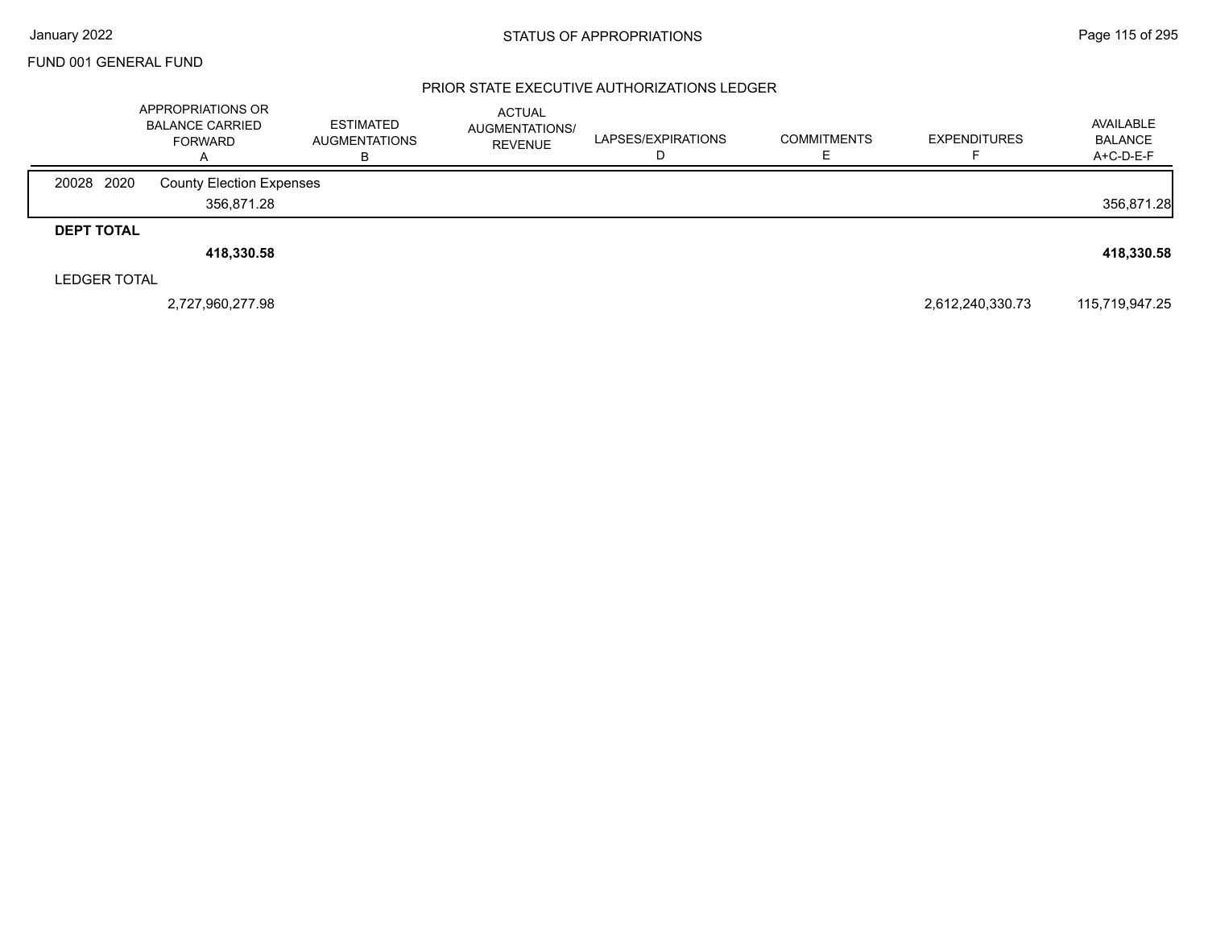FUND 001 GENERAL FUND

## STATUS OF APPROPRIATIONS

### PRIOR STATE EXECUTIVE AUTHORIZATIONS LEDGER

| | APPROPRIATIONS OR BALANCE CARRIED FORWARD A | ESTIMATED AUGMENTATIONS B | ACTUAL AUGMENTATIONS/ REVENUE | LAPSES/EXPIRATIONS D | COMMITMENTS E | EXPENDITURES F | AVAILABLE BALANCE A+C-D-E-F |
|---|---|---|---|---|---|---|---|
| 20028 2020 County Election Expenses | | | | | | | |
| | 356,871.28 | | | | | | 356,871.28 |
| **DEPT TOTAL** | | | | | | | |
| | **418,330.58** | | | | | | **418,330.58** |
| LEDGER TOTAL | | | | | | | |
| | 2,727,960,277.98 | | | | | 2,612,240,330.73 | 115,719,947.25 |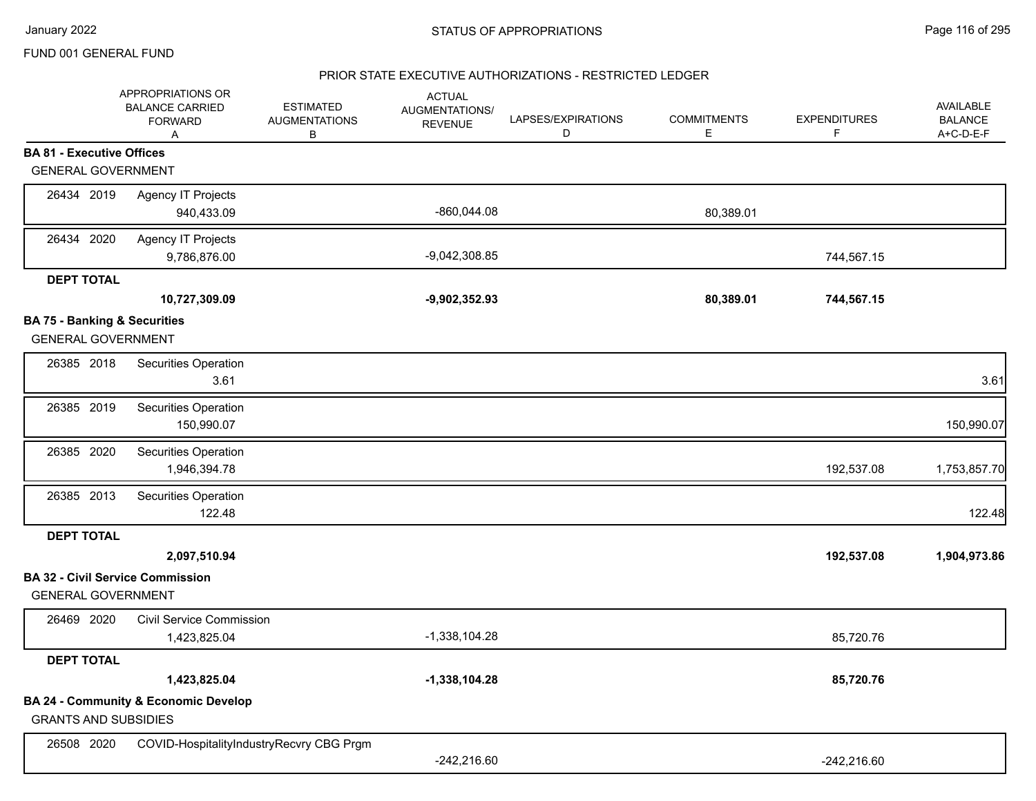FUND 001 GENERAL FUND

## STATUS OF APPROPRIATIONS

### PRIOR STATE EXECUTIVE AUTHORIZATIONS - RESTRICTED LEDGER

| | APPROPRIATIONS OR BALANCE CARRIED FORWARD A | ESTIMATED AUGMENTATIONS B | ACTUAL AUGMENTATIONS/ REVENUE | LAPSES/EXPIRATIONS D | COMMITMENTS E | EXPENDITURES F | AVAILABLE BALANCE A+C-D-E-F |
|---|---|---|---|---|---|---|---|
| **BA 81 - Executive Offices** | | | | | | | |
| GENERAL GOVERNMENT | | | | | | | |
| 26434 2019 Agency IT Projects | 940,433.09 | | -860,044.08 | | 80,389.01 | | |
| 26434 2020 Agency IT Projects | 9,786,876.00 | | -9,042,308.85 | | | 744,567.15 | |
| **DEPT TOTAL** | **10,727,309.09** | | **-9,902,352.93** | | **80,389.01** | **744,567.15** | |
| **BA 75 - Banking & Securities** | | | | | | | |
| GENERAL GOVERNMENT | | | | | | | |
| 26385 2018 Securities Operation | 3.61 | | | | | | 3.61 |
| 26385 2019 Securities Operation | 150,990.07 | | | | | | 150,990.07 |
| 26385 2020 Securities Operation | 1,946,394.78 | | | | | 192,537.08 | 1,753,857.70 |
| 26385 2013 Securities Operation | 122.48 | | | | | | 122.48 |
| **DEPT TOTAL** | **2,097,510.94** | | | | | **192,537.08** | **1,904,973.86** |
| **BA 32 - Civil Service Commission** | | | | | | | |
| GENERAL GOVERNMENT | | | | | | | |
| 26469 2020 Civil Service Commission | 1,423,825.04 | | -1,338,104.28 | | | 85,720.76 | |
| **DEPT TOTAL** | **1,423,825.04** | | **-1,338,104.28** | | | **85,720.76** | |
| **BA 24 - Community & Economic Develop** | | | | | | | |
| GRANTS AND SUBSIDIES | | | | | | | |
| 26508 2020 COVID-HospitalityIndustryRecvry CBG Prgm | | | -242,216.60 | | | -242,216.60 | |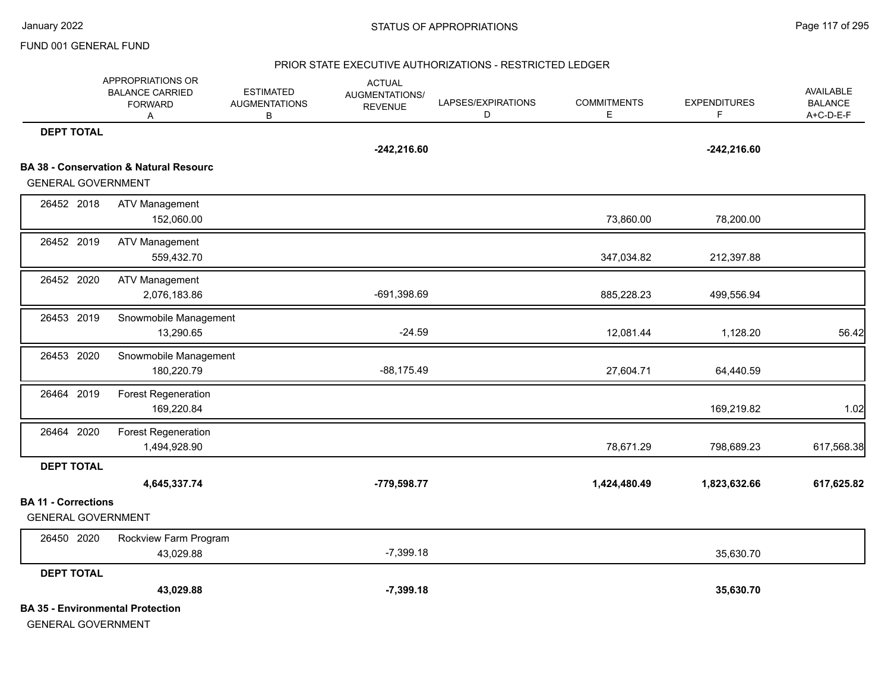FUND 001 GENERAL FUND

## PRIOR STATE EXECUTIVE AUTHORIZATIONS - RESTRICTED LEDGER

| | | APPROPRIATIONS OR BALANCE CARRIED FORWARD A | ESTIMATED AUGMENTATIONS B | ACTUAL AUGMENTATIONS/ REVENUE | LAPSES/EXPIRATIONS D | COMMITMENTS E | EXPENDITURES F | AVAILABLE BALANCE A+C-D-E-F |
|---|---|---|---|---|---|---|---|---|
| **DEPT TOTAL** | | | | **-242,216.60** | | | **-242,216.60** | |
| **BA 38 - Conservation & Natural Resourc** | | | | | | | | |
| GENERAL GOVERNMENT | | | | | | | | |
| 26452 2018 | ATV Management | 152,060.00 | | | | 73,860.00 | 78,200.00 | |
| 26452 2019 | ATV Management | 559,432.70 | | | | 347,034.82 | 212,397.88 | |
| 26452 2020 | ATV Management | 2,076,183.86 | | -691,398.69 | | 885,228.23 | 499,556.94 | |
| 26453 2019 | Snowmobile Management | 13,290.65 | | -24.59 | | 12,081.44 | 1,128.20 | 56.42 |
| 26453 2020 | Snowmobile Management | 180,220.79 | | -88,175.49 | | 27,604.71 | 64,440.59 | |
| 26464 2019 | Forest Regeneration | 169,220.84 | | | | | 169,219.82 | 1.02 |
| 26464 2020 | Forest Regeneration | 1,494,928.90 | | | | 78,671.29 | 798,689.23 | 617,568.38 |
| **DEPT TOTAL** | | **4,645,337.74** | | **-779,598.77** | | **1,424,480.49** | **1,823,632.66** | **617,625.82** |
| **BA 11 - Corrections** | | | | | | | | |
| GENERAL GOVERNMENT | | | | | | | | |
| 26450 2020 | Rockview Farm Program | 43,029.88 | | -7,399.18 | | | 35,630.70 | |
| **DEPT TOTAL** | | **43,029.88** | | **-7,399.18** | | | **35,630.70** | |
| **BA 35 - Environmental Protection** | | | | | | | | |
| GENERAL GOVERNMENT | | | | | | | | |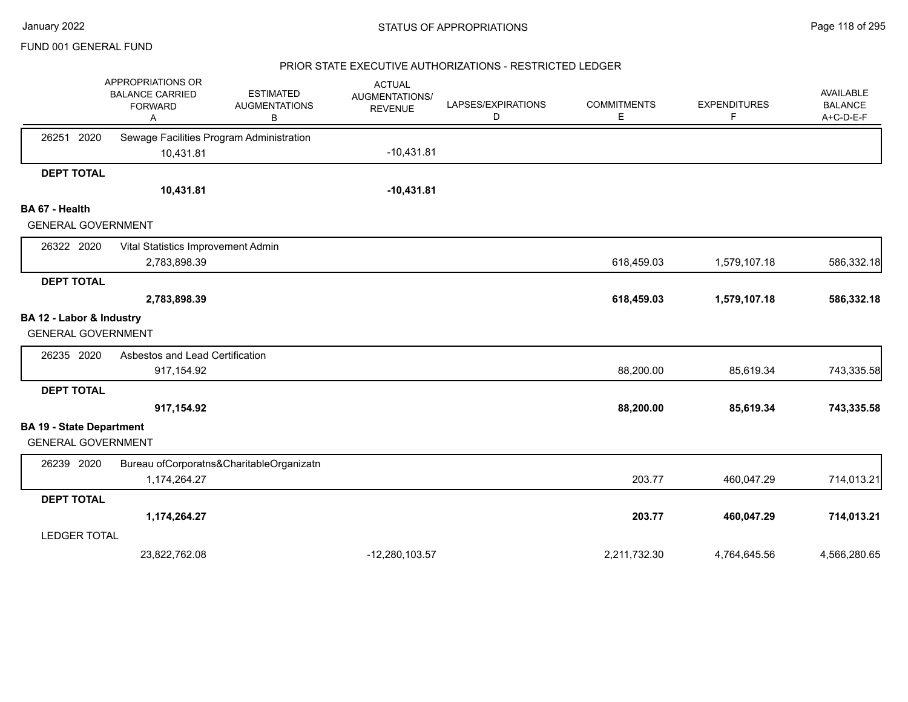FUND 001 GENERAL FUND

## PRIOR STATE EXECUTIVE AUTHORIZATIONS - RESTRICTED LEDGER

| | APPROPRIATIONS OR BALANCE CARRIED FORWARD A | ESTIMATED AUGMENTATIONS B | ACTUAL AUGMENTATIONS/ REVENUE C | LAPSES/EXPIRATIONS D | COMMITMENTS E | EXPENDITURES F | AVAILABLE BALANCE A+C-D-E-F |
|---|---|---|---|---|---|---|---|
| 26251 2020 Sewage Facilities Program Administration | 10,431.81 | | -10,431.81 | | | | |
| **DEPT TOTAL** | **10,431.81** | | **-10,431.81** | | | | |
| **BA 67 - Health** | | | | | | | |
| GENERAL GOVERNMENT | | | | | | | |
| 26322 2020 Vital Statistics Improvement Admin | 2,783,898.39 | | | | 618,459.03 | 1,579,107.18 | 586,332.18 |
| **DEPT TOTAL** | **2,783,898.39** | | | | **618,459.03** | **1,579,107.18** | **586,332.18** |
| **BA 12 - Labor & Industry** | | | | | | | |
| GENERAL GOVERNMENT | | | | | | | |
| 26235 2020 Asbestos and Lead Certification | 917,154.92 | | | | 88,200.00 | 85,619.34 | 743,335.58 |
| **DEPT TOTAL** | **917,154.92** | | | | **88,200.00** | **85,619.34** | **743,335.58** |
| **BA 19 - State Department** | | | | | | | |
| GENERAL GOVERNMENT | | | | | | | |
| 26239 2020 Bureau ofCorporatns&CharitableOrganizatn | 1,174,264.27 | | | | 203.77 | 460,047.29 | 714,013.21 |
| **DEPT TOTAL** | **1,174,264.27** | | | | **203.77** | **460,047.29** | **714,013.21** |
| LEDGER TOTAL | 23,822,762.08 | | -12,280,103.57 | | 2,211,732.30 | 4,764,645.56 | 4,566,280.65 |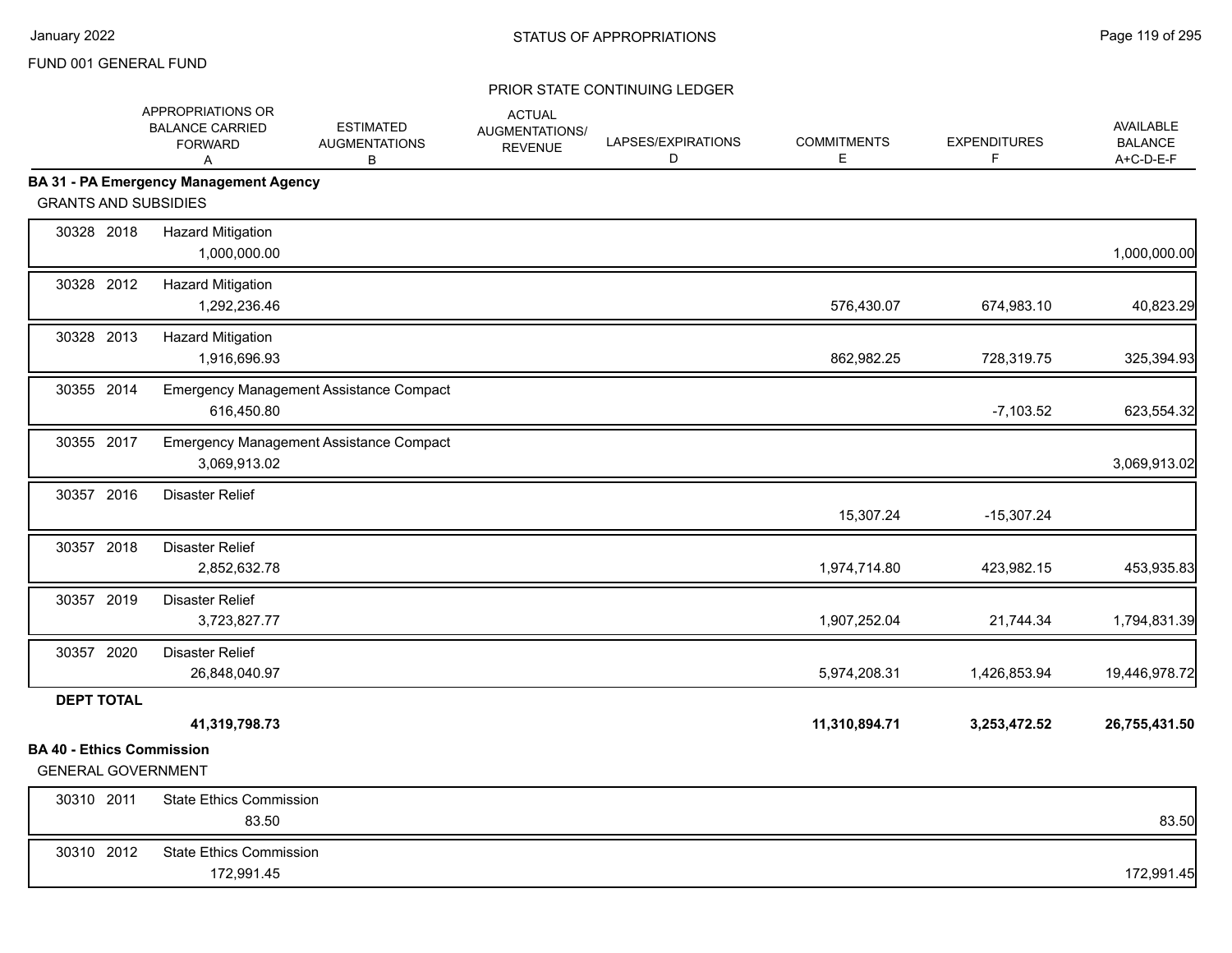FUND 001 GENERAL FUND

## PRIOR STATE CONTINUING LEDGER

| | | APPROPRIATIONS OR BALANCE CARRIED FORWARD A | ESTIMATED AUGMENTATIONS B | ACTUAL AUGMENTATIONS/ REVENUE | LAPSES/EXPIRATIONS D | COMMITMENTS E | EXPENDITURES F | AVAILABLE BALANCE A+C-D-E-F |
|---|---|---|---|---|---|---|---|---|
| **BA 31 - PA Emergency Management Agency** | | | | | | | | |
| GRANTS AND SUBSIDIES | | | | | | | | |
| 30328 2018 | Hazard Mitigation | 1,000,000.00 | | | | | | 1,000,000.00 |
| 30328 2012 | Hazard Mitigation | 1,292,236.46 | | | | 576,430.07 | 674,983.10 | 40,823.29 |
| 30328 2013 | Hazard Mitigation | 1,916,696.93 | | | | 862,982.25 | 728,319.75 | 325,394.93 |
| 30355 2014 | Emergency Management Assistance Compact | 616,450.80 | | | | | -7,103.52 | 623,554.32 |
| 30355 2017 | Emergency Management Assistance Compact | 3,069,913.02 | | | | | | 3,069,913.02 |
| 30357 2016 | Disaster Relief | | | | | 15,307.24 | -15,307.24 | |
| 30357 2018 | Disaster Relief | 2,852,632.78 | | | | 1,974,714.80 | 423,982.15 | 453,935.83 |
| 30357 2019 | Disaster Relief | 3,723,827.77 | | | | 1,907,252.04 | 21,744.34 | 1,794,831.39 |
| 30357 2020 | Disaster Relief | 26,848,040.97 | | | | 5,974,208.31 | 1,426,853.94 | 19,446,978.72 |
| **DEPT TOTAL** | | **41,319,798.73** | | | | **11,310,894.71** | **3,253,472.52** | **26,755,431.50** |
| **BA 40 - Ethics Commission** | | | | | | | | |
| GENERAL GOVERNMENT | | | | | | | | |
| 30310 2011 | State Ethics Commission | 83.50 | | | | | | 83.50 |
| 30310 2012 | State Ethics Commission | 172,991.45 | | | | | | 172,991.45 |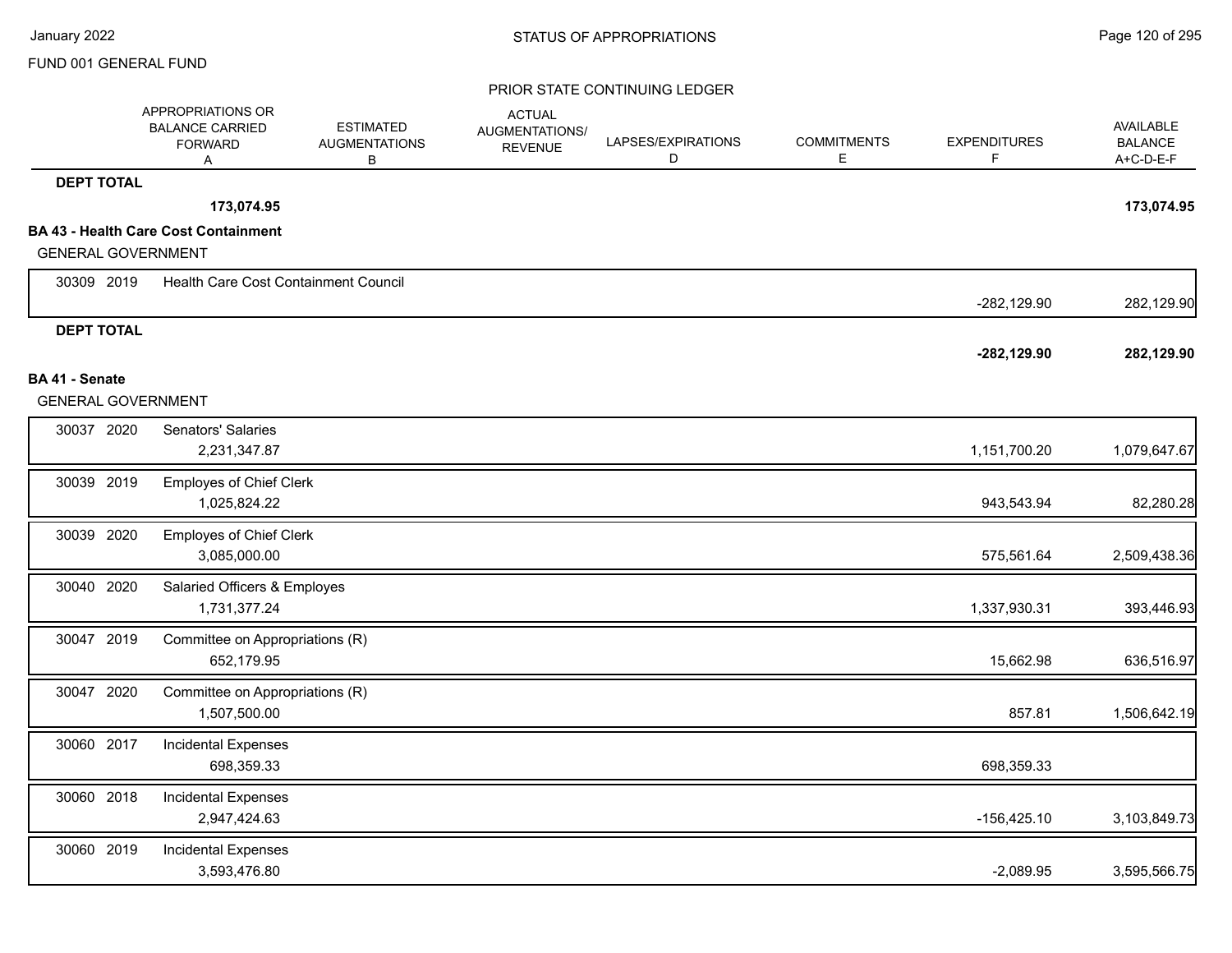FUND 001 GENERAL FUND

PRIOR STATE CONTINUING LEDGER

| | | APPROPRIATIONS OR BALANCE CARRIED FORWARD A | ESTIMATED AUGMENTATIONS B | ACTUAL AUGMENTATIONS/ REVENUE | LAPSES/EXPIRATIONS D | COMMITMENTS E | EXPENDITURES F | AVAILABLE BALANCE A+C-D-E-F |
|---|---|---|---|---|---|---|---|---|
| **DEPT TOTAL** | | **173,074.95** | | | | | | **173,074.95** |
| **BA 43 - Health Care Cost Containment** | | | | | | | | |
| GENERAL GOVERNMENT | | | | | | | | |
| 30309 2019 | Health Care Cost Containment Council | | | | | | -282,129.90 | 282,129.90 |
| **DEPT TOTAL** | | | | | | | **-282,129.90** | **282,129.90** |
| **BA 41 - Senate** | | | | | | | | |
| GENERAL GOVERNMENT | | | | | | | | |
| 30037 2020 | Senators' Salaries | 2,231,347.87 | | | | | 1,151,700.20 | 1,079,647.67 |
| 30039 2019 | Employes of Chief Clerk | 1,025,824.22 | | | | | 943,543.94 | 82,280.28 |
| 30039 2020 | Employes of Chief Clerk | 3,085,000.00 | | | | | 575,561.64 | 2,509,438.36 |
| 30040 2020 | Salaried Officers & Employes | 1,731,377.24 | | | | | 1,337,930.31 | 393,446.93 |
| 30047 2019 | Committee on Appropriations (R) | 652,179.95 | | | | | 15,662.98 | 636,516.97 |
| 30047 2020 | Committee on Appropriations (R) | 1,507,500.00 | | | | | 857.81 | 1,506,642.19 |
| 30060 2017 | Incidental Expenses | 698,359.33 | | | | | 698,359.33 | |
| 30060 2018 | Incidental Expenses | 2,947,424.63 | | | | | -156,425.10 | 3,103,849.73 |
| 30060 2019 | Incidental Expenses | 3,593,476.80 | | | | | -2,089.95 | 3,595,566.75 |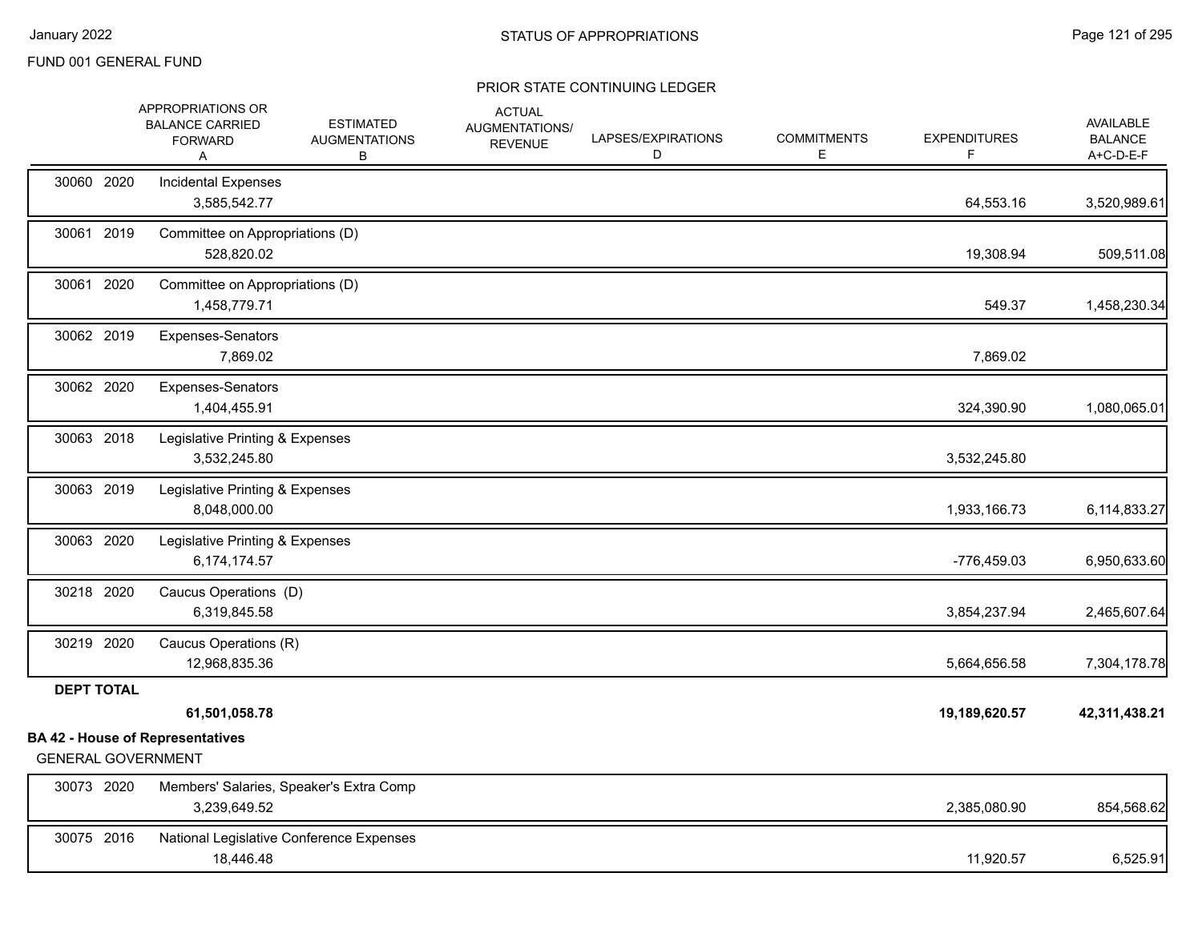FUND 001 GENERAL FUND

PRIOR STATE CONTINUING LEDGER

| | APPROPRIATIONS OR BALANCE CARRIED FORWARD A | ESTIMATED AUGMENTATIONS B | ACTUAL AUGMENTATIONS/ REVENUE | LAPSES/EXPIRATIONS D | COMMITMENTS E | EXPENDITURES F | AVAILABLE BALANCE A+C-D-E-F |
|---|---|---|---|---|---|---|---|
| 30060 2020 Incidental Expenses | 3,585,542.77 | | | | | 64,553.16 | 3,520,989.61 |
| 30061 2019 Committee on Appropriations (D) | 528,820.02 | | | | | 19,308.94 | 509,511.08 |
| 30061 2020 Committee on Appropriations (D) | 1,458,779.71 | | | | | 549.37 | 1,458,230.34 |
| 30062 2019 Expenses-Senators | 7,869.02 | | | | | 7,869.02 | |
| 30062 2020 Expenses-Senators | 1,404,455.91 | | | | | 324,390.90 | 1,080,065.01 |
| 30063 2018 Legislative Printing & Expenses | 3,532,245.80 | | | | | 3,532,245.80 | |
| 30063 2019 Legislative Printing & Expenses | 8,048,000.00 | | | | | 1,933,166.73 | 6,114,833.27 |
| 30063 2020 Legislative Printing & Expenses | 6,174,174.57 | | | | | -776,459.03 | 6,950,633.60 |
| 30218 2020 Caucus Operations (D) | 6,319,845.58 | | | | | 3,854,237.94 | 2,465,607.64 |
| 30219 2020 Caucus Operations (R) | 12,968,835.36 | | | | | 5,664,656.58 | 7,304,178.78 |
| **DEPT TOTAL** | **61,501,058.78** | | | | | **19,189,620.57** | **42,311,438.21** |

**BA 42 - House of Representatives**

GENERAL GOVERNMENT

| | APPROPRIATIONS OR BALANCE CARRIED FORWARD A | ESTIMATED AUGMENTATIONS B | ACTUAL AUGMENTATIONS/ REVENUE | LAPSES/EXPIRATIONS D | COMMITMENTS E | EXPENDITURES F | AVAILABLE BALANCE A+C-D-E-F |
|---|---|---|---|---|---|---|---|
| 30073 2020 Members' Salaries, Speaker's Extra Comp | 3,239,649.52 | | | | | 2,385,080.90 | 854,568.62 |
| 30075 2016 National Legislative Conference Expenses | 18,446.48 | | | | | 11,920.57 | 6,525.91 |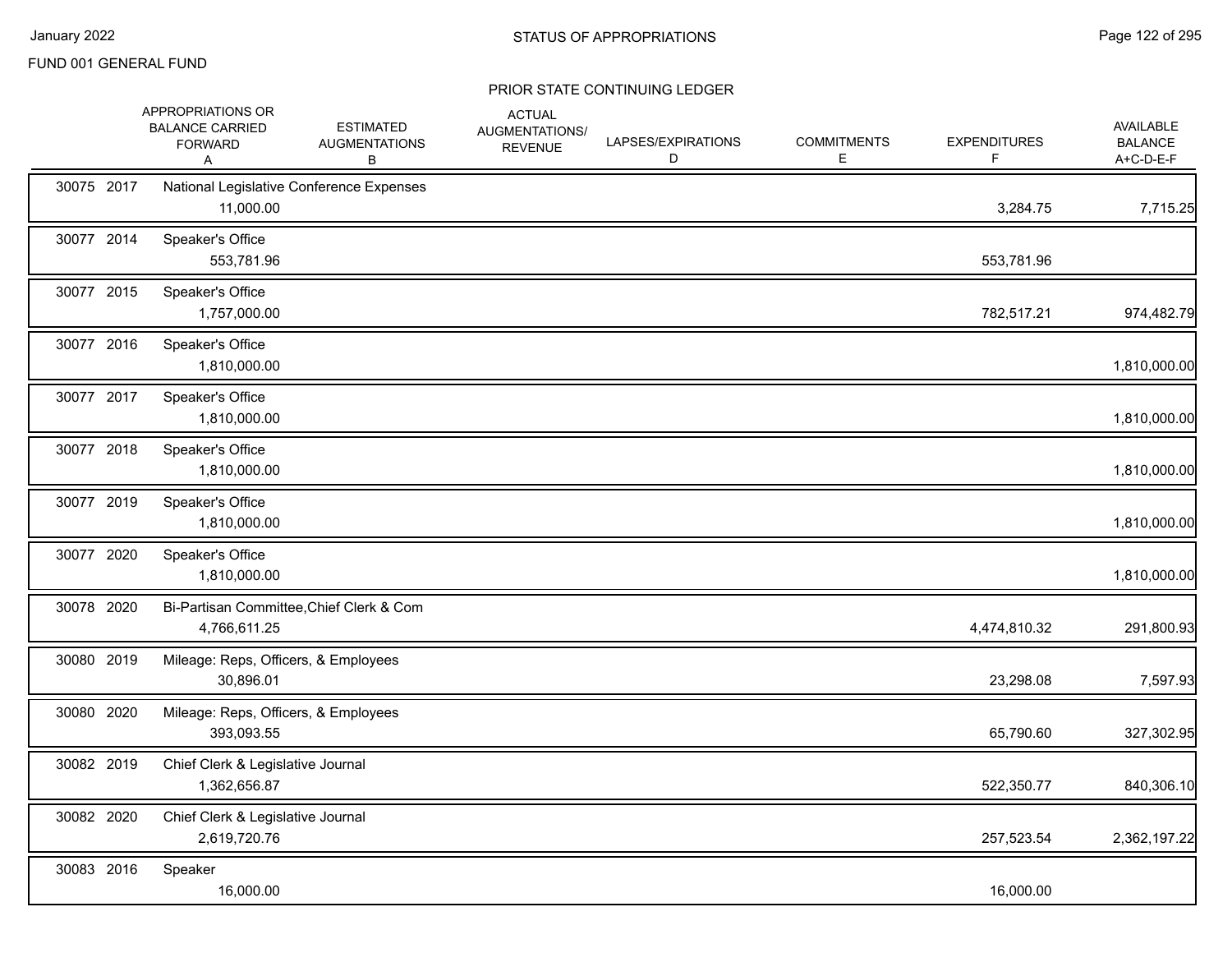FUND 001 GENERAL FUND

## STATUS OF APPROPRIATIONS

### PRIOR STATE CONTINUING LEDGER

| | | APPROPRIATIONS OR BALANCE CARRIED FORWARD A | ESTIMATED AUGMENTATIONS B | ACTUAL AUGMENTATIONS/ REVENUE | LAPSES/EXPIRATIONS D | COMMITMENTS E | EXPENDITURES F | AVAILABLE BALANCE A+C-D-E-F |
|---|---|---|---|---|---|---|---|---|
| 30075 | 2017 | National Legislative Conference Expenses | | | | | | |
| | | 11,000.00 | | | | | 3,284.75 | 7,715.25 |
| 30077 | 2014 | Speaker's Office | | | | | | |
| | | 553,781.96 | | | | | 553,781.96 | |
| 30077 | 2015 | Speaker's Office | | | | | | |
| | | 1,757,000.00 | | | | | 782,517.21 | 974,482.79 |
| 30077 | 2016 | Speaker's Office | | | | | | |
| | | 1,810,000.00 | | | | | | 1,810,000.00 |
| 30077 | 2017 | Speaker's Office | | | | | | |
| | | 1,810,000.00 | | | | | | 1,810,000.00 |
| 30077 | 2018 | Speaker's Office | | | | | | |
| | | 1,810,000.00 | | | | | | 1,810,000.00 |
| 30077 | 2019 | Speaker's Office | | | | | | |
| | | 1,810,000.00 | | | | | | 1,810,000.00 |
| 30077 | 2020 | Speaker's Office | | | | | | |
| | | 1,810,000.00 | | | | | | 1,810,000.00 |
| 30078 | 2020 | Bi-Partisan Committee,Chief Clerk & Com | | | | | | |
| | | 4,766,611.25 | | | | | 4,474,810.32 | 291,800.93 |
| 30080 | 2019 | Mileage: Reps, Officers, & Employees | | | | | | |
| | | 30,896.01 | | | | | 23,298.08 | 7,597.93 |
| 30080 | 2020 | Mileage: Reps, Officers, & Employees | | | | | | |
| | | 393,093.55 | | | | | 65,790.60 | 327,302.95 |
| 30082 | 2019 | Chief Clerk & Legislative Journal | | | | | | |
| | | 1,362,656.87 | | | | | 522,350.77 | 840,306.10 |
| 30082 | 2020 | Chief Clerk & Legislative Journal | | | | | | |
| | | 2,619,720.76 | | | | | 257,523.54 | 2,362,197.22 |
| 30083 | 2016 | Speaker | | | | | | |
| | | 16,000.00 | | | | | 16,000.00 | |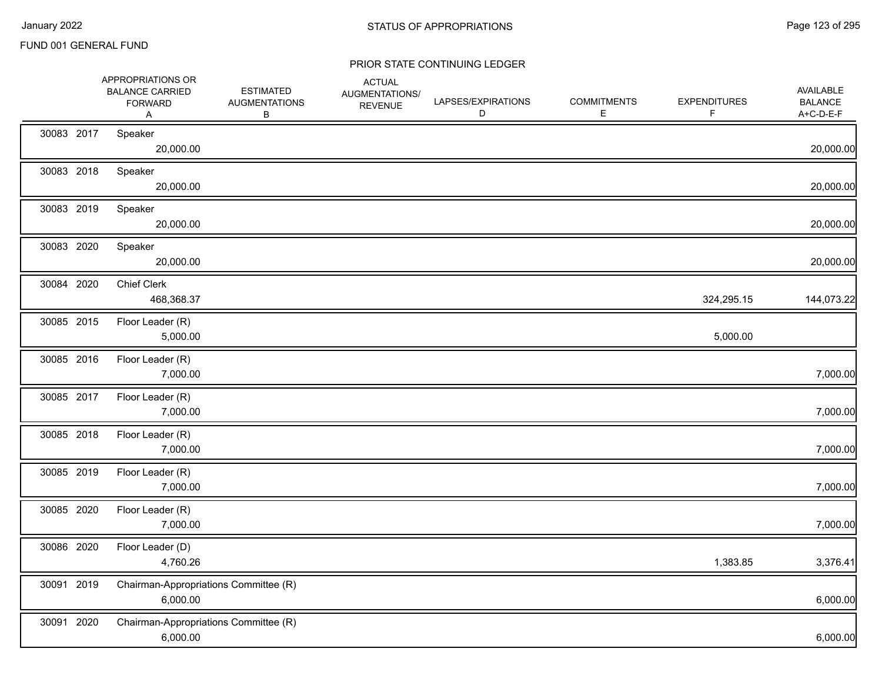FUND 001 GENERAL FUND

PRIOR STATE CONTINUING LEDGER

| | | | APPROPRIATIONS OR BALANCE CARRIED FORWARD A | ESTIMATED AUGMENTATIONS B | ACTUAL AUGMENTATIONS/ REVENUE | LAPSES/EXPIRATIONS D | COMMITMENTS E | EXPENDITURES F | AVAILABLE BALANCE A+C-D-E-F |
|---|---|---|---|---|---|---|---|---|---|
| 30083 | 2017 | Speaker | 20,000.00 | | | | | | 20,000.00 |
| 30083 | 2018 | Speaker | 20,000.00 | | | | | | 20,000.00 |
| 30083 | 2019 | Speaker | 20,000.00 | | | | | | 20,000.00 |
| 30083 | 2020 | Speaker | 20,000.00 | | | | | | 20,000.00 |
| 30084 | 2020 | Chief Clerk | 468,368.37 | | | | | 324,295.15 | 144,073.22 |
| 30085 | 2015 | Floor Leader (R) | 5,000.00 | | | | | 5,000.00 | |
| 30085 | 2016 | Floor Leader (R) | 7,000.00 | | | | | | 7,000.00 |
| 30085 | 2017 | Floor Leader (R) | 7,000.00 | | | | | | 7,000.00 |
| 30085 | 2018 | Floor Leader (R) | 7,000.00 | | | | | | 7,000.00 |
| 30085 | 2019 | Floor Leader (R) | 7,000.00 | | | | | | 7,000.00 |
| 30085 | 2020 | Floor Leader (R) | 7,000.00 | | | | | | 7,000.00 |
| 30086 | 2020 | Floor Leader (D) | 4,760.26 | | | | | 1,383.85 | 3,376.41 |
| 30091 | 2019 | Chairman-Appropriations Committee (R) | 6,000.00 | | | | | | 6,000.00 |
| 30091 | 2020 | Chairman-Appropriations Committee (R) | 6,000.00 | | | | | | 6,000.00 |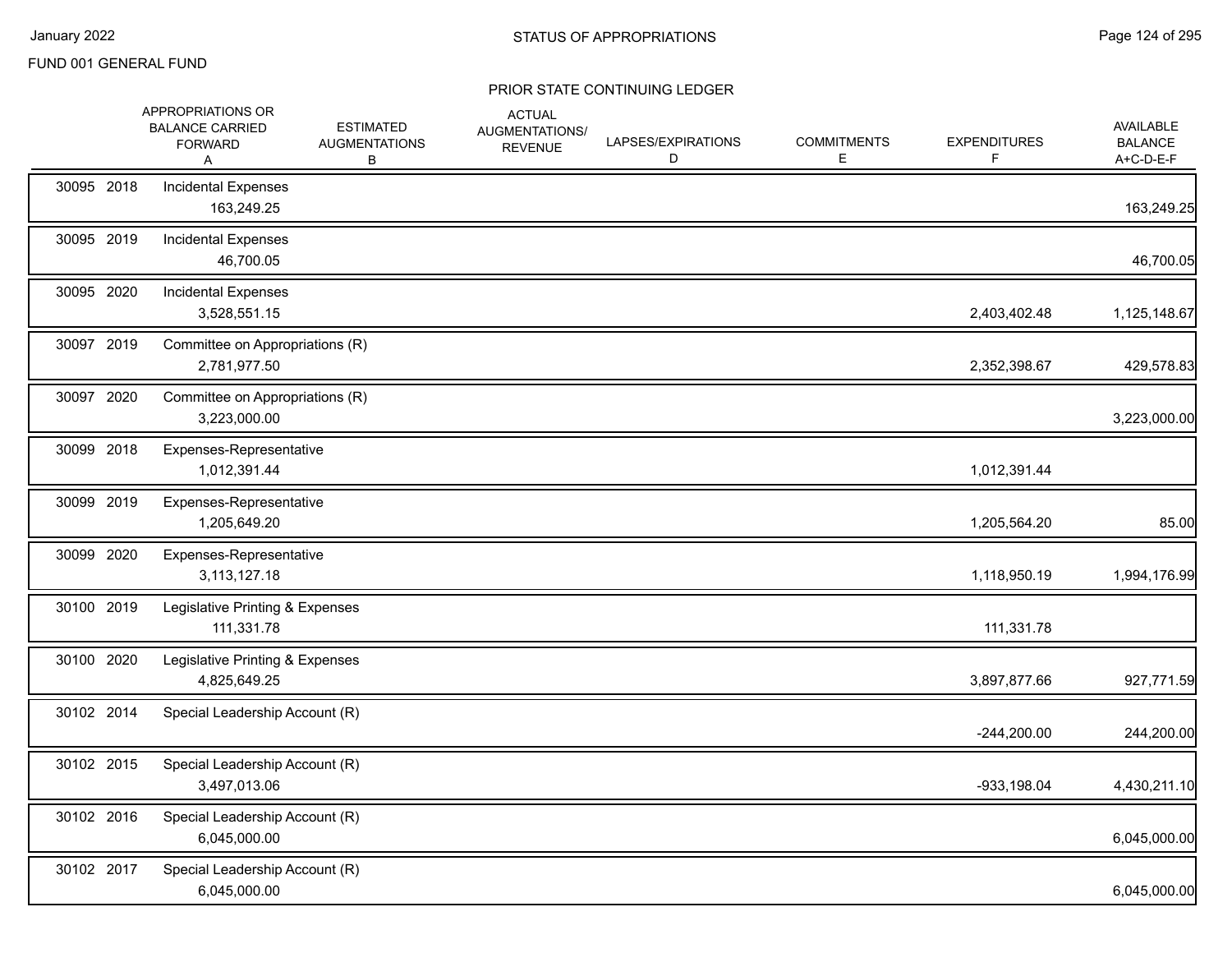FUND 001 GENERAL FUND

PRIOR STATE CONTINUING LEDGER

| | | APPROPRIATIONS OR BALANCE CARRIED FORWARD A | ESTIMATED AUGMENTATIONS B | ACTUAL AUGMENTATIONS/ REVENUE | LAPSES/EXPIRATIONS D | COMMITMENTS E | EXPENDITURES F | AVAILABLE BALANCE A+C-D-E-F |
|---|---|---|---|---|---|---|---|---|
| 30095 | 2018 | Incidental Expenses<br>163,249.25 | | | | | | 163,249.25 |
| 30095 | 2019 | Incidental Expenses<br>46,700.05 | | | | | | 46,700.05 |
| 30095 | 2020 | Incidental Expenses<br>3,528,551.15 | | | | | 2,403,402.48 | 1,125,148.67 |
| 30097 | 2019 | Committee on Appropriations (R)<br>2,781,977.50 | | | | | 2,352,398.67 | 429,578.83 |
| 30097 | 2020 | Committee on Appropriations (R)<br>3,223,000.00 | | | | | | 3,223,000.00 |
| 30099 | 2018 | Expenses-Representative<br>1,012,391.44 | | | | | 1,012,391.44 | |
| 30099 | 2019 | Expenses-Representative<br>1,205,649.20 | | | | | 1,205,564.20 | 85.00 |
| 30099 | 2020 | Expenses-Representative<br>3,113,127.18 | | | | | 1,118,950.19 | 1,994,176.99 |
| 30100 | 2019 | Legislative Printing & Expenses<br>111,331.78 | | | | | 111,331.78 | |
| 30100 | 2020 | Legislative Printing & Expenses<br>4,825,649.25 | | | | | 3,897,877.66 | 927,771.59 |
| 30102 | 2014 | Special Leadership Account (R) | | | | | -244,200.00 | 244,200.00 |
| 30102 | 2015 | Special Leadership Account (R)<br>3,497,013.06 | | | | | -933,198.04 | 4,430,211.10 |
| 30102 | 2016 | Special Leadership Account (R)<br>6,045,000.00 | | | | | | 6,045,000.00 |
| 30102 | 2017 | Special Leadership Account (R)<br>6,045,000.00 | | | | | | 6,045,000.00 |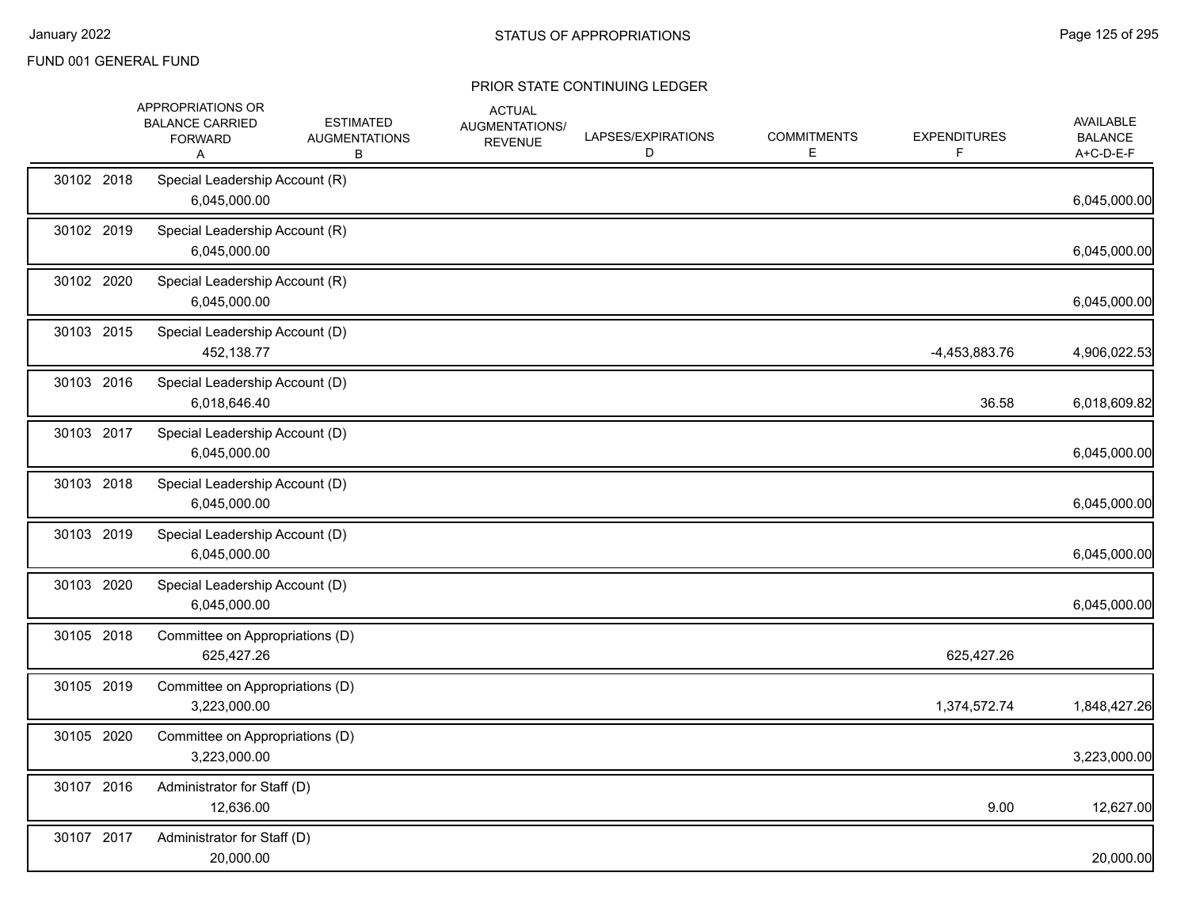FUND 001 GENERAL FUND

PRIOR STATE CONTINUING LEDGER

| | APPROPRIATIONS OR BALANCE CARRIED FORWARD A | ESTIMATED AUGMENTATIONS B | ACTUAL AUGMENTATIONS/ REVENUE | LAPSES/EXPIRATIONS D | COMMITMENTS E | EXPENDITURES F | AVAILABLE BALANCE A+C-D-E-F |
|---|---|---|---|---|---|---|---|
| 30102 2018 | Special Leadership Account (R) | | | | | | |
| | 6,045,000.00 | | | | | | 6,045,000.00 |
| 30102 2019 | Special Leadership Account (R) | | | | | | |
| | 6,045,000.00 | | | | | | 6,045,000.00 |
| 30102 2020 | Special Leadership Account (R) | | | | | | |
| | 6,045,000.00 | | | | | | 6,045,000.00 |
| 30103 2015 | Special Leadership Account (D) | | | | | | |
| | 452,138.77 | | | | | -4,453,883.76 | 4,906,022.53 |
| 30103 2016 | Special Leadership Account (D) | | | | | | |
| | 6,018,646.40 | | | | | 36.58 | 6,018,609.82 |
| 30103 2017 | Special Leadership Account (D) | | | | | | |
| | 6,045,000.00 | | | | | | 6,045,000.00 |
| 30103 2018 | Special Leadership Account (D) | | | | | | |
| | 6,045,000.00 | | | | | | 6,045,000.00 |
| 30103 2019 | Special Leadership Account (D) | | | | | | |
| | 6,045,000.00 | | | | | | 6,045,000.00 |
| 30103 2020 | Special Leadership Account (D) | | | | | | |
| | 6,045,000.00 | | | | | | 6,045,000.00 |
| 30105 2018 | Committee on Appropriations (D) | | | | | | |
| | 625,427.26 | | | | | 625,427.26 | |
| 30105 2019 | Committee on Appropriations (D) | | | | | | |
| | 3,223,000.00 | | | | | 1,374,572.74 | 1,848,427.26 |
| 30105 2020 | Committee on Appropriations (D) | | | | | | |
| | 3,223,000.00 | | | | | | 3,223,000.00 |
| 30107 2016 | Administrator for Staff (D) | | | | | | |
| | 12,636.00 | | | | | 9.00 | 12,627.00 |
| 30107 2017 | Administrator for Staff (D) | | | | | | |
| | 20,000.00 | | | | | | 20,000.00 |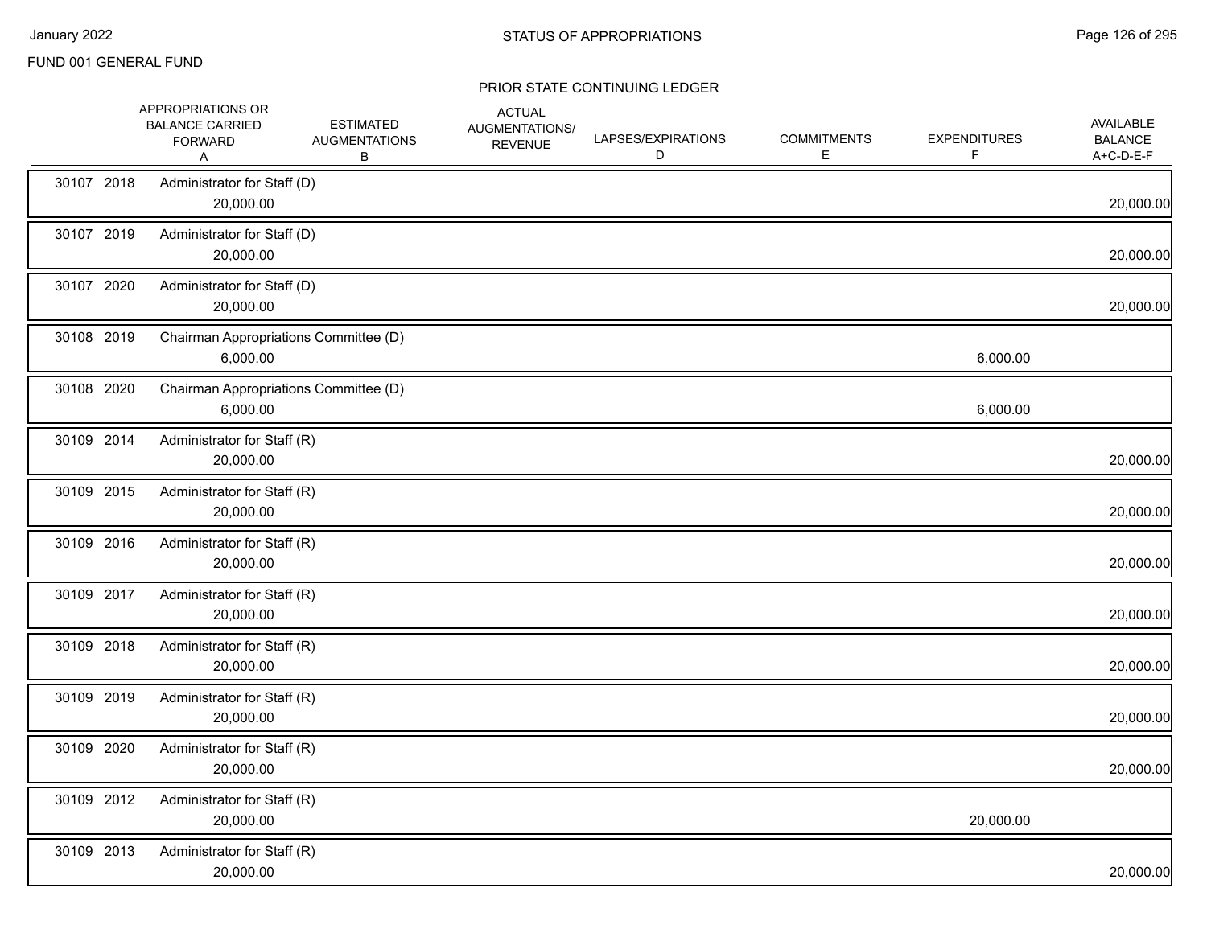FUND 001 GENERAL FUND

## PRIOR STATE CONTINUING LEDGER

| | APPROPRIATIONS OR BALANCE CARRIED FORWARD A | ESTIMATED AUGMENTATIONS B | ACTUAL AUGMENTATIONS/ REVENUE | LAPSES/EXPIRATIONS D | COMMITMENTS E | EXPENDITURES F | AVAILABLE BALANCE A+C-D-E-F |
|---|---|---|---|---|---|---|---|
| 30107 2018 Administrator for Staff (D) | 20,000.00 | | | | | | 20,000.00 |
| 30107 2019 Administrator for Staff (D) | 20,000.00 | | | | | | 20,000.00 |
| 30107 2020 Administrator for Staff (D) | 20,000.00 | | | | | | 20,000.00 |
| 30108 2019 Chairman Appropriations Committee (D) | 6,000.00 | | | | | 6,000.00 | |
| 30108 2020 Chairman Appropriations Committee (D) | 6,000.00 | | | | | 6,000.00 | |
| 30109 2014 Administrator for Staff (R) | 20,000.00 | | | | | | 20,000.00 |
| 30109 2015 Administrator for Staff (R) | 20,000.00 | | | | | | 20,000.00 |
| 30109 2016 Administrator for Staff (R) | 20,000.00 | | | | | | 20,000.00 |
| 30109 2017 Administrator for Staff (R) | 20,000.00 | | | | | | 20,000.00 |
| 30109 2018 Administrator for Staff (R) | 20,000.00 | | | | | | 20,000.00 |
| 30109 2019 Administrator for Staff (R) | 20,000.00 | | | | | | 20,000.00 |
| 30109 2020 Administrator for Staff (R) | 20,000.00 | | | | | | 20,000.00 |
| 30109 2012 Administrator for Staff (R) | 20,000.00 | | | | | 20,000.00 | |
| 30109 2013 Administrator for Staff (R) | 20,000.00 | | | | | | 20,000.00 |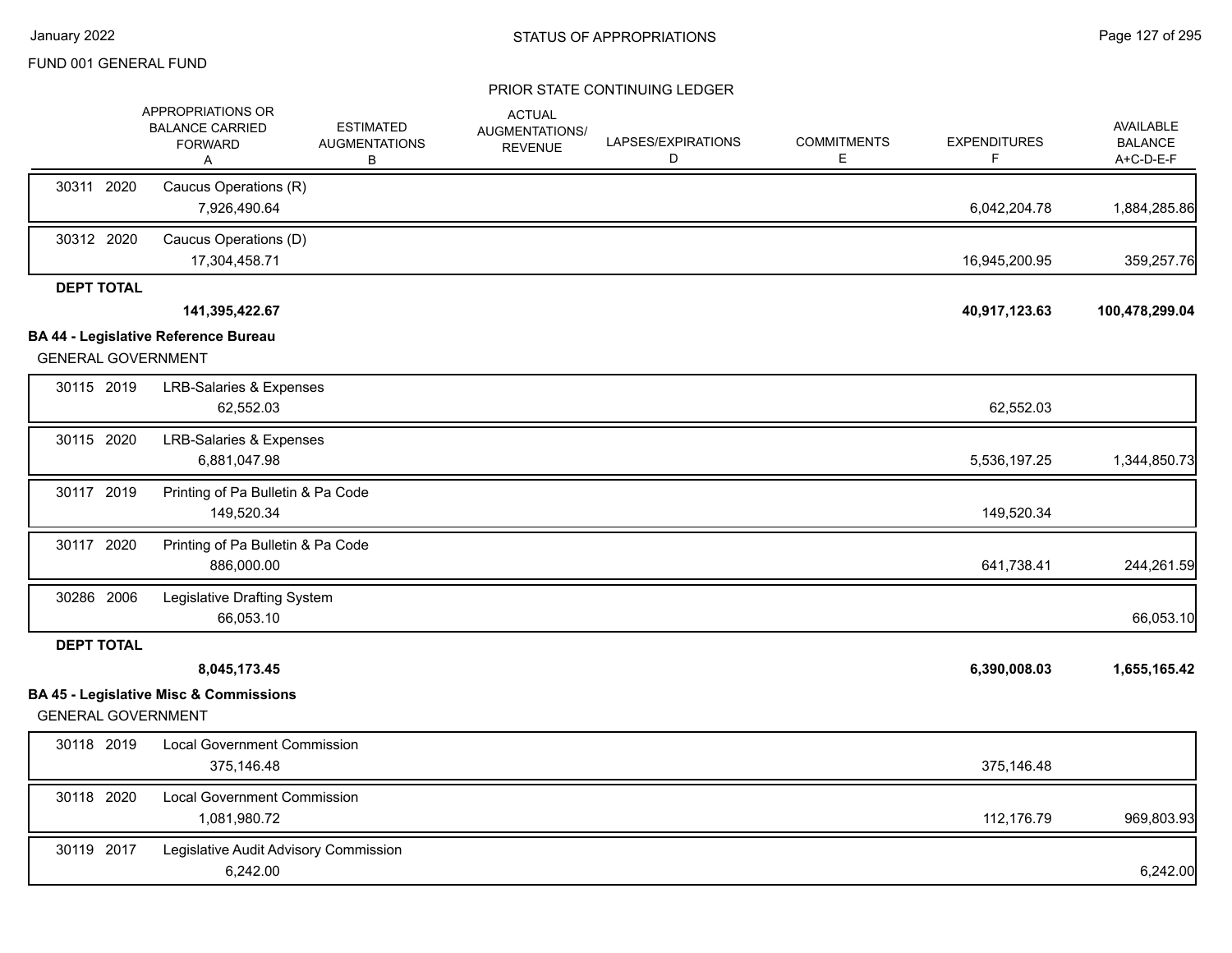FUND 001 GENERAL FUND

PRIOR STATE CONTINUING LEDGER

| | APPROPRIATIONS OR BALANCE CARRIED FORWARD A | ESTIMATED AUGMENTATIONS B | ACTUAL AUGMENTATIONS/ REVENUE | LAPSES/EXPIRATIONS D | COMMITMENTS E | EXPENDITURES F | AVAILABLE BALANCE A+C-D-E-F |
|---|---|---|---|---|---|---|---|
| 30311 2020 Caucus Operations (R) | 7,926,490.64 | | | | | 6,042,204.78 | 1,884,285.86 |
| 30312 2020 Caucus Operations (D) | 17,304,458.71 | | | | | 16,945,200.95 | 359,257.76 |
| **DEPT TOTAL** | **141,395,422.67** | | | | | **40,917,123.63** | **100,478,299.04** |

**BA 44 - Legislative Reference Bureau**

GENERAL GOVERNMENT

| | APPROPRIATIONS OR BALANCE CARRIED FORWARD A | ESTIMATED AUGMENTATIONS B | ACTUAL AUGMENTATIONS/ REVENUE | LAPSES/EXPIRATIONS D | COMMITMENTS E | EXPENDITURES F | AVAILABLE BALANCE A+C-D-E-F |
|---|---|---|---|---|---|---|---|
| 30115 2019 LRB-Salaries & Expenses | 62,552.03 | | | | | 62,552.03 | |
| 30115 2020 LRB-Salaries & Expenses | 6,881,047.98 | | | | | 5,536,197.25 | 1,344,850.73 |
| 30117 2019 Printing of Pa Bulletin & Pa Code | 149,520.34 | | | | | 149,520.34 | |
| 30117 2020 Printing of Pa Bulletin & Pa Code | 886,000.00 | | | | | 641,738.41 | 244,261.59 |
| 30286 2006 Legislative Drafting System | 66,053.10 | | | | | | 66,053.10 |
| **DEPT TOTAL** | **8,045,173.45** | | | | | **6,390,008.03** | **1,655,165.42** |

**BA 45 - Legislative Misc & Commissions**

GENERAL GOVERNMENT

| | APPROPRIATIONS OR BALANCE CARRIED FORWARD A | ESTIMATED AUGMENTATIONS B | ACTUAL AUGMENTATIONS/ REVENUE | LAPSES/EXPIRATIONS D | COMMITMENTS E | EXPENDITURES F | AVAILABLE BALANCE A+C-D-E-F |
|---|---|---|---|---|---|---|---|
| 30118 2019 Local Government Commission | 375,146.48 | | | | | 375,146.48 | |
| 30118 2020 Local Government Commission | 1,081,980.72 | | | | | 112,176.79 | 969,803.93 |
| 30119 2017 Legislative Audit Advisory Commission | 6,242.00 | | | | | | 6,242.00 |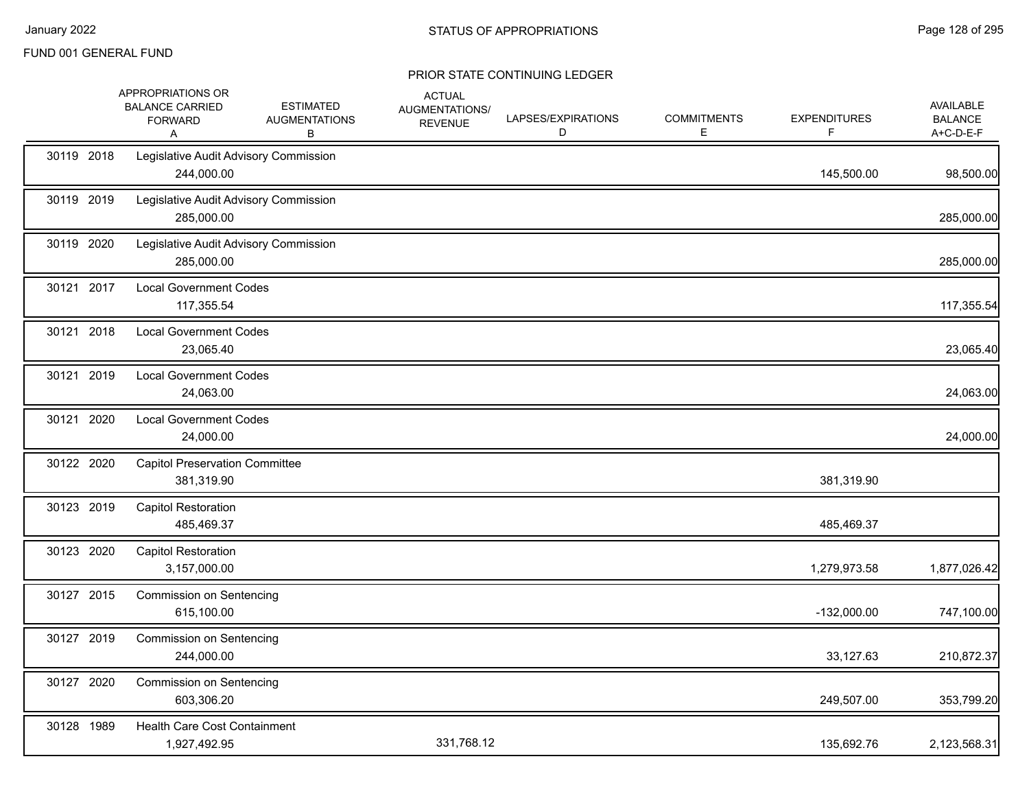FUND 001 GENERAL FUND

STATUS OF APPROPRIATIONS

PRIOR STATE CONTINUING LEDGER

| | | APPROPRIATIONS OR BALANCE CARRIED FORWARD A | ESTIMATED AUGMENTATIONS B | ACTUAL AUGMENTATIONS/ REVENUE | LAPSES/EXPIRATIONS D | COMMITMENTS E | EXPENDITURES F | AVAILABLE BALANCE A+C-D-E-F |
|---|---|---|---|---|---|---|---|---|
| 30119 2018 | Legislative Audit Advisory Commission | 244,000.00 | | | | | 145,500.00 | 98,500.00 |
| 30119 2019 | Legislative Audit Advisory Commission | 285,000.00 | | | | | | 285,000.00 |
| 30119 2020 | Legislative Audit Advisory Commission | 285,000.00 | | | | | | 285,000.00 |
| 30121 2017 | Local Government Codes | 117,355.54 | | | | | | 117,355.54 |
| 30121 2018 | Local Government Codes | 23,065.40 | | | | | | 23,065.40 |
| 30121 2019 | Local Government Codes | 24,063.00 | | | | | | 24,063.00 |
| 30121 2020 | Local Government Codes | 24,000.00 | | | | | | 24,000.00 |
| 30122 2020 | Capitol Preservation Committee | 381,319.90 | | | | | 381,319.90 | |
| 30123 2019 | Capitol Restoration | 485,469.37 | | | | | 485,469.37 | |
| 30123 2020 | Capitol Restoration | 3,157,000.00 | | | | | 1,279,973.58 | 1,877,026.42 |
| 30127 2015 | Commission on Sentencing | 615,100.00 | | | | | -132,000.00 | 747,100.00 |
| 30127 2019 | Commission on Sentencing | 244,000.00 | | | | | 33,127.63 | 210,872.37 |
| 30127 2020 | Commission on Sentencing | 603,306.20 | | | | | 249,507.00 | 353,799.20 |
| 30128 1989 | Health Care Cost Containment | 1,927,492.95 | | 331,768.12 | | | 135,692.76 | 2,123,568.31 |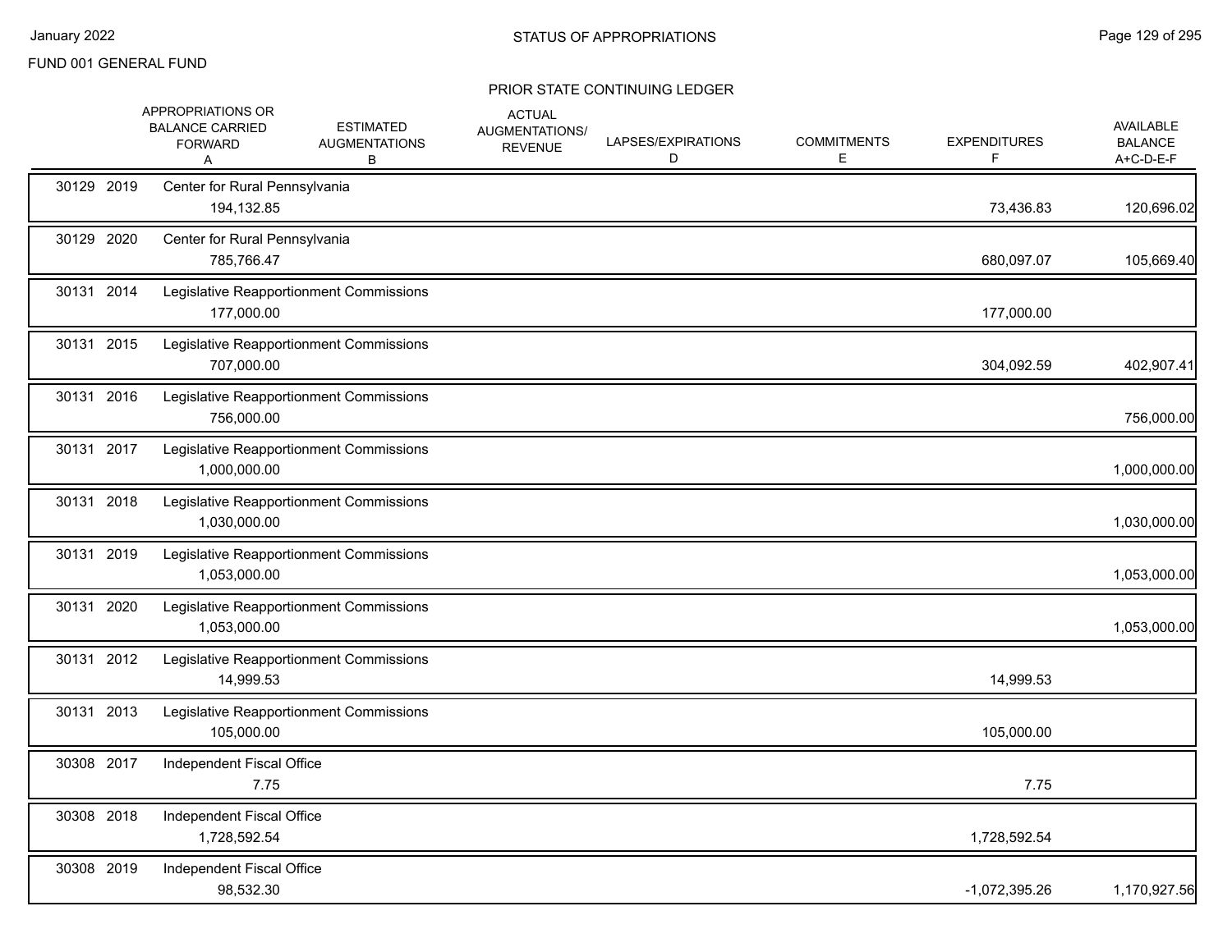FUND 001 GENERAL FUND

## PRIOR STATE CONTINUING LEDGER

| | APPROPRIATIONS OR BALANCE CARRIED FORWARD A | ESTIMATED AUGMENTATIONS B | ACTUAL AUGMENTATIONS/ REVENUE | LAPSES/EXPIRATIONS D | COMMITMENTS E | EXPENDITURES F | AVAILABLE BALANCE A+C-D-E-F |
|---|---|---|---|---|---|---|---|
| 30129 2019 | Center for Rural Pennsylvania | | | | | | |
| | 194,132.85 | | | | | 73,436.83 | 120,696.02 |
| 30129 2020 | Center for Rural Pennsylvania | | | | | | |
| | 785,766.47 | | | | | 680,097.07 | 105,669.40 |
| 30131 2014 | Legislative Reapportionment Commissions | | | | | | |
| | 177,000.00 | | | | | 177,000.00 | |
| 30131 2015 | Legislative Reapportionment Commissions | | | | | | |
| | 707,000.00 | | | | | 304,092.59 | 402,907.41 |
| 30131 2016 | Legislative Reapportionment Commissions | | | | | | |
| | 756,000.00 | | | | | | 756,000.00 |
| 30131 2017 | Legislative Reapportionment Commissions | | | | | | |
| | 1,000,000.00 | | | | | | 1,000,000.00 |
| 30131 2018 | Legislative Reapportionment Commissions | | | | | | |
| | 1,030,000.00 | | | | | | 1,030,000.00 |
| 30131 2019 | Legislative Reapportionment Commissions | | | | | | |
| | 1,053,000.00 | | | | | | 1,053,000.00 |
| 30131 2020 | Legislative Reapportionment Commissions | | | | | | |
| | 1,053,000.00 | | | | | | 1,053,000.00 |
| 30131 2012 | Legislative Reapportionment Commissions | | | | | | |
| | 14,999.53 | | | | | 14,999.53 | |
| 30131 2013 | Legislative Reapportionment Commissions | | | | | | |
| | 105,000.00 | | | | | 105,000.00 | |
| 30308 2017 | Independent Fiscal Office | | | | | | |
| | 7.75 | | | | | 7.75 | |
| 30308 2018 | Independent Fiscal Office | | | | | | |
| | 1,728,592.54 | | | | | 1,728,592.54 | |
| 30308 2019 | Independent Fiscal Office | | | | | | |
| | 98,532.30 | | | | | -1,072,395.26 | 1,170,927.56 |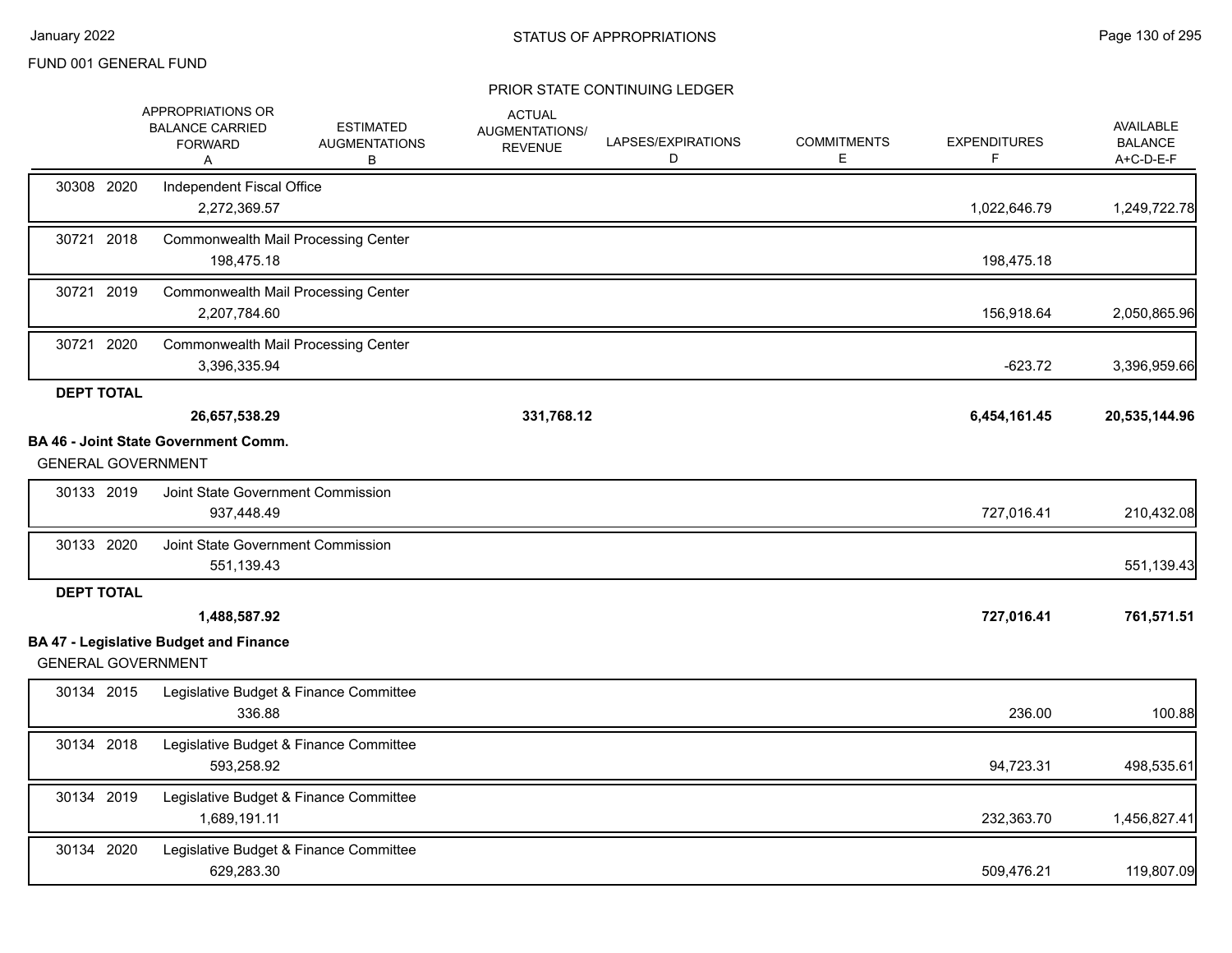FUND 001 GENERAL FUND

PRIOR STATE CONTINUING LEDGER

| | APPROPRIATIONS OR BALANCE CARRIED FORWARD A | ESTIMATED AUGMENTATIONS B | ACTUAL AUGMENTATIONS/ REVENUE | LAPSES/EXPIRATIONS D | COMMITMENTS E | EXPENDITURES F | AVAILABLE BALANCE A+C-D-E-F |
|---|---|---|---|---|---|---|---|
| 30308 2020 Independent Fiscal Office | 2,272,369.57 | | | | | 1,022,646.79 | 1,249,722.78 |
| 30721 2018 Commonwealth Mail Processing Center | 198,475.18 | | | | | 198,475.18 | |
| 30721 2019 Commonwealth Mail Processing Center | 2,207,784.60 | | | | | 156,918.64 | 2,050,865.96 |
| 30721 2020 Commonwealth Mail Processing Center | 3,396,335.94 | | | | | -623.72 | 3,396,959.66 |
| **DEPT TOTAL** | **26,657,538.29** | | **331,768.12** | | | **6,454,161.45** | **20,535,144.96** |

**BA 46 - Joint State Government Comm.**

GENERAL GOVERNMENT

| | APPROPRIATIONS OR BALANCE CARRIED FORWARD A | ESTIMATED AUGMENTATIONS B | ACTUAL AUGMENTATIONS/ REVENUE | LAPSES/EXPIRATIONS D | COMMITMENTS E | EXPENDITURES F | AVAILABLE BALANCE A+C-D-E-F |
|---|---|---|---|---|---|---|---|
| 30133 2019 Joint State Government Commission | 937,448.49 | | | | | 727,016.41 | 210,432.08 |
| 30133 2020 Joint State Government Commission | 551,139.43 | | | | | | 551,139.43 |
| **DEPT TOTAL** | **1,488,587.92** | | | | | **727,016.41** | **761,571.51** |

**BA 47 - Legislative Budget and Finance**

GENERAL GOVERNMENT

| | APPROPRIATIONS OR BALANCE CARRIED FORWARD A | ESTIMATED AUGMENTATIONS B | ACTUAL AUGMENTATIONS/ REVENUE | LAPSES/EXPIRATIONS D | COMMITMENTS E | EXPENDITURES F | AVAILABLE BALANCE A+C-D-E-F |
|---|---|---|---|---|---|---|---|
| 30134 2015 Legislative Budget & Finance Committee | 336.88 | | | | | 236.00 | 100.88 |
| 30134 2018 Legislative Budget & Finance Committee | 593,258.92 | | | | | 94,723.31 | 498,535.61 |
| 30134 2019 Legislative Budget & Finance Committee | 1,689,191.11 | | | | | 232,363.70 | 1,456,827.41 |
| 30134 2020 Legislative Budget & Finance Committee | 629,283.30 | | | | | 509,476.21 | 119,807.09 |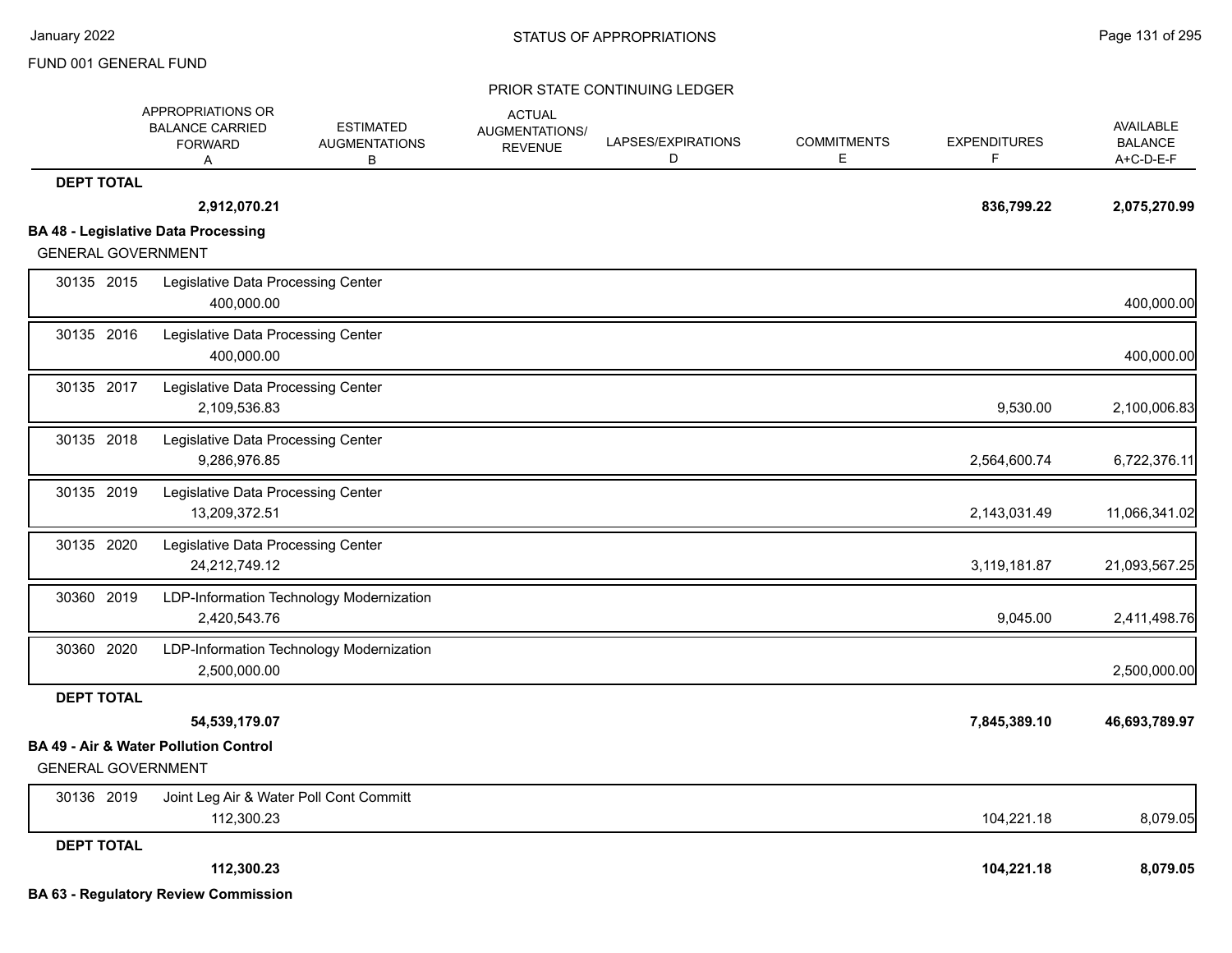FUND 001 GENERAL FUND

PRIOR STATE CONTINUING LEDGER

| | APPROPRIATIONS OR BALANCE CARRIED FORWARD A | ESTIMATED AUGMENTATIONS B | ACTUAL AUGMENTATIONS/ REVENUE | LAPSES/EXPIRATIONS D | COMMITMENTS E | EXPENDITURES F | AVAILABLE BALANCE A+C-D-E-F |
|---|---|---|---|---|---|---|---|
| **DEPT TOTAL** | **2,912,070.21** | | | | | **836,799.22** | **2,075,270.99** |

**BA 48 - Legislative Data Processing**

GENERAL GOVERNMENT

| | APPROPRIATIONS OR BALANCE CARRIED FORWARD A | ESTIMATED AUGMENTATIONS B | ACTUAL AUGMENTATIONS/ REVENUE | LAPSES/EXPIRATIONS D | COMMITMENTS E | EXPENDITURES F | AVAILABLE BALANCE A+C-D-E-F |
|---|---|---|---|---|---|---|---|
| 30135 2015 Legislative Data Processing Center | 400,000.00 | | | | | | 400,000.00 |
| 30135 2016 Legislative Data Processing Center | 400,000.00 | | | | | | 400,000.00 |
| 30135 2017 Legislative Data Processing Center | 2,109,536.83 | | | | | 9,530.00 | 2,100,006.83 |
| 30135 2018 Legislative Data Processing Center | 9,286,976.85 | | | | | 2,564,600.74 | 6,722,376.11 |
| 30135 2019 Legislative Data Processing Center | 13,209,372.51 | | | | | 2,143,031.49 | 11,066,341.02 |
| 30135 2020 Legislative Data Processing Center | 24,212,749.12 | | | | | 3,119,181.87 | 21,093,567.25 |
| 30360 2019 LDP-Information Technology Modernization | 2,420,543.76 | | | | | 9,045.00 | 2,411,498.76 |
| 30360 2020 LDP-Information Technology Modernization | 2,500,000.00 | | | | | | 2,500,000.00 |
| **DEPT TOTAL** | **54,539,179.07** | | | | | **7,845,389.10** | **46,693,789.97** |

**BA 49 - Air & Water Pollution Control**

GENERAL GOVERNMENT

| | APPROPRIATIONS OR BALANCE CARRIED FORWARD A | ESTIMATED AUGMENTATIONS B | ACTUAL AUGMENTATIONS/ REVENUE | LAPSES/EXPIRATIONS D | COMMITMENTS E | EXPENDITURES F | AVAILABLE BALANCE A+C-D-E-F |
|---|---|---|---|---|---|---|---|
| 30136 2019 Joint Leg Air & Water Poll Cont Committ | 112,300.23 | | | | | 104,221.18 | 8,079.05 |
| **DEPT TOTAL** | **112,300.23** | | | | | **104,221.18** | **8,079.05** |

**BA 63 - Regulatory Review Commission**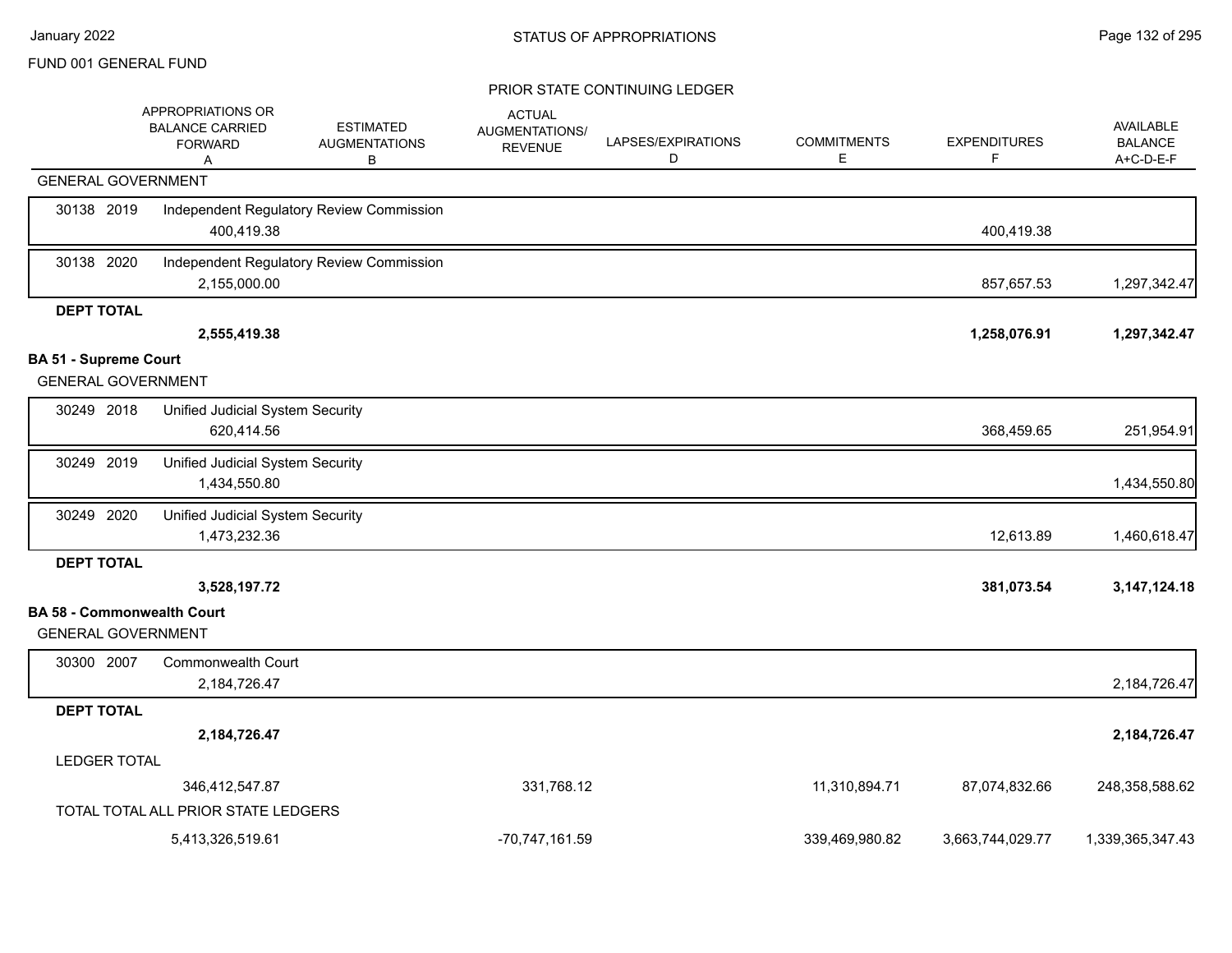FUND 001 GENERAL FUND

STATUS OF APPROPRIATIONS

PRIOR STATE CONTINUING LEDGER

| | APPROPRIATIONS OR BALANCE CARRIED FORWARD A | ESTIMATED AUGMENTATIONS B | ACTUAL AUGMENTATIONS/ REVENUE | LAPSES/EXPIRATIONS D | COMMITMENTS E | EXPENDITURES F | AVAILABLE BALANCE A+C-D-E-F |
|---|---|---|---|---|---|---|---|
| GENERAL GOVERNMENT | | | | | | | |
| 30138 2019 Independent Regulatory Review Commission | 400,419.38 | | | | | 400,419.38 | |
| 30138 2020 Independent Regulatory Review Commission | 2,155,000.00 | | | | | 857,657.53 | 1,297,342.47 |
| **DEPT TOTAL** | **2,555,419.38** | | | | | **1,258,076.91** | **1,297,342.47** |
| **BA 51 - Supreme Court** | | | | | | | |
| GENERAL GOVERNMENT | | | | | | | |
| 30249 2018 Unified Judicial System Security | 620,414.56 | | | | | 368,459.65 | 251,954.91 |
| 30249 2019 Unified Judicial System Security | 1,434,550.80 | | | | | | 1,434,550.80 |
| 30249 2020 Unified Judicial System Security | 1,473,232.36 | | | | | 12,613.89 | 1,460,618.47 |
| **DEPT TOTAL** | **3,528,197.72** | | | | | **381,073.54** | **3,147,124.18** |
| **BA 58 - Commonwealth Court** | | | | | | | |
| GENERAL GOVERNMENT | | | | | | | |
| 30300 2007 Commonwealth Court | 2,184,726.47 | | | | | | 2,184,726.47 |
| **DEPT TOTAL** | **2,184,726.47** | | | | | | **2,184,726.47** |
| LEDGER TOTAL | 346,412,547.87 | | 331,768.12 | | 11,310,894.71 | 87,074,832.66 | 248,358,588.62 |
| TOTAL TOTAL ALL PRIOR STATE LEDGERS | 5,413,326,519.61 | | -70,747,161.59 | | 339,469,980.82 | 3,663,744,029.77 | 1,339,365,347.43 |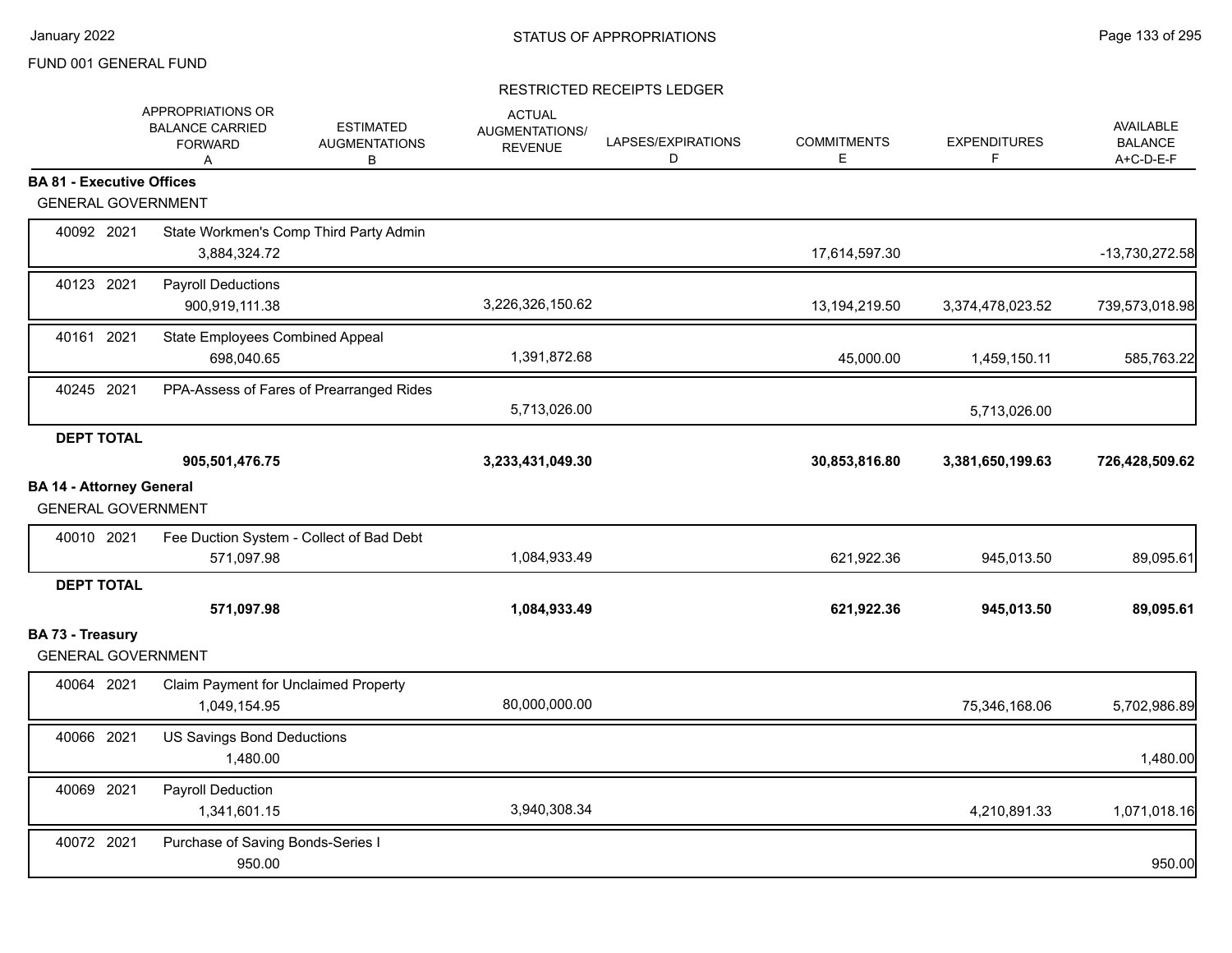FUND 001 GENERAL FUND

RESTRICTED RECEIPTS LEDGER

| | APPROPRIATIONS OR BALANCE CARRIED FORWARD A | ESTIMATED AUGMENTATIONS B | ACTUAL AUGMENTATIONS/ REVENUE | LAPSES/EXPIRATIONS D | COMMITMENTS E | EXPENDITURES F | AVAILABLE BALANCE A+C-D-E-F |
|---|---|---|---|---|---|---|---|
| **BA 81 - Executive Offices** | | | | | | | |
| GENERAL GOVERNMENT | | | | | | | |
| 40092 2021 State Workmen's Comp Third Party Admin | 3,884,324.72 | | | | 17,614,597.30 | | -13,730,272.58 |
| 40123 2021 Payroll Deductions | 900,919,111.38 | | 3,226,326,150.62 | | 13,194,219.50 | 3,374,478,023.52 | 739,573,018.98 |
| 40161 2021 State Employees Combined Appeal | 698,040.65 | | 1,391,872.68 | | 45,000.00 | 1,459,150.11 | 585,763.22 |
| 40245 2021 PPA-Assess of Fares of Prearranged Rides | | | 5,713,026.00 | | | 5,713,026.00 | |
| **DEPT TOTAL** | **905,501,476.75** | | **3,233,431,049.30** | | **30,853,816.80** | **3,381,650,199.63** | **726,428,509.62** |
| **BA 14 - Attorney General** | | | | | | | |
| GENERAL GOVERNMENT | | | | | | | |
| 40010 2021 Fee Duction System - Collect of Bad Debt | 571,097.98 | | 1,084,933.49 | | 621,922.36 | 945,013.50 | 89,095.61 |
| **DEPT TOTAL** | **571,097.98** | | **1,084,933.49** | | **621,922.36** | **945,013.50** | **89,095.61** |
| **BA 73 - Treasury** | | | | | | | |
| GENERAL GOVERNMENT | | | | | | | |
| 40064 2021 Claim Payment for Unclaimed Property | 1,049,154.95 | | 80,000,000.00 | | | 75,346,168.06 | 5,702,986.89 |
| 40066 2021 US Savings Bond Deductions | 1,480.00 | | | | | | 1,480.00 |
| 40069 2021 Payroll Deduction | 1,341,601.15 | | 3,940,308.34 | | | 4,210,891.33 | 1,071,018.16 |
| 40072 2021 Purchase of Saving Bonds-Series I | 950.00 | | | | | | 950.00 |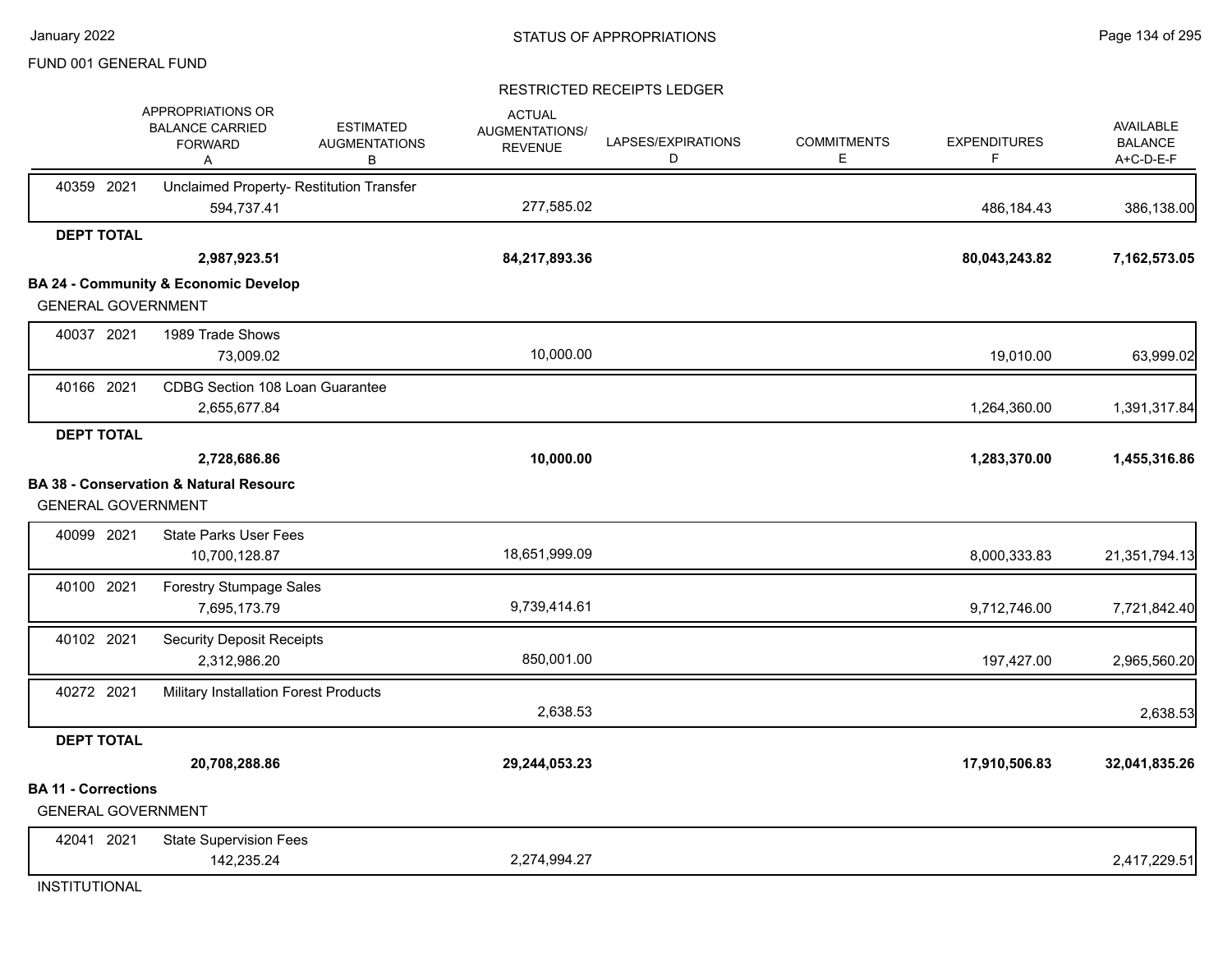FUND 001 GENERAL FUND

RESTRICTED RECEIPTS LEDGER

| | APPROPRIATIONS OR BALANCE CARRIED FORWARD A | ESTIMATED AUGMENTATIONS B | ACTUAL AUGMENTATIONS/ REVENUE | LAPSES/EXPIRATIONS D | COMMITMENTS E | EXPENDITURES F | AVAILABLE BALANCE A+C-D-E-F |
|---|---|---|---|---|---|---|---|
| 40359 2021 Unclaimed Property- Restitution Transfer | 594,737.41 | | 277,585.02 | | | 486,184.43 | 386,138.00 |
| **DEPT TOTAL** | **2,987,923.51** | | **84,217,893.36** | | | **80,043,243.82** | **7,162,573.05** |
| **BA 24 - Community & Economic Develop** | | | | | | | |
| GENERAL GOVERNMENT | | | | | | | |
| 40037 2021 1989 Trade Shows | 73,009.02 | | 10,000.00 | | | 19,010.00 | 63,999.02 |
| 40166 2021 CDBG Section 108 Loan Guarantee | 2,655,677.84 | | | | | 1,264,360.00 | 1,391,317.84 |
| **DEPT TOTAL** | **2,728,686.86** | | **10,000.00** | | | **1,283,370.00** | **1,455,316.86** |
| **BA 38 - Conservation & Natural Resourc** | | | | | | | |
| GENERAL GOVERNMENT | | | | | | | |
| 40099 2021 State Parks User Fees | 10,700,128.87 | | 18,651,999.09 | | | 8,000,333.83 | 21,351,794.13 |
| 40100 2021 Forestry Stumpage Sales | 7,695,173.79 | | 9,739,414.61 | | | 9,712,746.00 | 7,721,842.40 |
| 40102 2021 Security Deposit Receipts | 2,312,986.20 | | 850,001.00 | | | 197,427.00 | 2,965,560.20 |
| 40272 2021 Military Installation Forest Products | | | 2,638.53 | | | | 2,638.53 |
| **DEPT TOTAL** | **20,708,288.86** | | **29,244,053.23** | | | **17,910,506.83** | **32,041,835.26** |
| **BA 11 - Corrections** | | | | | | | |
| GENERAL GOVERNMENT | | | | | | | |
| 42041 2021 State Supervision Fees | 142,235.24 | | 2,274,994.27 | | | | 2,417,229.51 |
| INSTITUTIONAL | | | | | | | |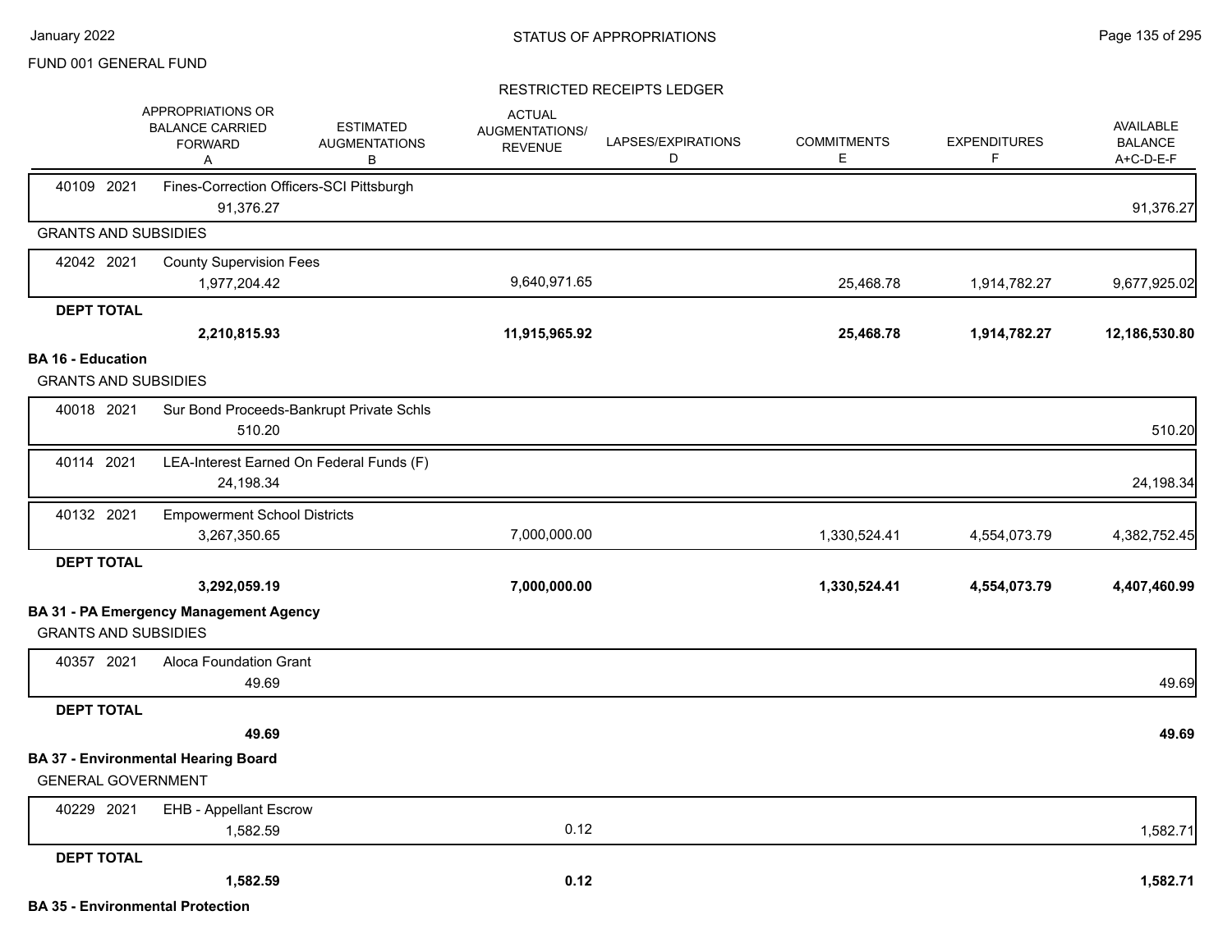FUND 001 GENERAL FUND

## STATUS OF APPROPRIATIONS

### RESTRICTED RECEIPTS LEDGER

| | APPROPRIATIONS OR BALANCE CARRIED FORWARD A | ESTIMATED AUGMENTATIONS B | ACTUAL AUGMENTATIONS/ REVENUE | LAPSES/EXPIRATIONS D | COMMITMENTS E | EXPENDITURES F | AVAILABLE BALANCE A+C-D-E-F |
|---|---|---|---|---|---|---|---|
| 40109 2021 Fines-Correction Officers-SCI Pittsburgh | 91,376.27 | | | | | | 91,376.27 |
| **GRANTS AND SUBSIDIES** | | | | | | | |
| 42042 2021 County Supervision Fees | 1,977,204.42 | | 9,640,971.65 | | 25,468.78 | 1,914,782.27 | 9,677,925.02 |
| **DEPT TOTAL** | **2,210,815.93** | | **11,915,965.92** | | **25,468.78** | **1,914,782.27** | **12,186,530.80** |
| **BA 16 - Education** | | | | | | | |
| GRANTS AND SUBSIDIES | | | | | | | |
| 40018 2021 Sur Bond Proceeds-Bankrupt Private Schls | 510.20 | | | | | | 510.20 |
| 40114 2021 LEA-Interest Earned On Federal Funds (F) | 24,198.34 | | | | | | 24,198.34 |
| 40132 2021 Empowerment School Districts | 3,267,350.65 | | 7,000,000.00 | | 1,330,524.41 | 4,554,073.79 | 4,382,752.45 |
| **DEPT TOTAL** | **3,292,059.19** | | **7,000,000.00** | | **1,330,524.41** | **4,554,073.79** | **4,407,460.99** |
| **BA 31 - PA Emergency Management Agency** | | | | | | | |
| GRANTS AND SUBSIDIES | | | | | | | |
| 40357 2021 Aloca Foundation Grant | 49.69 | | | | | | 49.69 |
| **DEPT TOTAL** | **49.69** | | | | | | **49.69** |
| **BA 37 - Environmental Hearing Board** | | | | | | | |
| GENERAL GOVERNMENT | | | | | | | |
| 40229 2021 EHB - Appellant Escrow | 1,582.59 | | 0.12 | | | | 1,582.71 |
| **DEPT TOTAL** | **1,582.59** | | **0.12** | | | | **1,582.71** |
| **BA 35 - Environmental Protection** | | | | | | | |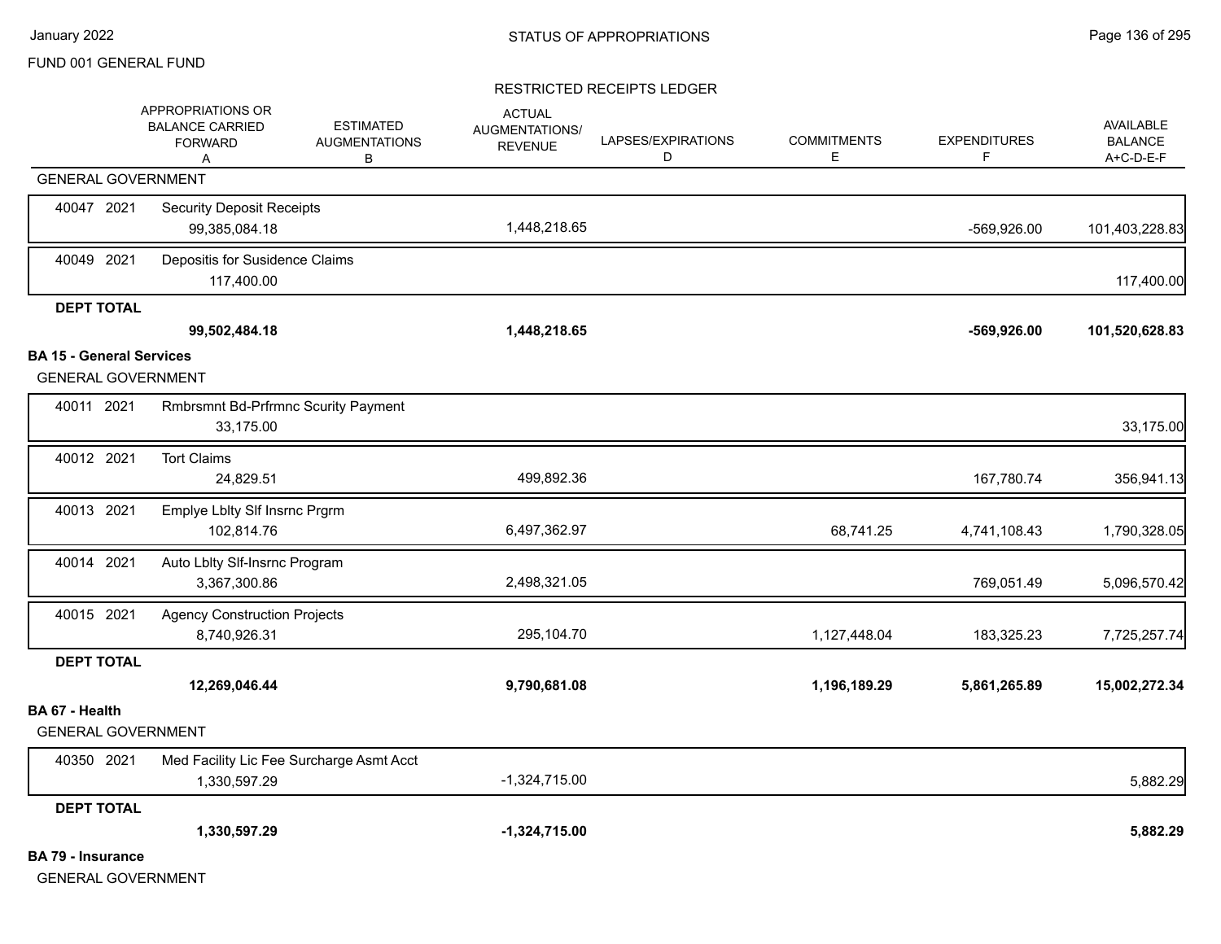FUND 001 GENERAL FUND

## STATUS OF APPROPRIATIONS

### RESTRICTED RECEIPTS LEDGER

| | APPROPRIATIONS OR BALANCE CARRIED FORWARD A | ESTIMATED AUGMENTATIONS B | ACTUAL AUGMENTATIONS/ REVENUE | LAPSES/EXPIRATIONS D | COMMITMENTS E | EXPENDITURES F | AVAILABLE BALANCE A+C-D-E-F |
|---|---|---|---|---|---|---|---|
| GENERAL GOVERNMENT | | | | | | | |
| 40047 2021 Security Deposit Receipts | 99,385,084.18 | | 1,448,218.65 | | | -569,926.00 | 101,403,228.83 |
| 40049 2021 Depositis for Susidence Claims | 117,400.00 | | | | | | 117,400.00 |
| **DEPT TOTAL** | **99,502,484.18** | | **1,448,218.65** | | | **-569,926.00** | **101,520,628.83** |
| **BA 15 - General Services** | | | | | | | |
| GENERAL GOVERNMENT | | | | | | | |
| 40011 2021 Rmbrsmnt Bd-Prfrmnc Scurity Payment | 33,175.00 | | | | | | 33,175.00 |
| 40012 2021 Tort Claims | 24,829.51 | | 499,892.36 | | | 167,780.74 | 356,941.13 |
| 40013 2021 Emplye Lblty Slf Insrnc Prgrm | 102,814.76 | | 6,497,362.97 | | 68,741.25 | 4,741,108.43 | 1,790,328.05 |
| 40014 2021 Auto Lblty Slf-Insrnc Program | 3,367,300.86 | | 2,498,321.05 | | | 769,051.49 | 5,096,570.42 |
| 40015 2021 Agency Construction Projects | 8,740,926.31 | | 295,104.70 | | 1,127,448.04 | 183,325.23 | 7,725,257.74 |
| **DEPT TOTAL** | **12,269,046.44** | | **9,790,681.08** | | **1,196,189.29** | **5,861,265.89** | **15,002,272.34** |
| **BA 67 - Health** | | | | | | | |
| GENERAL GOVERNMENT | | | | | | | |
| 40350 2021 Med Facility Lic Fee Surcharge Asmt Acct | 1,330,597.29 | | -1,324,715.00 | | | | 5,882.29 |
| **DEPT TOTAL** | **1,330,597.29** | | **-1,324,715.00** | | | | **5,882.29** |
| **BA 79 - Insurance** | | | | | | | |
| GENERAL GOVERNMENT | | | | | | | |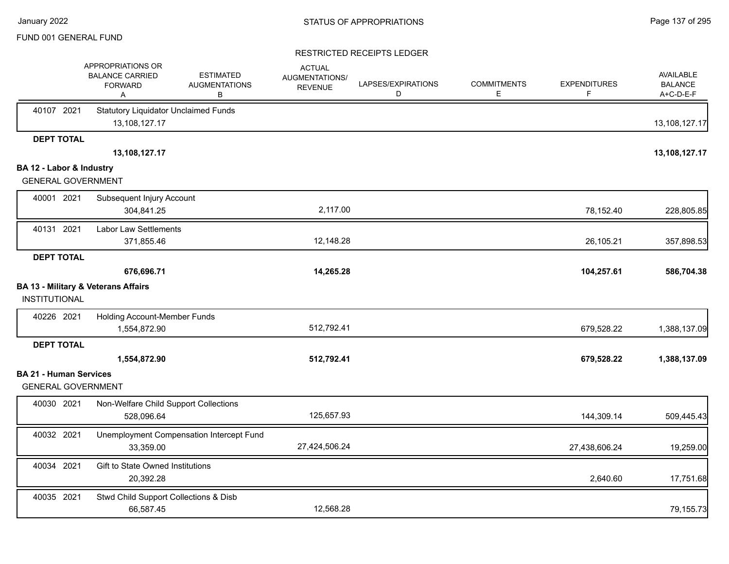FUND 001 GENERAL FUND

STATUS OF APPROPRIATIONS

RESTRICTED RECEIPTS LEDGER

| | | APPROPRIATIONS OR BALANCE CARRIED FORWARD A | ESTIMATED AUGMENTATIONS B | ACTUAL AUGMENTATIONS/ REVENUE | LAPSES/EXPIRATIONS D | COMMITMENTS E | EXPENDITURES F | AVAILABLE BALANCE A+C-D-E-F |
|---|---|---|---|---|---|---|---|---|
| 40107 | 2021 | Statutory Liquidator Unclaimed Funds | | | | | | |
| | | 13,108,127.17 | | | | | | 13,108,127.17 |
| **DEPT TOTAL** | | | | | | | | |
| | | **13,108,127.17** | | | | | | **13,108,127.17** |
| **BA 12 - Labor & Industry** | | | | | | | | |
| GENERAL GOVERNMENT | | | | | | | | |
| 40001 | 2021 | Subsequent Injury Account | | | | | | |
| | | 304,841.25 | | 2,117.00 | | | 78,152.40 | 228,805.85 |
| 40131 | 2021 | Labor Law Settlements | | | | | | |
| | | 371,855.46 | | 12,148.28 | | | 26,105.21 | 357,898.53 |
| **DEPT TOTAL** | | | | | | | | |
| | | **676,696.71** | | **14,265.28** | | | **104,257.61** | **586,704.38** |
| **BA 13 - Military & Veterans Affairs** | | | | | | | | |
| INSTITUTIONAL | | | | | | | | |
| 40226 | 2021 | Holding Account-Member Funds | | | | | | |
| | | 1,554,872.90 | | 512,792.41 | | | 679,528.22 | 1,388,137.09 |
| **DEPT TOTAL** | | | | | | | | |
| | | **1,554,872.90** | | **512,792.41** | | | **679,528.22** | **1,388,137.09** |
| **BA 21 - Human Services** | | | | | | | | |
| GENERAL GOVERNMENT | | | | | | | | |
| 40030 | 2021 | Non-Welfare Child Support Collections | | | | | | |
| | | 528,096.64 | | 125,657.93 | | | 144,309.14 | 509,445.43 |
| 40032 | 2021 | Unemployment Compensation Intercept Fund | | | | | | |
| | | 33,359.00 | | 27,424,506.24 | | | 27,438,606.24 | 19,259.00 |
| 40034 | 2021 | Gift to State Owned Institutions | | | | | | |
| | | 20,392.28 | | | | | 2,640.60 | 17,751.68 |
| 40035 | 2021 | Stwd Child Support Collections & Disb | | | | | | |
| | | 66,587.45 | | 12,568.28 | | | | 79,155.73 |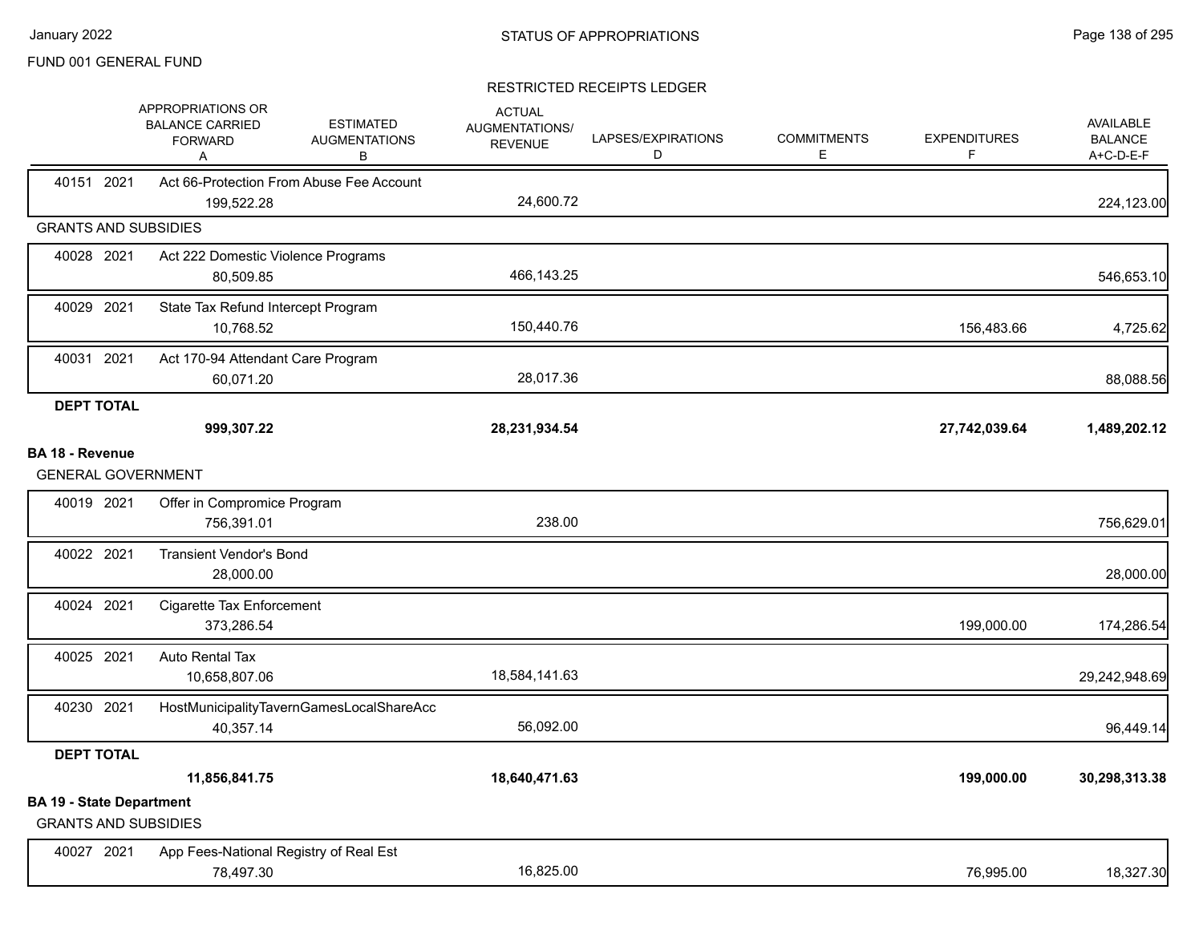FUND 001 GENERAL FUND

RESTRICTED RECEIPTS LEDGER

| | | APPROPRIATIONS OR BALANCE CARRIED FORWARD A | ESTIMATED AUGMENTATIONS B | ACTUAL AUGMENTATIONS/ REVENUE | LAPSES/EXPIRATIONS D | COMMITMENTS E | EXPENDITURES F | AVAILABLE BALANCE A+C-D-E-F |
|---|---|---|---|---|---|---|---|---|
| 40151 2021 | Act 66-Protection From Abuse Fee Account | 199,522.28 | | 24,600.72 | | | | 224,123.00 |
| **GRANTS AND SUBSIDIES** | | | | | | | | |
| 40028 2021 | Act 222 Domestic Violence Programs | 80,509.85 | | 466,143.25 | | | | 546,653.10 |
| 40029 2021 | State Tax Refund Intercept Program | 10,768.52 | | 150,440.76 | | | 156,483.66 | 4,725.62 |
| 40031 2021 | Act 170-94 Attendant Care Program | 60,071.20 | | 28,017.36 | | | | 88,088.56 |
| **DEPT TOTAL** | | **999,307.22** | | **28,231,934.54** | | | **27,742,039.64** | **1,489,202.12** |
| **BA 18 - Revenue** | | | | | | | | |
| **GENERAL GOVERNMENT** | | | | | | | | |
| 40019 2021 | Offer in Compromice Program | 756,391.01 | | 238.00 | | | | 756,629.01 |
| 40022 2021 | Transient Vendor's Bond | 28,000.00 | | | | | | 28,000.00 |
| 40024 2021 | Cigarette Tax Enforcement | 373,286.54 | | | | | 199,000.00 | 174,286.54 |
| 40025 2021 | Auto Rental Tax | 10,658,807.06 | | 18,584,141.63 | | | | 29,242,948.69 |
| 40230 2021 | HostMunicipalityTavernGamesLocalShareAcc | 40,357.14 | | 56,092.00 | | | | 96,449.14 |
| **DEPT TOTAL** | | **11,856,841.75** | | **18,640,471.63** | | | **199,000.00** | **30,298,313.38** |
| **BA 19 - State Department** | | | | | | | | |
| **GRANTS AND SUBSIDIES** | | | | | | | | |
| 40027 2021 | App Fees-National Registry of Real Est | 78,497.30 | | 16,825.00 | | | 76,995.00 | 18,327.30 |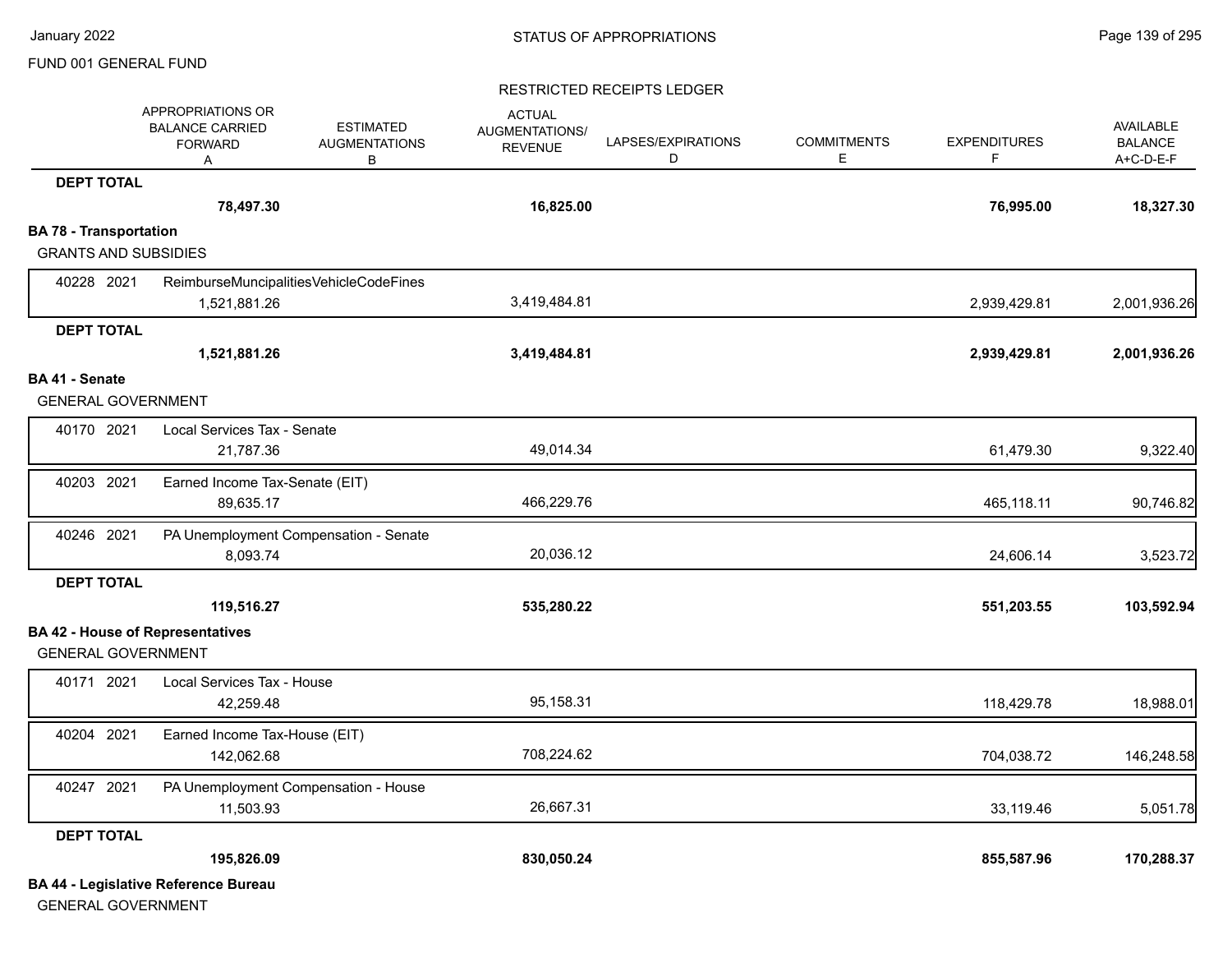FUND 001 GENERAL FUND

STATUS OF APPROPRIATIONS

RESTRICTED RECEIPTS LEDGER

| | APPROPRIATIONS OR BALANCE CARRIED FORWARD A | ESTIMATED AUGMENTATIONS B | ACTUAL AUGMENTATIONS/ REVENUE | LAPSES/EXPIRATIONS D | COMMITMENTS E | EXPENDITURES F | AVAILABLE BALANCE A+C-D-E-F |
|---|---|---|---|---|---|---|---|
| **DEPT TOTAL** | **78,497.30** | | **16,825.00** | | | **76,995.00** | **18,327.30** |
| **BA 78 - Transportation** | | | | | | | |
| GRANTS AND SUBSIDIES | | | | | | | |
| 40228 2021 ReimburseMuncipalitiesVehicleCodeFines | 1,521,881.26 | | 3,419,484.81 | | | 2,939,429.81 | 2,001,936.26 |
| **DEPT TOTAL** | **1,521,881.26** | | **3,419,484.81** | | | **2,939,429.81** | **2,001,936.26** |
| **BA 41 - Senate** | | | | | | | |
| GENERAL GOVERNMENT | | | | | | | |
| 40170 2021 Local Services Tax - Senate | 21,787.36 | | 49,014.34 | | | 61,479.30 | 9,322.40 |
| 40203 2021 Earned Income Tax-Senate (EIT) | 89,635.17 | | 466,229.76 | | | 465,118.11 | 90,746.82 |
| 40246 2021 PA Unemployment Compensation - Senate | 8,093.74 | | 20,036.12 | | | 24,606.14 | 3,523.72 |
| **DEPT TOTAL** | **119,516.27** | | **535,280.22** | | | **551,203.55** | **103,592.94** |
| **BA 42 - House of Representatives** | | | | | | | |
| GENERAL GOVERNMENT | | | | | | | |
| 40171 2021 Local Services Tax - House | 42,259.48 | | 95,158.31 | | | 118,429.78 | 18,988.01 |
| 40204 2021 Earned Income Tax-House (EIT) | 142,062.68 | | 708,224.62 | | | 704,038.72 | 146,248.58 |
| 40247 2021 PA Unemployment Compensation - House | 11,503.93 | | 26,667.31 | | | 33,119.46 | 5,051.78 |
| **DEPT TOTAL** | **195,826.09** | | **830,050.24** | | | **855,587.96** | **170,288.37** |
| **BA 44 - Legislative Reference Bureau** | | | | | | | |
| GENERAL GOVERNMENT | | | | | | | |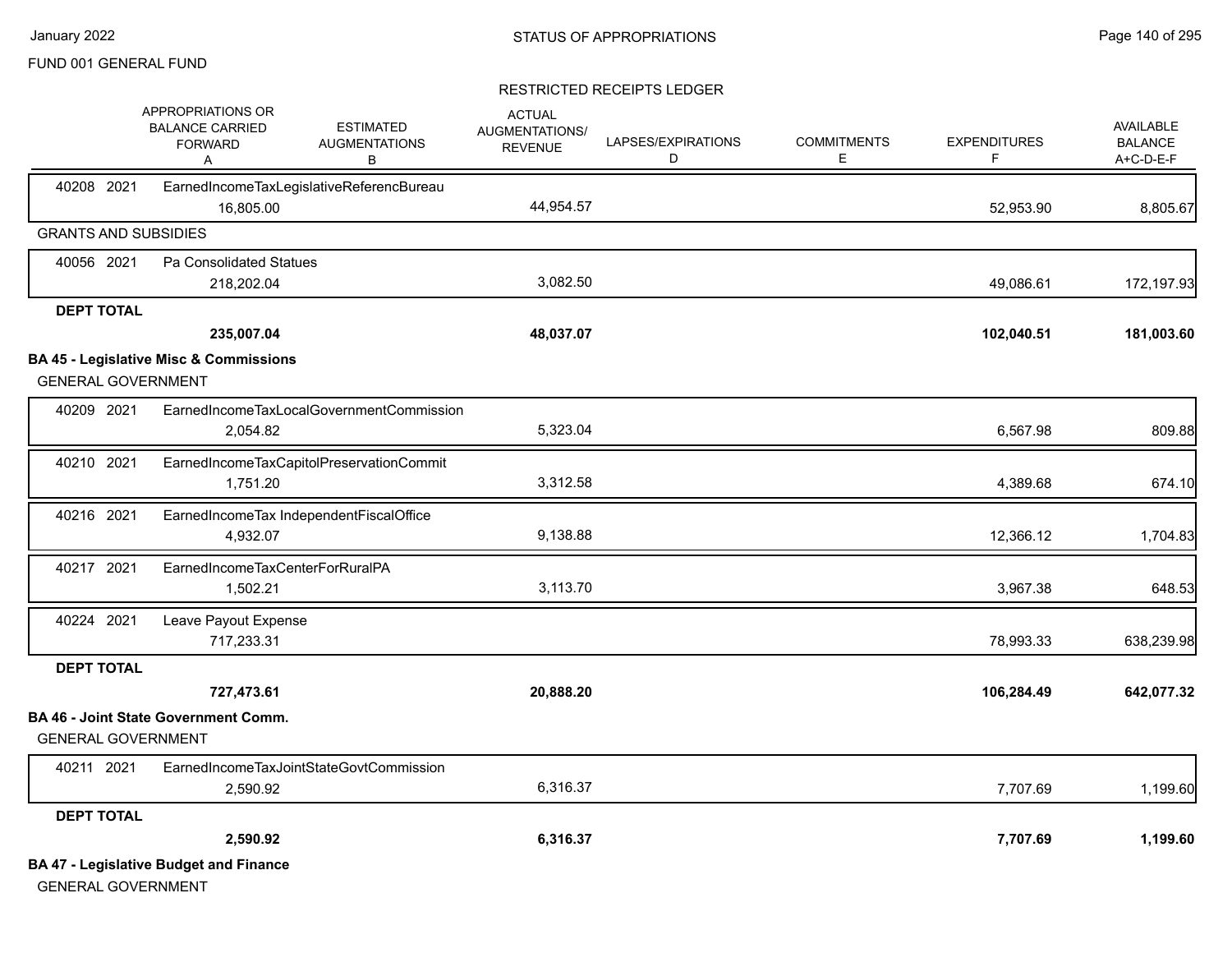FUND 001 GENERAL FUND

RESTRICTED RECEIPTS LEDGER

| | APPROPRIATIONS OR BALANCE CARRIED FORWARD A | ESTIMATED AUGMENTATIONS B | ACTUAL AUGMENTATIONS/ REVENUE | LAPSES/EXPIRATIONS D | COMMITMENTS E | EXPENDITURES F | AVAILABLE BALANCE A+C-D-E-F |
|---|---|---|---|---|---|---|---|
| 40208 2021 EarnedIncomeTaxLegislativeReferencBureau | 16,805.00 | | 44,954.57 | | | 52,953.90 | 8,805.67 |
| **GRANTS AND SUBSIDIES** | | | | | | | |
| 40056 2021 Pa Consolidated Statues | 218,202.04 | | 3,082.50 | | | 49,086.61 | 172,197.93 |
| **DEPT TOTAL** | **235,007.04** | | **48,037.07** | | | **102,040.51** | **181,003.60** |

**BA 45 - Legislative Misc & Commissions**

GENERAL GOVERNMENT

| | APPROPRIATIONS OR BALANCE CARRIED FORWARD A | ESTIMATED AUGMENTATIONS B | ACTUAL AUGMENTATIONS/ REVENUE | LAPSES/EXPIRATIONS D | COMMITMENTS E | EXPENDITURES F | AVAILABLE BALANCE A+C-D-E-F |
|---|---|---|---|---|---|---|---|
| 40209 2021 EarnedIncomeTaxLocalGovernmentCommission | 2,054.82 | | 5,323.04 | | | 6,567.98 | 809.88 |
| 40210 2021 EarnedIncomeTaxCapitolPreservationCommit | 1,751.20 | | 3,312.58 | | | 4,389.68 | 674.10 |
| 40216 2021 EarnedIncomeTax IndependentFiscalOffice | 4,932.07 | | 9,138.88 | | | 12,366.12 | 1,704.83 |
| 40217 2021 EarnedIncomeTaxCenterForRuralPA | 1,502.21 | | 3,113.70 | | | 3,967.38 | 648.53 |
| 40224 2021 Leave Payout Expense | 717,233.31 | | | | | 78,993.33 | 638,239.98 |
| **DEPT TOTAL** | **727,473.61** | | **20,888.20** | | | **106,284.49** | **642,077.32** |

**BA 46 - Joint State Government Comm.**

GENERAL GOVERNMENT

| | APPROPRIATIONS OR BALANCE CARRIED FORWARD A | ESTIMATED AUGMENTATIONS B | ACTUAL AUGMENTATIONS/ REVENUE | LAPSES/EXPIRATIONS D | COMMITMENTS E | EXPENDITURES F | AVAILABLE BALANCE A+C-D-E-F |
|---|---|---|---|---|---|---|---|
| 40211 2021 EarnedIncomeTaxJointStateGovtCommission | 2,590.92 | | 6,316.37 | | | 7,707.69 | 1,199.60 |
| **DEPT TOTAL** | **2,590.92** | | **6,316.37** | | | **7,707.69** | **1,199.60** |

**BA 47 - Legislative Budget and Finance**

GENERAL GOVERNMENT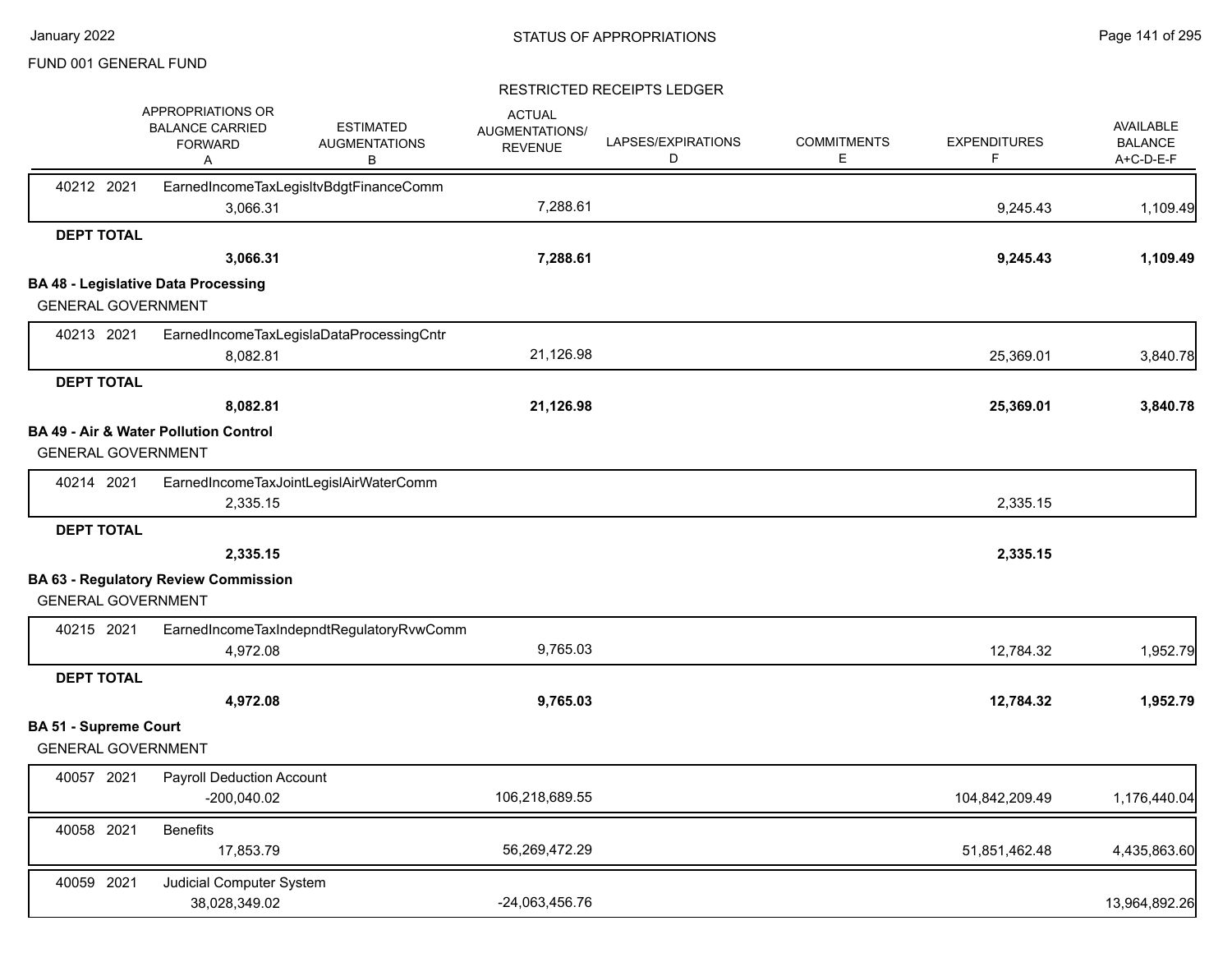FUND 001 GENERAL FUND

RESTRICTED RECEIPTS LEDGER

| | APPROPRIATIONS OR BALANCE CARRIED FORWARD A | ESTIMATED AUGMENTATIONS B | ACTUAL AUGMENTATIONS/ REVENUE | LAPSES/EXPIRATIONS D | COMMITMENTS E | EXPENDITURES F | AVAILABLE BALANCE A+C-D-E-F |
|---|---|---|---|---|---|---|---|
| 40212 2021 EarnedIncomeTaxLegisltvBdgtFinanceComm | 3,066.31 | | 7,288.61 | | | 9,245.43 | 1,109.49 |
| **DEPT TOTAL** | **3,066.31** | | **7,288.61** | | | **9,245.43** | **1,109.49** |

**BA 48 - Legislative Data Processing**

GENERAL GOVERNMENT

| | A | B | C | D | E | F | A+C-D-E-F |
|---|---|---|---|---|---|---|---|
| 40213 2021 EarnedIncomeTaxLegislaDataProcessingCntr | 8,082.81 | | 21,126.98 | | | 25,369.01 | 3,840.78 |
| **DEPT TOTAL** | **8,082.81** | | **21,126.98** | | | **25,369.01** | **3,840.78** |

**BA 49 - Air & Water Pollution Control**

GENERAL GOVERNMENT

| | A | B | C | D | E | F | A+C-D-E-F |
|---|---|---|---|---|---|---|---|
| 40214 2021 EarnedIncomeTaxJointLegislAirWaterComm | 2,335.15 | | | | | 2,335.15 | |
| **DEPT TOTAL** | **2,335.15** | | | | | **2,335.15** | |

**BA 63 - Regulatory Review Commission**

GENERAL GOVERNMENT

| | A | B | C | D | E | F | A+C-D-E-F |
|---|---|---|---|---|---|---|---|
| 40215 2021 EarnedIncomeTaxIndepndtRegulatoryRvwComm | 4,972.08 | | 9,765.03 | | | 12,784.32 | 1,952.79 |
| **DEPT TOTAL** | **4,972.08** | | **9,765.03** | | | **12,784.32** | **1,952.79** |

**BA 51 - Supreme Court**

GENERAL GOVERNMENT

| | A | B | C | D | E | F | A+C-D-E-F |
|---|---|---|---|---|---|---|---|
| 40057 2021 Payroll Deduction Account | -200,040.02 | | 106,218,689.55 | | | 104,842,209.49 | 1,176,440.04 |
| 40058 2021 Benefits | 17,853.79 | | 56,269,472.29 | | | 51,851,462.48 | 4,435,863.60 |
| 40059 2021 Judicial Computer System | 38,028,349.02 | | -24,063,456.76 | | | | 13,964,892.26 |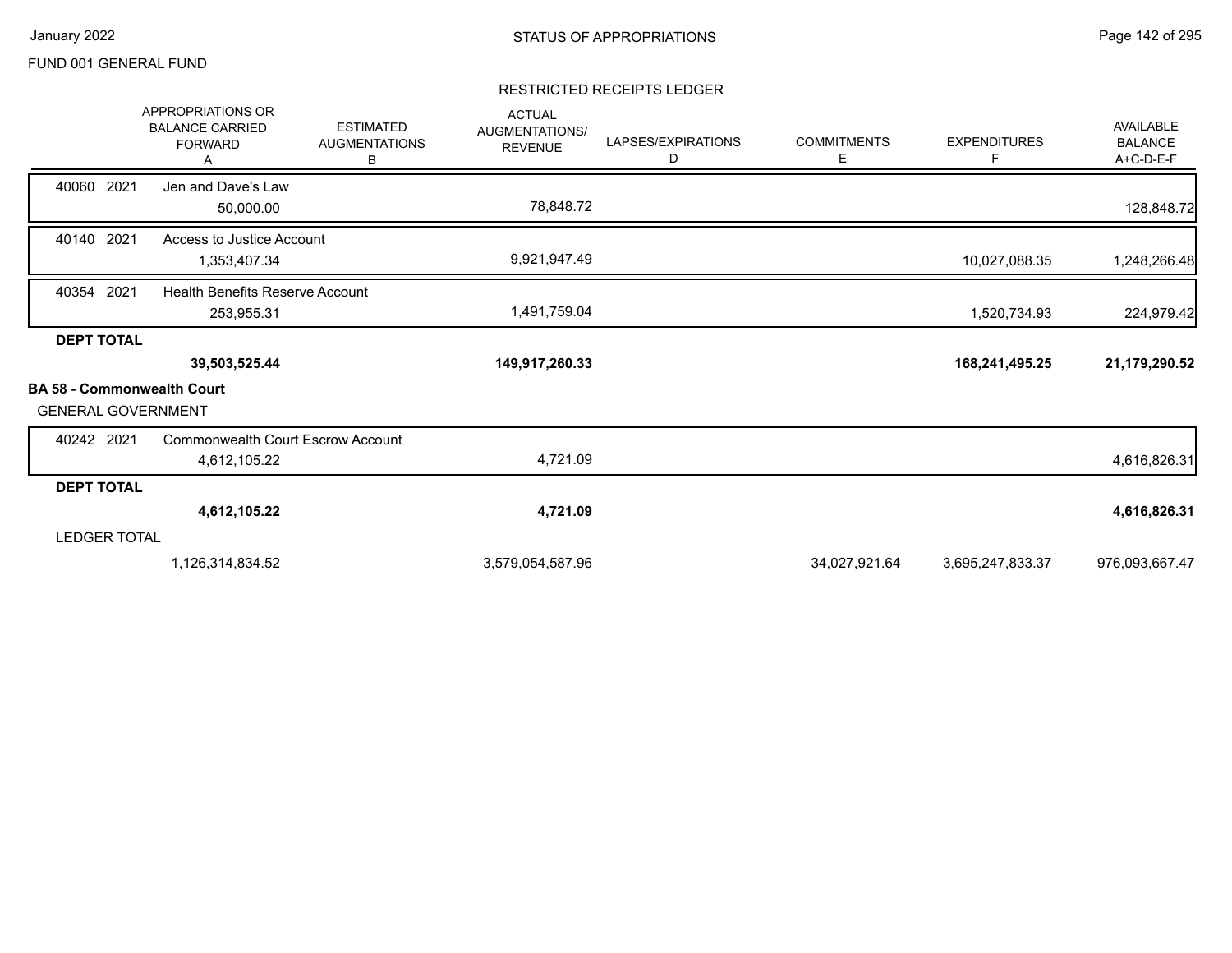FUND 001 GENERAL FUND

## STATUS OF APPROPRIATIONS

### RESTRICTED RECEIPTS LEDGER

| | APPROPRIATIONS OR BALANCE CARRIED FORWARD A | ESTIMATED AUGMENTATIONS B | ACTUAL AUGMENTATIONS/ REVENUE | LAPSES/EXPIRATIONS D | COMMITMENTS E | EXPENDITURES F | AVAILABLE BALANCE A+C-D-E-F |
|---|---|---|---|---|---|---|---|
| 40060 2021 Jen and Dave's Law | | | | | | | |
| | 50,000.00 | | 78,848.72 | | | | 128,848.72 |
| 40140 2021 Access to Justice Account | | | | | | | |
| | 1,353,407.34 | | 9,921,947.49 | | | 10,027,088.35 | 1,248,266.48 |
| 40354 2021 Health Benefits Reserve Account | | | | | | | |
| | 253,955.31 | | 1,491,759.04 | | | 1,520,734.93 | 224,979.42 |
| **DEPT TOTAL** | | | | | | | |
| | **39,503,525.44** | | **149,917,260.33** | | | **168,241,495.25** | **21,179,290.52** |
| **BA 58 - Commonwealth Court** | | | | | | | |
| GENERAL GOVERNMENT | | | | | | | |
| 40242 2021 Commonwealth Court Escrow Account | | | | | | | |
| | 4,612,105.22 | | 4,721.09 | | | | 4,616,826.31 |
| **DEPT TOTAL** | | | | | | | |
| | **4,612,105.22** | | **4,721.09** | | | | **4,616,826.31** |
| LEDGER TOTAL | | | | | | | |
| | 1,126,314,834.52 | | 3,579,054,587.96 | | 34,027,921.64 | 3,695,247,833.37 | 976,093,667.47 |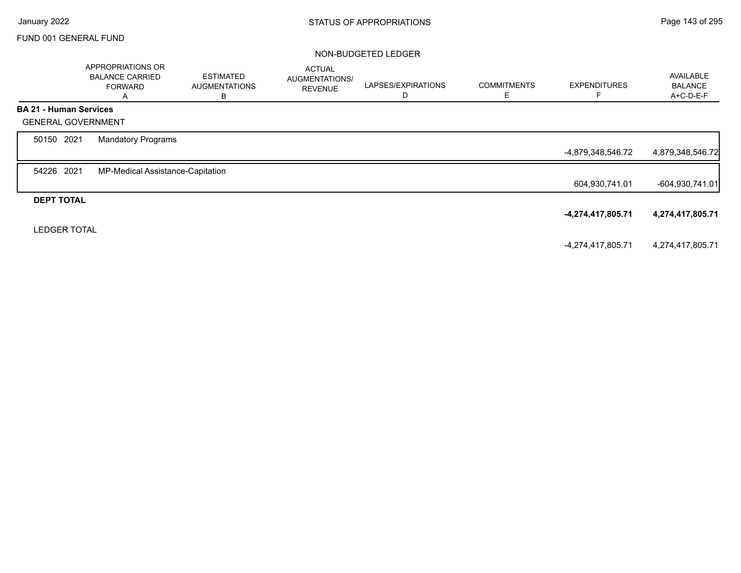FUND 001 GENERAL FUND

NON-BUDGETED LEDGER

| | APPROPRIATIONS OR BALANCE CARRIED FORWARD A | ESTIMATED AUGMENTATIONS B | ACTUAL AUGMENTATIONS/ REVENUE | LAPSES/EXPIRATIONS D | COMMITMENTS E | EXPENDITURES F | AVAILABLE BALANCE A+C-D-E-F |
|---|---|---|---|---|---|---|---|
| **BA 21 - Human Services** | | | | | | | |
| GENERAL GOVERNMENT | | | | | | | |
| 50150 2021 Mandatory Programs | | | | | | -4,879,348,546.72 | 4,879,348,546.72 |
| 54226 2021 MP-Medical Assistance-Capitation | | | | | | 604,930,741.01 | -604,930,741.01 |
| **DEPT TOTAL** | | | | | | **-4,274,417,805.71** | **4,274,417,805.71** |
| LEDGER TOTAL | | | | | | -4,274,417,805.71 | 4,274,417,805.71 |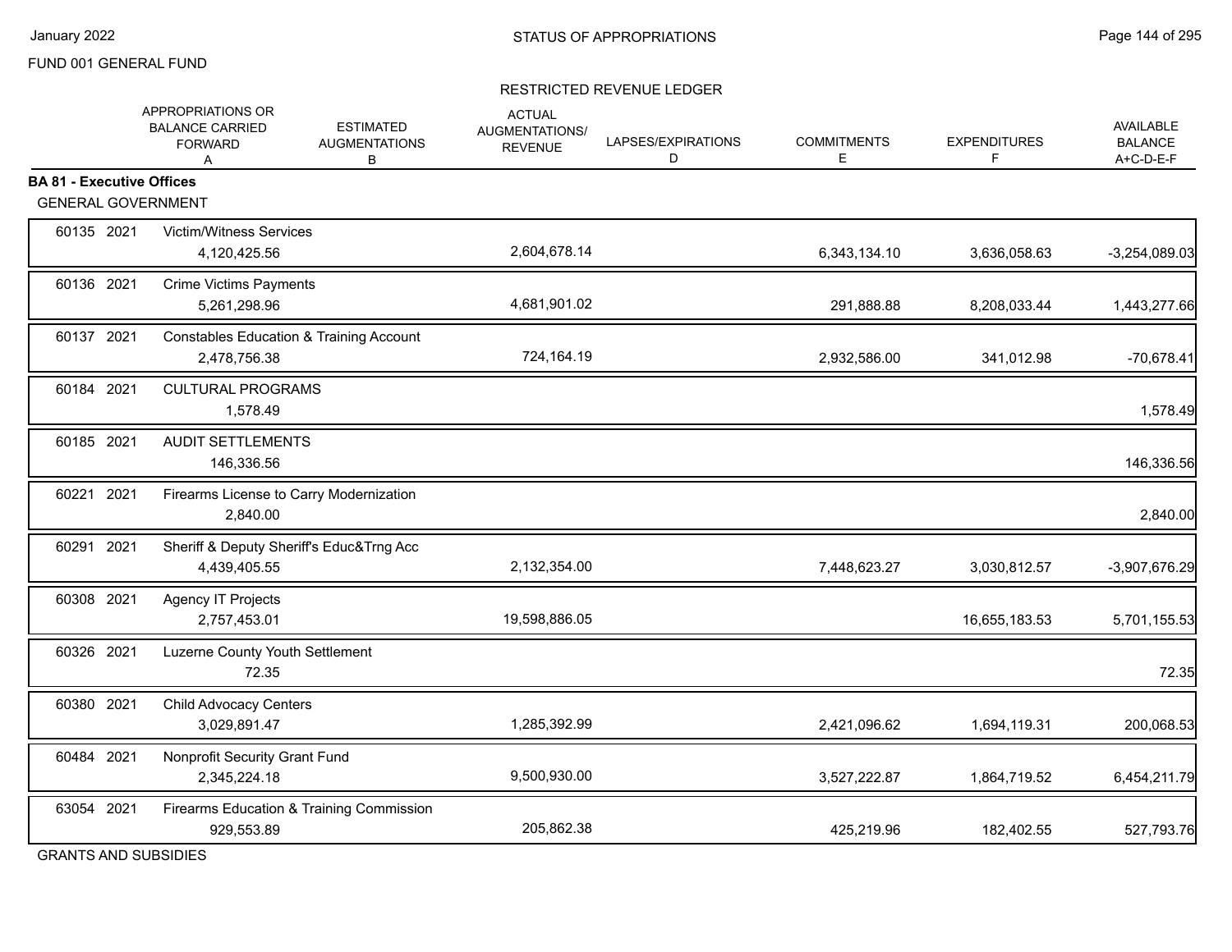FUND 001 GENERAL FUND

STATUS OF APPROPRIATIONS

RESTRICTED REVENUE LEDGER

| | | APPROPRIATIONS OR BALANCE CARRIED FORWARD A | ESTIMATED AUGMENTATIONS B | ACTUAL AUGMENTATIONS/ REVENUE | LAPSES/EXPIRATIONS D | COMMITMENTS E | EXPENDITURES F | AVAILABLE BALANCE A+C-D-E-F |
|---|---|---|---|---|---|---|---|---|
| **BA 81 - Executive Offices** | | | | | | | | |
| GENERAL GOVERNMENT | | | | | | | | |
| 60135 | 2021 | Victim/Witness Services | | | | | | |
| | | 4,120,425.56 | | 2,604,678.14 | | 6,343,134.10 | 3,636,058.63 | -3,254,089.03 |
| 60136 | 2021 | Crime Victims Payments | | | | | | |
| | | 5,261,298.96 | | 4,681,901.02 | | 291,888.88 | 8,208,033.44 | 1,443,277.66 |
| 60137 | 2021 | Constables Education & Training Account | | | | | | |
| | | 2,478,756.38 | | 724,164.19 | | 2,932,586.00 | 341,012.98 | -70,678.41 |
| 60184 | 2021 | CULTURAL PROGRAMS | | | | | | |
| | | 1,578.49 | | | | | | 1,578.49 |
| 60185 | 2021 | AUDIT SETTLEMENTS | | | | | | |
| | | 146,336.56 | | | | | | 146,336.56 |
| 60221 | 2021 | Firearms License to Carry Modernization | | | | | | |
| | | 2,840.00 | | | | | | 2,840.00 |
| 60291 | 2021 | Sheriff & Deputy Sheriff's Educ&Trng Acc | | | | | | |
| | | 4,439,405.55 | | 2,132,354.00 | | 7,448,623.27 | 3,030,812.57 | -3,907,676.29 |
| 60308 | 2021 | Agency IT Projects | | | | | | |
| | | 2,757,453.01 | | 19,598,886.05 | | | 16,655,183.53 | 5,701,155.53 |
| 60326 | 2021 | Luzerne County Youth Settlement | | | | | | |
| | | 72.35 | | | | | | 72.35 |
| 60380 | 2021 | Child Advocacy Centers | | | | | | |
| | | 3,029,891.47 | | 1,285,392.99 | | 2,421,096.62 | 1,694,119.31 | 200,068.53 |
| 60484 | 2021 | Nonprofit Security Grant Fund | | | | | | |
| | | 2,345,224.18 | | 9,500,930.00 | | 3,527,222.87 | 1,864,719.52 | 6,454,211.79 |
| 63054 | 2021 | Firearms Education & Training Commission | | | | | | |
| | | 929,553.89 | | 205,862.38 | | 425,219.96 | 182,402.55 | 527,793.76 |

GRANTS AND SUBSIDIES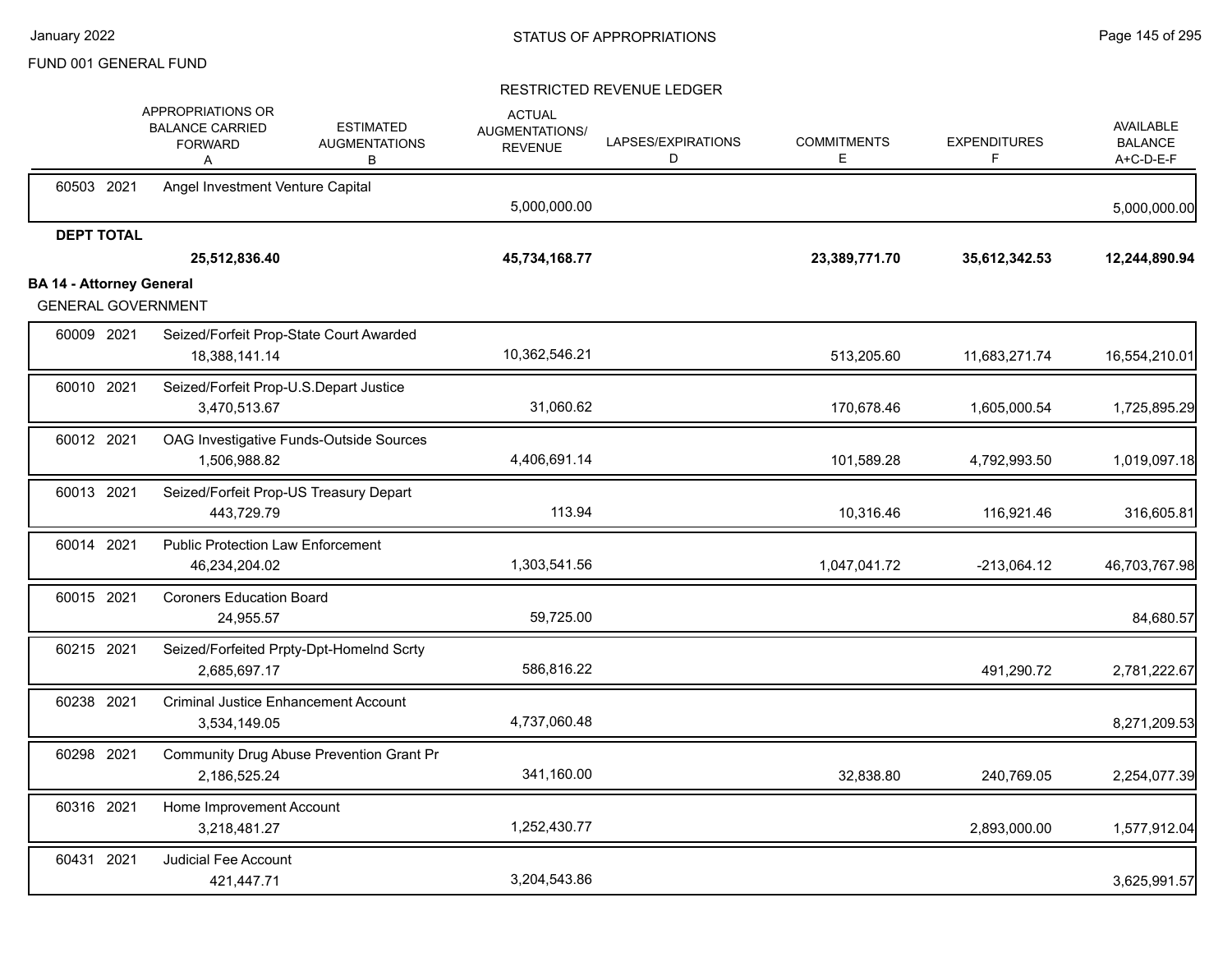FUND 001 GENERAL FUND

STATUS OF APPROPRIATIONS

RESTRICTED REVENUE LEDGER

| | APPROPRIATIONS OR BALANCE CARRIED FORWARD A | ESTIMATED AUGMENTATIONS B | ACTUAL AUGMENTATIONS/ REVENUE | LAPSES/EXPIRATIONS D | COMMITMENTS E | EXPENDITURES F | AVAILABLE BALANCE A+C-D-E-F |
|---|---|---|---|---|---|---|---|
| 60503 2021 Angel Investment Venture Capital | | | 5,000,000.00 | | | | 5,000,000.00 |
| **DEPT TOTAL** | **25,512,836.40** | | **45,734,168.77** | | **23,389,771.70** | **35,612,342.53** | **12,244,890.94** |

**BA 14 - Attorney General**

GENERAL GOVERNMENT

| | APPROPRIATIONS OR BALANCE CARRIED FORWARD A | ESTIMATED AUGMENTATIONS B | ACTUAL AUGMENTATIONS/ REVENUE | LAPSES/EXPIRATIONS D | COMMITMENTS E | EXPENDITURES F | AVAILABLE BALANCE A+C-D-E-F |
|---|---|---|---|---|---|---|---|
| 60009 2021 Seized/Forfeit Prop-State Court Awarded | 18,388,141.14 | | 10,362,546.21 | | 513,205.60 | 11,683,271.74 | 16,554,210.01 |
| 60010 2021 Seized/Forfeit Prop-U.S.Depart Justice | 3,470,513.67 | | 31,060.62 | | 170,678.46 | 1,605,000.54 | 1,725,895.29 |
| 60012 2021 OAG Investigative Funds-Outside Sources | 1,506,988.82 | | 4,406,691.14 | | 101,589.28 | 4,792,993.50 | 1,019,097.18 |
| 60013 2021 Seized/Forfeit Prop-US Treasury Depart | 443,729.79 | | 113.94 | | 10,316.46 | 116,921.46 | 316,605.81 |
| 60014 2021 Public Protection Law Enforcement | 46,234,204.02 | | 1,303,541.56 | | 1,047,041.72 | -213,064.12 | 46,703,767.98 |
| 60015 2021 Coroners Education Board | 24,955.57 | | 59,725.00 | | | | 84,680.57 |
| 60215 2021 Seized/Forfeited Prpty-Dpt-Homelnd Scrty | 2,685,697.17 | | 586,816.22 | | | 491,290.72 | 2,781,222.67 |
| 60238 2021 Criminal Justice Enhancement Account | 3,534,149.05 | | 4,737,060.48 | | | | 8,271,209.53 |
| 60298 2021 Community Drug Abuse Prevention Grant Pr | 2,186,525.24 | | 341,160.00 | | 32,838.80 | 240,769.05 | 2,254,077.39 |
| 60316 2021 Home Improvement Account | 3,218,481.27 | | 1,252,430.77 | | | 2,893,000.00 | 1,577,912.04 |
| 60431 2021 Judicial Fee Account | 421,447.71 | | 3,204,543.86 | | | | 3,625,991.57 |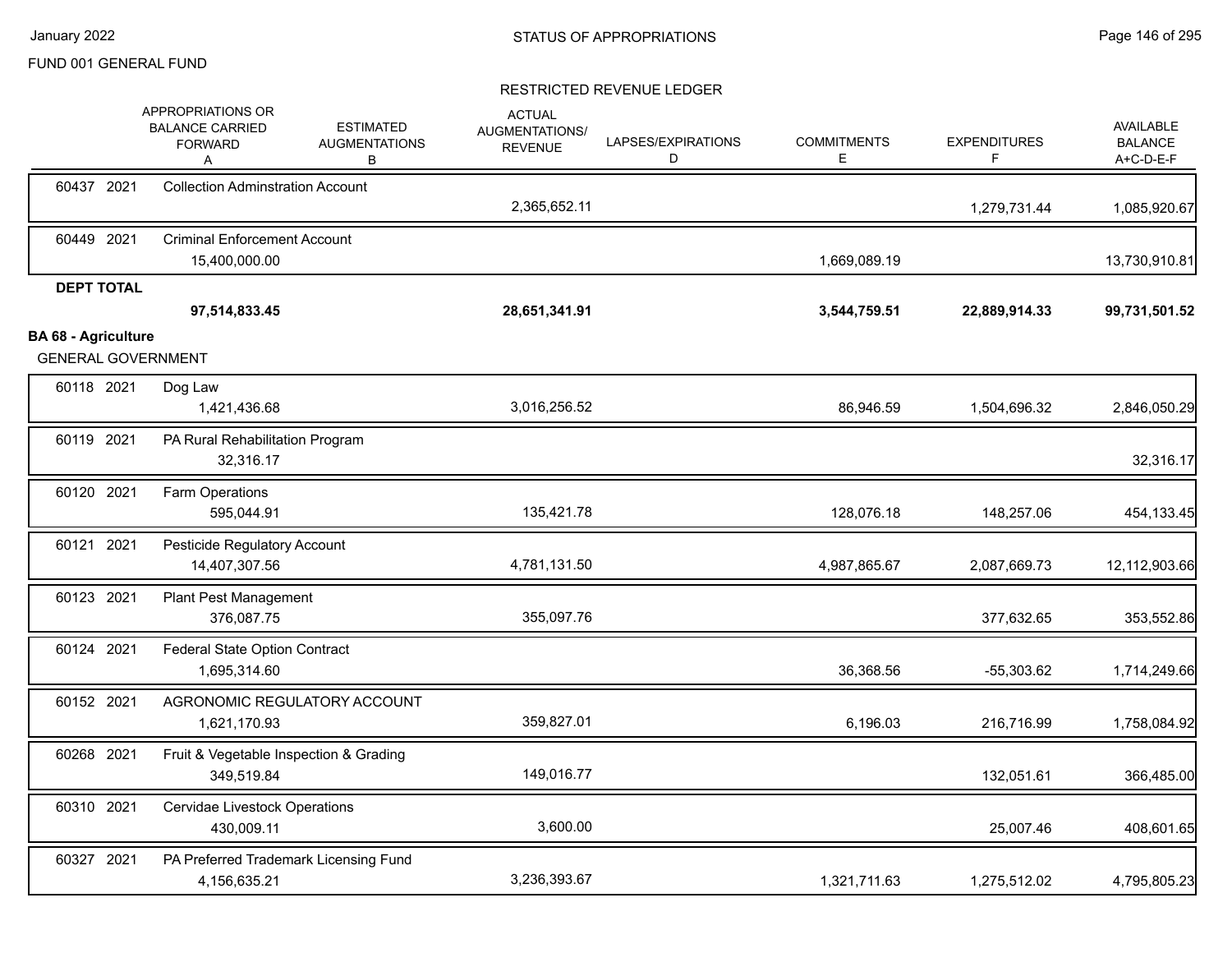FUND 001 GENERAL FUND

RESTRICTED REVENUE LEDGER

| | | APPROPRIATIONS OR BALANCE CARRIED FORWARD A | ESTIMATED AUGMENTATIONS B | ACTUAL AUGMENTATIONS/ REVENUE C | LAPSES/EXPIRATIONS D | COMMITMENTS E | EXPENDITURES F | AVAILABLE BALANCE A+C-D-E-F |
|---|---|---|---|---|---|---|---|---|
| 60437 2021 | Collection Adminstration Account | | | 2,365,652.11 | | | 1,279,731.44 | 1,085,920.67 |
| 60449 2021 | Criminal Enforcement Account | 15,400,000.00 | | | | 1,669,089.19 | | 13,730,910.81 |
| **DEPT TOTAL** | | **97,514,833.45** | | **28,651,341.91** | | **3,544,759.51** | **22,889,914.33** | **99,731,501.52** |

**BA 68 - Agriculture**

GENERAL GOVERNMENT

| | | APPROPRIATIONS OR BALANCE CARRIED FORWARD A | ESTIMATED AUGMENTATIONS B | ACTUAL AUGMENTATIONS/ REVENUE C | LAPSES/EXPIRATIONS D | COMMITMENTS E | EXPENDITURES F | AVAILABLE BALANCE A+C-D-E-F |
|---|---|---|---|---|---|---|---|---|
| 60118 2021 | Dog Law | 1,421,436.68 | | 3,016,256.52 | | 86,946.59 | 1,504,696.32 | 2,846,050.29 |
| 60119 2021 | PA Rural Rehabilitation Program | 32,316.17 | | | | | | 32,316.17 |
| 60120 2021 | Farm Operations | 595,044.91 | | 135,421.78 | | 128,076.18 | 148,257.06 | 454,133.45 |
| 60121 2021 | Pesticide Regulatory Account | 14,407,307.56 | | 4,781,131.50 | | 4,987,865.67 | 2,087,669.73 | 12,112,903.66 |
| 60123 2021 | Plant Pest Management | 376,087.75 | | 355,097.76 | | | 377,632.65 | 353,552.86 |
| 60124 2021 | Federal State Option Contract | 1,695,314.60 | | | | 36,368.56 | -55,303.62 | 1,714,249.66 |
| 60152 2021 | AGRONOMIC REGULATORY ACCOUNT | 1,621,170.93 | | 359,827.01 | | 6,196.03 | 216,716.99 | 1,758,084.92 |
| 60268 2021 | Fruit & Vegetable Inspection & Grading | 349,519.84 | | 149,016.77 | | | 132,051.61 | 366,485.00 |
| 60310 2021 | Cervidae Livestock Operations | 430,009.11 | | 3,600.00 | | | 25,007.46 | 408,601.65 |
| 60327 2021 | PA Preferred Trademark Licensing Fund | 4,156,635.21 | | 3,236,393.67 | | 1,321,711.63 | 1,275,512.02 | 4,795,805.23 |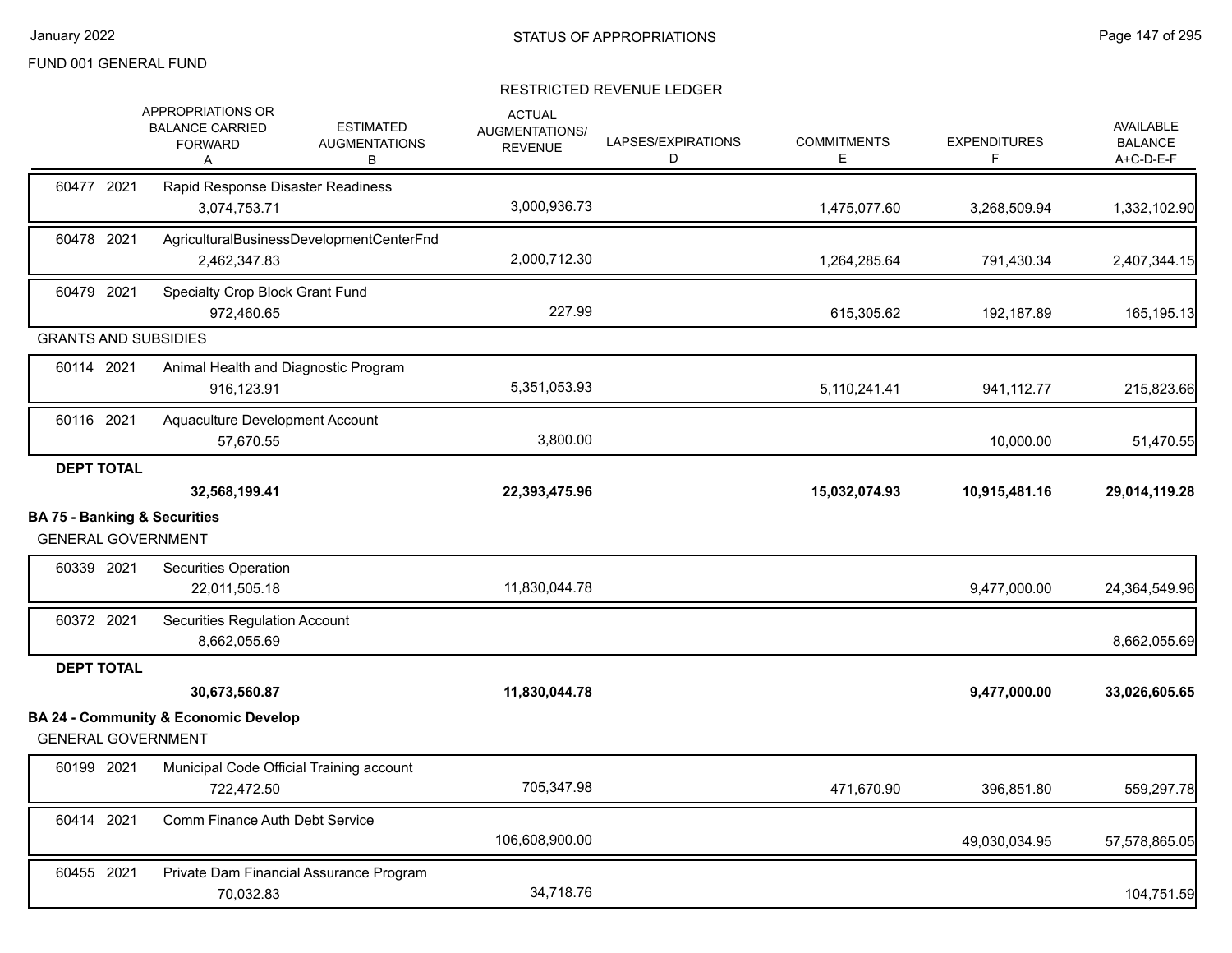FUND 001 GENERAL FUND

RESTRICTED REVENUE LEDGER

| | APPROPRIATIONS OR BALANCE CARRIED FORWARD A | ESTIMATED AUGMENTATIONS B | ACTUAL AUGMENTATIONS/ REVENUE | LAPSES/EXPIRATIONS D | COMMITMENTS E | EXPENDITURES F | AVAILABLE BALANCE A+C-D-E-F |
|---|---|---|---|---|---|---|---|
| 60477 2021 Rapid Response Disaster Readiness | 3,074,753.71 | | 3,000,936.73 | | 1,475,077.60 | 3,268,509.94 | 1,332,102.90 |
| 60478 2021 AgriculturalBusinessDevelopmentCenterFnd | 2,462,347.83 | | 2,000,712.30 | | 1,264,285.64 | 791,430.34 | 2,407,344.15 |
| 60479 2021 Specialty Crop Block Grant Fund | 972,460.65 | | 227.99 | | 615,305.62 | 192,187.89 | 165,195.13 |
| **GRANTS AND SUBSIDIES** | | | | | | | |
| 60114 2021 Animal Health and Diagnostic Program | 916,123.91 | | 5,351,053.93 | | 5,110,241.41 | 941,112.77 | 215,823.66 |
| 60116 2021 Aquaculture Development Account | 57,670.55 | | 3,800.00 | | | 10,000.00 | 51,470.55 |
| **DEPT TOTAL** | **32,568,199.41** | | **22,393,475.96** | | **15,032,074.93** | **10,915,481.16** | **29,014,119.28** |
| **BA 75 - Banking & Securities** | | | | | | | |
| GENERAL GOVERNMENT | | | | | | | |
| 60339 2021 Securities Operation | 22,011,505.18 | | 11,830,044.78 | | | 9,477,000.00 | 24,364,549.96 |
| 60372 2021 Securities Regulation Account | 8,662,055.69 | | | | | | 8,662,055.69 |
| **DEPT TOTAL** | **30,673,560.87** | | **11,830,044.78** | | | **9,477,000.00** | **33,026,605.65** |
| **BA 24 - Community & Economic Develop** | | | | | | | |
| GENERAL GOVERNMENT | | | | | | | |
| 60199 2021 Municipal Code Official Training account | 722,472.50 | | 705,347.98 | | 471,670.90 | 396,851.80 | 559,297.78 |
| 60414 2021 Comm Finance Auth Debt Service | | | 106,608,900.00 | | | 49,030,034.95 | 57,578,865.05 |
| 60455 2021 Private Dam Financial Assurance Program | 70,032.83 | | 34,718.76 | | | | 104,751.59 |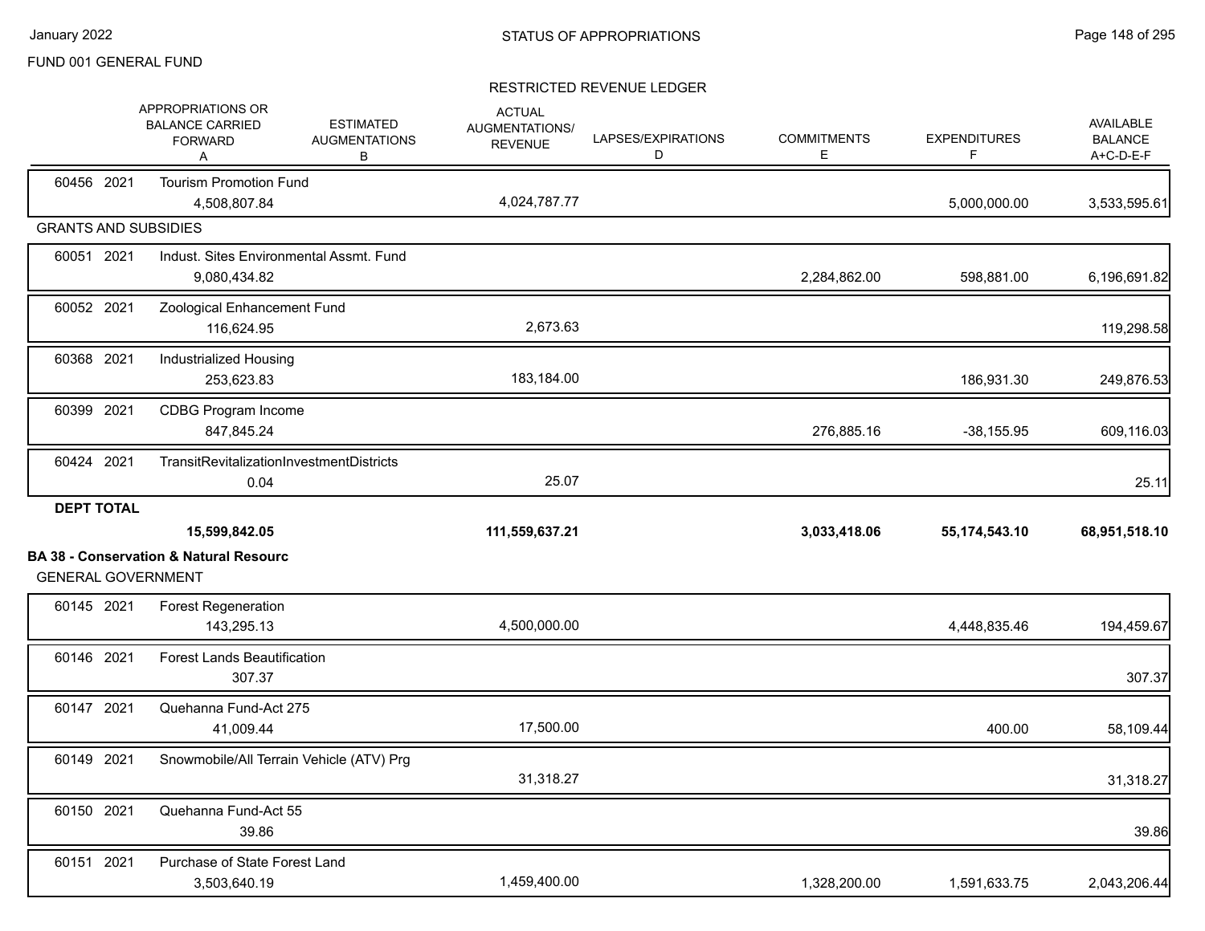FUND 001 GENERAL FUND

RESTRICTED REVENUE LEDGER

| | APPROPRIATIONS OR BALANCE CARRIED FORWARD A | ESTIMATED AUGMENTATIONS B | ACTUAL AUGMENTATIONS/ REVENUE | LAPSES/EXPIRATIONS D | COMMITMENTS E | EXPENDITURES F | AVAILABLE BALANCE A+C-D-E-F |
|---|---|---|---|---|---|---|---|
| 60456 2021 Tourism Promotion Fund | 4,508,807.84 | | 4,024,787.77 | | | 5,000,000.00 | 3,533,595.61 |
| **GRANTS AND SUBSIDIES** | | | | | | | |
| 60051 2021 Indust. Sites Environmental Assmt. Fund | 9,080,434.82 | | | | 2,284,862.00 | 598,881.00 | 6,196,691.82 |
| 60052 2021 Zoological Enhancement Fund | 116,624.95 | | 2,673.63 | | | | 119,298.58 |
| 60368 2021 Industrialized Housing | 253,623.83 | | 183,184.00 | | | 186,931.30 | 249,876.53 |
| 60399 2021 CDBG Program Income | 847,845.24 | | | | 276,885.16 | -38,155.95 | 609,116.03 |
| 60424 2021 TransitRevitalizationInvestmentDistricts | 0.04 | | 25.07 | | | | 25.11 |
| **DEPT TOTAL** | **15,599,842.05** | | **111,559,637.21** | | **3,033,418.06** | **55,174,543.10** | **68,951,518.10** |

**BA 38 - Conservation & Natural Resourc**

GENERAL GOVERNMENT

| | APPROPRIATIONS OR BALANCE CARRIED FORWARD A | ESTIMATED AUGMENTATIONS B | ACTUAL AUGMENTATIONS/ REVENUE | LAPSES/EXPIRATIONS D | COMMITMENTS E | EXPENDITURES F | AVAILABLE BALANCE A+C-D-E-F |
|---|---|---|---|---|---|---|---|
| 60145 2021 Forest Regeneration | 143,295.13 | | 4,500,000.00 | | | 4,448,835.46 | 194,459.67 |
| 60146 2021 Forest Lands Beautification | 307.37 | | | | | | 307.37 |
| 60147 2021 Quehanna Fund-Act 275 | 41,009.44 | | 17,500.00 | | | 400.00 | 58,109.44 |
| 60149 2021 Snowmobile/All Terrain Vehicle (ATV) Prg | | | 31,318.27 | | | | 31,318.27 |
| 60150 2021 Quehanna Fund-Act 55 | 39.86 | | | | | | 39.86 |
| 60151 2021 Purchase of State Forest Land | 3,503,640.19 | | 1,459,400.00 | | 1,328,200.00 | 1,591,633.75 | 2,043,206.44 |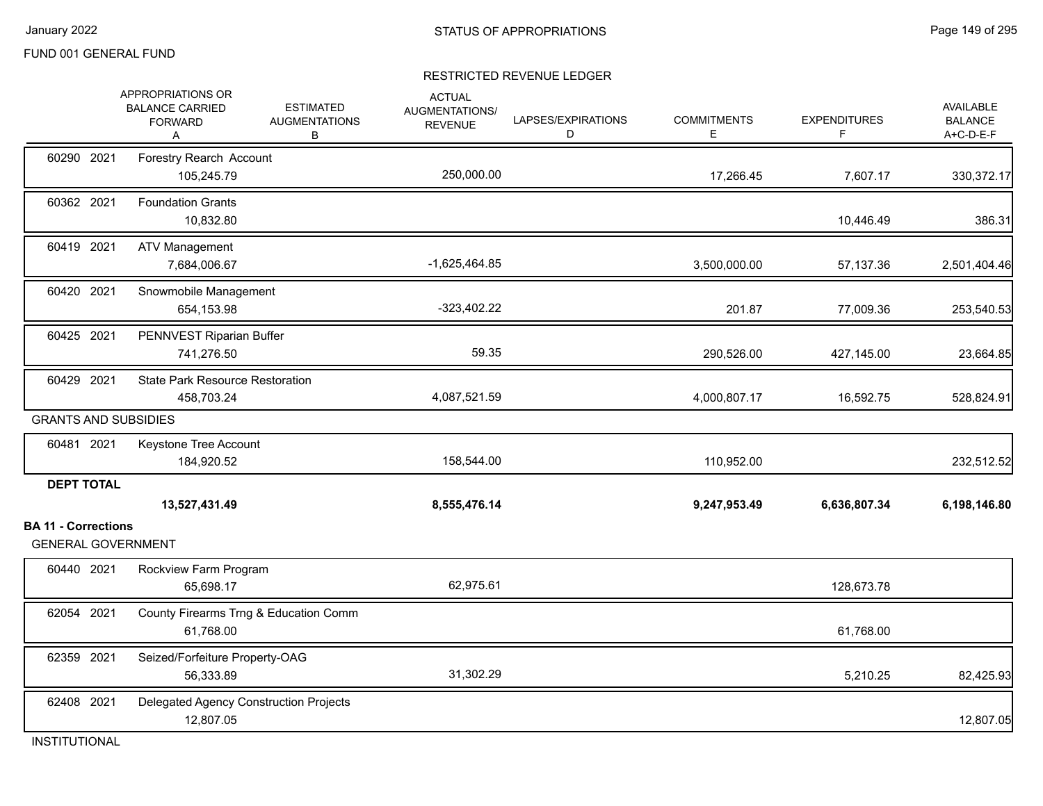FUND 001 GENERAL FUND

## STATUS OF APPROPRIATIONS

### RESTRICTED REVENUE LEDGER

| | | APPROPRIATIONS OR BALANCE CARRIED FORWARD A | ESTIMATED AUGMENTATIONS B | ACTUAL AUGMENTATIONS/ REVENUE | LAPSES/EXPIRATIONS D | COMMITMENTS E | EXPENDITURES F | AVAILABLE BALANCE A+C-D-E-F |
|---|---|---|---|---|---|---|---|---|
| 60290 2021 | Forestry Rearch Account | 105,245.79 | | 250,000.00 | | 17,266.45 | 7,607.17 | 330,372.17 |
| 60362 2021 | Foundation Grants | 10,832.80 | | | | | 10,446.49 | 386.31 |
| 60419 2021 | ATV Management | 7,684,006.67 | | -1,625,464.85 | | 3,500,000.00 | 57,137.36 | 2,501,404.46 |
| 60420 2021 | Snowmobile Management | 654,153.98 | | -323,402.22 | | 201.87 | 77,009.36 | 253,540.53 |
| 60425 2021 | PENNVEST Riparian Buffer | 741,276.50 | | 59.35 | | 290,526.00 | 427,145.00 | 23,664.85 |
| 60429 2021 | State Park Resource Restoration | 458,703.24 | | 4,087,521.59 | | 4,000,807.17 | 16,592.75 | 528,824.91 |
| GRANTS AND SUBSIDIES | | | | | | | | |
| 60481 2021 | Keystone Tree Account | 184,920.52 | | 158,544.00 | | 110,952.00 | | 232,512.52 |
| **DEPT TOTAL** | | **13,527,431.49** | | **8,555,476.14** | | **9,247,953.49** | **6,636,807.34** | **6,198,146.80** |

**BA 11 - Corrections**

GENERAL GOVERNMENT

| | | APPROPRIATIONS OR BALANCE CARRIED FORWARD A | ESTIMATED AUGMENTATIONS B | ACTUAL AUGMENTATIONS/ REVENUE | LAPSES/EXPIRATIONS D | COMMITMENTS E | EXPENDITURES F | AVAILABLE BALANCE A+C-D-E-F |
|---|---|---|---|---|---|---|---|---|
| 60440 2021 | Rockview Farm Program | 65,698.17 | | 62,975.61 | | | 128,673.78 | |
| 62054 2021 | County Firearms Trng & Education Comm | 61,768.00 | | | | | 61,768.00 | |
| 62359 2021 | Seized/Forfeiture Property-OAG | 56,333.89 | | 31,302.29 | | | 5,210.25 | 82,425.93 |
| 62408 2021 | Delegated Agency Construction Projects | 12,807.05 | | | | | | 12,807.05 |

INSTITUTIONAL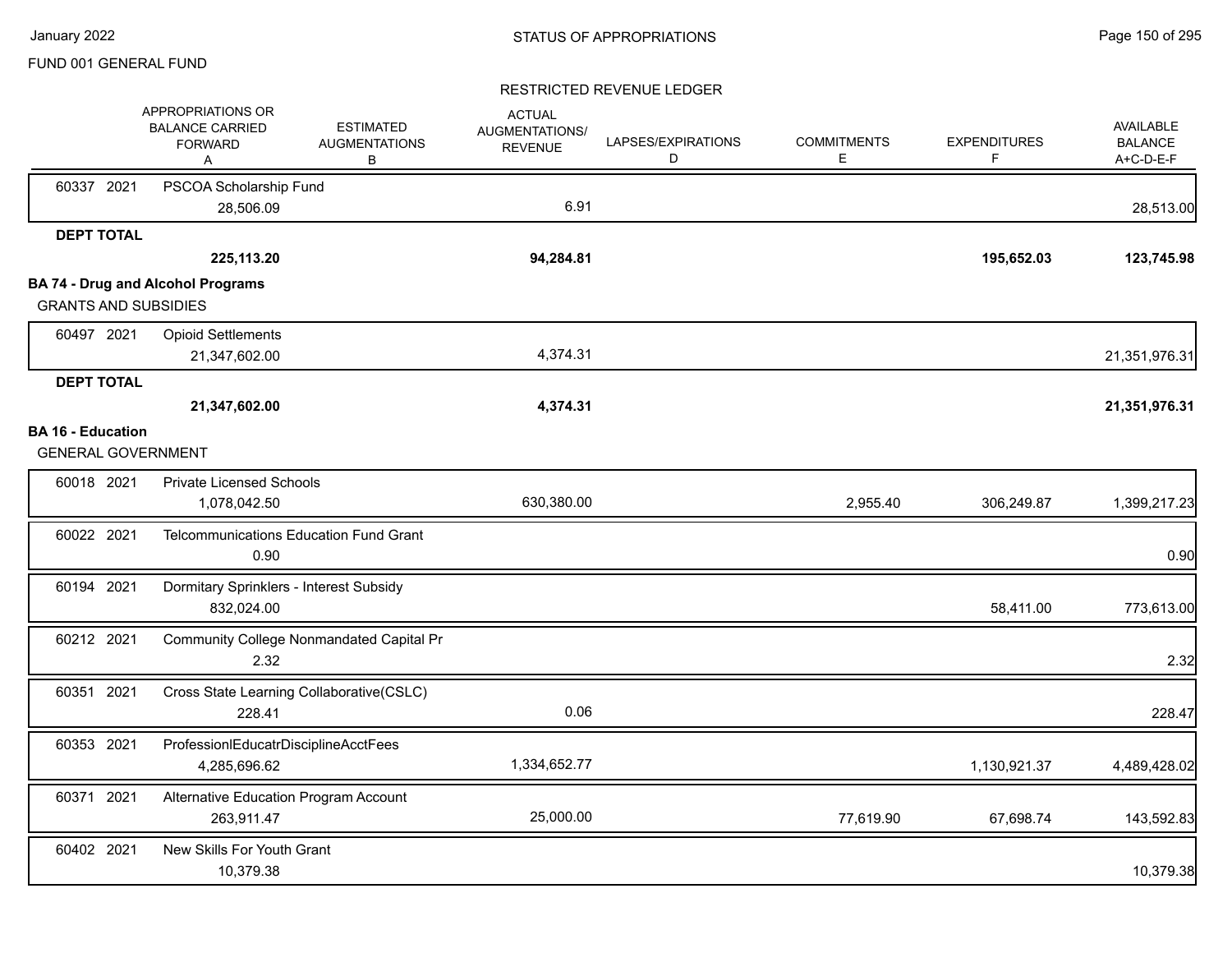FUND 001 GENERAL FUND

RESTRICTED REVENUE LEDGER

| | APPROPRIATIONS OR BALANCE CARRIED FORWARD A | ESTIMATED AUGMENTATIONS B | ACTUAL AUGMENTATIONS/ REVENUE | LAPSES/EXPIRATIONS D | COMMITMENTS E | EXPENDITURES F | AVAILABLE BALANCE A+C-D-E-F |
|---|---|---|---|---|---|---|---|
| 60337 2021 PSCOA Scholarship Fund | 28,506.09 | | 6.91 | | | | 28,513.00 |
| **DEPT TOTAL** | **225,113.20** | | **94,284.81** | | | **195,652.03** | **123,745.98** |
| **BA 74 - Drug and Alcohol Programs** | | | | | | | |
| GRANTS AND SUBSIDIES | | | | | | | |
| 60497 2021 Opioid Settlements | 21,347,602.00 | | 4,374.31 | | | | 21,351,976.31 |
| **DEPT TOTAL** | **21,347,602.00** | | **4,374.31** | | | | **21,351,976.31** |
| **BA 16 - Education** | | | | | | | |
| GENERAL GOVERNMENT | | | | | | | |
| 60018 2021 Private Licensed Schools | 1,078,042.50 | | 630,380.00 | | 2,955.40 | 306,249.87 | 1,399,217.23 |
| 60022 2021 Telcommunications Education Fund Grant | 0.90 | | | | | | 0.90 |
| 60194 2021 Dormitary Sprinklers - Interest Subsidy | 832,024.00 | | | | | 58,411.00 | 773,613.00 |
| 60212 2021 Community College Nonmandated Capital Pr | 2.32 | | | | | | 2.32 |
| 60351 2021 Cross State Learning Collaborative(CSLC) | 228.41 | | 0.06 | | | | 228.47 |
| 60353 2021 ProfessionlEducatrDisciplineAcctFees | 4,285,696.62 | | 1,334,652.77 | | | 1,130,921.37 | 4,489,428.02 |
| 60371 2021 Alternative Education Program Account | 263,911.47 | | 25,000.00 | | 77,619.90 | 67,698.74 | 143,592.83 |
| 60402 2021 New Skills For Youth Grant | 10,379.38 | | | | | | 10,379.38 |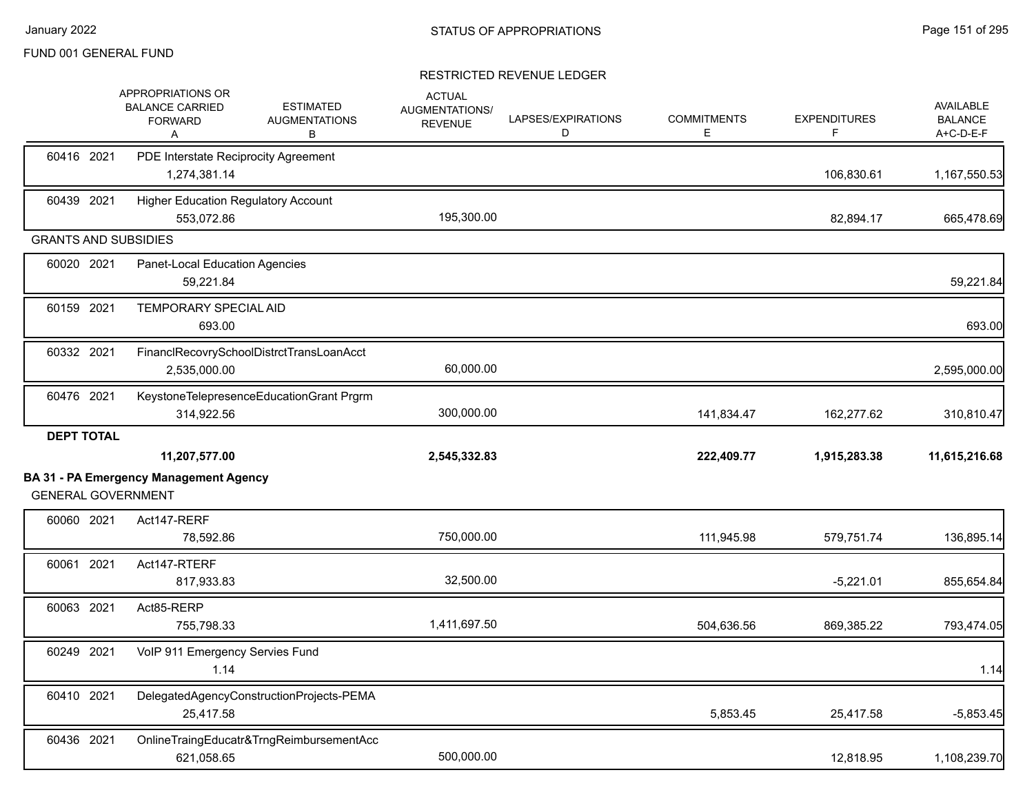FUND 001 GENERAL FUND

## RESTRICTED REVENUE LEDGER

| | APPROPRIATIONS OR BALANCE CARRIED FORWARD A | ESTIMATED AUGMENTATIONS B | ACTUAL AUGMENTATIONS/ REVENUE | LAPSES/EXPIRATIONS D | COMMITMENTS E | EXPENDITURES F | AVAILABLE BALANCE A+C-D-E-F |
|---|---|---|---|---|---|---|---|
| 60416 2021 PDE Interstate Reciprocity Agreement | 1,274,381.14 | | | | | 106,830.61 | 1,167,550.53 |
| 60439 2021 Higher Education Regulatory Account | 553,072.86 | | 195,300.00 | | | 82,894.17 | 665,478.69 |
| **GRANTS AND SUBSIDIES** | | | | | | | |
| 60020 2021 Panet-Local Education Agencies | 59,221.84 | | | | | | 59,221.84 |
| 60159 2021 TEMPORARY SPECIAL AID | 693.00 | | | | | | 693.00 |
| 60332 2021 FinanclRecovrySchoolDistrctTransLoanAcct | 2,535,000.00 | | 60,000.00 | | | | 2,595,000.00 |
| 60476 2021 KeystoneTelepresenceEducationGrant Prgrm | 314,922.56 | | 300,000.00 | | 141,834.47 | 162,277.62 | 310,810.47 |
| **DEPT TOTAL** | **11,207,577.00** | | **2,545,332.83** | | **222,409.77** | **1,915,283.38** | **11,615,216.68** |

## BA 31 - PA Emergency Management Agency

GENERAL GOVERNMENT

| | APPROPRIATIONS OR BALANCE CARRIED FORWARD A | ESTIMATED AUGMENTATIONS B | ACTUAL AUGMENTATIONS/ REVENUE | LAPSES/EXPIRATIONS D | COMMITMENTS E | EXPENDITURES F | AVAILABLE BALANCE A+C-D-E-F |
|---|---|---|---|---|---|---|---|
| 60060 2021 Act147-RERF | 78,592.86 | | 750,000.00 | | 111,945.98 | 579,751.74 | 136,895.14 |
| 60061 2021 Act147-RTERF | 817,933.83 | | 32,500.00 | | | -5,221.01 | 855,654.84 |
| 60063 2021 Act85-RERP | 755,798.33 | | 1,411,697.50 | | 504,636.56 | 869,385.22 | 793,474.05 |
| 60249 2021 VoIP 911 Emergency Servies Fund | 1.14 | | | | | | 1.14 |
| 60410 2021 DelegatedAgencyConstructionProjects-PEMA | 25,417.58 | | | | 5,853.45 | 25,417.58 | -5,853.45 |
| 60436 2021 OnlineTraingEducatr&TrngReimbursementAcc | 621,058.65 | | 500,000.00 | | | 12,818.95 | 1,108,239.70 |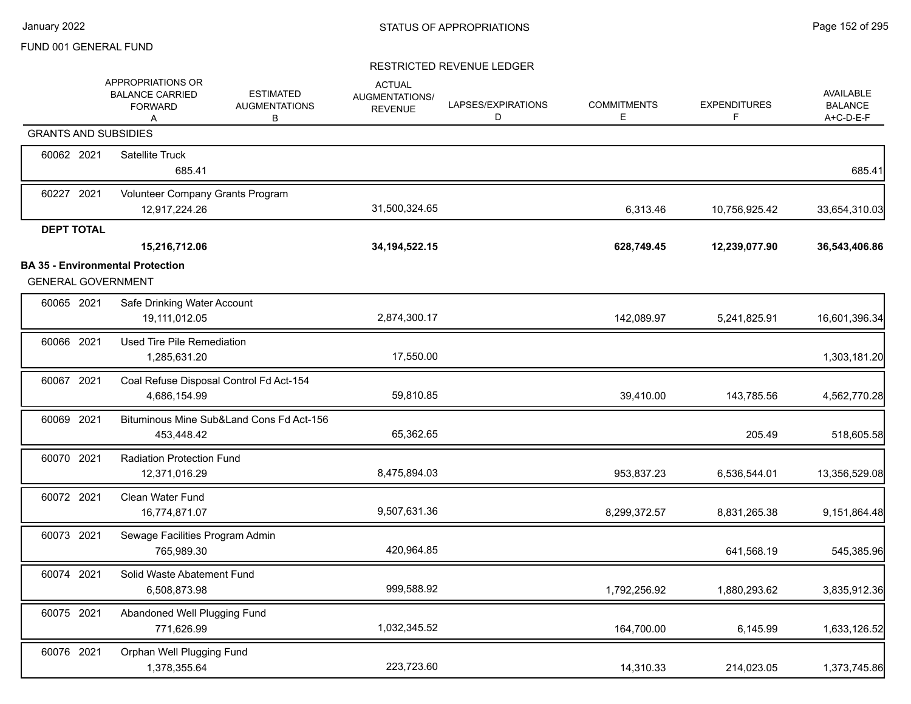FUND 001 GENERAL FUND

RESTRICTED REVENUE LEDGER

| | APPROPRIATIONS OR BALANCE CARRIED FORWARD A | ESTIMATED AUGMENTATIONS B | ACTUAL AUGMENTATIONS/ REVENUE | LAPSES/EXPIRATIONS D | COMMITMENTS E | EXPENDITURES F | AVAILABLE BALANCE A+C-D-E-F |
|---|---|---|---|---|---|---|---|
| **GRANTS AND SUBSIDIES** | | | | | | | |
| 60062 2021 Satellite Truck | | | | | | | |
| | 685.41 | | | | | | 685.41 |
| 60227 2021 Volunteer Company Grants Program | | | | | | | |
| | 12,917,224.26 | | 31,500,324.65 | | 6,313.46 | 10,756,925.42 | 33,654,310.03 |
| **DEPT TOTAL** | | | | | | | |
| | **15,216,712.06** | | **34,194,522.15** | | **628,749.45** | **12,239,077.90** | **36,543,406.86** |
| **BA 35 - Environmental Protection** | | | | | | | |
| GENERAL GOVERNMENT | | | | | | | |
| 60065 2021 Safe Drinking Water Account | | | | | | | |
| | 19,111,012.05 | | 2,874,300.17 | | 142,089.97 | 5,241,825.91 | 16,601,396.34 |
| 60066 2021 Used Tire Pile Remediation | | | | | | | |
| | 1,285,631.20 | | 17,550.00 | | | | 1,303,181.20 |
| 60067 2021 Coal Refuse Disposal Control Fd Act-154 | | | | | | | |
| | 4,686,154.99 | | 59,810.85 | | 39,410.00 | 143,785.56 | 4,562,770.28 |
| 60069 2021 Bituminous Mine Sub&Land Cons Fd Act-156 | | | | | | | |
| | 453,448.42 | | 65,362.65 | | | 205.49 | 518,605.58 |
| 60070 2021 Radiation Protection Fund | | | | | | | |
| | 12,371,016.29 | | 8,475,894.03 | | 953,837.23 | 6,536,544.01 | 13,356,529.08 |
| 60072 2021 Clean Water Fund | | | | | | | |
| | 16,774,871.07 | | 9,507,631.36 | | 8,299,372.57 | 8,831,265.38 | 9,151,864.48 |
| 60073 2021 Sewage Facilities Program Admin | | | | | | | |
| | 765,989.30 | | 420,964.85 | | | 641,568.19 | 545,385.96 |
| 60074 2021 Solid Waste Abatement Fund | | | | | | | |
| | 6,508,873.98 | | 999,588.92 | | 1,792,256.92 | 1,880,293.62 | 3,835,912.36 |
| 60075 2021 Abandoned Well Plugging Fund | | | | | | | |
| | 771,626.99 | | 1,032,345.52 | | 164,700.00 | 6,145.99 | 1,633,126.52 |
| 60076 2021 Orphan Well Plugging Fund | | | | | | | |
| | 1,378,355.64 | | 223,723.60 | | 14,310.33 | 214,023.05 | 1,373,745.86 |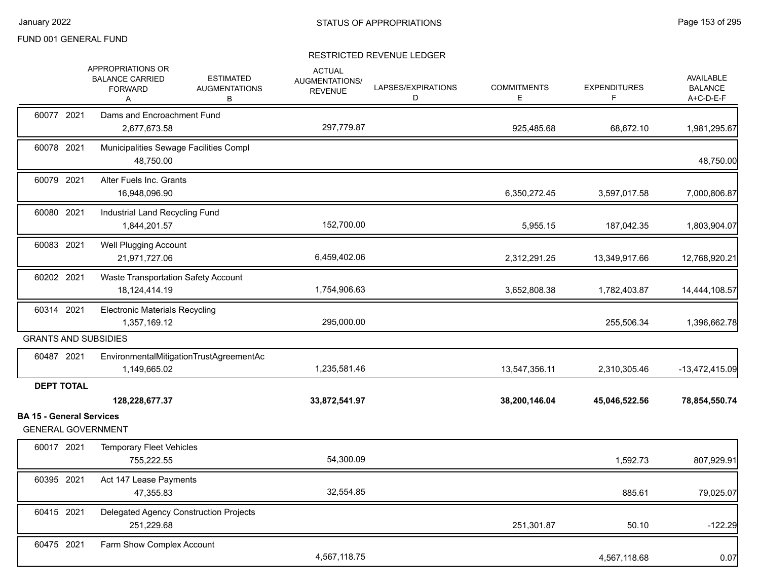FUND 001 GENERAL FUND

RESTRICTED REVENUE LEDGER

| | APPROPRIATIONS OR BALANCE CARRIED FORWARD A | ESTIMATED AUGMENTATIONS B | ACTUAL AUGMENTATIONS/ REVENUE | LAPSES/EXPIRATIONS D | COMMITMENTS E | EXPENDITURES F | AVAILABLE BALANCE A+C-D-E-F |
|---|---|---|---|---|---|---|---|
| 60077 2021 Dams and Encroachment Fund | 2,677,673.58 | | 297,779.87 | | 925,485.68 | 68,672.10 | 1,981,295.67 |
| 60078 2021 Municipalities Sewage Facilities Compl | 48,750.00 | | | | | | 48,750.00 |
| 60079 2021 Alter Fuels Inc. Grants | 16,948,096.90 | | | | 6,350,272.45 | 3,597,017.58 | 7,000,806.87 |
| 60080 2021 Industrial Land Recycling Fund | 1,844,201.57 | | 152,700.00 | | 5,955.15 | 187,042.35 | 1,803,904.07 |
| 60083 2021 Well Plugging Account | 21,971,727.06 | | 6,459,402.06 | | 2,312,291.25 | 13,349,917.66 | 12,768,920.21 |
| 60202 2021 Waste Transportation Safety Account | 18,124,414.19 | | 1,754,906.63 | | 3,652,808.38 | 1,782,403.87 | 14,444,108.57 |
| 60314 2021 Electronic Materials Recycling | 1,357,169.12 | | 295,000.00 | | | 255,506.34 | 1,396,662.78 |
| GRANTS AND SUBSIDIES | | | | | | | |
| 60487 2021 EnvironmentalMitigationTrustAgreementAc | 1,149,665.02 | | 1,235,581.46 | | 13,547,356.11 | 2,310,305.46 | -13,472,415.09 |
| **DEPT TOTAL** | **128,228,677.37** | | **33,872,541.97** | | **38,200,146.04** | **45,046,522.56** | **78,854,550.74** |

**BA 15 - General Services**

GENERAL GOVERNMENT

| | APPROPRIATIONS OR BALANCE CARRIED FORWARD A | ESTIMATED AUGMENTATIONS B | ACTUAL AUGMENTATIONS/ REVENUE | LAPSES/EXPIRATIONS D | COMMITMENTS E | EXPENDITURES F | AVAILABLE BALANCE A+C-D-E-F |
|---|---|---|---|---|---|---|---|
| 60017 2021 Temporary Fleet Vehicles | 755,222.55 | | 54,300.09 | | | 1,592.73 | 807,929.91 |
| 60395 2021 Act 147 Lease Payments | 47,355.83 | | 32,554.85 | | | 885.61 | 79,025.07 |
| 60415 2021 Delegated Agency Construction Projects | 251,229.68 | | | | 251,301.87 | 50.10 | -122.29 |
| 60475 2021 Farm Show Complex Account | | | 4,567,118.75 | | | 4,567,118.68 | 0.07 |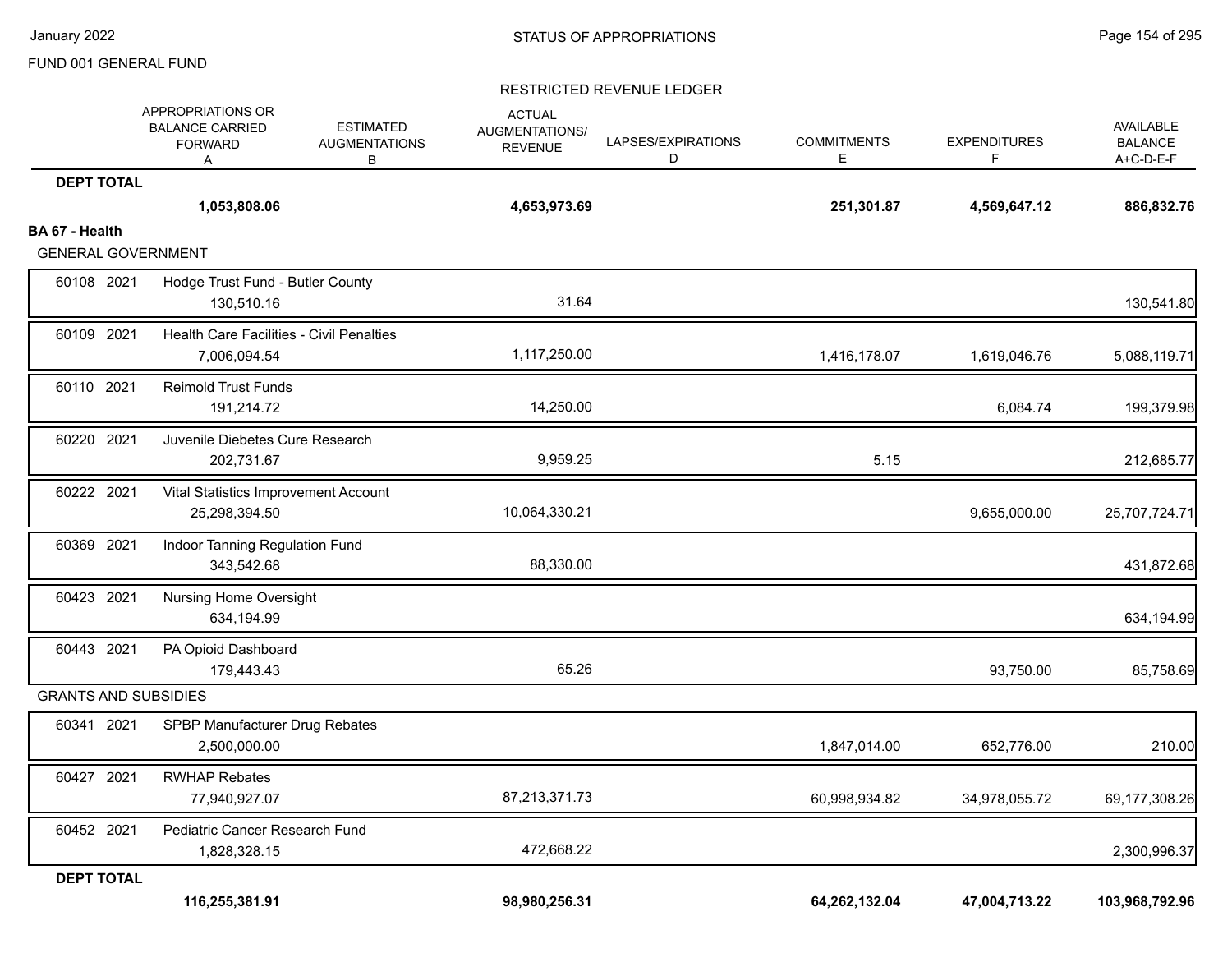FUND 001 GENERAL FUND

RESTRICTED REVENUE LEDGER

| | APPROPRIATIONS OR BALANCE CARRIED FORWARD A | ESTIMATED AUGMENTATIONS B | ACTUAL AUGMENTATIONS/ REVENUE | LAPSES/EXPIRATIONS D | COMMITMENTS E | EXPENDITURES F | AVAILABLE BALANCE A+C-D-E-F |
|---|---|---|---|---|---|---|---|
| **DEPT TOTAL** | **1,053,808.06** | | **4,653,973.69** | | **251,301.87** | **4,569,647.12** | **886,832.76** |
| **BA 67 - Health** | | | | | | | |
| GENERAL GOVERNMENT | | | | | | | |
| 60108 2021 Hodge Trust Fund - Butler County | 130,510.16 | | 31.64 | | | | 130,541.80 |
| 60109 2021 Health Care Facilities - Civil Penalties | 7,006,094.54 | | 1,117,250.00 | | 1,416,178.07 | 1,619,046.76 | 5,088,119.71 |
| 60110 2021 Reimold Trust Funds | 191,214.72 | | 14,250.00 | | | 6,084.74 | 199,379.98 |
| 60220 2021 Juvenile Diebetes Cure Research | 202,731.67 | | 9,959.25 | | 5.15 | | 212,685.77 |
| 60222 2021 Vital Statistics Improvement Account | 25,298,394.50 | | 10,064,330.21 | | | 9,655,000.00 | 25,707,724.71 |
| 60369 2021 Indoor Tanning Regulation Fund | 343,542.68 | | 88,330.00 | | | | 431,872.68 |
| 60423 2021 Nursing Home Oversight | 634,194.99 | | | | | | 634,194.99 |
| 60443 2021 PA Opioid Dashboard | 179,443.43 | | 65.26 | | | 93,750.00 | 85,758.69 |
| GRANTS AND SUBSIDIES | | | | | | | |
| 60341 2021 SPBP Manufacturer Drug Rebates | 2,500,000.00 | | | | 1,847,014.00 | 652,776.00 | 210.00 |
| 60427 2021 RWHAP Rebates | 77,940,927.07 | | 87,213,371.73 | | 60,998,934.82 | 34,978,055.72 | 69,177,308.26 |
| 60452 2021 Pediatric Cancer Research Fund | 1,828,328.15 | | 472,668.22 | | | | 2,300,996.37 |
| **DEPT TOTAL** | **116,255,381.91** | | **98,980,256.31** | | **64,262,132.04** | **47,004,713.22** | **103,968,792.96** |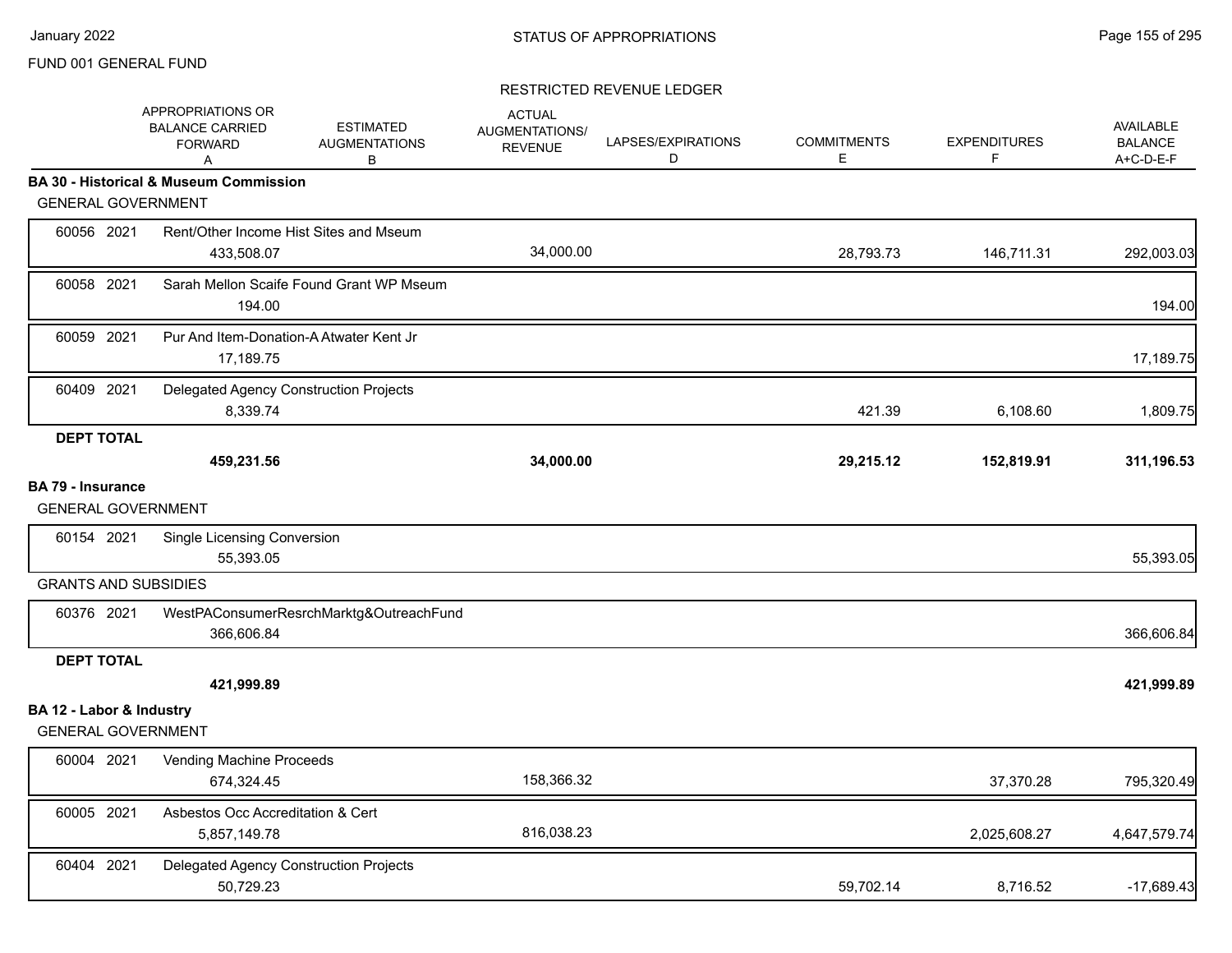FUND 001 GENERAL FUND

RESTRICTED REVENUE LEDGER

| | APPROPRIATIONS OR BALANCE CARRIED FORWARD A | ESTIMATED AUGMENTATIONS B | ACTUAL AUGMENTATIONS/ REVENUE | LAPSES/EXPIRATIONS D | COMMITMENTS E | EXPENDITURES F | AVAILABLE BALANCE A+C-D-E-F |
|---|---|---|---|---|---|---|---|
| **BA 30 - Historical & Museum Commission** | | | | | | | |
| GENERAL GOVERNMENT | | | | | | | |
| 60056 2021 Rent/Other Income Hist Sites and Mseum | 433,508.07 | | 34,000.00 | | 28,793.73 | 146,711.31 | 292,003.03 |
| 60058 2021 Sarah Mellon Scaife Found Grant WP Mseum | 194.00 | | | | | | 194.00 |
| 60059 2021 Pur And Item-Donation-A Atwater Kent Jr | 17,189.75 | | | | | | 17,189.75 |
| 60409 2021 Delegated Agency Construction Projects | 8,339.74 | | | | 421.39 | 6,108.60 | 1,809.75 |
| **DEPT TOTAL** | **459,231.56** | | **34,000.00** | | **29,215.12** | **152,819.91** | **311,196.53** |
| **BA 79 - Insurance** | | | | | | | |
| GENERAL GOVERNMENT | | | | | | | |
| 60154 2021 Single Licensing Conversion | 55,393.05 | | | | | | 55,393.05 |
| GRANTS AND SUBSIDIES | | | | | | | |
| 60376 2021 WestPAConsumerResrchMarktg&OutreachFund | 366,606.84 | | | | | | 366,606.84 |
| **DEPT TOTAL** | **421,999.89** | | | | | | **421,999.89** |
| **BA 12 - Labor & Industry** | | | | | | | |
| GENERAL GOVERNMENT | | | | | | | |
| 60004 2021 Vending Machine Proceeds | 674,324.45 | | 158,366.32 | | | 37,370.28 | 795,320.49 |
| 60005 2021 Asbestos Occ Accreditation & Cert | 5,857,149.78 | | 816,038.23 | | | 2,025,608.27 | 4,647,579.74 |
| 60404 2021 Delegated Agency Construction Projects | 50,729.23 | | | | 59,702.14 | 8,716.52 | -17,689.43 |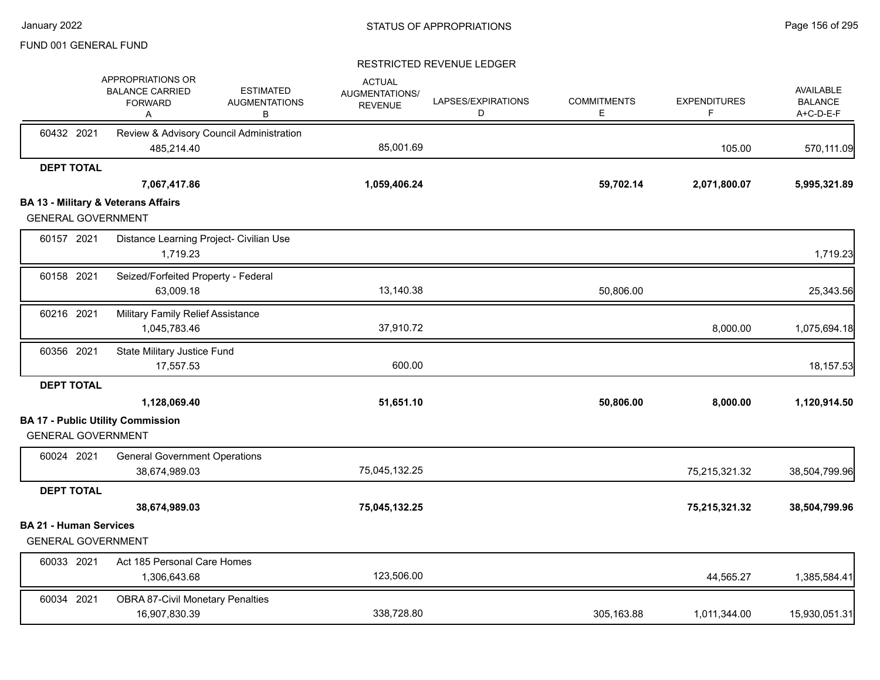FUND 001 GENERAL FUND

STATUS OF APPROPRIATIONS

RESTRICTED REVENUE LEDGER

| | APPROPRIATIONS OR BALANCE CARRIED FORWARD A | ESTIMATED AUGMENTATIONS B | ACTUAL AUGMENTATIONS/ REVENUE | LAPSES/EXPIRATIONS D | COMMITMENTS E | EXPENDITURES F | AVAILABLE BALANCE A+C-D-E-F |
|---|---|---|---|---|---|---|---|
| 60432 2021 Review & Advisory Council Administration | 485,214.40 | | 85,001.69 | | | 105.00 | 570,111.09 |
| **DEPT TOTAL** | **7,067,417.86** | | **1,059,406.24** | | **59,702.14** | **2,071,800.07** | **5,995,321.89** |
| **BA 13 - Military & Veterans Affairs** | | | | | | | |
| GENERAL GOVERNMENT | | | | | | | |
| 60157 2021 Distance Learning Project- Civilian Use | 1,719.23 | | | | | | 1,719.23 |
| 60158 2021 Seized/Forfeited Property - Federal | 63,009.18 | | 13,140.38 | | 50,806.00 | | 25,343.56 |
| 60216 2021 Military Family Relief Assistance | 1,045,783.46 | | 37,910.72 | | | 8,000.00 | 1,075,694.18 |
| 60356 2021 State Military Justice Fund | 17,557.53 | | 600.00 | | | | 18,157.53 |
| **DEPT TOTAL** | **1,128,069.40** | | **51,651.10** | | **50,806.00** | **8,000.00** | **1,120,914.50** |
| **BA 17 - Public Utility Commission** | | | | | | | |
| GENERAL GOVERNMENT | | | | | | | |
| 60024 2021 General Government Operations | 38,674,989.03 | | 75,045,132.25 | | | 75,215,321.32 | 38,504,799.96 |
| **DEPT TOTAL** | **38,674,989.03** | | **75,045,132.25** | | | **75,215,321.32** | **38,504,799.96** |
| **BA 21 - Human Services** | | | | | | | |
| GENERAL GOVERNMENT | | | | | | | |
| 60033 2021 Act 185 Personal Care Homes | 1,306,643.68 | | 123,506.00 | | | 44,565.27 | 1,385,584.41 |
| 60034 2021 OBRA 87-Civil Monetary Penalties | 16,907,830.39 | | 338,728.80 | | 305,163.88 | 1,011,344.00 | 15,930,051.31 |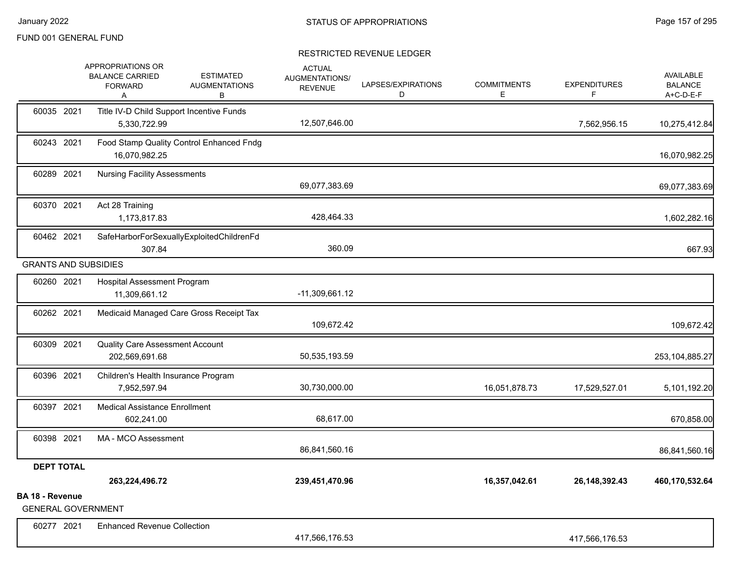FUND 001 GENERAL FUND

STATUS OF APPROPRIATIONS

RESTRICTED REVENUE LEDGER

| | | APPROPRIATIONS OR BALANCE CARRIED FORWARD A | ESTIMATED AUGMENTATIONS B | ACTUAL AUGMENTATIONS/ REVENUE | LAPSES/EXPIRATIONS D | COMMITMENTS E | EXPENDITURES F | AVAILABLE BALANCE A+C-D-E-F |
|---|---|---|---|---|---|---|---|---|
| 60035 2021 | Title IV-D Child Support Incentive Funds | 5,330,722.99 | | 12,507,646.00 | | | 7,562,956.15 | 10,275,412.84 |
| 60243 2021 | Food Stamp Quality Control Enhanced Fndg | 16,070,982.25 | | | | | | 16,070,982.25 |
| 60289 2021 | Nursing Facility Assessments | | | 69,077,383.69 | | | | 69,077,383.69 |
| 60370 2021 | Act 28 Training | 1,173,817.83 | | 428,464.33 | | | | 1,602,282.16 |
| 60462 2021 | SafeHarborForSexuallyExploitedChildrenFd | 307.84 | | 360.09 | | | | 667.93 |
| GRANTS AND SUBSIDIES | | | | | | | | |
| 60260 2021 | Hospital Assessment Program | 11,309,661.12 | | -11,309,661.12 | | | | |
| 60262 2021 | Medicaid Managed Care Gross Receipt Tax | | | 109,672.42 | | | | 109,672.42 |
| 60309 2021 | Quality Care Assessment Account | 202,569,691.68 | | 50,535,193.59 | | | | 253,104,885.27 |
| 60396 2021 | Children's Health Insurance Program | 7,952,597.94 | | 30,730,000.00 | | 16,051,878.73 | 17,529,527.01 | 5,101,192.20 |
| 60397 2021 | Medical Assistance Enrollment | 602,241.00 | | 68,617.00 | | | | 670,858.00 |
| 60398 2021 | MA - MCO Assessment | | | 86,841,560.16 | | | | 86,841,560.16 |
| **DEPT TOTAL** | | **263,224,496.72** | | **239,451,470.96** | | **16,357,042.61** | **26,148,392.43** | **460,170,532.64** |

**BA 18 - Revenue**

GENERAL GOVERNMENT

| | | APPROPRIATIONS OR BALANCE CARRIED FORWARD A | ESTIMATED AUGMENTATIONS B | ACTUAL AUGMENTATIONS/ REVENUE | LAPSES/EXPIRATIONS D | COMMITMENTS E | EXPENDITURES F | AVAILABLE BALANCE A+C-D-E-F |
|---|---|---|---|---|---|---|---|---|
| 60277 2021 | Enhanced Revenue Collection | | | 417,566,176.53 | | | 417,566,176.53 | |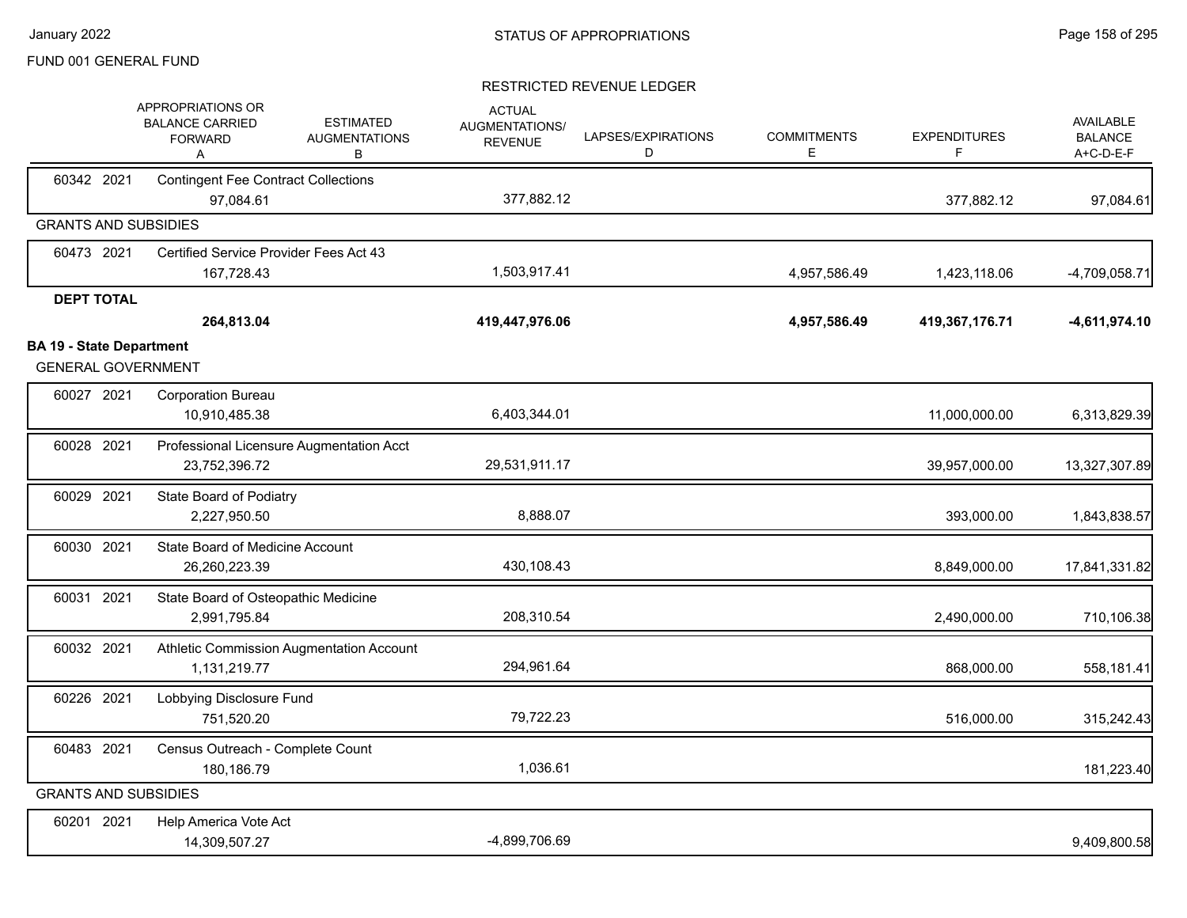FUND 001 GENERAL FUND

STATUS OF APPROPRIATIONS

RESTRICTED REVENUE LEDGER

| | APPROPRIATIONS OR BALANCE CARRIED FORWARD A | ESTIMATED AUGMENTATIONS B | ACTUAL AUGMENTATIONS/ REVENUE | LAPSES/EXPIRATIONS D | COMMITMENTS E | EXPENDITURES F | AVAILABLE BALANCE A+C-D-E-F |
|---|---|---|---|---|---|---|---|
| 60342 2021 Contingent Fee Contract Collections | 97,084.61 | | 377,882.12 | | | 377,882.12 | 97,084.61 |
| **GRANTS AND SUBSIDIES** | | | | | | | |
| 60473 2021 Certified Service Provider Fees Act 43 | 167,728.43 | | 1,503,917.41 | | 4,957,586.49 | 1,423,118.06 | -4,709,058.71 |
| **DEPT TOTAL** | **264,813.04** | | **419,447,976.06** | | **4,957,586.49** | **419,367,176.71** | **-4,611,974.10** |
| **BA 19 - State Department** | | | | | | | |
| **GENERAL GOVERNMENT** | | | | | | | |
| 60027 2021 Corporation Bureau | 10,910,485.38 | | 6,403,344.01 | | | 11,000,000.00 | 6,313,829.39 |
| 60028 2021 Professional Licensure Augmentation Acct | 23,752,396.72 | | 29,531,911.17 | | | 39,957,000.00 | 13,327,307.89 |
| 60029 2021 State Board of Podiatry | 2,227,950.50 | | 8,888.07 | | | 393,000.00 | 1,843,838.57 |
| 60030 2021 State Board of Medicine Account | 26,260,223.39 | | 430,108.43 | | | 8,849,000.00 | 17,841,331.82 |
| 60031 2021 State Board of Osteopathic Medicine | 2,991,795.84 | | 208,310.54 | | | 2,490,000.00 | 710,106.38 |
| 60032 2021 Athletic Commission Augmentation Account | 1,131,219.77 | | 294,961.64 | | | 868,000.00 | 558,181.41 |
| 60226 2021 Lobbying Disclosure Fund | 751,520.20 | | 79,722.23 | | | 516,000.00 | 315,242.43 |
| 60483 2021 Census Outreach - Complete Count | 180,186.79 | | 1,036.61 | | | | 181,223.40 |
| **GRANTS AND SUBSIDIES** | | | | | | | |
| 60201 2021 Help America Vote Act | 14,309,507.27 | | -4,899,706.69 | | | | 9,409,800.58 |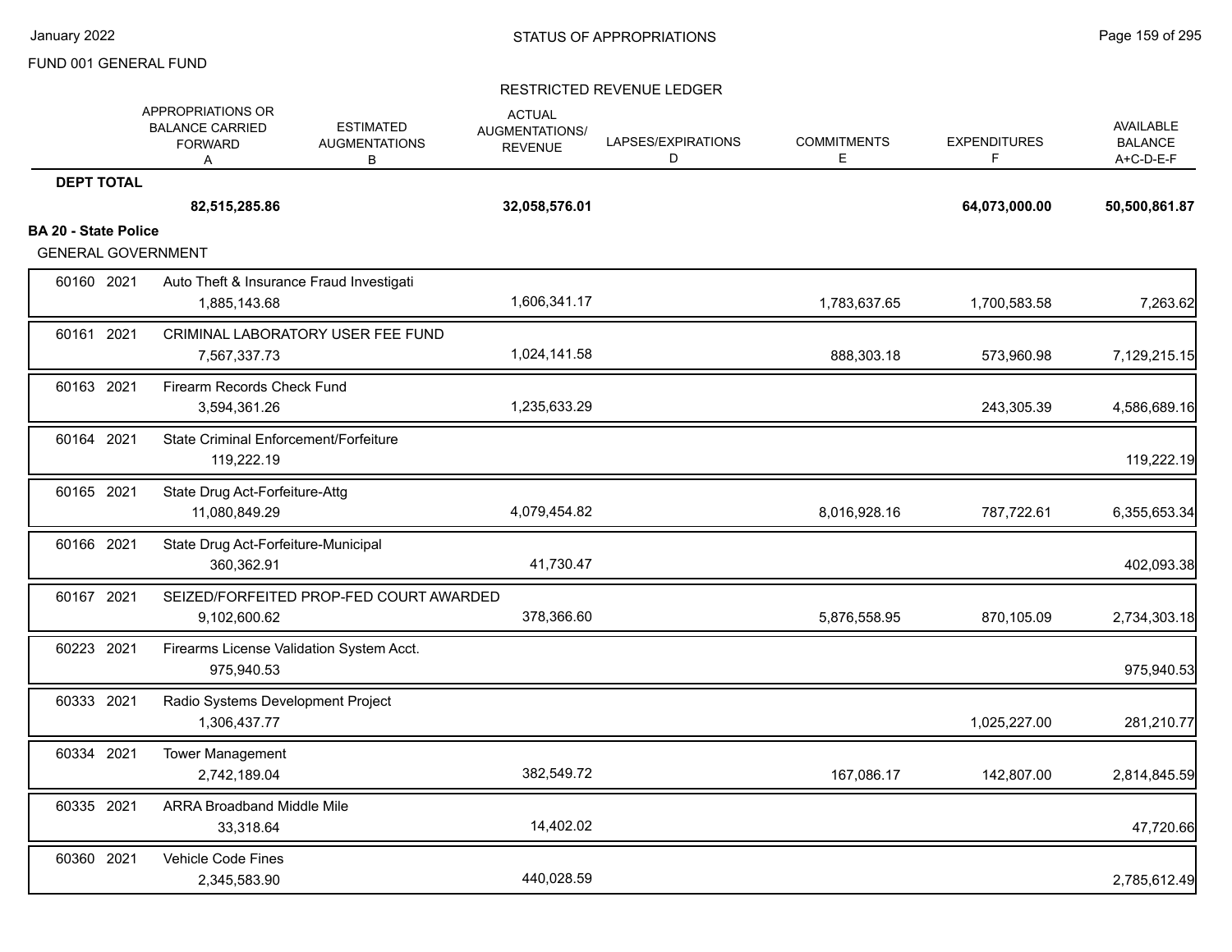FUND 001 GENERAL FUND

STATUS OF APPROPRIATIONS

RESTRICTED REVENUE LEDGER

| | APPROPRIATIONS OR BALANCE CARRIED FORWARD A | ESTIMATED AUGMENTATIONS B | ACTUAL AUGMENTATIONS/ REVENUE C | LAPSES/EXPIRATIONS D | COMMITMENTS E | EXPENDITURES F | AVAILABLE BALANCE A+C-D-E-F |
|---|---|---|---|---|---|---|---|
| **DEPT TOTAL** | **82,515,285.86** | | **32,058,576.01** | | | **64,073,000.00** | **50,500,861.87** |
| **BA 20 - State Police** | | | | | | | |
| GENERAL GOVERNMENT | | | | | | | |
| 60160 2021 Auto Theft & Insurance Fraud Investigati | 1,885,143.68 | | 1,606,341.17 | | 1,783,637.65 | 1,700,583.58 | 7,263.62 |
| 60161 2021 CRIMINAL LABORATORY USER FEE FUND | 7,567,337.73 | | 1,024,141.58 | | 888,303.18 | 573,960.98 | 7,129,215.15 |
| 60163 2021 Firearm Records Check Fund | 3,594,361.26 | | 1,235,633.29 | | | 243,305.39 | 4,586,689.16 |
| 60164 2021 State Criminal Enforcement/Forfeiture | 119,222.19 | | | | | | 119,222.19 |
| 60165 2021 State Drug Act-Forfeiture-Attg | 11,080,849.29 | | 4,079,454.82 | | 8,016,928.16 | 787,722.61 | 6,355,653.34 |
| 60166 2021 State Drug Act-Forfeiture-Municipal | 360,362.91 | | 41,730.47 | | | | 402,093.38 |
| 60167 2021 SEIZED/FORFEITED PROP-FED COURT AWARDED | 9,102,600.62 | | 378,366.60 | | 5,876,558.95 | 870,105.09 | 2,734,303.18 |
| 60223 2021 Firearms License Validation System Acct. | 975,940.53 | | | | | | 975,940.53 |
| 60333 2021 Radio Systems Development Project | 1,306,437.77 | | | | | 1,025,227.00 | 281,210.77 |
| 60334 2021 Tower Management | 2,742,189.04 | | 382,549.72 | | 167,086.17 | 142,807.00 | 2,814,845.59 |
| 60335 2021 ARRA Broadband Middle Mile | 33,318.64 | | 14,402.02 | | | | 47,720.66 |
| 60360 2021 Vehicle Code Fines | 2,345,583.90 | | 440,028.59 | | | | 2,785,612.49 |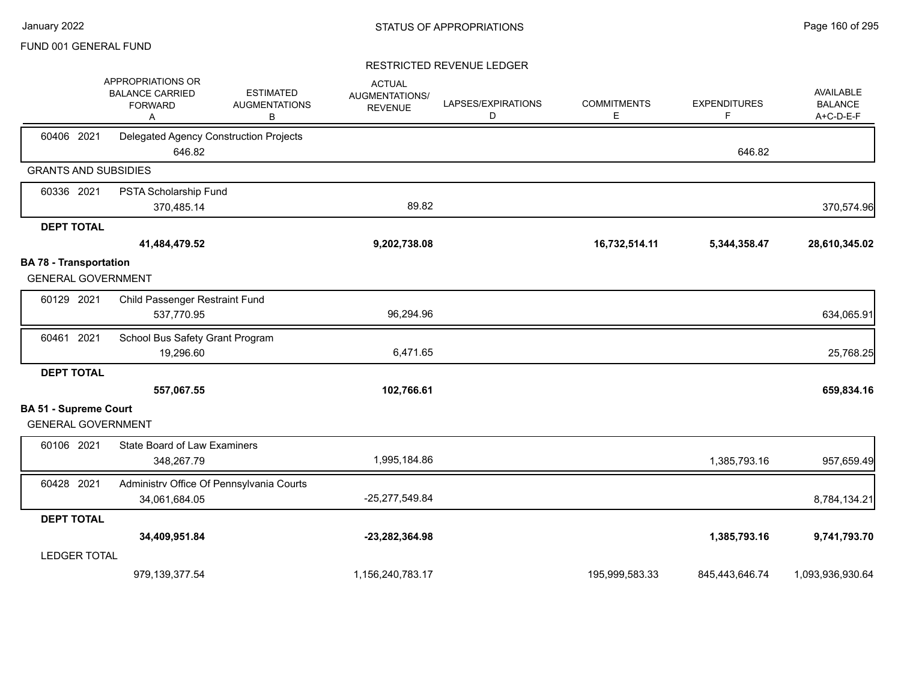FUND 001 GENERAL FUND

STATUS OF APPROPRIATIONS

RESTRICTED REVENUE LEDGER

| | APPROPRIATIONS OR BALANCE CARRIED FORWARD A | ESTIMATED AUGMENTATIONS B | ACTUAL AUGMENTATIONS/ REVENUE | LAPSES/EXPIRATIONS D | COMMITMENTS E | EXPENDITURES F | AVAILABLE BALANCE A+C-D-E-F |
|---|---|---|---|---|---|---|---|
| 60406 2021 Delegated Agency Construction Projects | | | | | | | |
| | 646.82 | | | | | 646.82 | |
| **GRANTS AND SUBSIDIES** | | | | | | | |
| 60336 2021 PSTA Scholarship Fund | | | | | | | |
| | 370,485.14 | | 89.82 | | | | 370,574.96 |
| **DEPT TOTAL** | | | | | | | |
| | **41,484,479.52** | | **9,202,738.08** | | **16,732,514.11** | **5,344,358.47** | **28,610,345.02** |
| **BA 78 - Transportation** | | | | | | | |
| GENERAL GOVERNMENT | | | | | | | |
| 60129 2021 Child Passenger Restraint Fund | | | | | | | |
| | 537,770.95 | | 96,294.96 | | | | 634,065.91 |
| 60461 2021 School Bus Safety Grant Program | | | | | | | |
| | 19,296.60 | | 6,471.65 | | | | 25,768.25 |
| **DEPT TOTAL** | | | | | | | |
| | **557,067.55** | | **102,766.61** | | | | **659,834.16** |
| **BA 51 - Supreme Court** | | | | | | | |
| GENERAL GOVERNMENT | | | | | | | |
| 60106 2021 State Board of Law Examiners | | | | | | | |
| | 348,267.79 | | 1,995,184.86 | | | 1,385,793.16 | 957,659.49 |
| 60428 2021 Administrv Office Of Pennsylvania Courts | | | | | | | |
| | 34,061,684.05 | | -25,277,549.84 | | | | 8,784,134.21 |
| **DEPT TOTAL** | | | | | | | |
| | **34,409,951.84** | | **-23,282,364.98** | | | **1,385,793.16** | **9,741,793.70** |
| LEDGER TOTAL | | | | | | | |
| | 979,139,377.54 | | 1,156,240,783.17 | | 195,999,583.33 | 845,443,646.74 | 1,093,936,930.64 |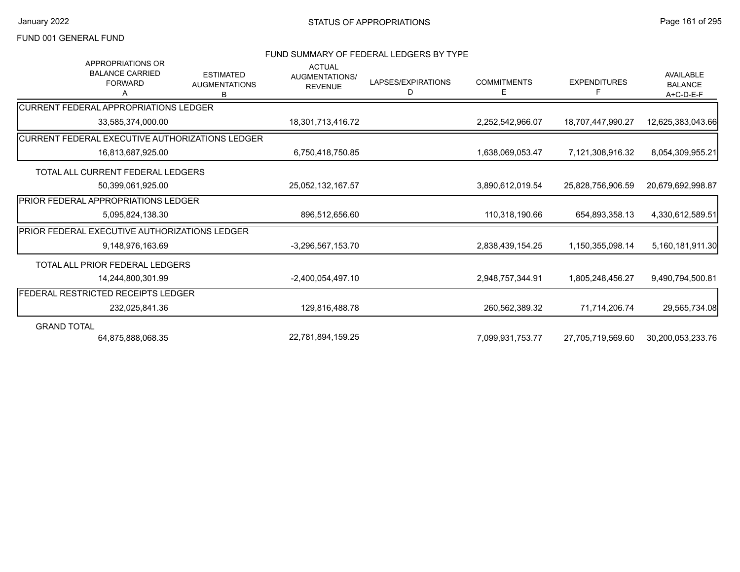FUND 001 GENERAL FUND

## FUND SUMMARY OF FEDERAL LEDGERS BY TYPE

| | APPROPRIATIONS OR BALANCE CARRIED FORWARD A | ESTIMATED AUGMENTATIONS B | ACTUAL AUGMENTATIONS/ REVENUE | LAPSES/EXPIRATIONS D | COMMITMENTS E | EXPENDITURES F | AVAILABLE BALANCE A+C-D-E-F |
|---|---|---|---|---|---|---|---|
| CURRENT FEDERAL APPROPRIATIONS LEDGER | 33,585,374,000.00 | | 18,301,713,416.72 | | 2,252,542,966.07 | 18,707,447,990.27 | 12,625,383,043.66 |
| CURRENT FEDERAL EXECUTIVE AUTHORIZATIONS LEDGER | 16,813,687,925.00 | | 6,750,418,750.85 | | 1,638,069,053.47 | 7,121,308,916.32 | 8,054,309,955.21 |
| TOTAL ALL CURRENT FEDERAL LEDGERS | 50,399,061,925.00 | | 25,052,132,167.57 | | 3,890,612,019.54 | 25,828,756,906.59 | 20,679,692,998.87 |
| PRIOR FEDERAL APPROPRIATIONS LEDGER | 5,095,824,138.30 | | 896,512,656.60 | | 110,318,190.66 | 654,893,358.13 | 4,330,612,589.51 |
| PRIOR FEDERAL EXECUTIVE AUTHORIZATIONS LEDGER | 9,148,976,163.69 | | -3,296,567,153.70 | | 2,838,439,154.25 | 1,150,355,098.14 | 5,160,181,911.30 |
| TOTAL ALL PRIOR FEDERAL LEDGERS | 14,244,800,301.99 | | -2,400,054,497.10 | | 2,948,757,344.91 | 1,805,248,456.27 | 9,490,794,500.81 |
| FEDERAL RESTRICTED RECEIPTS LEDGER | 232,025,841.36 | | 129,816,488.78 | | 260,562,389.32 | 71,714,206.74 | 29,565,734.08 |
| GRAND TOTAL | 64,875,888,068.35 | | 22,781,894,159.25 | | 7,099,931,753.77 | 27,705,719,569.60 | 30,200,053,233.76 |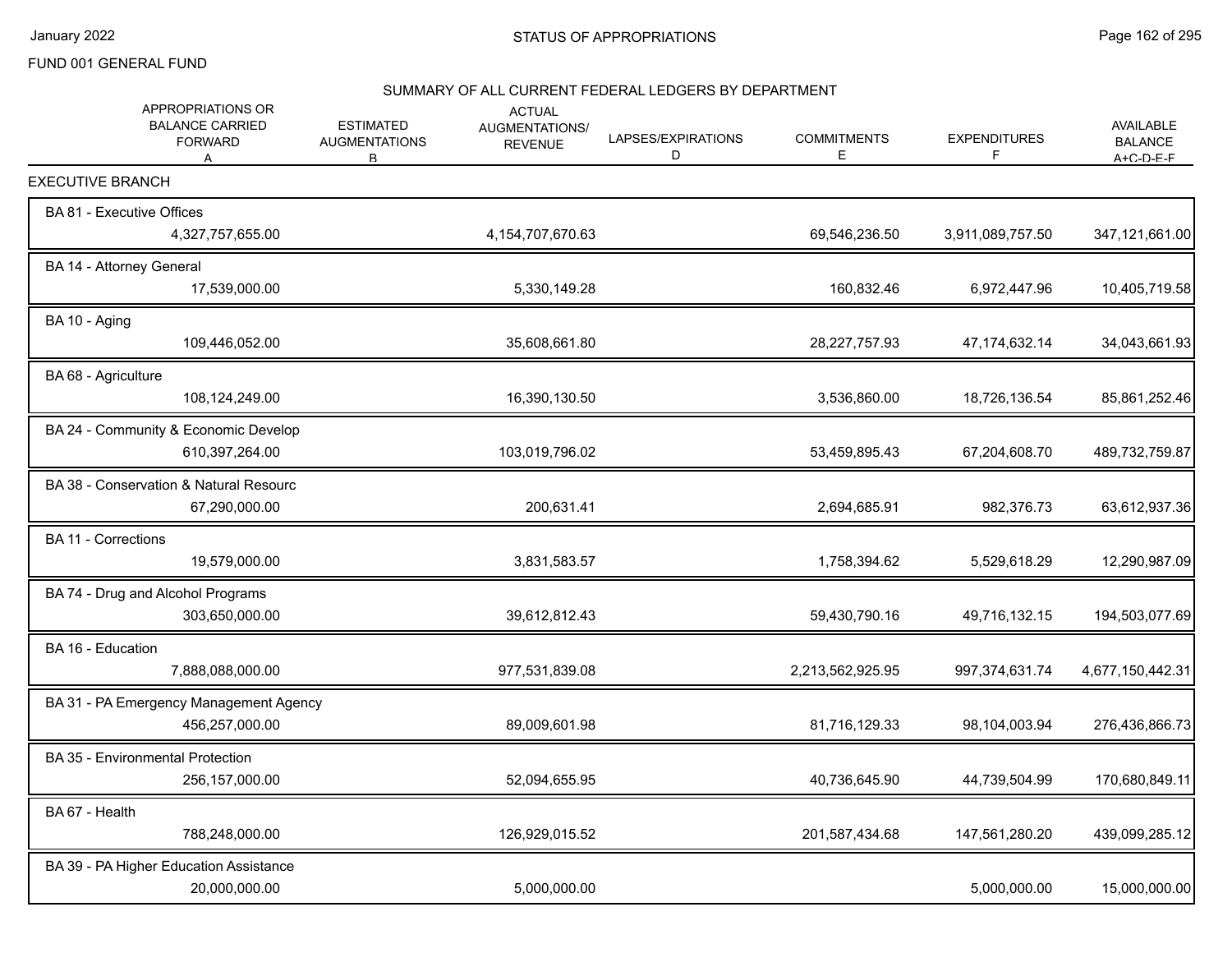FUND 001 GENERAL FUND

## STATUS OF APPROPRIATIONS

### SUMMARY OF ALL CURRENT FEDERAL LEDGERS BY DEPARTMENT

| | APPROPRIATIONS OR BALANCE CARRIED FORWARD A | ESTIMATED AUGMENTATIONS B | ACTUAL AUGMENTATIONS/ REVENUE | LAPSES/EXPIRATIONS D | COMMITMENTS E | EXPENDITURES F | AVAILABLE BALANCE A+C-D-E-F |
|---|---|---|---|---|---|---|---|
| **EXECUTIVE BRANCH** | | | | | | | |
| BA 81 - Executive Offices | 4,327,757,655.00 | | 4,154,707,670.63 | | 69,546,236.50 | 3,911,089,757.50 | 347,121,661.00 |
| BA 14 - Attorney General | 17,539,000.00 | | 5,330,149.28 | | 160,832.46 | 6,972,447.96 | 10,405,719.58 |
| BA 10 - Aging | 109,446,052.00 | | 35,608,661.80 | | 28,227,757.93 | 47,174,632.14 | 34,043,661.93 |
| BA 68 - Agriculture | 108,124,249.00 | | 16,390,130.50 | | 3,536,860.00 | 18,726,136.54 | 85,861,252.46 |
| BA 24 - Community & Economic Develop | 610,397,264.00 | | 103,019,796.02 | | 53,459,895.43 | 67,204,608.70 | 489,732,759.87 |
| BA 38 - Conservation & Natural Resourc | 67,290,000.00 | | 200,631.41 | | 2,694,685.91 | 982,376.73 | 63,612,937.36 |
| BA 11 - Corrections | 19,579,000.00 | | 3,831,583.57 | | 1,758,394.62 | 5,529,618.29 | 12,290,987.09 |
| BA 74 - Drug and Alcohol Programs | 303,650,000.00 | | 39,612,812.43 | | 59,430,790.16 | 49,716,132.15 | 194,503,077.69 |
| BA 16 - Education | 7,888,088,000.00 | | 977,531,839.08 | | 2,213,562,925.95 | 997,374,631.74 | 4,677,150,442.31 |
| BA 31 - PA Emergency Management Agency | 456,257,000.00 | | 89,009,601.98 | | 81,716,129.33 | 98,104,003.94 | 276,436,866.73 |
| BA 35 - Environmental Protection | 256,157,000.00 | | 52,094,655.95 | | 40,736,645.90 | 44,739,504.99 | 170,680,849.11 |
| BA 67 - Health | 788,248,000.00 | | 126,929,015.52 | | 201,587,434.68 | 147,561,280.20 | 439,099,285.12 |
| BA 39 - PA Higher Education Assistance | 20,000,000.00 | | 5,000,000.00 | | | 5,000,000.00 | 15,000,000.00 |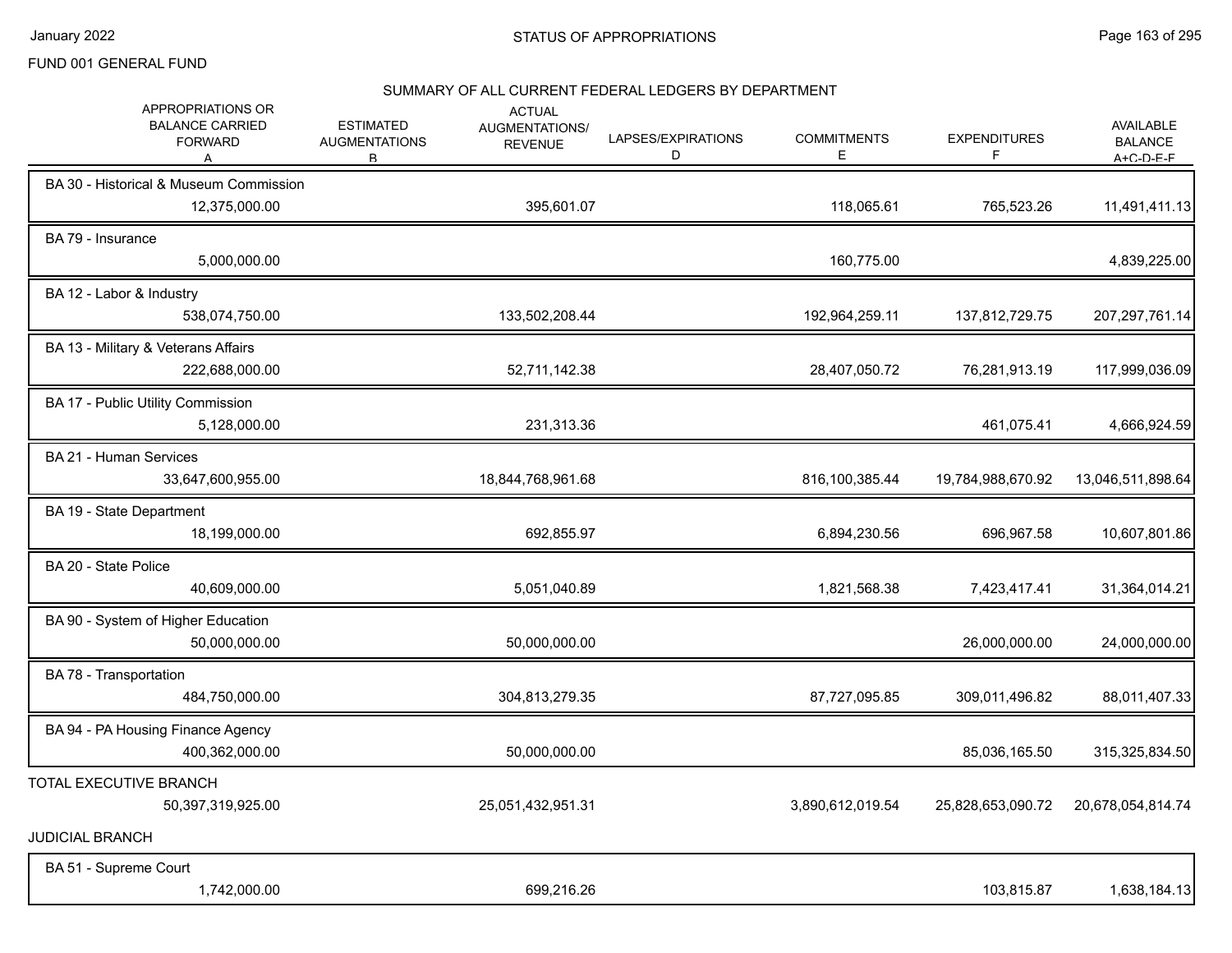FUND 001 GENERAL FUND

## SUMMARY OF ALL CURRENT FEDERAL LEDGERS BY DEPARTMENT

| APPROPRIATIONS OR BALANCE CARRIED FORWARD A | ESTIMATED AUGMENTATIONS B | ACTUAL AUGMENTATIONS/ REVENUE | LAPSES/EXPIRATIONS D | COMMITMENTS E | EXPENDITURES F | AVAILABLE BALANCE A+C-D-E-F |
|---|---|---|---|---|---|---|
| **BA 30 - Historical & Museum Commission** | | | | | | |
| 12,375,000.00 | | 395,601.07 | | 118,065.61 | 765,523.26 | 11,491,411.13 |
| **BA 79 - Insurance** | | | | | | |
| 5,000,000.00 | | | | 160,775.00 | | 4,839,225.00 |
| **BA 12 - Labor & Industry** | | | | | | |
| 538,074,750.00 | | 133,502,208.44 | | 192,964,259.11 | 137,812,729.75 | 207,297,761.14 |
| **BA 13 - Military & Veterans Affairs** | | | | | | |
| 222,688,000.00 | | 52,711,142.38 | | 28,407,050.72 | 76,281,913.19 | 117,999,036.09 |
| **BA 17 - Public Utility Commission** | | | | | | |
| 5,128,000.00 | | 231,313.36 | | | 461,075.41 | 4,666,924.59 |
| **BA 21 - Human Services** | | | | | | |
| 33,647,600,955.00 | | 18,844,768,961.68 | | 816,100,385.44 | 19,784,988,670.92 | 13,046,511,898.64 |
| **BA 19 - State Department** | | | | | | |
| 18,199,000.00 | | 692,855.97 | | 6,894,230.56 | 696,967.58 | 10,607,801.86 |
| **BA 20 - State Police** | | | | | | |
| 40,609,000.00 | | 5,051,040.89 | | 1,821,568.38 | 7,423,417.41 | 31,364,014.21 |
| **BA 90 - System of Higher Education** | | | | | | |
| 50,000,000.00 | | 50,000,000.00 | | | 26,000,000.00 | 24,000,000.00 |
| **BA 78 - Transportation** | | | | | | |
| 484,750,000.00 | | 304,813,279.35 | | 87,727,095.85 | 309,011,496.82 | 88,011,407.33 |
| **BA 94 - PA Housing Finance Agency** | | | | | | |
| 400,362,000.00 | | 50,000,000.00 | | | 85,036,165.50 | 315,325,834.50 |
| **TOTAL EXECUTIVE BRANCH** | | | | | | |
| 50,397,319,925.00 | | 25,051,432,951.31 | | 3,890,612,019.54 | 25,828,653,090.72 | 20,678,054,814.74 |
| **JUDICIAL BRANCH** | | | | | | |
| **BA 51 - Supreme Court** | | | | | | |
| 1,742,000.00 | | 699,216.26 | | | 103,815.87 | 1,638,184.13 |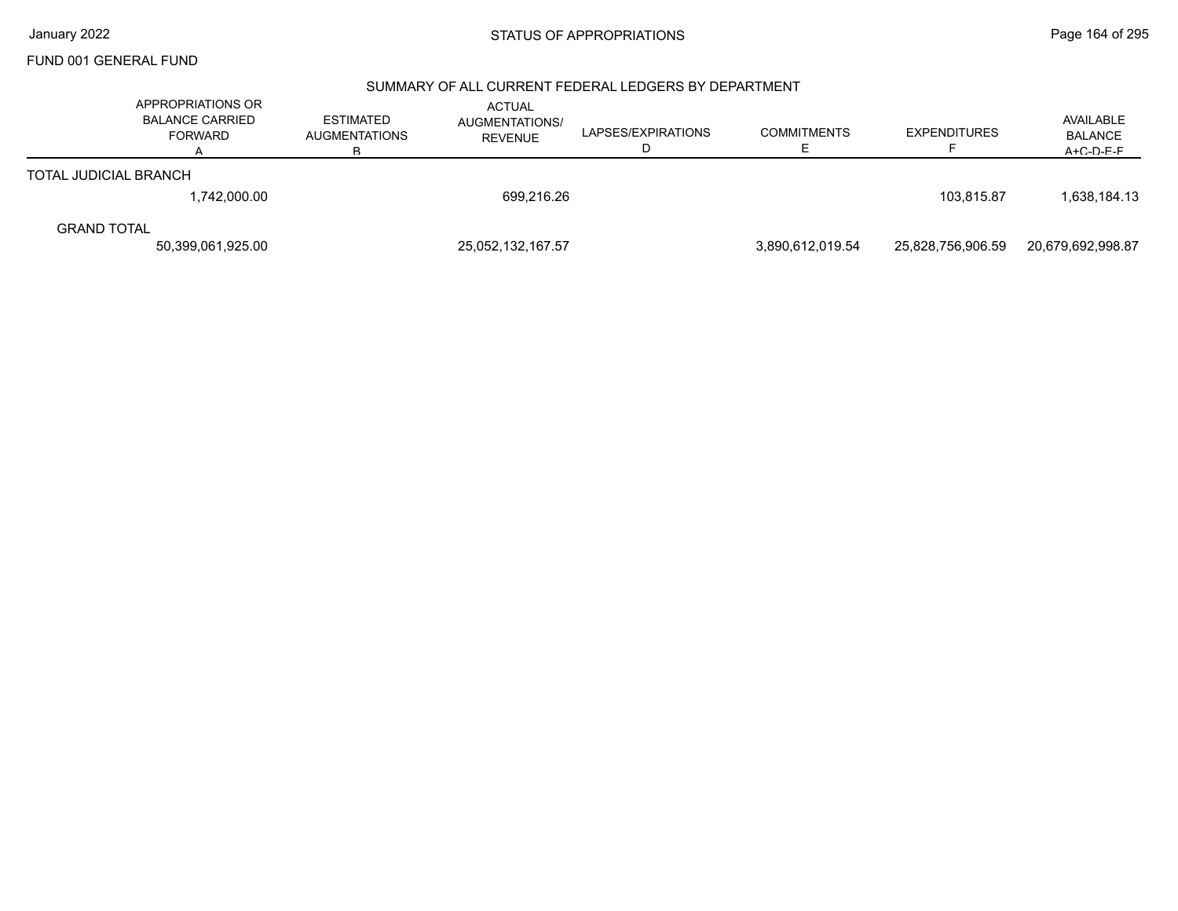FUND 001 GENERAL FUND

## SUMMARY OF ALL CURRENT FEDERAL LEDGERS BY DEPARTMENT

| | APPROPRIATIONS OR BALANCE CARRIED FORWARD A | ESTIMATED AUGMENTATIONS B | ACTUAL AUGMENTATIONS/ REVENUE | LAPSES/EXPIRATIONS D | COMMITMENTS E | EXPENDITURES F | AVAILABLE BALANCE A+C-D-E-F |
|---|---|---|---|---|---|---|---|
| TOTAL JUDICIAL BRANCH | 1,742,000.00 | | 699,216.26 | | | 103,815.87 | 1,638,184.13 |
| GRAND TOTAL | 50,399,061,925.00 | | 25,052,132,167.57 | | 3,890,612,019.54 | 25,828,756,906.59 | 20,679,692,998.87 |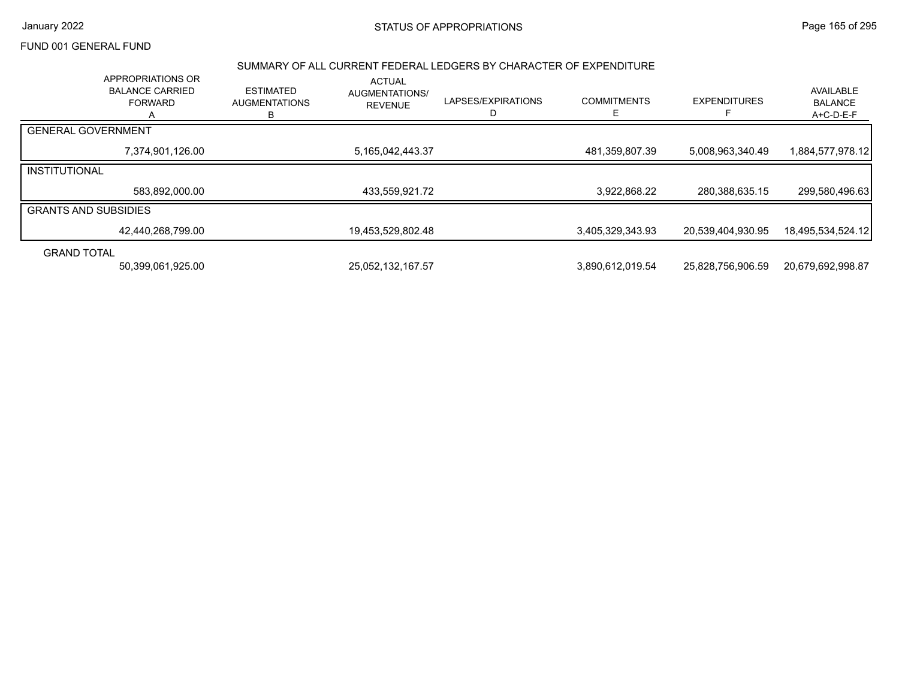FUND 001 GENERAL FUND

## STATUS OF APPROPRIATIONS

### SUMMARY OF ALL CURRENT FEDERAL LEDGERS BY CHARACTER OF EXPENDITURE

| | APPROPRIATIONS OR BALANCE CARRIED FORWARD A | ESTIMATED AUGMENTATIONS B | ACTUAL AUGMENTATIONS/ REVENUE | LAPSES/EXPIRATIONS D | COMMITMENTS E | EXPENDITURES F | AVAILABLE BALANCE A+C-D-E-F |
|---|---|---|---|---|---|---|---|
| GENERAL GOVERNMENT | | | | | | | |
| | 7,374,901,126.00 | | 5,165,042,443.37 | | 481,359,807.39 | 5,008,963,340.49 | 1,884,577,978.12 |
| INSTITUTIONAL | | | | | | | |
| | 583,892,000.00 | | 433,559,921.72 | | 3,922,868.22 | 280,388,635.15 | 299,580,496.63 |
| GRANTS AND SUBSIDIES | | | | | | | |
| | 42,440,268,799.00 | | 19,453,529,802.48 | | 3,405,329,343.93 | 20,539,404,930.95 | 18,495,534,524.12 |
| GRAND TOTAL | | | | | | | |
| | 50,399,061,925.00 | | 25,052,132,167.57 | | 3,890,612,019.54 | 25,828,756,906.59 | 20,679,692,998.87 |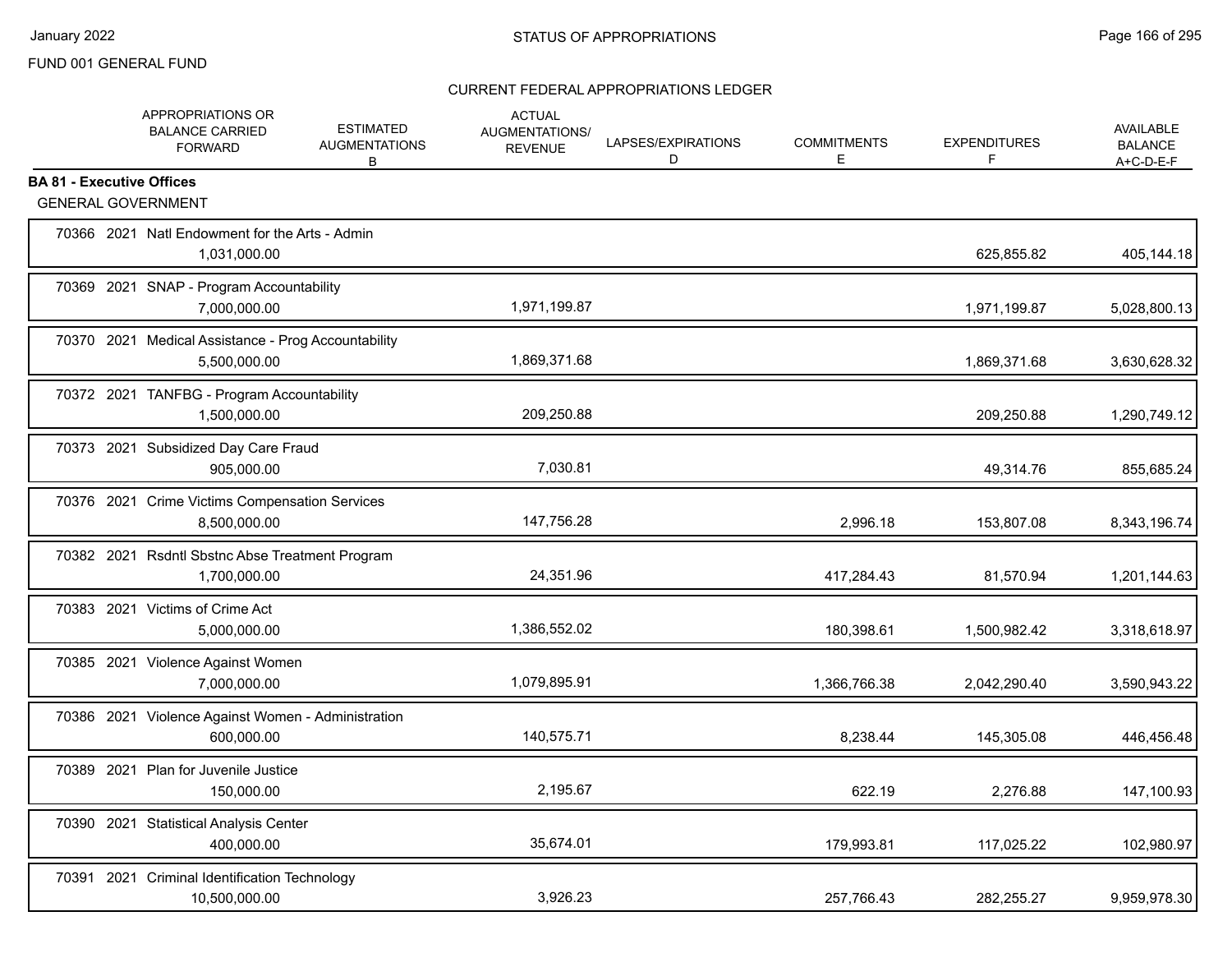FUND 001 GENERAL FUND

STATUS OF APPROPRIATIONS

CURRENT FEDERAL APPROPRIATIONS LEDGER

| | APPROPRIATIONS OR BALANCE CARRIED FORWARD | ESTIMATED AUGMENTATIONS B | ACTUAL AUGMENTATIONS/ REVENUE | LAPSES/EXPIRATIONS D | COMMITMENTS E | EXPENDITURES F | AVAILABLE BALANCE A+C-D-E-F |
|---|---|---|---|---|---|---|---|
| **BA 81 - Executive Offices** | | | | | | | |
| GENERAL GOVERNMENT | | | | | | | |
| 70366 2021 Natl Endowment for the Arts - Admin | 1,031,000.00 | | | | | 625,855.82 | 405,144.18 |
| 70369 2021 SNAP - Program Accountability | 7,000,000.00 | | 1,971,199.87 | | | 1,971,199.87 | 5,028,800.13 |
| 70370 2021 Medical Assistance - Prog Accountability | 5,500,000.00 | | 1,869,371.68 | | | 1,869,371.68 | 3,630,628.32 |
| 70372 2021 TANFBG - Program Accountability | 1,500,000.00 | | 209,250.88 | | | 209,250.88 | 1,290,749.12 |
| 70373 2021 Subsidized Day Care Fraud | 905,000.00 | | 7,030.81 | | | 49,314.76 | 855,685.24 |
| 70376 2021 Crime Victims Compensation Services | 8,500,000.00 | | 147,756.28 | | 2,996.18 | 153,807.08 | 8,343,196.74 |
| 70382 2021 Rsdntl Sbstnc Abse Treatment Program | 1,700,000.00 | | 24,351.96 | | 417,284.43 | 81,570.94 | 1,201,144.63 |
| 70383 2021 Victims of Crime Act | 5,000,000.00 | | 1,386,552.02 | | 180,398.61 | 1,500,982.42 | 3,318,618.97 |
| 70385 2021 Violence Against Women | 7,000,000.00 | | 1,079,895.91 | | 1,366,766.38 | 2,042,290.40 | 3,590,943.22 |
| 70386 2021 Violence Against Women - Administration | 600,000.00 | | 140,575.71 | | 8,238.44 | 145,305.08 | 446,456.48 |
| 70389 2021 Plan for Juvenile Justice | 150,000.00 | | 2,195.67 | | 622.19 | 2,276.88 | 147,100.93 |
| 70390 2021 Statistical Analysis Center | 400,000.00 | | 35,674.01 | | 179,993.81 | 117,025.22 | 102,980.97 |
| 70391 2021 Criminal Identification Technology | 10,500,000.00 | | 3,926.23 | | 257,766.43 | 282,255.27 | 9,959,978.30 |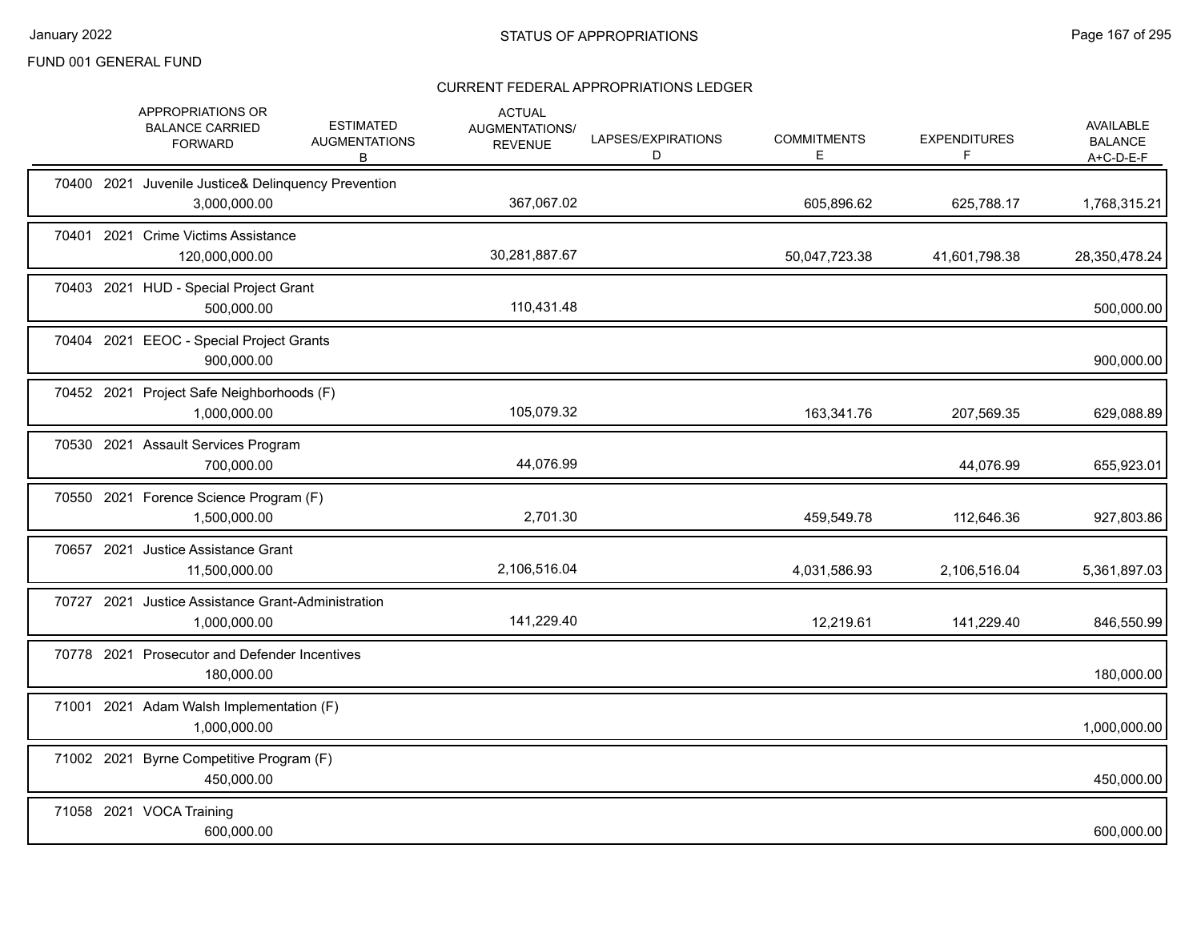FUND 001 GENERAL FUND

## STATUS OF APPROPRIATIONS

### CURRENT FEDERAL APPROPRIATIONS LEDGER

| | APPROPRIATIONS OR BALANCE CARRIED FORWARD | ESTIMATED AUGMENTATIONS B | ACTUAL AUGMENTATIONS/ REVENUE | LAPSES/EXPIRATIONS D | COMMITMENTS E | EXPENDITURES F | AVAILABLE BALANCE A+C-D-E-F |
|---|---|---|---|---|---|---|---|
| 70400 2021 Juvenile Justice& Delinquency Prevention | 3,000,000.00 | | 367,067.02 | | 605,896.62 | 625,788.17 | 1,768,315.21 |
| 70401 2021 Crime Victims Assistance | 120,000,000.00 | | 30,281,887.67 | | 50,047,723.38 | 41,601,798.38 | 28,350,478.24 |
| 70403 2021 HUD - Special Project Grant | 500,000.00 | | 110,431.48 | | | | 500,000.00 |
| 70404 2021 EEOC - Special Project Grants | 900,000.00 | | | | | | 900,000.00 |
| 70452 2021 Project Safe Neighborhoods (F) | 1,000,000.00 | | 105,079.32 | | 163,341.76 | 207,569.35 | 629,088.89 |
| 70530 2021 Assault Services Program | 700,000.00 | | 44,076.99 | | | 44,076.99 | 655,923.01 |
| 70550 2021 Forence Science Program (F) | 1,500,000.00 | | 2,701.30 | | 459,549.78 | 112,646.36 | 927,803.86 |
| 70657 2021 Justice Assistance Grant | 11,500,000.00 | | 2,106,516.04 | | 4,031,586.93 | 2,106,516.04 | 5,361,897.03 |
| 70727 2021 Justice Assistance Grant-Administration | 1,000,000.00 | | 141,229.40 | | 12,219.61 | 141,229.40 | 846,550.99 |
| 70778 2021 Prosecutor and Defender Incentives | 180,000.00 | | | | | | 180,000.00 |
| 71001 2021 Adam Walsh Implementation (F) | 1,000,000.00 | | | | | | 1,000,000.00 |
| 71002 2021 Byrne Competitive Program (F) | 450,000.00 | | | | | | 450,000.00 |
| 71058 2021 VOCA Training | 600,000.00 | | | | | | 600,000.00 |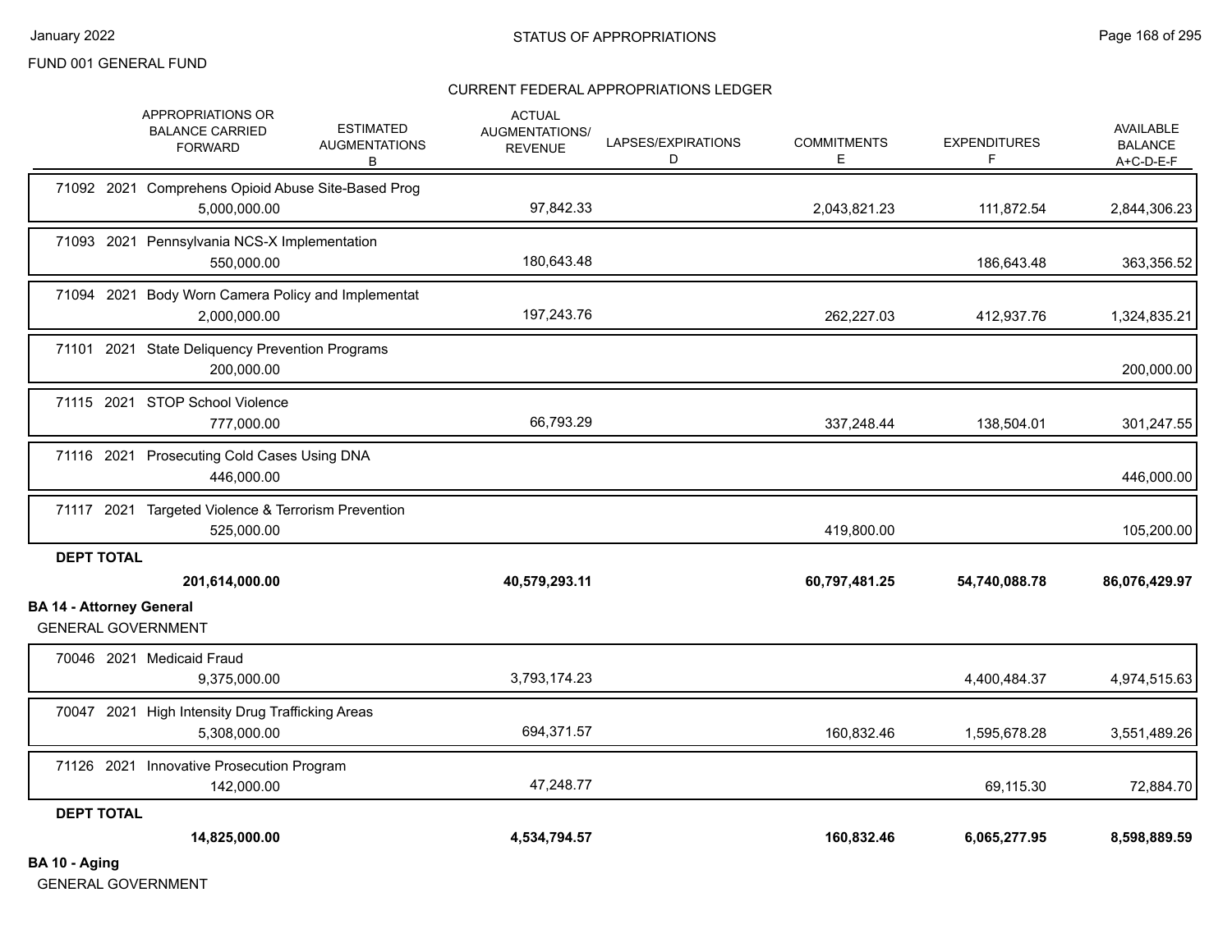FUND 001 GENERAL FUND

STATUS OF APPROPRIATIONS

CURRENT FEDERAL APPROPRIATIONS LEDGER

| | APPROPRIATIONS OR BALANCE CARRIED FORWARD | ESTIMATED AUGMENTATIONS B | ACTUAL AUGMENTATIONS/ REVENUE | LAPSES/EXPIRATIONS D | COMMITMENTS E | EXPENDITURES F | AVAILABLE BALANCE A+C-D-E-F |
|---|---|---|---|---|---|---|---|
| 71092 2021 Comprehens Opioid Abuse Site-Based Prog | 5,000,000.00 | | 97,842.33 | | 2,043,821.23 | 111,872.54 | 2,844,306.23 |
| 71093 2021 Pennsylvania NCS-X Implementation | 550,000.00 | | 180,643.48 | | | 186,643.48 | 363,356.52 |
| 71094 2021 Body Worn Camera Policy and Implementat | 2,000,000.00 | | 197,243.76 | | 262,227.03 | 412,937.76 | 1,324,835.21 |
| 71101 2021 State Deliquency Prevention Programs | 200,000.00 | | | | | | 200,000.00 |
| 71115 2021 STOP School Violence | 777,000.00 | | 66,793.29 | | 337,248.44 | 138,504.01 | 301,247.55 |
| 71116 2021 Prosecuting Cold Cases Using DNA | 446,000.00 | | | | | | 446,000.00 |
| 71117 2021 Targeted Violence & Terrorism Prevention | 525,000.00 | | | | 419,800.00 | | 105,200.00 |
| **DEPT TOTAL** | **201,614,000.00** | | **40,579,293.11** | | **60,797,481.25** | **54,740,088.78** | **86,076,429.97** |

**BA 14 - Attorney General**

GENERAL GOVERNMENT

| | APPROPRIATIONS OR BALANCE CARRIED FORWARD | ESTIMATED AUGMENTATIONS B | ACTUAL AUGMENTATIONS/ REVENUE | LAPSES/EXPIRATIONS D | COMMITMENTS E | EXPENDITURES F | AVAILABLE BALANCE A+C-D-E-F |
|---|---|---|---|---|---|---|---|
| 70046 2021 Medicaid Fraud | 9,375,000.00 | | 3,793,174.23 | | | 4,400,484.37 | 4,974,515.63 |
| 70047 2021 High Intensity Drug Trafficking Areas | 5,308,000.00 | | 694,371.57 | | 160,832.46 | 1,595,678.28 | 3,551,489.26 |
| 71126 2021 Innovative Prosecution Program | 142,000.00 | | 47,248.77 | | | 69,115.30 | 72,884.70 |
| **DEPT TOTAL** | **14,825,000.00** | | **4,534,794.57** | | **160,832.46** | **6,065,277.95** | **8,598,889.59** |

**BA 10 - Aging**

GENERAL GOVERNMENT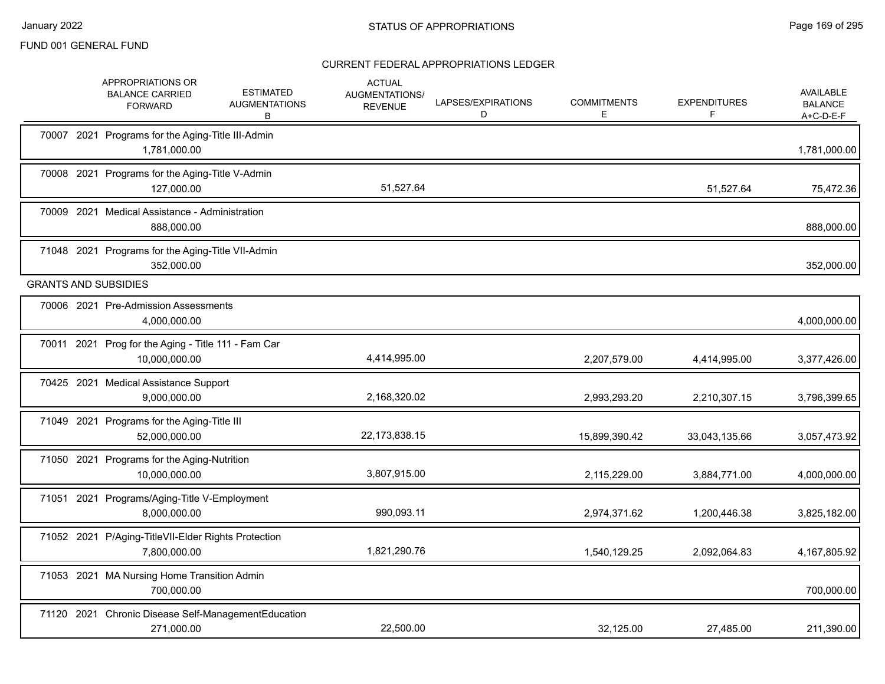FUND 001 GENERAL FUND

## STATUS OF APPROPRIATIONS

### CURRENT FEDERAL APPROPRIATIONS LEDGER

| | APPROPRIATIONS OR BALANCE CARRIED FORWARD | ESTIMATED AUGMENTATIONS B | ACTUAL AUGMENTATIONS/ REVENUE | LAPSES/EXPIRATIONS D | COMMITMENTS E | EXPENDITURES F | AVAILABLE BALANCE A+C-D-E-F |
|---|---|---|---|---|---|---|---|
| 70007 2021 Programs for the Aging-Title III-Admin | 1,781,000.00 | | | | | | 1,781,000.00 |
| 70008 2021 Programs for the Aging-Title V-Admin | 127,000.00 | | 51,527.64 | | | 51,527.64 | 75,472.36 |
| 70009 2021 Medical Assistance - Administration | 888,000.00 | | | | | | 888,000.00 |
| 71048 2021 Programs for the Aging-Title VII-Admin | 352,000.00 | | | | | | 352,000.00 |
| **GRANTS AND SUBSIDIES** | | | | | | | |
| 70006 2021 Pre-Admission Assessments | 4,000,000.00 | | | | | | 4,000,000.00 |
| 70011 2021 Prog for the Aging - Title 111 - Fam Car | 10,000,000.00 | | 4,414,995.00 | | 2,207,579.00 | 4,414,995.00 | 3,377,426.00 |
| 70425 2021 Medical Assistance Support | 9,000,000.00 | | 2,168,320.02 | | 2,993,293.20 | 2,210,307.15 | 3,796,399.65 |
| 71049 2021 Programs for the Aging-Title III | 52,000,000.00 | | 22,173,838.15 | | 15,899,390.42 | 33,043,135.66 | 3,057,473.92 |
| 71050 2021 Programs for the Aging-Nutrition | 10,000,000.00 | | 3,807,915.00 | | 2,115,229.00 | 3,884,771.00 | 4,000,000.00 |
| 71051 2021 Programs/Aging-Title V-Employment | 8,000,000.00 | | 990,093.11 | | 2,974,371.62 | 1,200,446.38 | 3,825,182.00 |
| 71052 2021 P/Aging-TitleVII-Elder Rights Protection | 7,800,000.00 | | 1,821,290.76 | | 1,540,129.25 | 2,092,064.83 | 4,167,805.92 |
| 71053 2021 MA Nursing Home Transition Admin | 700,000.00 | | | | | | 700,000.00 |
| 71120 2021 Chronic Disease Self-ManagementEducation | 271,000.00 | | 22,500.00 | | 32,125.00 | 27,485.00 | 211,390.00 |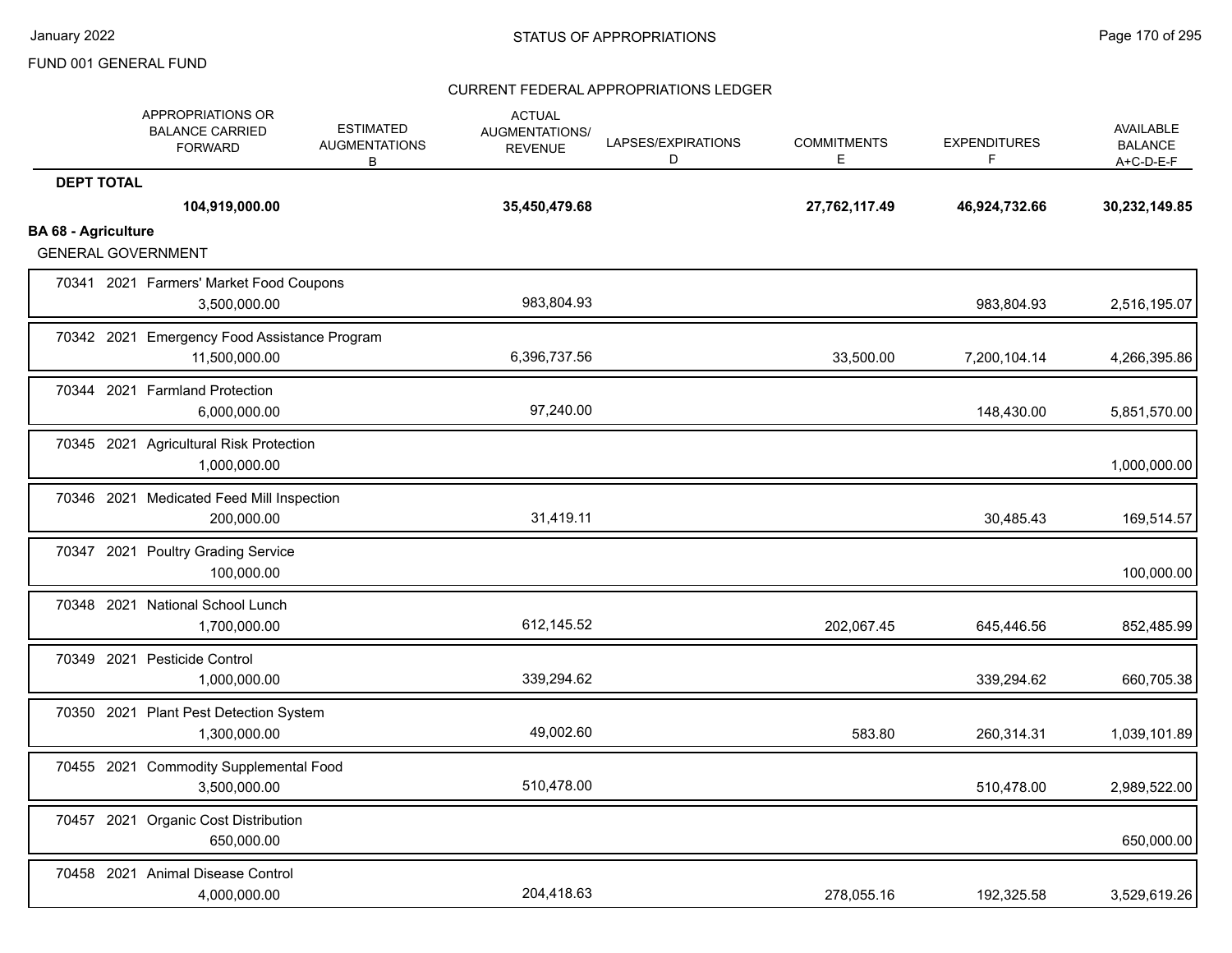FUND 001 GENERAL FUND

## CURRENT FEDERAL APPROPRIATIONS LEDGER

| | APPROPRIATIONS OR BALANCE CARRIED FORWARD | ESTIMATED AUGMENTATIONS B | ACTUAL AUGMENTATIONS/ REVENUE | LAPSES/EXPIRATIONS D | COMMITMENTS E | EXPENDITURES F | AVAILABLE BALANCE A+C-D-E-F |
|---|---|---|---|---|---|---|---|
| **DEPT TOTAL** | **104,919,000.00** | | **35,450,479.68** | | **27,762,117.49** | **46,924,732.66** | **30,232,149.85** |
| **BA 68 - Agriculture** | | | | | | | |
| GENERAL GOVERNMENT | | | | | | | |
| 70341 2021 Farmers' Market Food Coupons | 3,500,000.00 | | 983,804.93 | | | 983,804.93 | 2,516,195.07 |
| 70342 2021 Emergency Food Assistance Program | 11,500,000.00 | | 6,396,737.56 | | 33,500.00 | 7,200,104.14 | 4,266,395.86 |
| 70344 2021 Farmland Protection | 6,000,000.00 | | 97,240.00 | | | 148,430.00 | 5,851,570.00 |
| 70345 2021 Agricultural Risk Protection | 1,000,000.00 | | | | | | 1,000,000.00 |
| 70346 2021 Medicated Feed Mill Inspection | 200,000.00 | | 31,419.11 | | | 30,485.43 | 169,514.57 |
| 70347 2021 Poultry Grading Service | 100,000.00 | | | | | | 100,000.00 |
| 70348 2021 National School Lunch | 1,700,000.00 | | 612,145.52 | | 202,067.45 | 645,446.56 | 852,485.99 |
| 70349 2021 Pesticide Control | 1,000,000.00 | | 339,294.62 | | | 339,294.62 | 660,705.38 |
| 70350 2021 Plant Pest Detection System | 1,300,000.00 | | 49,002.60 | | 583.80 | 260,314.31 | 1,039,101.89 |
| 70455 2021 Commodity Supplemental Food | 3,500,000.00 | | 510,478.00 | | | 510,478.00 | 2,989,522.00 |
| 70457 2021 Organic Cost Distribution | 650,000.00 | | | | | | 650,000.00 |
| 70458 2021 Animal Disease Control | 4,000,000.00 | | 204,418.63 | | 278,055.16 | 192,325.58 | 3,529,619.26 |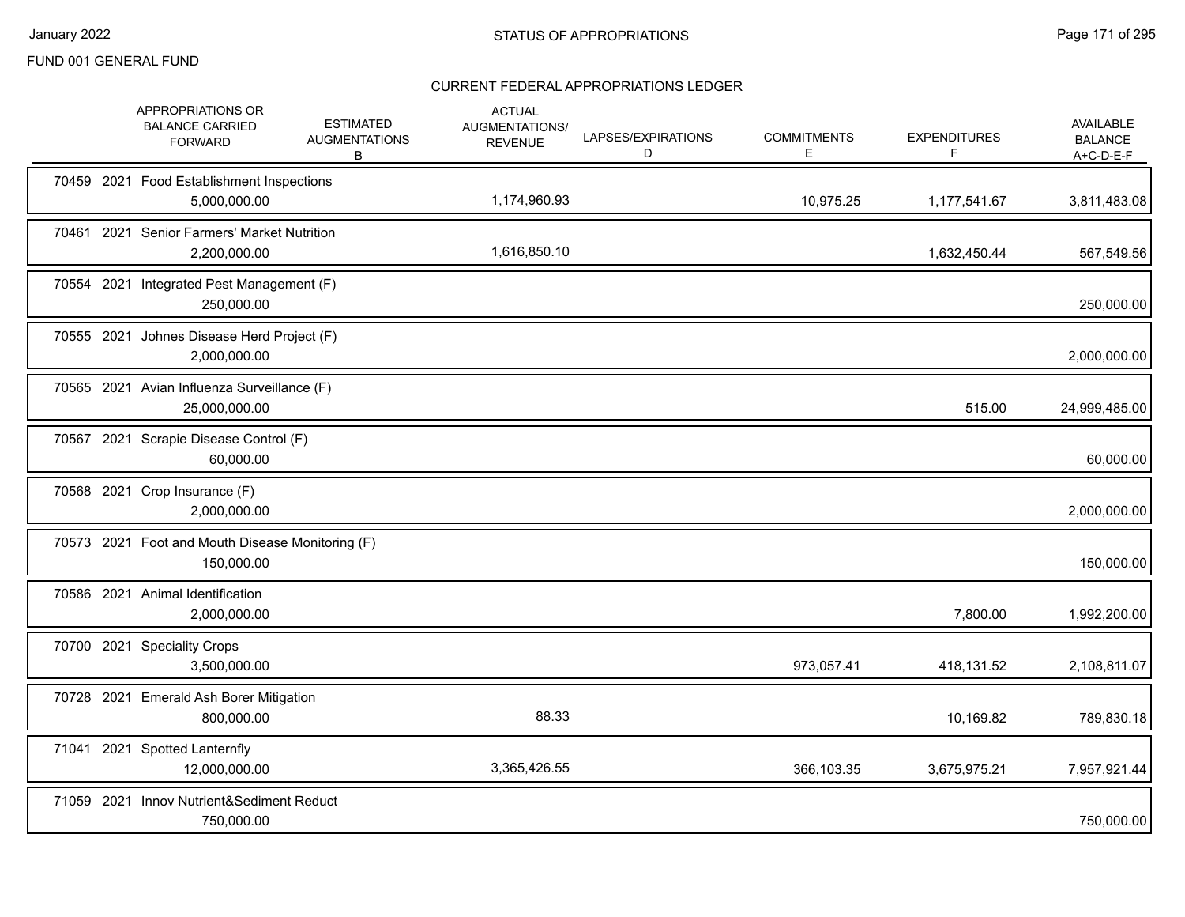FUND 001 GENERAL FUND

## STATUS OF APPROPRIATIONS

### CURRENT FEDERAL APPROPRIATIONS LEDGER

| | APPROPRIATIONS OR BALANCE CARRIED FORWARD | ESTIMATED AUGMENTATIONS B | ACTUAL AUGMENTATIONS/ REVENUE | LAPSES/EXPIRATIONS D | COMMITMENTS E | EXPENDITURES F | AVAILABLE BALANCE A+C-D-E-F |
|---|---|---|---|---|---|---|---|
| 70459 2021 Food Establishment Inspections | 5,000,000.00 | | 1,174,960.93 | | 10,975.25 | 1,177,541.67 | 3,811,483.08 |
| 70461 2021 Senior Farmers' Market Nutrition | 2,200,000.00 | | 1,616,850.10 | | | 1,632,450.44 | 567,549.56 |
| 70554 2021 Integrated Pest Management (F) | 250,000.00 | | | | | | 250,000.00 |
| 70555 2021 Johnes Disease Herd Project (F) | 2,000,000.00 | | | | | | 2,000,000.00 |
| 70565 2021 Avian Influenza Surveillance (F) | 25,000,000.00 | | | | | 515.00 | 24,999,485.00 |
| 70567 2021 Scrapie Disease Control (F) | 60,000.00 | | | | | | 60,000.00 |
| 70568 2021 Crop Insurance (F) | 2,000,000.00 | | | | | | 2,000,000.00 |
| 70573 2021 Foot and Mouth Disease Monitoring (F) | 150,000.00 | | | | | | 150,000.00 |
| 70586 2021 Animal Identification | 2,000,000.00 | | | | | 7,800.00 | 1,992,200.00 |
| 70700 2021 Speciality Crops | 3,500,000.00 | | | | 973,057.41 | 418,131.52 | 2,108,811.07 |
| 70728 2021 Emerald Ash Borer Mitigation | 800,000.00 | | 88.33 | | | 10,169.82 | 789,830.18 |
| 71041 2021 Spotted Lanternfly | 12,000,000.00 | | 3,365,426.55 | | 366,103.35 | 3,675,975.21 | 7,957,921.44 |
| 71059 2021 Innov Nutrient&Sediment Reduct | 750,000.00 | | | | | | 750,000.00 |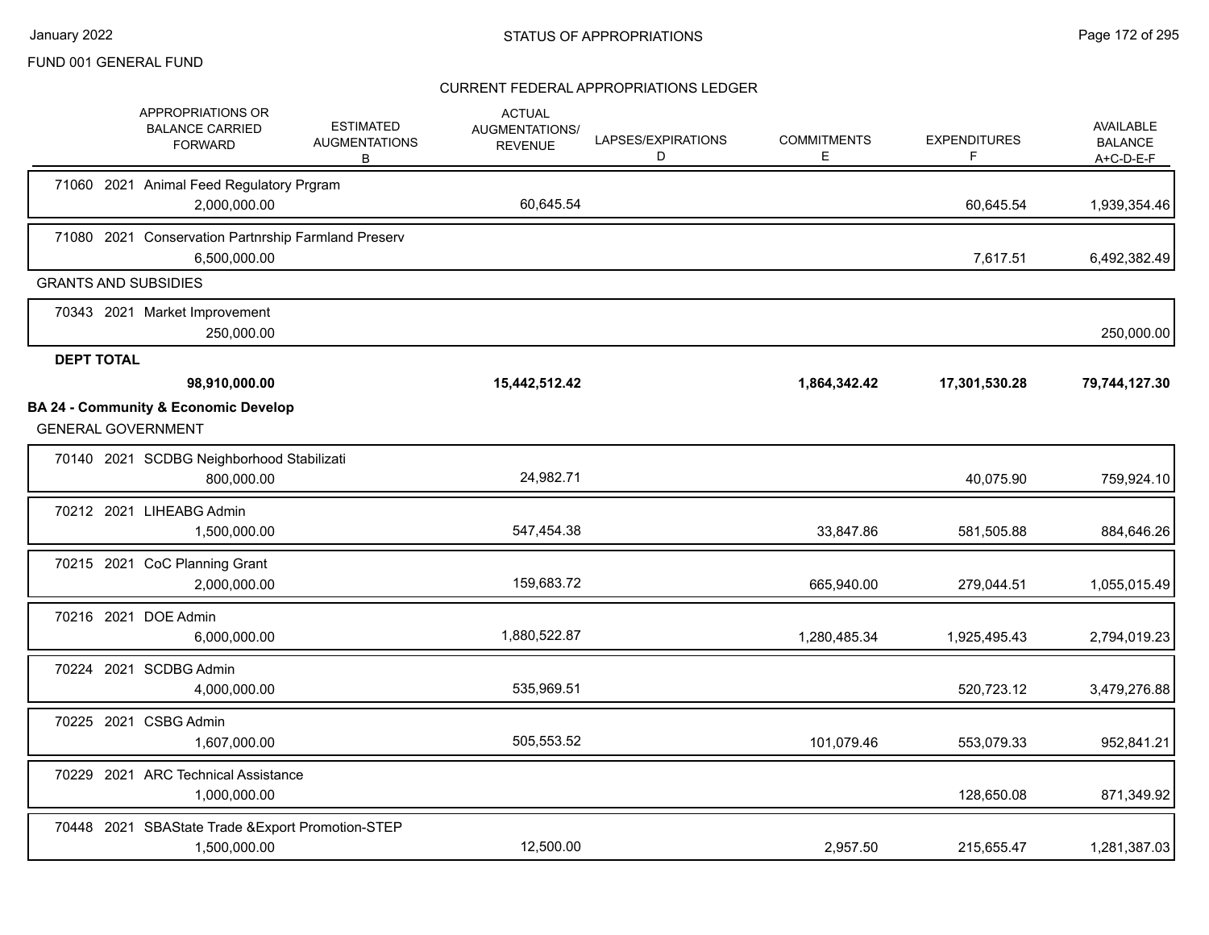FUND 001 GENERAL FUND

## STATUS OF APPROPRIATIONS

### CURRENT FEDERAL APPROPRIATIONS LEDGER

| | APPROPRIATIONS OR BALANCE CARRIED FORWARD | ESTIMATED AUGMENTATIONS B | ACTUAL AUGMENTATIONS/ REVENUE | LAPSES/EXPIRATIONS D | COMMITMENTS E | EXPENDITURES F | AVAILABLE BALANCE A+C-D-E-F |
|---|---|---|---|---|---|---|---|
| 71060 2021 Animal Feed Regulatory Prgram | 2,000,000.00 | | 60,645.54 | | | 60,645.54 | 1,939,354.46 |
| 71080 2021 Conservation Partnrship Farmland Preserv | 6,500,000.00 | | | | | 7,617.51 | 6,492,382.49 |
| GRANTS AND SUBSIDIES | | | | | | | |
| 70343 2021 Market Improvement | 250,000.00 | | | | | | 250,000.00 |
| **DEPT TOTAL** | **98,910,000.00** | | **15,442,512.42** | | **1,864,342.42** | **17,301,530.28** | **79,744,127.30** |
| **BA 24 - Community & Economic Develop** | | | | | | | |
| GENERAL GOVERNMENT | | | | | | | |
| 70140 2021 SCDBG Neighborhood Stabilizati | 800,000.00 | | 24,982.71 | | | 40,075.90 | 759,924.10 |
| 70212 2021 LIHEABG Admin | 1,500,000.00 | | 547,454.38 | | 33,847.86 | 581,505.88 | 884,646.26 |
| 70215 2021 CoC Planning Grant | 2,000,000.00 | | 159,683.72 | | 665,940.00 | 279,044.51 | 1,055,015.49 |
| 70216 2021 DOE Admin | 6,000,000.00 | | 1,880,522.87 | | 1,280,485.34 | 1,925,495.43 | 2,794,019.23 |
| 70224 2021 SCDBG Admin | 4,000,000.00 | | 535,969.51 | | | 520,723.12 | 3,479,276.88 |
| 70225 2021 CSBG Admin | 1,607,000.00 | | 505,553.52 | | 101,079.46 | 553,079.33 | 952,841.21 |
| 70229 2021 ARC Technical Assistance | 1,000,000.00 | | | | | 128,650.08 | 871,349.92 |
| 70448 2021 SBAState Trade &Export Promotion-STEP | 1,500,000.00 | | 12,500.00 | | 2,957.50 | 215,655.47 | 1,281,387.03 |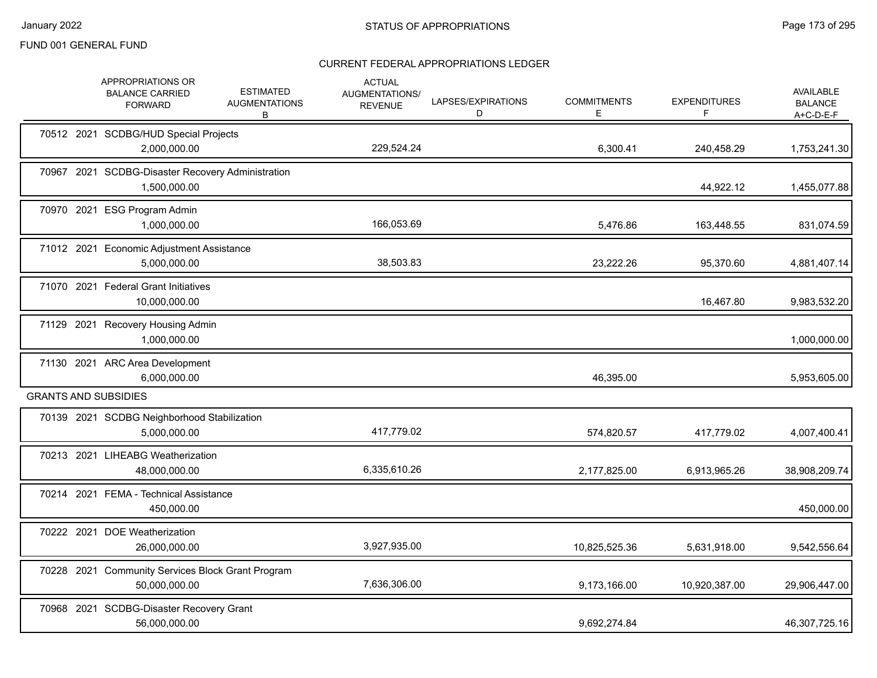FUND 001 GENERAL FUND

## STATUS OF APPROPRIATIONS

### CURRENT FEDERAL APPROPRIATIONS LEDGER

| | APPROPRIATIONS OR BALANCE CARRIED FORWARD | ESTIMATED AUGMENTATIONS B | ACTUAL AUGMENTATIONS/ REVENUE | LAPSES/EXPIRATIONS D | COMMITMENTS E | EXPENDITURES F | AVAILABLE BALANCE A+C-D-E-F |
|---|---|---|---|---|---|---|---|
| 70512 2021 SCDBG/HUD Special Projects | 2,000,000.00 | | 229,524.24 | | 6,300.41 | 240,458.29 | 1,753,241.30 |
| 70967 2021 SCDBG-Disaster Recovery Administration | 1,500,000.00 | | | | | 44,922.12 | 1,455,077.88 |
| 70970 2021 ESG Program Admin | 1,000,000.00 | | 166,053.69 | | 5,476.86 | 163,448.55 | 831,074.59 |
| 71012 2021 Economic Adjustment Assistance | 5,000,000.00 | | 38,503.83 | | 23,222.26 | 95,370.60 | 4,881,407.14 |
| 71070 2021 Federal Grant Initiatives | 10,000,000.00 | | | | | 16,467.80 | 9,983,532.20 |
| 71129 2021 Recovery Housing Admin | 1,000,000.00 | | | | | | 1,000,000.00 |
| 71130 2021 ARC Area Development | 6,000,000.00 | | | | 46,395.00 | | 5,953,605.00 |
| **GRANTS AND SUBSIDIES** | | | | | | | |
| 70139 2021 SCDBG Neighborhood Stabilization | 5,000,000.00 | | 417,779.02 | | 574,820.57 | 417,779.02 | 4,007,400.41 |
| 70213 2021 LIHEABG Weatherization | 48,000,000.00 | | 6,335,610.26 | | 2,177,825.00 | 6,913,965.26 | 38,908,209.74 |
| 70214 2021 FEMA - Technical Assistance | 450,000.00 | | | | | | 450,000.00 |
| 70222 2021 DOE Weatherization | 26,000,000.00 | | 3,927,935.00 | | 10,825,525.36 | 5,631,918.00 | 9,542,556.64 |
| 70228 2021 Community Services Block Grant Program | 50,000,000.00 | | 7,636,306.00 | | 9,173,166.00 | 10,920,387.00 | 29,906,447.00 |
| 70968 2021 SCDBG-Disaster Recovery Grant | 56,000,000.00 | | | | 9,692,274.84 | | 46,307,725.16 |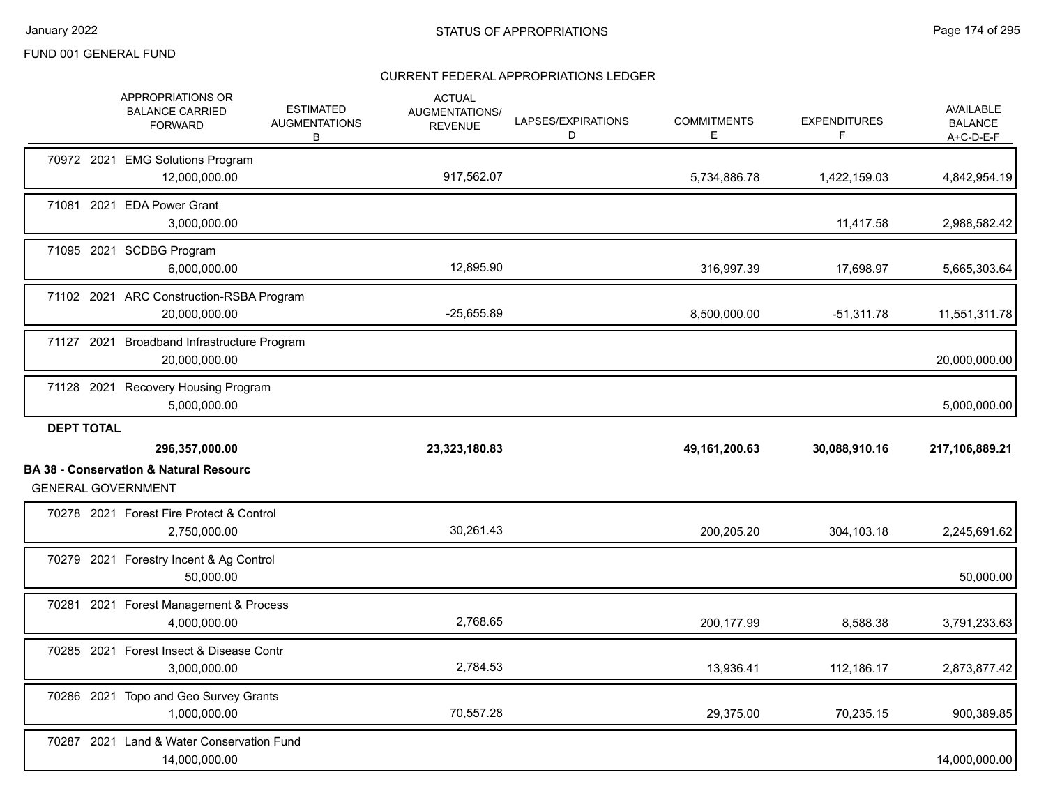FUND 001 GENERAL FUND

# STATUS OF APPROPRIATIONS

## CURRENT FEDERAL APPROPRIATIONS LEDGER

| | APPROPRIATIONS OR BALANCE CARRIED FORWARD | ESTIMATED AUGMENTATIONS B | ACTUAL AUGMENTATIONS/ REVENUE | LAPSES/EXPIRATIONS D | COMMITMENTS E | EXPENDITURES F | AVAILABLE BALANCE A+C-D-E-F |
|---|---|---|---|---|---|---|---|
| 70972 2021 EMG Solutions Program | 12,000,000.00 | | 917,562.07 | | 5,734,886.78 | 1,422,159.03 | 4,842,954.19 |
| 71081 2021 EDA Power Grant | 3,000,000.00 | | | | | 11,417.58 | 2,988,582.42 |
| 71095 2021 SCDBG Program | 6,000,000.00 | | 12,895.90 | | 316,997.39 | 17,698.97 | 5,665,303.64 |
| 71102 2021 ARC Construction-RSBA Program | 20,000,000.00 | | -25,655.89 | | 8,500,000.00 | -51,311.78 | 11,551,311.78 |
| 71127 2021 Broadband Infrastructure Program | 20,000,000.00 | | | | | | 20,000,000.00 |
| 71128 2021 Recovery Housing Program | 5,000,000.00 | | | | | | 5,000,000.00 |
| **DEPT TOTAL** | **296,357,000.00** | | **23,323,180.83** | | **49,161,200.63** | **30,088,910.16** | **217,106,889.21** |

**BA 38 - Conservation & Natural Resourc**

GENERAL GOVERNMENT

| | APPROPRIATIONS OR BALANCE CARRIED FORWARD | ESTIMATED AUGMENTATIONS B | ACTUAL AUGMENTATIONS/ REVENUE | LAPSES/EXPIRATIONS D | COMMITMENTS E | EXPENDITURES F | AVAILABLE BALANCE A+C-D-E-F |
|---|---|---|---|---|---|---|---|
| 70278 2021 Forest Fire Protect & Control | 2,750,000.00 | | 30,261.43 | | 200,205.20 | 304,103.18 | 2,245,691.62 |
| 70279 2021 Forestry Incent & Ag Control | 50,000.00 | | | | | | 50,000.00 |
| 70281 2021 Forest Management & Process | 4,000,000.00 | | 2,768.65 | | 200,177.99 | 8,588.38 | 3,791,233.63 |
| 70285 2021 Forest Insect & Disease Contr | 3,000,000.00 | | 2,784.53 | | 13,936.41 | 112,186.17 | 2,873,877.42 |
| 70286 2021 Topo and Geo Survey Grants | 1,000,000.00 | | 70,557.28 | | 29,375.00 | 70,235.15 | 900,389.85 |
| 70287 2021 Land & Water Conservation Fund | 14,000,000.00 | | | | | | 14,000,000.00 |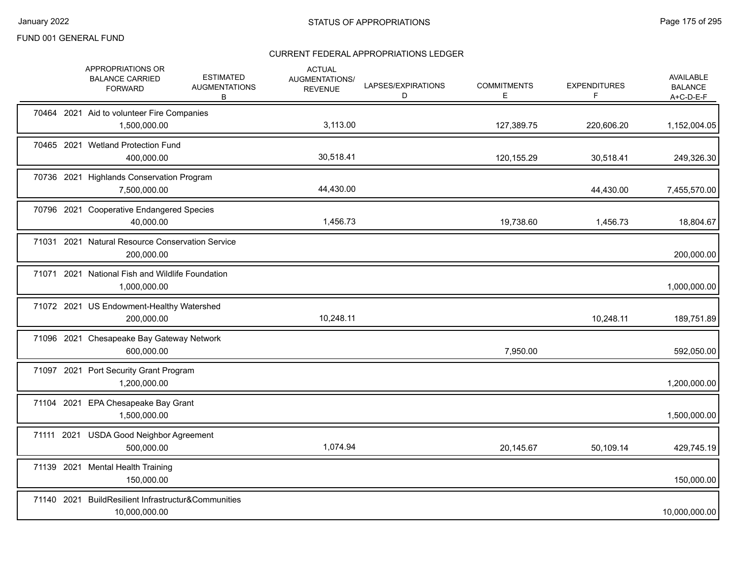FUND 001 GENERAL FUND

STATUS OF APPROPRIATIONS

CURRENT FEDERAL APPROPRIATIONS LEDGER

| | APPROPRIATIONS OR BALANCE CARRIED FORWARD | ESTIMATED AUGMENTATIONS B | ACTUAL AUGMENTATIONS/ REVENUE | LAPSES/EXPIRATIONS D | COMMITMENTS E | EXPENDITURES F | AVAILABLE BALANCE A+C-D-E-F |
|---|---|---|---|---|---|---|---|
| 70464 2021 Aid to volunteer Fire Companies | 1,500,000.00 | | 3,113.00 | | 127,389.75 | 220,606.20 | 1,152,004.05 |
| 70465 2021 Wetland Protection Fund | 400,000.00 | | 30,518.41 | | 120,155.29 | 30,518.41 | 249,326.30 |
| 70736 2021 Highlands Conservation Program | 7,500,000.00 | | 44,430.00 | | | 44,430.00 | 7,455,570.00 |
| 70796 2021 Cooperative Endangered Species | 40,000.00 | | 1,456.73 | | 19,738.60 | 1,456.73 | 18,804.67 |
| 71031 2021 Natural Resource Conservation Service | 200,000.00 | | | | | | 200,000.00 |
| 71071 2021 National Fish and Wildlife Foundation | 1,000,000.00 | | | | | | 1,000,000.00 |
| 71072 2021 US Endowment-Healthy Watershed | 200,000.00 | | 10,248.11 | | | 10,248.11 | 189,751.89 |
| 71096 2021 Chesapeake Bay Gateway Network | 600,000.00 | | | | 7,950.00 | | 592,050.00 |
| 71097 2021 Port Security Grant Program | 1,200,000.00 | | | | | | 1,200,000.00 |
| 71104 2021 EPA Chesapeake Bay Grant | 1,500,000.00 | | | | | | 1,500,000.00 |
| 71111 2021 USDA Good Neighbor Agreement | 500,000.00 | | 1,074.94 | | 20,145.67 | 50,109.14 | 429,745.19 |
| 71139 2021 Mental Health Training | 150,000.00 | | | | | | 150,000.00 |
| 71140 2021 BuildResilient Infrastructur&Communities | 10,000,000.00 | | | | | | 10,000,000.00 |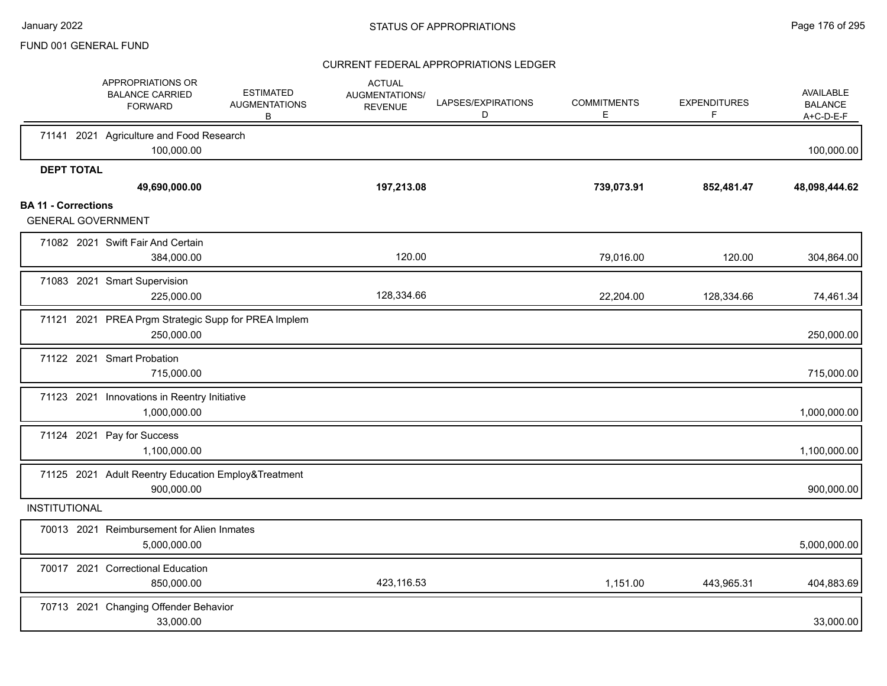FUND 001 GENERAL FUND

## CURRENT FEDERAL APPROPRIATIONS LEDGER

| | APPROPRIATIONS OR BALANCE CARRIED FORWARD | ESTIMATED AUGMENTATIONS B | ACTUAL AUGMENTATIONS/ REVENUE | LAPSES/EXPIRATIONS D | COMMITMENTS E | EXPENDITURES F | AVAILABLE BALANCE A+C-D-E-F |
|---|---|---|---|---|---|---|---|
| 71141 2021 Agriculture and Food Research | 100,000.00 | | | | | | 100,000.00 |
| **DEPT TOTAL** | **49,690,000.00** | | **197,213.08** | | **739,073.91** | **852,481.47** | **48,098,444.62** |
| **BA 11 - Corrections** | | | | | | | |
| GENERAL GOVERNMENT | | | | | | | |
| 71082 2021 Swift Fair And Certain | 384,000.00 | | 120.00 | | 79,016.00 | 120.00 | 304,864.00 |
| 71083 2021 Smart Supervision | 225,000.00 | | 128,334.66 | | 22,204.00 | 128,334.66 | 74,461.34 |
| 71121 2021 PREA Prgm Strategic Supp for PREA Implem | 250,000.00 | | | | | | 250,000.00 |
| 71122 2021 Smart Probation | 715,000.00 | | | | | | 715,000.00 |
| 71123 2021 Innovations in Reentry Initiative | 1,000,000.00 | | | | | | 1,000,000.00 |
| 71124 2021 Pay for Success | 1,100,000.00 | | | | | | 1,100,000.00 |
| 71125 2021 Adult Reentry Education Employ&Treatment | 900,000.00 | | | | | | 900,000.00 |
| INSTITUTIONAL | | | | | | | |
| 70013 2021 Reimbursement for Alien Inmates | 5,000,000.00 | | | | | | 5,000,000.00 |
| 70017 2021 Correctional Education | 850,000.00 | | 423,116.53 | | 1,151.00 | 443,965.31 | 404,883.69 |
| 70713 2021 Changing Offender Behavior | 33,000.00 | | | | | | 33,000.00 |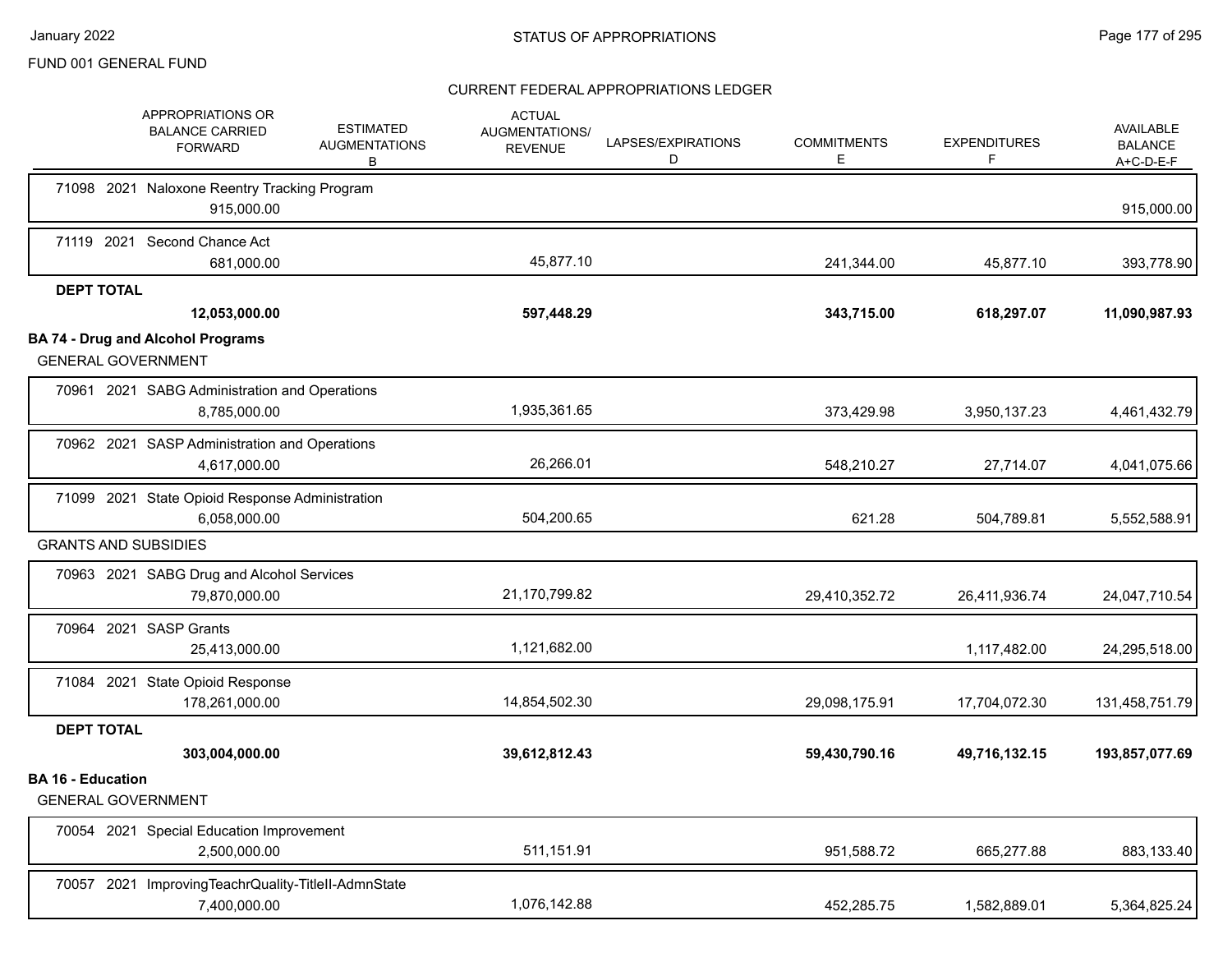FUND 001 GENERAL FUND

## CURRENT FEDERAL APPROPRIATIONS LEDGER

| | APPROPRIATIONS OR BALANCE CARRIED FORWARD | ESTIMATED AUGMENTATIONS B | ACTUAL AUGMENTATIONS/ REVENUE | LAPSES/EXPIRATIONS D | COMMITMENTS E | EXPENDITURES F | AVAILABLE BALANCE A+C-D-E-F |
|---|---|---|---|---|---|---|---|
| 71098 2021 Naloxone Reentry Tracking Program | 915,000.00 | | | | | | 915,000.00 |
| 71119 2021 Second Chance Act | 681,000.00 | | 45,877.10 | | 241,344.00 | 45,877.10 | 393,778.90 |
| **DEPT TOTAL** | **12,053,000.00** | | **597,448.29** | | **343,715.00** | **618,297.07** | **11,090,987.93** |
| **BA 74 - Drug and Alcohol Programs** | | | | | | | |
| GENERAL GOVERNMENT | | | | | | | |
| 70961 2021 SABG Administration and Operations | 8,785,000.00 | | 1,935,361.65 | | 373,429.98 | 3,950,137.23 | 4,461,432.79 |
| 70962 2021 SASP Administration and Operations | 4,617,000.00 | | 26,266.01 | | 548,210.27 | 27,714.07 | 4,041,075.66 |
| 71099 2021 State Opioid Response Administration | 6,058,000.00 | | 504,200.65 | | 621.28 | 504,789.81 | 5,552,588.91 |
| GRANTS AND SUBSIDIES | | | | | | | |
| 70963 2021 SABG Drug and Alcohol Services | 79,870,000.00 | | 21,170,799.82 | | 29,410,352.72 | 26,411,936.74 | 24,047,710.54 |
| 70964 2021 SASP Grants | 25,413,000.00 | | 1,121,682.00 | | | 1,117,482.00 | 24,295,518.00 |
| 71084 2021 State Opioid Response | 178,261,000.00 | | 14,854,502.30 | | 29,098,175.91 | 17,704,072.30 | 131,458,751.79 |
| **DEPT TOTAL** | **303,004,000.00** | | **39,612,812.43** | | **59,430,790.16** | **49,716,132.15** | **193,857,077.69** |
| **BA 16 - Education** | | | | | | | |
| GENERAL GOVERNMENT | | | | | | | |
| 70054 2021 Special Education Improvement | 2,500,000.00 | | 511,151.91 | | 951,588.72 | 665,277.88 | 883,133.40 |
| 70057 2021 ImprovingTeachrQuality-TitleII-AdmnState | 7,400,000.00 | | 1,076,142.88 | | 452,285.75 | 1,582,889.01 | 5,364,825.24 |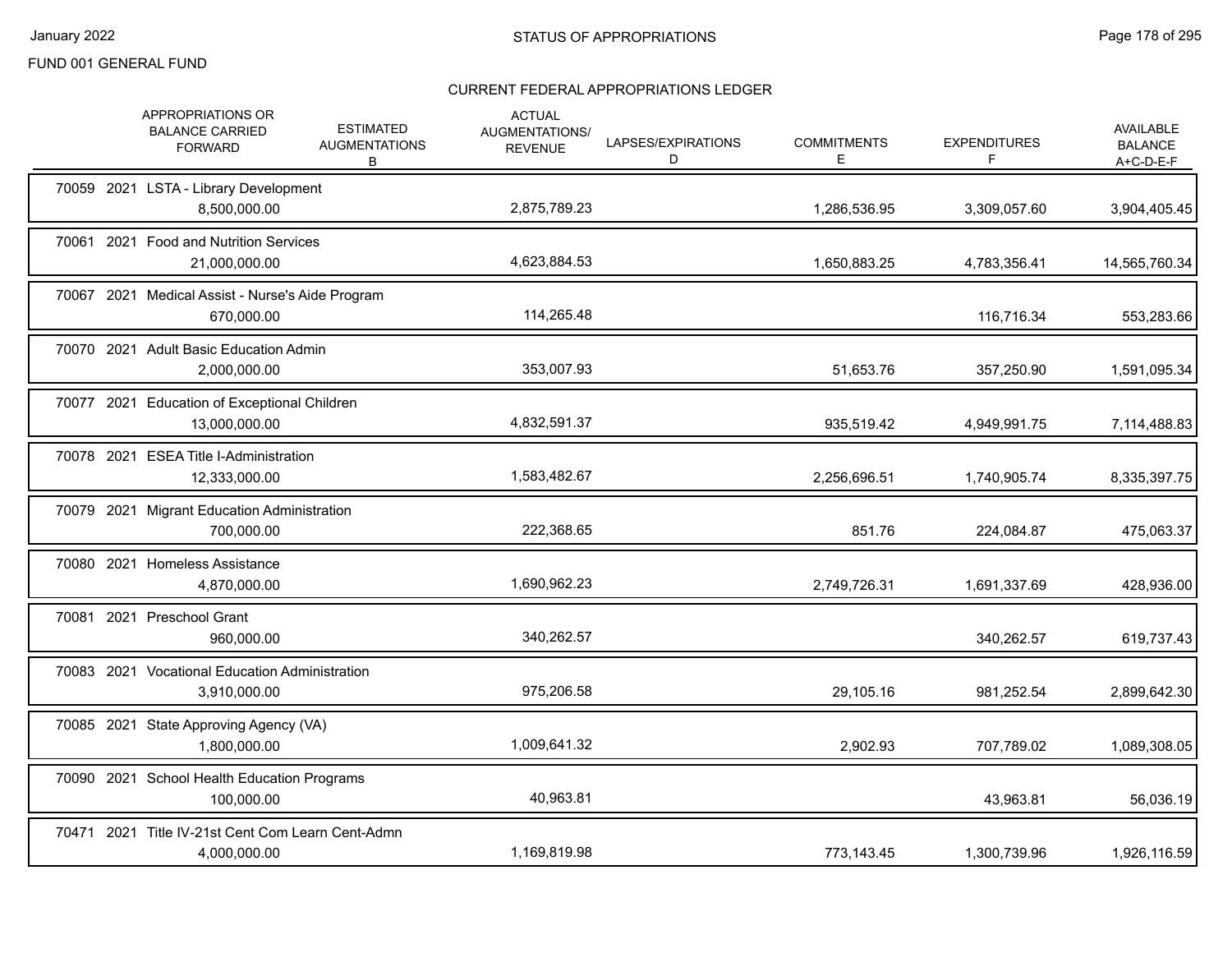FUND 001 GENERAL FUND

## STATUS OF APPROPRIATIONS

### CURRENT FEDERAL APPROPRIATIONS LEDGER

| | APPROPRIATIONS OR BALANCE CARRIED FORWARD | ESTIMATED AUGMENTATIONS B | ACTUAL AUGMENTATIONS/ REVENUE | LAPSES/EXPIRATIONS D | COMMITMENTS E | EXPENDITURES F | AVAILABLE BALANCE A+C-D-E-F |
|---|---|---|---|---|---|---|---|
| 70059 2021 LSTA - Library Development | 8,500,000.00 | | 2,875,789.23 | | 1,286,536.95 | 3,309,057.60 | 3,904,405.45 |
| 70061 2021 Food and Nutrition Services | 21,000,000.00 | | 4,623,884.53 | | 1,650,883.25 | 4,783,356.41 | 14,565,760.34 |
| 70067 2021 Medical Assist - Nurse's Aide Program | 670,000.00 | | 114,265.48 | | | 116,716.34 | 553,283.66 |
| 70070 2021 Adult Basic Education Admin | 2,000,000.00 | | 353,007.93 | | 51,653.76 | 357,250.90 | 1,591,095.34 |
| 70077 2021 Education of Exceptional Children | 13,000,000.00 | | 4,832,591.37 | | 935,519.42 | 4,949,991.75 | 7,114,488.83 |
| 70078 2021 ESEA Title I-Administration | 12,333,000.00 | | 1,583,482.67 | | 2,256,696.51 | 1,740,905.74 | 8,335,397.75 |
| 70079 2021 Migrant Education Administration | 700,000.00 | | 222,368.65 | | 851.76 | 224,084.87 | 475,063.37 |
| 70080 2021 Homeless Assistance | 4,870,000.00 | | 1,690,962.23 | | 2,749,726.31 | 1,691,337.69 | 428,936.00 |
| 70081 2021 Preschool Grant | 960,000.00 | | 340,262.57 | | | 340,262.57 | 619,737.43 |
| 70083 2021 Vocational Education Administration | 3,910,000.00 | | 975,206.58 | | 29,105.16 | 981,252.54 | 2,899,642.30 |
| 70085 2021 State Approving Agency (VA) | 1,800,000.00 | | 1,009,641.32 | | 2,902.93 | 707,789.02 | 1,089,308.05 |
| 70090 2021 School Health Education Programs | 100,000.00 | | 40,963.81 | | | 43,963.81 | 56,036.19 |
| 70471 2021 Title IV-21st Cent Com Learn Cent-Admn | 4,000,000.00 | | 1,169,819.98 | | 773,143.45 | 1,300,739.96 | 1,926,116.59 |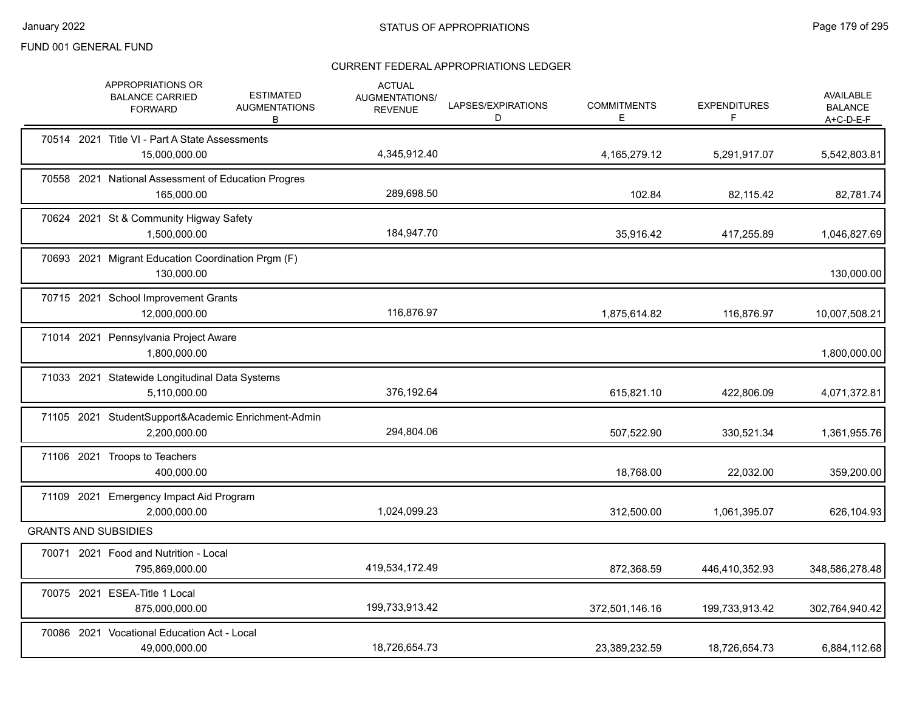FUND 001 GENERAL FUND

## CURRENT FEDERAL APPROPRIATIONS LEDGER

| | APPROPRIATIONS OR BALANCE CARRIED FORWARD | ESTIMATED AUGMENTATIONS B | ACTUAL AUGMENTATIONS/ REVENUE | LAPSES/EXPIRATIONS D | COMMITMENTS E | EXPENDITURES F | AVAILABLE BALANCE A+C-D-E-F |
|---|---|---|---|---|---|---|---|
| 70514 2021 Title VI - Part A State Assessments | 15,000,000.00 | | 4,345,912.40 | | 4,165,279.12 | 5,291,917.07 | 5,542,803.81 |
| 70558 2021 National Assessment of Education Progres | 165,000.00 | | 289,698.50 | | 102.84 | 82,115.42 | 82,781.74 |
| 70624 2021 St & Community Higway Safety | 1,500,000.00 | | 184,947.70 | | 35,916.42 | 417,255.89 | 1,046,827.69 |
| 70693 2021 Migrant Education Coordination Prgm (F) | 130,000.00 | | | | | | 130,000.00 |
| 70715 2021 School Improvement Grants | 12,000,000.00 | | 116,876.97 | | 1,875,614.82 | 116,876.97 | 10,007,508.21 |
| 71014 2021 Pennsylvania Project Aware | 1,800,000.00 | | | | | | 1,800,000.00 |
| 71033 2021 Statewide Longitudinal Data Systems | 5,110,000.00 | | 376,192.64 | | 615,821.10 | 422,806.09 | 4,071,372.81 |
| 71105 2021 StudentSupport&Academic Enrichment-Admin | 2,200,000.00 | | 294,804.06 | | 507,522.90 | 330,521.34 | 1,361,955.76 |
| 71106 2021 Troops to Teachers | 400,000.00 | | | | 18,768.00 | 22,032.00 | 359,200.00 |
| 71109 2021 Emergency Impact Aid Program | 2,000,000.00 | | 1,024,099.23 | | 312,500.00 | 1,061,395.07 | 626,104.93 |
| **GRANTS AND SUBSIDIES** | | | | | | | |
| 70071 2021 Food and Nutrition - Local | 795,869,000.00 | | 419,534,172.49 | | 872,368.59 | 446,410,352.93 | 348,586,278.48 |
| 70075 2021 ESEA-Title 1 Local | 875,000,000.00 | | 199,733,913.42 | | 372,501,146.16 | 199,733,913.42 | 302,764,940.42 |
| 70086 2021 Vocational Education Act - Local | 49,000,000.00 | | 18,726,654.73 | | 23,389,232.59 | 18,726,654.73 | 6,884,112.68 |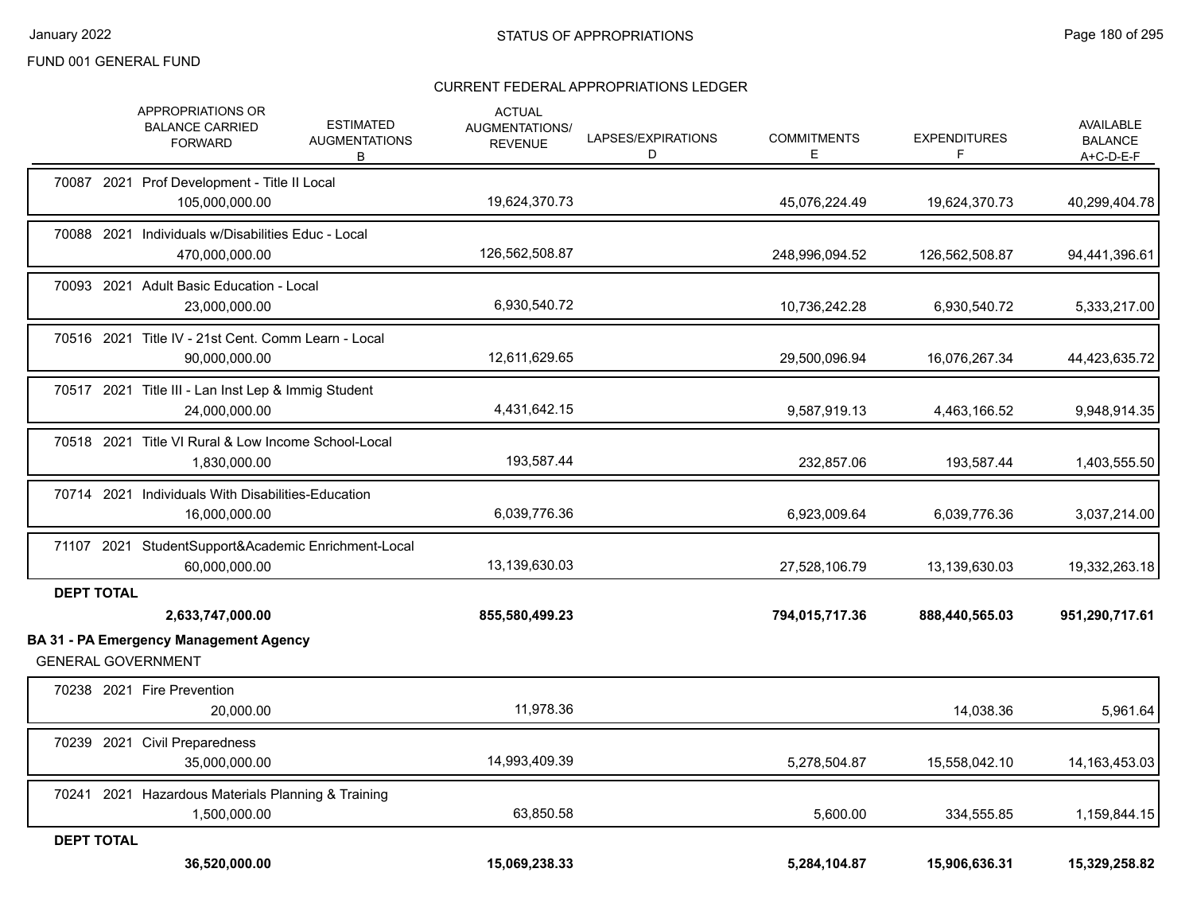FUND 001 GENERAL FUND

STATUS OF APPROPRIATIONS

CURRENT FEDERAL APPROPRIATIONS LEDGER

| | APPROPRIATIONS OR BALANCE CARRIED FORWARD | ESTIMATED AUGMENTATIONS B | ACTUAL AUGMENTATIONS/ REVENUE | LAPSES/EXPIRATIONS D | COMMITMENTS E | EXPENDITURES F | AVAILABLE BALANCE A+C-D-E-F |
|---|---|---|---|---|---|---|---|
| 70087 2021 Prof Development - Title II Local | 105,000,000.00 | | 19,624,370.73 | | 45,076,224.49 | 19,624,370.73 | 40,299,404.78 |
| 70088 2021 Individuals w/Disabilities Educ - Local | 470,000,000.00 | | 126,562,508.87 | | 248,996,094.52 | 126,562,508.87 | 94,441,396.61 |
| 70093 2021 Adult Basic Education - Local | 23,000,000.00 | | 6,930,540.72 | | 10,736,242.28 | 6,930,540.72 | 5,333,217.00 |
| 70516 2021 Title IV - 21st Cent. Comm Learn - Local | 90,000,000.00 | | 12,611,629.65 | | 29,500,096.94 | 16,076,267.34 | 44,423,635.72 |
| 70517 2021 Title III - Lan Inst Lep & Immig Student | 24,000,000.00 | | 4,431,642.15 | | 9,587,919.13 | 4,463,166.52 | 9,948,914.35 |
| 70518 2021 Title VI Rural & Low Income School-Local | 1,830,000.00 | | 193,587.44 | | 232,857.06 | 193,587.44 | 1,403,555.50 |
| 70714 2021 Individuals With Disabilities-Education | 16,000,000.00 | | 6,039,776.36 | | 6,923,009.64 | 6,039,776.36 | 3,037,214.00 |
| 71107 2021 StudentSupport&Academic Enrichment-Local | 60,000,000.00 | | 13,139,630.03 | | 27,528,106.79 | 13,139,630.03 | 19,332,263.18 |
| **DEPT TOTAL** | **2,633,747,000.00** | | **855,580,499.23** | | **794,015,717.36** | **888,440,565.03** | **951,290,717.61** |

**BA 31 - PA Emergency Management Agency**

GENERAL GOVERNMENT

| | APPROPRIATIONS OR BALANCE CARRIED FORWARD | ESTIMATED AUGMENTATIONS B | ACTUAL AUGMENTATIONS/ REVENUE | LAPSES/EXPIRATIONS D | COMMITMENTS E | EXPENDITURES F | AVAILABLE BALANCE A+C-D-E-F |
|---|---|---|---|---|---|---|---|
| 70238 2021 Fire Prevention | 20,000.00 | | 11,978.36 | | | 14,038.36 | 5,961.64 |
| 70239 2021 Civil Preparedness | 35,000,000.00 | | 14,993,409.39 | | 5,278,504.87 | 15,558,042.10 | 14,163,453.03 |
| 70241 2021 Hazardous Materials Planning & Training | 1,500,000.00 | | 63,850.58 | | 5,600.00 | 334,555.85 | 1,159,844.15 |
| **DEPT TOTAL** | **36,520,000.00** | | **15,069,238.33** | | **5,284,104.87** | **15,906,636.31** | **15,329,258.82** |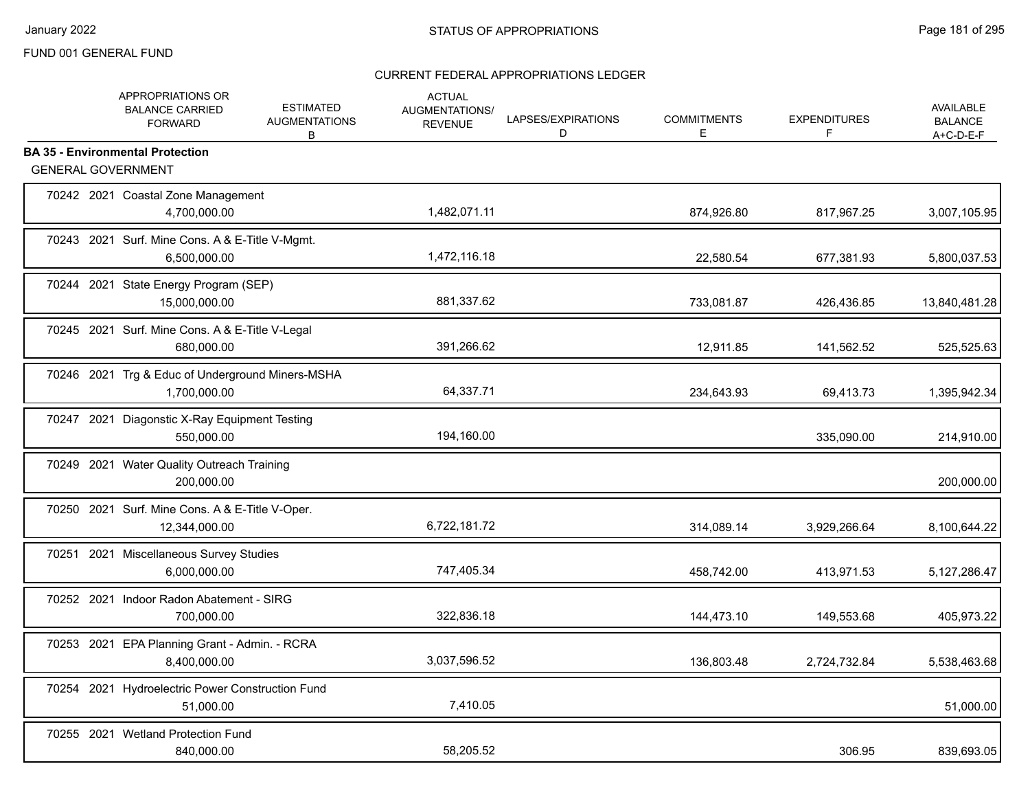FUND 001 GENERAL FUND

CURRENT FEDERAL APPROPRIATIONS LEDGER

| | APPROPRIATIONS OR BALANCE CARRIED FORWARD | ESTIMATED AUGMENTATIONS B | ACTUAL AUGMENTATIONS/ REVENUE | LAPSES/EXPIRATIONS D | COMMITMENTS E | EXPENDITURES F | AVAILABLE BALANCE A+C-D-E-F |
|---|---|---|---|---|---|---|---|
| **BA 35 - Environmental Protection** | | | | | | | |
| GENERAL GOVERNMENT | | | | | | | |
| 70242 2021 Coastal Zone Management | 4,700,000.00 | | 1,482,071.11 | | 874,926.80 | 817,967.25 | 3,007,105.95 |
| 70243 2021 Surf. Mine Cons. A & E-Title V-Mgmt. | 6,500,000.00 | | 1,472,116.18 | | 22,580.54 | 677,381.93 | 5,800,037.53 |
| 70244 2021 State Energy Program (SEP) | 15,000,000.00 | | 881,337.62 | | 733,081.87 | 426,436.85 | 13,840,481.28 |
| 70245 2021 Surf. Mine Cons. A & E-Title V-Legal | 680,000.00 | | 391,266.62 | | 12,911.85 | 141,562.52 | 525,525.63 |
| 70246 2021 Trg & Educ of Underground Miners-MSHA | 1,700,000.00 | | 64,337.71 | | 234,643.93 | 69,413.73 | 1,395,942.34 |
| 70247 2021 Diagonstic X-Ray Equipment Testing | 550,000.00 | | 194,160.00 | | | 335,090.00 | 214,910.00 |
| 70249 2021 Water Quality Outreach Training | 200,000.00 | | | | | | 200,000.00 |
| 70250 2021 Surf. Mine Cons. A & E-Title V-Oper. | 12,344,000.00 | | 6,722,181.72 | | 314,089.14 | 3,929,266.64 | 8,100,644.22 |
| 70251 2021 Miscellaneous Survey Studies | 6,000,000.00 | | 747,405.34 | | 458,742.00 | 413,971.53 | 5,127,286.47 |
| 70252 2021 Indoor Radon Abatement - SIRG | 700,000.00 | | 322,836.18 | | 144,473.10 | 149,553.68 | 405,973.22 |
| 70253 2021 EPA Planning Grant - Admin. - RCRA | 8,400,000.00 | | 3,037,596.52 | | 136,803.48 | 2,724,732.84 | 5,538,463.68 |
| 70254 2021 Hydroelectric Power Construction Fund | 51,000.00 | | 7,410.05 | | | | 51,000.00 |
| 70255 2021 Wetland Protection Fund | 840,000.00 | | 58,205.52 | | | 306.95 | 839,693.05 |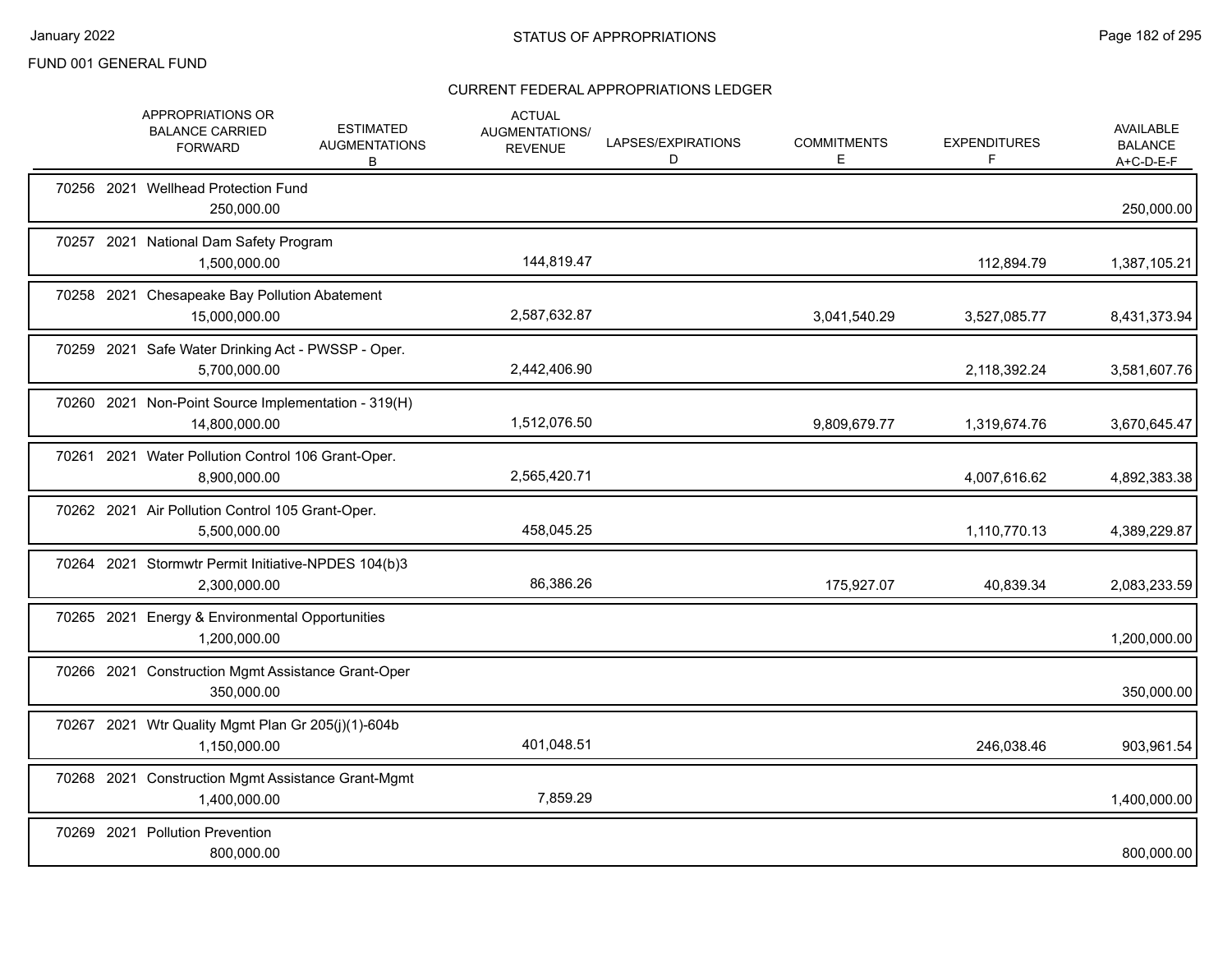FUND 001 GENERAL FUND

## STATUS OF APPROPRIATIONS

### CURRENT FEDERAL APPROPRIATIONS LEDGER

| | APPROPRIATIONS OR BALANCE CARRIED FORWARD | ESTIMATED AUGMENTATIONS B | ACTUAL AUGMENTATIONS/ REVENUE | LAPSES/EXPIRATIONS D | COMMITMENTS E | EXPENDITURES F | AVAILABLE BALANCE A+C-D-E-F |
|---|---|---|---|---|---|---|---|
| 70256 2021 Wellhead Protection Fund | 250,000.00 | | | | | | 250,000.00 |
| 70257 2021 National Dam Safety Program | 1,500,000.00 | | 144,819.47 | | | 112,894.79 | 1,387,105.21 |
| 70258 2021 Chesapeake Bay Pollution Abatement | 15,000,000.00 | | 2,587,632.87 | | 3,041,540.29 | 3,527,085.77 | 8,431,373.94 |
| 70259 2021 Safe Water Drinking Act - PWSSP - Oper. | 5,700,000.00 | | 2,442,406.90 | | | 2,118,392.24 | 3,581,607.76 |
| 70260 2021 Non-Point Source Implementation - 319(H) | 14,800,000.00 | | 1,512,076.50 | | 9,809,679.77 | 1,319,674.76 | 3,670,645.47 |
| 70261 2021 Water Pollution Control 106 Grant-Oper. | 8,900,000.00 | | 2,565,420.71 | | | 4,007,616.62 | 4,892,383.38 |
| 70262 2021 Air Pollution Control 105 Grant-Oper. | 5,500,000.00 | | 458,045.25 | | | 1,110,770.13 | 4,389,229.87 |
| 70264 2021 Stormwtr Permit Initiative-NPDES 104(b)3 | 2,300,000.00 | | 86,386.26 | | 175,927.07 | 40,839.34 | 2,083,233.59 |
| 70265 2021 Energy & Environmental Opportunities | 1,200,000.00 | | | | | | 1,200,000.00 |
| 70266 2021 Construction Mgmt Assistance Grant-Oper | 350,000.00 | | | | | | 350,000.00 |
| 70267 2021 Wtr Quality Mgmt Plan Gr 205(j)(1)-604b | 1,150,000.00 | | 401,048.51 | | | 246,038.46 | 903,961.54 |
| 70268 2021 Construction Mgmt Assistance Grant-Mgmt | 1,400,000.00 | | 7,859.29 | | | | 1,400,000.00 |
| 70269 2021 Pollution Prevention | 800,000.00 | | | | | | 800,000.00 |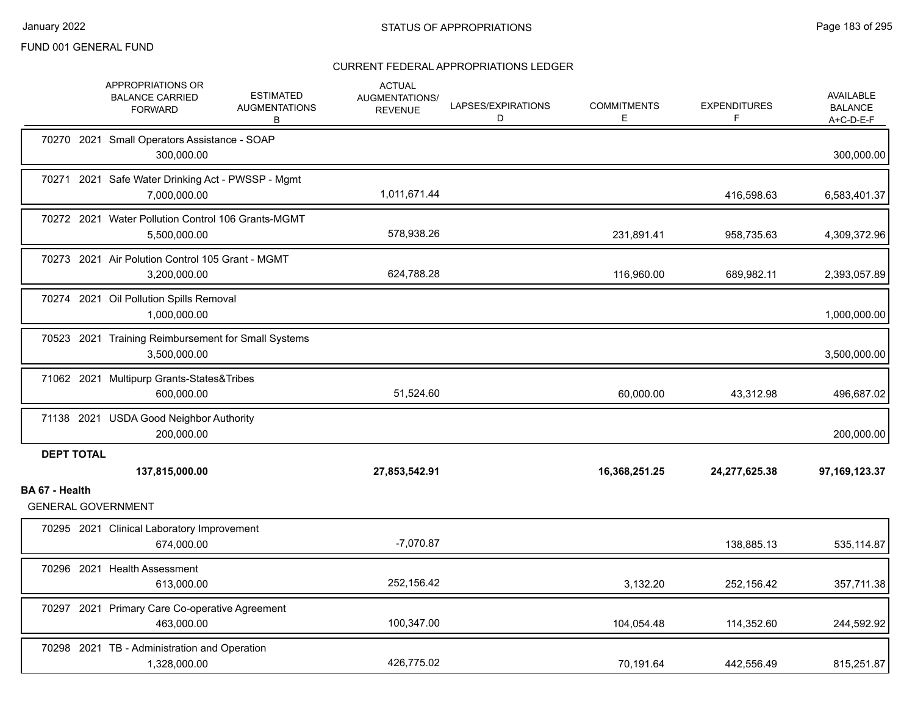FUND 001 GENERAL FUND

## STATUS OF APPROPRIATIONS

### CURRENT FEDERAL APPROPRIATIONS LEDGER

| | APPROPRIATIONS OR BALANCE CARRIED FORWARD | ESTIMATED AUGMENTATIONS B | ACTUAL AUGMENTATIONS/ REVENUE | LAPSES/EXPIRATIONS D | COMMITMENTS E | EXPENDITURES F | AVAILABLE BALANCE A+C-D-E-F |
|---|---|---|---|---|---|---|---|
| 70270 2021 Small Operators Assistance - SOAP | 300,000.00 | | | | | | 300,000.00 |
| 70271 2021 Safe Water Drinking Act - PWSSP - Mgmt | 7,000,000.00 | | 1,011,671.44 | | | 416,598.63 | 6,583,401.37 |
| 70272 2021 Water Pollution Control 106 Grants-MGMT | 5,500,000.00 | | 578,938.26 | | 231,891.41 | 958,735.63 | 4,309,372.96 |
| 70273 2021 Air Polution Control 105 Grant - MGMT | 3,200,000.00 | | 624,788.28 | | 116,960.00 | 689,982.11 | 2,393,057.89 |
| 70274 2021 Oil Pollution Spills Removal | 1,000,000.00 | | | | | | 1,000,000.00 |
| 70523 2021 Training Reimbursement for Small Systems | 3,500,000.00 | | | | | | 3,500,000.00 |
| 71062 2021 Multipurp Grants-States&Tribes | 600,000.00 | | 51,524.60 | | 60,000.00 | 43,312.98 | 496,687.02 |
| 71138 2021 USDA Good Neighbor Authority | 200,000.00 | | | | | | 200,000.00 |
| **DEPT TOTAL** | **137,815,000.00** | | **27,853,542.91** | | **16,368,251.25** | **24,277,625.38** | **97,169,123.37** |

**BA 67 - Health**

GENERAL GOVERNMENT

| | APPROPRIATIONS OR BALANCE CARRIED FORWARD | ESTIMATED AUGMENTATIONS B | ACTUAL AUGMENTATIONS/ REVENUE | LAPSES/EXPIRATIONS D | COMMITMENTS E | EXPENDITURES F | AVAILABLE BALANCE A+C-D-E-F |
|---|---|---|---|---|---|---|---|
| 70295 2021 Clinical Laboratory Improvement | 674,000.00 | | -7,070.87 | | | 138,885.13 | 535,114.87 |
| 70296 2021 Health Assessment | 613,000.00 | | 252,156.42 | | 3,132.20 | 252,156.42 | 357,711.38 |
| 70297 2021 Primary Care Co-operative Agreement | 463,000.00 | | 100,347.00 | | 104,054.48 | 114,352.60 | 244,592.92 |
| 70298 2021 TB - Administration and Operation | 1,328,000.00 | | 426,775.02 | | 70,191.64 | 442,556.49 | 815,251.87 |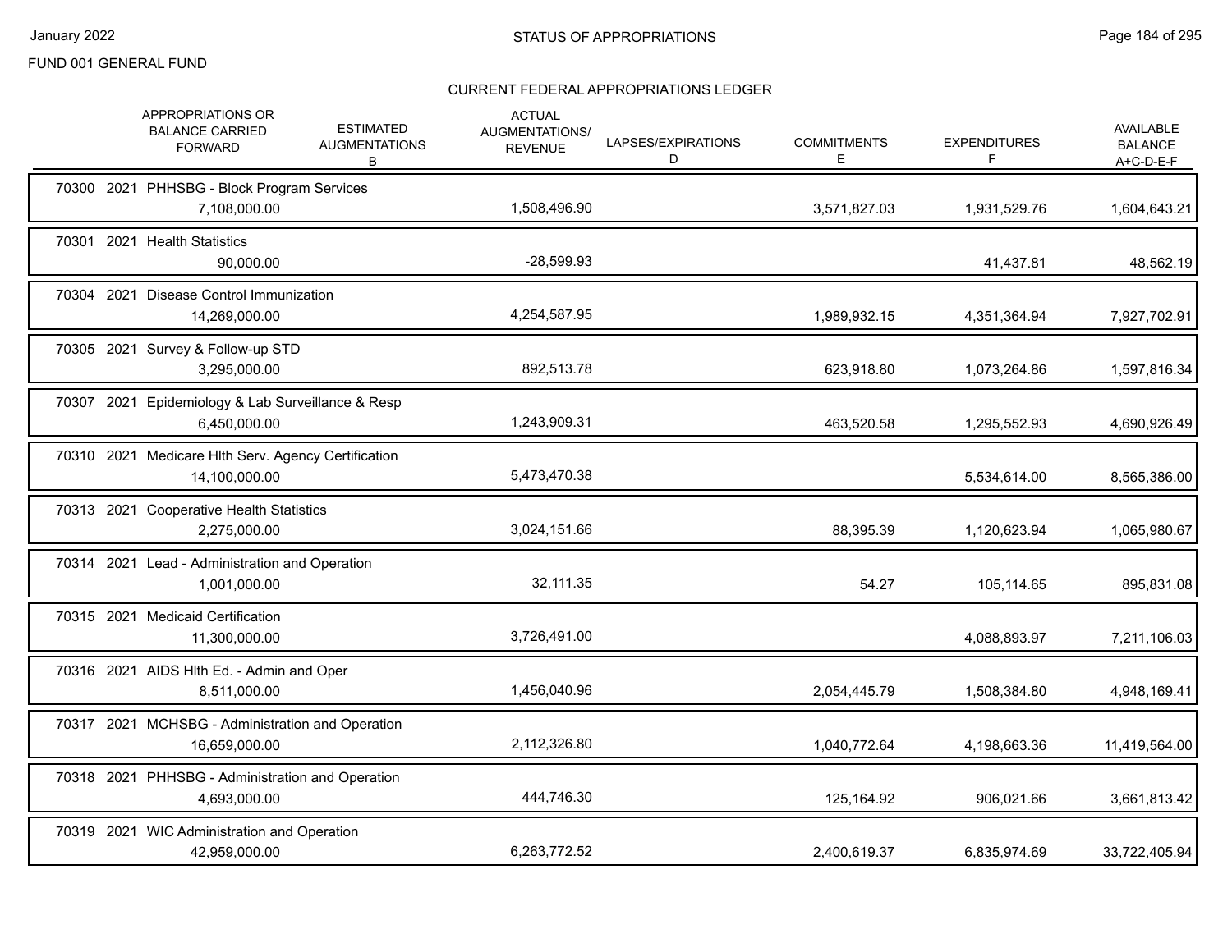FUND 001 GENERAL FUND

## CURRENT FEDERAL APPROPRIATIONS LEDGER

| | APPROPRIATIONS OR BALANCE CARRIED FORWARD | ESTIMATED AUGMENTATIONS B | ACTUAL AUGMENTATIONS/ REVENUE | LAPSES/EXPIRATIONS D | COMMITMENTS E | EXPENDITURES F | AVAILABLE BALANCE A+C-D-E-F |
|---|---|---|---|---|---|---|---|
| 70300 2021 PHHSBG - Block Program Services | 7,108,000.00 | | 1,508,496.90 | | 3,571,827.03 | 1,931,529.76 | 1,604,643.21 |
| 70301 2021 Health Statistics | 90,000.00 | | -28,599.93 | | | 41,437.81 | 48,562.19 |
| 70304 2021 Disease Control Immunization | 14,269,000.00 | | 4,254,587.95 | | 1,989,932.15 | 4,351,364.94 | 7,927,702.91 |
| 70305 2021 Survey & Follow-up STD | 3,295,000.00 | | 892,513.78 | | 623,918.80 | 1,073,264.86 | 1,597,816.34 |
| 70307 2021 Epidemiology & Lab Surveillance & Resp | 6,450,000.00 | | 1,243,909.31 | | 463,520.58 | 1,295,552.93 | 4,690,926.49 |
| 70310 2021 Medicare Hlth Serv. Agency Certification | 14,100,000.00 | | 5,473,470.38 | | | 5,534,614.00 | 8,565,386.00 |
| 70313 2021 Cooperative Health Statistics | 2,275,000.00 | | 3,024,151.66 | | 88,395.39 | 1,120,623.94 | 1,065,980.67 |
| 70314 2021 Lead - Administration and Operation | 1,001,000.00 | | 32,111.35 | | 54.27 | 105,114.65 | 895,831.08 |
| 70315 2021 Medicaid Certification | 11,300,000.00 | | 3,726,491.00 | | | 4,088,893.97 | 7,211,106.03 |
| 70316 2021 AIDS Hlth Ed. - Admin and Oper | 8,511,000.00 | | 1,456,040.96 | | 2,054,445.79 | 1,508,384.80 | 4,948,169.41 |
| 70317 2021 MCHSBG - Administration and Operation | 16,659,000.00 | | 2,112,326.80 | | 1,040,772.64 | 4,198,663.36 | 11,419,564.00 |
| 70318 2021 PHHSBG - Administration and Operation | 4,693,000.00 | | 444,746.30 | | 125,164.92 | 906,021.66 | 3,661,813.42 |
| 70319 2021 WIC Administration and Operation | 42,959,000.00 | | 6,263,772.52 | | 2,400,619.37 | 6,835,974.69 | 33,722,405.94 |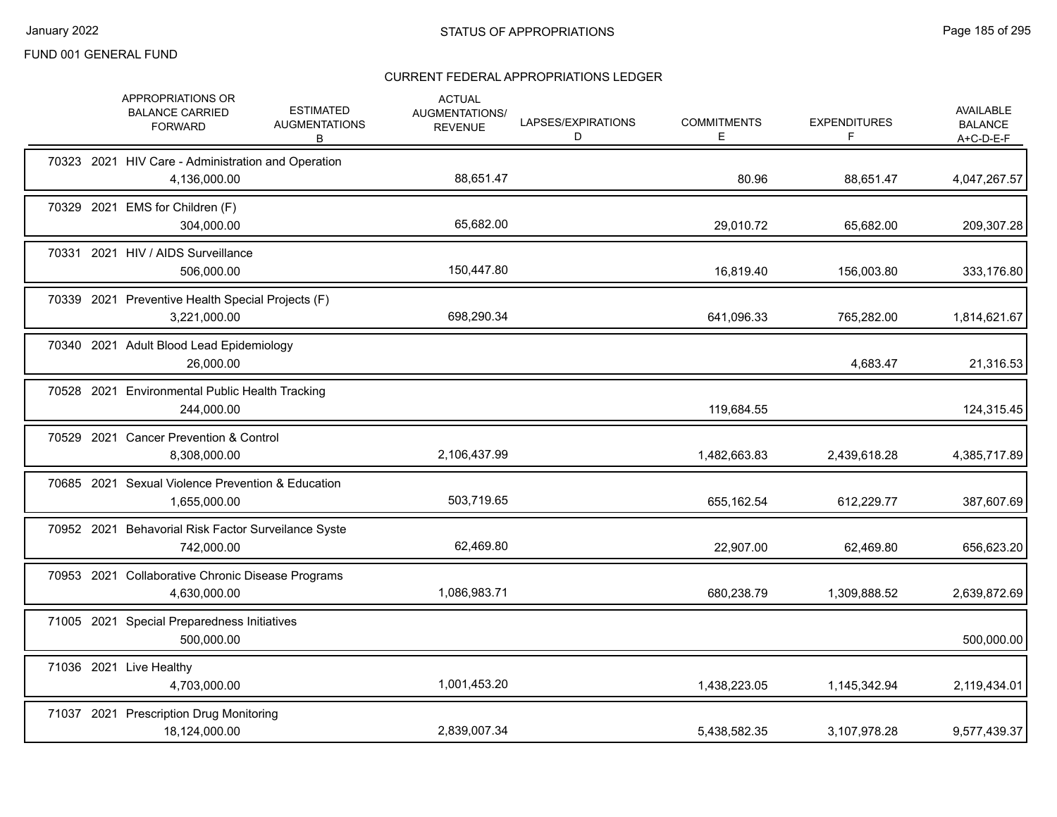FUND 001 GENERAL FUND

## STATUS OF APPROPRIATIONS

### CURRENT FEDERAL APPROPRIATIONS LEDGER

| | APPROPRIATIONS OR BALANCE CARRIED FORWARD | ESTIMATED AUGMENTATIONS B | ACTUAL AUGMENTATIONS/ REVENUE | LAPSES/EXPIRATIONS D | COMMITMENTS E | EXPENDITURES F | AVAILABLE BALANCE A+C-D-E-F |
|---|---|---|---|---|---|---|---|
| 70323 2021 HIV Care - Administration and Operation | 4,136,000.00 | | 88,651.47 | | 80.96 | 88,651.47 | 4,047,267.57 |
| 70329 2021 EMS for Children (F) | 304,000.00 | | 65,682.00 | | 29,010.72 | 65,682.00 | 209,307.28 |
| 70331 2021 HIV / AIDS Surveillance | 506,000.00 | | 150,447.80 | | 16,819.40 | 156,003.80 | 333,176.80 |
| 70339 2021 Preventive Health Special Projects (F) | 3,221,000.00 | | 698,290.34 | | 641,096.33 | 765,282.00 | 1,814,621.67 |
| 70340 2021 Adult Blood Lead Epidemiology | 26,000.00 | | | | | 4,683.47 | 21,316.53 |
| 70528 2021 Environmental Public Health Tracking | 244,000.00 | | | | 119,684.55 | | 124,315.45 |
| 70529 2021 Cancer Prevention & Control | 8,308,000.00 | | 2,106,437.99 | | 1,482,663.83 | 2,439,618.28 | 4,385,717.89 |
| 70685 2021 Sexual Violence Prevention & Education | 1,655,000.00 | | 503,719.65 | | 655,162.54 | 612,229.77 | 387,607.69 |
| 70952 2021 Behavorial Risk Factor Surveilance Syste | 742,000.00 | | 62,469.80 | | 22,907.00 | 62,469.80 | 656,623.20 |
| 70953 2021 Collaborative Chronic Disease Programs | 4,630,000.00 | | 1,086,983.71 | | 680,238.79 | 1,309,888.52 | 2,639,872.69 |
| 71005 2021 Special Preparedness Initiatives | 500,000.00 | | | | | | 500,000.00 |
| 71036 2021 Live Healthy | 4,703,000.00 | | 1,001,453.20 | | 1,438,223.05 | 1,145,342.94 | 2,119,434.01 |
| 71037 2021 Prescription Drug Monitoring | 18,124,000.00 | | 2,839,007.34 | | 5,438,582.35 | 3,107,978.28 | 9,577,439.37 |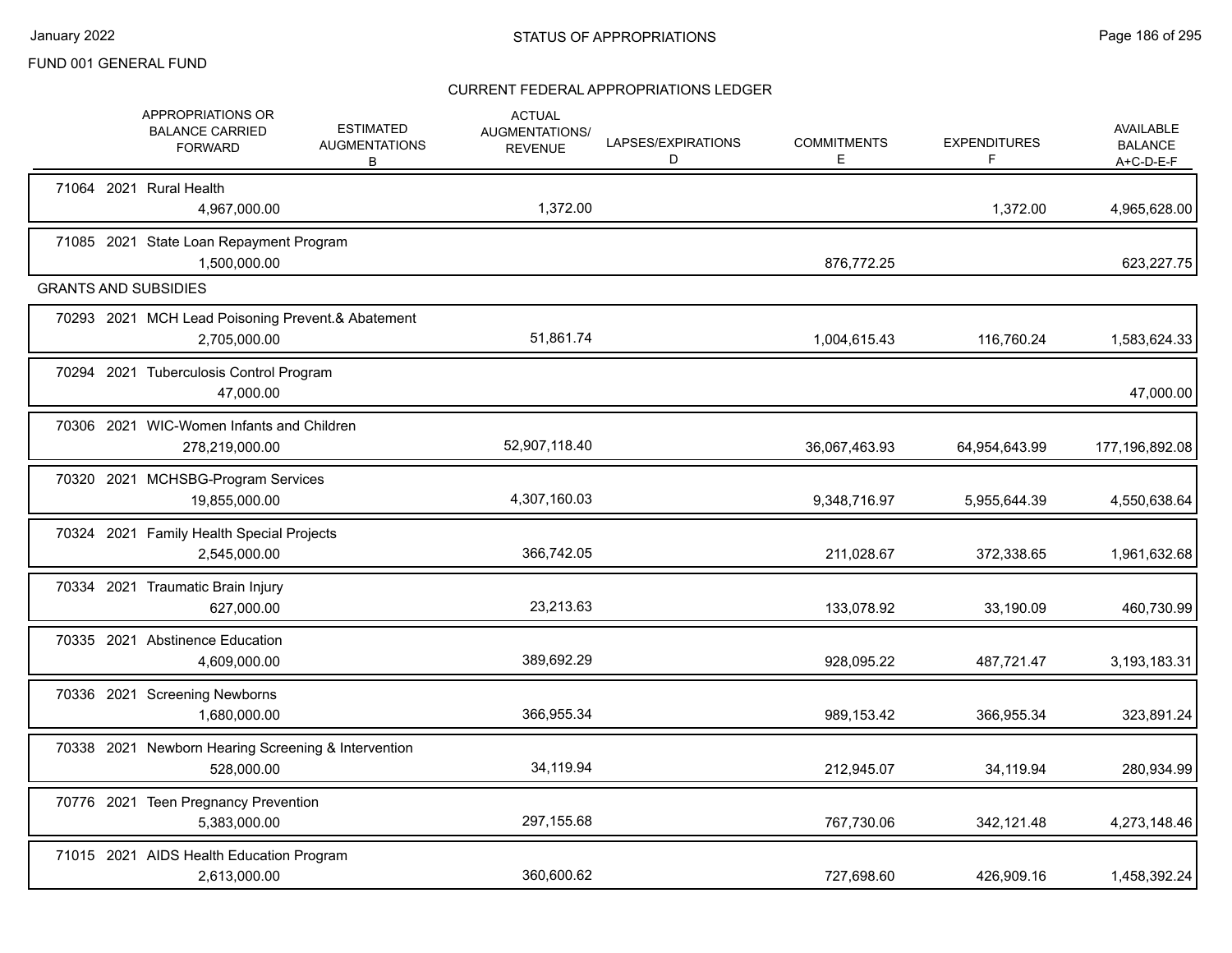FUND 001 GENERAL FUND

STATUS OF APPROPRIATIONS

January 2022

CURRENT FEDERAL APPROPRIATIONS LEDGER

| | APPROPRIATIONS OR BALANCE CARRIED FORWARD | ESTIMATED AUGMENTATIONS B | ACTUAL AUGMENTATIONS/ REVENUE | LAPSES/EXPIRATIONS D | COMMITMENTS E | EXPENDITURES F | AVAILABLE BALANCE A+C-D-E-F |
|---|---|---|---|---|---|---|---|
| 71064 2021 Rural Health | 4,967,000.00 | | 1,372.00 | | | 1,372.00 | 4,965,628.00 |
| 71085 2021 State Loan Repayment Program | 1,500,000.00 | | | | 876,772.25 | | 623,227.75 |
| **GRANTS AND SUBSIDIES** | | | | | | | |
| 70293 2021 MCH Lead Poisoning Prevent.& Abatement | 2,705,000.00 | | 51,861.74 | | 1,004,615.43 | 116,760.24 | 1,583,624.33 |
| 70294 2021 Tuberculosis Control Program | 47,000.00 | | | | | | 47,000.00 |
| 70306 2021 WIC-Women Infants and Children | 278,219,000.00 | | 52,907,118.40 | | 36,067,463.93 | 64,954,643.99 | 177,196,892.08 |
| 70320 2021 MCHSBG-Program Services | 19,855,000.00 | | 4,307,160.03 | | 9,348,716.97 | 5,955,644.39 | 4,550,638.64 |
| 70324 2021 Family Health Special Projects | 2,545,000.00 | | 366,742.05 | | 211,028.67 | 372,338.65 | 1,961,632.68 |
| 70334 2021 Traumatic Brain Injury | 627,000.00 | | 23,213.63 | | 133,078.92 | 33,190.09 | 460,730.99 |
| 70335 2021 Abstinence Education | 4,609,000.00 | | 389,692.29 | | 928,095.22 | 487,721.47 | 3,193,183.31 |
| 70336 2021 Screening Newborns | 1,680,000.00 | | 366,955.34 | | 989,153.42 | 366,955.34 | 323,891.24 |
| 70338 2021 Newborn Hearing Screening & Intervention | 528,000.00 | | 34,119.94 | | 212,945.07 | 34,119.94 | 280,934.99 |
| 70776 2021 Teen Pregnancy Prevention | 5,383,000.00 | | 297,155.68 | | 767,730.06 | 342,121.48 | 4,273,148.46 |
| 71015 2021 AIDS Health Education Program | 2,613,000.00 | | 360,600.62 | | 727,698.60 | 426,909.16 | 1,458,392.24 |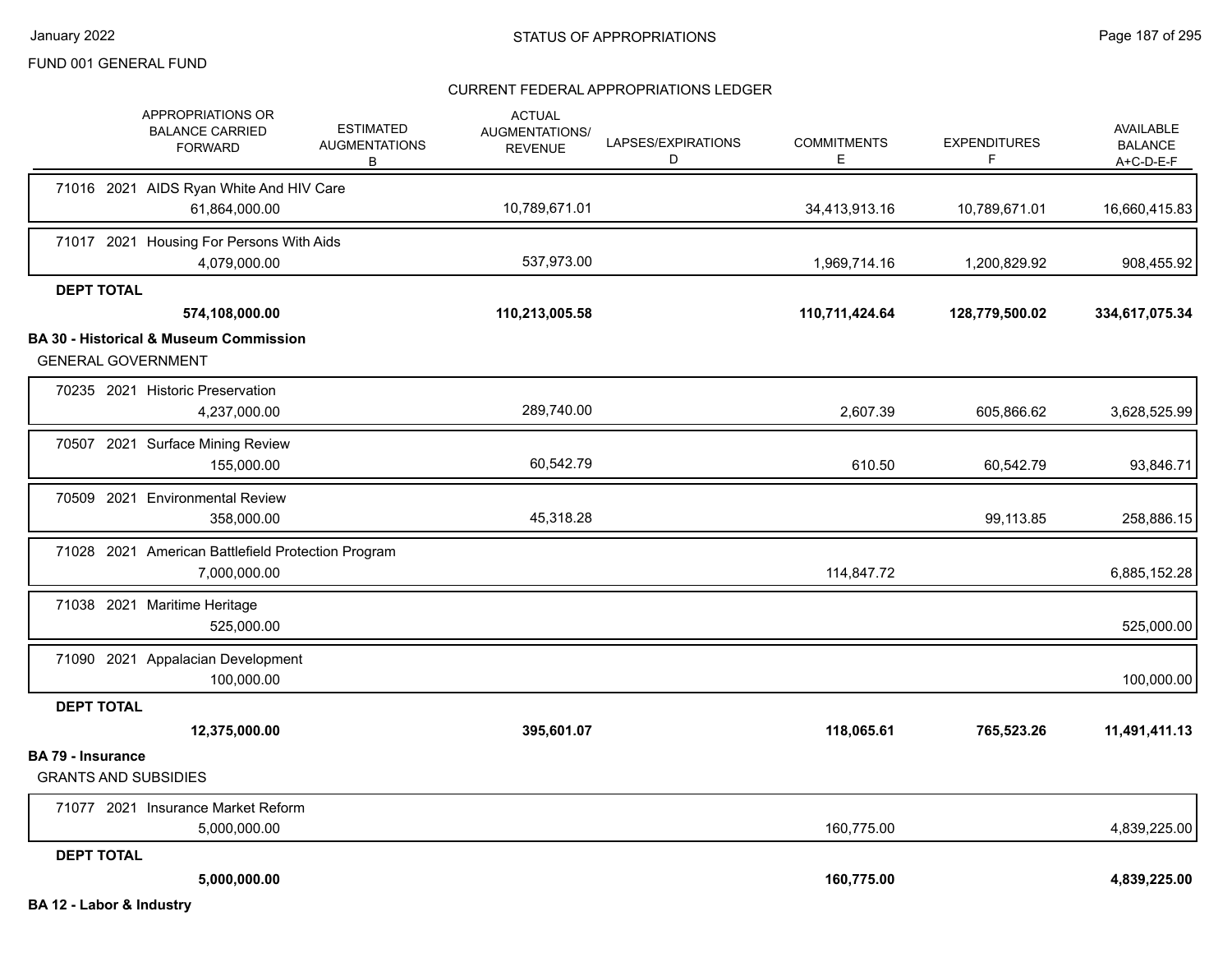FUND 001 GENERAL FUND

CURRENT FEDERAL APPROPRIATIONS LEDGER

| APPROPRIATIONS OR BALANCE CARRIED FORWARD | ESTIMATED AUGMENTATIONS B | ACTUAL AUGMENTATIONS/ REVENUE | LAPSES/EXPIRATIONS D | COMMITMENTS E | EXPENDITURES F | AVAILABLE BALANCE A+C-D-E-F |
|---|---|---|---|---|---|---|
| 71016 2021 AIDS Ryan White And HIV Care | | | | | | |
| 61,864,000.00 | | 10,789,671.01 | | 34,413,913.16 | 10,789,671.01 | 16,660,415.83 |
| 71017 2021 Housing For Persons With Aids | | | | | | |
| 4,079,000.00 | | 537,973.00 | | 1,969,714.16 | 1,200,829.92 | 908,455.92 |
| **DEPT TOTAL** | | | | | | |
| **574,108,000.00** | | **110,213,005.58** | | **110,711,424.64** | **128,779,500.02** | **334,617,075.34** |
| **BA 30 - Historical & Museum Commission** | | | | | | |
| GENERAL GOVERNMENT | | | | | | |
| 70235 2021 Historic Preservation | | | | | | |
| 4,237,000.00 | | 289,740.00 | | 2,607.39 | 605,866.62 | 3,628,525.99 |
| 70507 2021 Surface Mining Review | | | | | | |
| 155,000.00 | | 60,542.79 | | 610.50 | 60,542.79 | 93,846.71 |
| 70509 2021 Environmental Review | | | | | | |
| 358,000.00 | | 45,318.28 | | | 99,113.85 | 258,886.15 |
| 71028 2021 American Battlefield Protection Program | | | | | | |
| 7,000,000.00 | | | | 114,847.72 | | 6,885,152.28 |
| 71038 2021 Maritime Heritage | | | | | | |
| 525,000.00 | | | | | | 525,000.00 |
| 71090 2021 Appalacian Development | | | | | | |
| 100,000.00 | | | | | | 100,000.00 |
| **DEPT TOTAL** | | | | | | |
| **12,375,000.00** | | **395,601.07** | | **118,065.61** | **765,523.26** | **11,491,411.13** |
| **BA 79 - Insurance** | | | | | | |
| GRANTS AND SUBSIDIES | | | | | | |
| 71077 2021 Insurance Market Reform | | | | | | |
| 5,000,000.00 | | | | 160,775.00 | | 4,839,225.00 |
| **DEPT TOTAL** | | | | | | |
| **5,000,000.00** | | | | **160,775.00** | | **4,839,225.00** |

**BA 12 - Labor & Industry**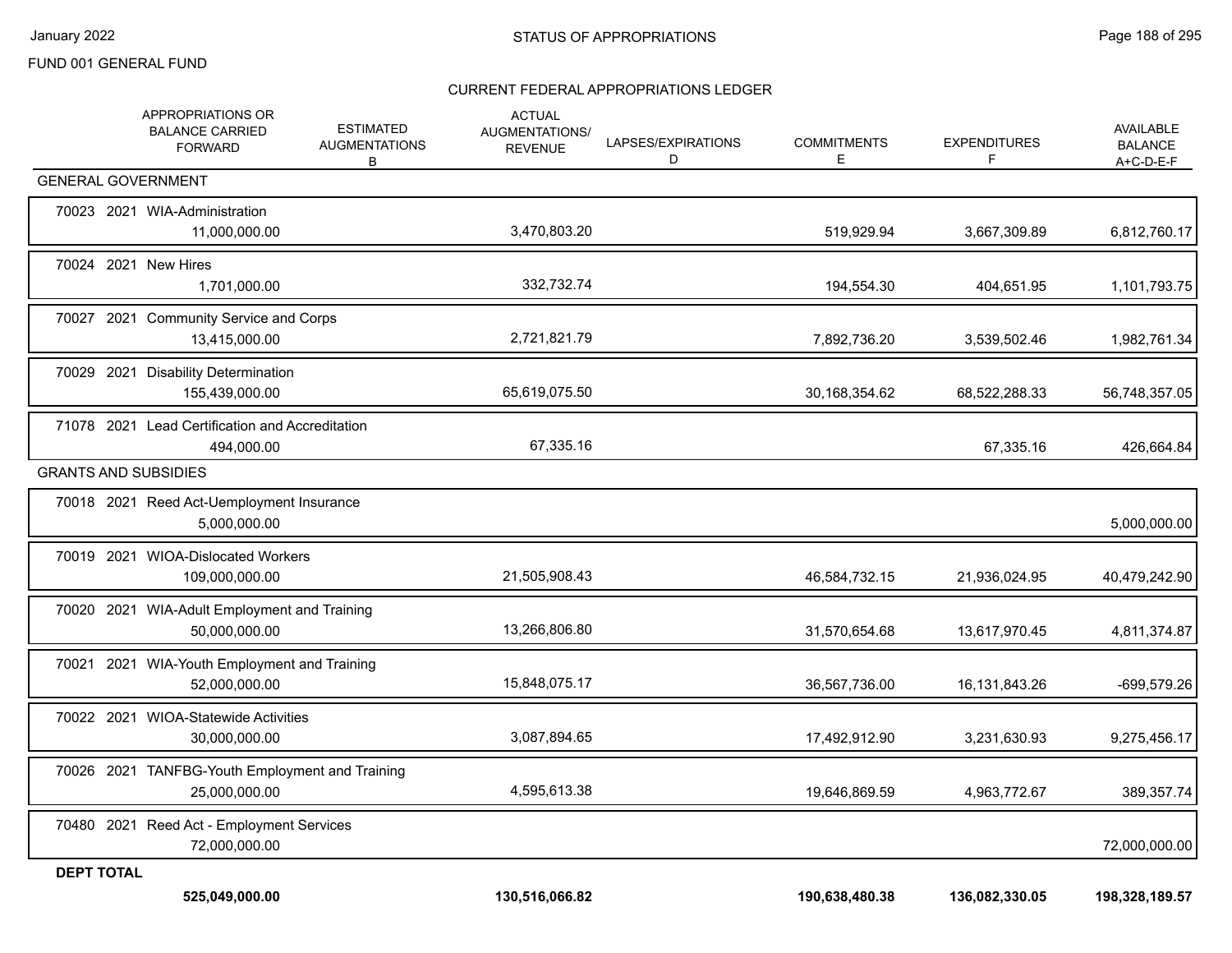FUND 001 GENERAL FUND

## CURRENT FEDERAL APPROPRIATIONS LEDGER

| | APPROPRIATIONS OR BALANCE CARRIED FORWARD | ESTIMATED AUGMENTATIONS B | ACTUAL AUGMENTATIONS/ REVENUE | LAPSES/EXPIRATIONS D | COMMITMENTS E | EXPENDITURES F | AVAILABLE BALANCE A+C-D-E-F |
|---|---|---|---|---|---|---|---|
| **GENERAL GOVERNMENT** | | | | | | | |
| 70023 2021 WIA-Administration | 11,000,000.00 | | 3,470,803.20 | | 519,929.94 | 3,667,309.89 | 6,812,760.17 |
| 70024 2021 New Hires | 1,701,000.00 | | 332,732.74 | | 194,554.30 | 404,651.95 | 1,101,793.75 |
| 70027 2021 Community Service and Corps | 13,415,000.00 | | 2,721,821.79 | | 7,892,736.20 | 3,539,502.46 | 1,982,761.34 |
| 70029 2021 Disability Determination | 155,439,000.00 | | 65,619,075.50 | | 30,168,354.62 | 68,522,288.33 | 56,748,357.05 |
| 71078 2021 Lead Certification and Accreditation | 494,000.00 | | 67,335.16 | | | 67,335.16 | 426,664.84 |
| **GRANTS AND SUBSIDIES** | | | | | | | |
| 70018 2021 Reed Act-Uemployment Insurance | 5,000,000.00 | | | | | | 5,000,000.00 |
| 70019 2021 WIOA-Dislocated Workers | 109,000,000.00 | | 21,505,908.43 | | 46,584,732.15 | 21,936,024.95 | 40,479,242.90 |
| 70020 2021 WIA-Adult Employment and Training | 50,000,000.00 | | 13,266,806.80 | | 31,570,654.68 | 13,617,970.45 | 4,811,374.87 |
| 70021 2021 WIA-Youth Employment and Training | 52,000,000.00 | | 15,848,075.17 | | 36,567,736.00 | 16,131,843.26 | -699,579.26 |
| 70022 2021 WIOA-Statewide Activities | 30,000,000.00 | | 3,087,894.65 | | 17,492,912.90 | 3,231,630.93 | 9,275,456.17 |
| 70026 2021 TANFBG-Youth Employment and Training | 25,000,000.00 | | 4,595,613.38 | | 19,646,869.59 | 4,963,772.67 | 389,357.74 |
| 70480 2021 Reed Act - Employment Services | 72,000,000.00 | | | | | | 72,000,000.00 |
| **DEPT TOTAL** | **525,049,000.00** | | **130,516,066.82** | | **190,638,480.38** | **136,082,330.05** | **198,328,189.57** |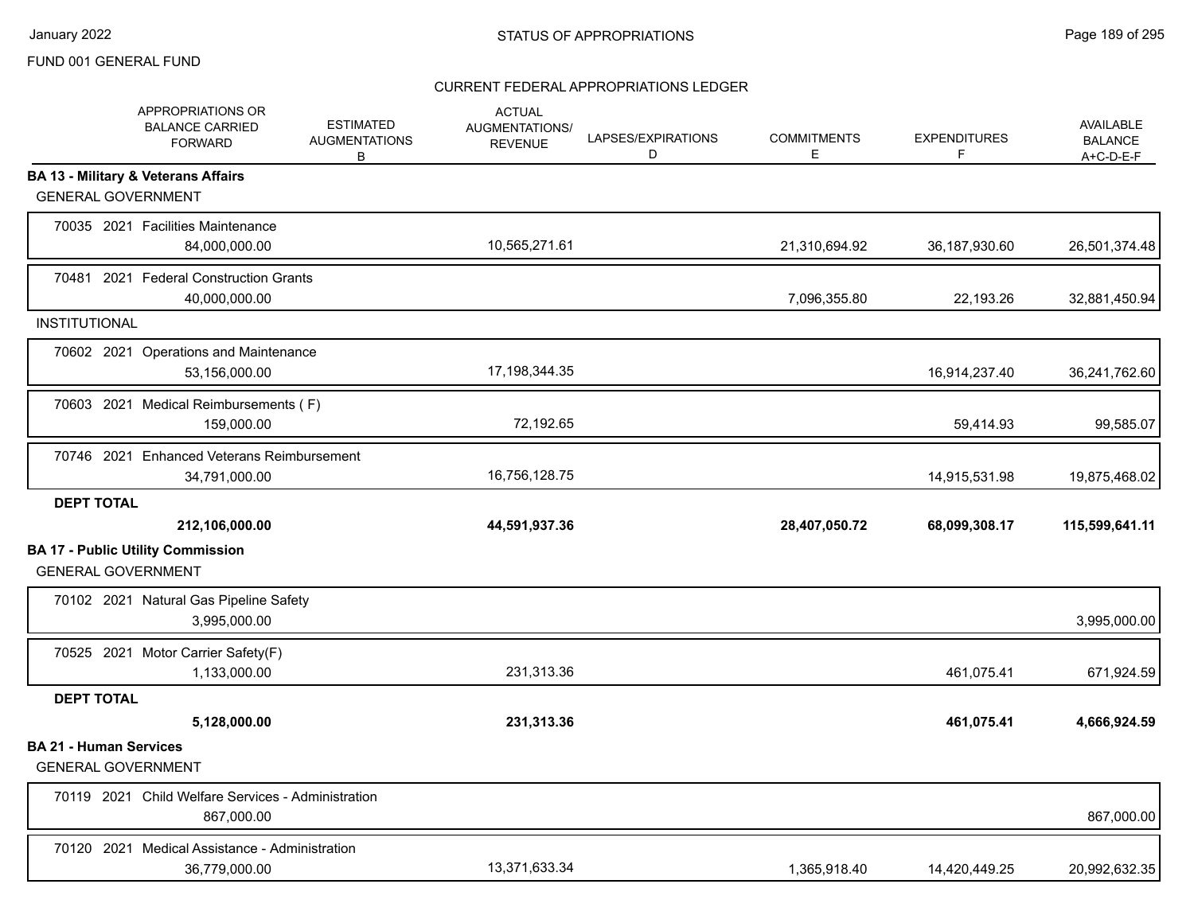FUND 001 GENERAL FUND

## STATUS OF APPROPRIATIONS

### CURRENT FEDERAL APPROPRIATIONS LEDGER

| | APPROPRIATIONS OR BALANCE CARRIED FORWARD | ESTIMATED AUGMENTATIONS B | ACTUAL AUGMENTATIONS/ REVENUE | LAPSES/EXPIRATIONS D | COMMITMENTS E | EXPENDITURES F | AVAILABLE BALANCE A+C-D-E-F |
|---|---|---|---|---|---|---|---|
| **BA 13 - Military & Veterans Affairs** | | | | | | | |
| GENERAL GOVERNMENT | | | | | | | |
| 70035 2021 Facilities Maintenance | 84,000,000.00 | | 10,565,271.61 | | 21,310,694.92 | 36,187,930.60 | 26,501,374.48 |
| 70481 2021 Federal Construction Grants | 40,000,000.00 | | | | 7,096,355.80 | 22,193.26 | 32,881,450.94 |
| INSTITUTIONAL | | | | | | | |
| 70602 2021 Operations and Maintenance | 53,156,000.00 | | 17,198,344.35 | | | 16,914,237.40 | 36,241,762.60 |
| 70603 2021 Medical Reimbursements ( F) | 159,000.00 | | 72,192.65 | | | 59,414.93 | 99,585.07 |
| 70746 2021 Enhanced Veterans Reimbursement | 34,791,000.00 | | 16,756,128.75 | | | 14,915,531.98 | 19,875,468.02 |
| **DEPT TOTAL** | **212,106,000.00** | | **44,591,937.36** | | **28,407,050.72** | **68,099,308.17** | **115,599,641.11** |
| **BA 17 - Public Utility Commission** | | | | | | | |
| GENERAL GOVERNMENT | | | | | | | |
| 70102 2021 Natural Gas Pipeline Safety | 3,995,000.00 | | | | | | 3,995,000.00 |
| 70525 2021 Motor Carrier Safety(F) | 1,133,000.00 | | 231,313.36 | | | 461,075.41 | 671,924.59 |
| **DEPT TOTAL** | **5,128,000.00** | | **231,313.36** | | | **461,075.41** | **4,666,924.59** |
| **BA 21 - Human Services** | | | | | | | |
| GENERAL GOVERNMENT | | | | | | | |
| 70119 2021 Child Welfare Services - Administration | 867,000.00 | | | | | | 867,000.00 |
| 70120 2021 Medical Assistance - Administration | 36,779,000.00 | | 13,371,633.34 | | 1,365,918.40 | 14,420,449.25 | 20,992,632.35 |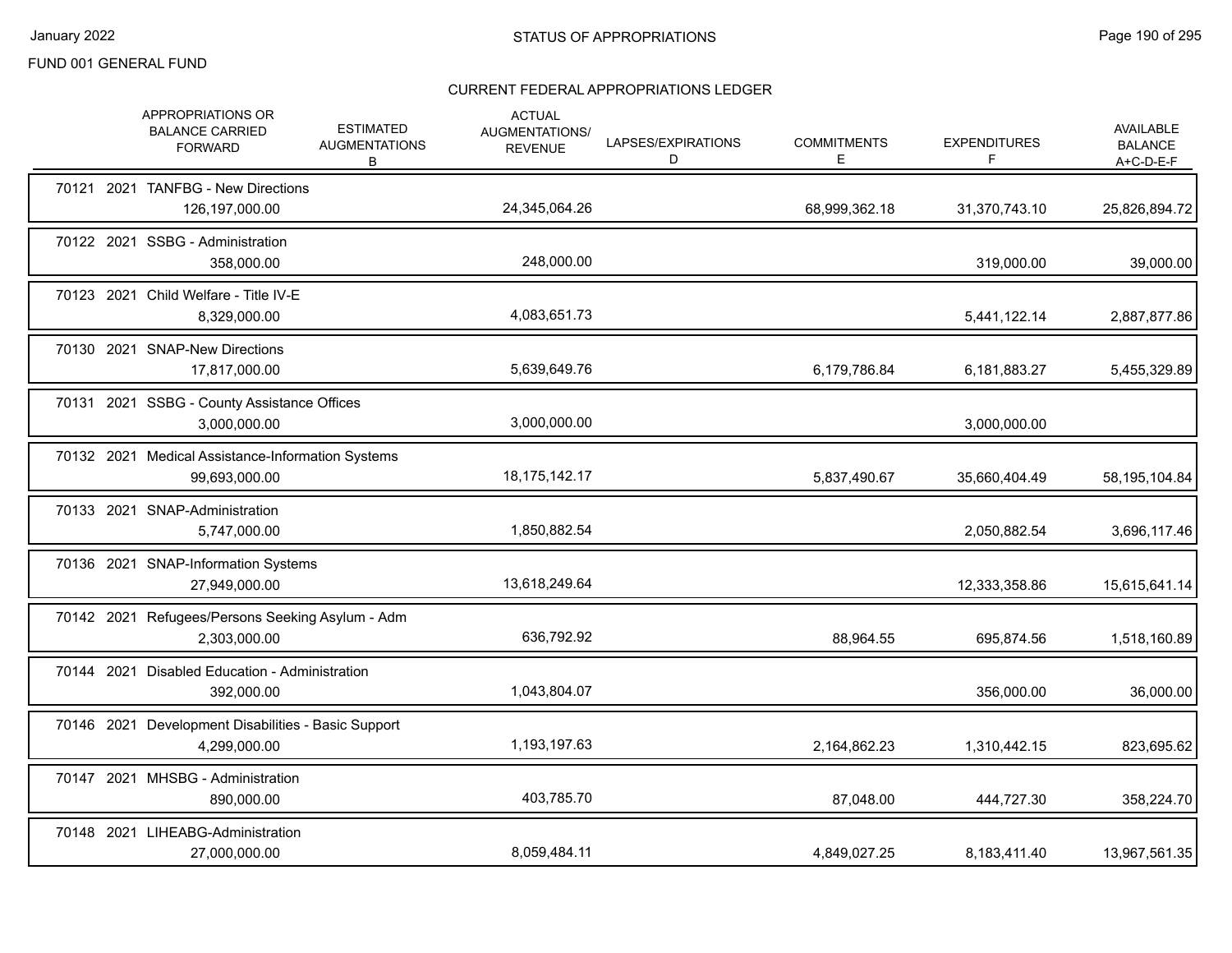FUND 001 GENERAL FUND

## CURRENT FEDERAL APPROPRIATIONS LEDGER

| | APPROPRIATIONS OR BALANCE CARRIED FORWARD | ESTIMATED AUGMENTATIONS B | ACTUAL AUGMENTATIONS/ REVENUE | LAPSES/EXPIRATIONS D | COMMITMENTS E | EXPENDITURES F | AVAILABLE BALANCE A+C-D-E-F |
|---|---|---|---|---|---|---|---|
| 70121 2021 TANFBG - New Directions | 126,197,000.00 | | 24,345,064.26 | | 68,999,362.18 | 31,370,743.10 | 25,826,894.72 |
| 70122 2021 SSBG - Administration | 358,000.00 | | 248,000.00 | | | 319,000.00 | 39,000.00 |
| 70123 2021 Child Welfare - Title IV-E | 8,329,000.00 | | 4,083,651.73 | | | 5,441,122.14 | 2,887,877.86 |
| 70130 2021 SNAP-New Directions | 17,817,000.00 | | 5,639,649.76 | | 6,179,786.84 | 6,181,883.27 | 5,455,329.89 |
| 70131 2021 SSBG - County Assistance Offices | 3,000,000.00 | | 3,000,000.00 | | | 3,000,000.00 | |
| 70132 2021 Medical Assistance-Information Systems | 99,693,000.00 | | 18,175,142.17 | | 5,837,490.67 | 35,660,404.49 | 58,195,104.84 |
| 70133 2021 SNAP-Administration | 5,747,000.00 | | 1,850,882.54 | | | 2,050,882.54 | 3,696,117.46 |
| 70136 2021 SNAP-Information Systems | 27,949,000.00 | | 13,618,249.64 | | | 12,333,358.86 | 15,615,641.14 |
| 70142 2021 Refugees/Persons Seeking Asylum - Adm | 2,303,000.00 | | 636,792.92 | | 88,964.55 | 695,874.56 | 1,518,160.89 |
| 70144 2021 Disabled Education - Administration | 392,000.00 | | 1,043,804.07 | | | 356,000.00 | 36,000.00 |
| 70146 2021 Development Disabilities - Basic Support | 4,299,000.00 | | 1,193,197.63 | | 2,164,862.23 | 1,310,442.15 | 823,695.62 |
| 70147 2021 MHSBG - Administration | 890,000.00 | | 403,785.70 | | 87,048.00 | 444,727.30 | 358,224.70 |
| 70148 2021 LIHEABG-Administration | 27,000,000.00 | | 8,059,484.11 | | 4,849,027.25 | 8,183,411.40 | 13,967,561.35 |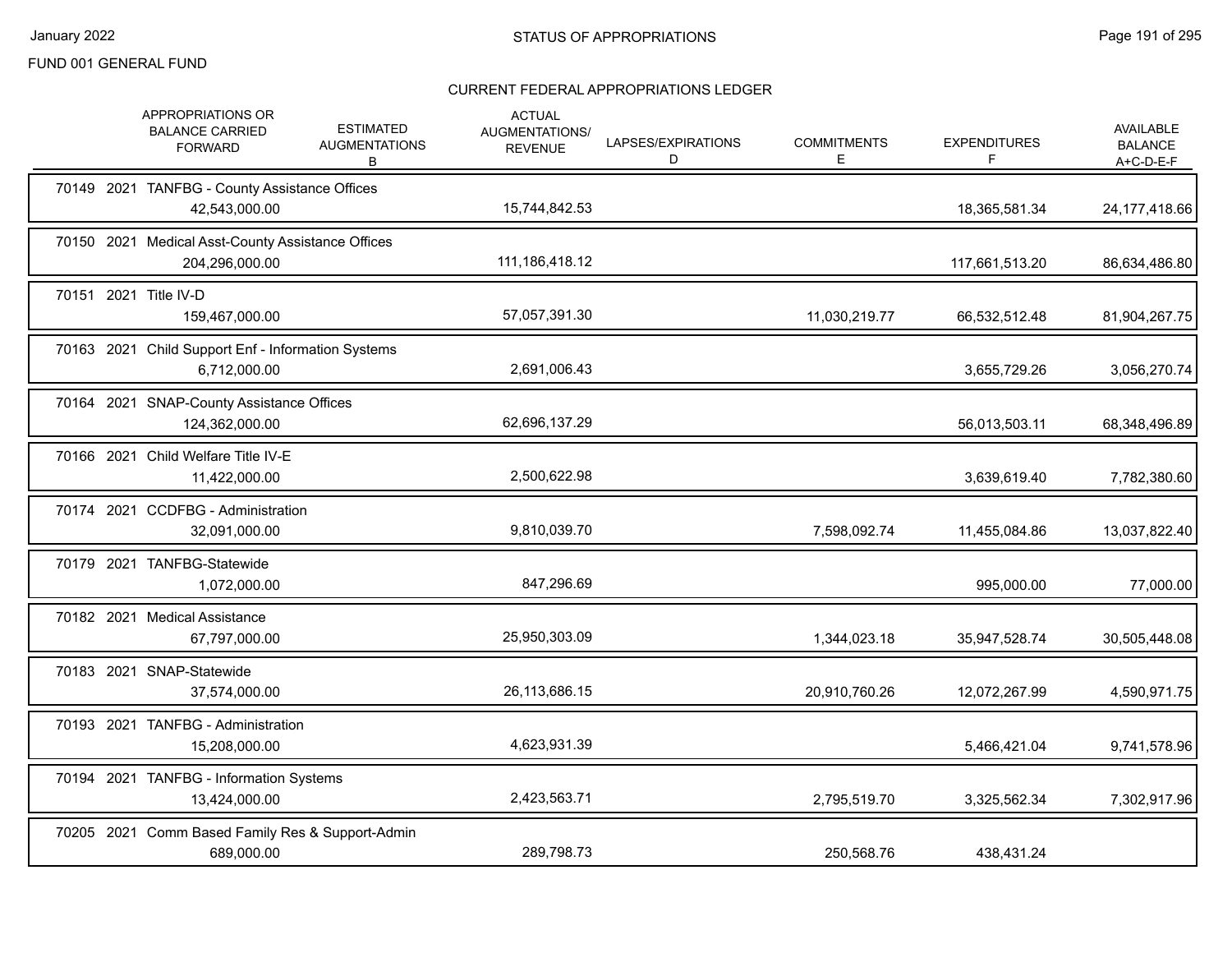FUND 001 GENERAL FUND

## CURRENT FEDERAL APPROPRIATIONS LEDGER

| | APPROPRIATIONS OR BALANCE CARRIED FORWARD | ESTIMATED AUGMENTATIONS B | ACTUAL AUGMENTATIONS/ REVENUE | LAPSES/EXPIRATIONS D | COMMITMENTS E | EXPENDITURES F | AVAILABLE BALANCE A+C-D-E-F |
|---|---|---|---|---|---|---|---|
| 70149 2021 TANFBG - County Assistance Offices | | | | | | | |
| | 42,543,000.00 | | 15,744,842.53 | | | 18,365,581.34 | 24,177,418.66 |
| 70150 2021 Medical Asst-County Assistance Offices | | | | | | | |
| | 204,296,000.00 | | 111,186,418.12 | | | 117,661,513.20 | 86,634,486.80 |
| 70151 2021 Title IV-D | | | | | | | |
| | 159,467,000.00 | | 57,057,391.30 | | 11,030,219.77 | 66,532,512.48 | 81,904,267.75 |
| 70163 2021 Child Support Enf - Information Systems | | | | | | | |
| | 6,712,000.00 | | 2,691,006.43 | | | 3,655,729.26 | 3,056,270.74 |
| 70164 2021 SNAP-County Assistance Offices | | | | | | | |
| | 124,362,000.00 | | 62,696,137.29 | | | 56,013,503.11 | 68,348,496.89 |
| 70166 2021 Child Welfare Title IV-E | | | | | | | |
| | 11,422,000.00 | | 2,500,622.98 | | | 3,639,619.40 | 7,782,380.60 |
| 70174 2021 CCDFBG - Administration | | | | | | | |
| | 32,091,000.00 | | 9,810,039.70 | | 7,598,092.74 | 11,455,084.86 | 13,037,822.40 |
| 70179 2021 TANFBG-Statewide | | | | | | | |
| | 1,072,000.00 | | 847,296.69 | | | 995,000.00 | 77,000.00 |
| 70182 2021 Medical Assistance | | | | | | | |
| | 67,797,000.00 | | 25,950,303.09 | | 1,344,023.18 | 35,947,528.74 | 30,505,448.08 |
| 70183 2021 SNAP-Statewide | | | | | | | |
| | 37,574,000.00 | | 26,113,686.15 | | 20,910,760.26 | 12,072,267.99 | 4,590,971.75 |
| 70193 2021 TANFBG - Administration | | | | | | | |
| | 15,208,000.00 | | 4,623,931.39 | | | 5,466,421.04 | 9,741,578.96 |
| 70194 2021 TANFBG - Information Systems | | | | | | | |
| | 13,424,000.00 | | 2,423,563.71 | | 2,795,519.70 | 3,325,562.34 | 7,302,917.96 |
| 70205 2021 Comm Based Family Res & Support-Admin | | | | | | | |
| | 689,000.00 | | 289,798.73 | | 250,568.76 | 438,431.24 | |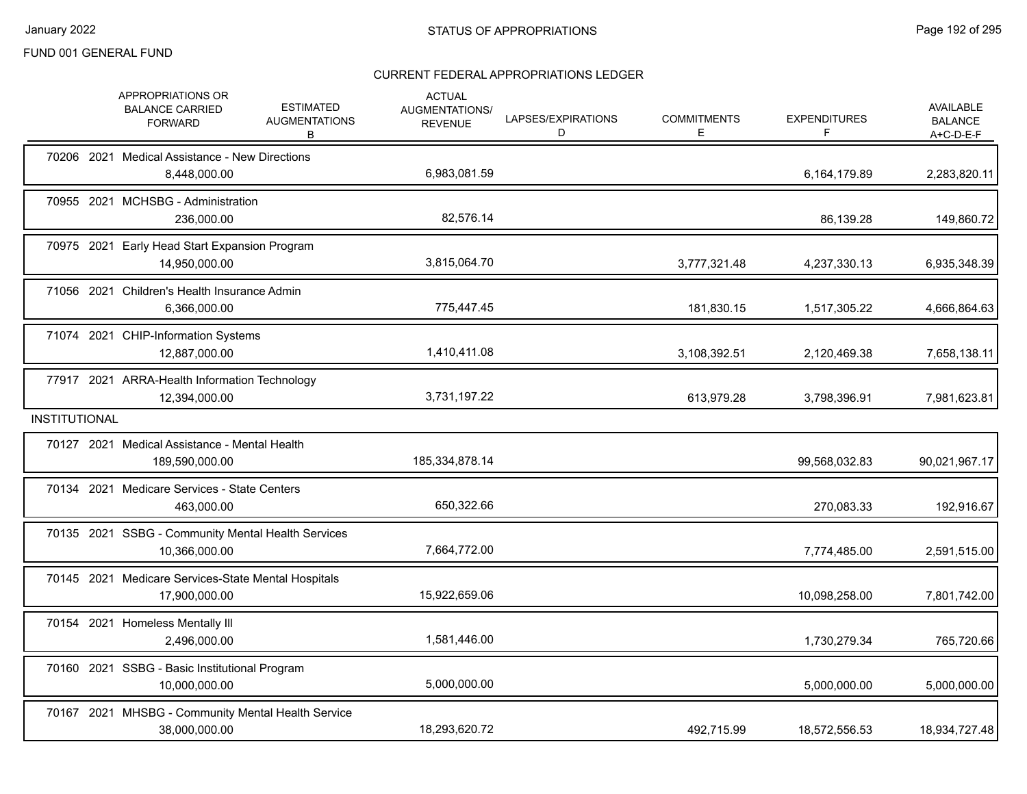FUND 001 GENERAL FUND

## STATUS OF APPROPRIATIONS

### CURRENT FEDERAL APPROPRIATIONS LEDGER

| | APPROPRIATIONS OR BALANCE CARRIED FORWARD | ESTIMATED AUGMENTATIONS B | ACTUAL AUGMENTATIONS/ REVENUE | LAPSES/EXPIRATIONS D | COMMITMENTS E | EXPENDITURES F | AVAILABLE BALANCE A+C-D-E-F |
|---|---|---|---|---|---|---|---|
| 70206 2021 Medical Assistance - New Directions | 8,448,000.00 | | 6,983,081.59 | | | 6,164,179.89 | 2,283,820.11 |
| 70955 2021 MCHSBG - Administration | 236,000.00 | | 82,576.14 | | | 86,139.28 | 149,860.72 |
| 70975 2021 Early Head Start Expansion Program | 14,950,000.00 | | 3,815,064.70 | | 3,777,321.48 | 4,237,330.13 | 6,935,348.39 |
| 71056 2021 Children's Health Insurance Admin | 6,366,000.00 | | 775,447.45 | | 181,830.15 | 1,517,305.22 | 4,666,864.63 |
| 71074 2021 CHIP-Information Systems | 12,887,000.00 | | 1,410,411.08 | | 3,108,392.51 | 2,120,469.38 | 7,658,138.11 |
| 77917 2021 ARRA-Health Information Technology | 12,394,000.00 | | 3,731,197.22 | | 613,979.28 | 3,798,396.91 | 7,981,623.81 |
| **INSTITUTIONAL** | | | | | | | |
| 70127 2021 Medical Assistance - Mental Health | 189,590,000.00 | | 185,334,878.14 | | | 99,568,032.83 | 90,021,967.17 |
| 70134 2021 Medicare Services - State Centers | 463,000.00 | | 650,322.66 | | | 270,083.33 | 192,916.67 |
| 70135 2021 SSBG - Community Mental Health Services | 10,366,000.00 | | 7,664,772.00 | | | 7,774,485.00 | 2,591,515.00 |
| 70145 2021 Medicare Services-State Mental Hospitals | 17,900,000.00 | | 15,922,659.06 | | | 10,098,258.00 | 7,801,742.00 |
| 70154 2021 Homeless Mentally Ill | 2,496,000.00 | | 1,581,446.00 | | | 1,730,279.34 | 765,720.66 |
| 70160 2021 SSBG - Basic Institutional Program | 10,000,000.00 | | 5,000,000.00 | | | 5,000,000.00 | 5,000,000.00 |
| 70167 2021 MHSBG - Community Mental Health Service | 38,000,000.00 | | 18,293,620.72 | | 492,715.99 | 18,572,556.53 | 18,934,727.48 |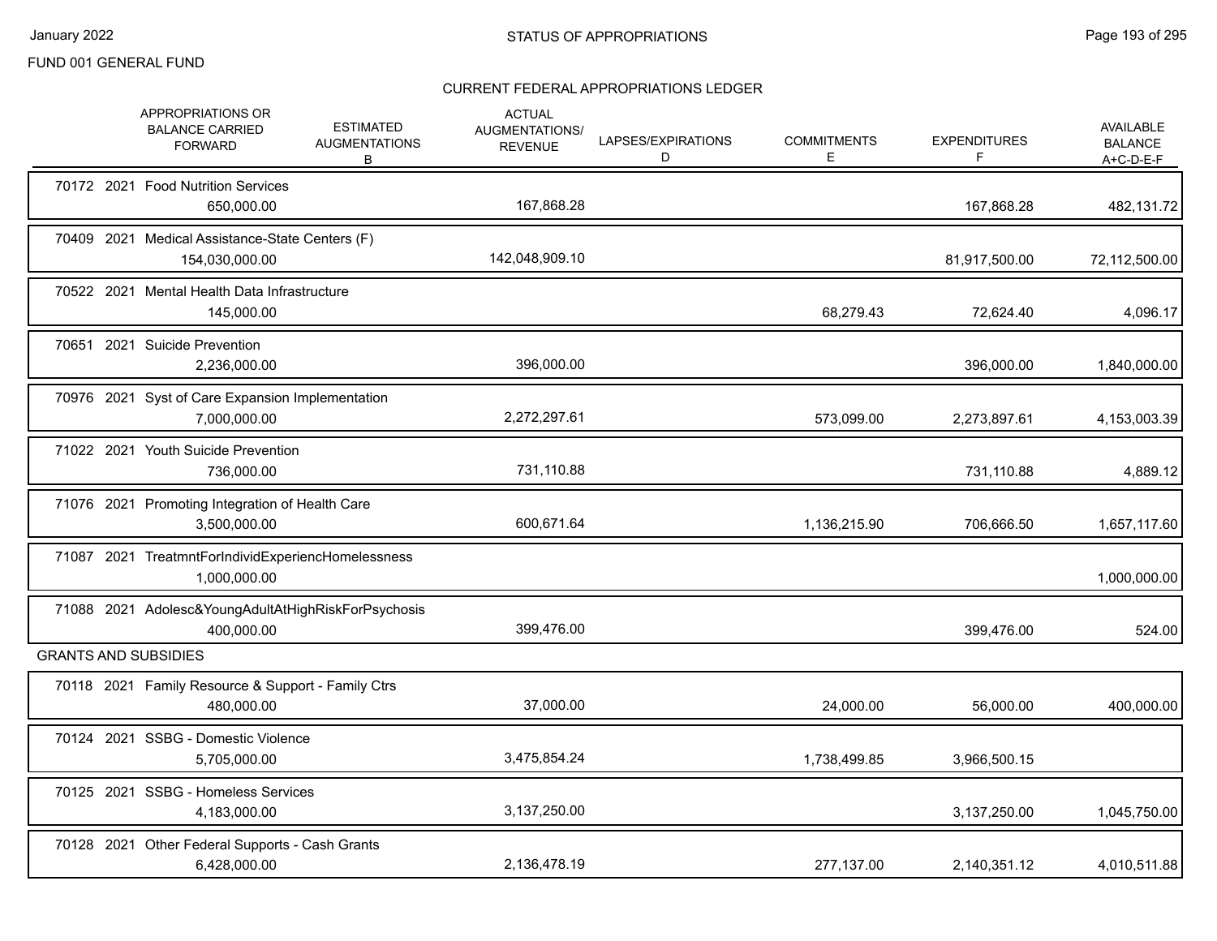FUND 001 GENERAL FUND

## CURRENT FEDERAL APPROPRIATIONS LEDGER

| | APPROPRIATIONS OR BALANCE CARRIED FORWARD | ESTIMATED AUGMENTATIONS B | ACTUAL AUGMENTATIONS/ REVENUE | LAPSES/EXPIRATIONS D | COMMITMENTS E | EXPENDITURES F | AVAILABLE BALANCE A+C-D-E-F |
|---|---|---|---|---|---|---|---|
| 70172 2021 Food Nutrition Services | 650,000.00 | | 167,868.28 | | | 167,868.28 | 482,131.72 |
| 70409 2021 Medical Assistance-State Centers (F) | 154,030,000.00 | | 142,048,909.10 | | | 81,917,500.00 | 72,112,500.00 |
| 70522 2021 Mental Health Data Infrastructure | 145,000.00 | | | | 68,279.43 | 72,624.40 | 4,096.17 |
| 70651 2021 Suicide Prevention | 2,236,000.00 | | 396,000.00 | | | 396,000.00 | 1,840,000.00 |
| 70976 2021 Syst of Care Expansion Implementation | 7,000,000.00 | | 2,272,297.61 | | 573,099.00 | 2,273,897.61 | 4,153,003.39 |
| 71022 2021 Youth Suicide Prevention | 736,000.00 | | 731,110.88 | | | 731,110.88 | 4,889.12 |
| 71076 2021 Promoting Integration of Health Care | 3,500,000.00 | | 600,671.64 | | 1,136,215.90 | 706,666.50 | 1,657,117.60 |
| 71087 2021 TreatmntForIndividExperiencHomelessness | 1,000,000.00 | | | | | | 1,000,000.00 |
| 71088 2021 Adolesc&YoungAdultAtHighRiskForPsychosis | 400,000.00 | | 399,476.00 | | | 399,476.00 | 524.00 |
| **GRANTS AND SUBSIDIES** | | | | | | | |
| 70118 2021 Family Resource & Support - Family Ctrs | 480,000.00 | | 37,000.00 | | 24,000.00 | 56,000.00 | 400,000.00 |
| 70124 2021 SSBG - Domestic Violence | 5,705,000.00 | | 3,475,854.24 | | 1,738,499.85 | 3,966,500.15 | |
| 70125 2021 SSBG - Homeless Services | 4,183,000.00 | | 3,137,250.00 | | | 3,137,250.00 | 1,045,750.00 |
| 70128 2021 Other Federal Supports - Cash Grants | 6,428,000.00 | | 2,136,478.19 | | 277,137.00 | 2,140,351.12 | 4,010,511.88 |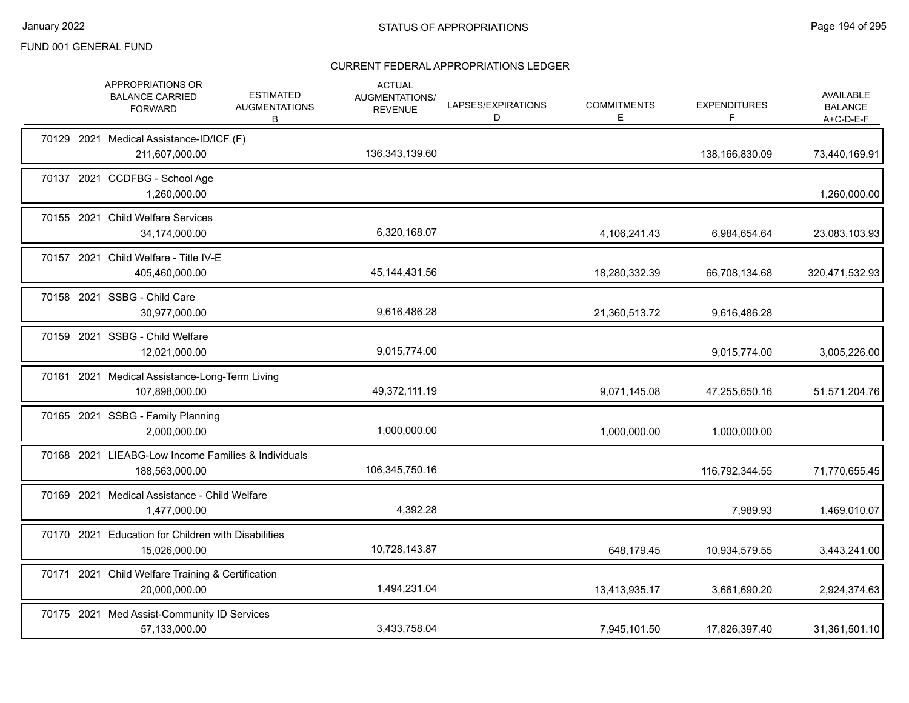FUND 001 GENERAL FUND

## CURRENT FEDERAL APPROPRIATIONS LEDGER

| | APPROPRIATIONS OR BALANCE CARRIED FORWARD | ESTIMATED AUGMENTATIONS B | ACTUAL AUGMENTATIONS/ REVENUE | LAPSES/EXPIRATIONS D | COMMITMENTS E | EXPENDITURES F | AVAILABLE BALANCE A+C-D-E-F |
|---|---|---|---|---|---|---|---|
| 70129 2021 Medical Assistance-ID/ICF (F) | 211,607,000.00 | | 136,343,139.60 | | | 138,166,830.09 | 73,440,169.91 |
| 70137 2021 CCDFBG - School Age | 1,260,000.00 | | | | | | 1,260,000.00 |
| 70155 2021 Child Welfare Services | 34,174,000.00 | | 6,320,168.07 | | 4,106,241.43 | 6,984,654.64 | 23,083,103.93 |
| 70157 2021 Child Welfare - Title IV-E | 405,460,000.00 | | 45,144,431.56 | | 18,280,332.39 | 66,708,134.68 | 320,471,532.93 |
| 70158 2021 SSBG - Child Care | 30,977,000.00 | | 9,616,486.28 | | 21,360,513.72 | 9,616,486.28 | |
| 70159 2021 SSBG - Child Welfare | 12,021,000.00 | | 9,015,774.00 | | | 9,015,774.00 | 3,005,226.00 |
| 70161 2021 Medical Assistance-Long-Term Living | 107,898,000.00 | | 49,372,111.19 | | 9,071,145.08 | 47,255,650.16 | 51,571,204.76 |
| 70165 2021 SSBG - Family Planning | 2,000,000.00 | | 1,000,000.00 | | 1,000,000.00 | 1,000,000.00 | |
| 70168 2021 LIEABG-Low Income Families & Individuals | 188,563,000.00 | | 106,345,750.16 | | | 116,792,344.55 | 71,770,655.45 |
| 70169 2021 Medical Assistance - Child Welfare | 1,477,000.00 | | 4,392.28 | | | 7,989.93 | 1,469,010.07 |
| 70170 2021 Education for Children with Disabilities | 15,026,000.00 | | 10,728,143.87 | | 648,179.45 | 10,934,579.55 | 3,443,241.00 |
| 70171 2021 Child Welfare Training & Certification | 20,000,000.00 | | 1,494,231.04 | | 13,413,935.17 | 3,661,690.20 | 2,924,374.63 |
| 70175 2021 Med Assist-Community ID Services | 57,133,000.00 | | 3,433,758.04 | | 7,945,101.50 | 17,826,397.40 | 31,361,501.10 |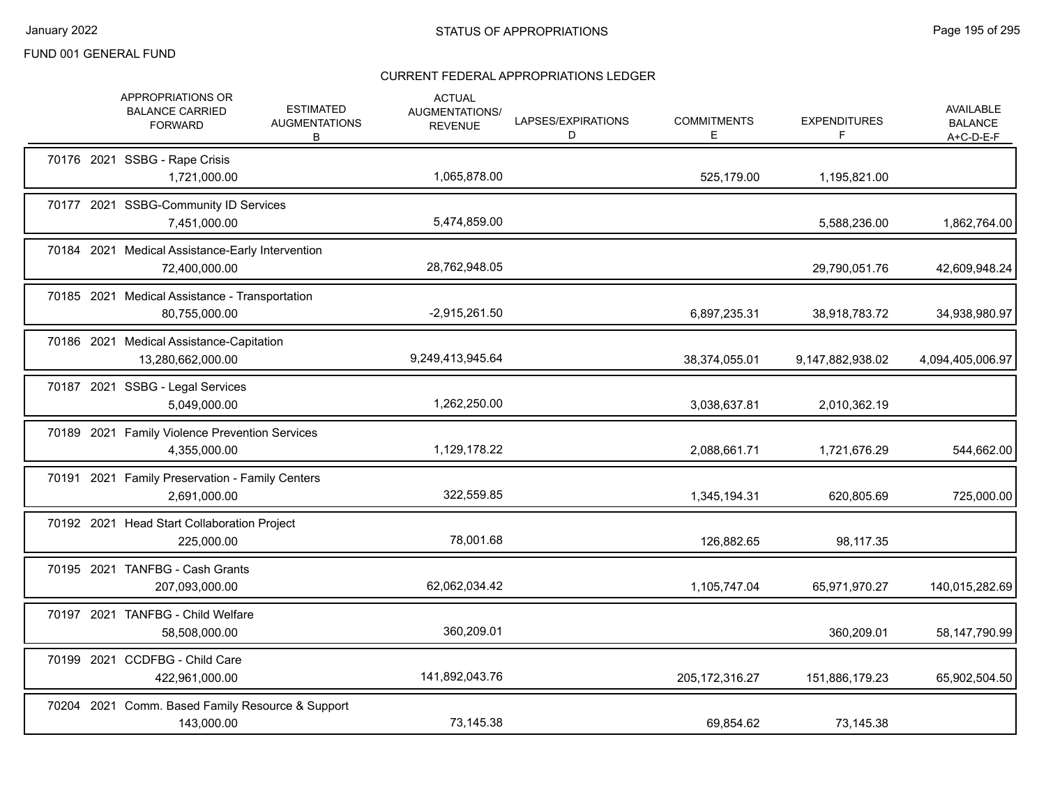FUND 001 GENERAL FUND

## CURRENT FEDERAL APPROPRIATIONS LEDGER

| | APPROPRIATIONS OR BALANCE CARRIED FORWARD | ESTIMATED AUGMENTATIONS B | ACTUAL AUGMENTATIONS/ REVENUE | LAPSES/EXPIRATIONS D | COMMITMENTS E | EXPENDITURES F | AVAILABLE BALANCE A+C-D-E-F |
|---|---|---|---|---|---|---|---|
| 70176 2021 SSBG - Rape Crisis | 1,721,000.00 | | 1,065,878.00 | | 525,179.00 | 1,195,821.00 | |
| 70177 2021 SSBG-Community ID Services | 7,451,000.00 | | 5,474,859.00 | | | 5,588,236.00 | 1,862,764.00 |
| 70184 2021 Medical Assistance-Early Intervention | 72,400,000.00 | | 28,762,948.05 | | | 29,790,051.76 | 42,609,948.24 |
| 70185 2021 Medical Assistance - Transportation | 80,755,000.00 | | -2,915,261.50 | | 6,897,235.31 | 38,918,783.72 | 34,938,980.97 |
| 70186 2021 Medical Assistance-Capitation | 13,280,662,000.00 | | 9,249,413,945.64 | | 38,374,055.01 | 9,147,882,938.02 | 4,094,405,006.97 |
| 70187 2021 SSBG - Legal Services | 5,049,000.00 | | 1,262,250.00 | | 3,038,637.81 | 2,010,362.19 | |
| 70189 2021 Family Violence Prevention Services | 4,355,000.00 | | 1,129,178.22 | | 2,088,661.71 | 1,721,676.29 | 544,662.00 |
| 70191 2021 Family Preservation - Family Centers | 2,691,000.00 | | 322,559.85 | | 1,345,194.31 | 620,805.69 | 725,000.00 |
| 70192 2021 Head Start Collaboration Project | 225,000.00 | | 78,001.68 | | 126,882.65 | 98,117.35 | |
| 70195 2021 TANFBG - Cash Grants | 207,093,000.00 | | 62,062,034.42 | | 1,105,747.04 | 65,971,970.27 | 140,015,282.69 |
| 70197 2021 TANFBG - Child Welfare | 58,508,000.00 | | 360,209.01 | | | 360,209.01 | 58,147,790.99 |
| 70199 2021 CCDFBG - Child Care | 422,961,000.00 | | 141,892,043.76 | | 205,172,316.27 | 151,886,179.23 | 65,902,504.50 |
| 70204 2021 Comm. Based Family Resource & Support | 143,000.00 | | 73,145.38 | | 69,854.62 | 73,145.38 | |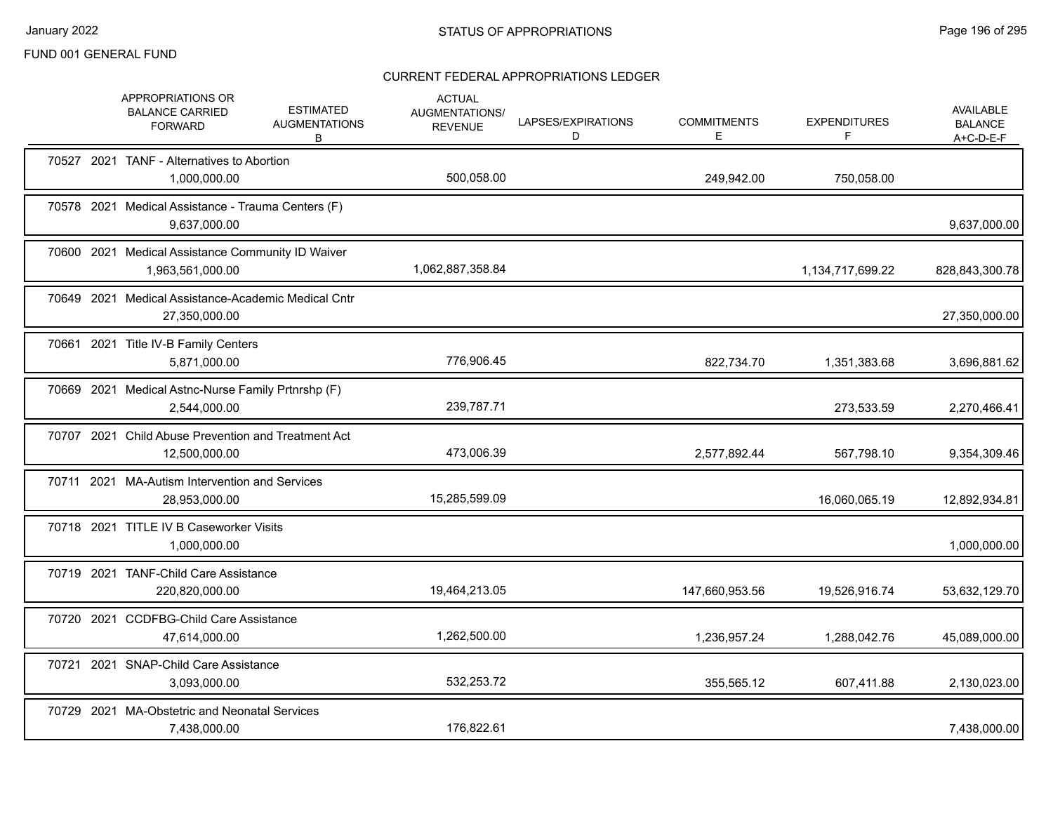FUND 001 GENERAL FUND

## STATUS OF APPROPRIATIONS

### CURRENT FEDERAL APPROPRIATIONS LEDGER

| | APPROPRIATIONS OR BALANCE CARRIED FORWARD | ESTIMATED AUGMENTATIONS B | ACTUAL AUGMENTATIONS/ REVENUE | LAPSES/EXPIRATIONS D | COMMITMENTS E | EXPENDITURES F | AVAILABLE BALANCE A+C-D-E-F |
|---|---|---|---|---|---|---|---|
| 70527 2021 TANF - Alternatives to Abortion | 1,000,000.00 | | 500,058.00 | | 249,942.00 | 750,058.00 | |
| 70578 2021 Medical Assistance - Trauma Centers (F) | 9,637,000.00 | | | | | | 9,637,000.00 |
| 70600 2021 Medical Assistance Community ID Waiver | 1,963,561,000.00 | | 1,062,887,358.84 | | | 1,134,717,699.22 | 828,843,300.78 |
| 70649 2021 Medical Assistance-Academic Medical Cntr | 27,350,000.00 | | | | | | 27,350,000.00 |
| 70661 2021 Title IV-B Family Centers | 5,871,000.00 | | 776,906.45 | | 822,734.70 | 1,351,383.68 | 3,696,881.62 |
| 70669 2021 Medical Astnc-Nurse Family Prtnrshp (F) | 2,544,000.00 | | 239,787.71 | | | 273,533.59 | 2,270,466.41 |
| 70707 2021 Child Abuse Prevention and Treatment Act | 12,500,000.00 | | 473,006.39 | | 2,577,892.44 | 567,798.10 | 9,354,309.46 |
| 70711 2021 MA-Autism Intervention and Services | 28,953,000.00 | | 15,285,599.09 | | | 16,060,065.19 | 12,892,934.81 |
| 70718 2021 TITLE IV B Caseworker Visits | 1,000,000.00 | | | | | | 1,000,000.00 |
| 70719 2021 TANF-Child Care Assistance | 220,820,000.00 | | 19,464,213.05 | | 147,660,953.56 | 19,526,916.74 | 53,632,129.70 |
| 70720 2021 CCDFBG-Child Care Assistance | 47,614,000.00 | | 1,262,500.00 | | 1,236,957.24 | 1,288,042.76 | 45,089,000.00 |
| 70721 2021 SNAP-Child Care Assistance | 3,093,000.00 | | 532,253.72 | | 355,565.12 | 607,411.88 | 2,130,023.00 |
| 70729 2021 MA-Obstetric and Neonatal Services | 7,438,000.00 | | 176,822.61 | | | | 7,438,000.00 |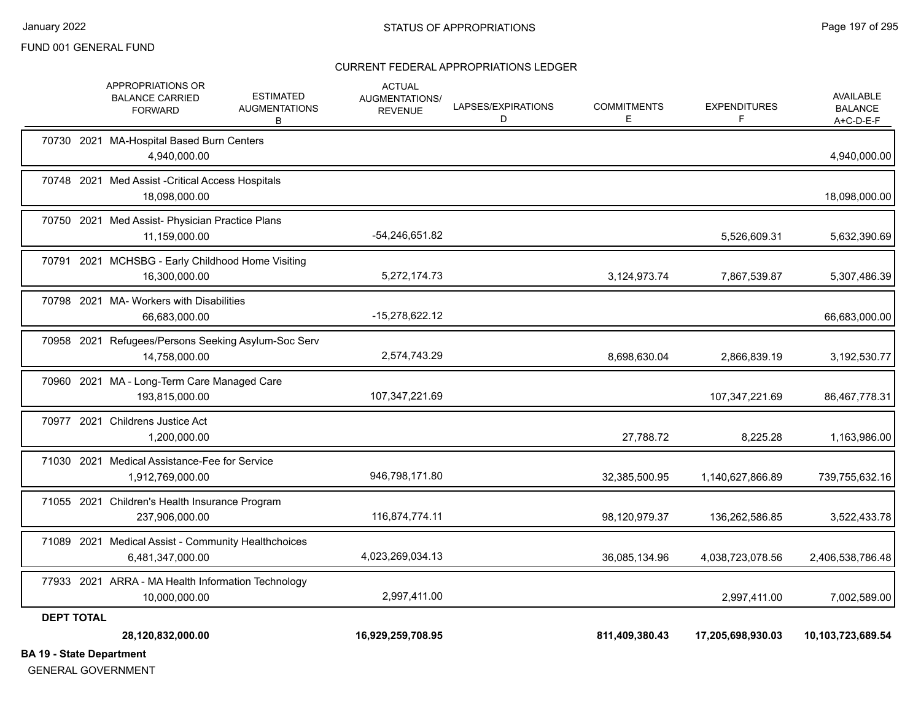FUND 001 GENERAL FUND

STATUS OF APPROPRIATIONS

CURRENT FEDERAL APPROPRIATIONS LEDGER

| | APPROPRIATIONS OR BALANCE CARRIED FORWARD | ESTIMATED AUGMENTATIONS B | ACTUAL AUGMENTATIONS/ REVENUE | LAPSES/EXPIRATIONS D | COMMITMENTS E | EXPENDITURES F | AVAILABLE BALANCE A+C-D-E-F |
|---|---|---|---|---|---|---|---|
| 70730 2021 MA-Hospital Based Burn Centers | 4,940,000.00 | | | | | | 4,940,000.00 |
| 70748 2021 Med Assist -Critical Access Hospitals | 18,098,000.00 | | | | | | 18,098,000.00 |
| 70750 2021 Med Assist- Physician Practice Plans | 11,159,000.00 | | -54,246,651.82 | | | 5,526,609.31 | 5,632,390.69 |
| 70791 2021 MCHSBG - Early Childhood Home Visiting | 16,300,000.00 | | 5,272,174.73 | | 3,124,973.74 | 7,867,539.87 | 5,307,486.39 |
| 70798 2021 MA- Workers with Disabilities | 66,683,000.00 | | -15,278,622.12 | | | | 66,683,000.00 |
| 70958 2021 Refugees/Persons Seeking Asylum-Soc Serv | 14,758,000.00 | | 2,574,743.29 | | 8,698,630.04 | 2,866,839.19 | 3,192,530.77 |
| 70960 2021 MA - Long-Term Care Managed Care | 193,815,000.00 | | 107,347,221.69 | | | 107,347,221.69 | 86,467,778.31 |
| 70977 2021 Childrens Justice Act | 1,200,000.00 | | | | 27,788.72 | 8,225.28 | 1,163,986.00 |
| 71030 2021 Medical Assistance-Fee for Service | 1,912,769,000.00 | | 946,798,171.80 | | 32,385,500.95 | 1,140,627,866.89 | 739,755,632.16 |
| 71055 2021 Children's Health Insurance Program | 237,906,000.00 | | 116,874,774.11 | | 98,120,979.37 | 136,262,586.85 | 3,522,433.78 |
| 71089 2021 Medical Assist - Community Healthchoices | 6,481,347,000.00 | | 4,023,269,034.13 | | 36,085,134.96 | 4,038,723,078.56 | 2,406,538,786.48 |
| 77933 2021 ARRA - MA Health Information Technology | 10,000,000.00 | | 2,997,411.00 | | | 2,997,411.00 | 7,002,589.00 |
| **DEPT TOTAL** | **28,120,832,000.00** | | **16,929,259,708.95** | | **811,409,380.43** | **17,205,698,930.03** | **10,103,723,689.54** |

**BA 19 - State Department**

GENERAL GOVERNMENT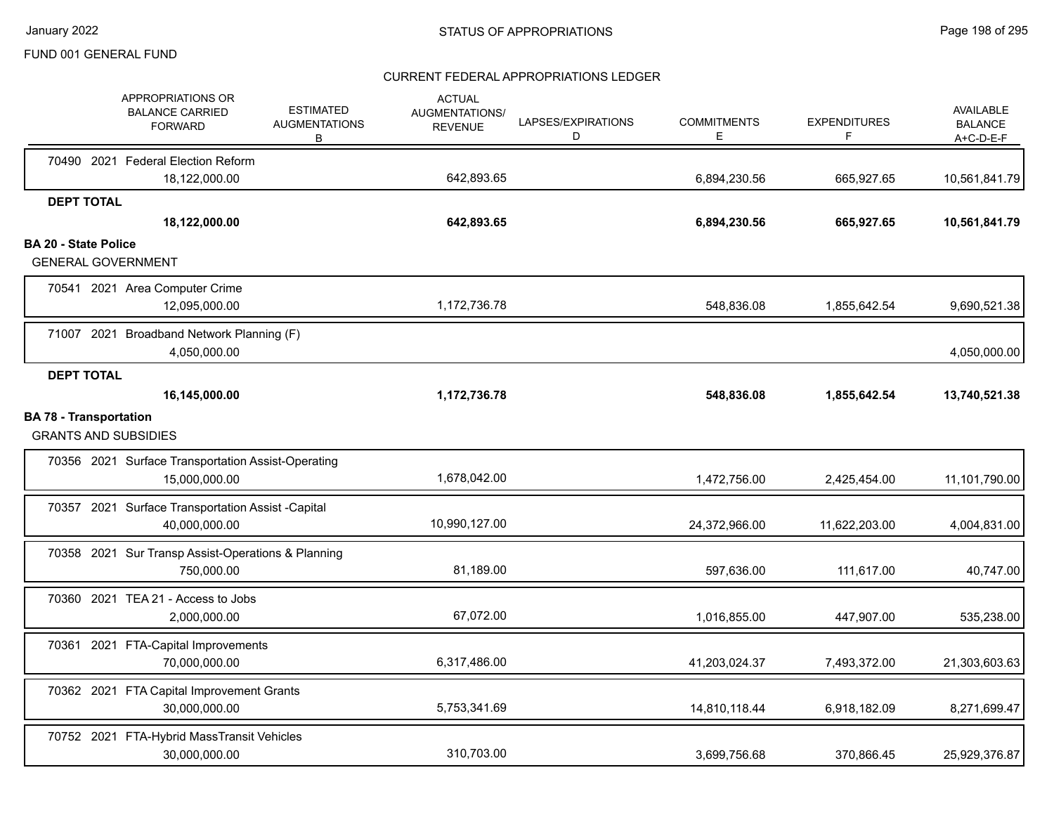FUND 001 GENERAL FUND

## CURRENT FEDERAL APPROPRIATIONS LEDGER

| | APPROPRIATIONS OR BALANCE CARRIED FORWARD | ESTIMATED AUGMENTATIONS B | ACTUAL AUGMENTATIONS/ REVENUE | LAPSES/EXPIRATIONS D | COMMITMENTS E | EXPENDITURES F | AVAILABLE BALANCE A+C-D-E-F |
|---|---|---|---|---|---|---|---|
| 70490 2021 Federal Election Reform | 18,122,000.00 | | 642,893.65 | | 6,894,230.56 | 665,927.65 | 10,561,841.79 |
| **DEPT TOTAL** | **18,122,000.00** | | **642,893.65** | | **6,894,230.56** | **665,927.65** | **10,561,841.79** |
| **BA 20 - State Police** | | | | | | | |
| GENERAL GOVERNMENT | | | | | | | |
| 70541 2021 Area Computer Crime | 12,095,000.00 | | 1,172,736.78 | | 548,836.08 | 1,855,642.54 | 9,690,521.38 |
| 71007 2021 Broadband Network Planning (F) | 4,050,000.00 | | | | | | 4,050,000.00 |
| **DEPT TOTAL** | **16,145,000.00** | | **1,172,736.78** | | **548,836.08** | **1,855,642.54** | **13,740,521.38** |
| **BA 78 - Transportation** | | | | | | | |
| GRANTS AND SUBSIDIES | | | | | | | |
| 70356 2021 Surface Transportation Assist-Operating | 15,000,000.00 | | 1,678,042.00 | | 1,472,756.00 | 2,425,454.00 | 11,101,790.00 |
| 70357 2021 Surface Transportation Assist -Capital | 40,000,000.00 | | 10,990,127.00 | | 24,372,966.00 | 11,622,203.00 | 4,004,831.00 |
| 70358 2021 Sur Transp Assist-Operations & Planning | 750,000.00 | | 81,189.00 | | 597,636.00 | 111,617.00 | 40,747.00 |
| 70360 2021 TEA 21 - Access to Jobs | 2,000,000.00 | | 67,072.00 | | 1,016,855.00 | 447,907.00 | 535,238.00 |
| 70361 2021 FTA-Capital Improvements | 70,000,000.00 | | 6,317,486.00 | | 41,203,024.37 | 7,493,372.00 | 21,303,603.63 |
| 70362 2021 FTA Capital Improvement Grants | 30,000,000.00 | | 5,753,341.69 | | 14,810,118.44 | 6,918,182.09 | 8,271,699.47 |
| 70752 2021 FTA-Hybrid MassTransit Vehicles | 30,000,000.00 | | 310,703.00 | | 3,699,756.68 | 370,866.45 | 25,929,376.87 |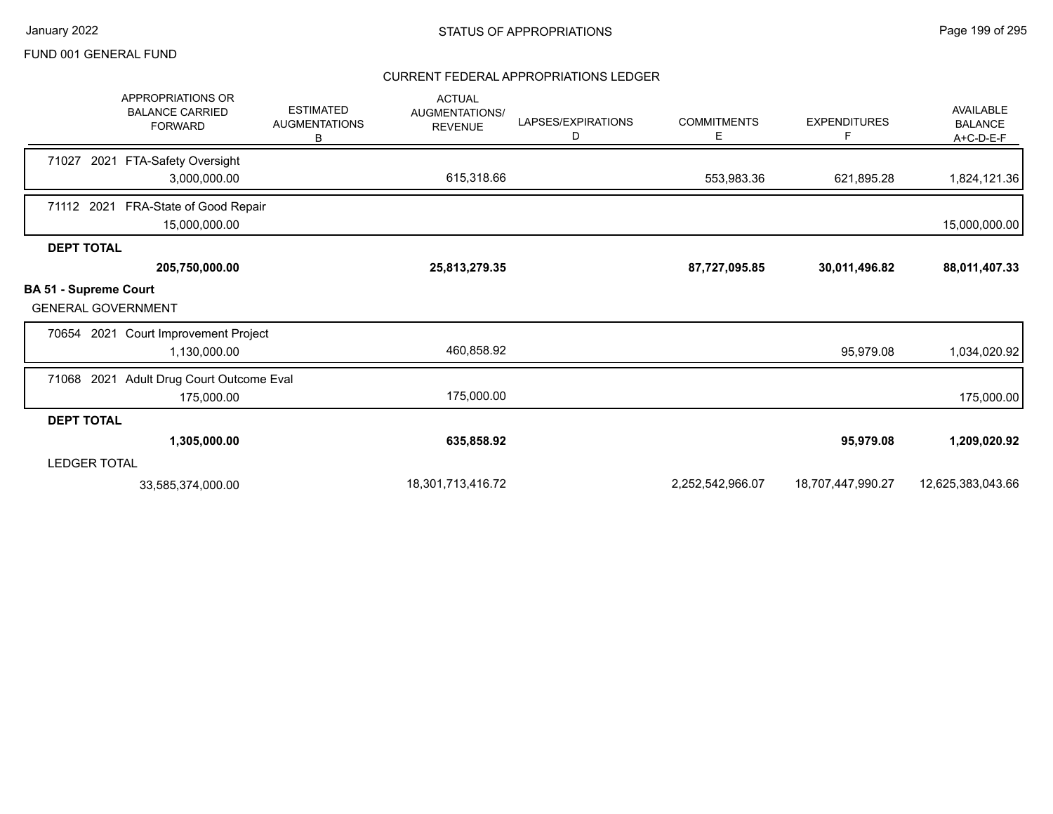FUND 001 GENERAL FUND

## STATUS OF APPROPRIATIONS

### CURRENT FEDERAL APPROPRIATIONS LEDGER

| | APPROPRIATIONS OR BALANCE CARRIED FORWARD | ESTIMATED AUGMENTATIONS B | ACTUAL AUGMENTATIONS/ REVENUE | LAPSES/EXPIRATIONS D | COMMITMENTS E | EXPENDITURES F | AVAILABLE BALANCE A+C-D-E-F |
|---|---|---|---|---|---|---|---|
| 71027 2021 FTA-Safety Oversight | 3,000,000.00 | | 615,318.66 | | 553,983.36 | 621,895.28 | 1,824,121.36 |
| 71112 2021 FRA-State of Good Repair | 15,000,000.00 | | | | | | 15,000,000.00 |
| **DEPT TOTAL** | **205,750,000.00** | | **25,813,279.35** | | **87,727,095.85** | **30,011,496.82** | **88,011,407.33** |
| **BA 51 - Supreme Court** | | | | | | | |
| GENERAL GOVERNMENT | | | | | | | |
| 70654 2021 Court Improvement Project | 1,130,000.00 | | 460,858.92 | | | 95,979.08 | 1,034,020.92 |
| 71068 2021 Adult Drug Court Outcome Eval | 175,000.00 | | 175,000.00 | | | | 175,000.00 |
| **DEPT TOTAL** | **1,305,000.00** | | **635,858.92** | | | **95,979.08** | **1,209,020.92** |
| LEDGER TOTAL | 33,585,374,000.00 | | 18,301,713,416.72 | | 2,252,542,966.07 | 18,707,447,990.27 | 12,625,383,043.66 |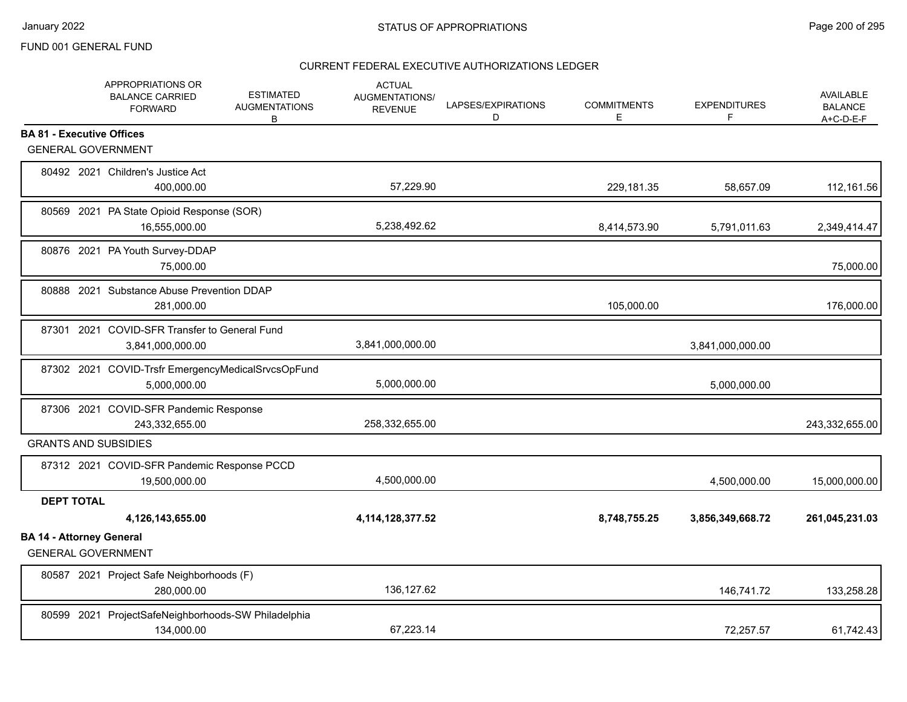FUND 001 GENERAL FUND

## STATUS OF APPROPRIATIONS

### CURRENT FEDERAL EXECUTIVE AUTHORIZATIONS LEDGER

| | APPROPRIATIONS OR BALANCE CARRIED FORWARD | ESTIMATED AUGMENTATIONS B | ACTUAL AUGMENTATIONS/ REVENUE | LAPSES/EXPIRATIONS D | COMMITMENTS E | EXPENDITURES F | AVAILABLE BALANCE A+C-D-E-F |
|---|---|---|---|---|---|---|---|
| **BA 81 - Executive Offices** | | | | | | | |
| GENERAL GOVERNMENT | | | | | | | |
| 80492 2021 Children's Justice Act | 400,000.00 | | 57,229.90 | | 229,181.35 | 58,657.09 | 112,161.56 |
| 80569 2021 PA State Opioid Response (SOR) | 16,555,000.00 | | 5,238,492.62 | | 8,414,573.90 | 5,791,011.63 | 2,349,414.47 |
| 80876 2021 PA Youth Survey-DDAP | 75,000.00 | | | | | | 75,000.00 |
| 80888 2021 Substance Abuse Prevention DDAP | 281,000.00 | | | | 105,000.00 | | 176,000.00 |
| 87301 2021 COVID-SFR Transfer to General Fund | 3,841,000,000.00 | | 3,841,000,000.00 | | | 3,841,000,000.00 | |
| 87302 2021 COVID-Trsfr EmergencyMedicalSrvcsOpFund | 5,000,000.00 | | 5,000,000.00 | | | 5,000,000.00 | |
| 87306 2021 COVID-SFR Pandemic Response | 243,332,655.00 | | 258,332,655.00 | | | | 243,332,655.00 |
| GRANTS AND SUBSIDIES | | | | | | | |
| 87312 2021 COVID-SFR Pandemic Response PCCD | 19,500,000.00 | | 4,500,000.00 | | | 4,500,000.00 | 15,000,000.00 |
| **DEPT TOTAL** | **4,126,143,655.00** | | **4,114,128,377.52** | | **8,748,755.25** | **3,856,349,668.72** | **261,045,231.03** |
| **BA 14 - Attorney General** | | | | | | | |
| GENERAL GOVERNMENT | | | | | | | |
| 80587 2021 Project Safe Neighborhoods (F) | 280,000.00 | | 136,127.62 | | | 146,741.72 | 133,258.28 |
| 80599 2021 ProjectSafeNeighborhoods-SW Philadelphia | 134,000.00 | | 67,223.14 | | | 72,257.57 | 61,742.43 |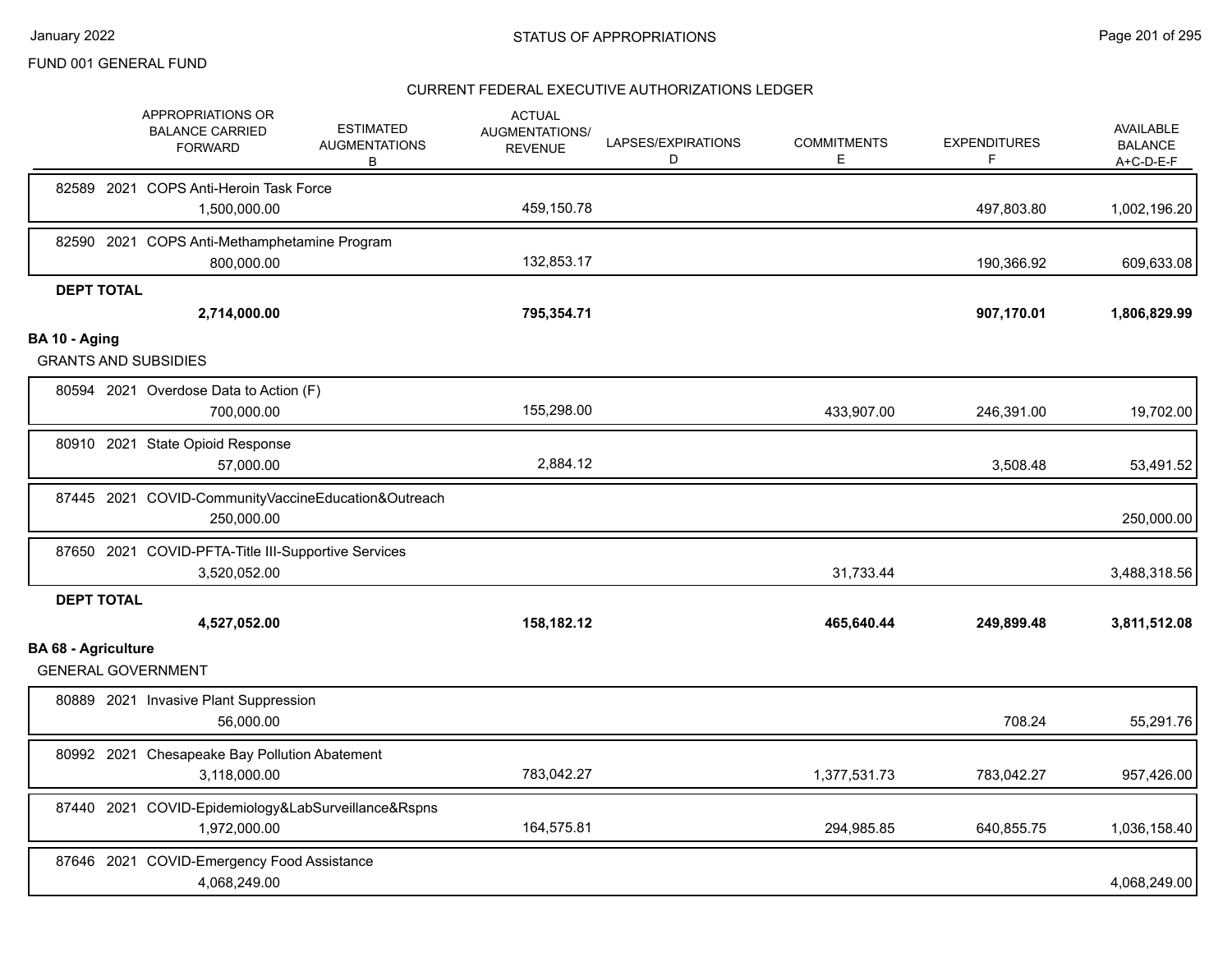FUND 001 GENERAL FUND

## STATUS OF APPROPRIATIONS

### CURRENT FEDERAL EXECUTIVE AUTHORIZATIONS LEDGER

| | APPROPRIATIONS OR BALANCE CARRIED FORWARD | ESTIMATED AUGMENTATIONS B | ACTUAL AUGMENTATIONS/ REVENUE | LAPSES/EXPIRATIONS D | COMMITMENTS E | EXPENDITURES F | AVAILABLE BALANCE A+C-D-E-F |
|---|---|---|---|---|---|---|---|
| 82589 2021 COPS Anti-Heroin Task Force | 1,500,000.00 | | 459,150.78 | | | 497,803.80 | 1,002,196.20 |
| 82590 2021 COPS Anti-Methamphetamine Program | 800,000.00 | | 132,853.17 | | | 190,366.92 | 609,633.08 |
| **DEPT TOTAL** | **2,714,000.00** | | **795,354.71** | | | **907,170.01** | **1,806,829.99** |
| **BA 10 - Aging** | | | | | | | |
| GRANTS AND SUBSIDIES | | | | | | | |
| 80594 2021 Overdose Data to Action (F) | 700,000.00 | | 155,298.00 | | 433,907.00 | 246,391.00 | 19,702.00 |
| 80910 2021 State Opioid Response | 57,000.00 | | 2,884.12 | | | 3,508.48 | 53,491.52 |
| 87445 2021 COVID-CommunityVaccineEducation&Outreach | 250,000.00 | | | | | | 250,000.00 |
| 87650 2021 COVID-PFTA-Title III-Supportive Services | 3,520,052.00 | | | | 31,733.44 | | 3,488,318.56 |
| **DEPT TOTAL** | **4,527,052.00** | | **158,182.12** | | **465,640.44** | **249,899.48** | **3,811,512.08** |
| **BA 68 - Agriculture** | | | | | | | |
| GENERAL GOVERNMENT | | | | | | | |
| 80889 2021 Invasive Plant Suppression | 56,000.00 | | | | | 708.24 | 55,291.76 |
| 80992 2021 Chesapeake Bay Pollution Abatement | 3,118,000.00 | | 783,042.27 | | 1,377,531.73 | 783,042.27 | 957,426.00 |
| 87440 2021 COVID-Epidemiology&LabSurveillance&Rspns | 1,972,000.00 | | 164,575.81 | | 294,985.85 | 640,855.75 | 1,036,158.40 |
| 87646 2021 COVID-Emergency Food Assistance | 4,068,249.00 | | | | | | 4,068,249.00 |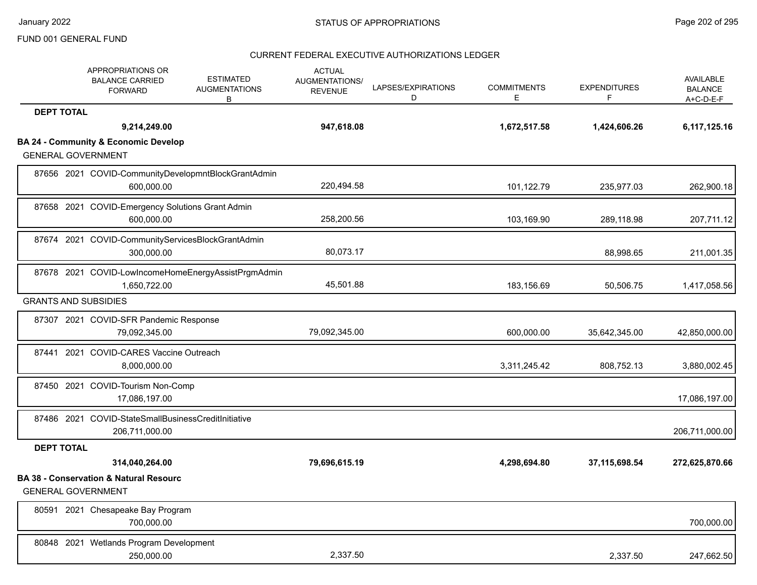FUND 001 GENERAL FUND

STATUS OF APPROPRIATIONS

CURRENT FEDERAL EXECUTIVE AUTHORIZATIONS LEDGER

| | APPROPRIATIONS OR BALANCE CARRIED FORWARD | ESTIMATED AUGMENTATIONS B | ACTUAL AUGMENTATIONS/ REVENUE | LAPSES/EXPIRATIONS D | COMMITMENTS E | EXPENDITURES F | AVAILABLE BALANCE A+C-D-E-F |
|---|---|---|---|---|---|---|---|
| **DEPT TOTAL** | **9,214,249.00** | | **947,618.08** | | **1,672,517.58** | **1,424,606.26** | **6,117,125.16** |
| **BA 24 - Community & Economic Develop** | | | | | | | |
| GENERAL GOVERNMENT | | | | | | | |
| 87656 2021 COVID-CommunityDevelopmntBlockGrantAdmin | 600,000.00 | | 220,494.58 | | 101,122.79 | 235,977.03 | 262,900.18 |
| 87658 2021 COVID-Emergency Solutions Grant Admin | 600,000.00 | | 258,200.56 | | 103,169.90 | 289,118.98 | 207,711.12 |
| 87674 2021 COVID-CommunityServicesBlockGrantAdmin | 300,000.00 | | 80,073.17 | | | 88,998.65 | 211,001.35 |
| 87678 2021 COVID-LowIncomeHomeEnergyAssistPrgmAdmin | 1,650,722.00 | | 45,501.88 | | 183,156.69 | 50,506.75 | 1,417,058.56 |
| GRANTS AND SUBSIDIES | | | | | | | |
| 87307 2021 COVID-SFR Pandemic Response | 79,092,345.00 | | 79,092,345.00 | | 600,000.00 | 35,642,345.00 | 42,850,000.00 |
| 87441 2021 COVID-CARES Vaccine Outreach | 8,000,000.00 | | | | 3,311,245.42 | 808,752.13 | 3,880,002.45 |
| 87450 2021 COVID-Tourism Non-Comp | 17,086,197.00 | | | | | | 17,086,197.00 |
| 87486 2021 COVID-StateSmallBusinessCreditInitiative | 206,711,000.00 | | | | | | 206,711,000.00 |
| **DEPT TOTAL** | **314,040,264.00** | | **79,696,615.19** | | **4,298,694.80** | **37,115,698.54** | **272,625,870.66** |
| **BA 38 - Conservation & Natural Resourc** | | | | | | | |
| GENERAL GOVERNMENT | | | | | | | |
| 80591 2021 Chesapeake Bay Program | 700,000.00 | | | | | | 700,000.00 |
| 80848 2021 Wetlands Program Development | 250,000.00 | | 2,337.50 | | | 2,337.50 | 247,662.50 |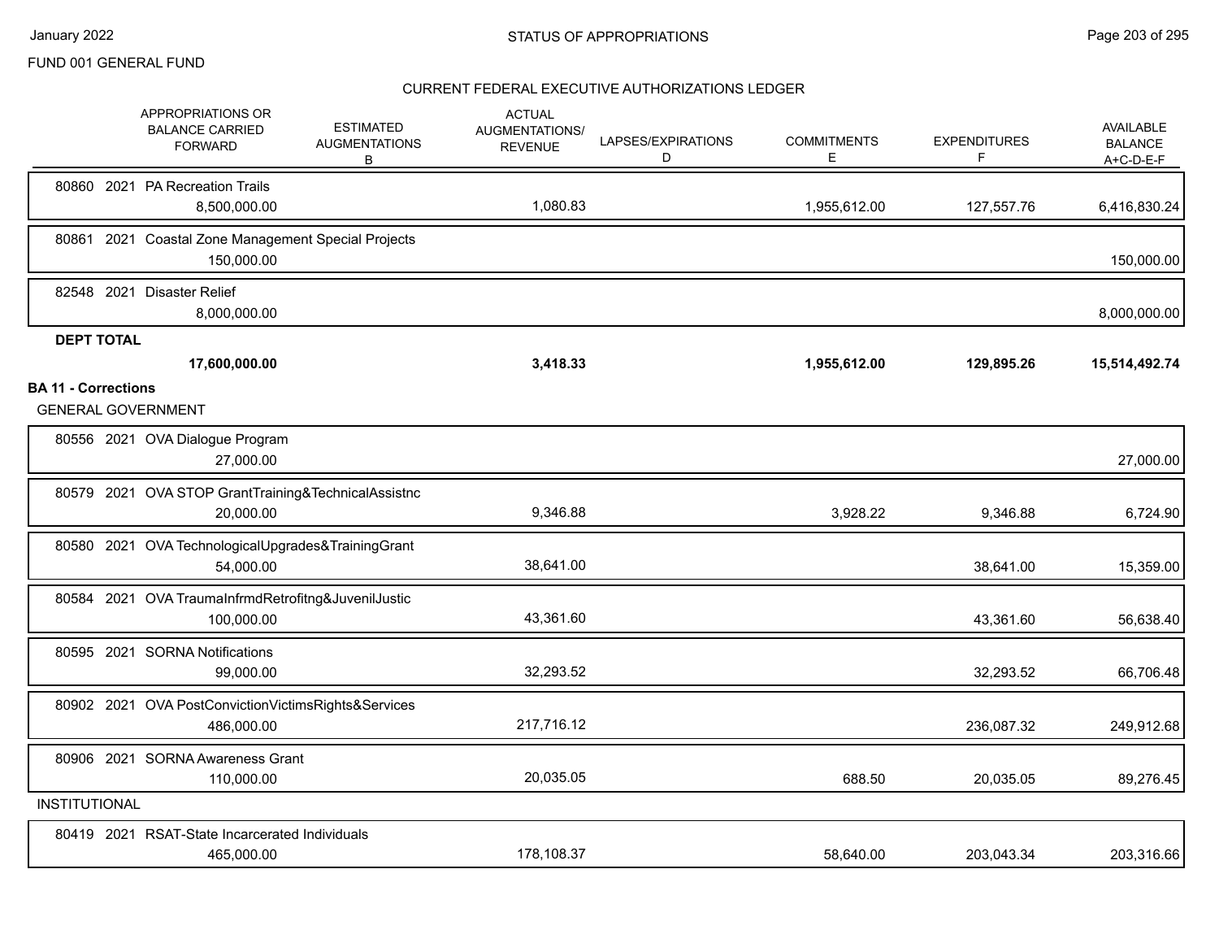FUND 001 GENERAL FUND

## CURRENT FEDERAL EXECUTIVE AUTHORIZATIONS LEDGER

| | APPROPRIATIONS OR BALANCE CARRIED FORWARD | ESTIMATED AUGMENTATIONS B | ACTUAL AUGMENTATIONS/ REVENUE | LAPSES/EXPIRATIONS D | COMMITMENTS E | EXPENDITURES F | AVAILABLE BALANCE A+C-D-E-F |
|---|---|---|---|---|---|---|---|
| 80860 2021 PA Recreation Trails | 8,500,000.00 | | 1,080.83 | | 1,955,612.00 | 127,557.76 | 6,416,830.24 |
| 80861 2021 Coastal Zone Management Special Projects | 150,000.00 | | | | | | 150,000.00 |
| 82548 2021 Disaster Relief | 8,000,000.00 | | | | | | 8,000,000.00 |
| **DEPT TOTAL** | **17,600,000.00** | | **3,418.33** | | **1,955,612.00** | **129,895.26** | **15,514,492.74** |
| **BA 11 - Corrections** | | | | | | | |
| GENERAL GOVERNMENT | | | | | | | |
| 80556 2021 OVA Dialogue Program | 27,000.00 | | | | | | 27,000.00 |
| 80579 2021 OVA STOP GrantTraining&TechnicalAssistnc | 20,000.00 | | 9,346.88 | | 3,928.22 | 9,346.88 | 6,724.90 |
| 80580 2021 OVA TechnologicalUpgrades&TrainingGrant | 54,000.00 | | 38,641.00 | | | 38,641.00 | 15,359.00 |
| 80584 2021 OVA TraumaInfrmdRetrofitng&JuvenilJustic | 100,000.00 | | 43,361.60 | | | 43,361.60 | 56,638.40 |
| 80595 2021 SORNA Notifications | 99,000.00 | | 32,293.52 | | | 32,293.52 | 66,706.48 |
| 80902 2021 OVA PostConvictionVictimsRights&Services | 486,000.00 | | 217,716.12 | | | 236,087.32 | 249,912.68 |
| 80906 2021 SORNA Awareness Grant | 110,000.00 | | 20,035.05 | | 688.50 | 20,035.05 | 89,276.45 |
| INSTITUTIONAL | | | | | | | |
| 80419 2021 RSAT-State Incarcerated Individuals | 465,000.00 | | 178,108.37 | | 58,640.00 | 203,043.34 | 203,316.66 |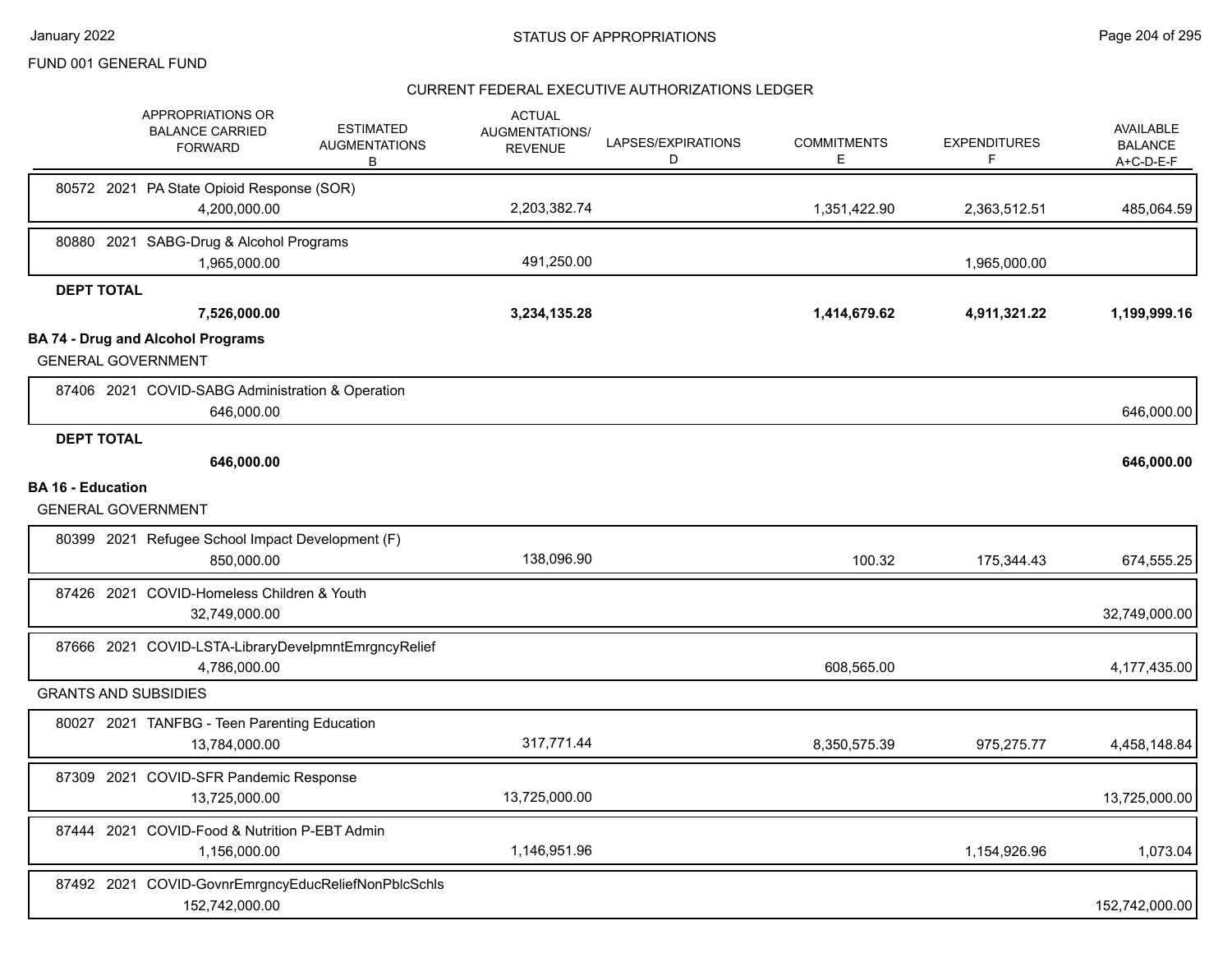FUND 001 GENERAL FUND

CURRENT FEDERAL EXECUTIVE AUTHORIZATIONS LEDGER

| | APPROPRIATIONS OR BALANCE CARRIED FORWARD | ESTIMATED AUGMENTATIONS B | ACTUAL AUGMENTATIONS/ REVENUE | LAPSES/EXPIRATIONS D | COMMITMENTS E | EXPENDITURES F | AVAILABLE BALANCE A+C-D-E-F |
|---|---|---|---|---|---|---|---|
| 80572 2021 PA State Opioid Response (SOR) | 4,200,000.00 | | 2,203,382.74 | | 1,351,422.90 | 2,363,512.51 | 485,064.59 |
| 80880 2021 SABG-Drug & Alcohol Programs | 1,965,000.00 | | 491,250.00 | | | 1,965,000.00 | |
| **DEPT TOTAL** | **7,526,000.00** | | **3,234,135.28** | | **1,414,679.62** | **4,911,321.22** | **1,199,999.16** |

**BA 74 - Drug and Alcohol Programs**

GENERAL GOVERNMENT

| | APPROPRIATIONS OR BALANCE CARRIED FORWARD | ESTIMATED AUGMENTATIONS B | ACTUAL AUGMENTATIONS/ REVENUE | LAPSES/EXPIRATIONS D | COMMITMENTS E | EXPENDITURES F | AVAILABLE BALANCE A+C-D-E-F |
|---|---|---|---|---|---|---|---|
| 87406 2021 COVID-SABG Administration & Operation | 646,000.00 | | | | | | 646,000.00 |
| **DEPT TOTAL** | **646,000.00** | | | | | | **646,000.00** |

**BA 16 - Education**

GENERAL GOVERNMENT

| | APPROPRIATIONS OR BALANCE CARRIED FORWARD | ESTIMATED AUGMENTATIONS B | ACTUAL AUGMENTATIONS/ REVENUE | LAPSES/EXPIRATIONS D | COMMITMENTS E | EXPENDITURES F | AVAILABLE BALANCE A+C-D-E-F |
|---|---|---|---|---|---|---|---|
| 80399 2021 Refugee School Impact Development (F) | 850,000.00 | | 138,096.90 | | 100.32 | 175,344.43 | 674,555.25 |
| 87426 2021 COVID-Homeless Children & Youth | 32,749,000.00 | | | | | | 32,749,000.00 |
| 87666 2021 COVID-LSTA-LibraryDevelpmntEmrgncyRelief | 4,786,000.00 | | | | 608,565.00 | | 4,177,435.00 |

GRANTS AND SUBSIDIES

| | APPROPRIATIONS OR BALANCE CARRIED FORWARD | ESTIMATED AUGMENTATIONS B | ACTUAL AUGMENTATIONS/ REVENUE | LAPSES/EXPIRATIONS D | COMMITMENTS E | EXPENDITURES F | AVAILABLE BALANCE A+C-D-E-F |
|---|---|---|---|---|---|---|---|
| 80027 2021 TANFBG - Teen Parenting Education | 13,784,000.00 | | 317,771.44 | | 8,350,575.39 | 975,275.77 | 4,458,148.84 |
| 87309 2021 COVID-SFR Pandemic Response | 13,725,000.00 | | 13,725,000.00 | | | | 13,725,000.00 |
| 87444 2021 COVID-Food & Nutrition P-EBT Admin | 1,156,000.00 | | 1,146,951.96 | | | 1,154,926.96 | 1,073.04 |
| 87492 2021 COVID-GovnrEmrgncyEducReliefNonPblcSchls | 152,742,000.00 | | | | | | 152,742,000.00 |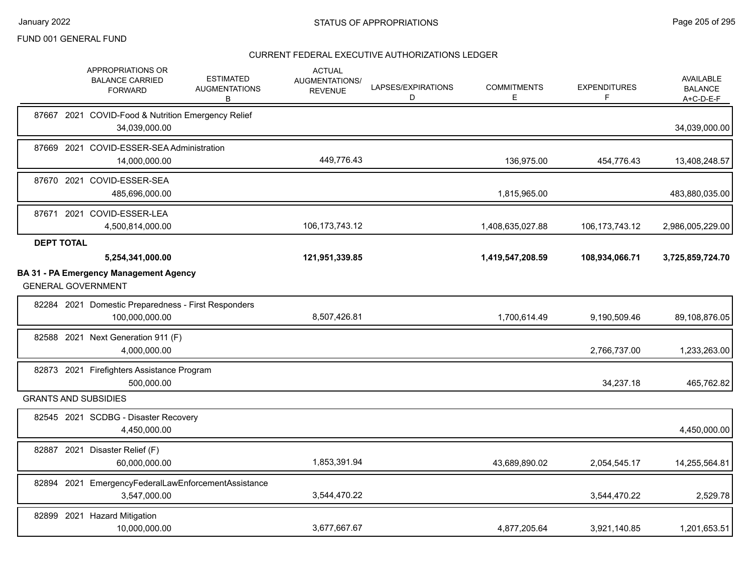FUND 001 GENERAL FUND

## STATUS OF APPROPRIATIONS

### CURRENT FEDERAL EXECUTIVE AUTHORIZATIONS LEDGER

| | APPROPRIATIONS OR BALANCE CARRIED FORWARD | ESTIMATED AUGMENTATIONS B | ACTUAL AUGMENTATIONS/ REVENUE | LAPSES/EXPIRATIONS D | COMMITMENTS E | EXPENDITURES F | AVAILABLE BALANCE A+C-D-E-F |
|---|---|---|---|---|---|---|---|
| 87667 2021 COVID-Food & Nutrition Emergency Relief | 34,039,000.00 | | | | | | 34,039,000.00 |
| 87669 2021 COVID-ESSER-SEA Administration | 14,000,000.00 | | 449,776.43 | | 136,975.00 | 454,776.43 | 13,408,248.57 |
| 87670 2021 COVID-ESSER-SEA | 485,696,000.00 | | | | 1,815,965.00 | | 483,880,035.00 |
| 87671 2021 COVID-ESSER-LEA | 4,500,814,000.00 | | 106,173,743.12 | | 1,408,635,027.88 | 106,173,743.12 | 2,986,005,229.00 |
| **DEPT TOTAL** | **5,254,341,000.00** | | **121,951,339.85** | | **1,419,547,208.59** | **108,934,066.71** | **3,725,859,724.70** |
| **BA 31 - PA Emergency Management Agency** | | | | | | | |
| GENERAL GOVERNMENT | | | | | | | |
| 82284 2021 Domestic Preparedness - First Responders | 100,000,000.00 | | 8,507,426.81 | | 1,700,614.49 | 9,190,509.46 | 89,108,876.05 |
| 82588 2021 Next Generation 911 (F) | 4,000,000.00 | | | | | 2,766,737.00 | 1,233,263.00 |
| 82873 2021 Firefighters Assistance Program | 500,000.00 | | | | | 34,237.18 | 465,762.82 |
| GRANTS AND SUBSIDIES | | | | | | | |
| 82545 2021 SCDBG - Disaster Recovery | 4,450,000.00 | | | | | | 4,450,000.00 |
| 82887 2021 Disaster Relief (F) | 60,000,000.00 | | 1,853,391.94 | | 43,689,890.02 | 2,054,545.17 | 14,255,564.81 |
| 82894 2021 EmergencyFederalLawEnforcementAssistance | 3,547,000.00 | | 3,544,470.22 | | | 3,544,470.22 | 2,529.78 |
| 82899 2021 Hazard Mitigation | 10,000,000.00 | | 3,677,667.67 | | 4,877,205.64 | 3,921,140.85 | 1,201,653.51 |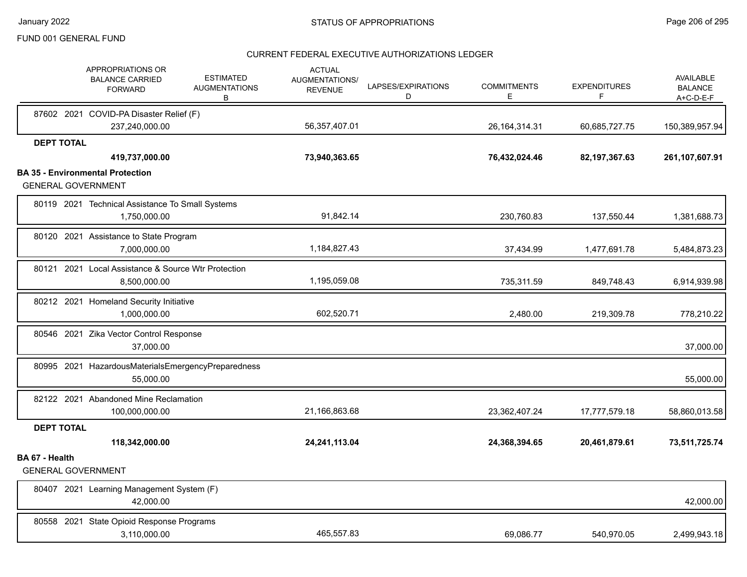FUND 001 GENERAL FUND

CURRENT FEDERAL EXECUTIVE AUTHORIZATIONS LEDGER

| | APPROPRIATIONS OR BALANCE CARRIED FORWARD | ESTIMATED AUGMENTATIONS B | ACTUAL AUGMENTATIONS/ REVENUE | LAPSES/EXPIRATIONS D | COMMITMENTS E | EXPENDITURES F | AVAILABLE BALANCE A+C-D-E-F |
|---|---|---|---|---|---|---|---|
| 87602 2021 COVID-PA Disaster Relief (F) | 237,240,000.00 | | 56,357,407.01 | | 26,164,314.31 | 60,685,727.75 | 150,389,957.94 |
| **DEPT TOTAL** | **419,737,000.00** | | **73,940,363.65** | | **76,432,024.46** | **82,197,367.63** | **261,107,607.91** |
| **BA 35 - Environmental Protection** | | | | | | | |
| GENERAL GOVERNMENT | | | | | | | |
| 80119 2021 Technical Assistance To Small Systems | 1,750,000.00 | | 91,842.14 | | 230,760.83 | 137,550.44 | 1,381,688.73 |
| 80120 2021 Assistance to State Program | 7,000,000.00 | | 1,184,827.43 | | 37,434.99 | 1,477,691.78 | 5,484,873.23 |
| 80121 2021 Local Assistance & Source Wtr Protection | 8,500,000.00 | | 1,195,059.08 | | 735,311.59 | 849,748.43 | 6,914,939.98 |
| 80212 2021 Homeland Security Initiative | 1,000,000.00 | | 602,520.71 | | 2,480.00 | 219,309.78 | 778,210.22 |
| 80546 2021 Zika Vector Control Response | 37,000.00 | | | | | | 37,000.00 |
| 80995 2021 HazardousMaterialsEmergencyPreparedness | 55,000.00 | | | | | | 55,000.00 |
| 82122 2021 Abandoned Mine Reclamation | 100,000,000.00 | | 21,166,863.68 | | 23,362,407.24 | 17,777,579.18 | 58,860,013.58 |
| **DEPT TOTAL** | **118,342,000.00** | | **24,241,113.04** | | **24,368,394.65** | **20,461,879.61** | **73,511,725.74** |
| **BA 67 - Health** | | | | | | | |
| GENERAL GOVERNMENT | | | | | | | |
| 80407 2021 Learning Management System (F) | 42,000.00 | | | | | | 42,000.00 |
| 80558 2021 State Opioid Response Programs | 3,110,000.00 | | 465,557.83 | | 69,086.77 | 540,970.05 | 2,499,943.18 |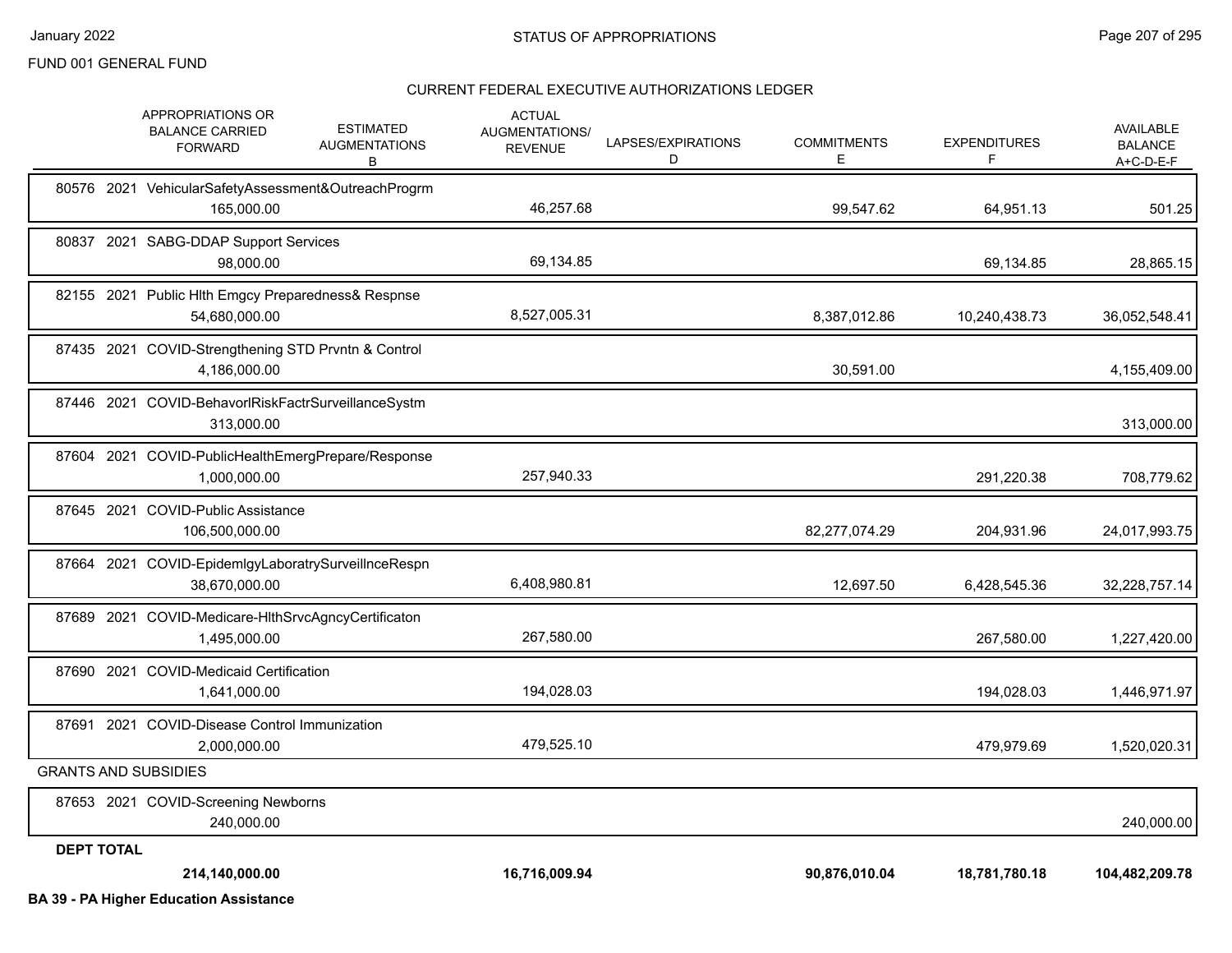FUND 001 GENERAL FUND

## CURRENT FEDERAL EXECUTIVE AUTHORIZATIONS LEDGER

| | APPROPRIATIONS OR BALANCE CARRIED FORWARD | ESTIMATED AUGMENTATIONS B | ACTUAL AUGMENTATIONS/ REVENUE | LAPSES/EXPIRATIONS D | COMMITMENTS E | EXPENDITURES F | AVAILABLE BALANCE A+C-D-E-F |
|---|---|---|---|---|---|---|---|
| 80576 2021 VehicularSafetyAssessment&OutreachProgrm | 165,000.00 | | 46,257.68 | | 99,547.62 | 64,951.13 | 501.25 |
| 80837 2021 SABG-DDAP Support Services | 98,000.00 | | 69,134.85 | | | 69,134.85 | 28,865.15 |
| 82155 2021 Public Hlth Emgcy Preparedness& Respnse | 54,680,000.00 | | 8,527,005.31 | | 8,387,012.86 | 10,240,438.73 | 36,052,548.41 |
| 87435 2021 COVID-Strengthening STD Prvntn & Control | 4,186,000.00 | | | | 30,591.00 | | 4,155,409.00 |
| 87446 2021 COVID-BehavorlRiskFactrSurveillanceSystm | 313,000.00 | | | | | | 313,000.00 |
| 87604 2021 COVID-PublicHealthEmergPrepare/Response | 1,000,000.00 | | 257,940.33 | | | 291,220.38 | 708,779.62 |
| 87645 2021 COVID-Public Assistance | 106,500,000.00 | | | | 82,277,074.29 | 204,931.96 | 24,017,993.75 |
| 87664 2021 COVID-EpidemlgyLaboratrySurveillnceRespn | 38,670,000.00 | | 6,408,980.81 | | 12,697.50 | 6,428,545.36 | 32,228,757.14 |
| 87689 2021 COVID-Medicare-HlthSrvcAgncyCertificaton | 1,495,000.00 | | 267,580.00 | | | 267,580.00 | 1,227,420.00 |
| 87690 2021 COVID-Medicaid Certification | 1,641,000.00 | | 194,028.03 | | | 194,028.03 | 1,446,971.97 |
| 87691 2021 COVID-Disease Control Immunization | 2,000,000.00 | | 479,525.10 | | | 479,979.69 | 1,520,020.31 |
| GRANTS AND SUBSIDIES | | | | | | | |
| 87653 2021 COVID-Screening Newborns | 240,000.00 | | | | | | 240,000.00 |
| **DEPT TOTAL** | **214,140,000.00** | | **16,716,009.94** | | **90,876,010.04** | **18,781,780.18** | **104,482,209.78** |

**BA 39 - PA Higher Education Assistance**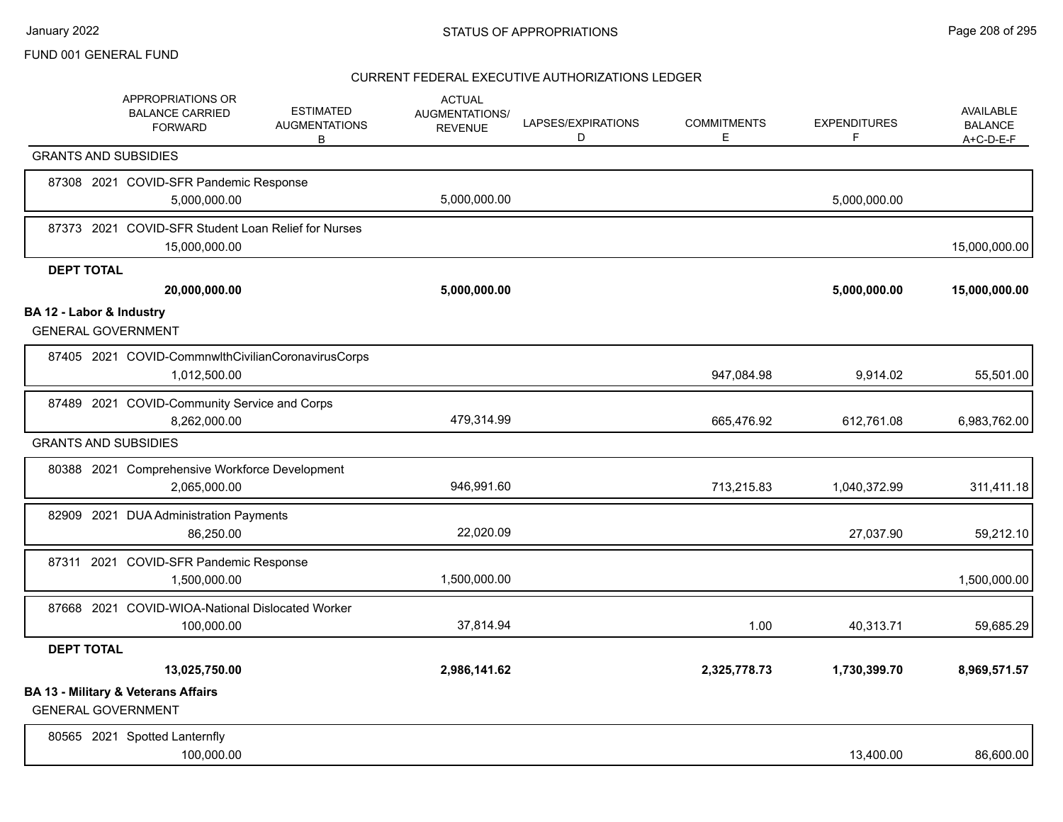FUND 001 GENERAL FUND

## CURRENT FEDERAL EXECUTIVE AUTHORIZATIONS LEDGER

| APPROPRIATIONS OR BALANCE CARRIED FORWARD | ESTIMATED AUGMENTATIONS B | ACTUAL AUGMENTATIONS/ REVENUE | LAPSES/EXPIRATIONS D | COMMITMENTS E | EXPENDITURES F | AVAILABLE BALANCE A+C-D-E-F |
|---|---|---|---|---|---|---|
| GRANTS AND SUBSIDIES | | | | | | |
| 87308 2021 COVID-SFR Pandemic Response | | | | | | |
| 5,000,000.00 | | 5,000,000.00 | | | 5,000,000.00 | |
| 87373 2021 COVID-SFR Student Loan Relief for Nurses | | | | | | |
| 15,000,000.00 | | | | | | 15,000,000.00 |
| **DEPT TOTAL** | | | | | | |
| **20,000,000.00** | | **5,000,000.00** | | | **5,000,000.00** | **15,000,000.00** |
| **BA 12 - Labor & Industry** | | | | | | |
| GENERAL GOVERNMENT | | | | | | |
| 87405 2021 COVID-CommnwlthCivilianCoronavirusCorps | | | | | | |
| 1,012,500.00 | | | | 947,084.98 | 9,914.02 | 55,501.00 |
| 87489 2021 COVID-Community Service and Corps | | | | | | |
| 8,262,000.00 | | 479,314.99 | | 665,476.92 | 612,761.08 | 6,983,762.00 |
| GRANTS AND SUBSIDIES | | | | | | |
| 80388 2021 Comprehensive Workforce Development | | | | | | |
| 2,065,000.00 | | 946,991.60 | | 713,215.83 | 1,040,372.99 | 311,411.18 |
| 82909 2021 DUA Administration Payments | | | | | | |
| 86,250.00 | | 22,020.09 | | | 27,037.90 | 59,212.10 |
| 87311 2021 COVID-SFR Pandemic Response | | | | | | |
| 1,500,000.00 | | 1,500,000.00 | | | | 1,500,000.00 |
| 87668 2021 COVID-WIOA-National Dislocated Worker | | | | | | |
| 100,000.00 | | 37,814.94 | | 1.00 | 40,313.71 | 59,685.29 |
| **DEPT TOTAL** | | | | | | |
| **13,025,750.00** | | **2,986,141.62** | | **2,325,778.73** | **1,730,399.70** | **8,969,571.57** |
| **BA 13 - Military & Veterans Affairs** | | | | | | |
| GENERAL GOVERNMENT | | | | | | |
| 80565 2021 Spotted Lanternfly | | | | | | |
| 100,000.00 | | | | | 13,400.00 | 86,600.00 |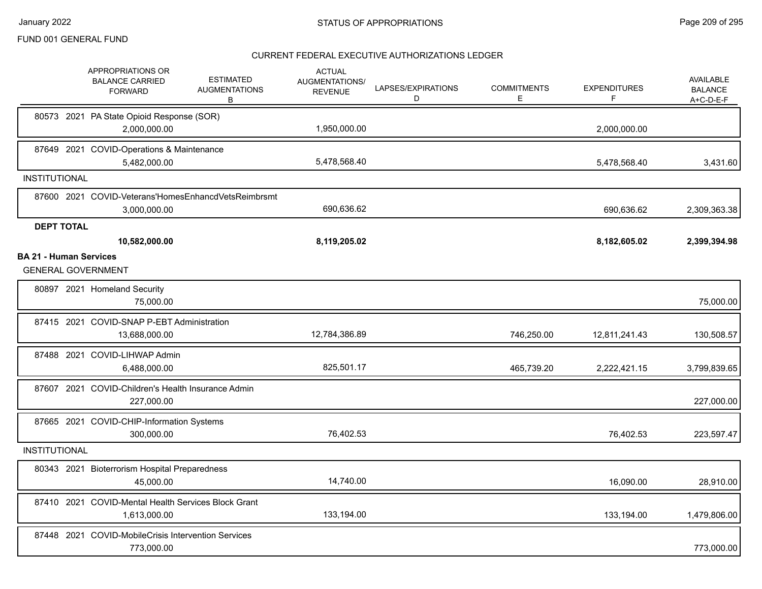FUND 001 GENERAL FUND

## CURRENT FEDERAL EXECUTIVE AUTHORIZATIONS LEDGER

| | APPROPRIATIONS OR BALANCE CARRIED FORWARD | ESTIMATED AUGMENTATIONS B | ACTUAL AUGMENTATIONS/ REVENUE | LAPSES/EXPIRATIONS D | COMMITMENTS E | EXPENDITURES F | AVAILABLE BALANCE A+C-D-E-F |
|---|---|---|---|---|---|---|---|
| 80573 2021 PA State Opioid Response (SOR) | 2,000,000.00 | | 1,950,000.00 | | | 2,000,000.00 | |
| 87649 2021 COVID-Operations & Maintenance | 5,482,000.00 | | 5,478,568.40 | | | 5,478,568.40 | 3,431.60 |
| **INSTITUTIONAL** | | | | | | | |
| 87600 2021 COVID-Veterans'HomesEnhancdVetsReimbrsmt | 3,000,000.00 | | 690,636.62 | | | 690,636.62 | 2,309,363.38 |
| **DEPT TOTAL** | **10,582,000.00** | | **8,119,205.02** | | | **8,182,605.02** | **2,399,394.98** |
| **BA 21 - Human Services** | | | | | | | |
| GENERAL GOVERNMENT | | | | | | | |
| 80897 2021 Homeland Security | 75,000.00 | | | | | | 75,000.00 |
| 87415 2021 COVID-SNAP P-EBT Administration | 13,688,000.00 | | 12,784,386.89 | | 746,250.00 | 12,811,241.43 | 130,508.57 |
| 87488 2021 COVID-LIHWAP Admin | 6,488,000.00 | | 825,501.17 | | 465,739.20 | 2,222,421.15 | 3,799,839.65 |
| 87607 2021 COVID-Children's Health Insurance Admin | 227,000.00 | | | | | | 227,000.00 |
| 87665 2021 COVID-CHIP-Information Systems | 300,000.00 | | 76,402.53 | | | 76,402.53 | 223,597.47 |
| **INSTITUTIONAL** | | | | | | | |
| 80343 2021 Bioterrorism Hospital Preparedness | 45,000.00 | | 14,740.00 | | | 16,090.00 | 28,910.00 |
| 87410 2021 COVID-Mental Health Services Block Grant | 1,613,000.00 | | 133,194.00 | | | 133,194.00 | 1,479,806.00 |
| 87448 2021 COVID-MobileCrisis Intervention Services | 773,000.00 | | | | | | 773,000.00 |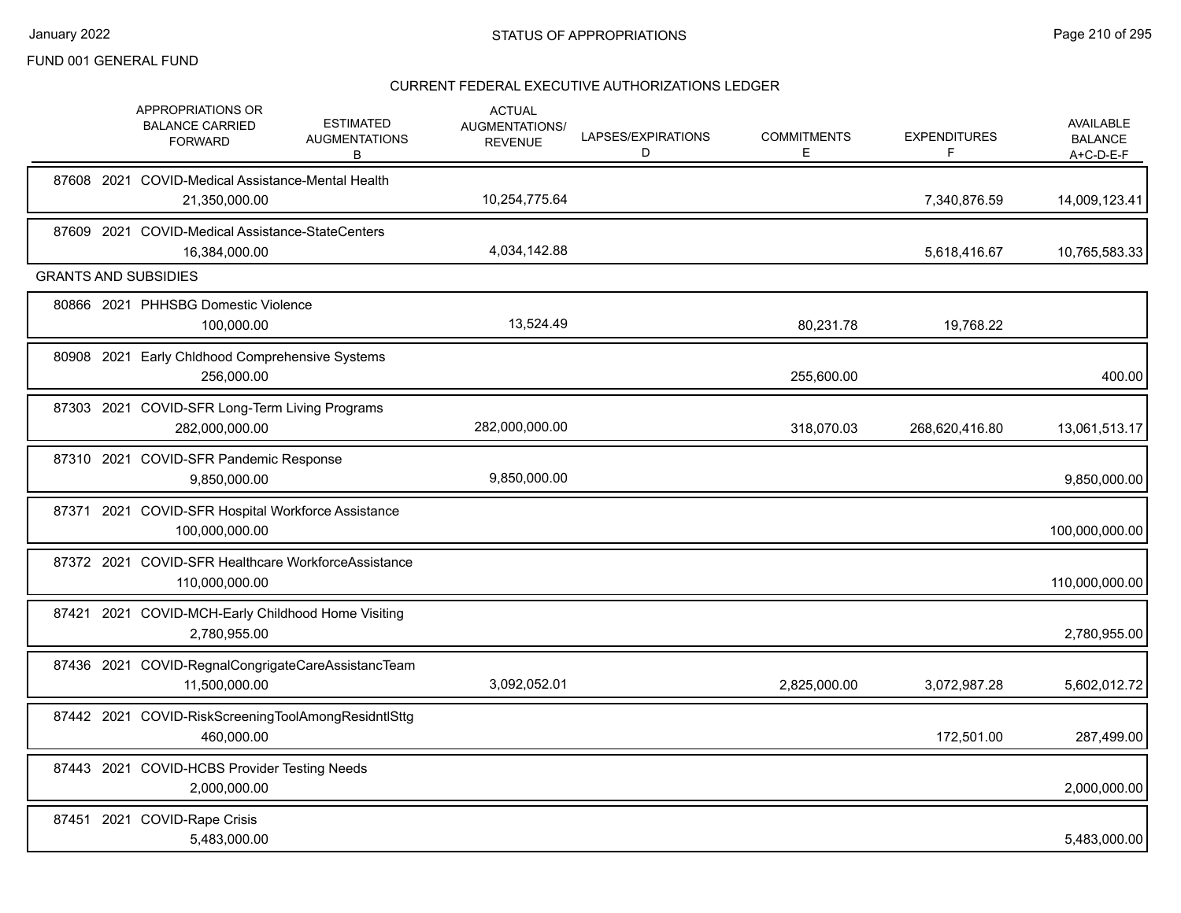FUND 001 GENERAL FUND

## CURRENT FEDERAL EXECUTIVE AUTHORIZATIONS LEDGER

| | APPROPRIATIONS OR BALANCE CARRIED FORWARD | ESTIMATED AUGMENTATIONS B | ACTUAL AUGMENTATIONS/ REVENUE | LAPSES/EXPIRATIONS D | COMMITMENTS E | EXPENDITURES F | AVAILABLE BALANCE A+C-D-E-F |
|---|---|---|---|---|---|---|---|
| 87608 2021 COVID-Medical Assistance-Mental Health | 21,350,000.00 | | 10,254,775.64 | | | 7,340,876.59 | 14,009,123.41 |
| 87609 2021 COVID-Medical Assistance-StateCenters | 16,384,000.00 | | 4,034,142.88 | | | 5,618,416.67 | 10,765,583.33 |
| **GRANTS AND SUBSIDIES** | | | | | | | |
| 80866 2021 PHHSBG Domestic Violence | 100,000.00 | | 13,524.49 | | 80,231.78 | 19,768.22 | |
| 80908 2021 Early Chldhood Comprehensive Systems | 256,000.00 | | | | 255,600.00 | | 400.00 |
| 87303 2021 COVID-SFR Long-Term Living Programs | 282,000,000.00 | | 282,000,000.00 | | 318,070.03 | 268,620,416.80 | 13,061,513.17 |
| 87310 2021 COVID-SFR Pandemic Response | 9,850,000.00 | | 9,850,000.00 | | | | 9,850,000.00 |
| 87371 2021 COVID-SFR Hospital Workforce Assistance | 100,000,000.00 | | | | | | 100,000,000.00 |
| 87372 2021 COVID-SFR Healthcare WorkforceAssistance | 110,000,000.00 | | | | | | 110,000,000.00 |
| 87421 2021 COVID-MCH-Early Childhood Home Visiting | 2,780,955.00 | | | | | | 2,780,955.00 |
| 87436 2021 COVID-RegnalCongrigateCareAssistancTeam | 11,500,000.00 | | 3,092,052.01 | | 2,825,000.00 | 3,072,987.28 | 5,602,012.72 |
| 87442 2021 COVID-RiskScreeningToolAmongResidntlSttg | 460,000.00 | | | | | 172,501.00 | 287,499.00 |
| 87443 2021 COVID-HCBS Provider Testing Needs | 2,000,000.00 | | | | | | 2,000,000.00 |
| 87451 2021 COVID-Rape Crisis | 5,483,000.00 | | | | | | 5,483,000.00 |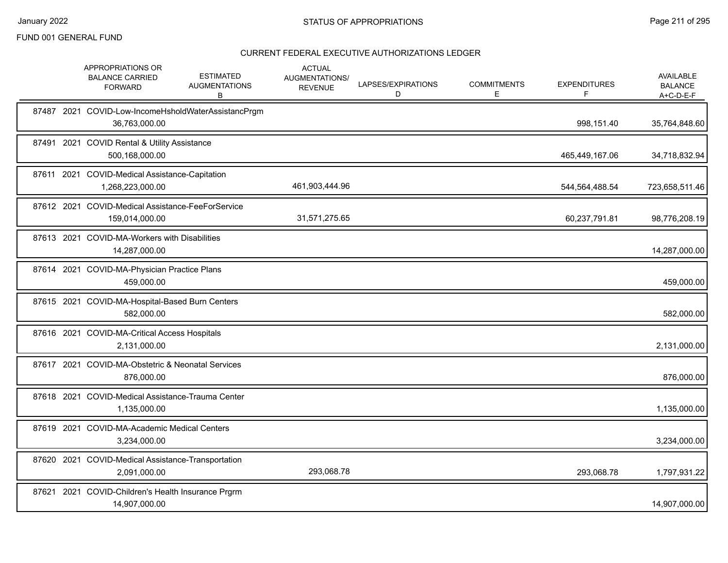FUND 001 GENERAL FUND

## CURRENT FEDERAL EXECUTIVE AUTHORIZATIONS LEDGER

| | APPROPRIATIONS OR BALANCE CARRIED FORWARD | ESTIMATED AUGMENTATIONS B | ACTUAL AUGMENTATIONS/ REVENUE | LAPSES/EXPIRATIONS D | COMMITMENTS E | EXPENDITURES F | AVAILABLE BALANCE A+C-D-E-F |
|---|---|---|---|---|---|---|---|
| 87487 2021 COVID-Low-IncomeHsholdWaterAssistancPrgm | 36,763,000.00 | | | | | 998,151.40 | 35,764,848.60 |
| 87491 2021 COVID Rental & Utility Assistance | 500,168,000.00 | | | | | 465,449,167.06 | 34,718,832.94 |
| 87611 2021 COVID-Medical Assistance-Capitation | 1,268,223,000.00 | | 461,903,444.96 | | | 544,564,488.54 | 723,658,511.46 |
| 87612 2021 COVID-Medical Assistance-FeeForService | 159,014,000.00 | | 31,571,275.65 | | | 60,237,791.81 | 98,776,208.19 |
| 87613 2021 COVID-MA-Workers with Disabilities | 14,287,000.00 | | | | | | 14,287,000.00 |
| 87614 2021 COVID-MA-Physician Practice Plans | 459,000.00 | | | | | | 459,000.00 |
| 87615 2021 COVID-MA-Hospital-Based Burn Centers | 582,000.00 | | | | | | 582,000.00 |
| 87616 2021 COVID-MA-Critical Access Hospitals | 2,131,000.00 | | | | | | 2,131,000.00 |
| 87617 2021 COVID-MA-Obstetric & Neonatal Services | 876,000.00 | | | | | | 876,000.00 |
| 87618 2021 COVID-Medical Assistance-Trauma Center | 1,135,000.00 | | | | | | 1,135,000.00 |
| 87619 2021 COVID-MA-Academic Medical Centers | 3,234,000.00 | | | | | | 3,234,000.00 |
| 87620 2021 COVID-Medical Assistance-Transportation | 2,091,000.00 | | 293,068.78 | | | 293,068.78 | 1,797,931.22 |
| 87621 2021 COVID-Children's Health Insurance Prgrm | 14,907,000.00 | | | | | | 14,907,000.00 |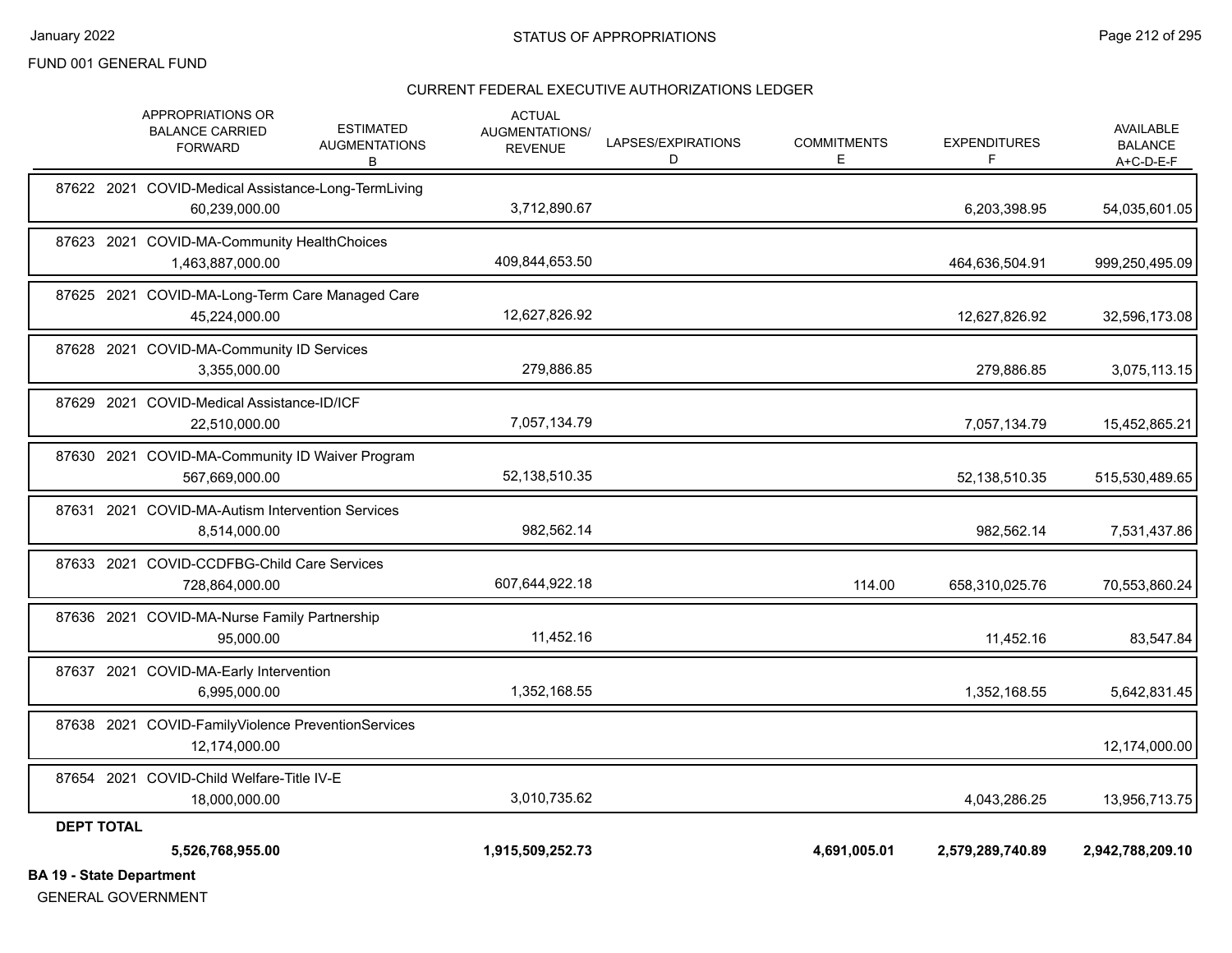FUND 001 GENERAL FUND

CURRENT FEDERAL EXECUTIVE AUTHORIZATIONS LEDGER

| | APPROPRIATIONS OR BALANCE CARRIED FORWARD | ESTIMATED AUGMENTATIONS B | ACTUAL AUGMENTATIONS/ REVENUE | LAPSES/EXPIRATIONS D | COMMITMENTS E | EXPENDITURES F | AVAILABLE BALANCE A+C-D-E-F |
|---|---|---|---|---|---|---|---|
| 87622 2021 COVID-Medical Assistance-Long-TermLiving | 60,239,000.00 | | 3,712,890.67 | | | 6,203,398.95 | 54,035,601.05 |
| 87623 2021 COVID-MA-Community HealthChoices | 1,463,887,000.00 | | 409,844,653.50 | | | 464,636,504.91 | 999,250,495.09 |
| 87625 2021 COVID-MA-Long-Term Care Managed Care | 45,224,000.00 | | 12,627,826.92 | | | 12,627,826.92 | 32,596,173.08 |
| 87628 2021 COVID-MA-Community ID Services | 3,355,000.00 | | 279,886.85 | | | 279,886.85 | 3,075,113.15 |
| 87629 2021 COVID-Medical Assistance-ID/ICF | 22,510,000.00 | | 7,057,134.79 | | | 7,057,134.79 | 15,452,865.21 |
| 87630 2021 COVID-MA-Community ID Waiver Program | 567,669,000.00 | | 52,138,510.35 | | | 52,138,510.35 | 515,530,489.65 |
| 87631 2021 COVID-MA-Autism Intervention Services | 8,514,000.00 | | 982,562.14 | | | 982,562.14 | 7,531,437.86 |
| 87633 2021 COVID-CCDFBG-Child Care Services | 728,864,000.00 | | 607,644,922.18 | | 114.00 | 658,310,025.76 | 70,553,860.24 |
| 87636 2021 COVID-MA-Nurse Family Partnership | 95,000.00 | | 11,452.16 | | | 11,452.16 | 83,547.84 |
| 87637 2021 COVID-MA-Early Intervention | 6,995,000.00 | | 1,352,168.55 | | | 1,352,168.55 | 5,642,831.45 |
| 87638 2021 COVID-FamilyViolence PreventionServices | 12,174,000.00 | | | | | | 12,174,000.00 |
| 87654 2021 COVID-Child Welfare-Title IV-E | 18,000,000.00 | | 3,010,735.62 | | | 4,043,286.25 | 13,956,713.75 |
| **DEPT TOTAL** | **5,526,768,955.00** | | **1,915,509,252.73** | | **4,691,005.01** | **2,579,289,740.89** | **2,942,788,209.10** |

**BA 19 - State Department**

GENERAL GOVERNMENT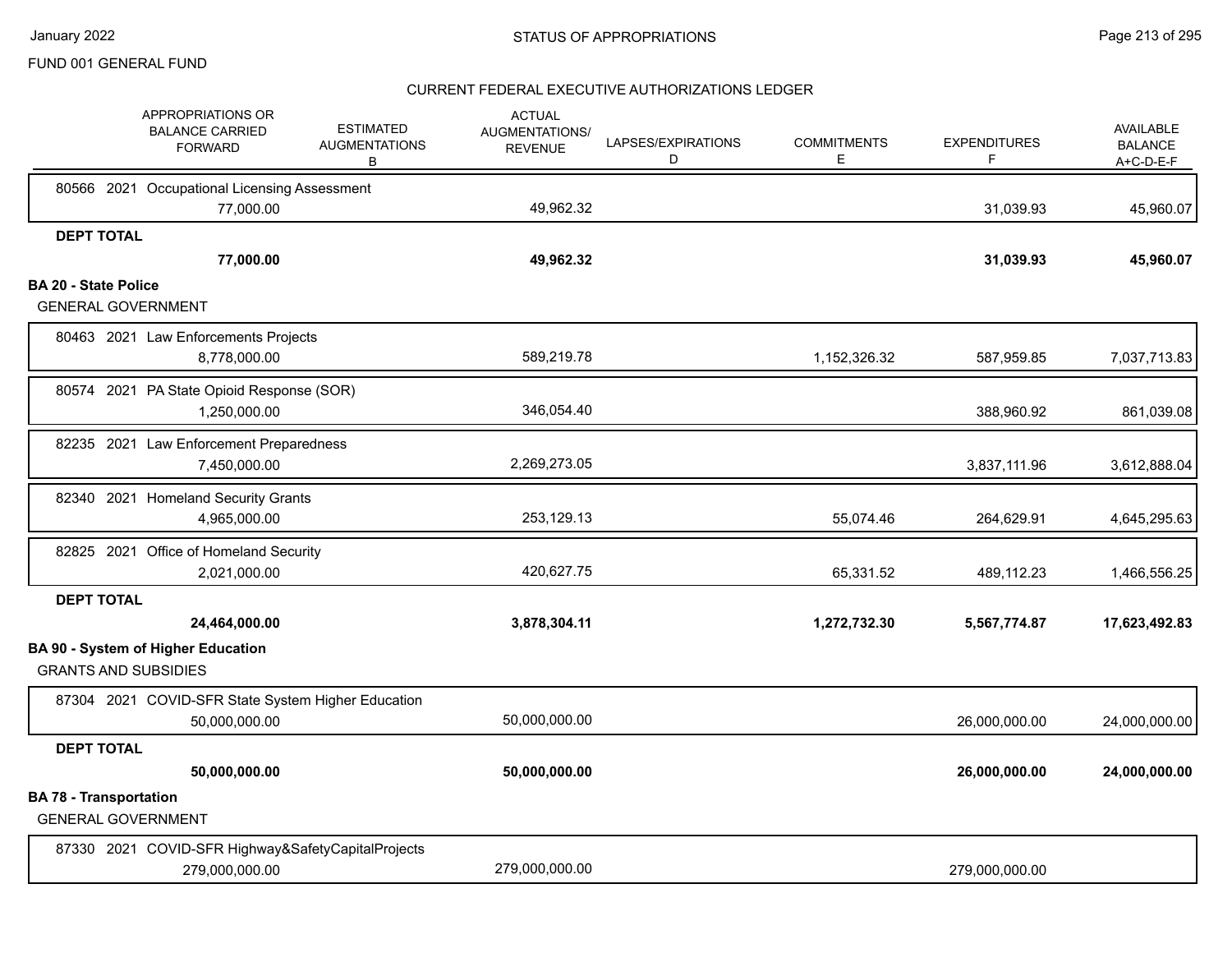FUND 001 GENERAL FUND

## CURRENT FEDERAL EXECUTIVE AUTHORIZATIONS LEDGER

| APPROPRIATIONS OR BALANCE CARRIED FORWARD | ESTIMATED AUGMENTATIONS B | ACTUAL AUGMENTATIONS/ REVENUE | LAPSES/EXPIRATIONS D | COMMITMENTS E | EXPENDITURES F | AVAILABLE BALANCE A+C-D-E-F |
|---|---|---|---|---|---|---|
| 80566 2021 Occupational Licensing Assessment | | | | | | |
| 77,000.00 | | 49,962.32 | | | 31,039.93 | 45,960.07 |
| **DEPT TOTAL** | | | | | | |
| **77,000.00** | | **49,962.32** | | | **31,039.93** | **45,960.07** |
| **BA 20 - State Police** | | | | | | |
| GENERAL GOVERNMENT | | | | | | |
| 80463 2021 Law Enforcements Projects | | | | | | |
| 8,778,000.00 | | 589,219.78 | | 1,152,326.32 | 587,959.85 | 7,037,713.83 |
| 80574 2021 PA State Opioid Response (SOR) | | | | | | |
| 1,250,000.00 | | 346,054.40 | | | 388,960.92 | 861,039.08 |
| 82235 2021 Law Enforcement Preparedness | | | | | | |
| 7,450,000.00 | | 2,269,273.05 | | | 3,837,111.96 | 3,612,888.04 |
| 82340 2021 Homeland Security Grants | | | | | | |
| 4,965,000.00 | | 253,129.13 | | 55,074.46 | 264,629.91 | 4,645,295.63 |
| 82825 2021 Office of Homeland Security | | | | | | |
| 2,021,000.00 | | 420,627.75 | | 65,331.52 | 489,112.23 | 1,466,556.25 |
| **DEPT TOTAL** | | | | | | |
| **24,464,000.00** | | **3,878,304.11** | | **1,272,732.30** | **5,567,774.87** | **17,623,492.83** |
| **BA 90 - System of Higher Education** | | | | | | |
| GRANTS AND SUBSIDIES | | | | | | |
| 87304 2021 COVID-SFR State System Higher Education | | | | | | |
| 50,000,000.00 | | 50,000,000.00 | | | 26,000,000.00 | 24,000,000.00 |
| **DEPT TOTAL** | | | | | | |
| **50,000,000.00** | | **50,000,000.00** | | | **26,000,000.00** | **24,000,000.00** |
| **BA 78 - Transportation** | | | | | | |
| GENERAL GOVERNMENT | | | | | | |
| 87330 2021 COVID-SFR Highway&SafetyCapitalProjects | | | | | | |
| 279,000,000.00 | | 279,000,000.00 | | | 279,000,000.00 | |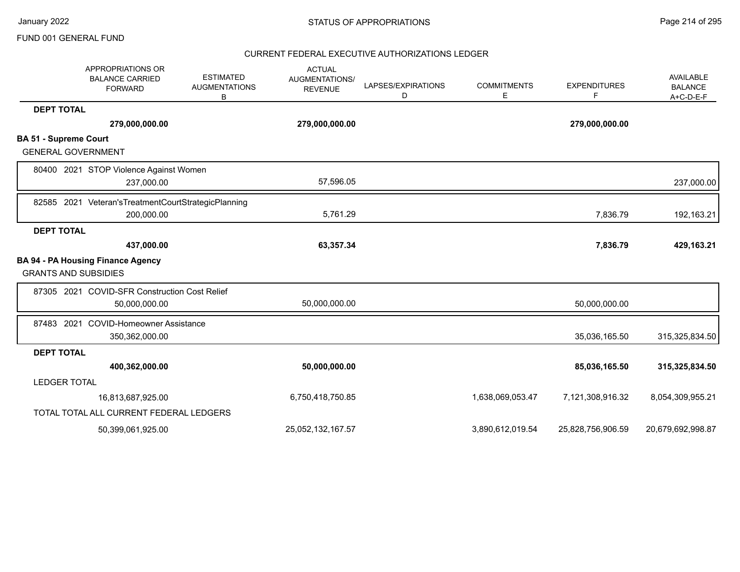FUND 001 GENERAL FUND

## CURRENT FEDERAL EXECUTIVE AUTHORIZATIONS LEDGER

| APPROPRIATIONS OR BALANCE CARRIED FORWARD | ESTIMATED AUGMENTATIONS B | ACTUAL AUGMENTATIONS/ REVENUE | LAPSES/EXPIRATIONS D | COMMITMENTS E | EXPENDITURES F | AVAILABLE BALANCE A+C-D-E-F |
|---|---|---|---|---|---|---|
| **DEPT TOTAL** | | | | | | |
| **279,000,000.00** | | **279,000,000.00** | | | **279,000,000.00** | |
| **BA 51 - Supreme Court** | | | | | | |
| GENERAL GOVERNMENT | | | | | | |
| 80400 2021 STOP Violence Against Women | | | | | | |
| 237,000.00 | | 57,596.05 | | | | 237,000.00 |
| 82585 2021 Veteran'sTreatmentCourtStrategicPlanning | | | | | | |
| 200,000.00 | | 5,761.29 | | | 7,836.79 | 192,163.21 |
| **DEPT TOTAL** | | | | | | |
| **437,000.00** | | **63,357.34** | | | **7,836.79** | **429,163.21** |
| **BA 94 - PA Housing Finance Agency** | | | | | | |
| GRANTS AND SUBSIDIES | | | | | | |
| 87305 2021 COVID-SFR Construction Cost Relief | | | | | | |
| 50,000,000.00 | | 50,000,000.00 | | | 50,000,000.00 | |
| 87483 2021 COVID-Homeowner Assistance | | | | | | |
| 350,362,000.00 | | | | | 35,036,165.50 | 315,325,834.50 |
| **DEPT TOTAL** | | | | | | |
| **400,362,000.00** | | **50,000,000.00** | | | **85,036,165.50** | **315,325,834.50** |
| LEDGER TOTAL | | | | | | |
| 16,813,687,925.00 | | 6,750,418,750.85 | | 1,638,069,053.47 | 7,121,308,916.32 | 8,054,309,955.21 |
| TOTAL TOTAL ALL CURRENT FEDERAL LEDGERS | | | | | | |
| 50,399,061,925.00 | | 25,052,132,167.57 | | 3,890,612,019.54 | 25,828,756,906.59 | 20,679,692,998.87 |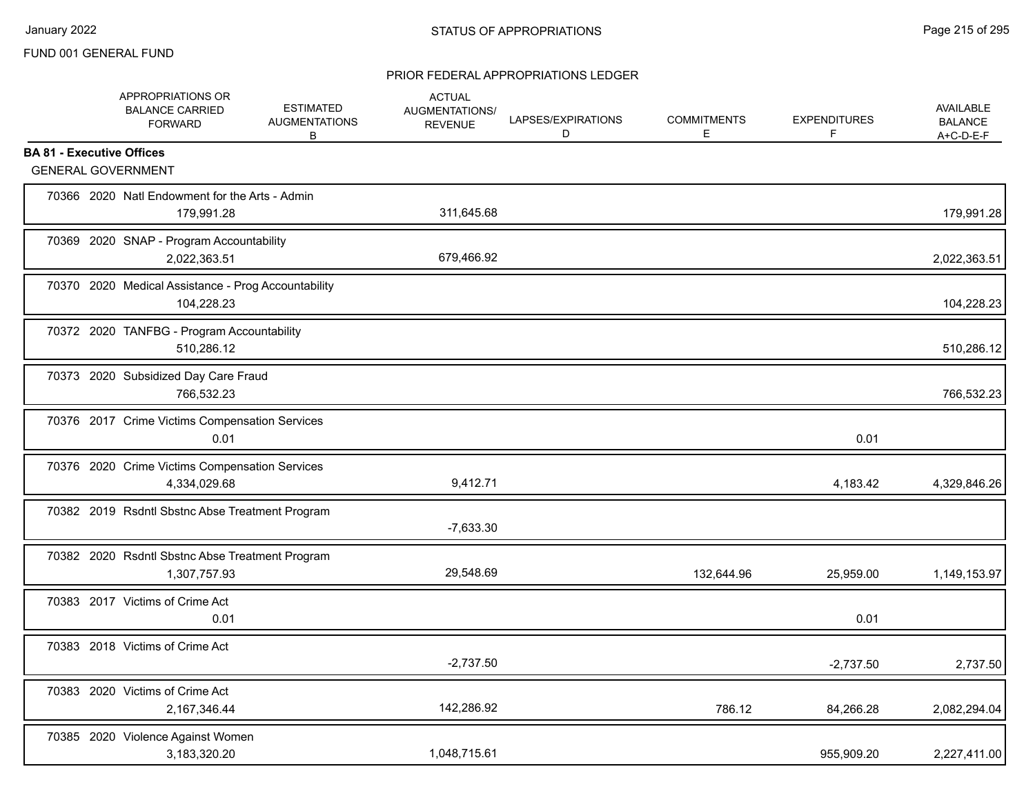## PRIOR FEDERAL APPROPRIATIONS LEDGER

| | APPROPRIATIONS OR BALANCE CARRIED FORWARD | ESTIMATED AUGMENTATIONS B | ACTUAL AUGMENTATIONS/ REVENUE | LAPSES/EXPIRATIONS D | COMMITMENTS E | EXPENDITURES F | AVAILABLE BALANCE A+C-D-E-F |
|---|---|---|---|---|---|---|---|
| **BA 81 - Executive Offices** | | | | | | | |
| GENERAL GOVERNMENT | | | | | | | |
| 70366 2020 Natl Endowment for the Arts - Admin | 179,991.28 | | 311,645.68 | | | | 179,991.28 |
| 70369 2020 SNAP - Program Accountability | 2,022,363.51 | | 679,466.92 | | | | 2,022,363.51 |
| 70370 2020 Medical Assistance - Prog Accountability | 104,228.23 | | | | | | 104,228.23 |
| 70372 2020 TANFBG - Program Accountability | 510,286.12 | | | | | | 510,286.12 |
| 70373 2020 Subsidized Day Care Fraud | 766,532.23 | | | | | | 766,532.23 |
| 70376 2017 Crime Victims Compensation Services | 0.01 | | | | | 0.01 | |
| 70376 2020 Crime Victims Compensation Services | 4,334,029.68 | | 9,412.71 | | | 4,183.42 | 4,329,846.26 |
| 70382 2019 Rsdntl Sbstnc Abse Treatment Program | | | -7,633.30 | | | | |
| 70382 2020 Rsdntl Sbstnc Abse Treatment Program | 1,307,757.93 | | 29,548.69 | | 132,644.96 | 25,959.00 | 1,149,153.97 |
| 70383 2017 Victims of Crime Act | 0.01 | | | | | 0.01 | |
| 70383 2018 Victims of Crime Act | | | -2,737.50 | | | -2,737.50 | 2,737.50 |
| 70383 2020 Victims of Crime Act | 2,167,346.44 | | 142,286.92 | | 786.12 | 84,266.28 | 2,082,294.04 |
| 70385 2020 Violence Against Women | 3,183,320.20 | | 1,048,715.61 | | | 955,909.20 | 2,227,411.00 |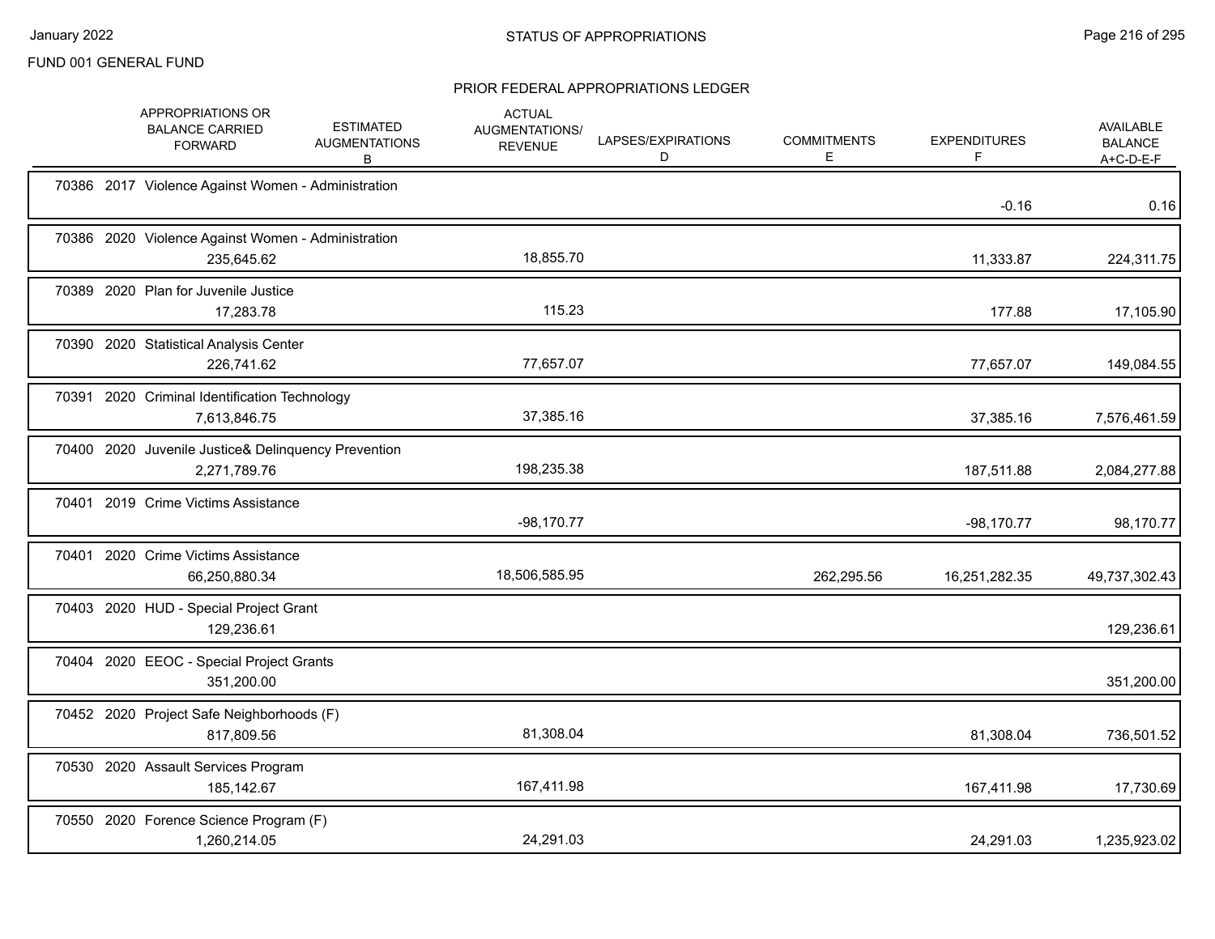FUND 001 GENERAL FUND

## STATUS OF APPROPRIATIONS

### PRIOR FEDERAL APPROPRIATIONS LEDGER

| | APPROPRIATIONS OR BALANCE CARRIED FORWARD | ESTIMATED AUGMENTATIONS B | ACTUAL AUGMENTATIONS/ REVENUE | LAPSES/EXPIRATIONS D | COMMITMENTS E | EXPENDITURES F | AVAILABLE BALANCE A+C-D-E-F |
|---|---|---|---|---|---|---|---|
| 70386 2017 Violence Against Women - Administration | | | | | | -0.16 | 0.16 |
| 70386 2020 Violence Against Women - Administration | 235,645.62 | | 18,855.70 | | | 11,333.87 | 224,311.75 |
| 70389 2020 Plan for Juvenile Justice | 17,283.78 | | 115.23 | | | 177.88 | 17,105.90 |
| 70390 2020 Statistical Analysis Center | 226,741.62 | | 77,657.07 | | | 77,657.07 | 149,084.55 |
| 70391 2020 Criminal Identification Technology | 7,613,846.75 | | 37,385.16 | | | 37,385.16 | 7,576,461.59 |
| 70400 2020 Juvenile Justice& Delinquency Prevention | 2,271,789.76 | | 198,235.38 | | | 187,511.88 | 2,084,277.88 |
| 70401 2019 Crime Victims Assistance | | | -98,170.77 | | | -98,170.77 | 98,170.77 |
| 70401 2020 Crime Victims Assistance | 66,250,880.34 | | 18,506,585.95 | | 262,295.56 | 16,251,282.35 | 49,737,302.43 |
| 70403 2020 HUD - Special Project Grant | 129,236.61 | | | | | | 129,236.61 |
| 70404 2020 EEOC - Special Project Grants | 351,200.00 | | | | | | 351,200.00 |
| 70452 2020 Project Safe Neighborhoods (F) | 817,809.56 | | 81,308.04 | | | 81,308.04 | 736,501.52 |
| 70530 2020 Assault Services Program | 185,142.67 | | 167,411.98 | | | 167,411.98 | 17,730.69 |
| 70550 2020 Forence Science Program (F) | 1,260,214.05 | | 24,291.03 | | | 24,291.03 | 1,235,923.02 |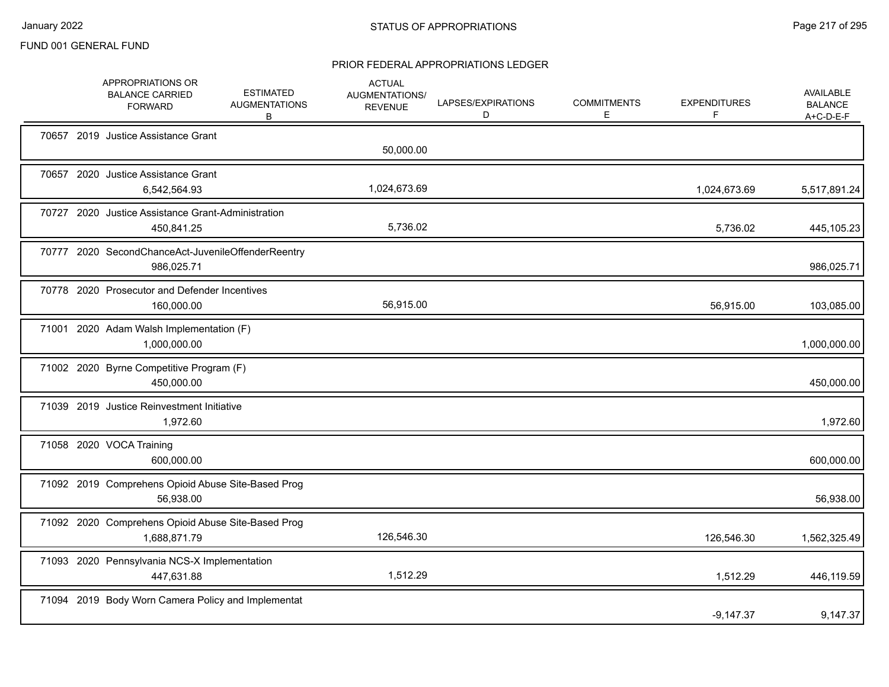FUND 001 GENERAL FUND

## PRIOR FEDERAL APPROPRIATIONS LEDGER

| | APPROPRIATIONS OR BALANCE CARRIED FORWARD | ESTIMATED AUGMENTATIONS B | ACTUAL AUGMENTATIONS/ REVENUE | LAPSES/EXPIRATIONS D | COMMITMENTS E | EXPENDITURES F | AVAILABLE BALANCE A+C-D-E-F |
|---|---|---|---|---|---|---|---|
| 70657 2019 Justice Assistance Grant | | | 50,000.00 | | | | |
| 70657 2020 Justice Assistance Grant | 6,542,564.93 | | 1,024,673.69 | | | 1,024,673.69 | 5,517,891.24 |
| 70727 2020 Justice Assistance Grant-Administration | 450,841.25 | | 5,736.02 | | | 5,736.02 | 445,105.23 |
| 70777 2020 SecondChanceAct-JuvenileOffenderReentry | 986,025.71 | | | | | | 986,025.71 |
| 70778 2020 Prosecutor and Defender Incentives | 160,000.00 | | 56,915.00 | | | 56,915.00 | 103,085.00 |
| 71001 2020 Adam Walsh Implementation (F) | 1,000,000.00 | | | | | | 1,000,000.00 |
| 71002 2020 Byrne Competitive Program (F) | 450,000.00 | | | | | | 450,000.00 |
| 71039 2019 Justice Reinvestment Initiative | 1,972.60 | | | | | | 1,972.60 |
| 71058 2020 VOCA Training | 600,000.00 | | | | | | 600,000.00 |
| 71092 2019 Comprehens Opioid Abuse Site-Based Prog | 56,938.00 | | | | | | 56,938.00 |
| 71092 2020 Comprehens Opioid Abuse Site-Based Prog | 1,688,871.79 | | 126,546.30 | | | 126,546.30 | 1,562,325.49 |
| 71093 2020 Pennsylvania NCS-X Implementation | 447,631.88 | | 1,512.29 | | | 1,512.29 | 446,119.59 |
| 71094 2019 Body Worn Camera Policy and Implementat | | | | | | -9,147.37 | 9,147.37 |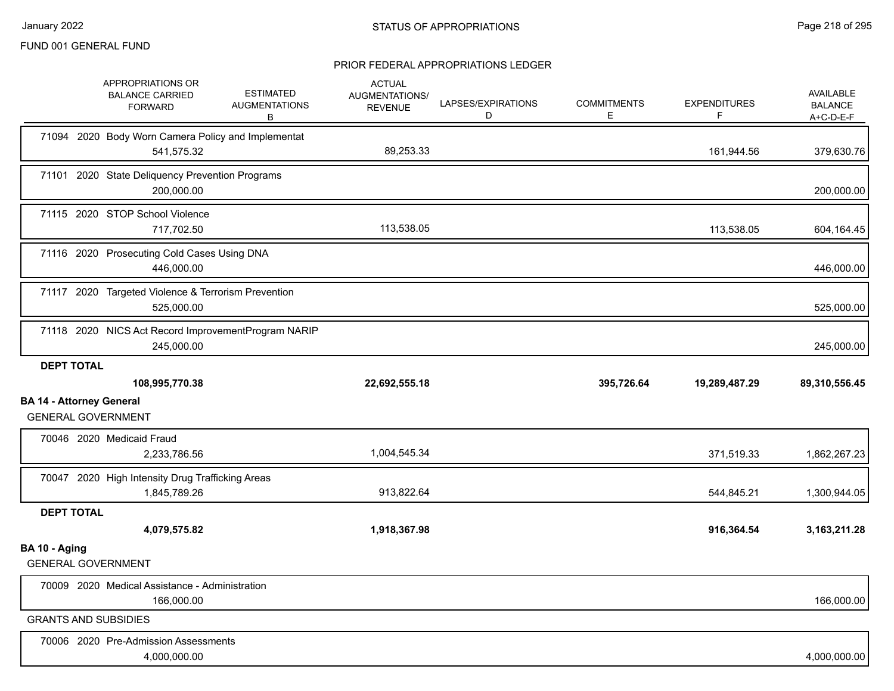FUND 001 GENERAL FUND

STATUS OF APPROPRIATIONS

PRIOR FEDERAL APPROPRIATIONS LEDGER

| | APPROPRIATIONS OR BALANCE CARRIED FORWARD | ESTIMATED AUGMENTATIONS B | ACTUAL AUGMENTATIONS/ REVENUE | LAPSES/EXPIRATIONS D | COMMITMENTS E | EXPENDITURES F | AVAILABLE BALANCE A+C-D-E-F |
|---|---|---|---|---|---|---|---|
| 71094 2020 Body Worn Camera Policy and Implementat | 541,575.32 | | 89,253.33 | | | 161,944.56 | 379,630.76 |
| 71101 2020 State Deliquency Prevention Programs | 200,000.00 | | | | | | 200,000.00 |
| 71115 2020 STOP School Violence | 717,702.50 | | 113,538.05 | | | 113,538.05 | 604,164.45 |
| 71116 2020 Prosecuting Cold Cases Using DNA | 446,000.00 | | | | | | 446,000.00 |
| 71117 2020 Targeted Violence & Terrorism Prevention | 525,000.00 | | | | | | 525,000.00 |
| 71118 2020 NICS Act Record ImprovementProgram NARIP | 245,000.00 | | | | | | 245,000.00 |
| **DEPT TOTAL** | **108,995,770.38** | | **22,692,555.18** | | **395,726.64** | **19,289,487.29** | **89,310,556.45** |
| **BA 14 - Attorney General** | | | | | | | |
| GENERAL GOVERNMENT | | | | | | | |
| 70046 2020 Medicaid Fraud | 2,233,786.56 | | 1,004,545.34 | | | 371,519.33 | 1,862,267.23 |
| 70047 2020 High Intensity Drug Trafficking Areas | 1,845,789.26 | | 913,822.64 | | | 544,845.21 | 1,300,944.05 |
| **DEPT TOTAL** | **4,079,575.82** | | **1,918,367.98** | | | **916,364.54** | **3,163,211.28** |
| **BA 10 - Aging** | | | | | | | |
| GENERAL GOVERNMENT | | | | | | | |
| 70009 2020 Medical Assistance - Administration | 166,000.00 | | | | | | 166,000.00 |
| GRANTS AND SUBSIDIES | | | | | | | |
| 70006 2020 Pre-Admission Assessments | 4,000,000.00 | | | | | | 4,000,000.00 |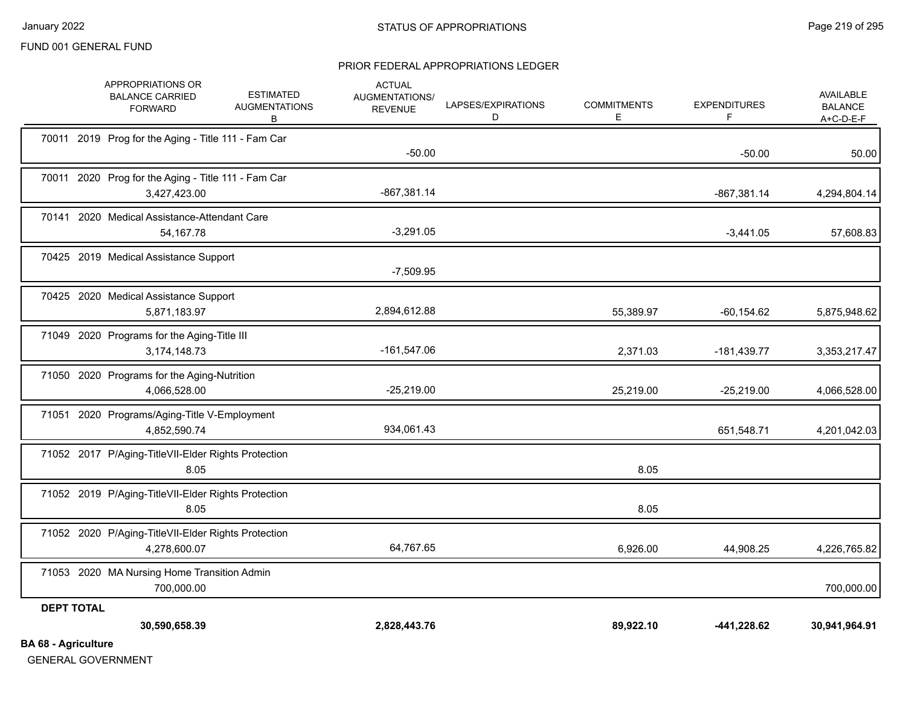FUND 001 GENERAL FUND

STATUS OF APPROPRIATIONS

PRIOR FEDERAL APPROPRIATIONS LEDGER

| | APPROPRIATIONS OR BALANCE CARRIED FORWARD | ESTIMATED AUGMENTATIONS B | ACTUAL AUGMENTATIONS/ REVENUE | LAPSES/EXPIRATIONS D | COMMITMENTS E | EXPENDITURES F | AVAILABLE BALANCE A+C-D-E-F |
|---|---|---|---|---|---|---|---|
| 70011 2019 Prog for the Aging - Title 111 - Fam Car | | | -50.00 | | | -50.00 | 50.00 |
| 70011 2020 Prog for the Aging - Title 111 - Fam Car | 3,427,423.00 | | -867,381.14 | | | -867,381.14 | 4,294,804.14 |
| 70141 2020 Medical Assistance-Attendant Care | 54,167.78 | | -3,291.05 | | | -3,441.05 | 57,608.83 |
| 70425 2019 Medical Assistance Support | | | -7,509.95 | | | | |
| 70425 2020 Medical Assistance Support | 5,871,183.97 | | 2,894,612.88 | | 55,389.97 | -60,154.62 | 5,875,948.62 |
| 71049 2020 Programs for the Aging-Title III | 3,174,148.73 | | -161,547.06 | | 2,371.03 | -181,439.77 | 3,353,217.47 |
| 71050 2020 Programs for the Aging-Nutrition | 4,066,528.00 | | -25,219.00 | | 25,219.00 | -25,219.00 | 4,066,528.00 |
| 71051 2020 Programs/Aging-Title V-Employment | 4,852,590.74 | | 934,061.43 | | | 651,548.71 | 4,201,042.03 |
| 71052 2017 P/Aging-TitleVII-Elder Rights Protection | 8.05 | | | | 8.05 | | |
| 71052 2019 P/Aging-TitleVII-Elder Rights Protection | 8.05 | | | | 8.05 | | |
| 71052 2020 P/Aging-TitleVII-Elder Rights Protection | 4,278,600.07 | | 64,767.65 | | 6,926.00 | 44,908.25 | 4,226,765.82 |
| 71053 2020 MA Nursing Home Transition Admin | 700,000.00 | | | | | | 700,000.00 |
| **DEPT TOTAL** | **30,590,658.39** | | **2,828,443.76** | | **89,922.10** | **-441,228.62** | **30,941,964.91** |

**BA 68 - Agriculture**

GENERAL GOVERNMENT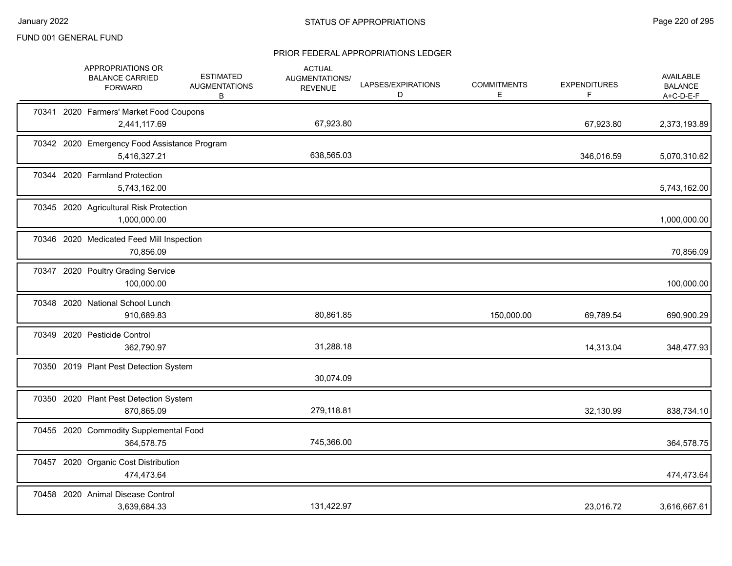FUND 001 GENERAL FUND

## STATUS OF APPROPRIATIONS

### PRIOR FEDERAL APPROPRIATIONS LEDGER

| | APPROPRIATIONS OR BALANCE CARRIED FORWARD | ESTIMATED AUGMENTATIONS B | ACTUAL AUGMENTATIONS/ REVENUE | LAPSES/EXPIRATIONS D | COMMITMENTS E | EXPENDITURES F | AVAILABLE BALANCE A+C-D-E-F |
|---|---|---|---|---|---|---|---|
| 70341 2020 Farmers' Market Food Coupons | 2,441,117.69 | | 67,923.80 | | | 67,923.80 | 2,373,193.89 |
| 70342 2020 Emergency Food Assistance Program | 5,416,327.21 | | 638,565.03 | | | 346,016.59 | 5,070,310.62 |
| 70344 2020 Farmland Protection | 5,743,162.00 | | | | | | 5,743,162.00 |
| 70345 2020 Agricultural Risk Protection | 1,000,000.00 | | | | | | 1,000,000.00 |
| 70346 2020 Medicated Feed Mill Inspection | 70,856.09 | | | | | | 70,856.09 |
| 70347 2020 Poultry Grading Service | 100,000.00 | | | | | | 100,000.00 |
| 70348 2020 National School Lunch | 910,689.83 | | 80,861.85 | | 150,000.00 | 69,789.54 | 690,900.29 |
| 70349 2020 Pesticide Control | 362,790.97 | | 31,288.18 | | | 14,313.04 | 348,477.93 |
| 70350 2019 Plant Pest Detection System | | | 30,074.09 | | | | |
| 70350 2020 Plant Pest Detection System | 870,865.09 | | 279,118.81 | | | 32,130.99 | 838,734.10 |
| 70455 2020 Commodity Supplemental Food | 364,578.75 | | 745,366.00 | | | | 364,578.75 |
| 70457 2020 Organic Cost Distribution | 474,473.64 | | | | | | 474,473.64 |
| 70458 2020 Animal Disease Control | 3,639,684.33 | | 131,422.97 | | | 23,016.72 | 3,616,667.61 |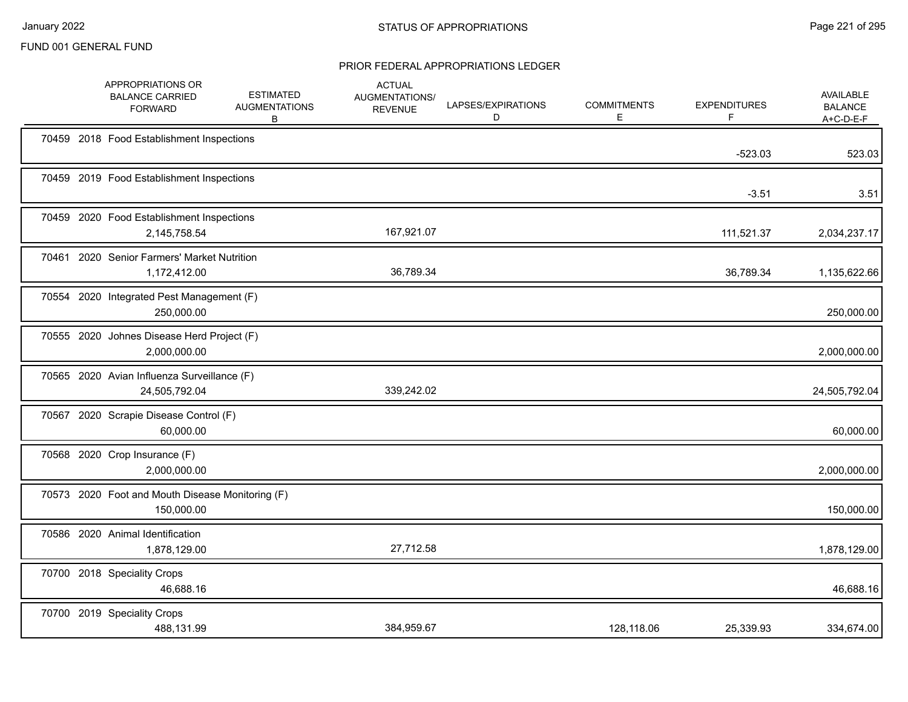FUND 001 GENERAL FUND

## STATUS OF APPROPRIATIONS

### PRIOR FEDERAL APPROPRIATIONS LEDGER

| | APPROPRIATIONS OR BALANCE CARRIED FORWARD | ESTIMATED AUGMENTATIONS B | ACTUAL AUGMENTATIONS/ REVENUE | LAPSES/EXPIRATIONS D | COMMITMENTS E | EXPENDITURES F | AVAILABLE BALANCE A+C-D-E-F |
|---|---|---|---|---|---|---|---|
| 70459 2018 Food Establishment Inspections | | | | | | -523.03 | 523.03 |
| 70459 2019 Food Establishment Inspections | | | | | | -3.51 | 3.51 |
| 70459 2020 Food Establishment Inspections | 2,145,758.54 | | 167,921.07 | | | 111,521.37 | 2,034,237.17 |
| 70461 2020 Senior Farmers' Market Nutrition | 1,172,412.00 | | 36,789.34 | | | 36,789.34 | 1,135,622.66 |
| 70554 2020 Integrated Pest Management (F) | 250,000.00 | | | | | | 250,000.00 |
| 70555 2020 Johnes Disease Herd Project (F) | 2,000,000.00 | | | | | | 2,000,000.00 |
| 70565 2020 Avian Influenza Surveillance (F) | 24,505,792.04 | | 339,242.02 | | | | 24,505,792.04 |
| 70567 2020 Scrapie Disease Control (F) | 60,000.00 | | | | | | 60,000.00 |
| 70568 2020 Crop Insurance (F) | 2,000,000.00 | | | | | | 2,000,000.00 |
| 70573 2020 Foot and Mouth Disease Monitoring (F) | 150,000.00 | | | | | | 150,000.00 |
| 70586 2020 Animal Identification | 1,878,129.00 | | 27,712.58 | | | | 1,878,129.00 |
| 70700 2018 Speciality Crops | 46,688.16 | | | | | | 46,688.16 |
| 70700 2019 Speciality Crops | 488,131.99 | | 384,959.67 | | 128,118.06 | 25,339.93 | 334,674.00 |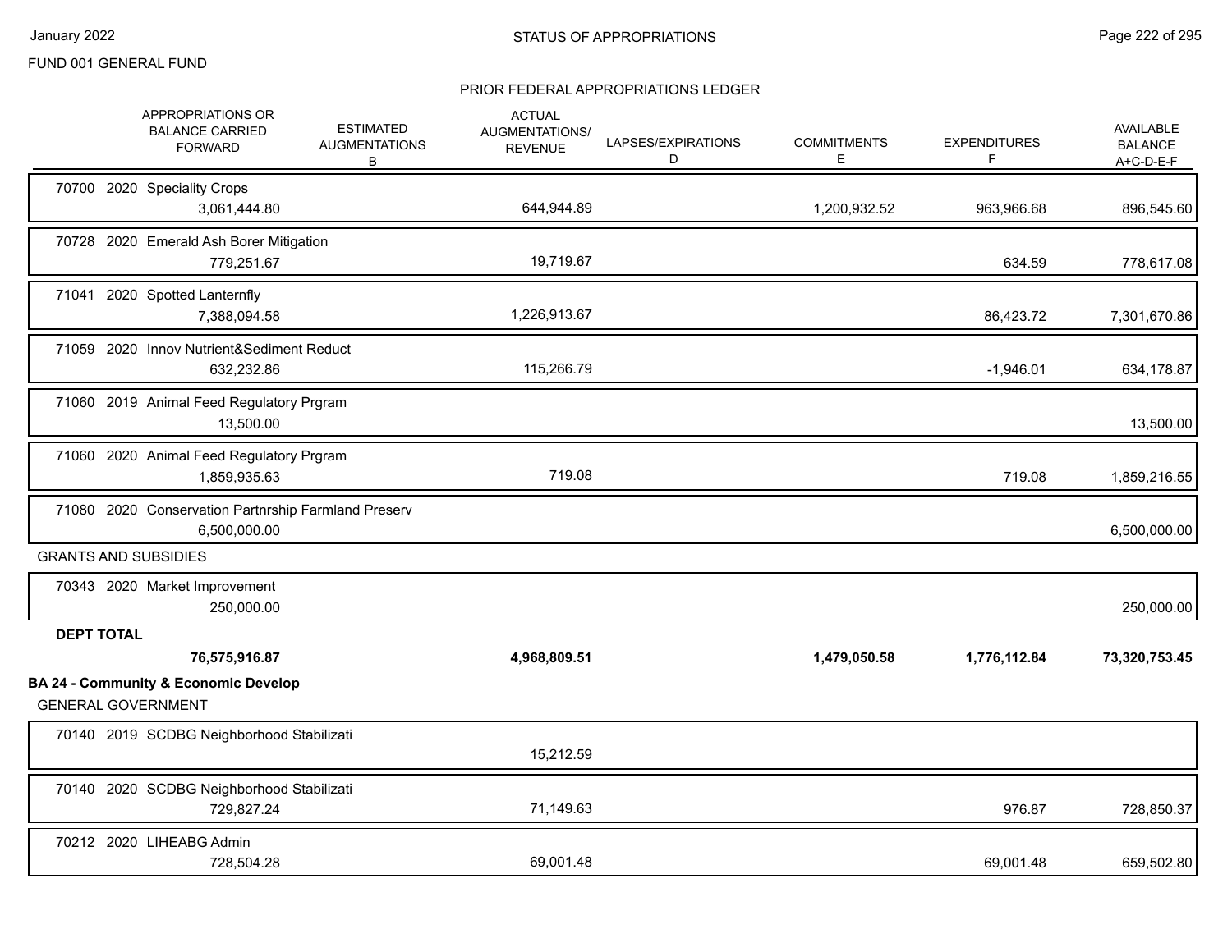FUND 001 GENERAL FUND

PRIOR FEDERAL APPROPRIATIONS LEDGER

| | APPROPRIATIONS OR BALANCE CARRIED FORWARD | ESTIMATED AUGMENTATIONS B | ACTUAL AUGMENTATIONS/ REVENUE | LAPSES/EXPIRATIONS D | COMMITMENTS E | EXPENDITURES F | AVAILABLE BALANCE A+C-D-E-F |
|---|---|---|---|---|---|---|---|
| 70700 2020 Speciality Crops | 3,061,444.80 | | 644,944.89 | | 1,200,932.52 | 963,966.68 | 896,545.60 |
| 70728 2020 Emerald Ash Borer Mitigation | 779,251.67 | | 19,719.67 | | | 634.59 | 778,617.08 |
| 71041 2020 Spotted Lanternfly | 7,388,094.58 | | 1,226,913.67 | | | 86,423.72 | 7,301,670.86 |
| 71059 2020 Innov Nutrient&Sediment Reduct | 632,232.86 | | 115,266.79 | | | -1,946.01 | 634,178.87 |
| 71060 2019 Animal Feed Regulatory Prgram | 13,500.00 | | | | | | 13,500.00 |
| 71060 2020 Animal Feed Regulatory Prgram | 1,859,935.63 | | 719.08 | | | 719.08 | 1,859,216.55 |
| 71080 2020 Conservation Partnrship Farmland Preserv | 6,500,000.00 | | | | | | 6,500,000.00 |
| GRANTS AND SUBSIDIES | | | | | | | |
| 70343 2020 Market Improvement | 250,000.00 | | | | | | 250,000.00 |
| **DEPT TOTAL** | **76,575,916.87** | | **4,968,809.51** | | **1,479,050.58** | **1,776,112.84** | **73,320,753.45** |

**BA 24 - Community & Economic Develop**

GENERAL GOVERNMENT

| | APPROPRIATIONS OR BALANCE CARRIED FORWARD | ESTIMATED AUGMENTATIONS B | ACTUAL AUGMENTATIONS/ REVENUE | LAPSES/EXPIRATIONS D | COMMITMENTS E | EXPENDITURES F | AVAILABLE BALANCE A+C-D-E-F |
|---|---|---|---|---|---|---|---|
| 70140 2019 SCDBG Neighborhood Stabilizati | | | 15,212.59 | | | | |
| 70140 2020 SCDBG Neighborhood Stabilizati | 729,827.24 | | 71,149.63 | | | 976.87 | 728,850.37 |
| 70212 2020 LIHEABG Admin | 728,504.28 | | 69,001.48 | | | 69,001.48 | 659,502.80 |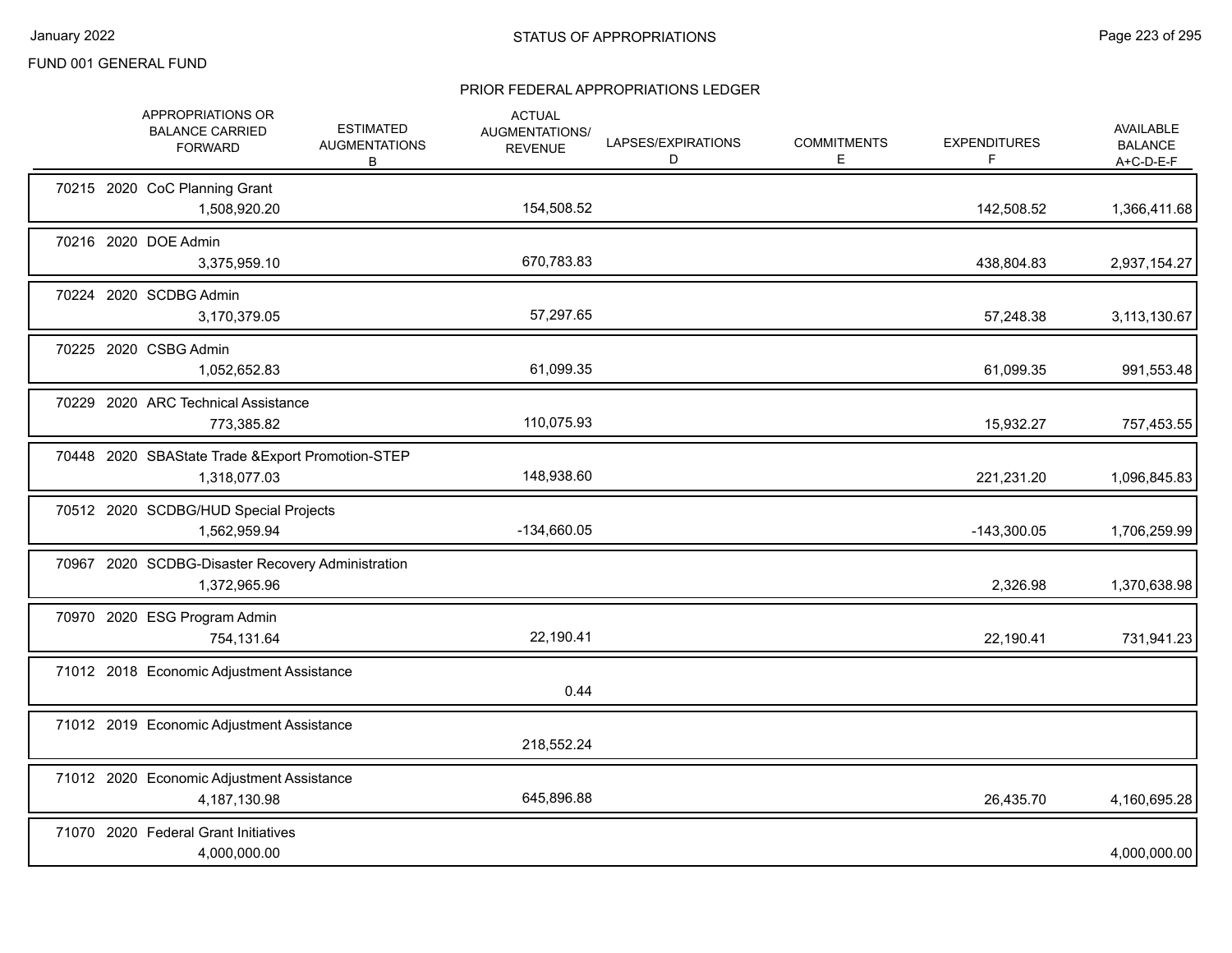FUND 001 GENERAL FUND

## STATUS OF APPROPRIATIONS

### PRIOR FEDERAL APPROPRIATIONS LEDGER

| | APPROPRIATIONS OR BALANCE CARRIED FORWARD | ESTIMATED AUGMENTATIONS B | ACTUAL AUGMENTATIONS/ REVENUE | LAPSES/EXPIRATIONS D | COMMITMENTS E | EXPENDITURES F | AVAILABLE BALANCE A+C-D-E-F |
|---|---|---|---|---|---|---|---|
| 70215 2020 CoC Planning Grant | 1,508,920.20 | | 154,508.52 | | | 142,508.52 | 1,366,411.68 |
| 70216 2020 DOE Admin | 3,375,959.10 | | 670,783.83 | | | 438,804.83 | 2,937,154.27 |
| 70224 2020 SCDBG Admin | 3,170,379.05 | | 57,297.65 | | | 57,248.38 | 3,113,130.67 |
| 70225 2020 CSBG Admin | 1,052,652.83 | | 61,099.35 | | | 61,099.35 | 991,553.48 |
| 70229 2020 ARC Technical Assistance | 773,385.82 | | 110,075.93 | | | 15,932.27 | 757,453.55 |
| 70448 2020 SBAState Trade &Export Promotion-STEP | 1,318,077.03 | | 148,938.60 | | | 221,231.20 | 1,096,845.83 |
| 70512 2020 SCDBG/HUD Special Projects | 1,562,959.94 | | -134,660.05 | | | -143,300.05 | 1,706,259.99 |
| 70967 2020 SCDBG-Disaster Recovery Administration | 1,372,965.96 | | | | | 2,326.98 | 1,370,638.98 |
| 70970 2020 ESG Program Admin | 754,131.64 | | 22,190.41 | | | 22,190.41 | 731,941.23 |
| 71012 2018 Economic Adjustment Assistance | | | 0.44 | | | | |
| 71012 2019 Economic Adjustment Assistance | | | 218,552.24 | | | | |
| 71012 2020 Economic Adjustment Assistance | 4,187,130.98 | | 645,896.88 | | | 26,435.70 | 4,160,695.28 |
| 71070 2020 Federal Grant Initiatives | 4,000,000.00 | | | | | | 4,000,000.00 |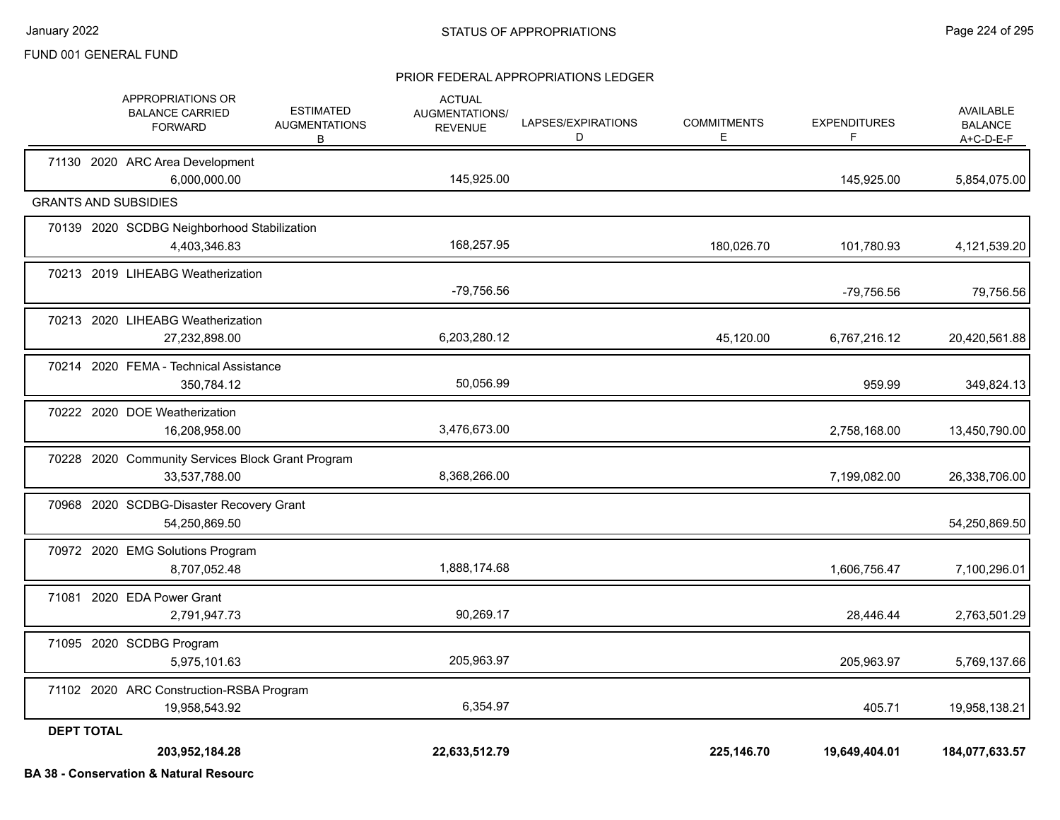FUND 001 GENERAL FUND

PRIOR FEDERAL APPROPRIATIONS LEDGER

| APPROPRIATIONS OR BALANCE CARRIED FORWARD | ESTIMATED AUGMENTATIONS B | ACTUAL AUGMENTATIONS/ REVENUE | LAPSES/EXPIRATIONS D | COMMITMENTS E | EXPENDITURES F | AVAILABLE BALANCE A+C-D-E-F |
|---|---|---|---|---|---|---|
| 71130 2020 ARC Area Development | | | | | | |
| 6,000,000.00 | | 145,925.00 | | | 145,925.00 | 5,854,075.00 |
| **GRANTS AND SUBSIDIES** | | | | | | |
| 70139 2020 SCDBG Neighborhood Stabilization | | | | | | |
| 4,403,346.83 | | 168,257.95 | | 180,026.70 | 101,780.93 | 4,121,539.20 |
| 70213 2019 LIHEABG Weatherization | | | | | | |
| | | -79,756.56 | | | -79,756.56 | 79,756.56 |
| 70213 2020 LIHEABG Weatherization | | | | | | |
| 27,232,898.00 | | 6,203,280.12 | | 45,120.00 | 6,767,216.12 | 20,420,561.88 |
| 70214 2020 FEMA - Technical Assistance | | | | | | |
| 350,784.12 | | 50,056.99 | | | 959.99 | 349,824.13 |
| 70222 2020 DOE Weatherization | | | | | | |
| 16,208,958.00 | | 3,476,673.00 | | | 2,758,168.00 | 13,450,790.00 |
| 70228 2020 Community Services Block Grant Program | | | | | | |
| 33,537,788.00 | | 8,368,266.00 | | | 7,199,082.00 | 26,338,706.00 |
| 70968 2020 SCDBG-Disaster Recovery Grant | | | | | | |
| 54,250,869.50 | | | | | | 54,250,869.50 |
| 70972 2020 EMG Solutions Program | | | | | | |
| 8,707,052.48 | | 1,888,174.68 | | | 1,606,756.47 | 7,100,296.01 |
| 71081 2020 EDA Power Grant | | | | | | |
| 2,791,947.73 | | 90,269.17 | | | 28,446.44 | 2,763,501.29 |
| 71095 2020 SCDBG Program | | | | | | |
| 5,975,101.63 | | 205,963.97 | | | 205,963.97 | 5,769,137.66 |
| 71102 2020 ARC Construction-RSBA Program | | | | | | |
| 19,958,543.92 | | 6,354.97 | | | 405.71 | 19,958,138.21 |
| **DEPT TOTAL** | | | | | | |
| **203,952,184.28** | | **22,633,512.79** | | **225,146.70** | **19,649,404.01** | **184,077,633.57** |

**BA 38 - Conservation & Natural Resourc**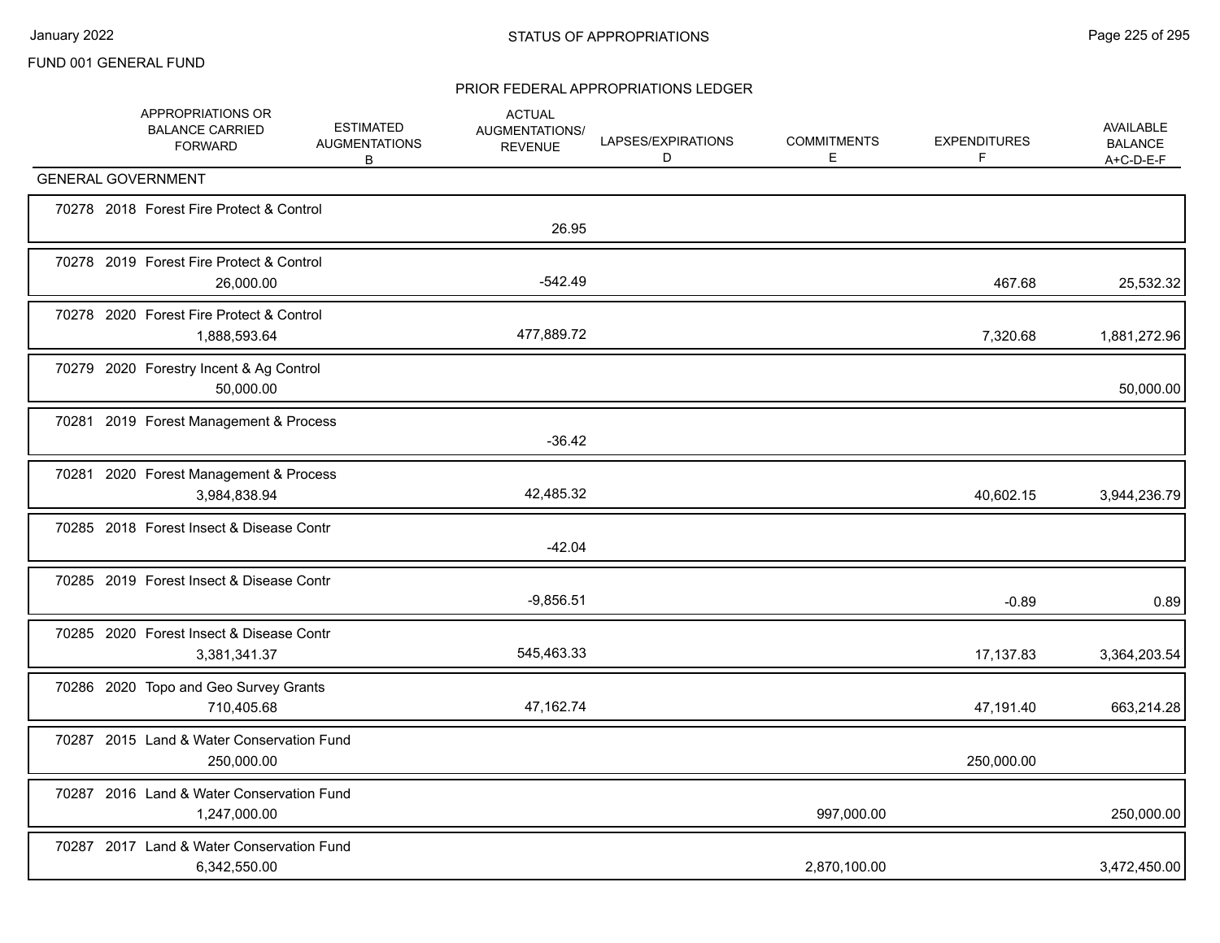FUND 001 GENERAL FUND

STATUS OF APPROPRIATIONS

PRIOR FEDERAL APPROPRIATIONS LEDGER

| | APPROPRIATIONS OR BALANCE CARRIED FORWARD | ESTIMATED AUGMENTATIONS B | ACTUAL AUGMENTATIONS/ REVENUE | LAPSES/EXPIRATIONS D | COMMITMENTS E | EXPENDITURES F | AVAILABLE BALANCE A+C-D-E-F |
|---|---|---|---|---|---|---|---|
| **GENERAL GOVERNMENT** | | | | | | | |
| 70278 2018 Forest Fire Protect & Control | | | 26.95 | | | | |
| 70278 2019 Forest Fire Protect & Control | 26,000.00 | | -542.49 | | | 467.68 | 25,532.32 |
| 70278 2020 Forest Fire Protect & Control | 1,888,593.64 | | 477,889.72 | | | 7,320.68 | 1,881,272.96 |
| 70279 2020 Forestry Incent & Ag Control | 50,000.00 | | | | | | 50,000.00 |
| 70281 2019 Forest Management & Process | | | -36.42 | | | | |
| 70281 2020 Forest Management & Process | 3,984,838.94 | | 42,485.32 | | | 40,602.15 | 3,944,236.79 |
| 70285 2018 Forest Insect & Disease Contr | | | -42.04 | | | | |
| 70285 2019 Forest Insect & Disease Contr | | | -9,856.51 | | | -0.89 | 0.89 |
| 70285 2020 Forest Insect & Disease Contr | 3,381,341.37 | | 545,463.33 | | | 17,137.83 | 3,364,203.54 |
| 70286 2020 Topo and Geo Survey Grants | 710,405.68 | | 47,162.74 | | | 47,191.40 | 663,214.28 |
| 70287 2015 Land & Water Conservation Fund | 250,000.00 | | | | | 250,000.00 | |
| 70287 2016 Land & Water Conservation Fund | 1,247,000.00 | | | | 997,000.00 | | 250,000.00 |
| 70287 2017 Land & Water Conservation Fund | 6,342,550.00 | | | | 2,870,100.00 | | 3,472,450.00 |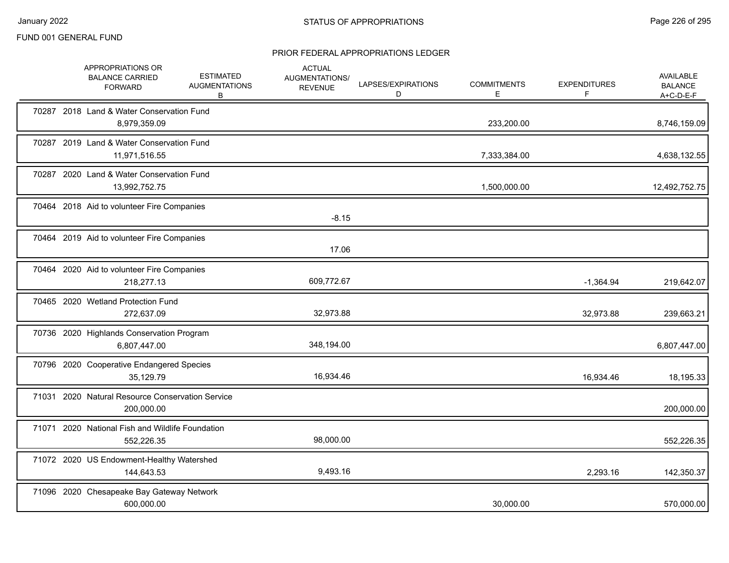FUND 001 GENERAL FUND

## STATUS OF APPROPRIATIONS

### PRIOR FEDERAL APPROPRIATIONS LEDGER

| | APPROPRIATIONS OR BALANCE CARRIED FORWARD | ESTIMATED AUGMENTATIONS B | ACTUAL AUGMENTATIONS/ REVENUE | LAPSES/EXPIRATIONS D | COMMITMENTS E | EXPENDITURES F | AVAILABLE BALANCE A+C-D-E-F |
|---|---|---|---|---|---|---|---|
| 70287 2018 Land & Water Conservation Fund | 8,979,359.09 | | | | 233,200.00 | | 8,746,159.09 |
| 70287 2019 Land & Water Conservation Fund | 11,971,516.55 | | | | 7,333,384.00 | | 4,638,132.55 |
| 70287 2020 Land & Water Conservation Fund | 13,992,752.75 | | | | 1,500,000.00 | | 12,492,752.75 |
| 70464 2018 Aid to volunteer Fire Companies | | | -8.15 | | | | |
| 70464 2019 Aid to volunteer Fire Companies | | | 17.06 | | | | |
| 70464 2020 Aid to volunteer Fire Companies | 218,277.13 | | 609,772.67 | | | -1,364.94 | 219,642.07 |
| 70465 2020 Wetland Protection Fund | 272,637.09 | | 32,973.88 | | | 32,973.88 | 239,663.21 |
| 70736 2020 Highlands Conservation Program | 6,807,447.00 | | 348,194.00 | | | | 6,807,447.00 |
| 70796 2020 Cooperative Endangered Species | 35,129.79 | | 16,934.46 | | | 16,934.46 | 18,195.33 |
| 71031 2020 Natural Resource Conservation Service | 200,000.00 | | | | | | 200,000.00 |
| 71071 2020 National Fish and Wildlife Foundation | 552,226.35 | | 98,000.00 | | | | 552,226.35 |
| 71072 2020 US Endowment-Healthy Watershed | 144,643.53 | | 9,493.16 | | | 2,293.16 | 142,350.37 |
| 71096 2020 Chesapeake Bay Gateway Network | 600,000.00 | | | | 30,000.00 | | 570,000.00 |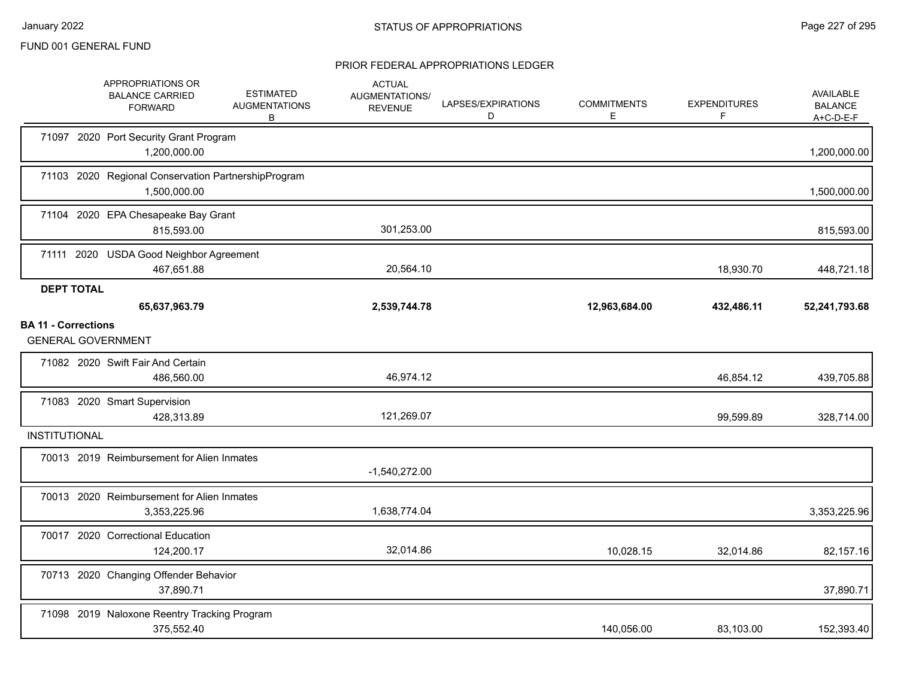FUND 001 GENERAL FUND

## PRIOR FEDERAL APPROPRIATIONS LEDGER

| | APPROPRIATIONS OR BALANCE CARRIED FORWARD | ESTIMATED AUGMENTATIONS B | ACTUAL AUGMENTATIONS/ REVENUE | LAPSES/EXPIRATIONS D | COMMITMENTS E | EXPENDITURES F | AVAILABLE BALANCE A+C-D-E-F |
|---|---|---|---|---|---|---|---|
| 71097 2020 Port Security Grant Program | 1,200,000.00 | | | | | | 1,200,000.00 |
| 71103 2020 Regional Conservation PartnershipProgram | 1,500,000.00 | | | | | | 1,500,000.00 |
| 71104 2020 EPA Chesapeake Bay Grant | 815,593.00 | | 301,253.00 | | | | 815,593.00 |
| 71111 2020 USDA Good Neighbor Agreement | 467,651.88 | | 20,564.10 | | | 18,930.70 | 448,721.18 |
| **DEPT TOTAL** | **65,637,963.79** | | **2,539,744.78** | | **12,963,684.00** | **432,486.11** | **52,241,793.68** |
| **BA 11 - Corrections** | | | | | | | |
| GENERAL GOVERNMENT | | | | | | | |
| 71082 2020 Swift Fair And Certain | 486,560.00 | | 46,974.12 | | | 46,854.12 | 439,705.88 |
| 71083 2020 Smart Supervision | 428,313.89 | | 121,269.07 | | | 99,599.89 | 328,714.00 |
| INSTITUTIONAL | | | | | | | |
| 70013 2019 Reimbursement for Alien Inmates | | | -1,540,272.00 | | | | |
| 70013 2020 Reimbursement for Alien Inmates | 3,353,225.96 | | 1,638,774.04 | | | | 3,353,225.96 |
| 70017 2020 Correctional Education | 124,200.17 | | 32,014.86 | | 10,028.15 | 32,014.86 | 82,157.16 |
| 70713 2020 Changing Offender Behavior | 37,890.71 | | | | | | 37,890.71 |
| 71098 2019 Naloxone Reentry Tracking Program | 375,552.40 | | | | 140,056.00 | 83,103.00 | 152,393.40 |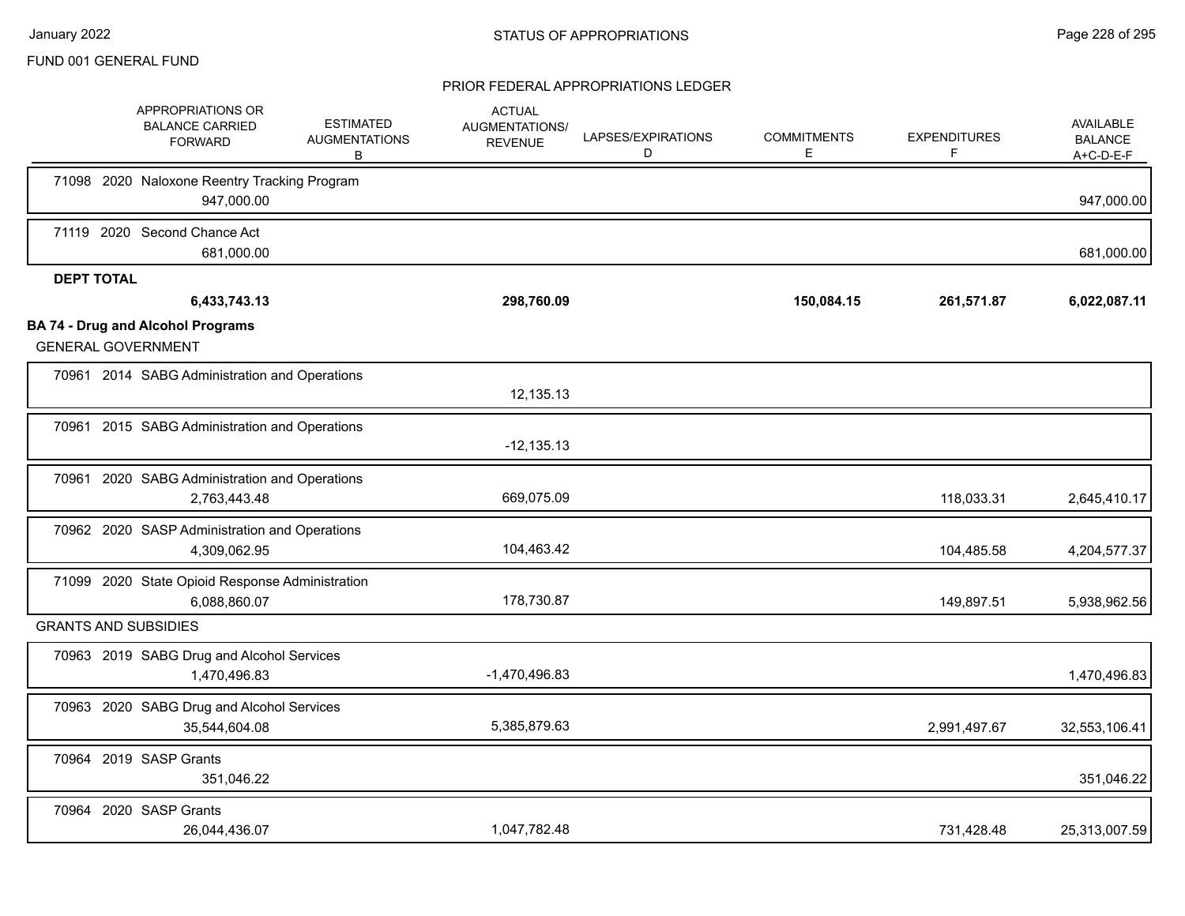FUND 001 GENERAL FUND

STATUS OF APPROPRIATIONS

PRIOR FEDERAL APPROPRIATIONS LEDGER

| | APPROPRIATIONS OR BALANCE CARRIED FORWARD | ESTIMATED AUGMENTATIONS B | ACTUAL AUGMENTATIONS/ REVENUE | LAPSES/EXPIRATIONS D | COMMITMENTS E | EXPENDITURES F | AVAILABLE BALANCE A+C-D-E-F |
|---|---|---|---|---|---|---|---|
| 71098 2020 Naloxone Reentry Tracking Program | 947,000.00 | | | | | | 947,000.00 |
| 71119 2020 Second Chance Act | 681,000.00 | | | | | | 681,000.00 |
| **DEPT TOTAL** | **6,433,743.13** | | **298,760.09** | | **150,084.15** | **261,571.87** | **6,022,087.11** |
| **BA 74 - Drug and Alcohol Programs** | | | | | | | |
| GENERAL GOVERNMENT | | | | | | | |
| 70961 2014 SABG Administration and Operations | | | 12,135.13 | | | | |
| 70961 2015 SABG Administration and Operations | | | -12,135.13 | | | | |
| 70961 2020 SABG Administration and Operations | 2,763,443.48 | | 669,075.09 | | | 118,033.31 | 2,645,410.17 |
| 70962 2020 SASP Administration and Operations | 4,309,062.95 | | 104,463.42 | | | 104,485.58 | 4,204,577.37 |
| 71099 2020 State Opioid Response Administration | 6,088,860.07 | | 178,730.87 | | | 149,897.51 | 5,938,962.56 |
| GRANTS AND SUBSIDIES | | | | | | | |
| 70963 2019 SABG Drug and Alcohol Services | 1,470,496.83 | | -1,470,496.83 | | | | 1,470,496.83 |
| 70963 2020 SABG Drug and Alcohol Services | 35,544,604.08 | | 5,385,879.63 | | | 2,991,497.67 | 32,553,106.41 |
| 70964 2019 SASP Grants | 351,046.22 | | | | | | 351,046.22 |
| 70964 2020 SASP Grants | 26,044,436.07 | | 1,047,782.48 | | | 731,428.48 | 25,313,007.59 |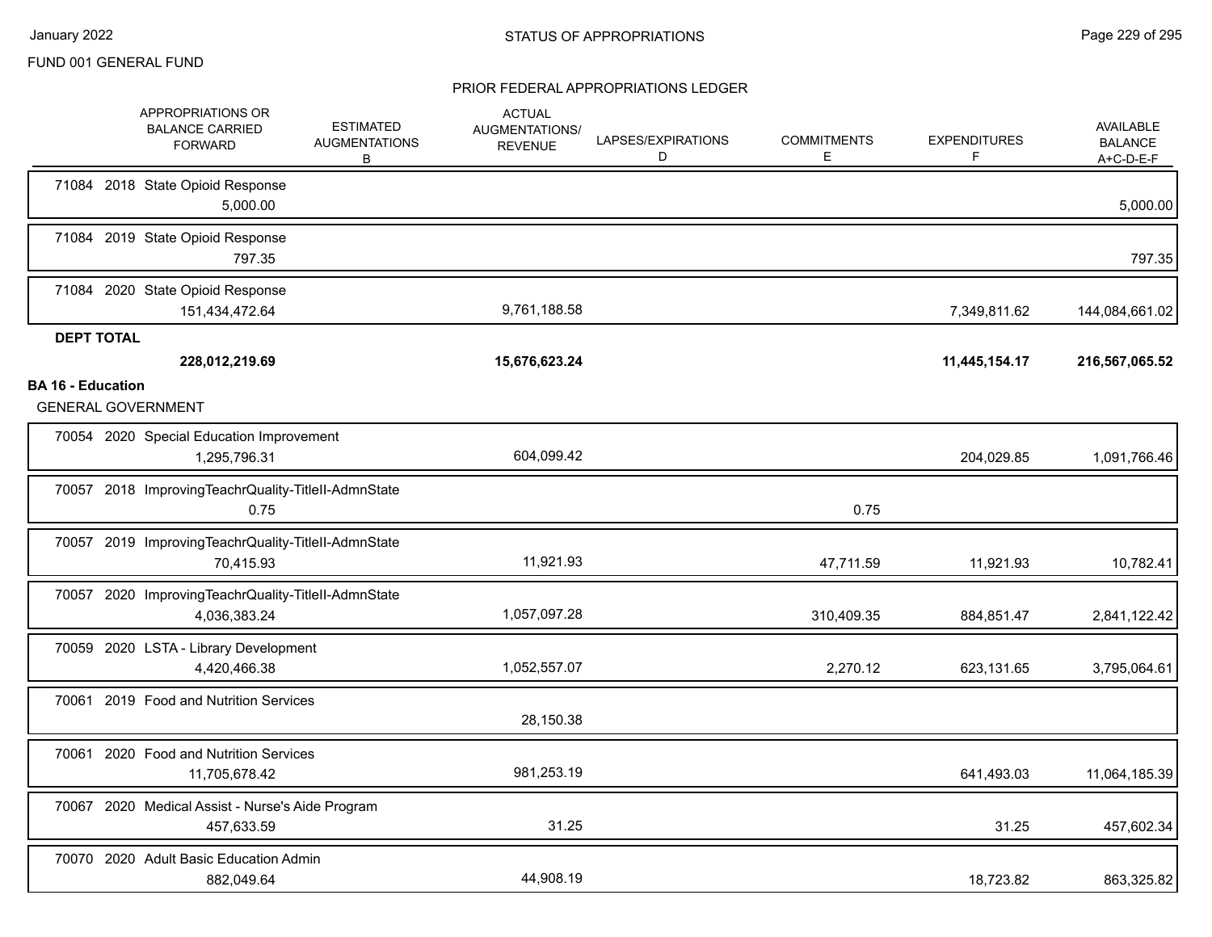FUND 001 GENERAL FUND

STATUS OF APPROPRIATIONS

PRIOR FEDERAL APPROPRIATIONS LEDGER

| | APPROPRIATIONS OR BALANCE CARRIED FORWARD | ESTIMATED AUGMENTATIONS B | ACTUAL AUGMENTATIONS/ REVENUE | LAPSES/EXPIRATIONS D | COMMITMENTS E | EXPENDITURES F | AVAILABLE BALANCE A+C-D-E-F |
|---|---|---|---|---|---|---|---|
| 71084 2018 State Opioid Response | 5,000.00 | | | | | | 5,000.00 |
| 71084 2019 State Opioid Response | 797.35 | | | | | | 797.35 |
| 71084 2020 State Opioid Response | 151,434,472.64 | | 9,761,188.58 | | | 7,349,811.62 | 144,084,661.02 |
| **DEPT TOTAL** | **228,012,219.69** | | **15,676,623.24** | | | **11,445,154.17** | **216,567,065.52** |

**BA 16 - Education**

GENERAL GOVERNMENT

| | APPROPRIATIONS OR BALANCE CARRIED FORWARD | ESTIMATED AUGMENTATIONS B | ACTUAL AUGMENTATIONS/ REVENUE | LAPSES/EXPIRATIONS D | COMMITMENTS E | EXPENDITURES F | AVAILABLE BALANCE A+C-D-E-F |
|---|---|---|---|---|---|---|---|
| 70054 2020 Special Education Improvement | 1,295,796.31 | | 604,099.42 | | | 204,029.85 | 1,091,766.46 |
| 70057 2018 ImprovingTeachrQuality-TitleII-AdmnState | 0.75 | | | | 0.75 | | |
| 70057 2019 ImprovingTeachrQuality-TitleII-AdmnState | 70,415.93 | | 11,921.93 | | 47,711.59 | 11,921.93 | 10,782.41 |
| 70057 2020 ImprovingTeachrQuality-TitleII-AdmnState | 4,036,383.24 | | 1,057,097.28 | | 310,409.35 | 884,851.47 | 2,841,122.42 |
| 70059 2020 LSTA - Library Development | 4,420,466.38 | | 1,052,557.07 | | 2,270.12 | 623,131.65 | 3,795,064.61 |
| 70061 2019 Food and Nutrition Services | | | 28,150.38 | | | | |
| 70061 2020 Food and Nutrition Services | 11,705,678.42 | | 981,253.19 | | | 641,493.03 | 11,064,185.39 |
| 70067 2020 Medical Assist - Nurse's Aide Program | 457,633.59 | | 31.25 | | | 31.25 | 457,602.34 |
| 70070 2020 Adult Basic Education Admin | 882,049.64 | | 44,908.19 | | | 18,723.82 | 863,325.82 |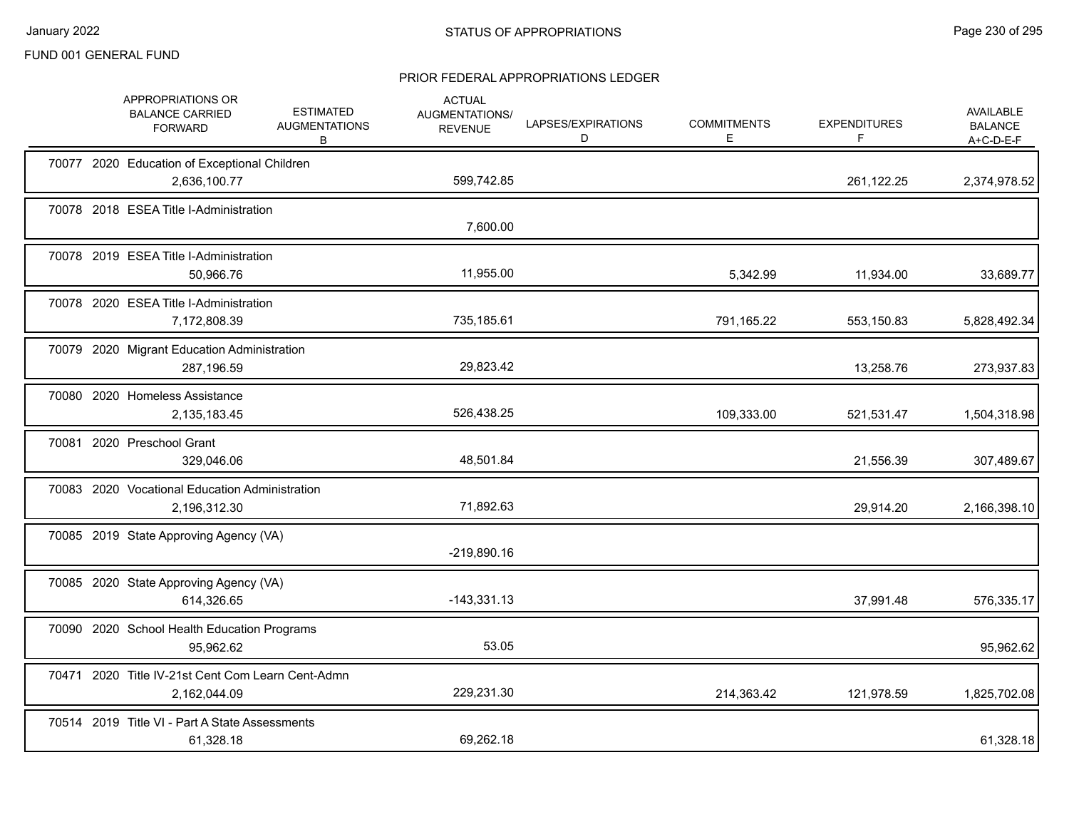FUND 001 GENERAL FUND

## STATUS OF APPROPRIATIONS

### PRIOR FEDERAL APPROPRIATIONS LEDGER

| | APPROPRIATIONS OR BALANCE CARRIED FORWARD | ESTIMATED AUGMENTATIONS B | ACTUAL AUGMENTATIONS/ REVENUE | LAPSES/EXPIRATIONS D | COMMITMENTS E | EXPENDITURES F | AVAILABLE BALANCE A+C-D-E-F |
|---|---|---|---|---|---|---|---|
| 70077 2020 Education of Exceptional Children | 2,636,100.77 | | 599,742.85 | | | 261,122.25 | 2,374,978.52 |
| 70078 2018 ESEA Title I-Administration | | | 7,600.00 | | | | |
| 70078 2019 ESEA Title I-Administration | 50,966.76 | | 11,955.00 | | 5,342.99 | 11,934.00 | 33,689.77 |
| 70078 2020 ESEA Title I-Administration | 7,172,808.39 | | 735,185.61 | | 791,165.22 | 553,150.83 | 5,828,492.34 |
| 70079 2020 Migrant Education Administration | 287,196.59 | | 29,823.42 | | | 13,258.76 | 273,937.83 |
| 70080 2020 Homeless Assistance | 2,135,183.45 | | 526,438.25 | | 109,333.00 | 521,531.47 | 1,504,318.98 |
| 70081 2020 Preschool Grant | 329,046.06 | | 48,501.84 | | | 21,556.39 | 307,489.67 |
| 70083 2020 Vocational Education Administration | 2,196,312.30 | | 71,892.63 | | | 29,914.20 | 2,166,398.10 |
| 70085 2019 State Approving Agency (VA) | | | -219,890.16 | | | | |
| 70085 2020 State Approving Agency (VA) | 614,326.65 | | -143,331.13 | | | 37,991.48 | 576,335.17 |
| 70090 2020 School Health Education Programs | 95,962.62 | | 53.05 | | | | 95,962.62 |
| 70471 2020 Title IV-21st Cent Com Learn Cent-Admn | 2,162,044.09 | | 229,231.30 | | 214,363.42 | 121,978.59 | 1,825,702.08 |
| 70514 2019 Title VI - Part A State Assessments | 61,328.18 | | 69,262.18 | | | | 61,328.18 |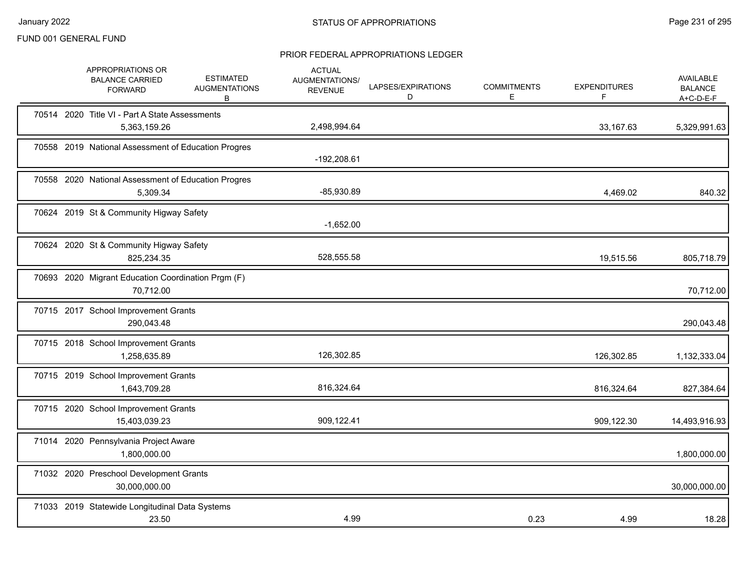FUND 001 GENERAL FUND

## PRIOR FEDERAL APPROPRIATIONS LEDGER

| | APPROPRIATIONS OR BALANCE CARRIED FORWARD | ESTIMATED AUGMENTATIONS B | ACTUAL AUGMENTATIONS/ REVENUE | LAPSES/EXPIRATIONS D | COMMITMENTS E | EXPENDITURES F | AVAILABLE BALANCE A+C-D-E-F |
|---|---|---|---|---|---|---|---|
| 70514 2020 Title VI - Part A State Assessments | 5,363,159.26 | | 2,498,994.64 | | | 33,167.63 | 5,329,991.63 |
| 70558 2019 National Assessment of Education Progres | | | -192,208.61 | | | | |
| 70558 2020 National Assessment of Education Progres | 5,309.34 | | -85,930.89 | | | 4,469.02 | 840.32 |
| 70624 2019 St & Community Higway Safety | | | -1,652.00 | | | | |
| 70624 2020 St & Community Higway Safety | 825,234.35 | | 528,555.58 | | | 19,515.56 | 805,718.79 |
| 70693 2020 Migrant Education Coordination Prgm (F) | 70,712.00 | | | | | | 70,712.00 |
| 70715 2017 School Improvement Grants | 290,043.48 | | | | | | 290,043.48 |
| 70715 2018 School Improvement Grants | 1,258,635.89 | | 126,302.85 | | | 126,302.85 | 1,132,333.04 |
| 70715 2019 School Improvement Grants | 1,643,709.28 | | 816,324.64 | | | 816,324.64 | 827,384.64 |
| 70715 2020 School Improvement Grants | 15,403,039.23 | | 909,122.41 | | | 909,122.30 | 14,493,916.93 |
| 71014 2020 Pennsylvania Project Aware | 1,800,000.00 | | | | | | 1,800,000.00 |
| 71032 2020 Preschool Development Grants | 30,000,000.00 | | | | | | 30,000,000.00 |
| 71033 2019 Statewide Longitudinal Data Systems | 23.50 | | 4.99 | | 0.23 | 4.99 | 18.28 |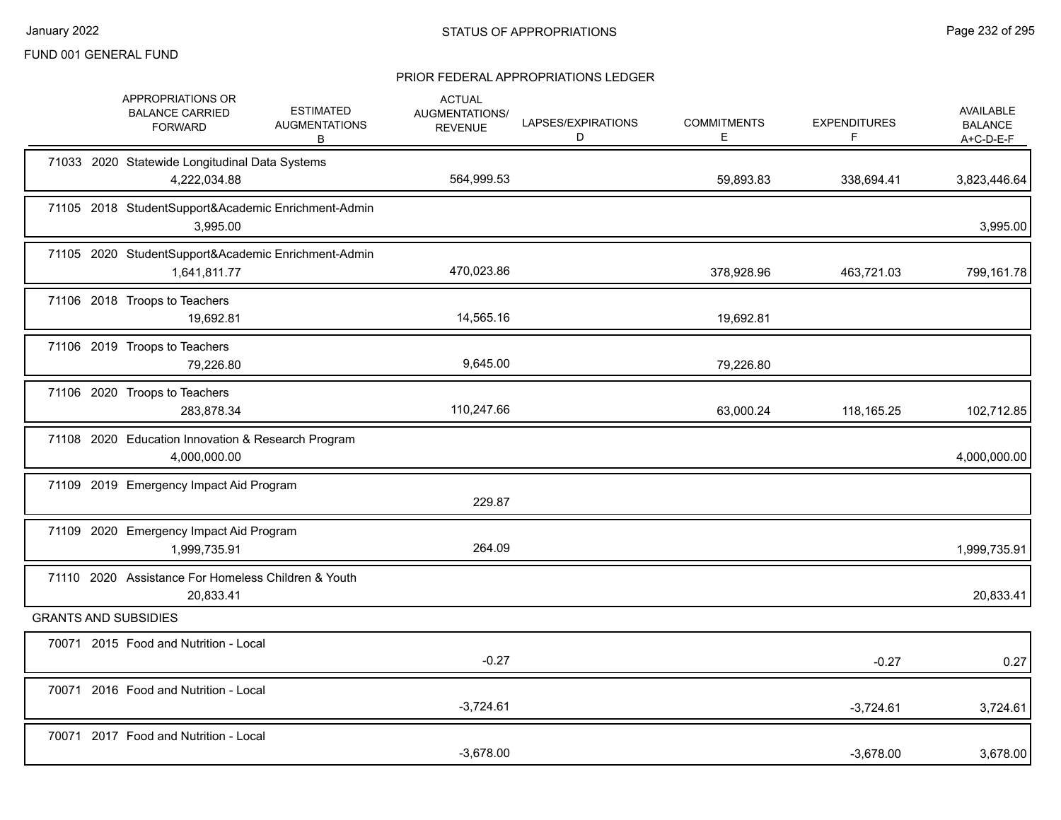FUND 001 GENERAL FUND

STATUS OF APPROPRIATIONS

PRIOR FEDERAL APPROPRIATIONS LEDGER

| | APPROPRIATIONS OR BALANCE CARRIED FORWARD | ESTIMATED AUGMENTATIONS B | ACTUAL AUGMENTATIONS/ REVENUE | LAPSES/EXPIRATIONS D | COMMITMENTS E | EXPENDITURES F | AVAILABLE BALANCE A+C-D-E-F |
|---|---|---|---|---|---|---|---|
| 71033 2020 Statewide Longitudinal Data Systems | 4,222,034.88 | | 564,999.53 | | 59,893.83 | 338,694.41 | 3,823,446.64 |
| 71105 2018 StudentSupport&Academic Enrichment-Admin | 3,995.00 | | | | | | 3,995.00 |
| 71105 2020 StudentSupport&Academic Enrichment-Admin | 1,641,811.77 | | 470,023.86 | | 378,928.96 | 463,721.03 | 799,161.78 |
| 71106 2018 Troops to Teachers | 19,692.81 | | 14,565.16 | | 19,692.81 | | |
| 71106 2019 Troops to Teachers | 79,226.80 | | 9,645.00 | | 79,226.80 | | |
| 71106 2020 Troops to Teachers | 283,878.34 | | 110,247.66 | | 63,000.24 | 118,165.25 | 102,712.85 |
| 71108 2020 Education Innovation & Research Program | 4,000,000.00 | | | | | | 4,000,000.00 |
| 71109 2019 Emergency Impact Aid Program | | | 229.87 | | | | |
| 71109 2020 Emergency Impact Aid Program | 1,999,735.91 | | 264.09 | | | | 1,999,735.91 |
| 71110 2020 Assistance For Homeless Children & Youth | 20,833.41 | | | | | | 20,833.41 |
| **GRANTS AND SUBSIDIES** | | | | | | | |
| 70071 2015 Food and Nutrition - Local | | | -0.27 | | | -0.27 | 0.27 |
| 70071 2016 Food and Nutrition - Local | | | -3,724.61 | | | -3,724.61 | 3,724.61 |
| 70071 2017 Food and Nutrition - Local | | | -3,678.00 | | | -3,678.00 | 3,678.00 |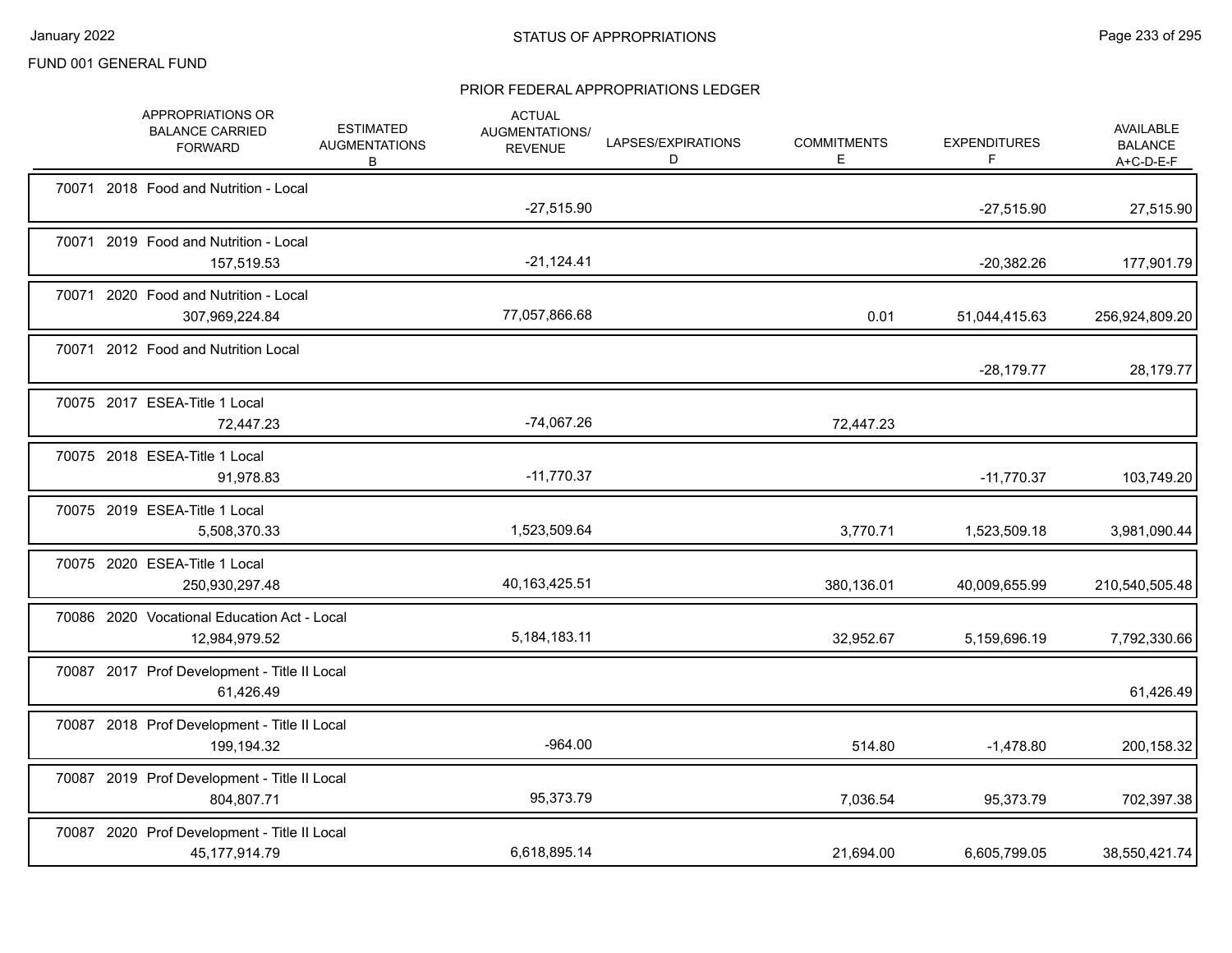FUND 001 GENERAL FUND

## STATUS OF APPROPRIATIONS

### PRIOR FEDERAL APPROPRIATIONS LEDGER

| | APPROPRIATIONS OR BALANCE CARRIED FORWARD | ESTIMATED AUGMENTATIONS B | ACTUAL AUGMENTATIONS/ REVENUE | LAPSES/EXPIRATIONS D | COMMITMENTS E | EXPENDITURES F | AVAILABLE BALANCE A+C-D-E-F |
|---|---|---|---|---|---|---|---|
| 70071 2018 Food and Nutrition - Local | | | -27,515.90 | | | -27,515.90 | 27,515.90 |
| 70071 2019 Food and Nutrition - Local | 157,519.53 | | -21,124.41 | | | -20,382.26 | 177,901.79 |
| 70071 2020 Food and Nutrition - Local | 307,969,224.84 | | 77,057,866.68 | | 0.01 | 51,044,415.63 | 256,924,809.20 |
| 70071 2012 Food and Nutrition Local | | | | | | -28,179.77 | 28,179.77 |
| 70075 2017 ESEA-Title 1 Local | 72,447.23 | | -74,067.26 | | 72,447.23 | | |
| 70075 2018 ESEA-Title 1 Local | 91,978.83 | | -11,770.37 | | | -11,770.37 | 103,749.20 |
| 70075 2019 ESEA-Title 1 Local | 5,508,370.33 | | 1,523,509.64 | | 3,770.71 | 1,523,509.18 | 3,981,090.44 |
| 70075 2020 ESEA-Title 1 Local | 250,930,297.48 | | 40,163,425.51 | | 380,136.01 | 40,009,655.99 | 210,540,505.48 |
| 70086 2020 Vocational Education Act - Local | 12,984,979.52 | | 5,184,183.11 | | 32,952.67 | 5,159,696.19 | 7,792,330.66 |
| 70087 2017 Prof Development - Title II Local | 61,426.49 | | | | | | 61,426.49 |
| 70087 2018 Prof Development - Title II Local | 199,194.32 | | -964.00 | | 514.80 | -1,478.80 | 200,158.32 |
| 70087 2019 Prof Development - Title II Local | 804,807.71 | | 95,373.79 | | 7,036.54 | 95,373.79 | 702,397.38 |
| 70087 2020 Prof Development - Title II Local | 45,177,914.79 | | 6,618,895.14 | | 21,694.00 | 6,605,799.05 | 38,550,421.74 |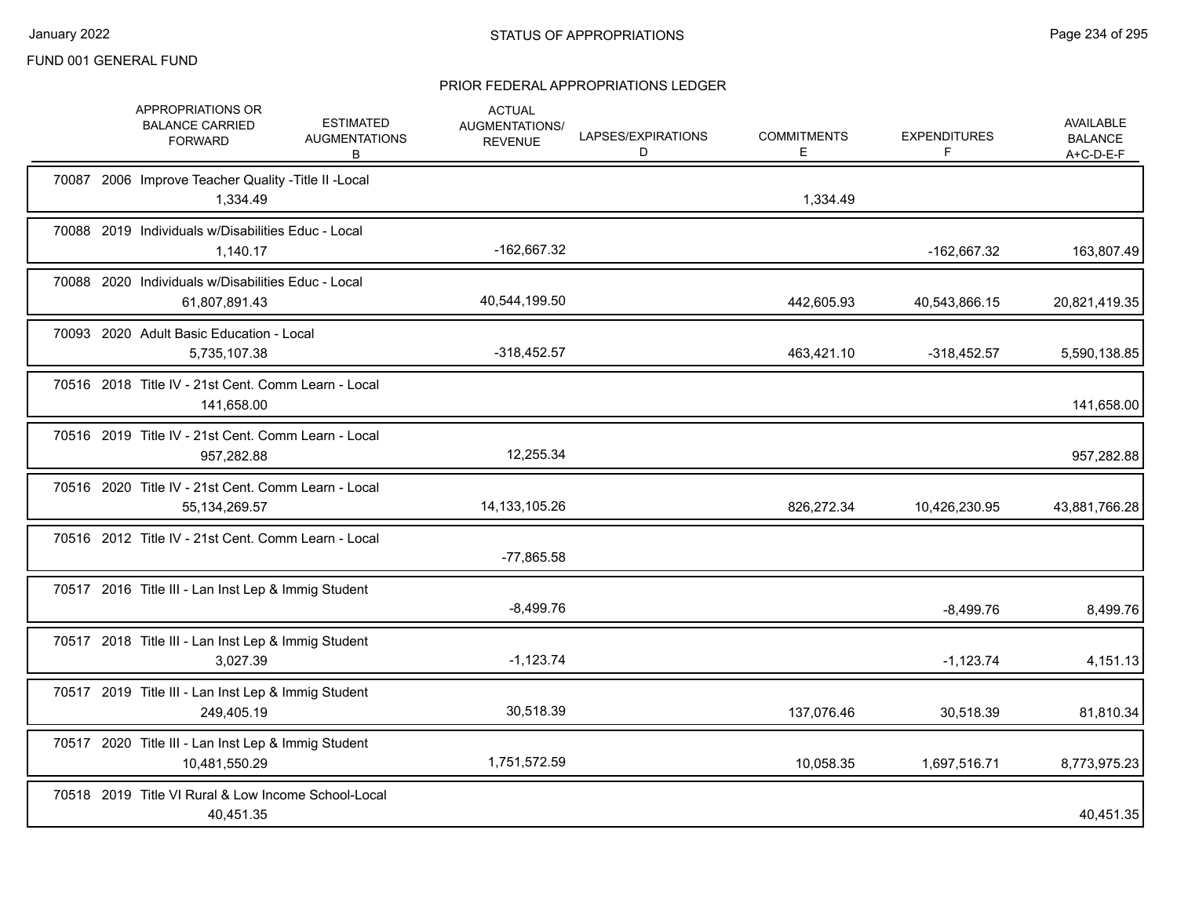FUND 001 GENERAL FUND

## STATUS OF APPROPRIATIONS

### PRIOR FEDERAL APPROPRIATIONS LEDGER

| | APPROPRIATIONS OR BALANCE CARRIED FORWARD | ESTIMATED AUGMENTATIONS B | ACTUAL AUGMENTATIONS/ REVENUE | LAPSES/EXPIRATIONS D | COMMITMENTS E | EXPENDITURES F | AVAILABLE BALANCE A+C-D-E-F |
|---|---|---|---|---|---|---|---|
| 70087 2006 Improve Teacher Quality -Title II -Local | 1,334.49 | | | | 1,334.49 | | |
| 70088 2019 Individuals w/Disabilities Educ - Local | 1,140.17 | | -162,667.32 | | | -162,667.32 | 163,807.49 |
| 70088 2020 Individuals w/Disabilities Educ - Local | 61,807,891.43 | | 40,544,199.50 | | 442,605.93 | 40,543,866.15 | 20,821,419.35 |
| 70093 2020 Adult Basic Education - Local | 5,735,107.38 | | -318,452.57 | | 463,421.10 | -318,452.57 | 5,590,138.85 |
| 70516 2018 Title IV - 21st Cent. Comm Learn - Local | 141,658.00 | | | | | | 141,658.00 |
| 70516 2019 Title IV - 21st Cent. Comm Learn - Local | 957,282.88 | | 12,255.34 | | | | 957,282.88 |
| 70516 2020 Title IV - 21st Cent. Comm Learn - Local | 55,134,269.57 | | 14,133,105.26 | | 826,272.34 | 10,426,230.95 | 43,881,766.28 |
| 70516 2012 Title IV - 21st Cent. Comm Learn - Local | | | -77,865.58 | | | | |
| 70517 2016 Title III - Lan Inst Lep & Immig Student | | | -8,499.76 | | | -8,499.76 | 8,499.76 |
| 70517 2018 Title III - Lan Inst Lep & Immig Student | 3,027.39 | | -1,123.74 | | | -1,123.74 | 4,151.13 |
| 70517 2019 Title III - Lan Inst Lep & Immig Student | 249,405.19 | | 30,518.39 | | 137,076.46 | 30,518.39 | 81,810.34 |
| 70517 2020 Title III - Lan Inst Lep & Immig Student | 10,481,550.29 | | 1,751,572.59 | | 10,058.35 | 1,697,516.71 | 8,773,975.23 |
| 70518 2019 Title VI Rural & Low Income School-Local | 40,451.35 | | | | | | 40,451.35 |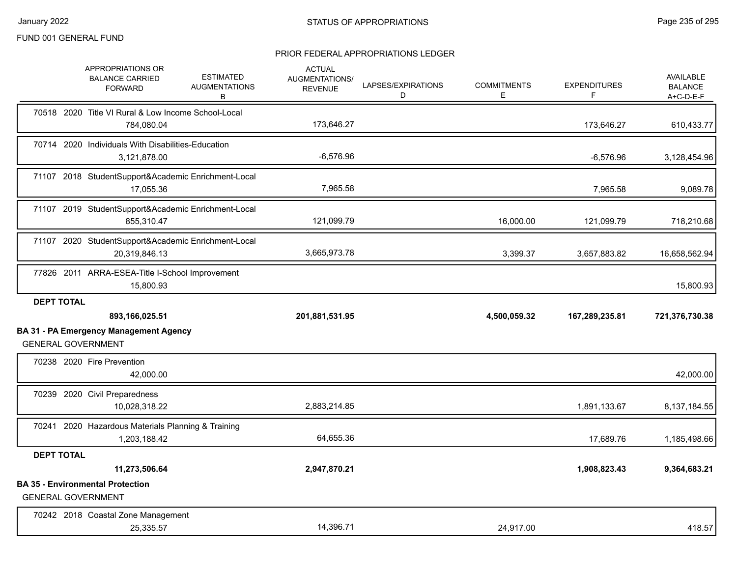## PRIOR FEDERAL APPROPRIATIONS LEDGER

| | APPROPRIATIONS OR BALANCE CARRIED FORWARD | ESTIMATED AUGMENTATIONS B | ACTUAL AUGMENTATIONS/ REVENUE | LAPSES/EXPIRATIONS D | COMMITMENTS E | EXPENDITURES F | AVAILABLE BALANCE A+C-D-E-F |
|---|---|---|---|---|---|---|---|
| 70518 2020 Title VI Rural & Low Income School-Local | 784,080.04 | | 173,646.27 | | | 173,646.27 | 610,433.77 |
| 70714 2020 Individuals With Disabilities-Education | 3,121,878.00 | | -6,576.96 | | | -6,576.96 | 3,128,454.96 |
| 71107 2018 StudentSupport&Academic Enrichment-Local | 17,055.36 | | 7,965.58 | | | 7,965.58 | 9,089.78 |
| 71107 2019 StudentSupport&Academic Enrichment-Local | 855,310.47 | | 121,099.79 | | 16,000.00 | 121,099.79 | 718,210.68 |
| 71107 2020 StudentSupport&Academic Enrichment-Local | 20,319,846.13 | | 3,665,973.78 | | 3,399.37 | 3,657,883.82 | 16,658,562.94 |
| 77826 2011 ARRA-ESEA-Title I-School Improvement | 15,800.93 | | | | | | 15,800.93 |
| **DEPT TOTAL** | **893,166,025.51** | | **201,881,531.95** | | **4,500,059.32** | **167,289,235.81** | **721,376,730.38** |

**BA 31 - PA Emergency Management Agency**

GENERAL GOVERNMENT

| | APPROPRIATIONS OR BALANCE CARRIED FORWARD | ESTIMATED AUGMENTATIONS B | ACTUAL AUGMENTATIONS/ REVENUE | LAPSES/EXPIRATIONS D | COMMITMENTS E | EXPENDITURES F | AVAILABLE BALANCE A+C-D-E-F |
|---|---|---|---|---|---|---|---|
| 70238 2020 Fire Prevention | 42,000.00 | | | | | | 42,000.00 |
| 70239 2020 Civil Preparedness | 10,028,318.22 | | 2,883,214.85 | | | 1,891,133.67 | 8,137,184.55 |
| 70241 2020 Hazardous Materials Planning & Training | 1,203,188.42 | | 64,655.36 | | | 17,689.76 | 1,185,498.66 |
| **DEPT TOTAL** | **11,273,506.64** | | **2,947,870.21** | | | **1,908,823.43** | **9,364,683.21** |

**BA 35 - Environmental Protection**

GENERAL GOVERNMENT

| | APPROPRIATIONS OR BALANCE CARRIED FORWARD | ESTIMATED AUGMENTATIONS B | ACTUAL AUGMENTATIONS/ REVENUE | LAPSES/EXPIRATIONS D | COMMITMENTS E | EXPENDITURES F | AVAILABLE BALANCE A+C-D-E-F |
|---|---|---|---|---|---|---|---|
| 70242 2018 Coastal Zone Management | 25,335.57 | | 14,396.71 | | 24,917.00 | | 418.57 |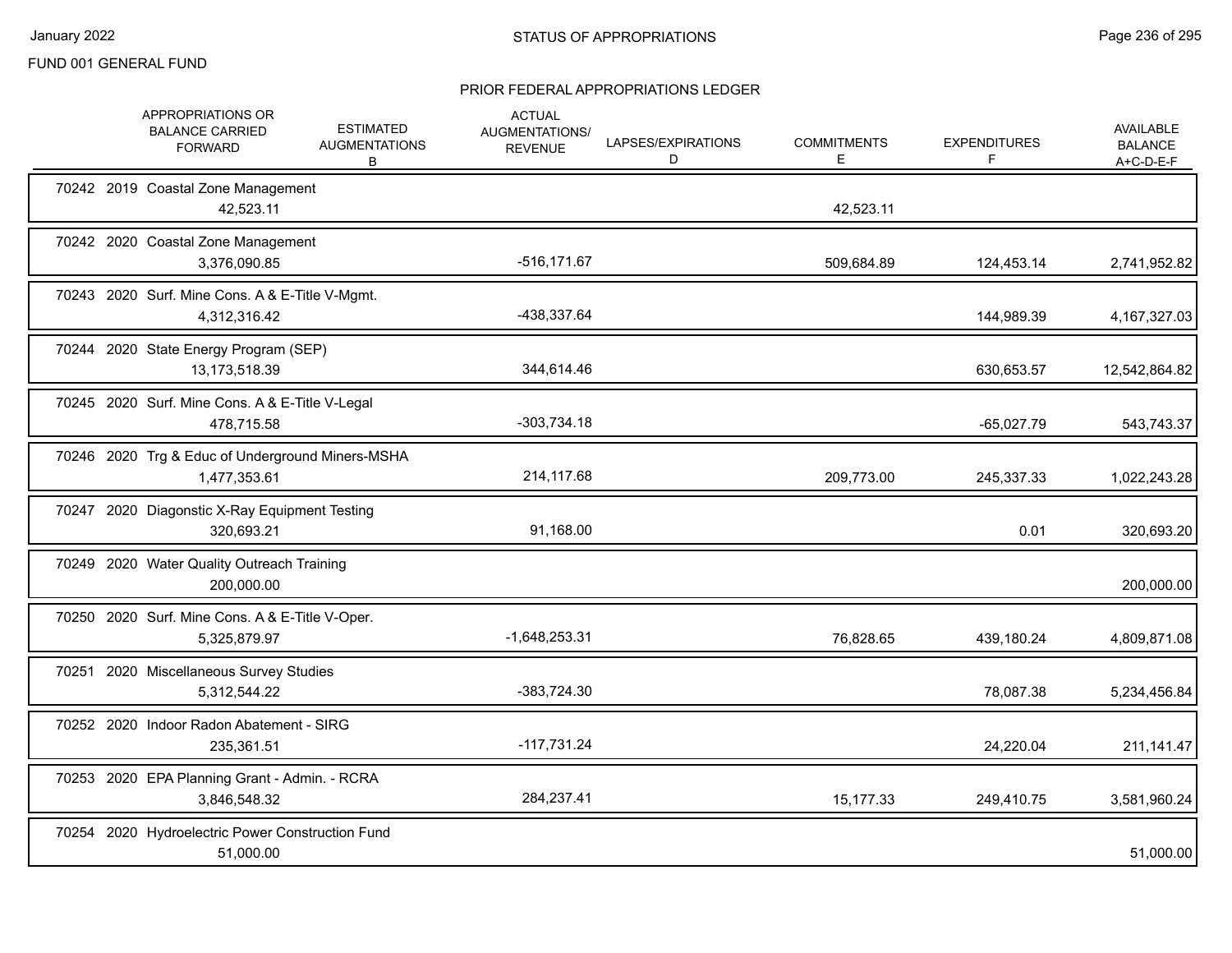FUND 001 GENERAL FUND

## STATUS OF APPROPRIATIONS

### PRIOR FEDERAL APPROPRIATIONS LEDGER

| | APPROPRIATIONS OR BALANCE CARRIED FORWARD | ESTIMATED AUGMENTATIONS B | ACTUAL AUGMENTATIONS/ REVENUE | LAPSES/EXPIRATIONS D | COMMITMENTS E | EXPENDITURES F | AVAILABLE BALANCE A+C-D-E-F |
|---|---|---|---|---|---|---|---|
| 70242 2019 Coastal Zone Management | 42,523.11 | | | | 42,523.11 | | |
| 70242 2020 Coastal Zone Management | 3,376,090.85 | | -516,171.67 | | 509,684.89 | 124,453.14 | 2,741,952.82 |
| 70243 2020 Surf. Mine Cons. A & E-Title V-Mgmt. | 4,312,316.42 | | -438,337.64 | | | 144,989.39 | 4,167,327.03 |
| 70244 2020 State Energy Program (SEP) | 13,173,518.39 | | 344,614.46 | | | 630,653.57 | 12,542,864.82 |
| 70245 2020 Surf. Mine Cons. A & E-Title V-Legal | 478,715.58 | | -303,734.18 | | | -65,027.79 | 543,743.37 |
| 70246 2020 Trg & Educ of Underground Miners-MSHA | 1,477,353.61 | | 214,117.68 | | 209,773.00 | 245,337.33 | 1,022,243.28 |
| 70247 2020 Diagonstic X-Ray Equipment Testing | 320,693.21 | | 91,168.00 | | | 0.01 | 320,693.20 |
| 70249 2020 Water Quality Outreach Training | 200,000.00 | | | | | | 200,000.00 |
| 70250 2020 Surf. Mine Cons. A & E-Title V-Oper. | 5,325,879.97 | | -1,648,253.31 | | 76,828.65 | 439,180.24 | 4,809,871.08 |
| 70251 2020 Miscellaneous Survey Studies | 5,312,544.22 | | -383,724.30 | | | 78,087.38 | 5,234,456.84 |
| 70252 2020 Indoor Radon Abatement - SIRG | 235,361.51 | | -117,731.24 | | | 24,220.04 | 211,141.47 |
| 70253 2020 EPA Planning Grant - Admin. - RCRA | 3,846,548.32 | | 284,237.41 | | 15,177.33 | 249,410.75 | 3,581,960.24 |
| 70254 2020 Hydroelectric Power Construction Fund | 51,000.00 | | | | | | 51,000.00 |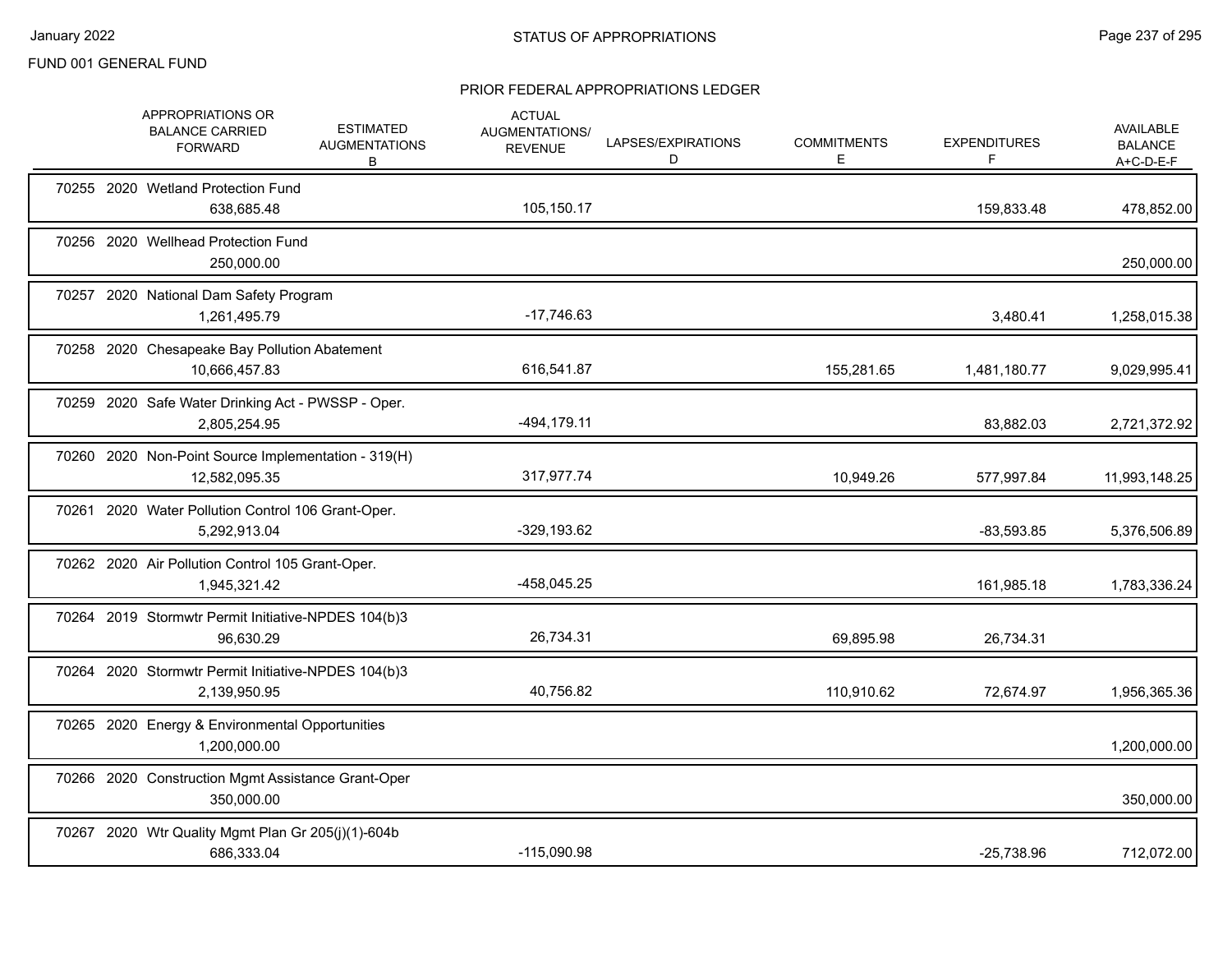FUND 001 GENERAL FUND

## STATUS OF APPROPRIATIONS

### PRIOR FEDERAL APPROPRIATIONS LEDGER

| | APPROPRIATIONS OR BALANCE CARRIED FORWARD | ESTIMATED AUGMENTATIONS B | ACTUAL AUGMENTATIONS/ REVENUE | LAPSES/EXPIRATIONS D | COMMITMENTS E | EXPENDITURES F | AVAILABLE BALANCE A+C-D-E-F |
|---|---|---|---|---|---|---|---|
| 70255 2020 Wetland Protection Fund | 638,685.48 | | 105,150.17 | | | 159,833.48 | 478,852.00 |
| 70256 2020 Wellhead Protection Fund | 250,000.00 | | | | | | 250,000.00 |
| 70257 2020 National Dam Safety Program | 1,261,495.79 | | -17,746.63 | | | 3,480.41 | 1,258,015.38 |
| 70258 2020 Chesapeake Bay Pollution Abatement | 10,666,457.83 | | 616,541.87 | | 155,281.65 | 1,481,180.77 | 9,029,995.41 |
| 70259 2020 Safe Water Drinking Act - PWSSP - Oper. | 2,805,254.95 | | -494,179.11 | | | 83,882.03 | 2,721,372.92 |
| 70260 2020 Non-Point Source Implementation - 319(H) | 12,582,095.35 | | 317,977.74 | | 10,949.26 | 577,997.84 | 11,993,148.25 |
| 70261 2020 Water Pollution Control 106 Grant-Oper. | 5,292,913.04 | | -329,193.62 | | | -83,593.85 | 5,376,506.89 |
| 70262 2020 Air Pollution Control 105 Grant-Oper. | 1,945,321.42 | | -458,045.25 | | | 161,985.18 | 1,783,336.24 |
| 70264 2019 Stormwtr Permit Initiative-NPDES 104(b)3 | 96,630.29 | | 26,734.31 | | 69,895.98 | 26,734.31 | |
| 70264 2020 Stormwtr Permit Initiative-NPDES 104(b)3 | 2,139,950.95 | | 40,756.82 | | 110,910.62 | 72,674.97 | 1,956,365.36 |
| 70265 2020 Energy & Environmental Opportunities | 1,200,000.00 | | | | | | 1,200,000.00 |
| 70266 2020 Construction Mgmt Assistance Grant-Oper | 350,000.00 | | | | | | 350,000.00 |
| 70267 2020 Wtr Quality Mgmt Plan Gr 205(j)(1)-604b | 686,333.04 | | -115,090.98 | | | -25,738.96 | 712,072.00 |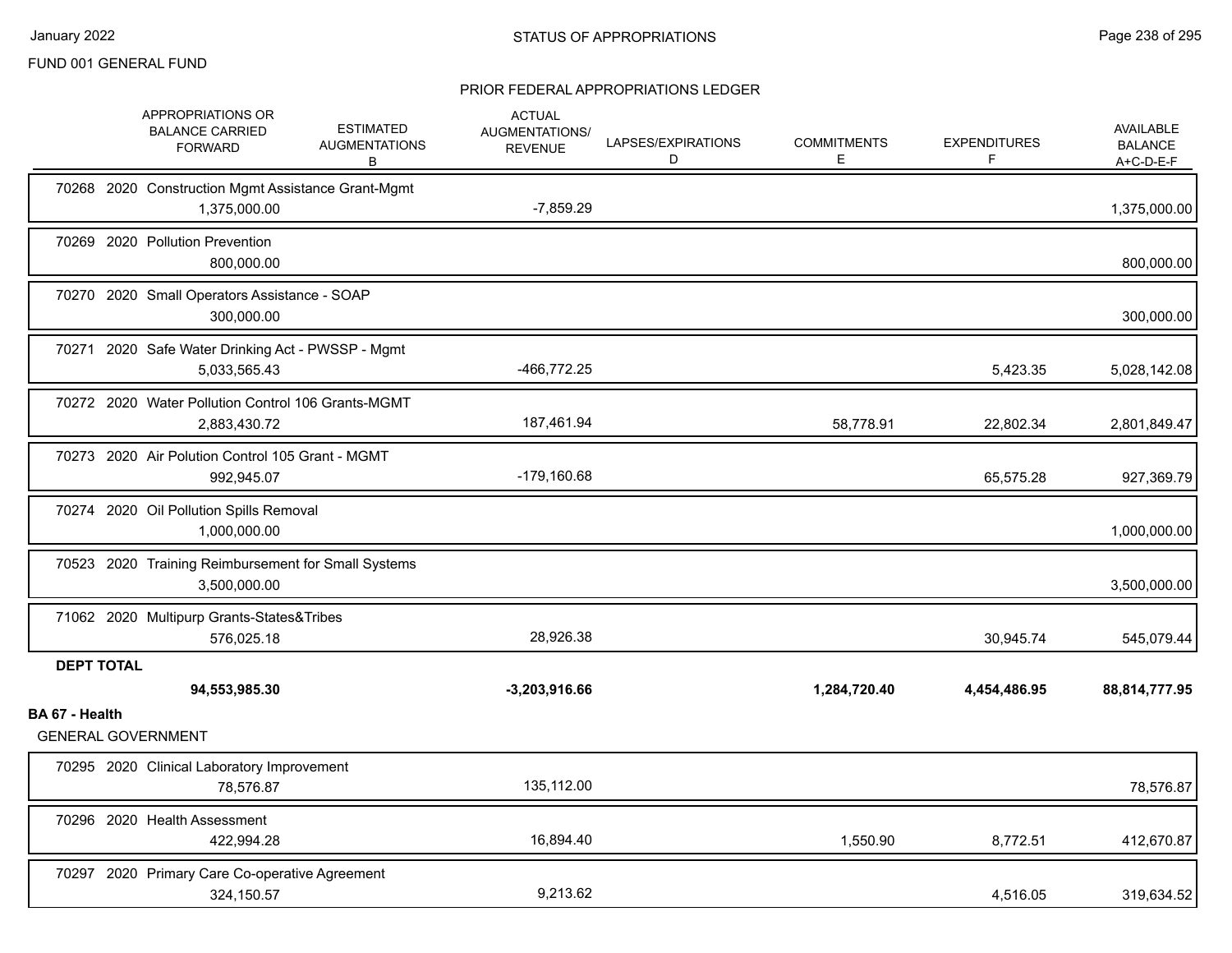FUND 001 GENERAL FUND

STATUS OF APPROPRIATIONS

PRIOR FEDERAL APPROPRIATIONS LEDGER

| | APPROPRIATIONS OR BALANCE CARRIED FORWARD | ESTIMATED AUGMENTATIONS B | ACTUAL AUGMENTATIONS/ REVENUE | LAPSES/EXPIRATIONS D | COMMITMENTS E | EXPENDITURES F | AVAILABLE BALANCE A+C-D-E-F |
|---|---|---|---|---|---|---|---|
| 70268 2020 Construction Mgmt Assistance Grant-Mgmt | 1,375,000.00 | | -7,859.29 | | | | 1,375,000.00 |
| 70269 2020 Pollution Prevention | 800,000.00 | | | | | | 800,000.00 |
| 70270 2020 Small Operators Assistance - SOAP | 300,000.00 | | | | | | 300,000.00 |
| 70271 2020 Safe Water Drinking Act - PWSSP - Mgmt | 5,033,565.43 | | -466,772.25 | | | 5,423.35 | 5,028,142.08 |
| 70272 2020 Water Pollution Control 106 Grants-MGMT | 2,883,430.72 | | 187,461.94 | | 58,778.91 | 22,802.34 | 2,801,849.47 |
| 70273 2020 Air Polution Control 105 Grant - MGMT | 992,945.07 | | -179,160.68 | | | 65,575.28 | 927,369.79 |
| 70274 2020 Oil Pollution Spills Removal | 1,000,000.00 | | | | | | 1,000,000.00 |
| 70523 2020 Training Reimbursement for Small Systems | 3,500,000.00 | | | | | | 3,500,000.00 |
| 71062 2020 Multipurp Grants-States&Tribes | 576,025.18 | | 28,926.38 | | | 30,945.74 | 545,079.44 |
| **DEPT TOTAL** | **94,553,985.30** | | **-3,203,916.66** | | **1,284,720.40** | **4,454,486.95** | **88,814,777.95** |

**BA 67 - Health**

GENERAL GOVERNMENT

| | APPROPRIATIONS OR BALANCE CARRIED FORWARD | ESTIMATED AUGMENTATIONS B | ACTUAL AUGMENTATIONS/ REVENUE | LAPSES/EXPIRATIONS D | COMMITMENTS E | EXPENDITURES F | AVAILABLE BALANCE A+C-D-E-F |
|---|---|---|---|---|---|---|---|
| 70295 2020 Clinical Laboratory Improvement | 78,576.87 | | 135,112.00 | | | | 78,576.87 |
| 70296 2020 Health Assessment | 422,994.28 | | 16,894.40 | | 1,550.90 | 8,772.51 | 412,670.87 |
| 70297 2020 Primary Care Co-operative Agreement | 324,150.57 | | 9,213.62 | | | 4,516.05 | 319,634.52 |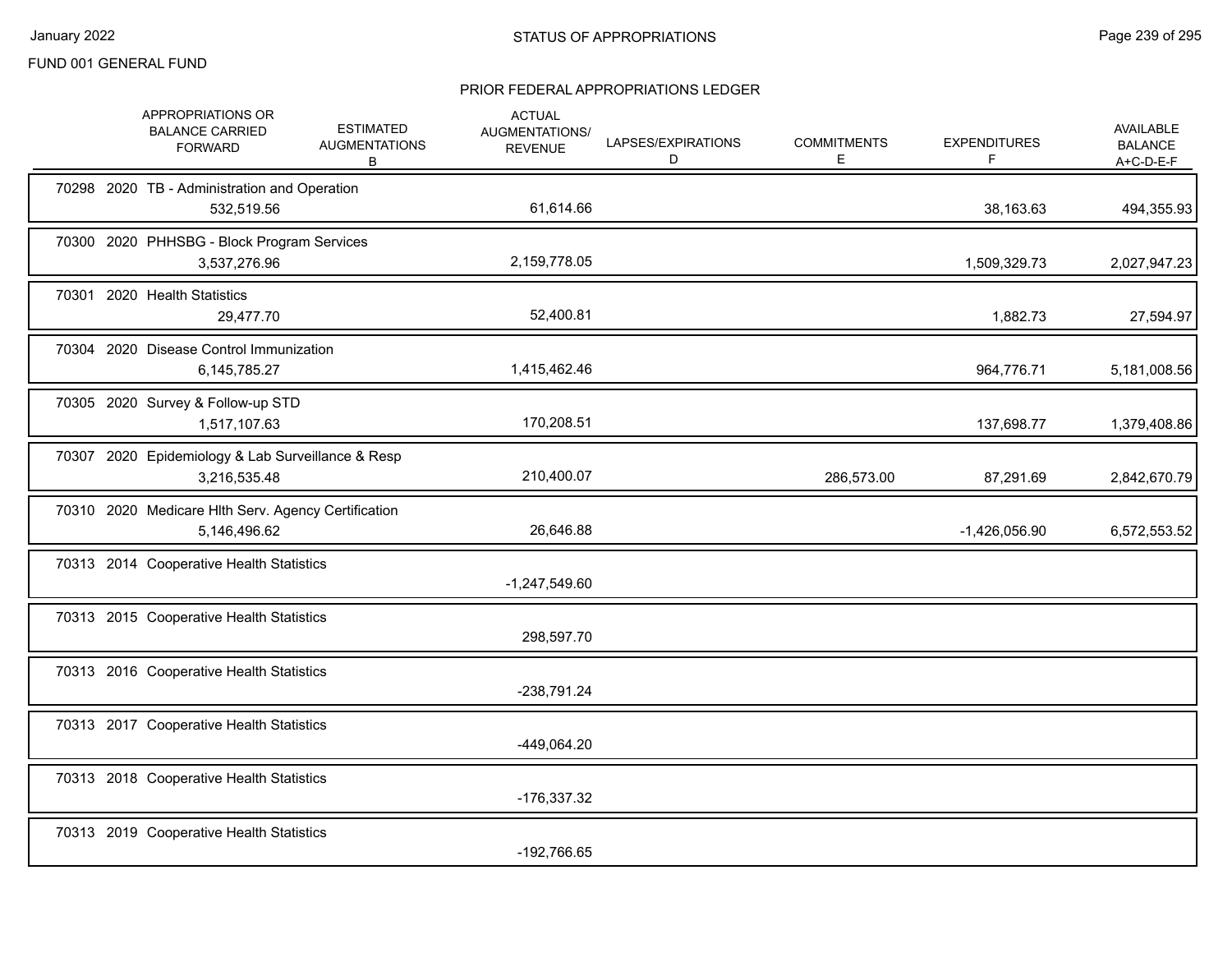FUND 001 GENERAL FUND

## STATUS OF APPROPRIATIONS

### PRIOR FEDERAL APPROPRIATIONS LEDGER

| | APPROPRIATIONS OR BALANCE CARRIED FORWARD | ESTIMATED AUGMENTATIONS B | ACTUAL AUGMENTATIONS/ REVENUE | LAPSES/EXPIRATIONS D | COMMITMENTS E | EXPENDITURES F | AVAILABLE BALANCE A+C-D-E-F |
|---|---|---|---|---|---|---|---|
| 70298 2020 TB - Administration and Operation | 532,519.56 | | 61,614.66 | | | 38,163.63 | 494,355.93 |
| 70300 2020 PHHSBG - Block Program Services | 3,537,276.96 | | 2,159,778.05 | | | 1,509,329.73 | 2,027,947.23 |
| 70301 2020 Health Statistics | 29,477.70 | | 52,400.81 | | | 1,882.73 | 27,594.97 |
| 70304 2020 Disease Control Immunization | 6,145,785.27 | | 1,415,462.46 | | | 964,776.71 | 5,181,008.56 |
| 70305 2020 Survey & Follow-up STD | 1,517,107.63 | | 170,208.51 | | | 137,698.77 | 1,379,408.86 |
| 70307 2020 Epidemiology & Lab Surveillance & Resp | 3,216,535.48 | | 210,400.07 | | 286,573.00 | 87,291.69 | 2,842,670.79 |
| 70310 2020 Medicare Hlth Serv. Agency Certification | 5,146,496.62 | | 26,646.88 | | | -1,426,056.90 | 6,572,553.52 |
| 70313 2014 Cooperative Health Statistics | | | -1,247,549.60 | | | | |
| 70313 2015 Cooperative Health Statistics | | | 298,597.70 | | | | |
| 70313 2016 Cooperative Health Statistics | | | -238,791.24 | | | | |
| 70313 2017 Cooperative Health Statistics | | | -449,064.20 | | | | |
| 70313 2018 Cooperative Health Statistics | | | -176,337.32 | | | | |
| 70313 2019 Cooperative Health Statistics | | | -192,766.65 | | | | |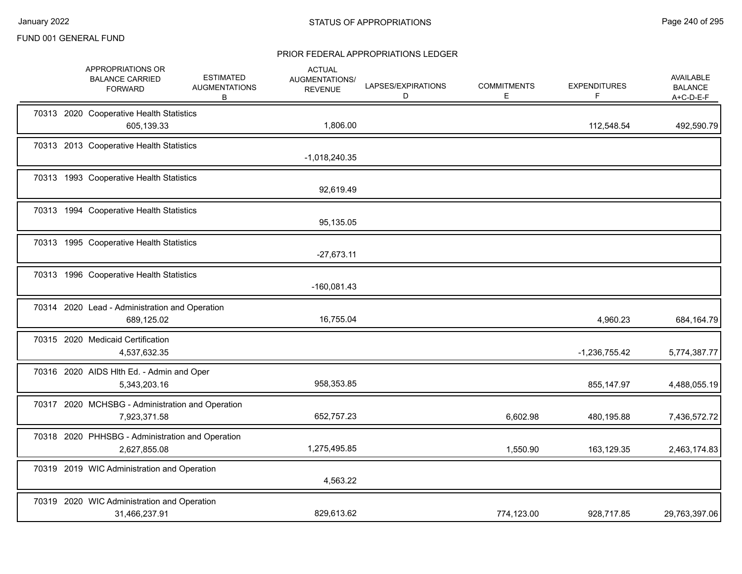FUND 001 GENERAL FUND

# STATUS OF APPROPRIATIONS

## PRIOR FEDERAL APPROPRIATIONS LEDGER

| | APPROPRIATIONS OR BALANCE CARRIED FORWARD | ESTIMATED AUGMENTATIONS B | ACTUAL AUGMENTATIONS/ REVENUE | LAPSES/EXPIRATIONS D | COMMITMENTS E | EXPENDITURES F | AVAILABLE BALANCE A+C-D-E-F |
|---|---|---|---|---|---|---|---|
| 70313 2020 Cooperative Health Statistics | 605,139.33 | | 1,806.00 | | | 112,548.54 | 492,590.79 |
| 70313 2013 Cooperative Health Statistics | | | -1,018,240.35 | | | | |
| 70313 1993 Cooperative Health Statistics | | | 92,619.49 | | | | |
| 70313 1994 Cooperative Health Statistics | | | 95,135.05 | | | | |
| 70313 1995 Cooperative Health Statistics | | | -27,673.11 | | | | |
| 70313 1996 Cooperative Health Statistics | | | -160,081.43 | | | | |
| 70314 2020 Lead - Administration and Operation | 689,125.02 | | 16,755.04 | | | 4,960.23 | 684,164.79 |
| 70315 2020 Medicaid Certification | 4,537,632.35 | | | | | -1,236,755.42 | 5,774,387.77 |
| 70316 2020 AIDS Hlth Ed. - Admin and Oper | 5,343,203.16 | | 958,353.85 | | | 855,147.97 | 4,488,055.19 |
| 70317 2020 MCHSBG - Administration and Operation | 7,923,371.58 | | 652,757.23 | | 6,602.98 | 480,195.88 | 7,436,572.72 |
| 70318 2020 PHHSBG - Administration and Operation | 2,627,855.08 | | 1,275,495.85 | | 1,550.90 | 163,129.35 | 2,463,174.83 |
| 70319 2019 WIC Administration and Operation | | | 4,563.22 | | | | |
| 70319 2020 WIC Administration and Operation | 31,466,237.91 | | 829,613.62 | | 774,123.00 | 928,717.85 | 29,763,397.06 |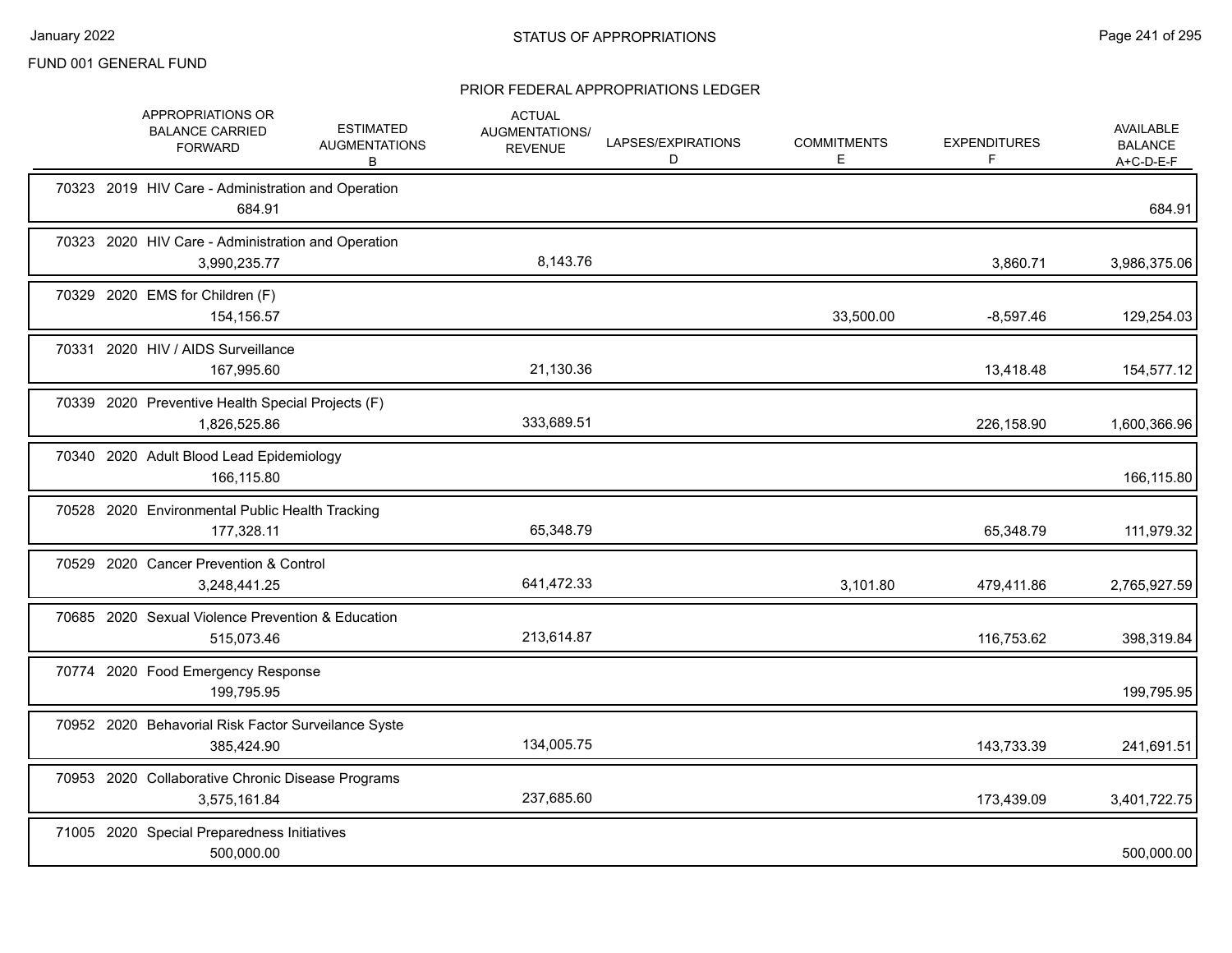FUND 001 GENERAL FUND

## STATUS OF APPROPRIATIONS

### PRIOR FEDERAL APPROPRIATIONS LEDGER

| | APPROPRIATIONS OR BALANCE CARRIED FORWARD | ESTIMATED AUGMENTATIONS B | ACTUAL AUGMENTATIONS/ REVENUE | LAPSES/EXPIRATIONS D | COMMITMENTS E | EXPENDITURES F | AVAILABLE BALANCE A+C-D-E-F |
|---|---|---|---|---|---|---|---|
| 70323 2019 HIV Care - Administration and Operation | 684.91 | | | | | | 684.91 |
| 70323 2020 HIV Care - Administration and Operation | 3,990,235.77 | | 8,143.76 | | | 3,860.71 | 3,986,375.06 |
| 70329 2020 EMS for Children (F) | 154,156.57 | | | | 33,500.00 | -8,597.46 | 129,254.03 |
| 70331 2020 HIV / AIDS Surveillance | 167,995.60 | | 21,130.36 | | | 13,418.48 | 154,577.12 |
| 70339 2020 Preventive Health Special Projects (F) | 1,826,525.86 | | 333,689.51 | | | 226,158.90 | 1,600,366.96 |
| 70340 2020 Adult Blood Lead Epidemiology | 166,115.80 | | | | | | 166,115.80 |
| 70528 2020 Environmental Public Health Tracking | 177,328.11 | | 65,348.79 | | | 65,348.79 | 111,979.32 |
| 70529 2020 Cancer Prevention & Control | 3,248,441.25 | | 641,472.33 | | 3,101.80 | 479,411.86 | 2,765,927.59 |
| 70685 2020 Sexual Violence Prevention & Education | 515,073.46 | | 213,614.87 | | | 116,753.62 | 398,319.84 |
| 70774 2020 Food Emergency Response | 199,795.95 | | | | | | 199,795.95 |
| 70952 2020 Behavorial Risk Factor Surveilance Syste | 385,424.90 | | 134,005.75 | | | 143,733.39 | 241,691.51 |
| 70953 2020 Collaborative Chronic Disease Programs | 3,575,161.84 | | 237,685.60 | | | 173,439.09 | 3,401,722.75 |
| 71005 2020 Special Preparedness Initiatives | 500,000.00 | | | | | | 500,000.00 |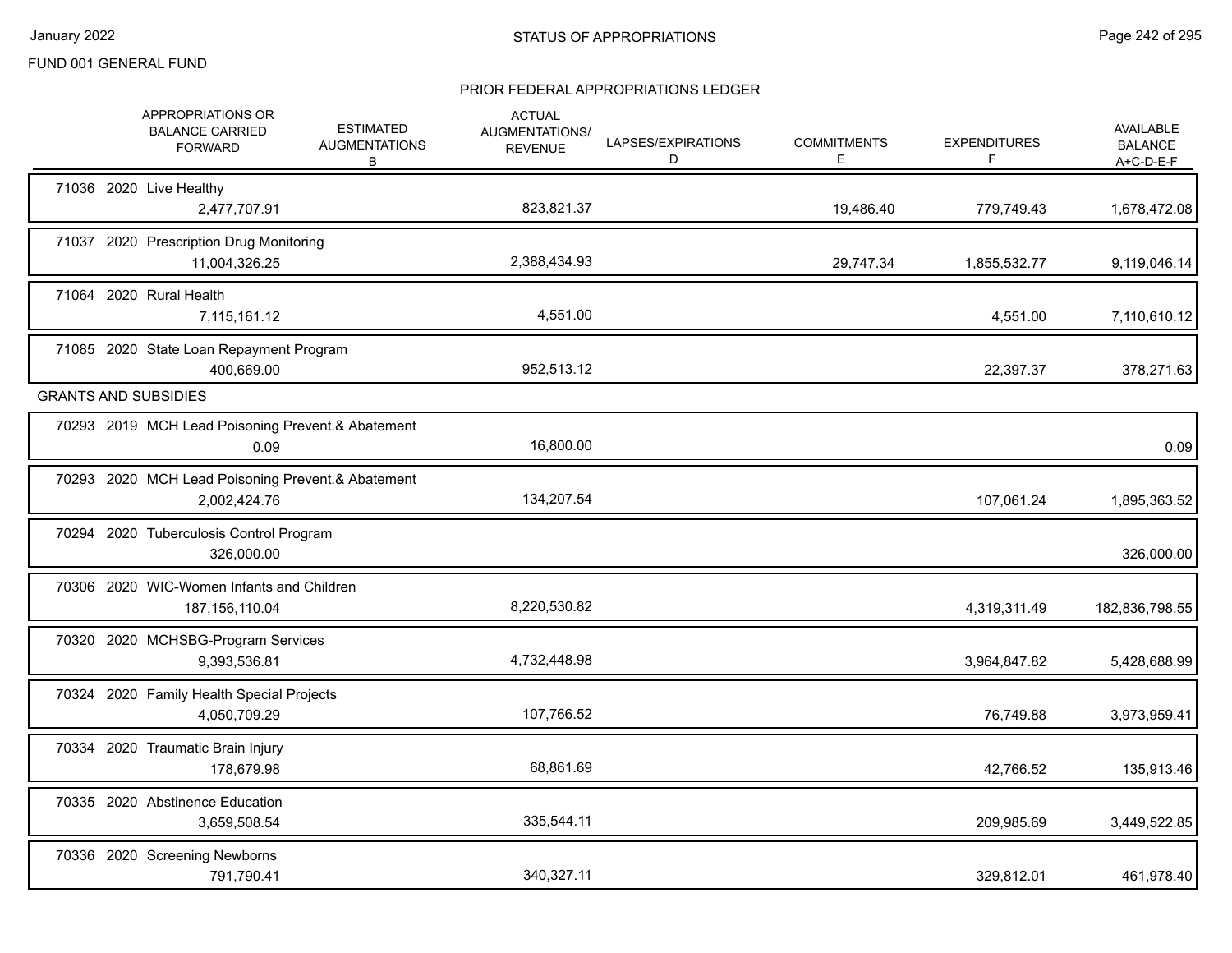FUND 001 GENERAL FUND

## PRIOR FEDERAL APPROPRIATIONS LEDGER

| | APPROPRIATIONS OR BALANCE CARRIED FORWARD | ESTIMATED AUGMENTATIONS B | ACTUAL AUGMENTATIONS/ REVENUE | LAPSES/EXPIRATIONS D | COMMITMENTS E | EXPENDITURES F | AVAILABLE BALANCE A+C-D-E-F |
|---|---|---|---|---|---|---|---|
| 71036 2020 Live Healthy | 2,477,707.91 | | 823,821.37 | | 19,486.40 | 779,749.43 | 1,678,472.08 |
| 71037 2020 Prescription Drug Monitoring | 11,004,326.25 | | 2,388,434.93 | | 29,747.34 | 1,855,532.77 | 9,119,046.14 |
| 71064 2020 Rural Health | 7,115,161.12 | | 4,551.00 | | | 4,551.00 | 7,110,610.12 |
| 71085 2020 State Loan Repayment Program | 400,669.00 | | 952,513.12 | | | 22,397.37 | 378,271.63 |
| GRANTS AND SUBSIDIES | | | | | | | |
| 70293 2019 MCH Lead Poisoning Prevent.& Abatement | 0.09 | | 16,800.00 | | | | 0.09 |
| 70293 2020 MCH Lead Poisoning Prevent.& Abatement | 2,002,424.76 | | 134,207.54 | | | 107,061.24 | 1,895,363.52 |
| 70294 2020 Tuberculosis Control Program | 326,000.00 | | | | | | 326,000.00 |
| 70306 2020 WIC-Women Infants and Children | 187,156,110.04 | | 8,220,530.82 | | | 4,319,311.49 | 182,836,798.55 |
| 70320 2020 MCHSBG-Program Services | 9,393,536.81 | | 4,732,448.98 | | | 3,964,847.82 | 5,428,688.99 |
| 70324 2020 Family Health Special Projects | 4,050,709.29 | | 107,766.52 | | | 76,749.88 | 3,973,959.41 |
| 70334 2020 Traumatic Brain Injury | 178,679.98 | | 68,861.69 | | | 42,766.52 | 135,913.46 |
| 70335 2020 Abstinence Education | 3,659,508.54 | | 335,544.11 | | | 209,985.69 | 3,449,522.85 |
| 70336 2020 Screening Newborns | 791,790.41 | | 340,327.11 | | | 329,812.01 | 461,978.40 |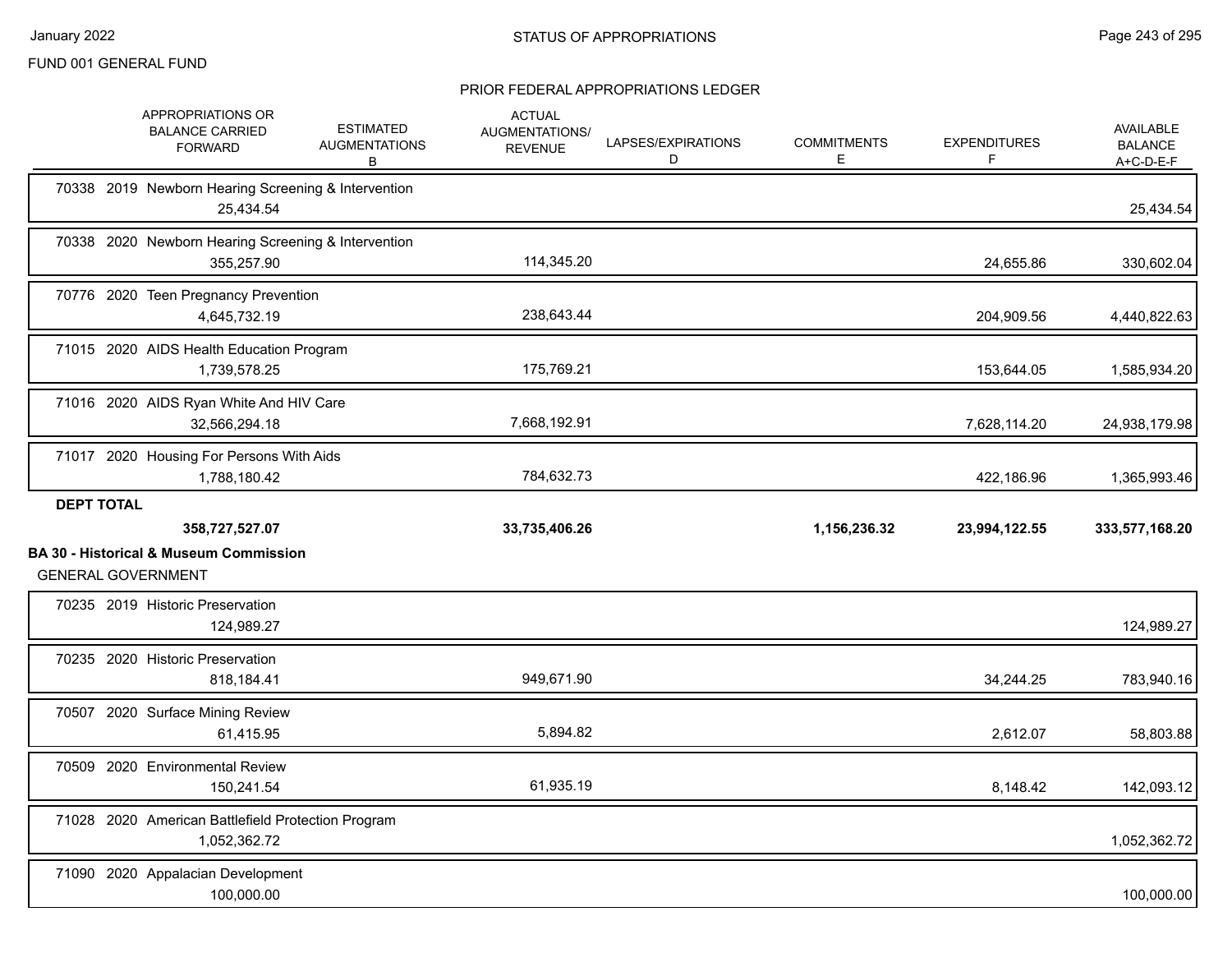## STATUS OF APPROPRIATIONS

FUND 001 GENERAL FUND

### PRIOR FEDERAL APPROPRIATIONS LEDGER

| | APPROPRIATIONS OR BALANCE CARRIED FORWARD | ESTIMATED AUGMENTATIONS B | ACTUAL AUGMENTATIONS/ REVENUE | LAPSES/EXPIRATIONS D | COMMITMENTS E | EXPENDITURES F | AVAILABLE BALANCE A+C-D-E-F |
|---|---|---|---|---|---|---|---|
| 70338 2019 Newborn Hearing Screening & Intervention | 25,434.54 | | | | | | 25,434.54 |
| 70338 2020 Newborn Hearing Screening & Intervention | 355,257.90 | | 114,345.20 | | | 24,655.86 | 330,602.04 |
| 70776 2020 Teen Pregnancy Prevention | 4,645,732.19 | | 238,643.44 | | | 204,909.56 | 4,440,822.63 |
| 71015 2020 AIDS Health Education Program | 1,739,578.25 | | 175,769.21 | | | 153,644.05 | 1,585,934.20 |
| 71016 2020 AIDS Ryan White And HIV Care | 32,566,294.18 | | 7,668,192.91 | | | 7,628,114.20 | 24,938,179.98 |
| 71017 2020 Housing For Persons With Aids | 1,788,180.42 | | 784,632.73 | | | 422,186.96 | 1,365,993.46 |
| **DEPT TOTAL** | **358,727,527.07** | | **33,735,406.26** | | **1,156,236.32** | **23,994,122.55** | **333,577,168.20** |

**BA 30 - Historical & Museum Commission**

GENERAL GOVERNMENT

| | APPROPRIATIONS OR BALANCE CARRIED FORWARD | ESTIMATED AUGMENTATIONS B | ACTUAL AUGMENTATIONS/ REVENUE | LAPSES/EXPIRATIONS D | COMMITMENTS E | EXPENDITURES F | AVAILABLE BALANCE A+C-D-E-F |
|---|---|---|---|---|---|---|---|
| 70235 2019 Historic Preservation | 124,989.27 | | | | | | 124,989.27 |
| 70235 2020 Historic Preservation | 818,184.41 | | 949,671.90 | | | 34,244.25 | 783,940.16 |
| 70507 2020 Surface Mining Review | 61,415.95 | | 5,894.82 | | | 2,612.07 | 58,803.88 |
| 70509 2020 Environmental Review | 150,241.54 | | 61,935.19 | | | 8,148.42 | 142,093.12 |
| 71028 2020 American Battlefield Protection Program | 1,052,362.72 | | | | | | 1,052,362.72 |
| 71090 2020 Appalacian Development | 100,000.00 | | | | | | 100,000.00 |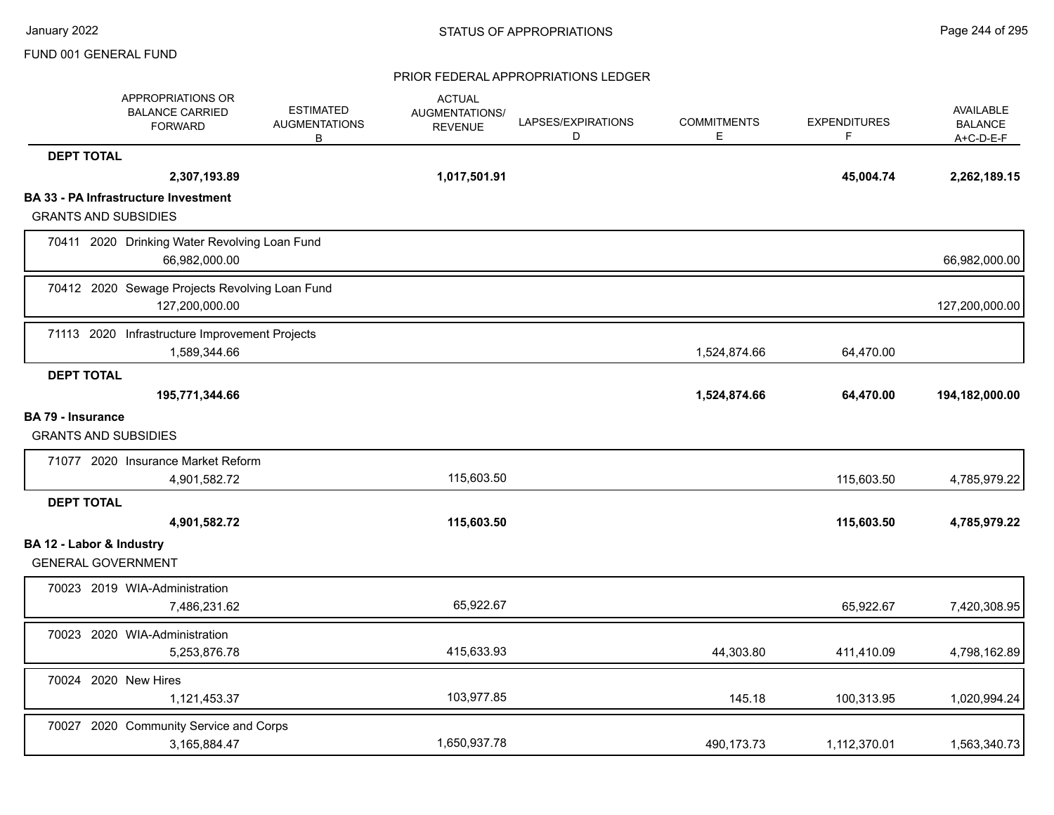## STATUS OF APPROPRIATIONS

FUND 001 GENERAL FUND

### PRIOR FEDERAL APPROPRIATIONS LEDGER

| | APPROPRIATIONS OR BALANCE CARRIED FORWARD | ESTIMATED AUGMENTATIONS B | ACTUAL AUGMENTATIONS/ REVENUE | LAPSES/EXPIRATIONS D | COMMITMENTS E | EXPENDITURES F | AVAILABLE BALANCE A+C-D-E-F |
|---|---|---|---|---|---|---|---|
| **DEPT TOTAL** | **2,307,193.89** | | **1,017,501.91** | | | **45,004.74** | **2,262,189.15** |
| **BA 33 - PA Infrastructure Investment** | | | | | | | |
| GRANTS AND SUBSIDIES | | | | | | | |
| 70411 2020 Drinking Water Revolving Loan Fund | 66,982,000.00 | | | | | | 66,982,000.00 |
| 70412 2020 Sewage Projects Revolving Loan Fund | 127,200,000.00 | | | | | | 127,200,000.00 |
| 71113 2020 Infrastructure Improvement Projects | 1,589,344.66 | | | | 1,524,874.66 | 64,470.00 | |
| **DEPT TOTAL** | **195,771,344.66** | | | | **1,524,874.66** | **64,470.00** | **194,182,000.00** |
| **BA 79 - Insurance** | | | | | | | |
| GRANTS AND SUBSIDIES | | | | | | | |
| 71077 2020 Insurance Market Reform | 4,901,582.72 | | 115,603.50 | | | 115,603.50 | 4,785,979.22 |
| **DEPT TOTAL** | **4,901,582.72** | | **115,603.50** | | | **115,603.50** | **4,785,979.22** |
| **BA 12 - Labor & Industry** | | | | | | | |
| GENERAL GOVERNMENT | | | | | | | |
| 70023 2019 WIA-Administration | 7,486,231.62 | | 65,922.67 | | | 65,922.67 | 7,420,308.95 |
| 70023 2020 WIA-Administration | 5,253,876.78 | | 415,633.93 | | 44,303.80 | 411,410.09 | 4,798,162.89 |
| 70024 2020 New Hires | 1,121,453.37 | | 103,977.85 | | 145.18 | 100,313.95 | 1,020,994.24 |
| 70027 2020 Community Service and Corps | 3,165,884.47 | | 1,650,937.78 | | 490,173.73 | 1,112,370.01 | 1,563,340.73 |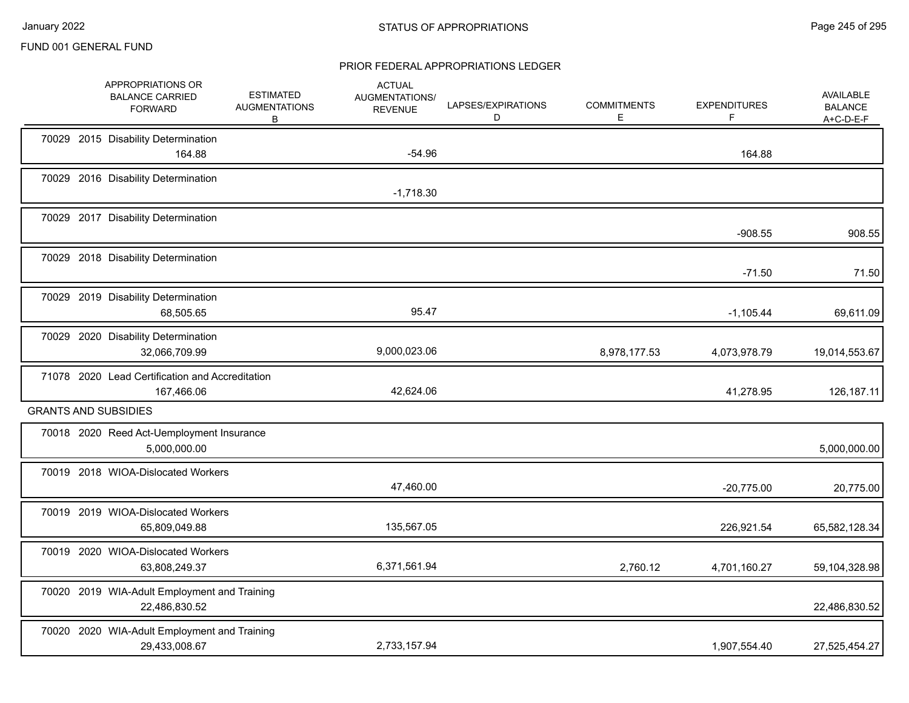FUND 001 GENERAL FUND

## STATUS OF APPROPRIATIONS

### PRIOR FEDERAL APPROPRIATIONS LEDGER

| | APPROPRIATIONS OR BALANCE CARRIED FORWARD | ESTIMATED AUGMENTATIONS B | ACTUAL AUGMENTATIONS/ REVENUE | LAPSES/EXPIRATIONS D | COMMITMENTS E | EXPENDITURES F | AVAILABLE BALANCE A+C-D-E-F |
|---|---|---|---|---|---|---|---|
| 70029 2015 Disability Determination | 164.88 | | -54.96 | | | 164.88 | |
| 70029 2016 Disability Determination | | | -1,718.30 | | | | |
| 70029 2017 Disability Determination | | | | | | -908.55 | 908.55 |
| 70029 2018 Disability Determination | | | | | | -71.50 | 71.50 |
| 70029 2019 Disability Determination | 68,505.65 | | 95.47 | | | -1,105.44 | 69,611.09 |
| 70029 2020 Disability Determination | 32,066,709.99 | | 9,000,023.06 | | 8,978,177.53 | 4,073,978.79 | 19,014,553.67 |
| 71078 2020 Lead Certification and Accreditation | 167,466.06 | | 42,624.06 | | | 41,278.95 | 126,187.11 |
| **GRANTS AND SUBSIDIES** | | | | | | | |
| 70018 2020 Reed Act-Uemployment Insurance | 5,000,000.00 | | | | | | 5,000,000.00 |
| 70019 2018 WIOA-Dislocated Workers | | | 47,460.00 | | | -20,775.00 | 20,775.00 |
| 70019 2019 WIOA-Dislocated Workers | 65,809,049.88 | | 135,567.05 | | | 226,921.54 | 65,582,128.34 |
| 70019 2020 WIOA-Dislocated Workers | 63,808,249.37 | | 6,371,561.94 | | 2,760.12 | 4,701,160.27 | 59,104,328.98 |
| 70020 2019 WIA-Adult Employment and Training | 22,486,830.52 | | | | | | 22,486,830.52 |
| 70020 2020 WIA-Adult Employment and Training | 29,433,008.67 | | 2,733,157.94 | | | 1,907,554.40 | 27,525,454.27 |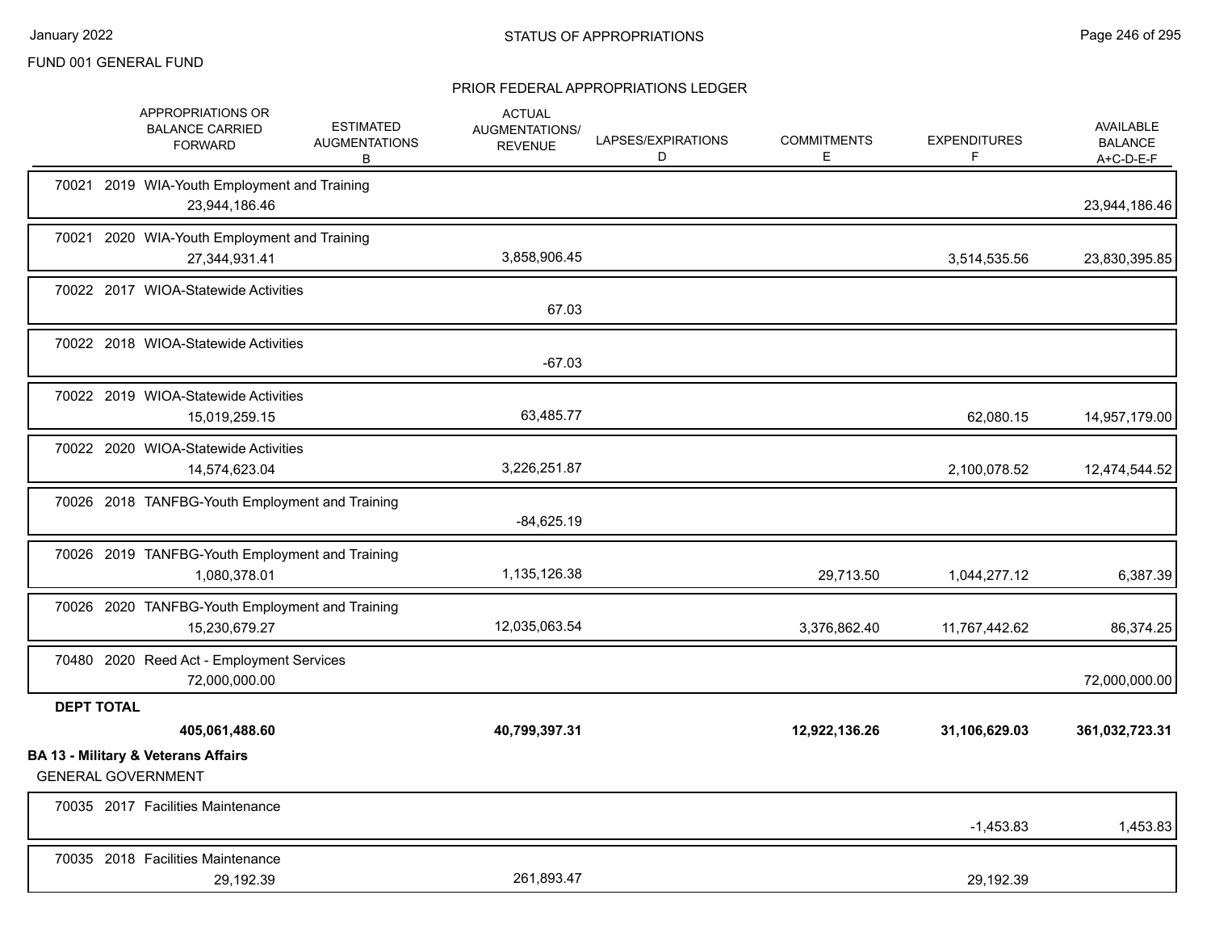FUND 001 GENERAL FUND

PRIOR FEDERAL APPROPRIATIONS LEDGER

| | APPROPRIATIONS OR BALANCE CARRIED FORWARD | ESTIMATED AUGMENTATIONS B | ACTUAL AUGMENTATIONS/ REVENUE | LAPSES/EXPIRATIONS D | COMMITMENTS E | EXPENDITURES F | AVAILABLE BALANCE A+C-D-E-F |
|---|---|---|---|---|---|---|---|
| 70021 2019 WIA-Youth Employment and Training | 23,944,186.46 | | | | | | 23,944,186.46 |
| 70021 2020 WIA-Youth Employment and Training | 27,344,931.41 | | 3,858,906.45 | | | 3,514,535.56 | 23,830,395.85 |
| 70022 2017 WIOA-Statewide Activities | | | 67.03 | | | | |
| 70022 2018 WIOA-Statewide Activities | | | -67.03 | | | | |
| 70022 2019 WIOA-Statewide Activities | 15,019,259.15 | | 63,485.77 | | | 62,080.15 | 14,957,179.00 |
| 70022 2020 WIOA-Statewide Activities | 14,574,623.04 | | 3,226,251.87 | | | 2,100,078.52 | 12,474,544.52 |
| 70026 2018 TANFBG-Youth Employment and Training | | | -84,625.19 | | | | |
| 70026 2019 TANFBG-Youth Employment and Training | 1,080,378.01 | | 1,135,126.38 | | 29,713.50 | 1,044,277.12 | 6,387.39 |
| 70026 2020 TANFBG-Youth Employment and Training | 15,230,679.27 | | 12,035,063.54 | | 3,376,862.40 | 11,767,442.62 | 86,374.25 |
| 70480 2020 Reed Act - Employment Services | 72,000,000.00 | | | | | | 72,000,000.00 |
| **DEPT TOTAL** | **405,061,488.60** | | **40,799,397.31** | | **12,922,136.26** | **31,106,629.03** | **361,032,723.31** |

**BA 13 - Military & Veterans Affairs**

GENERAL GOVERNMENT

| | APPROPRIATIONS OR BALANCE CARRIED FORWARD | ESTIMATED AUGMENTATIONS B | ACTUAL AUGMENTATIONS/ REVENUE | LAPSES/EXPIRATIONS D | COMMITMENTS E | EXPENDITURES F | AVAILABLE BALANCE A+C-D-E-F |
|---|---|---|---|---|---|---|---|
| 70035 2017 Facilities Maintenance | | | | | | -1,453.83 | 1,453.83 |
| 70035 2018 Facilities Maintenance | 29,192.39 | | 261,893.47 | | | 29,192.39 | |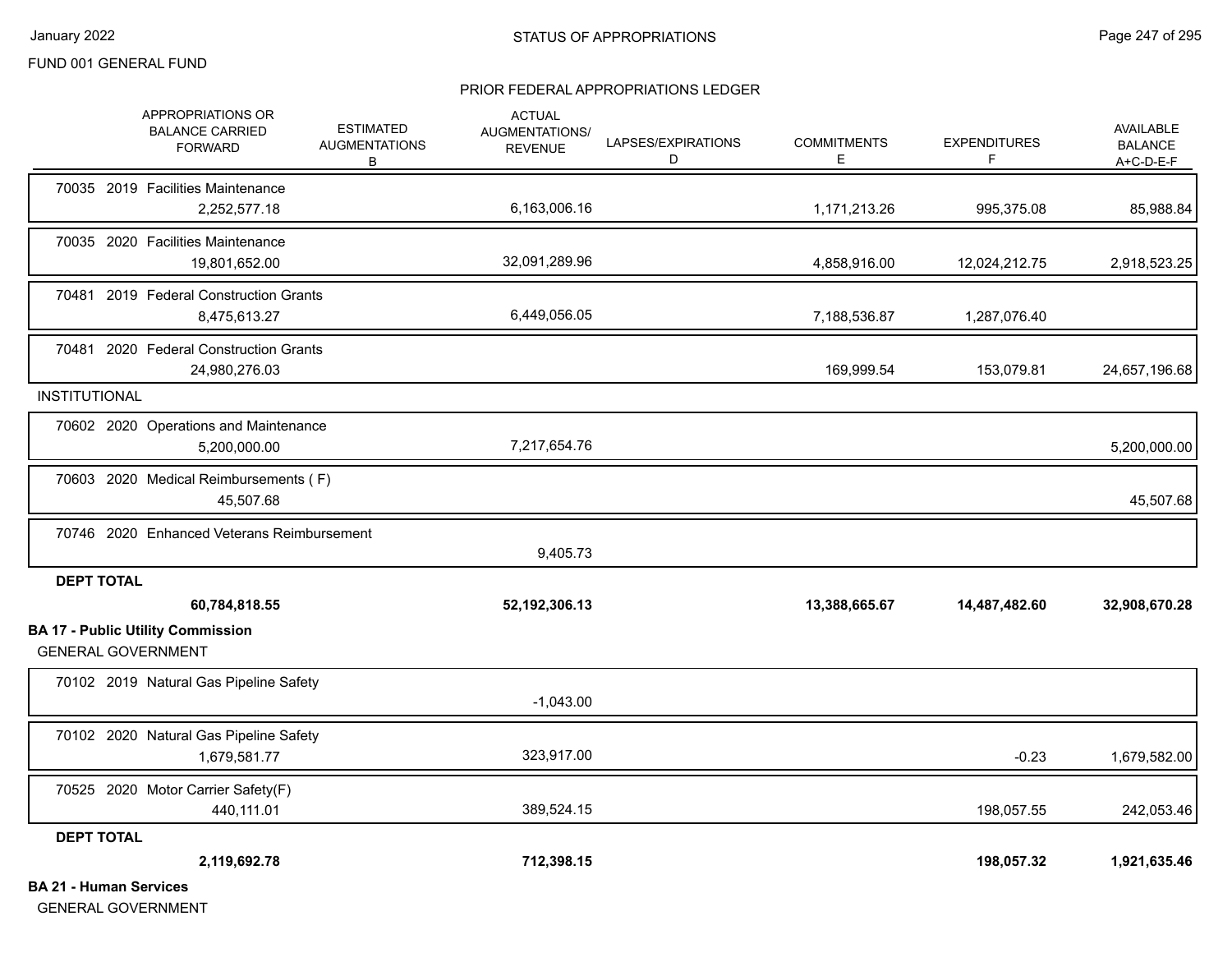FUND 001 GENERAL FUND

## STATUS OF APPROPRIATIONS

### PRIOR FEDERAL APPROPRIATIONS LEDGER

| | APPROPRIATIONS OR BALANCE CARRIED FORWARD | ESTIMATED AUGMENTATIONS B | ACTUAL AUGMENTATIONS/ REVENUE | LAPSES/EXPIRATIONS D | COMMITMENTS E | EXPENDITURES F | AVAILABLE BALANCE A+C-D-E-F |
|---|---|---|---|---|---|---|---|
| 70035 2019 Facilities Maintenance | 2,252,577.18 | | 6,163,006.16 | | 1,171,213.26 | 995,375.08 | 85,988.84 |
| 70035 2020 Facilities Maintenance | 19,801,652.00 | | 32,091,289.96 | | 4,858,916.00 | 12,024,212.75 | 2,918,523.25 |
| 70481 2019 Federal Construction Grants | 8,475,613.27 | | 6,449,056.05 | | 7,188,536.87 | 1,287,076.40 | |
| 70481 2020 Federal Construction Grants | 24,980,276.03 | | | | 169,999.54 | 153,079.81 | 24,657,196.68 |
| **INSTITUTIONAL** | | | | | | | |
| 70602 2020 Operations and Maintenance | 5,200,000.00 | | 7,217,654.76 | | | | 5,200,000.00 |
| 70603 2020 Medical Reimbursements ( F) | 45,507.68 | | | | | | 45,507.68 |
| 70746 2020 Enhanced Veterans Reimbursement | | | 9,405.73 | | | | |
| **DEPT TOTAL** | **60,784,818.55** | | **52,192,306.13** | | **13,388,665.67** | **14,487,482.60** | **32,908,670.28** |

### BA 17 - Public Utility Commission

GENERAL GOVERNMENT

| | APPROPRIATIONS OR BALANCE CARRIED FORWARD | ESTIMATED AUGMENTATIONS B | ACTUAL AUGMENTATIONS/ REVENUE | LAPSES/EXPIRATIONS D | COMMITMENTS E | EXPENDITURES F | AVAILABLE BALANCE A+C-D-E-F |
|---|---|---|---|---|---|---|---|
| 70102 2019 Natural Gas Pipeline Safety | | | -1,043.00 | | | | |
| 70102 2020 Natural Gas Pipeline Safety | 1,679,581.77 | | 323,917.00 | | | -0.23 | 1,679,582.00 |
| 70525 2020 Motor Carrier Safety(F) | 440,111.01 | | 389,524.15 | | | 198,057.55 | 242,053.46 |
| **DEPT TOTAL** | **2,119,692.78** | | **712,398.15** | | | **198,057.32** | **1,921,635.46** |

### BA 21 - Human Services

GENERAL GOVERNMENT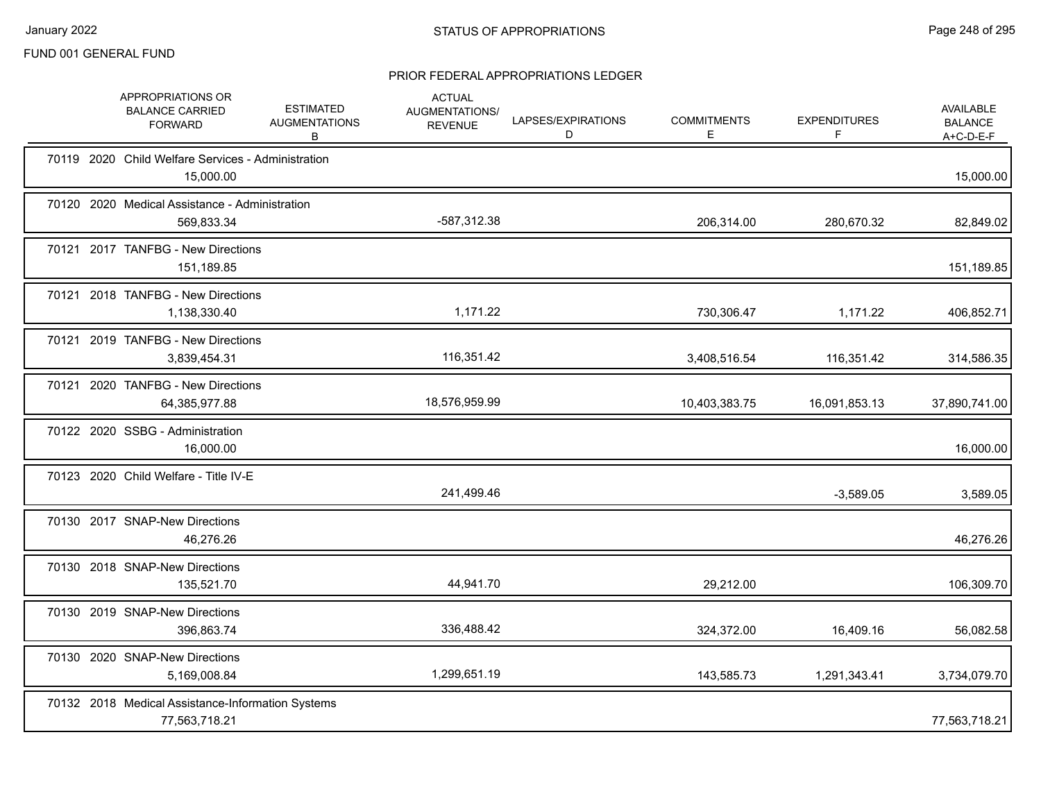FUND 001 GENERAL FUND

PRIOR FEDERAL APPROPRIATIONS LEDGER

| | APPROPRIATIONS OR BALANCE CARRIED FORWARD | ESTIMATED AUGMENTATIONS B | ACTUAL AUGMENTATIONS/ REVENUE | LAPSES/EXPIRATIONS D | COMMITMENTS E | EXPENDITURES F | AVAILABLE BALANCE A+C-D-E-F |
|---|---|---|---|---|---|---|---|
| 70119 2020 Child Welfare Services - Administration | 15,000.00 | | | | | | 15,000.00 |
| 70120 2020 Medical Assistance - Administration | 569,833.34 | | -587,312.38 | | 206,314.00 | 280,670.32 | 82,849.02 |
| 70121 2017 TANFBG - New Directions | 151,189.85 | | | | | | 151,189.85 |
| 70121 2018 TANFBG - New Directions | 1,138,330.40 | | 1,171.22 | | 730,306.47 | 1,171.22 | 406,852.71 |
| 70121 2019 TANFBG - New Directions | 3,839,454.31 | | 116,351.42 | | 3,408,516.54 | 116,351.42 | 314,586.35 |
| 70121 2020 TANFBG - New Directions | 64,385,977.88 | | 18,576,959.99 | | 10,403,383.75 | 16,091,853.13 | 37,890,741.00 |
| 70122 2020 SSBG - Administration | 16,000.00 | | | | | | 16,000.00 |
| 70123 2020 Child Welfare - Title IV-E | | | 241,499.46 | | | -3,589.05 | 3,589.05 |
| 70130 2017 SNAP-New Directions | 46,276.26 | | | | | | 46,276.26 |
| 70130 2018 SNAP-New Directions | 135,521.70 | | 44,941.70 | | 29,212.00 | | 106,309.70 |
| 70130 2019 SNAP-New Directions | 396,863.74 | | 336,488.42 | | 324,372.00 | 16,409.16 | 56,082.58 |
| 70130 2020 SNAP-New Directions | 5,169,008.84 | | 1,299,651.19 | | 143,585.73 | 1,291,343.41 | 3,734,079.70 |
| 70132 2018 Medical Assistance-Information Systems | 77,563,718.21 | | | | | | 77,563,718.21 |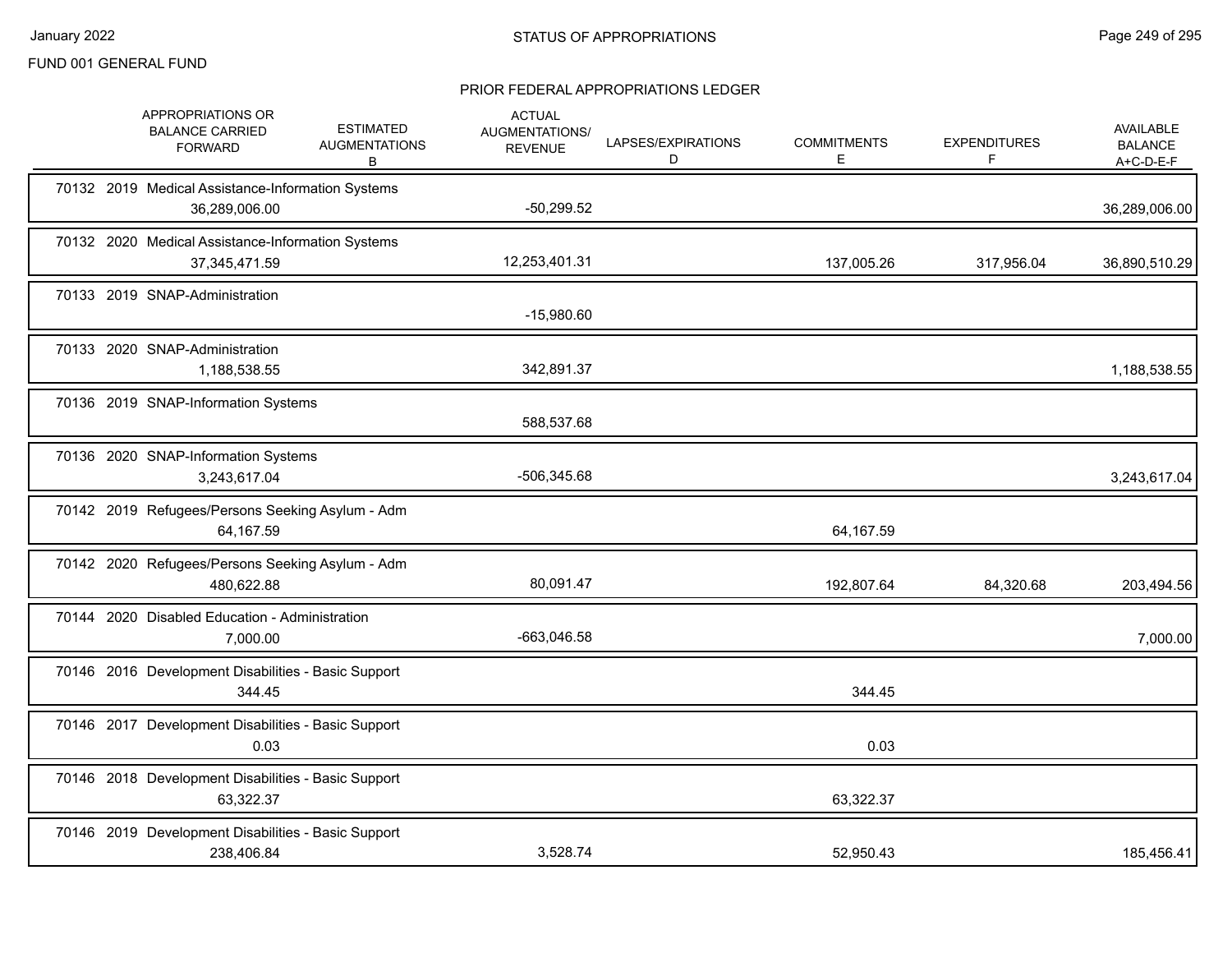FUND 001 GENERAL FUND

# STATUS OF APPROPRIATIONS

## PRIOR FEDERAL APPROPRIATIONS LEDGER

| | APPROPRIATIONS OR BALANCE CARRIED FORWARD | ESTIMATED AUGMENTATIONS B | ACTUAL AUGMENTATIONS/ REVENUE | LAPSES/EXPIRATIONS D | COMMITMENTS E | EXPENDITURES F | AVAILABLE BALANCE A+C-D-E-F |
|---|---|---|---|---|---|---|---|
| 70132 2019 Medical Assistance-Information Systems | 36,289,006.00 | | -50,299.52 | | | | 36,289,006.00 |
| 70132 2020 Medical Assistance-Information Systems | 37,345,471.59 | | 12,253,401.31 | | 137,005.26 | 317,956.04 | 36,890,510.29 |
| 70133 2019 SNAP-Administration | | | -15,980.60 | | | | |
| 70133 2020 SNAP-Administration | 1,188,538.55 | | 342,891.37 | | | | 1,188,538.55 |
| 70136 2019 SNAP-Information Systems | | | 588,537.68 | | | | |
| 70136 2020 SNAP-Information Systems | 3,243,617.04 | | -506,345.68 | | | | 3,243,617.04 |
| 70142 2019 Refugees/Persons Seeking Asylum - Adm | 64,167.59 | | | | 64,167.59 | | |
| 70142 2020 Refugees/Persons Seeking Asylum - Adm | 480,622.88 | | 80,091.47 | | 192,807.64 | 84,320.68 | 203,494.56 |
| 70144 2020 Disabled Education - Administration | 7,000.00 | | -663,046.58 | | | | 7,000.00 |
| 70146 2016 Development Disabilities - Basic Support | 344.45 | | | | 344.45 | | |
| 70146 2017 Development Disabilities - Basic Support | 0.03 | | | | 0.03 | | |
| 70146 2018 Development Disabilities - Basic Support | 63,322.37 | | | | 63,322.37 | | |
| 70146 2019 Development Disabilities - Basic Support | 238,406.84 | | 3,528.74 | | 52,950.43 | | 185,456.41 |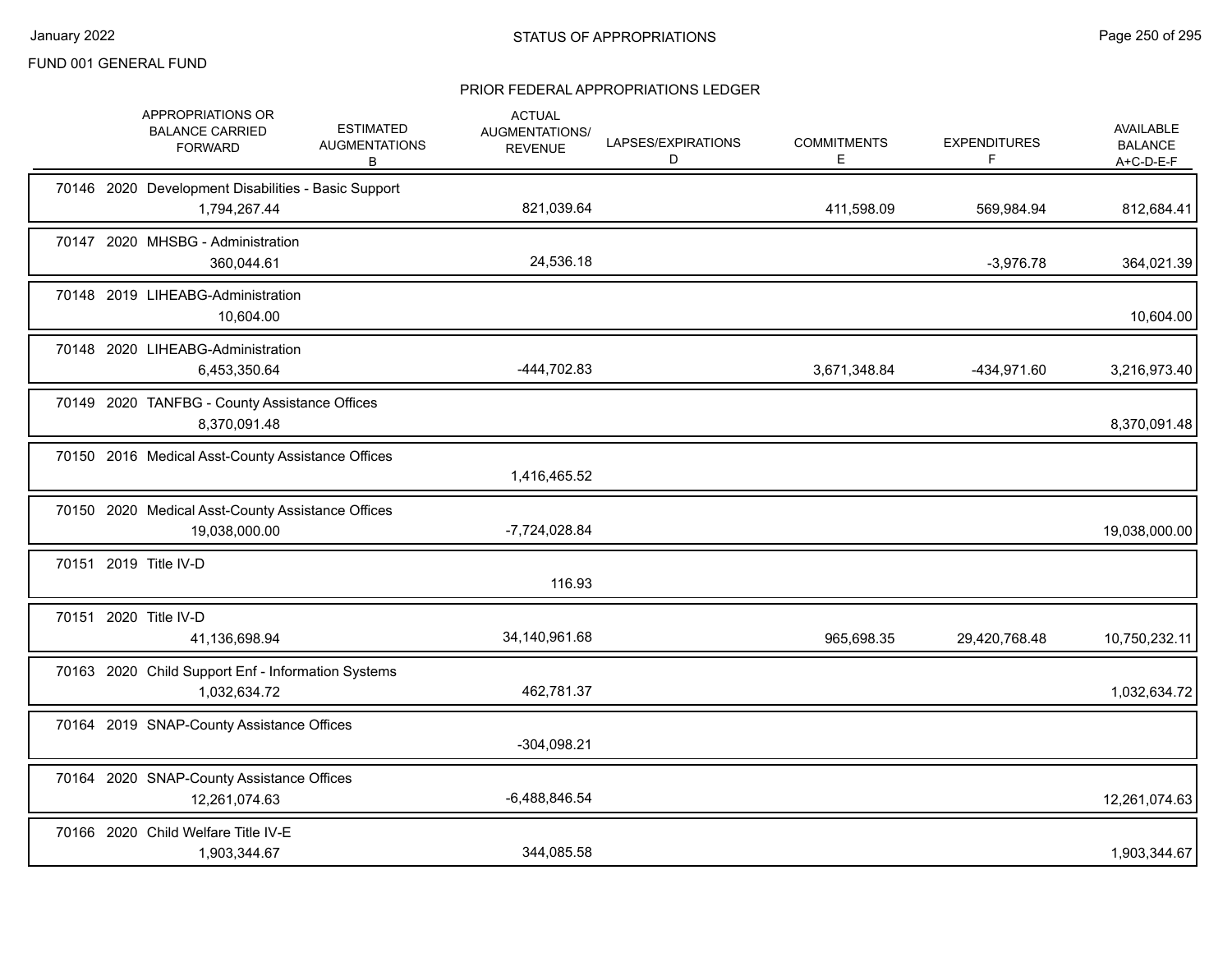FUND 001 GENERAL FUND

## STATUS OF APPROPRIATIONS

### PRIOR FEDERAL APPROPRIATIONS LEDGER

| | APPROPRIATIONS OR BALANCE CARRIED FORWARD | ESTIMATED AUGMENTATIONS B | ACTUAL AUGMENTATIONS/ REVENUE | LAPSES/EXPIRATIONS D | COMMITMENTS E | EXPENDITURES F | AVAILABLE BALANCE A+C-D-E-F |
|---|---|---|---|---|---|---|---|
| 70146 2020 Development Disabilities - Basic Support | 1,794,267.44 | | 821,039.64 | | 411,598.09 | 569,984.94 | 812,684.41 |
| 70147 2020 MHSBG - Administration | 360,044.61 | | 24,536.18 | | | -3,976.78 | 364,021.39 |
| 70148 2019 LIHEABG-Administration | 10,604.00 | | | | | | 10,604.00 |
| 70148 2020 LIHEABG-Administration | 6,453,350.64 | | -444,702.83 | | 3,671,348.84 | -434,971.60 | 3,216,973.40 |
| 70149 2020 TANFBG - County Assistance Offices | 8,370,091.48 | | | | | | 8,370,091.48 |
| 70150 2016 Medical Asst-County Assistance Offices | | | 1,416,465.52 | | | | |
| 70150 2020 Medical Asst-County Assistance Offices | 19,038,000.00 | | -7,724,028.84 | | | | 19,038,000.00 |
| 70151 2019 Title IV-D | | | 116.93 | | | | |
| 70151 2020 Title IV-D | 41,136,698.94 | | 34,140,961.68 | | 965,698.35 | 29,420,768.48 | 10,750,232.11 |
| 70163 2020 Child Support Enf - Information Systems | 1,032,634.72 | | 462,781.37 | | | | 1,032,634.72 |
| 70164 2019 SNAP-County Assistance Offices | | | -304,098.21 | | | | |
| 70164 2020 SNAP-County Assistance Offices | 12,261,074.63 | | -6,488,846.54 | | | | 12,261,074.63 |
| 70166 2020 Child Welfare Title IV-E | 1,903,344.67 | | 344,085.58 | | | | 1,903,344.67 |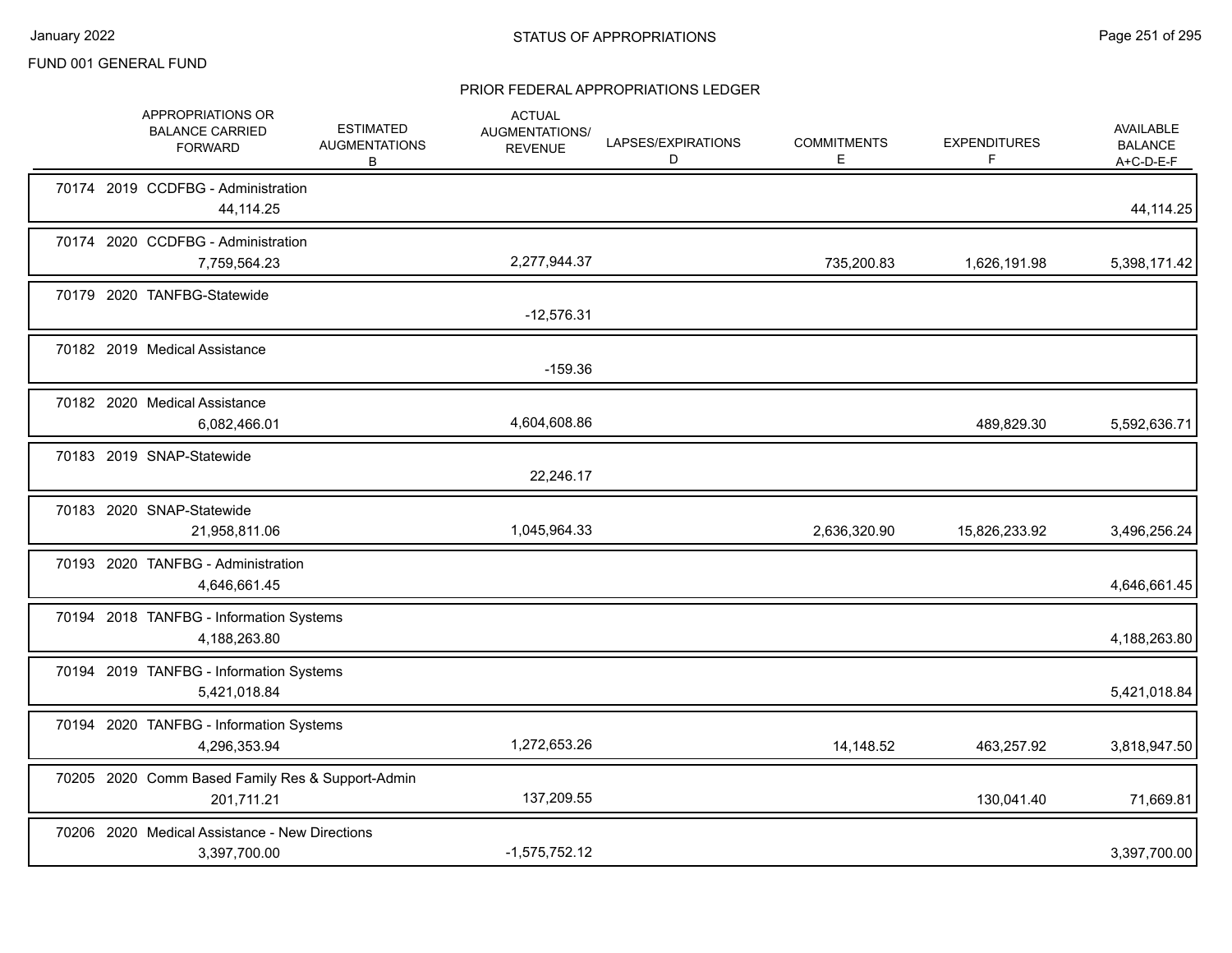FUND 001 GENERAL FUND

## STATUS OF APPROPRIATIONS

### PRIOR FEDERAL APPROPRIATIONS LEDGER

| | APPROPRIATIONS OR BALANCE CARRIED FORWARD | ESTIMATED AUGMENTATIONS B | ACTUAL AUGMENTATIONS/ REVENUE | LAPSES/EXPIRATIONS D | COMMITMENTS E | EXPENDITURES F | AVAILABLE BALANCE A+C-D-E-F |
|---|---|---|---|---|---|---|---|
| 70174 2019 CCDFBG - Administration | 44,114.25 | | | | | | 44,114.25 |
| 70174 2020 CCDFBG - Administration | 7,759,564.23 | | 2,277,944.37 | | 735,200.83 | 1,626,191.98 | 5,398,171.42 |
| 70179 2020 TANFBG-Statewide | | | -12,576.31 | | | | |
| 70182 2019 Medical Assistance | | | -159.36 | | | | |
| 70182 2020 Medical Assistance | 6,082,466.01 | | 4,604,608.86 | | | 489,829.30 | 5,592,636.71 |
| 70183 2019 SNAP-Statewide | | | 22,246.17 | | | | |
| 70183 2020 SNAP-Statewide | 21,958,811.06 | | 1,045,964.33 | | 2,636,320.90 | 15,826,233.92 | 3,496,256.24 |
| 70193 2020 TANFBG - Administration | 4,646,661.45 | | | | | | 4,646,661.45 |
| 70194 2018 TANFBG - Information Systems | 4,188,263.80 | | | | | | 4,188,263.80 |
| 70194 2019 TANFBG - Information Systems | 5,421,018.84 | | | | | | 5,421,018.84 |
| 70194 2020 TANFBG - Information Systems | 4,296,353.94 | | 1,272,653.26 | | 14,148.52 | 463,257.92 | 3,818,947.50 |
| 70205 2020 Comm Based Family Res & Support-Admin | 201,711.21 | | 137,209.55 | | | 130,041.40 | 71,669.81 |
| 70206 2020 Medical Assistance - New Directions | 3,397,700.00 | | -1,575,752.12 | | | | 3,397,700.00 |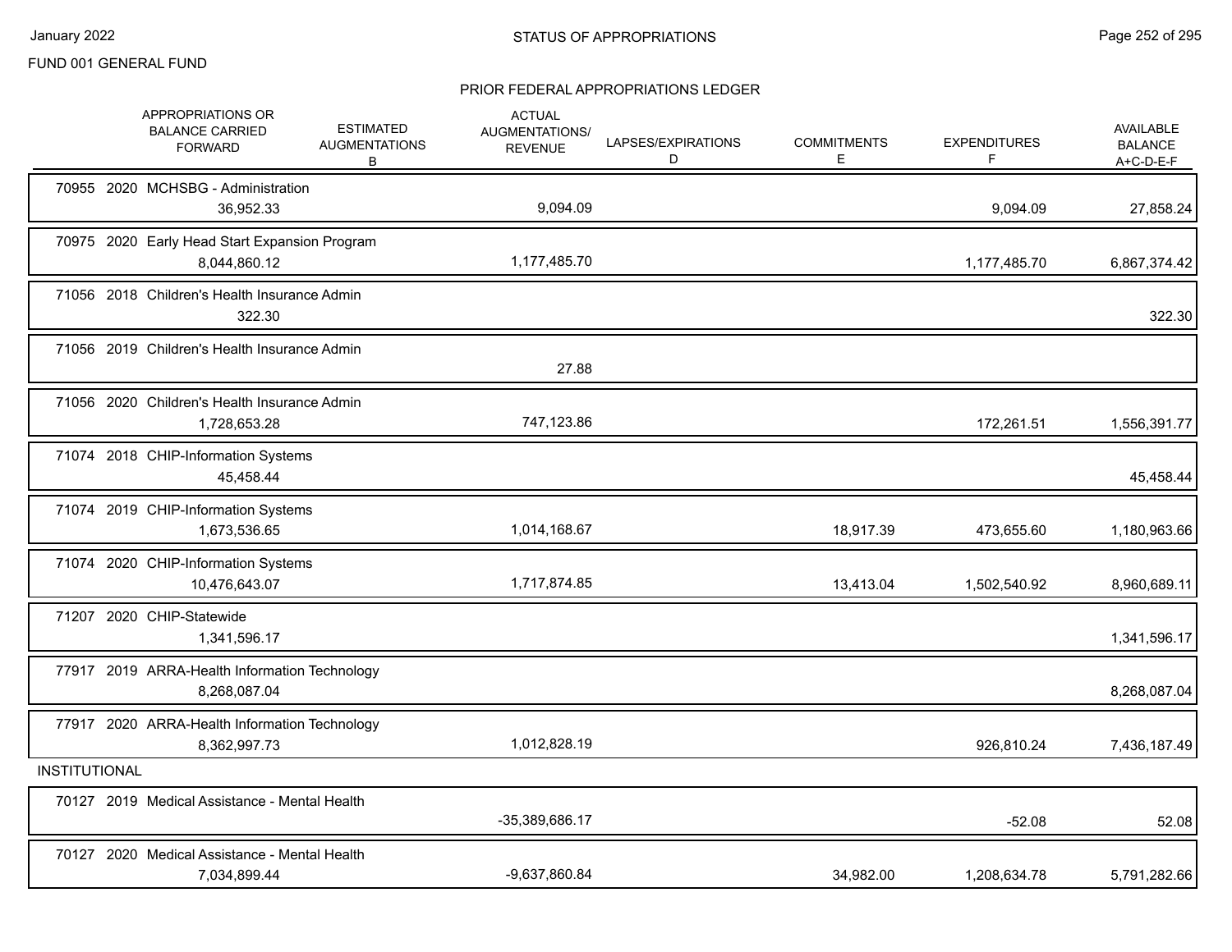FUND 001 GENERAL FUND

## STATUS OF APPROPRIATIONS

### PRIOR FEDERAL APPROPRIATIONS LEDGER

| | APPROPRIATIONS OR BALANCE CARRIED FORWARD | ESTIMATED AUGMENTATIONS B | ACTUAL AUGMENTATIONS/ REVENUE | LAPSES/EXPIRATIONS D | COMMITMENTS E | EXPENDITURES F | AVAILABLE BALANCE A+C-D-E-F |
|---|---|---|---|---|---|---|---|
| 70955 2020 MCHSBG - Administration | 36,952.33 | | 9,094.09 | | | 9,094.09 | 27,858.24 |
| 70975 2020 Early Head Start Expansion Program | 8,044,860.12 | | 1,177,485.70 | | | 1,177,485.70 | 6,867,374.42 |
| 71056 2018 Children's Health Insurance Admin | 322.30 | | | | | | 322.30 |
| 71056 2019 Children's Health Insurance Admin | | | 27.88 | | | | |
| 71056 2020 Children's Health Insurance Admin | 1,728,653.28 | | 747,123.86 | | | 172,261.51 | 1,556,391.77 |
| 71074 2018 CHIP-Information Systems | 45,458.44 | | | | | | 45,458.44 |
| 71074 2019 CHIP-Information Systems | 1,673,536.65 | | 1,014,168.67 | | 18,917.39 | 473,655.60 | 1,180,963.66 |
| 71074 2020 CHIP-Information Systems | 10,476,643.07 | | 1,717,874.85 | | 13,413.04 | 1,502,540.92 | 8,960,689.11 |
| 71207 2020 CHIP-Statewide | 1,341,596.17 | | | | | | 1,341,596.17 |
| 77917 2019 ARRA-Health Information Technology | 8,268,087.04 | | | | | | 8,268,087.04 |
| 77917 2020 ARRA-Health Information Technology | 8,362,997.73 | | 1,012,828.19 | | | 926,810.24 | 7,436,187.49 |
| **INSTITUTIONAL** | | | | | | | |
| 70127 2019 Medical Assistance - Mental Health | | | -35,389,686.17 | | | -52.08 | 52.08 |
| 70127 2020 Medical Assistance - Mental Health | 7,034,899.44 | | -9,637,860.84 | | 34,982.00 | 1,208,634.78 | 5,791,282.66 |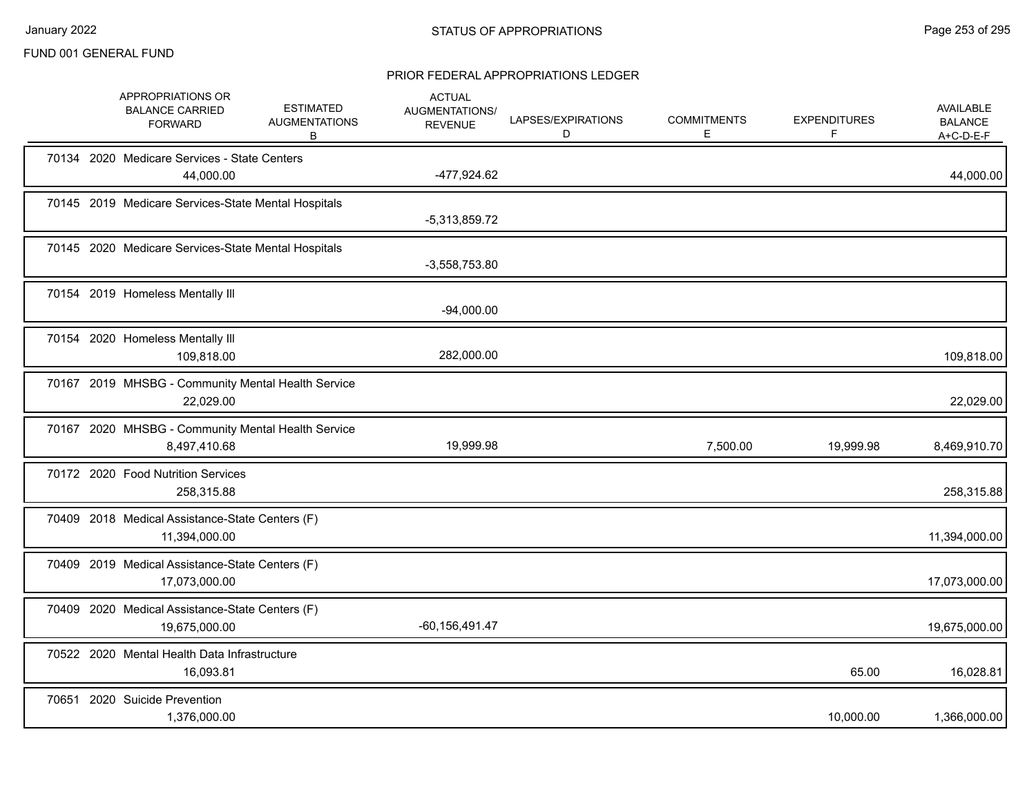FUND 001 GENERAL FUND

## STATUS OF APPROPRIATIONS

### PRIOR FEDERAL APPROPRIATIONS LEDGER

| | APPROPRIATIONS OR BALANCE CARRIED FORWARD | ESTIMATED AUGMENTATIONS B | ACTUAL AUGMENTATIONS/ REVENUE | LAPSES/EXPIRATIONS D | COMMITMENTS E | EXPENDITURES F | AVAILABLE BALANCE A+C-D-E-F |
|---|---|---|---|---|---|---|---|
| 70134 2020 Medicare Services - State Centers | 44,000.00 | | -477,924.62 | | | | 44,000.00 |
| 70145 2019 Medicare Services-State Mental Hospitals | | | -5,313,859.72 | | | | |
| 70145 2020 Medicare Services-State Mental Hospitals | | | -3,558,753.80 | | | | |
| 70154 2019 Homeless Mentally Ill | | | -94,000.00 | | | | |
| 70154 2020 Homeless Mentally Ill | 109,818.00 | | 282,000.00 | | | | 109,818.00 |
| 70167 2019 MHSBG - Community Mental Health Service | 22,029.00 | | | | | | 22,029.00 |
| 70167 2020 MHSBG - Community Mental Health Service | 8,497,410.68 | | 19,999.98 | | 7,500.00 | 19,999.98 | 8,469,910.70 |
| 70172 2020 Food Nutrition Services | 258,315.88 | | | | | | 258,315.88 |
| 70409 2018 Medical Assistance-State Centers (F) | 11,394,000.00 | | | | | | 11,394,000.00 |
| 70409 2019 Medical Assistance-State Centers (F) | 17,073,000.00 | | | | | | 17,073,000.00 |
| 70409 2020 Medical Assistance-State Centers (F) | 19,675,000.00 | | -60,156,491.47 | | | | 19,675,000.00 |
| 70522 2020 Mental Health Data Infrastructure | 16,093.81 | | | | | 65.00 | 16,028.81 |
| 70651 2020 Suicide Prevention | 1,376,000.00 | | | | | 10,000.00 | 1,366,000.00 |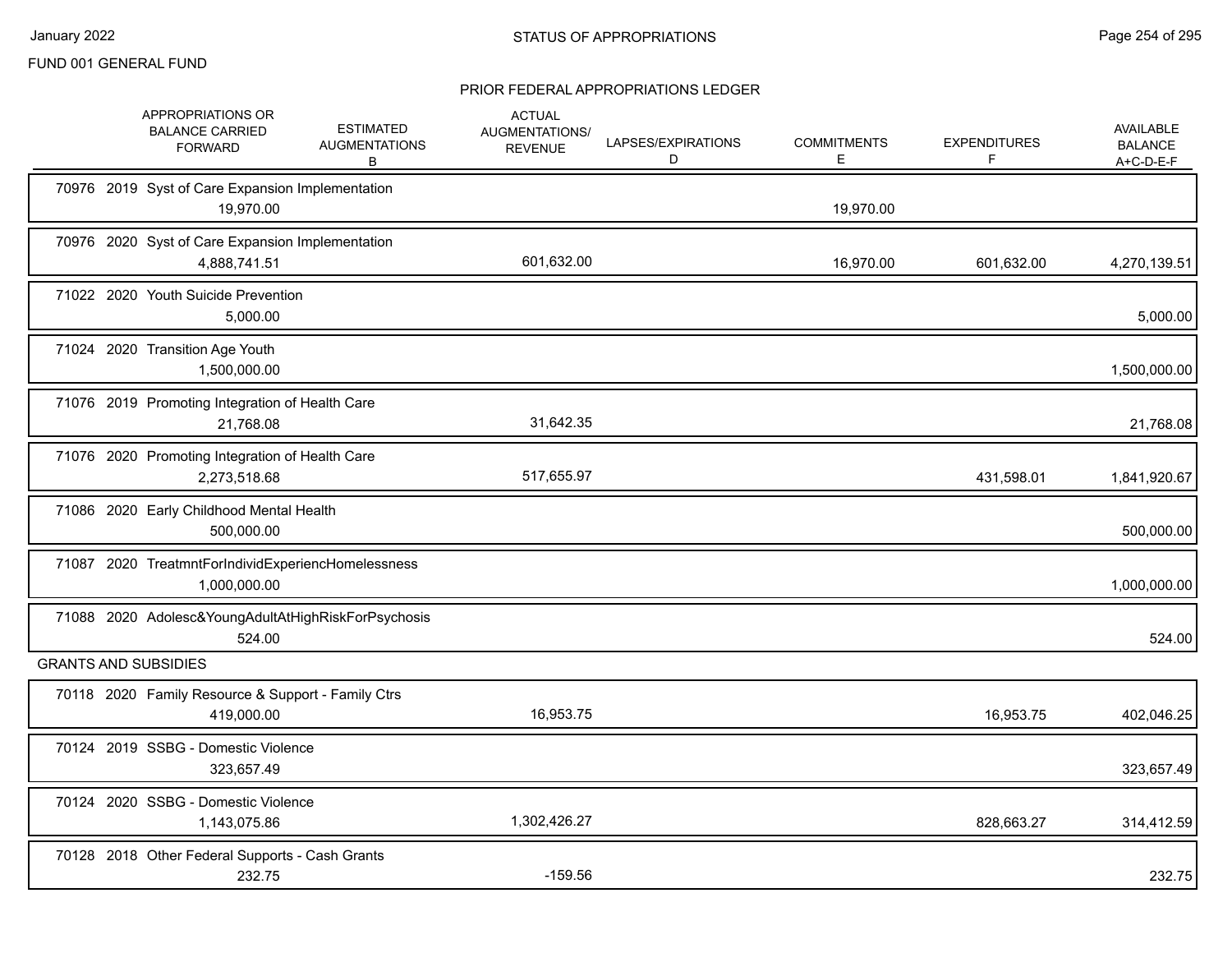# STATUS OF APPROPRIATIONS

FUND 001 GENERAL FUND

## PRIOR FEDERAL APPROPRIATIONS LEDGER

| | APPROPRIATIONS OR BALANCE CARRIED FORWARD | ESTIMATED AUGMENTATIONS B | ACTUAL AUGMENTATIONS/ REVENUE | LAPSES/EXPIRATIONS D | COMMITMENTS E | EXPENDITURES F | AVAILABLE BALANCE A+C-D-E-F |
|---|---|---|---|---|---|---|---|
| 70976 2019 Syst of Care Expansion Implementation | 19,970.00 | | | | 19,970.00 | | |
| 70976 2020 Syst of Care Expansion Implementation | 4,888,741.51 | | 601,632.00 | | 16,970.00 | 601,632.00 | 4,270,139.51 |
| 71022 2020 Youth Suicide Prevention | 5,000.00 | | | | | | 5,000.00 |
| 71024 2020 Transition Age Youth | 1,500,000.00 | | | | | | 1,500,000.00 |
| 71076 2019 Promoting Integration of Health Care | 21,768.08 | | 31,642.35 | | | | 21,768.08 |
| 71076 2020 Promoting Integration of Health Care | 2,273,518.68 | | 517,655.97 | | | 431,598.01 | 1,841,920.67 |
| 71086 2020 Early Childhood Mental Health | 500,000.00 | | | | | | 500,000.00 |
| 71087 2020 TreatmntForIndividExperiencHomelessness | 1,000,000.00 | | | | | | 1,000,000.00 |
| 71088 2020 Adolesc&YoungAdultAtHighRiskForPsychosis | 524.00 | | | | | | 524.00 |
| **GRANTS AND SUBSIDIES** | | | | | | | |
| 70118 2020 Family Resource & Support - Family Ctrs | 419,000.00 | | 16,953.75 | | | 16,953.75 | 402,046.25 |
| 70124 2019 SSBG - Domestic Violence | 323,657.49 | | | | | | 323,657.49 |
| 70124 2020 SSBG - Domestic Violence | 1,143,075.86 | | 1,302,426.27 | | | 828,663.27 | 314,412.59 |
| 70128 2018 Other Federal Supports - Cash Grants | 232.75 | | -159.56 | | | | 232.75 |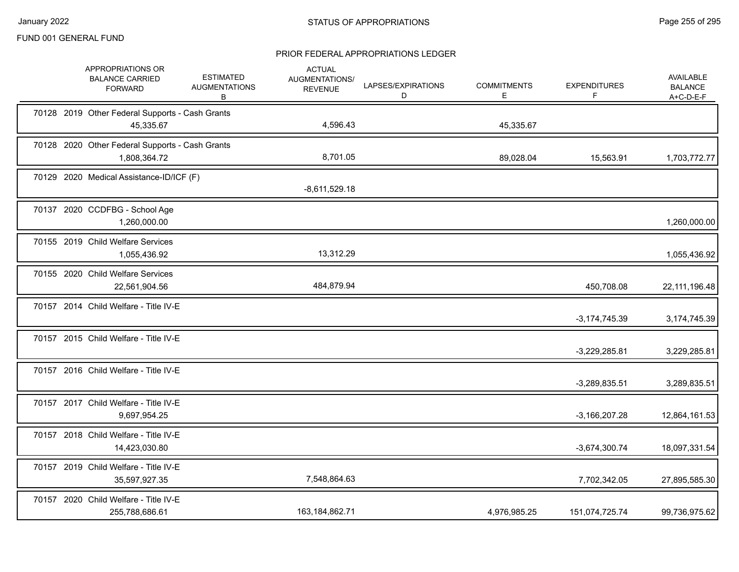FUND 001 GENERAL FUND

## PRIOR FEDERAL APPROPRIATIONS LEDGER

| APPROPRIATIONS OR BALANCE CARRIED FORWARD | ESTIMATED AUGMENTATIONS B | ACTUAL AUGMENTATIONS/ REVENUE | LAPSES/EXPIRATIONS D | COMMITMENTS E | EXPENDITURES F | AVAILABLE BALANCE A+C-D-E-F |
|---|---|---|---|---|---|---|
| 70128 2019 Other Federal Supports - Cash Grants | | | | | | |
| 45,335.67 | | 4,596.43 | | 45,335.67 | | |
| 70128 2020 Other Federal Supports - Cash Grants | | | | | | |
| 1,808,364.72 | | 8,701.05 | | 89,028.04 | 15,563.91 | 1,703,772.77 |
| 70129 2020 Medical Assistance-ID/ICF (F) | | | | | | |
| | | -8,611,529.18 | | | | |
| 70137 2020 CCDFBG - School Age | | | | | | |
| 1,260,000.00 | | | | | | 1,260,000.00 |
| 70155 2019 Child Welfare Services | | | | | | |
| 1,055,436.92 | | 13,312.29 | | | | 1,055,436.92 |
| 70155 2020 Child Welfare Services | | | | | | |
| 22,561,904.56 | | 484,879.94 | | | 450,708.08 | 22,111,196.48 |
| 70157 2014 Child Welfare - Title IV-E | | | | | | |
| | | | | | -3,174,745.39 | 3,174,745.39 |
| 70157 2015 Child Welfare - Title IV-E | | | | | | |
| | | | | | -3,229,285.81 | 3,229,285.81 |
| 70157 2016 Child Welfare - Title IV-E | | | | | | |
| | | | | | -3,289,835.51 | 3,289,835.51 |
| 70157 2017 Child Welfare - Title IV-E | | | | | | |
| 9,697,954.25 | | | | | -3,166,207.28 | 12,864,161.53 |
| 70157 2018 Child Welfare - Title IV-E | | | | | | |
| 14,423,030.80 | | | | | -3,674,300.74 | 18,097,331.54 |
| 70157 2019 Child Welfare - Title IV-E | | | | | | |
| 35,597,927.35 | | 7,548,864.63 | | | 7,702,342.05 | 27,895,585.30 |
| 70157 2020 Child Welfare - Title IV-E | | | | | | |
| 255,788,686.61 | | 163,184,862.71 | | 4,976,985.25 | 151,074,725.74 | 99,736,975.62 |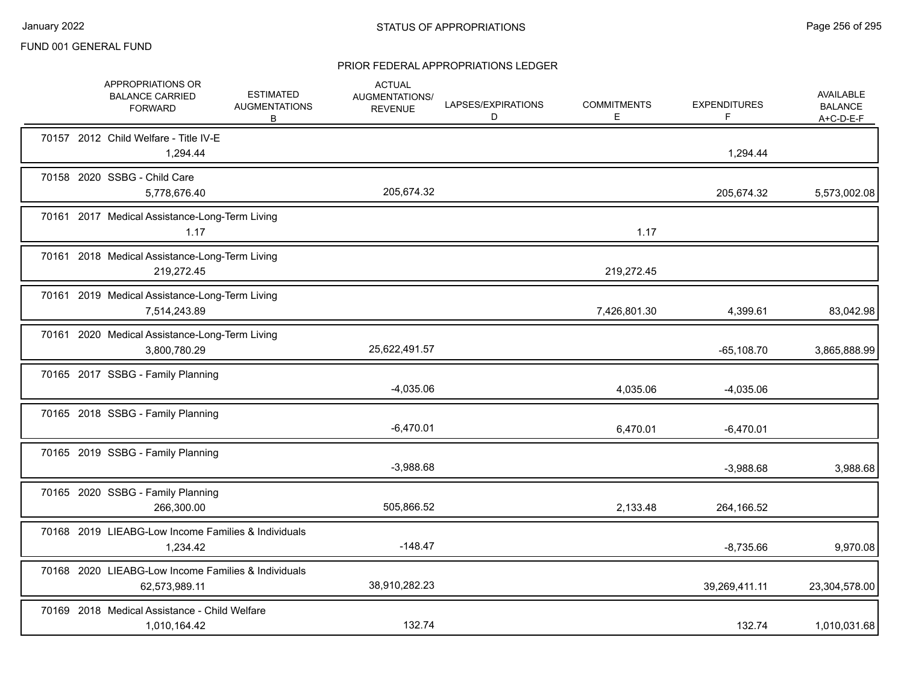FUND 001 GENERAL FUND

## STATUS OF APPROPRIATIONS

### PRIOR FEDERAL APPROPRIATIONS LEDGER

| | APPROPRIATIONS OR BALANCE CARRIED FORWARD | ESTIMATED AUGMENTATIONS B | ACTUAL AUGMENTATIONS/ REVENUE | LAPSES/EXPIRATIONS D | COMMITMENTS E | EXPENDITURES F | AVAILABLE BALANCE A+C-D-E-F |
|---|---|---|---|---|---|---|---|
| 70157 2012 Child Welfare - Title IV-E | 1,294.44 | | | | | 1,294.44 | |
| 70158 2020 SSBG - Child Care | 5,778,676.40 | | 205,674.32 | | | 205,674.32 | 5,573,002.08 |
| 70161 2017 Medical Assistance-Long-Term Living | 1.17 | | | | 1.17 | | |
| 70161 2018 Medical Assistance-Long-Term Living | 219,272.45 | | | | 219,272.45 | | |
| 70161 2019 Medical Assistance-Long-Term Living | 7,514,243.89 | | | | 7,426,801.30 | 4,399.61 | 83,042.98 |
| 70161 2020 Medical Assistance-Long-Term Living | 3,800,780.29 | | 25,622,491.57 | | | -65,108.70 | 3,865,888.99 |
| 70165 2017 SSBG - Family Planning | | | -4,035.06 | | 4,035.06 | -4,035.06 | |
| 70165 2018 SSBG - Family Planning | | | -6,470.01 | | 6,470.01 | -6,470.01 | |
| 70165 2019 SSBG - Family Planning | | | -3,988.68 | | | -3,988.68 | 3,988.68 |
| 70165 2020 SSBG - Family Planning | 266,300.00 | | 505,866.52 | | 2,133.48 | 264,166.52 | |
| 70168 2019 LIEABG-Low Income Families & Individuals | 1,234.42 | | -148.47 | | | -8,735.66 | 9,970.08 |
| 70168 2020 LIEABG-Low Income Families & Individuals | 62,573,989.11 | | 38,910,282.23 | | | 39,269,411.11 | 23,304,578.00 |
| 70169 2018 Medical Assistance - Child Welfare | 1,010,164.42 | | 132.74 | | | 132.74 | 1,010,031.68 |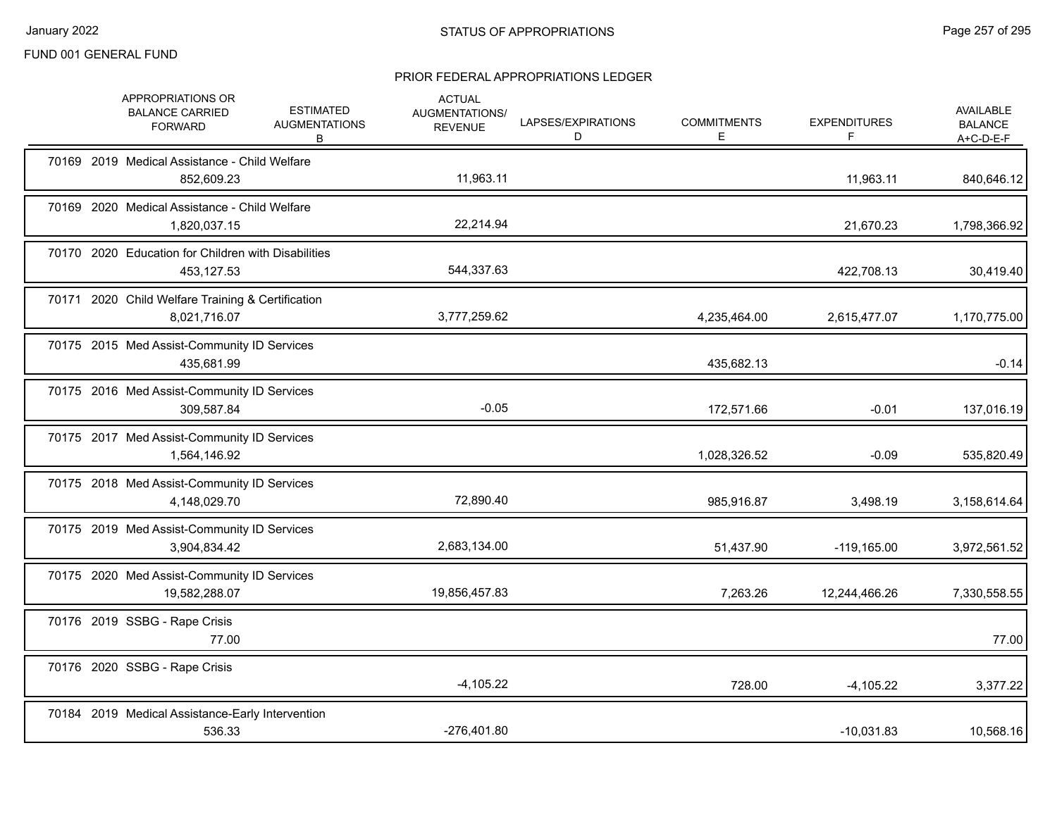FUND 001 GENERAL FUND

## PRIOR FEDERAL APPROPRIATIONS LEDGER

| | APPROPRIATIONS OR BALANCE CARRIED FORWARD | ESTIMATED AUGMENTATIONS B | ACTUAL AUGMENTATIONS/ REVENUE | LAPSES/EXPIRATIONS D | COMMITMENTS E | EXPENDITURES F | AVAILABLE BALANCE A+C-D-E-F |
|---|---|---|---|---|---|---|---|
| 70169 2019 Medical Assistance - Child Welfare | 852,609.23 | | 11,963.11 | | | 11,963.11 | 840,646.12 |
| 70169 2020 Medical Assistance - Child Welfare | 1,820,037.15 | | 22,214.94 | | | 21,670.23 | 1,798,366.92 |
| 70170 2020 Education for Children with Disabilities | 453,127.53 | | 544,337.63 | | | 422,708.13 | 30,419.40 |
| 70171 2020 Child Welfare Training & Certification | 8,021,716.07 | | 3,777,259.62 | | 4,235,464.00 | 2,615,477.07 | 1,170,775.00 |
| 70175 2015 Med Assist-Community ID Services | 435,681.99 | | | | 435,682.13 | | -0.14 |
| 70175 2016 Med Assist-Community ID Services | 309,587.84 | | -0.05 | | 172,571.66 | -0.01 | 137,016.19 |
| 70175 2017 Med Assist-Community ID Services | 1,564,146.92 | | | | 1,028,326.52 | -0.09 | 535,820.49 |
| 70175 2018 Med Assist-Community ID Services | 4,148,029.70 | | 72,890.40 | | 985,916.87 | 3,498.19 | 3,158,614.64 |
| 70175 2019 Med Assist-Community ID Services | 3,904,834.42 | | 2,683,134.00 | | 51,437.90 | -119,165.00 | 3,972,561.52 |
| 70175 2020 Med Assist-Community ID Services | 19,582,288.07 | | 19,856,457.83 | | 7,263.26 | 12,244,466.26 | 7,330,558.55 |
| 70176 2019 SSBG - Rape Crisis | 77.00 | | | | | | 77.00 |
| 70176 2020 SSBG - Rape Crisis | | | -4,105.22 | | 728.00 | -4,105.22 | 3,377.22 |
| 70184 2019 Medical Assistance-Early Intervention | 536.33 | | -276,401.80 | | | -10,031.83 | 10,568.16 |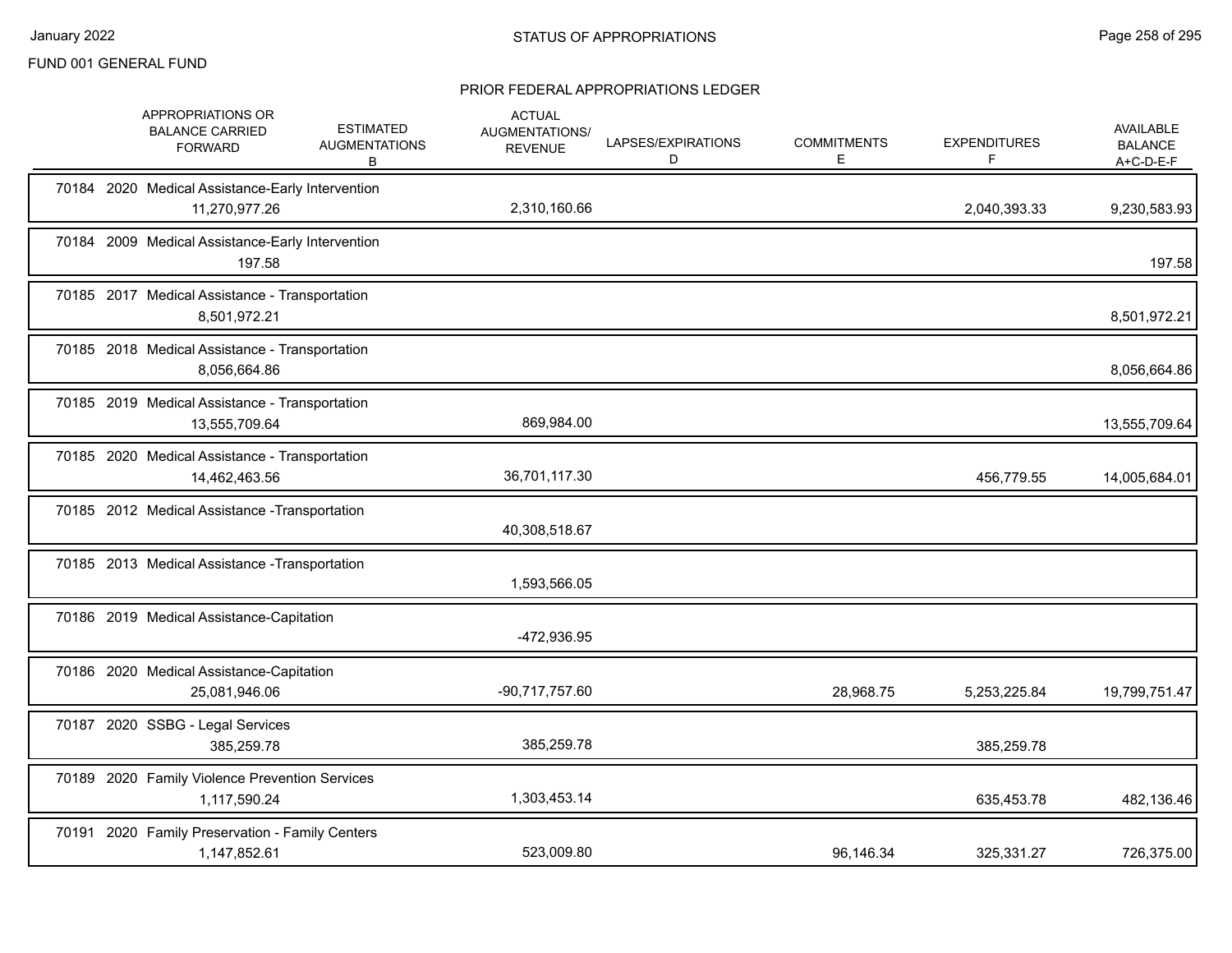FUND 001 GENERAL FUND

STATUS OF APPROPRIATIONS

PRIOR FEDERAL APPROPRIATIONS LEDGER

| | APPROPRIATIONS OR BALANCE CARRIED FORWARD | ESTIMATED AUGMENTATIONS B | ACTUAL AUGMENTATIONS/ REVENUE | LAPSES/EXPIRATIONS D | COMMITMENTS E | EXPENDITURES F | AVAILABLE BALANCE A+C-D-E-F |
|---|---|---|---|---|---|---|---|
| 70184 2020 Medical Assistance-Early Intervention | 11,270,977.26 | | 2,310,160.66 | | | 2,040,393.33 | 9,230,583.93 |
| 70184 2009 Medical Assistance-Early Intervention | 197.58 | | | | | | 197.58 |
| 70185 2017 Medical Assistance - Transportation | 8,501,972.21 | | | | | | 8,501,972.21 |
| 70185 2018 Medical Assistance - Transportation | 8,056,664.86 | | | | | | 8,056,664.86 |
| 70185 2019 Medical Assistance - Transportation | 13,555,709.64 | | 869,984.00 | | | | 13,555,709.64 |
| 70185 2020 Medical Assistance - Transportation | 14,462,463.56 | | 36,701,117.30 | | | 456,779.55 | 14,005,684.01 |
| 70185 2012 Medical Assistance -Transportation | | | 40,308,518.67 | | | | |
| 70185 2013 Medical Assistance -Transportation | | | 1,593,566.05 | | | | |
| 70186 2019 Medical Assistance-Capitation | | | -472,936.95 | | | | |
| 70186 2020 Medical Assistance-Capitation | 25,081,946.06 | | -90,717,757.60 | | 28,968.75 | 5,253,225.84 | 19,799,751.47 |
| 70187 2020 SSBG - Legal Services | 385,259.78 | | 385,259.78 | | | 385,259.78 | |
| 70189 2020 Family Violence Prevention Services | 1,117,590.24 | | 1,303,453.14 | | | 635,453.78 | 482,136.46 |
| 70191 2020 Family Preservation - Family Centers | 1,147,852.61 | | 523,009.80 | | 96,146.34 | 325,331.27 | 726,375.00 |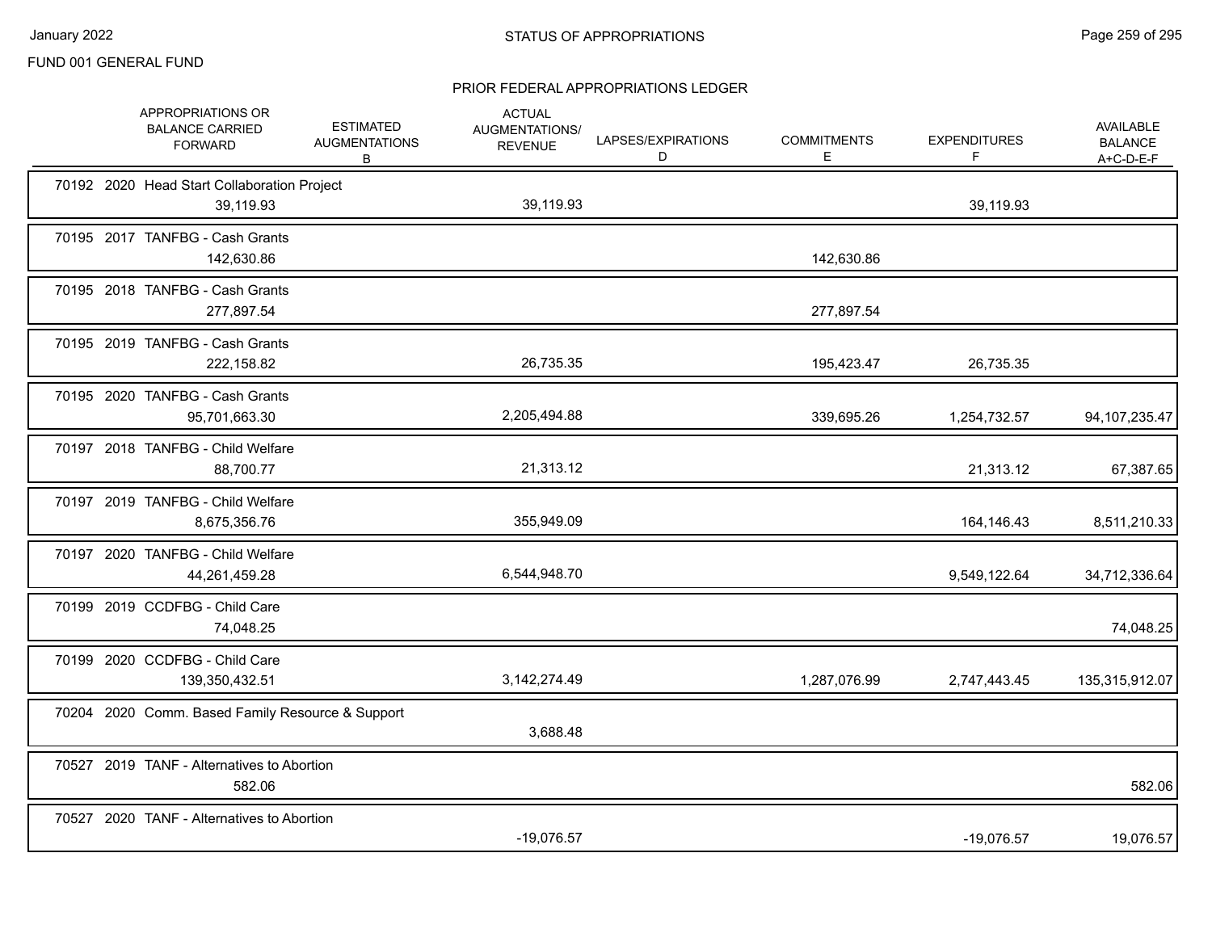FUND 001 GENERAL FUND

STATUS OF APPROPRIATIONS

PRIOR FEDERAL APPROPRIATIONS LEDGER

| Appropriation | APPROPRIATIONS OR BALANCE CARRIED FORWARD | ESTIMATED AUGMENTATIONS B | ACTUAL AUGMENTATIONS/ REVENUE | LAPSES/EXPIRATIONS D | COMMITMENTS E | EXPENDITURES F | AVAILABLE BALANCE A+C-D-E-F |
|---|---|---|---|---|---|---|---|
| 70192 2020 Head Start Collaboration Project | 39,119.93 | | 39,119.93 | | | 39,119.93 | |
| 70195 2017 TANFBG - Cash Grants | 142,630.86 | | | | 142,630.86 | | |
| 70195 2018 TANFBG - Cash Grants | 277,897.54 | | | | 277,897.54 | | |
| 70195 2019 TANFBG - Cash Grants | 222,158.82 | | 26,735.35 | | 195,423.47 | 26,735.35 | |
| 70195 2020 TANFBG - Cash Grants | 95,701,663.30 | | 2,205,494.88 | | 339,695.26 | 1,254,732.57 | 94,107,235.47 |
| 70197 2018 TANFBG - Child Welfare | 88,700.77 | | 21,313.12 | | | 21,313.12 | 67,387.65 |
| 70197 2019 TANFBG - Child Welfare | 8,675,356.76 | | 355,949.09 | | | 164,146.43 | 8,511,210.33 |
| 70197 2020 TANFBG - Child Welfare | 44,261,459.28 | | 6,544,948.70 | | | 9,549,122.64 | 34,712,336.64 |
| 70199 2019 CCDFBG - Child Care | 74,048.25 | | | | | | 74,048.25 |
| 70199 2020 CCDFBG - Child Care | 139,350,432.51 | | 3,142,274.49 | | 1,287,076.99 | 2,747,443.45 | 135,315,912.07 |
| 70204 2020 Comm. Based Family Resource & Support | | | 3,688.48 | | | | |
| 70527 2019 TANF - Alternatives to Abortion | 582.06 | | | | | | 582.06 |
| 70527 2020 TANF - Alternatives to Abortion | | | -19,076.57 | | | -19,076.57 | 19,076.57 |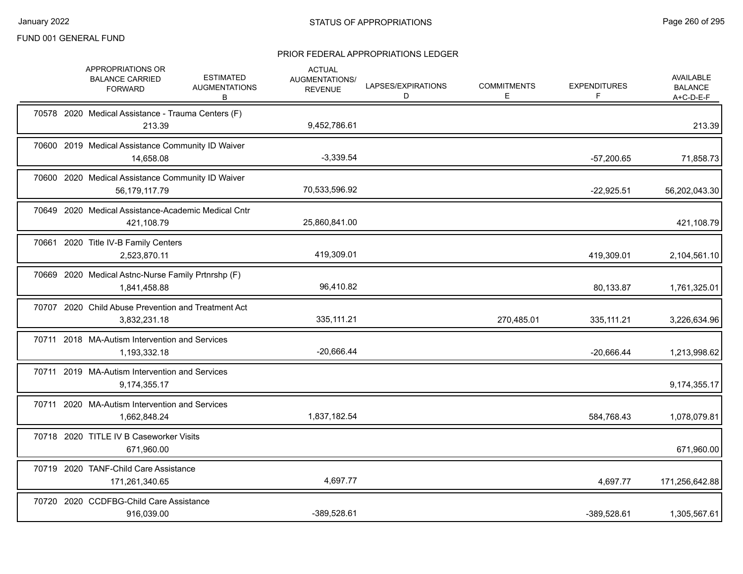FUND 001 GENERAL FUND

## STATUS OF APPROPRIATIONS

### PRIOR FEDERAL APPROPRIATIONS LEDGER

| | APPROPRIATIONS OR BALANCE CARRIED FORWARD | ESTIMATED AUGMENTATIONS B | ACTUAL AUGMENTATIONS/ REVENUE | LAPSES/EXPIRATIONS D | COMMITMENTS E | EXPENDITURES F | AVAILABLE BALANCE A+C-D-E-F |
|---|---|---|---|---|---|---|---|
| 70578 2020 Medical Assistance - Trauma Centers (F) | 213.39 | | 9,452,786.61 | | | | 213.39 |
| 70600 2019 Medical Assistance Community ID Waiver | 14,658.08 | | -3,339.54 | | | -57,200.65 | 71,858.73 |
| 70600 2020 Medical Assistance Community ID Waiver | 56,179,117.79 | | 70,533,596.92 | | | -22,925.51 | 56,202,043.30 |
| 70649 2020 Medical Assistance-Academic Medical Cntr | 421,108.79 | | 25,860,841.00 | | | | 421,108.79 |
| 70661 2020 Title IV-B Family Centers | 2,523,870.11 | | 419,309.01 | | | 419,309.01 | 2,104,561.10 |
| 70669 2020 Medical Astnc-Nurse Family Prtnrshp (F) | 1,841,458.88 | | 96,410.82 | | | 80,133.87 | 1,761,325.01 |
| 70707 2020 Child Abuse Prevention and Treatment Act | 3,832,231.18 | | 335,111.21 | | 270,485.01 | 335,111.21 | 3,226,634.96 |
| 70711 2018 MA-Autism Intervention and Services | 1,193,332.18 | | -20,666.44 | | | -20,666.44 | 1,213,998.62 |
| 70711 2019 MA-Autism Intervention and Services | 9,174,355.17 | | | | | | 9,174,355.17 |
| 70711 2020 MA-Autism Intervention and Services | 1,662,848.24 | | 1,837,182.54 | | | 584,768.43 | 1,078,079.81 |
| 70718 2020 TITLE IV B Caseworker Visits | 671,960.00 | | | | | | 671,960.00 |
| 70719 2020 TANF-Child Care Assistance | 171,261,340.65 | | 4,697.77 | | | 4,697.77 | 171,256,642.88 |
| 70720 2020 CCDFBG-Child Care Assistance | 916,039.00 | | -389,528.61 | | | -389,528.61 | 1,305,567.61 |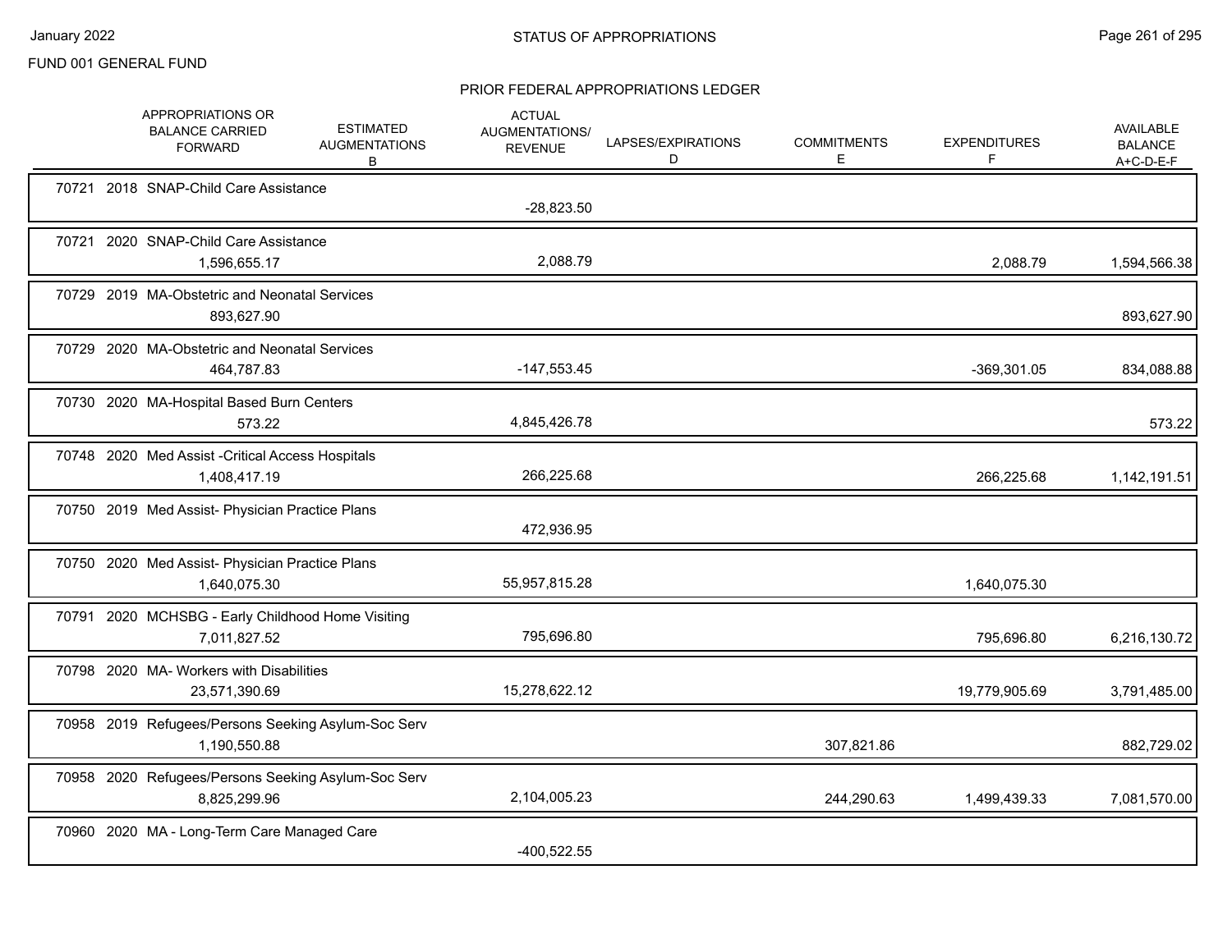## STATUS OF APPROPRIATIONS

FUND 001 GENERAL FUND

### PRIOR FEDERAL APPROPRIATIONS LEDGER

| | APPROPRIATIONS OR BALANCE CARRIED FORWARD | ESTIMATED AUGMENTATIONS B | ACTUAL AUGMENTATIONS/ REVENUE | LAPSES/EXPIRATIONS D | COMMITMENTS E | EXPENDITURES F | AVAILABLE BALANCE A+C-D-E-F |
|---|---|---|---|---|---|---|---|
| 70721 2018 SNAP-Child Care Assistance | | | -28,823.50 | | | | |
| 70721 2020 SNAP-Child Care Assistance | 1,596,655.17 | | 2,088.79 | | | 2,088.79 | 1,594,566.38 |
| 70729 2019 MA-Obstetric and Neonatal Services | 893,627.90 | | | | | | 893,627.90 |
| 70729 2020 MA-Obstetric and Neonatal Services | 464,787.83 | | -147,553.45 | | | -369,301.05 | 834,088.88 |
| 70730 2020 MA-Hospital Based Burn Centers | 573.22 | | 4,845,426.78 | | | | 573.22 |
| 70748 2020 Med Assist -Critical Access Hospitals | 1,408,417.19 | | 266,225.68 | | | 266,225.68 | 1,142,191.51 |
| 70750 2019 Med Assist- Physician Practice Plans | | | 472,936.95 | | | | |
| 70750 2020 Med Assist- Physician Practice Plans | 1,640,075.30 | | 55,957,815.28 | | | 1,640,075.30 | |
| 70791 2020 MCHSBG - Early Childhood Home Visiting | 7,011,827.52 | | 795,696.80 | | | 795,696.80 | 6,216,130.72 |
| 70798 2020 MA- Workers with Disabilities | 23,571,390.69 | | 15,278,622.12 | | | 19,779,905.69 | 3,791,485.00 |
| 70958 2019 Refugees/Persons Seeking Asylum-Soc Serv | 1,190,550.88 | | | | 307,821.86 | | 882,729.02 |
| 70958 2020 Refugees/Persons Seeking Asylum-Soc Serv | 8,825,299.96 | | 2,104,005.23 | | 244,290.63 | 1,499,439.33 | 7,081,570.00 |
| 70960 2020 MA - Long-Term Care Managed Care | | | -400,522.55 | | | | |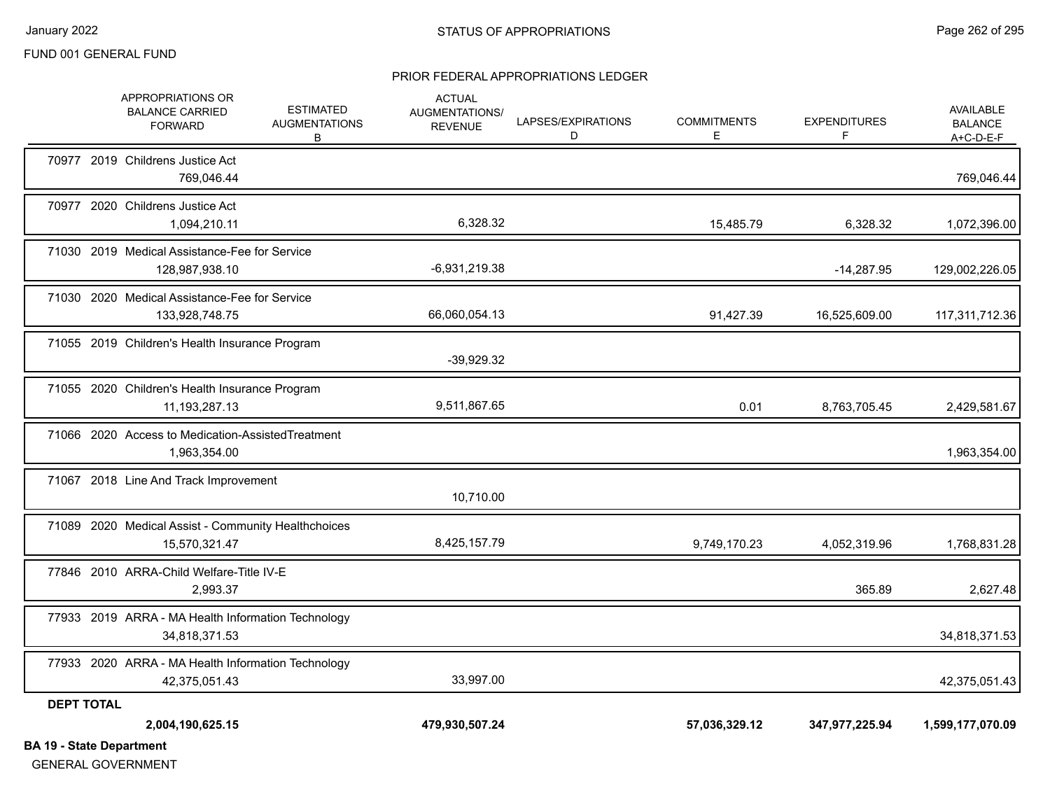FUND 001 GENERAL FUND

STATUS OF APPROPRIATIONS

PRIOR FEDERAL APPROPRIATIONS LEDGER

| | APPROPRIATIONS OR BALANCE CARRIED FORWARD | ESTIMATED AUGMENTATIONS B | ACTUAL AUGMENTATIONS/ REVENUE | LAPSES/EXPIRATIONS D | COMMITMENTS E | EXPENDITURES F | AVAILABLE BALANCE A+C-D-E-F |
|---|---|---|---|---|---|---|---|
| 70977 2019 Childrens Justice Act | 769,046.44 | | | | | | 769,046.44 |
| 70977 2020 Childrens Justice Act | 1,094,210.11 | | 6,328.32 | | 15,485.79 | 6,328.32 | 1,072,396.00 |
| 71030 2019 Medical Assistance-Fee for Service | 128,987,938.10 | | -6,931,219.38 | | | -14,287.95 | 129,002,226.05 |
| 71030 2020 Medical Assistance-Fee for Service | 133,928,748.75 | | 66,060,054.13 | | 91,427.39 | 16,525,609.00 | 117,311,712.36 |
| 71055 2019 Children's Health Insurance Program | | | -39,929.32 | | | | |
| 71055 2020 Children's Health Insurance Program | 11,193,287.13 | | 9,511,867.65 | | 0.01 | 8,763,705.45 | 2,429,581.67 |
| 71066 2020 Access to Medication-AssistedTreatment | 1,963,354.00 | | | | | | 1,963,354.00 |
| 71067 2018 Line And Track Improvement | | | 10,710.00 | | | | |
| 71089 2020 Medical Assist - Community Healthchoices | 15,570,321.47 | | 8,425,157.79 | | 9,749,170.23 | 4,052,319.96 | 1,768,831.28 |
| 77846 2010 ARRA-Child Welfare-Title IV-E | 2,993.37 | | | | | 365.89 | 2,627.48 |
| 77933 2019 ARRA - MA Health Information Technology | 34,818,371.53 | | | | | | 34,818,371.53 |
| 77933 2020 ARRA - MA Health Information Technology | 42,375,051.43 | | 33,997.00 | | | | 42,375,051.43 |
| **DEPT TOTAL** | **2,004,190,625.15** | | **479,930,507.24** | | **57,036,329.12** | **347,977,225.94** | **1,599,177,070.09** |

**BA 19 - State Department**

GENERAL GOVERNMENT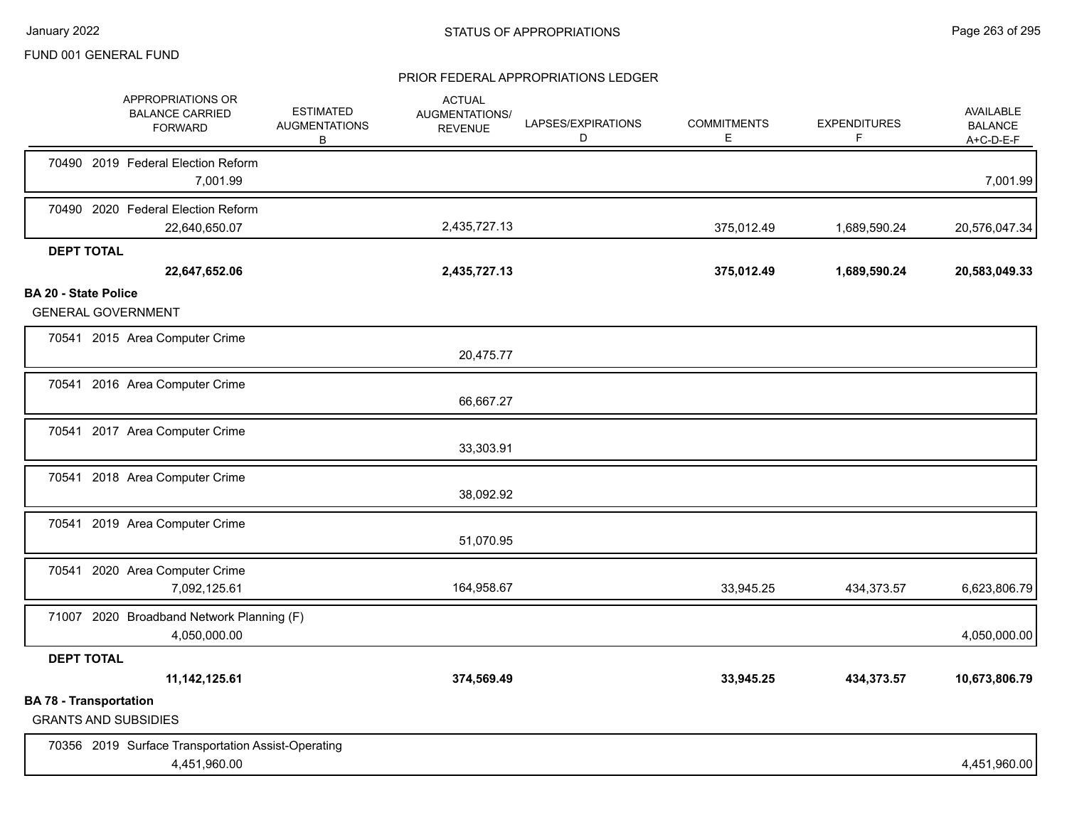FUND 001 GENERAL FUND

STATUS OF APPROPRIATIONS

PRIOR FEDERAL APPROPRIATIONS LEDGER

| APPROPRIATIONS OR BALANCE CARRIED FORWARD | ESTIMATED AUGMENTATIONS B | ACTUAL AUGMENTATIONS/ REVENUE | LAPSES/EXPIRATIONS D | COMMITMENTS E | EXPENDITURES F | AVAILABLE BALANCE A+C-D-E-F |
|---|---|---|---|---|---|---|
| 70490 2019 Federal Election Reform | | | | | | |
| 7,001.99 | | | | | | 7,001.99 |
| 70490 2020 Federal Election Reform | | | | | | |
| 22,640,650.07 | | 2,435,727.13 | | 375,012.49 | 1,689,590.24 | 20,576,047.34 |
| **DEPT TOTAL** | | | | | | |
| **22,647,652.06** | | **2,435,727.13** | | **375,012.49** | **1,689,590.24** | **20,583,049.33** |
| **BA 20 - State Police** | | | | | | |
| GENERAL GOVERNMENT | | | | | | |
| 70541 2015 Area Computer Crime | | | | | | |
| | | 20,475.77 | | | | |
| 70541 2016 Area Computer Crime | | | | | | |
| | | 66,667.27 | | | | |
| 70541 2017 Area Computer Crime | | | | | | |
| | | 33,303.91 | | | | |
| 70541 2018 Area Computer Crime | | | | | | |
| | | 38,092.92 | | | | |
| 70541 2019 Area Computer Crime | | | | | | |
| | | 51,070.95 | | | | |
| 70541 2020 Area Computer Crime | | | | | | |
| 7,092,125.61 | | 164,958.67 | | 33,945.25 | 434,373.57 | 6,623,806.79 |
| 71007 2020 Broadband Network Planning (F) | | | | | | |
| 4,050,000.00 | | | | | | 4,050,000.00 |
| **DEPT TOTAL** | | | | | | |
| **11,142,125.61** | | **374,569.49** | | **33,945.25** | **434,373.57** | **10,673,806.79** |
| **BA 78 - Transportation** | | | | | | |
| GRANTS AND SUBSIDIES | | | | | | |
| 70356 2019 Surface Transportation Assist-Operating | | | | | | |
| 4,451,960.00 | | | | | | 4,451,960.00 |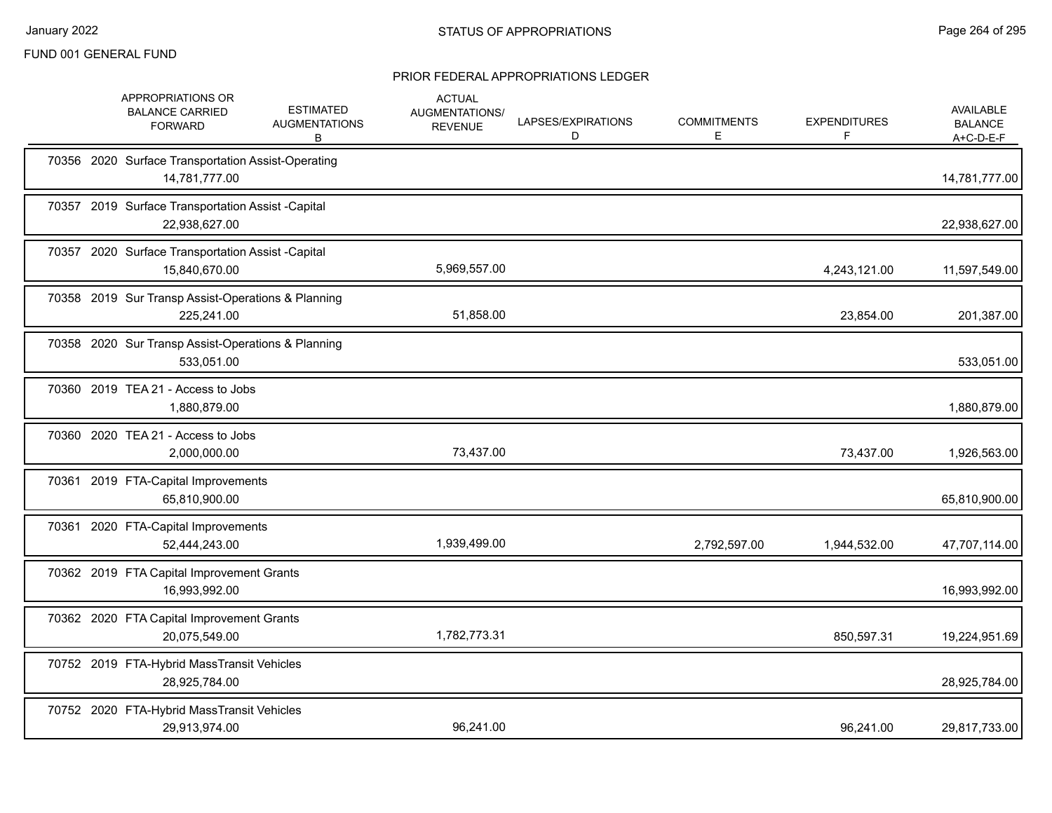FUND 001 GENERAL FUND

## STATUS OF APPROPRIATIONS

### PRIOR FEDERAL APPROPRIATIONS LEDGER

| | APPROPRIATIONS OR BALANCE CARRIED FORWARD | ESTIMATED AUGMENTATIONS B | ACTUAL AUGMENTATIONS/ REVENUE | LAPSES/EXPIRATIONS D | COMMITMENTS E | EXPENDITURES F | AVAILABLE BALANCE A+C-D-E-F |
|---|---|---|---|---|---|---|---|
| 70356 2020 Surface Transportation Assist-Operating | 14,781,777.00 | | | | | | 14,781,777.00 |
| 70357 2019 Surface Transportation Assist -Capital | 22,938,627.00 | | | | | | 22,938,627.00 |
| 70357 2020 Surface Transportation Assist -Capital | 15,840,670.00 | | 5,969,557.00 | | | 4,243,121.00 | 11,597,549.00 |
| 70358 2019 Sur Transp Assist-Operations & Planning | 225,241.00 | | 51,858.00 | | | 23,854.00 | 201,387.00 |
| 70358 2020 Sur Transp Assist-Operations & Planning | 533,051.00 | | | | | | 533,051.00 |
| 70360 2019 TEA 21 - Access to Jobs | 1,880,879.00 | | | | | | 1,880,879.00 |
| 70360 2020 TEA 21 - Access to Jobs | 2,000,000.00 | | 73,437.00 | | | 73,437.00 | 1,926,563.00 |
| 70361 2019 FTA-Capital Improvements | 65,810,900.00 | | | | | | 65,810,900.00 |
| 70361 2020 FTA-Capital Improvements | 52,444,243.00 | | 1,939,499.00 | | 2,792,597.00 | 1,944,532.00 | 47,707,114.00 |
| 70362 2019 FTA Capital Improvement Grants | 16,993,992.00 | | | | | | 16,993,992.00 |
| 70362 2020 FTA Capital Improvement Grants | 20,075,549.00 | | 1,782,773.31 | | | 850,597.31 | 19,224,951.69 |
| 70752 2019 FTA-Hybrid MassTransit Vehicles | 28,925,784.00 | | | | | | 28,925,784.00 |
| 70752 2020 FTA-Hybrid MassTransit Vehicles | 29,913,974.00 | | 96,241.00 | | | 96,241.00 | 29,817,733.00 |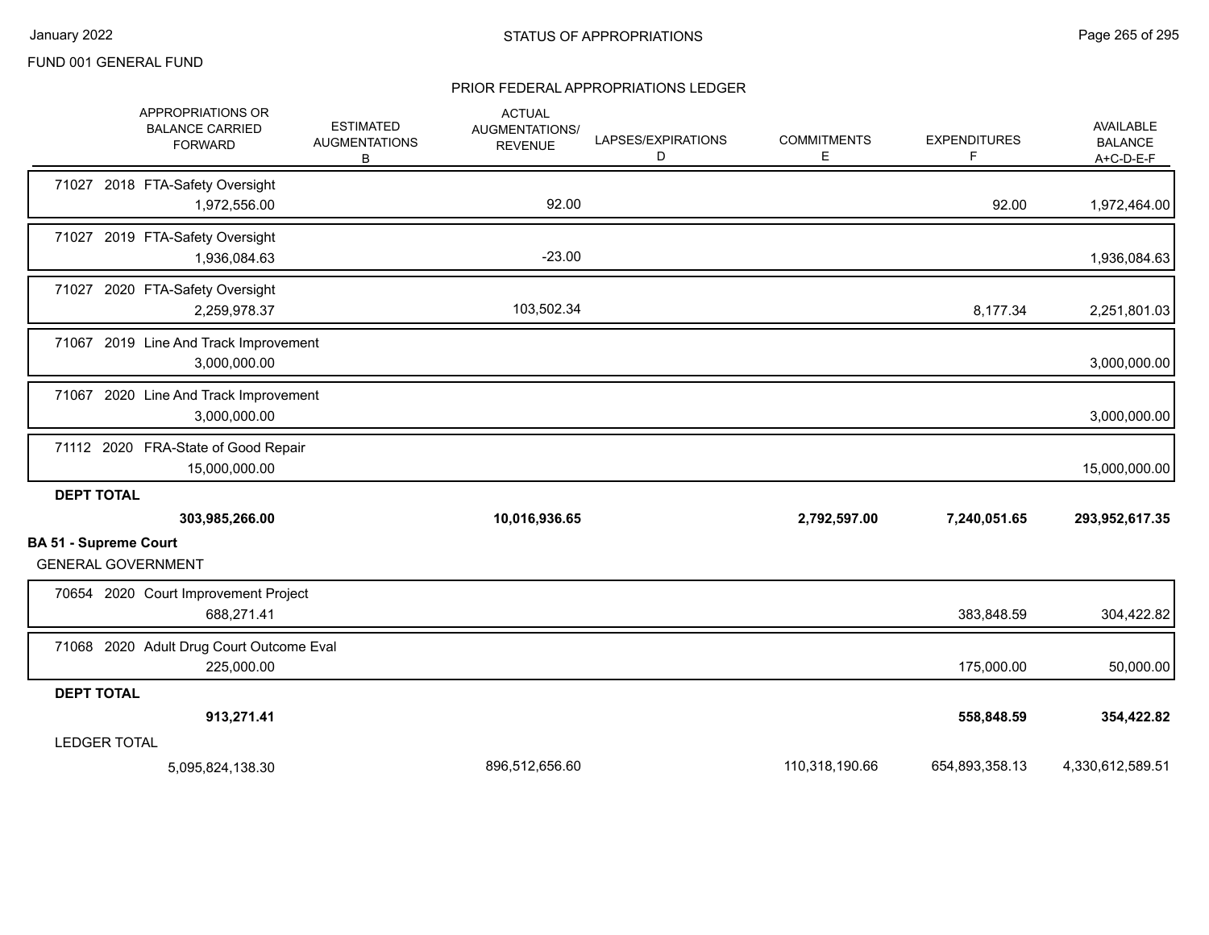FUND 001 GENERAL FUND

STATUS OF APPROPRIATIONS

PRIOR FEDERAL APPROPRIATIONS LEDGER

| APPROPRIATIONS OR BALANCE CARRIED FORWARD | ESTIMATED AUGMENTATIONS B | ACTUAL AUGMENTATIONS/ REVENUE | LAPSES/EXPIRATIONS D | COMMITMENTS E | EXPENDITURES F | AVAILABLE BALANCE A+C-D-E-F |
|---|---|---|---|---|---|---|
| 71027 2018 FTA-Safety Oversight | | | | | | |
| 1,972,556.00 | | 92.00 | | | 92.00 | 1,972,464.00 |
| 71027 2019 FTA-Safety Oversight | | | | | | |
| 1,936,084.63 | | -23.00 | | | | 1,936,084.63 |
| 71027 2020 FTA-Safety Oversight | | | | | | |
| 2,259,978.37 | | 103,502.34 | | | 8,177.34 | 2,251,801.03 |
| 71067 2019 Line And Track Improvement | | | | | | |
| 3,000,000.00 | | | | | | 3,000,000.00 |
| 71067 2020 Line And Track Improvement | | | | | | |
| 3,000,000.00 | | | | | | 3,000,000.00 |
| 71112 2020 FRA-State of Good Repair | | | | | | |
| 15,000,000.00 | | | | | | 15,000,000.00 |
| **DEPT TOTAL** | | | | | | |
| **303,985,266.00** | | **10,016,936.65** | | **2,792,597.00** | **7,240,051.65** | **293,952,617.35** |

**BA 51 - Supreme Court**

GENERAL GOVERNMENT

| APPROPRIATIONS OR BALANCE CARRIED FORWARD | ESTIMATED AUGMENTATIONS B | ACTUAL AUGMENTATIONS/ REVENUE | LAPSES/EXPIRATIONS D | COMMITMENTS E | EXPENDITURES F | AVAILABLE BALANCE A+C-D-E-F |
|---|---|---|---|---|---|---|
| 70654 2020 Court Improvement Project | | | | | | |
| 688,271.41 | | | | | 383,848.59 | 304,422.82 |
| 71068 2020 Adult Drug Court Outcome Eval | | | | | | |
| 225,000.00 | | | | | 175,000.00 | 50,000.00 |
| **DEPT TOTAL** | | | | | | |
| **913,271.41** | | | | | **558,848.59** | **354,422.82** |
| LEDGER TOTAL | | | | | | |
| 5,095,824,138.30 | | 896,512,656.60 | | 110,318,190.66 | 654,893,358.13 | 4,330,612,589.51 |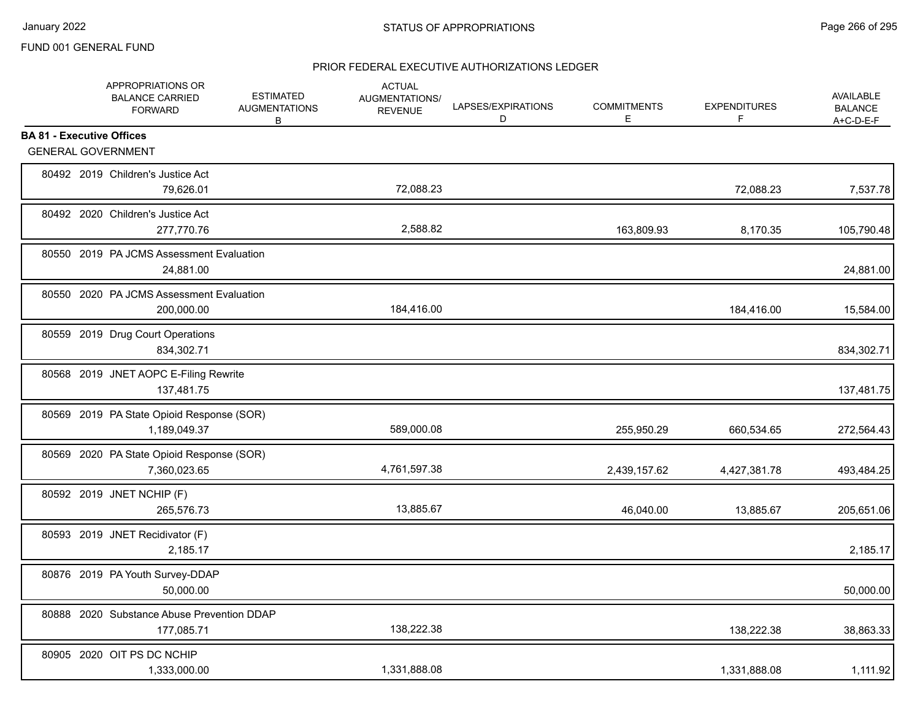FUND 001 GENERAL FUND

PRIOR FEDERAL EXECUTIVE AUTHORIZATIONS LEDGER

| | APPROPRIATIONS OR BALANCE CARRIED FORWARD | ESTIMATED AUGMENTATIONS B | ACTUAL AUGMENTATIONS/ REVENUE | LAPSES/EXPIRATIONS D | COMMITMENTS E | EXPENDITURES F | AVAILABLE BALANCE A+C-D-E-F |
|---|---|---|---|---|---|---|---|
| **BA 81 - Executive Offices** | | | | | | | |
| GENERAL GOVERNMENT | | | | | | | |
| 80492 2019 Children's Justice Act | 79,626.01 | | 72,088.23 | | | 72,088.23 | 7,537.78 |
| 80492 2020 Children's Justice Act | 277,770.76 | | 2,588.82 | | 163,809.93 | 8,170.35 | 105,790.48 |
| 80550 2019 PA JCMS Assessment Evaluation | 24,881.00 | | | | | | 24,881.00 |
| 80550 2020 PA JCMS Assessment Evaluation | 200,000.00 | | 184,416.00 | | | 184,416.00 | 15,584.00 |
| 80559 2019 Drug Court Operations | 834,302.71 | | | | | | 834,302.71 |
| 80568 2019 JNET AOPC E-Filing Rewrite | 137,481.75 | | | | | | 137,481.75 |
| 80569 2019 PA State Opioid Response (SOR) | 1,189,049.37 | | 589,000.08 | | 255,950.29 | 660,534.65 | 272,564.43 |
| 80569 2020 PA State Opioid Response (SOR) | 7,360,023.65 | | 4,761,597.38 | | 2,439,157.62 | 4,427,381.78 | 493,484.25 |
| 80592 2019 JNET NCHIP (F) | 265,576.73 | | 13,885.67 | | 46,040.00 | 13,885.67 | 205,651.06 |
| 80593 2019 JNET Recidivator (F) | 2,185.17 | | | | | | 2,185.17 |
| 80876 2019 PA Youth Survey-DDAP | 50,000.00 | | | | | | 50,000.00 |
| 80888 2020 Substance Abuse Prevention DDAP | 177,085.71 | | 138,222.38 | | | 138,222.38 | 38,863.33 |
| 80905 2020 OIT PS DC NCHIP | 1,333,000.00 | | 1,331,888.08 | | | 1,331,888.08 | 1,111.92 |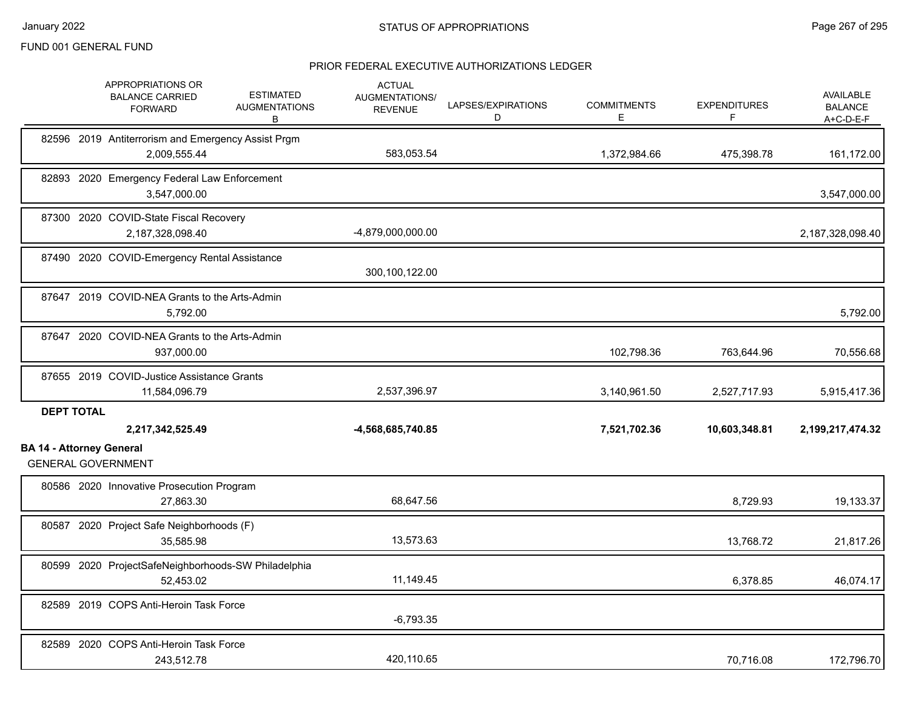FUND 001 GENERAL FUND

## PRIOR FEDERAL EXECUTIVE AUTHORIZATIONS LEDGER

| | APPROPRIATIONS OR BALANCE CARRIED FORWARD | ESTIMATED AUGMENTATIONS B | ACTUAL AUGMENTATIONS/ REVENUE | LAPSES/EXPIRATIONS D | COMMITMENTS E | EXPENDITURES F | AVAILABLE BALANCE A+C-D-E-F |
|---|---|---|---|---|---|---|---|
| 82596 2019 Antiterrorism and Emergency Assist Prgm | 2,009,555.44 | | 583,053.54 | | 1,372,984.66 | 475,398.78 | 161,172.00 |
| 82893 2020 Emergency Federal Law Enforcement | 3,547,000.00 | | | | | | 3,547,000.00 |
| 87300 2020 COVID-State Fiscal Recovery | 2,187,328,098.40 | | -4,879,000,000.00 | | | | 2,187,328,098.40 |
| 87490 2020 COVID-Emergency Rental Assistance | | | 300,100,122.00 | | | | |
| 87647 2019 COVID-NEA Grants to the Arts-Admin | 5,792.00 | | | | | | 5,792.00 |
| 87647 2020 COVID-NEA Grants to the Arts-Admin | 937,000.00 | | | | 102,798.36 | 763,644.96 | 70,556.68 |
| 87655 2019 COVID-Justice Assistance Grants | 11,584,096.79 | | 2,537,396.97 | | 3,140,961.50 | 2,527,717.93 | 5,915,417.36 |
| **DEPT TOTAL** | **2,217,342,525.49** | | **-4,568,685,740.85** | | **7,521,702.36** | **10,603,348.81** | **2,199,217,474.32** |

**BA 14 - Attorney General**

GENERAL GOVERNMENT

| | APPROPRIATIONS OR BALANCE CARRIED FORWARD | ESTIMATED AUGMENTATIONS B | ACTUAL AUGMENTATIONS/ REVENUE | LAPSES/EXPIRATIONS D | COMMITMENTS E | EXPENDITURES F | AVAILABLE BALANCE A+C-D-E-F |
|---|---|---|---|---|---|---|---|
| 80586 2020 Innovative Prosecution Program | 27,863.30 | | 68,647.56 | | | 8,729.93 | 19,133.37 |
| 80587 2020 Project Safe Neighborhoods (F) | 35,585.98 | | 13,573.63 | | | 13,768.72 | 21,817.26 |
| 80599 2020 ProjectSafeNeighborhoods-SW Philadelphia | 52,453.02 | | 11,149.45 | | | 6,378.85 | 46,074.17 |
| 82589 2019 COPS Anti-Heroin Task Force | | | -6,793.35 | | | | |
| 82589 2020 COPS Anti-Heroin Task Force | 243,512.78 | | 420,110.65 | | | 70,716.08 | 172,796.70 |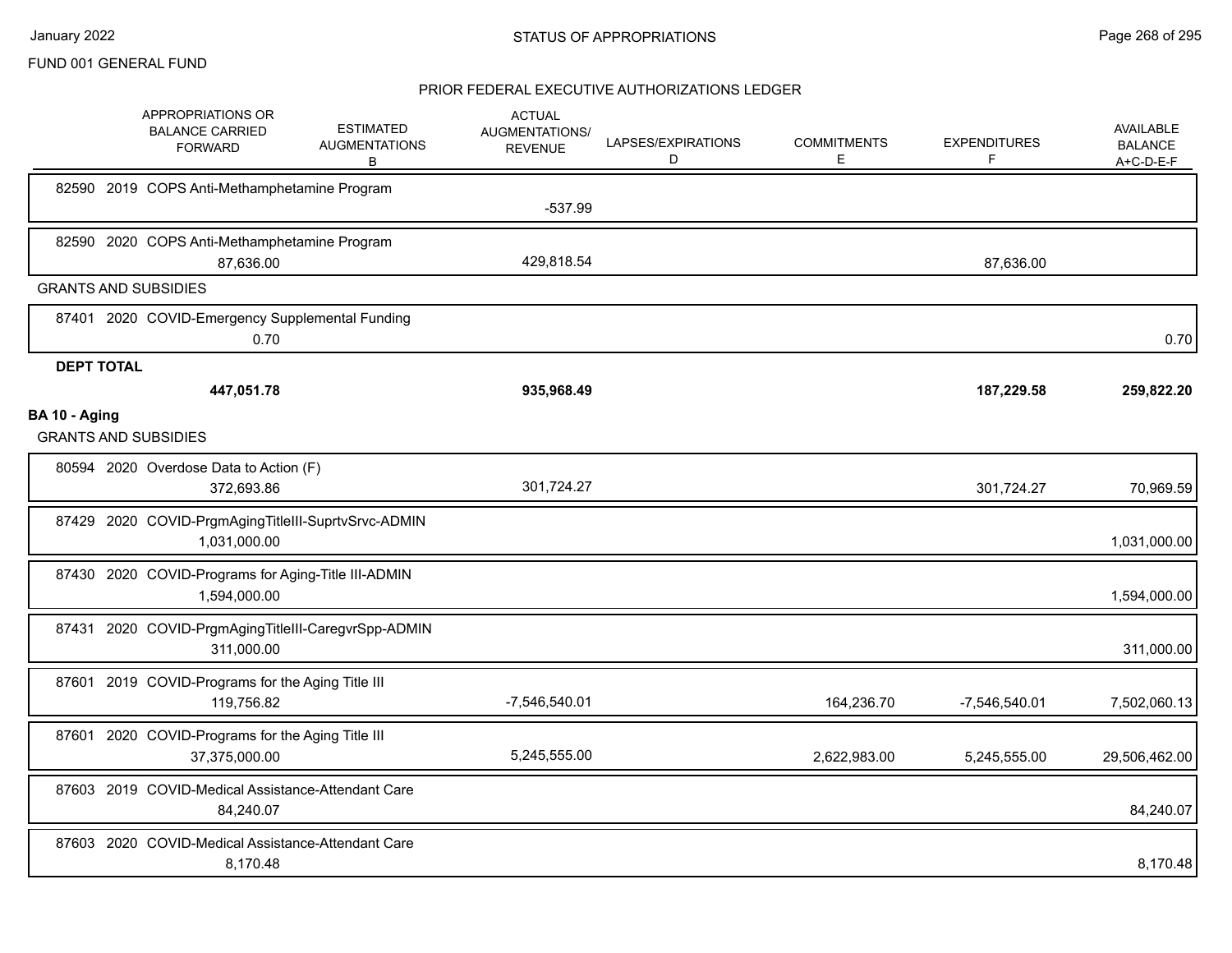## FUND 001 GENERAL FUND

### STATUS OF APPROPRIATIONS

### PRIOR FEDERAL EXECUTIVE AUTHORIZATIONS LEDGER

| | APPROPRIATIONS OR BALANCE CARRIED FORWARD | ESTIMATED AUGMENTATIONS B | ACTUAL AUGMENTATIONS/ REVENUE | LAPSES/EXPIRATIONS D | COMMITMENTS E | EXPENDITURES F | AVAILABLE BALANCE A+C-D-E-F |
|---|---|---|---|---|---|---|---|
| 82590 2019 COPS Anti-Methamphetamine Program | | | -537.99 | | | | |
| 82590 2020 COPS Anti-Methamphetamine Program | 87,636.00 | | 429,818.54 | | | 87,636.00 | |
| **GRANTS AND SUBSIDIES** | | | | | | | |
| 87401 2020 COVID-Emergency Supplemental Funding | 0.70 | | | | | | 0.70 |
| **DEPT TOTAL** | **447,051.78** | | **935,968.49** | | | **187,229.58** | **259,822.20** |
| **BA 10 - Aging** | | | | | | | |
| **GRANTS AND SUBSIDIES** | | | | | | | |
| 80594 2020 Overdose Data to Action (F) | 372,693.86 | | 301,724.27 | | | 301,724.27 | 70,969.59 |
| 87429 2020 COVID-PrgmAgingTitleIII-SuprtvSrvc-ADMIN | 1,031,000.00 | | | | | | 1,031,000.00 |
| 87430 2020 COVID-Programs for Aging-Title III-ADMIN | 1,594,000.00 | | | | | | 1,594,000.00 |
| 87431 2020 COVID-PrgmAgingTitleIII-CaregvrSpp-ADMIN | 311,000.00 | | | | | | 311,000.00 |
| 87601 2019 COVID-Programs for the Aging Title III | 119,756.82 | | -7,546,540.01 | | 164,236.70 | -7,546,540.01 | 7,502,060.13 |
| 87601 2020 COVID-Programs for the Aging Title III | 37,375,000.00 | | 5,245,555.00 | | 2,622,983.00 | 5,245,555.00 | 29,506,462.00 |
| 87603 2019 COVID-Medical Assistance-Attendant Care | 84,240.07 | | | | | | 84,240.07 |
| 87603 2020 COVID-Medical Assistance-Attendant Care | 8,170.48 | | | | | | 8,170.48 |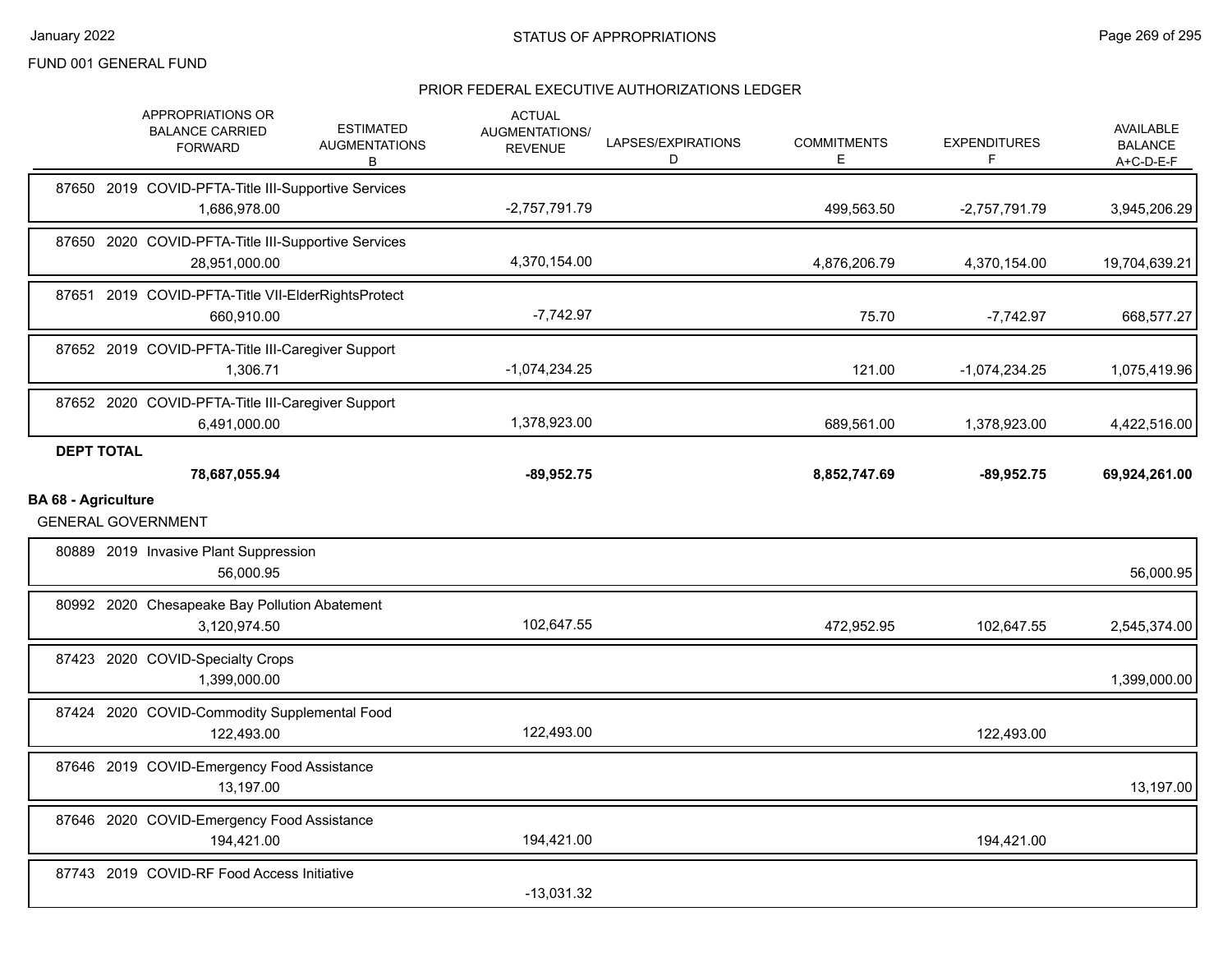FUND 001 GENERAL FUND

## STATUS OF APPROPRIATIONS

### PRIOR FEDERAL EXECUTIVE AUTHORIZATIONS LEDGER

| | APPROPRIATIONS OR BALANCE CARRIED FORWARD | ESTIMATED AUGMENTATIONS B | ACTUAL AUGMENTATIONS/ REVENUE | LAPSES/EXPIRATIONS D | COMMITMENTS E | EXPENDITURES F | AVAILABLE BALANCE A+C-D-E-F |
|---|---|---|---|---|---|---|---|
| 87650 2019 COVID-PFTA-Title III-Supportive Services | 1,686,978.00 | | -2,757,791.79 | | 499,563.50 | -2,757,791.79 | 3,945,206.29 |
| 87650 2020 COVID-PFTA-Title III-Supportive Services | 28,951,000.00 | | 4,370,154.00 | | 4,876,206.79 | 4,370,154.00 | 19,704,639.21 |
| 87651 2019 COVID-PFTA-Title VII-ElderRightsProtect | 660,910.00 | | -7,742.97 | | 75.70 | -7,742.97 | 668,577.27 |
| 87652 2019 COVID-PFTA-Title III-Caregiver Support | 1,306.71 | | -1,074,234.25 | | 121.00 | -1,074,234.25 | 1,075,419.96 |
| 87652 2020 COVID-PFTA-Title III-Caregiver Support | 6,491,000.00 | | 1,378,923.00 | | 689,561.00 | 1,378,923.00 | 4,422,516.00 |
| **DEPT TOTAL** | **78,687,055.94** | | **-89,952.75** | | **8,852,747.69** | **-89,952.75** | **69,924,261.00** |

**BA 68 - Agriculture**

GENERAL GOVERNMENT

| | APPROPRIATIONS OR BALANCE CARRIED FORWARD | ESTIMATED AUGMENTATIONS B | ACTUAL AUGMENTATIONS/ REVENUE | LAPSES/EXPIRATIONS D | COMMITMENTS E | EXPENDITURES F | AVAILABLE BALANCE A+C-D-E-F |
|---|---|---|---|---|---|---|---|
| 80889 2019 Invasive Plant Suppression | 56,000.95 | | | | | | 56,000.95 |
| 80992 2020 Chesapeake Bay Pollution Abatement | 3,120,974.50 | | 102,647.55 | | 472,952.95 | 102,647.55 | 2,545,374.00 |
| 87423 2020 COVID-Specialty Crops | 1,399,000.00 | | | | | | 1,399,000.00 |
| 87424 2020 COVID-Commodity Supplemental Food | 122,493.00 | | 122,493.00 | | | 122,493.00 | |
| 87646 2019 COVID-Emergency Food Assistance | 13,197.00 | | | | | | 13,197.00 |
| 87646 2020 COVID-Emergency Food Assistance | 194,421.00 | | 194,421.00 | | | 194,421.00 | |
| 87743 2019 COVID-RF Food Access Initiative | | | -13,031.32 | | | | |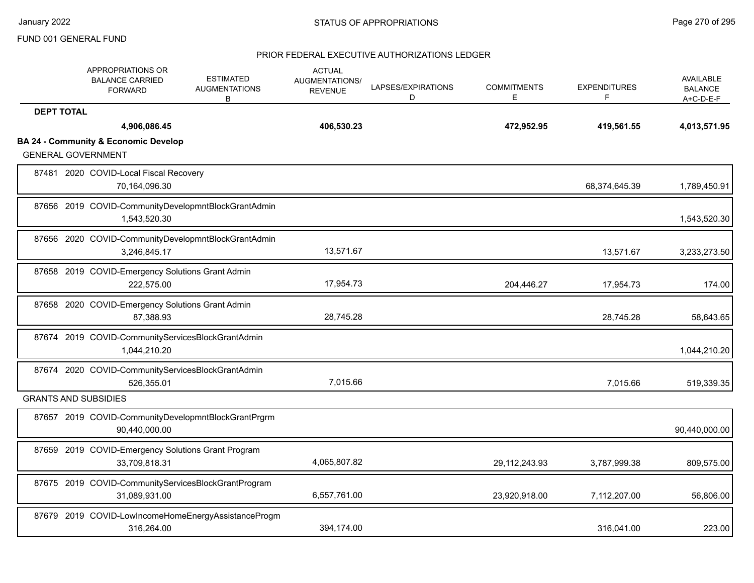FUND 001 GENERAL FUND

PRIOR FEDERAL EXECUTIVE AUTHORIZATIONS LEDGER

| | APPROPRIATIONS OR BALANCE CARRIED FORWARD | ESTIMATED AUGMENTATIONS B | ACTUAL AUGMENTATIONS/ REVENUE | LAPSES/EXPIRATIONS D | COMMITMENTS E | EXPENDITURES F | AVAILABLE BALANCE A+C-D-E-F |
|---|---|---|---|---|---|---|---|
| **DEPT TOTAL** | **4,906,086.45** | | **406,530.23** | | **472,952.95** | **419,561.55** | **4,013,571.95** |
| **BA 24 - Community & Economic Develop** | | | | | | | |
| GENERAL GOVERNMENT | | | | | | | |
| 87481 2020 COVID-Local Fiscal Recovery | 70,164,096.30 | | | | | 68,374,645.39 | 1,789,450.91 |
| 87656 2019 COVID-CommunityDevelopmntBlockGrantAdmin | 1,543,520.30 | | | | | | 1,543,520.30 |
| 87656 2020 COVID-CommunityDevelopmntBlockGrantAdmin | 3,246,845.17 | | 13,571.67 | | | 13,571.67 | 3,233,273.50 |
| 87658 2019 COVID-Emergency Solutions Grant Admin | 222,575.00 | | 17,954.73 | | 204,446.27 | 17,954.73 | 174.00 |
| 87658 2020 COVID-Emergency Solutions Grant Admin | 87,388.93 | | 28,745.28 | | | 28,745.28 | 58,643.65 |
| 87674 2019 COVID-CommunityServicesBlockGrantAdmin | 1,044,210.20 | | | | | | 1,044,210.20 |
| 87674 2020 COVID-CommunityServicesBlockGrantAdmin | 526,355.01 | | 7,015.66 | | | 7,015.66 | 519,339.35 |
| GRANTS AND SUBSIDIES | | | | | | | |
| 87657 2019 COVID-CommunityDevelopmntBlockGrantPrgrm | 90,440,000.00 | | | | | | 90,440,000.00 |
| 87659 2019 COVID-Emergency Solutions Grant Program | 33,709,818.31 | | 4,065,807.82 | | 29,112,243.93 | 3,787,999.38 | 809,575.00 |
| 87675 2019 COVID-CommunityServicesBlockGrantProgram | 31,089,931.00 | | 6,557,761.00 | | 23,920,918.00 | 7,112,207.00 | 56,806.00 |
| 87679 2019 COVID-LowIncomeHomeEnergyAssistanceProgm | 316,264.00 | | 394,174.00 | | | 316,041.00 | 223.00 |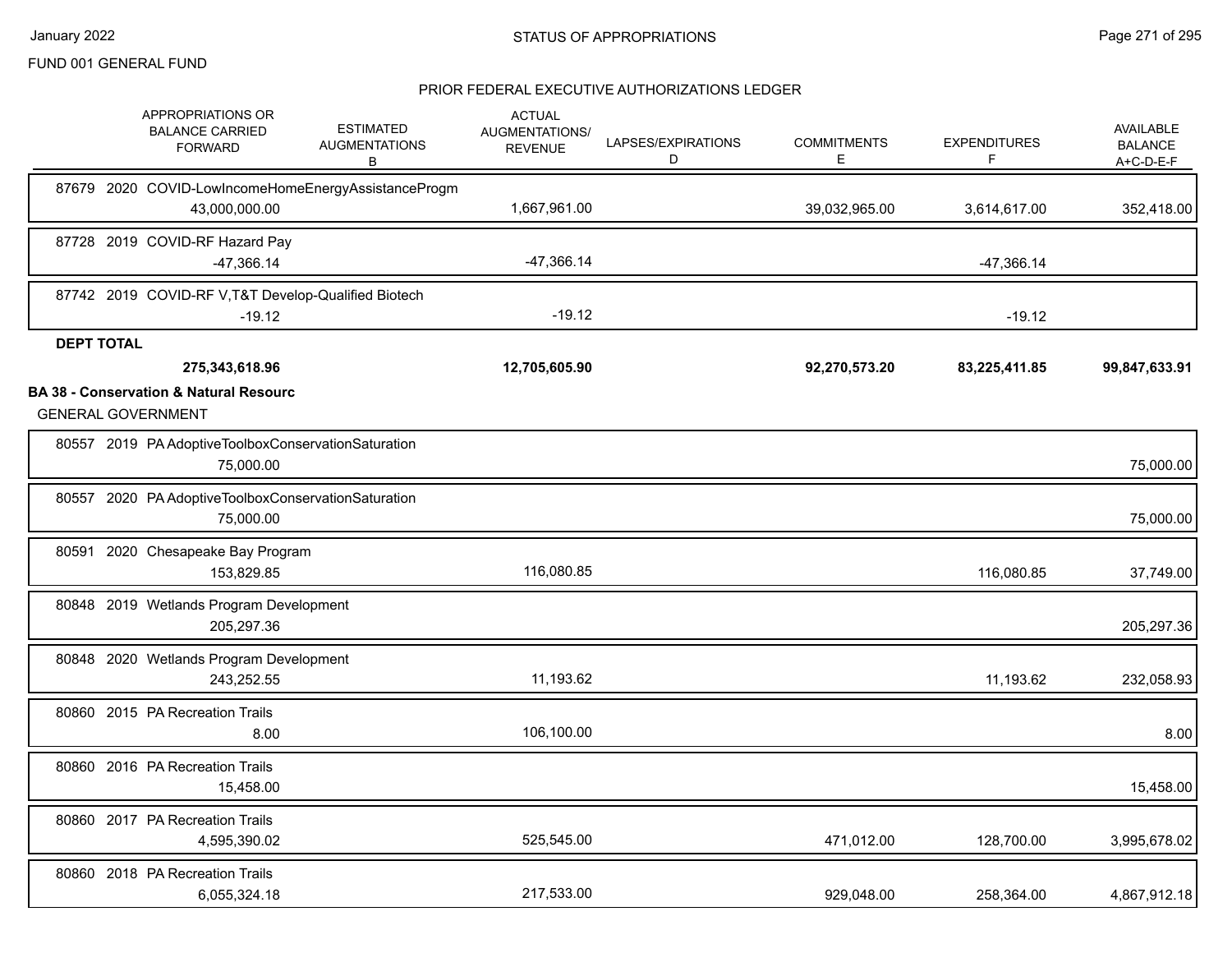FUND 001 GENERAL FUND

## STATUS OF APPROPRIATIONS

### PRIOR FEDERAL EXECUTIVE AUTHORIZATIONS LEDGER

| APPROPRIATIONS OR BALANCE CARRIED FORWARD | ESTIMATED AUGMENTATIONS B | ACTUAL AUGMENTATIONS/ REVENUE | LAPSES/EXPIRATIONS D | COMMITMENTS E | EXPENDITURES F | AVAILABLE BALANCE A+C-D-E-F |
|---|---|---|---|---|---|---|
| 87679 2020 COVID-LowIncomeHomeEnergyAssistanceProgm | | | | | | |
| 43,000,000.00 | | 1,667,961.00 | | 39,032,965.00 | 3,614,617.00 | 352,418.00 |
| 87728 2019 COVID-RF Hazard Pay | | | | | | |
| -47,366.14 | | -47,366.14 | | | -47,366.14 | |
| 87742 2019 COVID-RF V,T&T Develop-Qualified Biotech | | | | | | |
| -19.12 | | -19.12 | | | -19.12 | |
| **DEPT TOTAL** | | | | | | |
| **275,343,618.96** | | **12,705,605.90** | | **92,270,573.20** | **83,225,411.85** | **99,847,633.91** |

**BA 38 - Conservation & Natural Resourc**

GENERAL GOVERNMENT

| APPROPRIATIONS OR BALANCE CARRIED FORWARD | ESTIMATED AUGMENTATIONS B | ACTUAL AUGMENTATIONS/ REVENUE | LAPSES/EXPIRATIONS D | COMMITMENTS E | EXPENDITURES F | AVAILABLE BALANCE A+C-D-E-F |
|---|---|---|---|---|---|---|
| 80557 2019 PA AdoptiveToolboxConservationSaturation | | | | | | |
| 75,000.00 | | | | | | 75,000.00 |
| 80557 2020 PA AdoptiveToolboxConservationSaturation | | | | | | |
| 75,000.00 | | | | | | 75,000.00 |
| 80591 2020 Chesapeake Bay Program | | | | | | |
| 153,829.85 | | 116,080.85 | | | 116,080.85 | 37,749.00 |
| 80848 2019 Wetlands Program Development | | | | | | |
| 205,297.36 | | | | | | 205,297.36 |
| 80848 2020 Wetlands Program Development | | | | | | |
| 243,252.55 | | 11,193.62 | | | 11,193.62 | 232,058.93 |
| 80860 2015 PA Recreation Trails | | | | | | |
| 8.00 | | 106,100.00 | | | | 8.00 |
| 80860 2016 PA Recreation Trails | | | | | | |
| 15,458.00 | | | | | | 15,458.00 |
| 80860 2017 PA Recreation Trails | | | | | | |
| 4,595,390.02 | | 525,545.00 | | 471,012.00 | 128,700.00 | 3,995,678.02 |
| 80860 2018 PA Recreation Trails | | | | | | |
| 6,055,324.18 | | 217,533.00 | | 929,048.00 | 258,364.00 | 4,867,912.18 |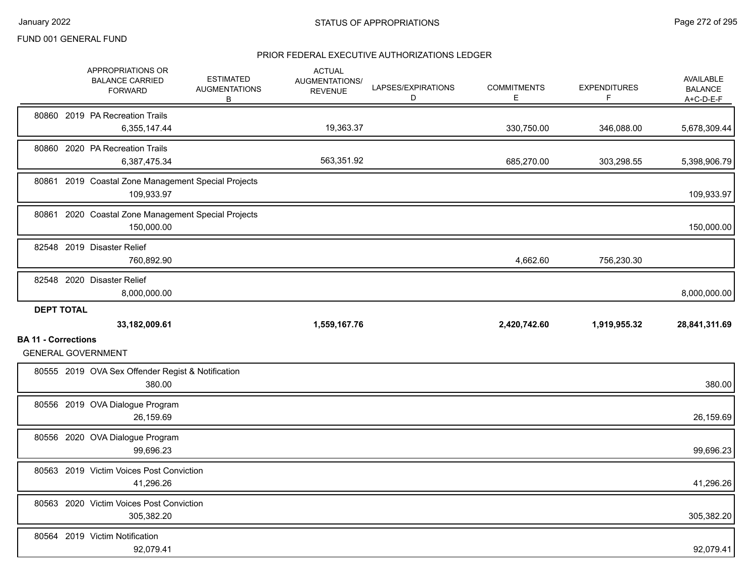FUND 001 GENERAL FUND

## PRIOR FEDERAL EXECUTIVE AUTHORIZATIONS LEDGER

| | APPROPRIATIONS OR BALANCE CARRIED FORWARD | ESTIMATED AUGMENTATIONS B | ACTUAL AUGMENTATIONS/ REVENUE | LAPSES/EXPIRATIONS D | COMMITMENTS E | EXPENDITURES F | AVAILABLE BALANCE A+C-D-E-F |
|---|---|---|---|---|---|---|---|
| 80860 2019 PA Recreation Trails | 6,355,147.44 | | 19,363.37 | | 330,750.00 | 346,088.00 | 5,678,309.44 |
| 80860 2020 PA Recreation Trails | 6,387,475.34 | | 563,351.92 | | 685,270.00 | 303,298.55 | 5,398,906.79 |
| 80861 2019 Coastal Zone Management Special Projects | 109,933.97 | | | | | | 109,933.97 |
| 80861 2020 Coastal Zone Management Special Projects | 150,000.00 | | | | | | 150,000.00 |
| 82548 2019 Disaster Relief | 760,892.90 | | | | 4,662.60 | 756,230.30 | |
| 82548 2020 Disaster Relief | 8,000,000.00 | | | | | | 8,000,000.00 |
| **DEPT TOTAL** | **33,182,009.61** | | **1,559,167.76** | | **2,420,742.60** | **1,919,955.32** | **28,841,311.69** |

**BA 11 - Corrections**

GENERAL GOVERNMENT

| | APPROPRIATIONS OR BALANCE CARRIED FORWARD | ESTIMATED AUGMENTATIONS B | ACTUAL AUGMENTATIONS/ REVENUE | LAPSES/EXPIRATIONS D | COMMITMENTS E | EXPENDITURES F | AVAILABLE BALANCE A+C-D-E-F |
|---|---|---|---|---|---|---|---|
| 80555 2019 OVA Sex Offender Regist & Notification | 380.00 | | | | | | 380.00 |
| 80556 2019 OVA Dialogue Program | 26,159.69 | | | | | | 26,159.69 |
| 80556 2020 OVA Dialogue Program | 99,696.23 | | | | | | 99,696.23 |
| 80563 2019 Victim Voices Post Conviction | 41,296.26 | | | | | | 41,296.26 |
| 80563 2020 Victim Voices Post Conviction | 305,382.20 | | | | | | 305,382.20 |
| 80564 2019 Victim Notification | 92,079.41 | | | | | | 92,079.41 |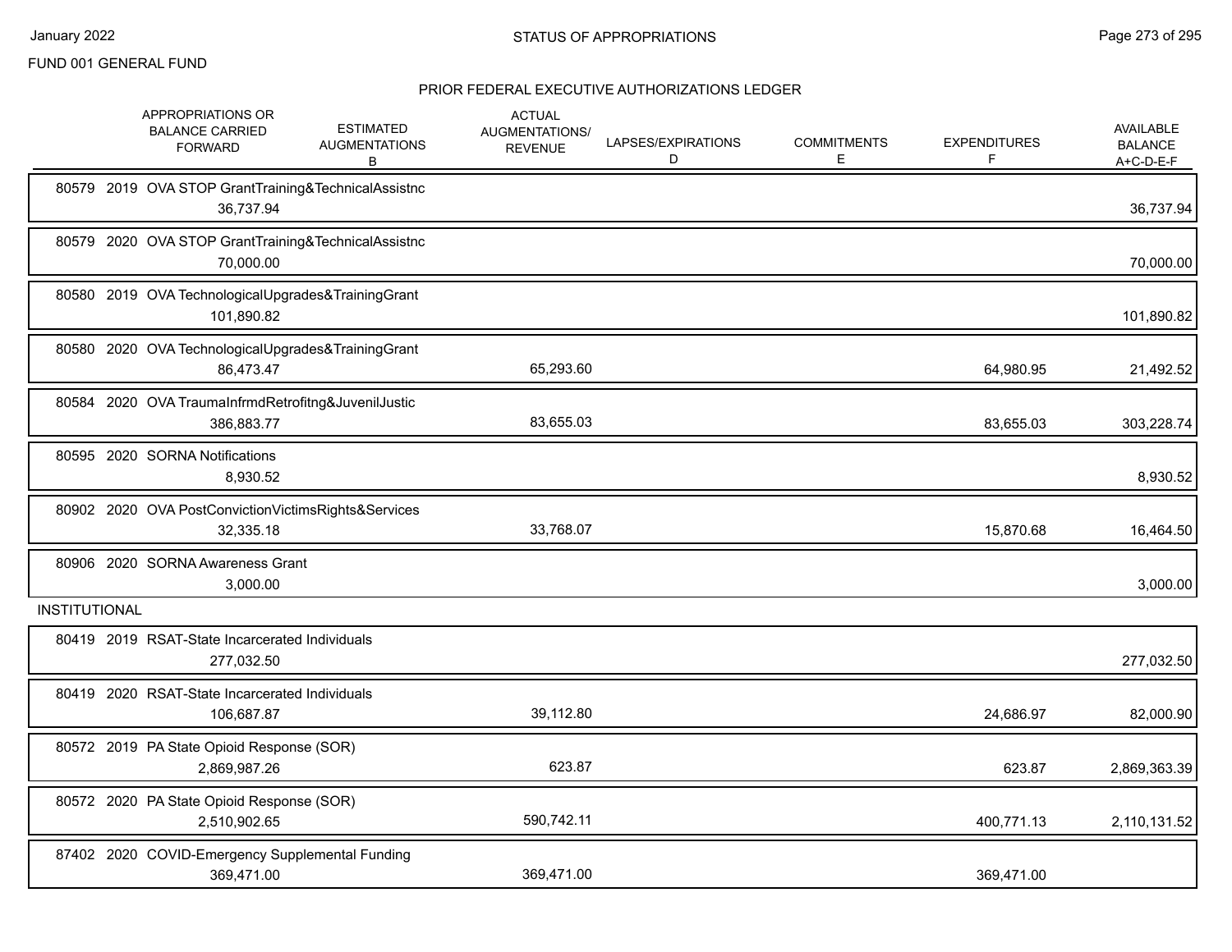FUND 001 GENERAL FUND

## PRIOR FEDERAL EXECUTIVE AUTHORIZATIONS LEDGER

| | APPROPRIATIONS OR BALANCE CARRIED FORWARD | ESTIMATED AUGMENTATIONS B | ACTUAL AUGMENTATIONS/ REVENUE | LAPSES/EXPIRATIONS D | COMMITMENTS E | EXPENDITURES F | AVAILABLE BALANCE A+C-D-E-F |
|---|---|---|---|---|---|---|---|
| 80579 2019 OVA STOP GrantTraining&TechnicalAssistnc | 36,737.94 | | | | | | 36,737.94 |
| 80579 2020 OVA STOP GrantTraining&TechnicalAssistnc | 70,000.00 | | | | | | 70,000.00 |
| 80580 2019 OVA TechnologicalUpgrades&TrainingGrant | 101,890.82 | | | | | | 101,890.82 |
| 80580 2020 OVA TechnologicalUpgrades&TrainingGrant | 86,473.47 | | 65,293.60 | | | 64,980.95 | 21,492.52 |
| 80584 2020 OVA TraumaInfrmdRetrofitng&JuvenilJustic | 386,883.77 | | 83,655.03 | | | 83,655.03 | 303,228.74 |
| 80595 2020 SORNA Notifications | 8,930.52 | | | | | | 8,930.52 |
| 80902 2020 OVA PostConvictionVictimsRights&Services | 32,335.18 | | 33,768.07 | | | 15,870.68 | 16,464.50 |
| 80906 2020 SORNA Awareness Grant | 3,000.00 | | | | | | 3,000.00 |
| **INSTITUTIONAL** | | | | | | | |
| 80419 2019 RSAT-State Incarcerated Individuals | 277,032.50 | | | | | | 277,032.50 |
| 80419 2020 RSAT-State Incarcerated Individuals | 106,687.87 | | 39,112.80 | | | 24,686.97 | 82,000.90 |
| 80572 2019 PA State Opioid Response (SOR) | 2,869,987.26 | | 623.87 | | | 623.87 | 2,869,363.39 |
| 80572 2020 PA State Opioid Response (SOR) | 2,510,902.65 | | 590,742.11 | | | 400,771.13 | 2,110,131.52 |
| 87402 2020 COVID-Emergency Supplemental Funding | 369,471.00 | | 369,471.00 | | | 369,471.00 | |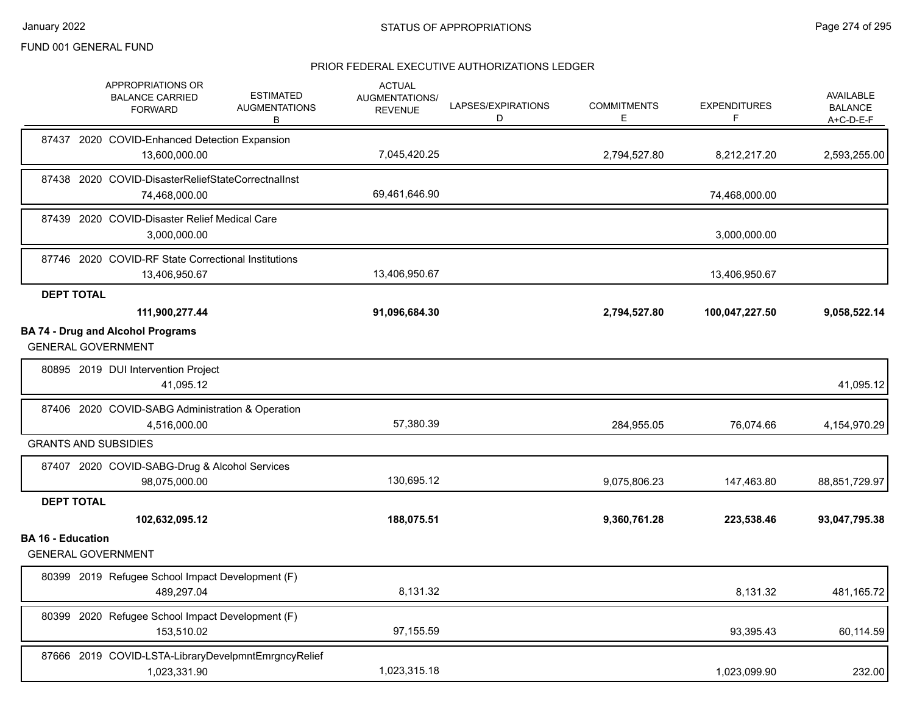FUND 001 GENERAL FUND

## PRIOR FEDERAL EXECUTIVE AUTHORIZATIONS LEDGER

| | APPROPRIATIONS OR BALANCE CARRIED FORWARD | ESTIMATED AUGMENTATIONS B | ACTUAL AUGMENTATIONS/ REVENUE | LAPSES/EXPIRATIONS D | COMMITMENTS E | EXPENDITURES F | AVAILABLE BALANCE A+C-D-E-F |
|---|---|---|---|---|---|---|---|
| 87437 2020 COVID-Enhanced Detection Expansion | 13,600,000.00 | | 7,045,420.25 | | 2,794,527.80 | 8,212,217.20 | 2,593,255.00 |
| 87438 2020 COVID-DisasterReliefStateCorrectnalInst | 74,468,000.00 | | 69,461,646.90 | | | 74,468,000.00 | |
| 87439 2020 COVID-Disaster Relief Medical Care | 3,000,000.00 | | | | | 3,000,000.00 | |
| 87746 2020 COVID-RF State Correctional Institutions | 13,406,950.67 | | 13,406,950.67 | | | 13,406,950.67 | |
| **DEPT TOTAL** | **111,900,277.44** | | **91,096,684.30** | | **2,794,527.80** | **100,047,227.50** | **9,058,522.14** |
| **BA 74 - Drug and Alcohol Programs** | | | | | | | |
| GENERAL GOVERNMENT | | | | | | | |
| 80895 2019 DUI Intervention Project | 41,095.12 | | | | | | 41,095.12 |
| 87406 2020 COVID-SABG Administration & Operation | 4,516,000.00 | | 57,380.39 | | 284,955.05 | 76,074.66 | 4,154,970.29 |
| GRANTS AND SUBSIDIES | | | | | | | |
| 87407 2020 COVID-SABG-Drug & Alcohol Services | 98,075,000.00 | | 130,695.12 | | 9,075,806.23 | 147,463.80 | 88,851,729.97 |
| **DEPT TOTAL** | **102,632,095.12** | | **188,075.51** | | **9,360,761.28** | **223,538.46** | **93,047,795.38** |
| **BA 16 - Education** | | | | | | | |
| GENERAL GOVERNMENT | | | | | | | |
| 80399 2019 Refugee School Impact Development (F) | 489,297.04 | | 8,131.32 | | | 8,131.32 | 481,165.72 |
| 80399 2020 Refugee School Impact Development (F) | 153,510.02 | | 97,155.59 | | | 93,395.43 | 60,114.59 |
| 87666 2019 COVID-LSTA-LibraryDevelpmntEmrgncyRelief | 1,023,331.90 | | 1,023,315.18 | | | 1,023,099.90 | 232.00 |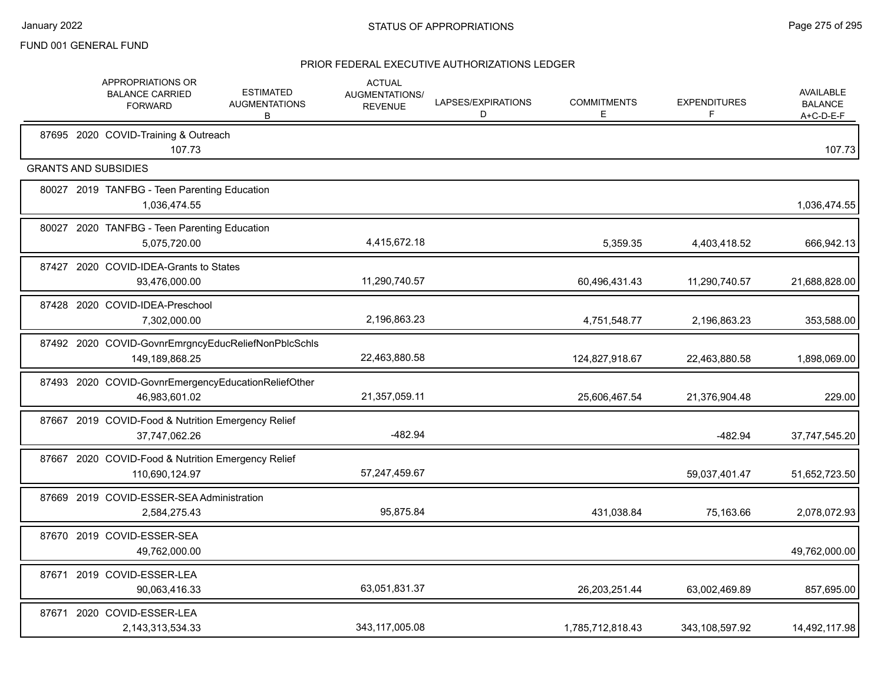FUND 001 GENERAL FUND

## PRIOR FEDERAL EXECUTIVE AUTHORIZATIONS LEDGER

| | APPROPRIATIONS OR BALANCE CARRIED FORWARD | ESTIMATED AUGMENTATIONS B | ACTUAL AUGMENTATIONS/ REVENUE | LAPSES/EXPIRATIONS D | COMMITMENTS E | EXPENDITURES F | AVAILABLE BALANCE A+C-D-E-F |
|---|---|---|---|---|---|---|---|
| 87695 2020 COVID-Training & Outreach | 107.73 | | | | | | 107.73 |
| **GRANTS AND SUBSIDIES** | | | | | | | |
| 80027 2019 TANFBG - Teen Parenting Education | 1,036,474.55 | | | | | | 1,036,474.55 |
| 80027 2020 TANFBG - Teen Parenting Education | 5,075,720.00 | | 4,415,672.18 | | 5,359.35 | 4,403,418.52 | 666,942.13 |
| 87427 2020 COVID-IDEA-Grants to States | 93,476,000.00 | | 11,290,740.57 | | 60,496,431.43 | 11,290,740.57 | 21,688,828.00 |
| 87428 2020 COVID-IDEA-Preschool | 7,302,000.00 | | 2,196,863.23 | | 4,751,548.77 | 2,196,863.23 | 353,588.00 |
| 87492 2020 COVID-GovnrEmrgncyEducReliefNonPblcSchls | 149,189,868.25 | | 22,463,880.58 | | 124,827,918.67 | 22,463,880.58 | 1,898,069.00 |
| 87493 2020 COVID-GovnrEmergencyEducationReliefOther | 46,983,601.02 | | 21,357,059.11 | | 25,606,467.54 | 21,376,904.48 | 229.00 |
| 87667 2019 COVID-Food & Nutrition Emergency Relief | 37,747,062.26 | | -482.94 | | | -482.94 | 37,747,545.20 |
| 87667 2020 COVID-Food & Nutrition Emergency Relief | 110,690,124.97 | | 57,247,459.67 | | | 59,037,401.47 | 51,652,723.50 |
| 87669 2019 COVID-ESSER-SEA Administration | 2,584,275.43 | | 95,875.84 | | 431,038.84 | 75,163.66 | 2,078,072.93 |
| 87670 2019 COVID-ESSER-SEA | 49,762,000.00 | | | | | | 49,762,000.00 |
| 87671 2019 COVID-ESSER-LEA | 90,063,416.33 | | 63,051,831.37 | | 26,203,251.44 | 63,002,469.89 | 857,695.00 |
| 87671 2020 COVID-ESSER-LEA | 2,143,313,534.33 | | 343,117,005.08 | | 1,785,712,818.43 | 343,108,597.92 | 14,492,117.98 |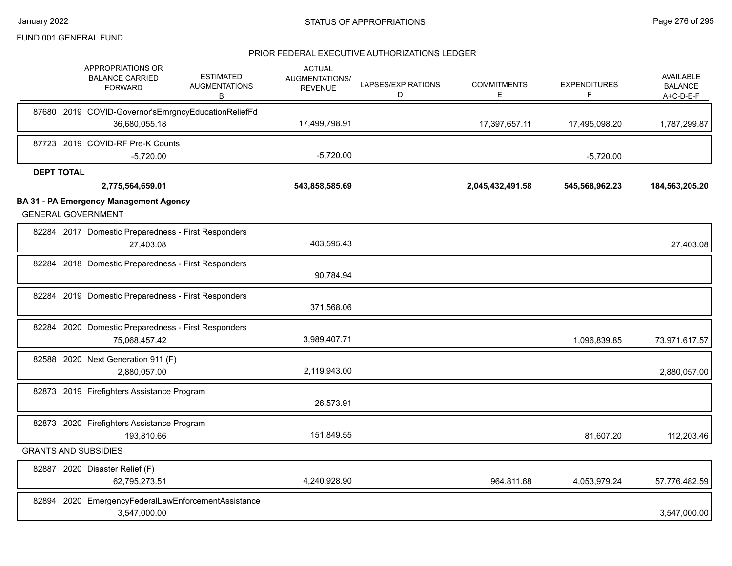FUND 001 GENERAL FUND

## PRIOR FEDERAL EXECUTIVE AUTHORIZATIONS LEDGER

| | APPROPRIATIONS OR BALANCE CARRIED FORWARD | ESTIMATED AUGMENTATIONS B | ACTUAL AUGMENTATIONS/ REVENUE | LAPSES/EXPIRATIONS D | COMMITMENTS E | EXPENDITURES F | AVAILABLE BALANCE A+C-D-E-F |
|---|---|---|---|---|---|---|---|
| 87680 2019 COVID-Governor'sEmrgncyEducationReliefFd | 36,680,055.18 | | 17,499,798.91 | | 17,397,657.11 | 17,495,098.20 | 1,787,299.87 |
| 87723 2019 COVID-RF Pre-K Counts | -5,720.00 | | -5,720.00 | | | -5,720.00 | |
| **DEPT TOTAL** | **2,775,564,659.01** | | **543,858,585.69** | | **2,045,432,491.58** | **545,568,962.23** | **184,563,205.20** |
| **BA 31 - PA Emergency Management Agency** | | | | | | | |
| GENERAL GOVERNMENT | | | | | | | |
| 82284 2017 Domestic Preparedness - First Responders | 27,403.08 | | 403,595.43 | | | | 27,403.08 |
| 82284 2018 Domestic Preparedness - First Responders | | | 90,784.94 | | | | |
| 82284 2019 Domestic Preparedness - First Responders | | | 371,568.06 | | | | |
| 82284 2020 Domestic Preparedness - First Responders | 75,068,457.42 | | 3,989,407.71 | | | 1,096,839.85 | 73,971,617.57 |
| 82588 2020 Next Generation 911 (F) | 2,880,057.00 | | 2,119,943.00 | | | | 2,880,057.00 |
| 82873 2019 Firefighters Assistance Program | | | 26,573.91 | | | | |
| 82873 2020 Firefighters Assistance Program | 193,810.66 | | 151,849.55 | | | 81,607.20 | 112,203.46 |
| GRANTS AND SUBSIDIES | | | | | | | |
| 82887 2020 Disaster Relief (F) | 62,795,273.51 | | 4,240,928.90 | | 964,811.68 | 4,053,979.24 | 57,776,482.59 |
| 82894 2020 EmergencyFederalLawEnforcementAssistance | 3,547,000.00 | | | | | | 3,547,000.00 |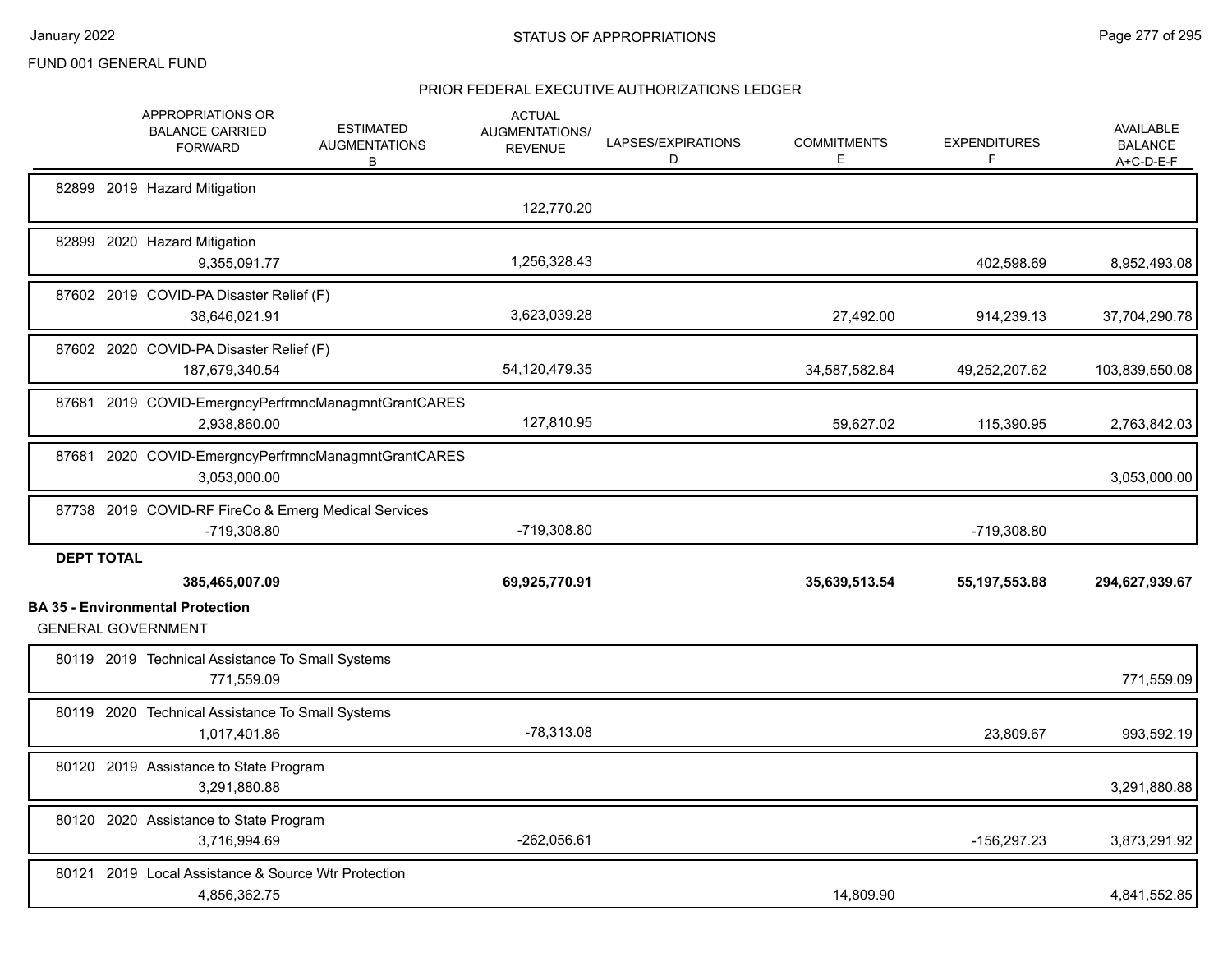## PRIOR FEDERAL EXECUTIVE AUTHORIZATIONS LEDGER

| | APPROPRIATIONS OR BALANCE CARRIED FORWARD | ESTIMATED AUGMENTATIONS B | ACTUAL AUGMENTATIONS/ REVENUE | LAPSES/EXPIRATIONS D | COMMITMENTS E | EXPENDITURES F | AVAILABLE BALANCE A+C-D-E-F |
|---|---|---|---|---|---|---|---|
| 82899 2019 Hazard Mitigation | | | 122,770.20 | | | | |
| 82899 2020 Hazard Mitigation | 9,355,091.77 | | 1,256,328.43 | | | 402,598.69 | 8,952,493.08 |
| 87602 2019 COVID-PA Disaster Relief (F) | 38,646,021.91 | | 3,623,039.28 | | 27,492.00 | 914,239.13 | 37,704,290.78 |
| 87602 2020 COVID-PA Disaster Relief (F) | 187,679,340.54 | | 54,120,479.35 | | 34,587,582.84 | 49,252,207.62 | 103,839,550.08 |
| 87681 2019 COVID-EmergncyPerfrmncManagmntGrantCARES | 2,938,860.00 | | 127,810.95 | | 59,627.02 | 115,390.95 | 2,763,842.03 |
| 87681 2020 COVID-EmergncyPerfrmncManagmntGrantCARES | 3,053,000.00 | | | | | | 3,053,000.00 |
| 87738 2019 COVID-RF FireCo & Emerg Medical Services | -719,308.80 | | -719,308.80 | | | -719,308.80 | |
| **DEPT TOTAL** | **385,465,007.09** | | **69,925,770.91** | | **35,639,513.54** | **55,197,553.88** | **294,627,939.67** |

**BA 35 - Environmental Protection**

GENERAL GOVERNMENT

| | APPROPRIATIONS OR BALANCE CARRIED FORWARD | ESTIMATED AUGMENTATIONS B | ACTUAL AUGMENTATIONS/ REVENUE | LAPSES/EXPIRATIONS D | COMMITMENTS E | EXPENDITURES F | AVAILABLE BALANCE A+C-D-E-F |
|---|---|---|---|---|---|---|---|
| 80119 2019 Technical Assistance To Small Systems | 771,559.09 | | | | | | 771,559.09 |
| 80119 2020 Technical Assistance To Small Systems | 1,017,401.86 | | -78,313.08 | | | 23,809.67 | 993,592.19 |
| 80120 2019 Assistance to State Program | 3,291,880.88 | | | | | | 3,291,880.88 |
| 80120 2020 Assistance to State Program | 3,716,994.69 | | -262,056.61 | | | -156,297.23 | 3,873,291.92 |
| 80121 2019 Local Assistance & Source Wtr Protection | 4,856,362.75 | | | | 14,809.90 | | 4,841,552.85 |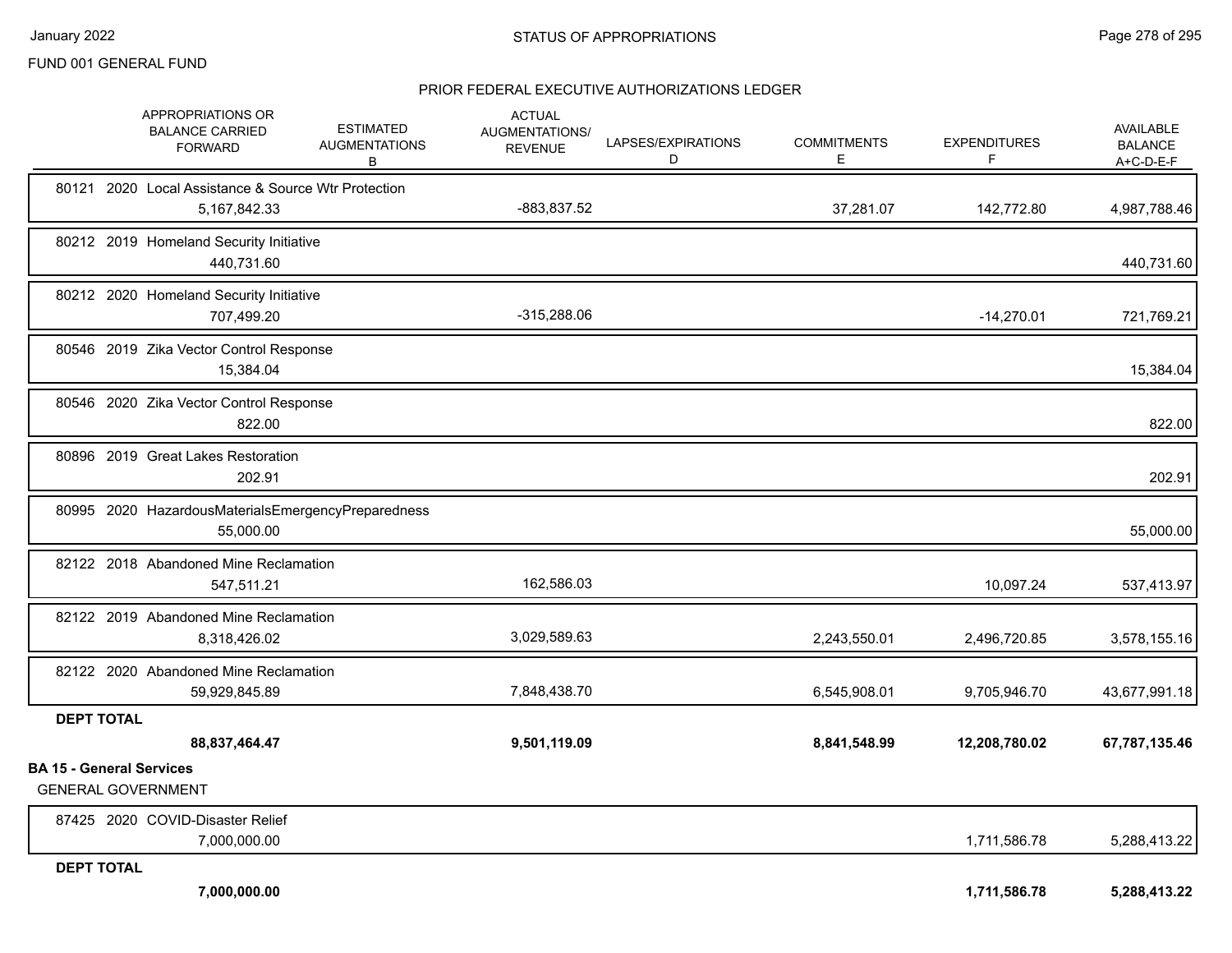FUND 001 GENERAL FUND

## PRIOR FEDERAL EXECUTIVE AUTHORIZATIONS LEDGER

| | APPROPRIATIONS OR BALANCE CARRIED FORWARD | ESTIMATED AUGMENTATIONS B | ACTUAL AUGMENTATIONS/ REVENUE | LAPSES/EXPIRATIONS D | COMMITMENTS E | EXPENDITURES F | AVAILABLE BALANCE A+C-D-E-F |
|---|---|---|---|---|---|---|---|
| 80121 2020 Local Assistance & Source Wtr Protection | 5,167,842.33 | | -883,837.52 | | 37,281.07 | 142,772.80 | 4,987,788.46 |
| 80212 2019 Homeland Security Initiative | 440,731.60 | | | | | | 440,731.60 |
| 80212 2020 Homeland Security Initiative | 707,499.20 | | -315,288.06 | | | -14,270.01 | 721,769.21 |
| 80546 2019 Zika Vector Control Response | 15,384.04 | | | | | | 15,384.04 |
| 80546 2020 Zika Vector Control Response | 822.00 | | | | | | 822.00 |
| 80896 2019 Great Lakes Restoration | 202.91 | | | | | | 202.91 |
| 80995 2020 HazardousMaterialsEmergencyPreparedness | 55,000.00 | | | | | | 55,000.00 |
| 82122 2018 Abandoned Mine Reclamation | 547,511.21 | | 162,586.03 | | | 10,097.24 | 537,413.97 |
| 82122 2019 Abandoned Mine Reclamation | 8,318,426.02 | | 3,029,589.63 | | 2,243,550.01 | 2,496,720.85 | 3,578,155.16 |
| 82122 2020 Abandoned Mine Reclamation | 59,929,845.89 | | 7,848,438.70 | | 6,545,908.01 | 9,705,946.70 | 43,677,991.18 |
| **DEPT TOTAL** | **88,837,464.47** | | **9,501,119.09** | | **8,841,548.99** | **12,208,780.02** | **67,787,135.46** |

**BA 15 - General Services**

GENERAL GOVERNMENT

| | APPROPRIATIONS OR BALANCE CARRIED FORWARD | ESTIMATED AUGMENTATIONS B | ACTUAL AUGMENTATIONS/ REVENUE | LAPSES/EXPIRATIONS D | COMMITMENTS E | EXPENDITURES F | AVAILABLE BALANCE A+C-D-E-F |
|---|---|---|---|---|---|---|---|
| 87425 2020 COVID-Disaster Relief | 7,000,000.00 | | | | | 1,711,586.78 | 5,288,413.22 |
| **DEPT TOTAL** | **7,000,000.00** | | | | | **1,711,586.78** | **5,288,413.22** |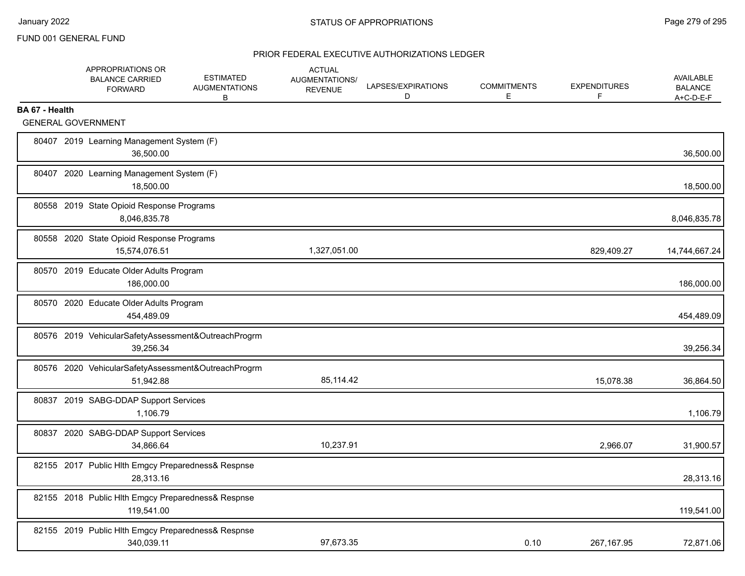FUND 001 GENERAL FUND

STATUS OF APPROPRIATIONS

PRIOR FEDERAL EXECUTIVE AUTHORIZATIONS LEDGER

**BA 67 - Health**

GENERAL GOVERNMENT

| | APPROPRIATIONS OR BALANCE CARRIED FORWARD | ESTIMATED AUGMENTATIONS B | ACTUAL AUGMENTATIONS/ REVENUE | LAPSES/EXPIRATIONS D | COMMITMENTS E | EXPENDITURES F | AVAILABLE BALANCE A+C-D-E-F |
|---|---|---|---|---|---|---|---|
| 80407 2019 Learning Management System (F) | 36,500.00 | | | | | | 36,500.00 |
| 80407 2020 Learning Management System (F) | 18,500.00 | | | | | | 18,500.00 |
| 80558 2019 State Opioid Response Programs | 8,046,835.78 | | | | | | 8,046,835.78 |
| 80558 2020 State Opioid Response Programs | 15,574,076.51 | | 1,327,051.00 | | | 829,409.27 | 14,744,667.24 |
| 80570 2019 Educate Older Adults Program | 186,000.00 | | | | | | 186,000.00 |
| 80570 2020 Educate Older Adults Program | 454,489.09 | | | | | | 454,489.09 |
| 80576 2019 VehicularSafetyAssessment&OutreachProgrm | 39,256.34 | | | | | | 39,256.34 |
| 80576 2020 VehicularSafetyAssessment&OutreachProgrm | 51,942.88 | | 85,114.42 | | | 15,078.38 | 36,864.50 |
| 80837 2019 SABG-DDAP Support Services | 1,106.79 | | | | | | 1,106.79 |
| 80837 2020 SABG-DDAP Support Services | 34,866.64 | | 10,237.91 | | | 2,966.07 | 31,900.57 |
| 82155 2017 Public Hlth Emgcy Preparedness& Respnse | 28,313.16 | | | | | | 28,313.16 |
| 82155 2018 Public Hlth Emgcy Preparedness& Respnse | 119,541.00 | | | | | | 119,541.00 |
| 82155 2019 Public Hlth Emgcy Preparedness& Respnse | 340,039.11 | | 97,673.35 | | 0.10 | 267,167.95 | 72,871.06 |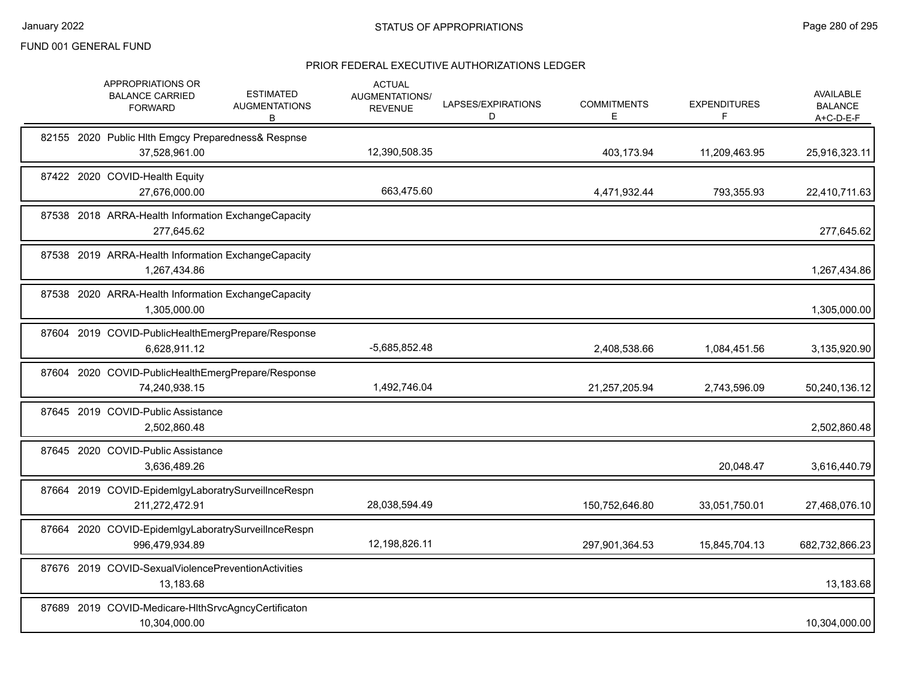FUND 001 GENERAL FUND

## STATUS OF APPROPRIATIONS

### PRIOR FEDERAL EXECUTIVE AUTHORIZATIONS LEDGER

| | APPROPRIATIONS OR BALANCE CARRIED FORWARD | ESTIMATED AUGMENTATIONS B | ACTUAL AUGMENTATIONS/ REVENUE | LAPSES/EXPIRATIONS D | COMMITMENTS E | EXPENDITURES F | AVAILABLE BALANCE A+C-D-E-F |
|---|---|---|---|---|---|---|---|
| 82155 2020 Public Hlth Emgcy Preparedness& Respnse | 37,528,961.00 | | 12,390,508.35 | | 403,173.94 | 11,209,463.95 | 25,916,323.11 |
| 87422 2020 COVID-Health Equity | 27,676,000.00 | | 663,475.60 | | 4,471,932.44 | 793,355.93 | 22,410,711.63 |
| 87538 2018 ARRA-Health Information ExchangeCapacity | 277,645.62 | | | | | | 277,645.62 |
| 87538 2019 ARRA-Health Information ExchangeCapacity | 1,267,434.86 | | | | | | 1,267,434.86 |
| 87538 2020 ARRA-Health Information ExchangeCapacity | 1,305,000.00 | | | | | | 1,305,000.00 |
| 87604 2019 COVID-PublicHealthEmergPrepare/Response | 6,628,911.12 | | -5,685,852.48 | | 2,408,538.66 | 1,084,451.56 | 3,135,920.90 |
| 87604 2020 COVID-PublicHealthEmergPrepare/Response | 74,240,938.15 | | 1,492,746.04 | | 21,257,205.94 | 2,743,596.09 | 50,240,136.12 |
| 87645 2019 COVID-Public Assistance | 2,502,860.48 | | | | | | 2,502,860.48 |
| 87645 2020 COVID-Public Assistance | 3,636,489.26 | | | | | 20,048.47 | 3,616,440.79 |
| 87664 2019 COVID-EpidemlgyLaboratrySurveillnceRespn | 211,272,472.91 | | 28,038,594.49 | | 150,752,646.80 | 33,051,750.01 | 27,468,076.10 |
| 87664 2020 COVID-EpidemlgyLaboratrySurveillnceRespn | 996,479,934.89 | | 12,198,826.11 | | 297,901,364.53 | 15,845,704.13 | 682,732,866.23 |
| 87676 2019 COVID-SexualViolencePreventionActivities | 13,183.68 | | | | | | 13,183.68 |
| 87689 2019 COVID-Medicare-HlthSrvcAgncyCertificaton | 10,304,000.00 | | | | | | 10,304,000.00 |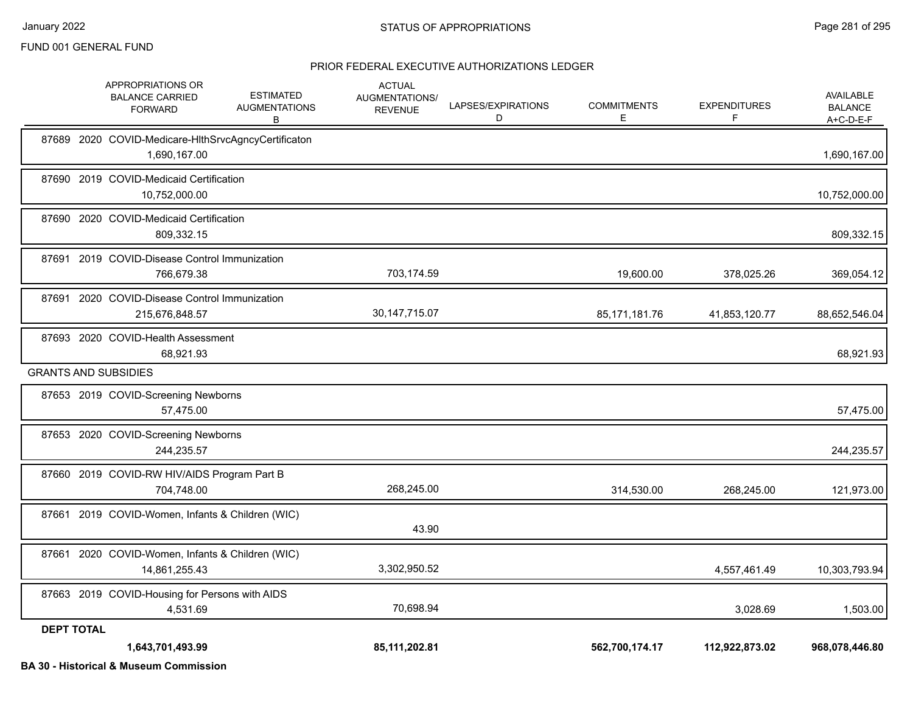FUND 001 GENERAL FUND

## STATUS OF APPROPRIATIONS

### PRIOR FEDERAL EXECUTIVE AUTHORIZATIONS LEDGER

| | APPROPRIATIONS OR BALANCE CARRIED FORWARD | ESTIMATED AUGMENTATIONS B | ACTUAL AUGMENTATIONS/ REVENUE | LAPSES/EXPIRATIONS D | COMMITMENTS E | EXPENDITURES F | AVAILABLE BALANCE A+C-D-E-F |
|---|---|---|---|---|---|---|---|
| 87689 2020 COVID-Medicare-HlthSrvcAgncyCertificaton | 1,690,167.00 | | | | | | 1,690,167.00 |
| 87690 2019 COVID-Medicaid Certification | 10,752,000.00 | | | | | | 10,752,000.00 |
| 87690 2020 COVID-Medicaid Certification | 809,332.15 | | | | | | 809,332.15 |
| 87691 2019 COVID-Disease Control Immunization | 766,679.38 | | 703,174.59 | | 19,600.00 | 378,025.26 | 369,054.12 |
| 87691 2020 COVID-Disease Control Immunization | 215,676,848.57 | | 30,147,715.07 | | 85,171,181.76 | 41,853,120.77 | 88,652,546.04 |
| 87693 2020 COVID-Health Assessment | 68,921.93 | | | | | | 68,921.93 |
| **GRANTS AND SUBSIDIES** | | | | | | | |
| 87653 2019 COVID-Screening Newborns | 57,475.00 | | | | | | 57,475.00 |
| 87653 2020 COVID-Screening Newborns | 244,235.57 | | | | | | 244,235.57 |
| 87660 2019 COVID-RW HIV/AIDS Program Part B | 704,748.00 | | 268,245.00 | | 314,530.00 | 268,245.00 | 121,973.00 |
| 87661 2019 COVID-Women, Infants & Children (WIC) | | | 43.90 | | | | |
| 87661 2020 COVID-Women, Infants & Children (WIC) | 14,861,255.43 | | 3,302,950.52 | | | 4,557,461.49 | 10,303,793.94 |
| 87663 2019 COVID-Housing for Persons with AIDS | 4,531.69 | | 70,698.94 | | | 3,028.69 | 1,503.00 |
| **DEPT TOTAL** | **1,643,701,493.99** | | **85,111,202.81** | | **562,700,174.17** | **112,922,873.02** | **968,078,446.80** |

**BA 30 - Historical & Museum Commission**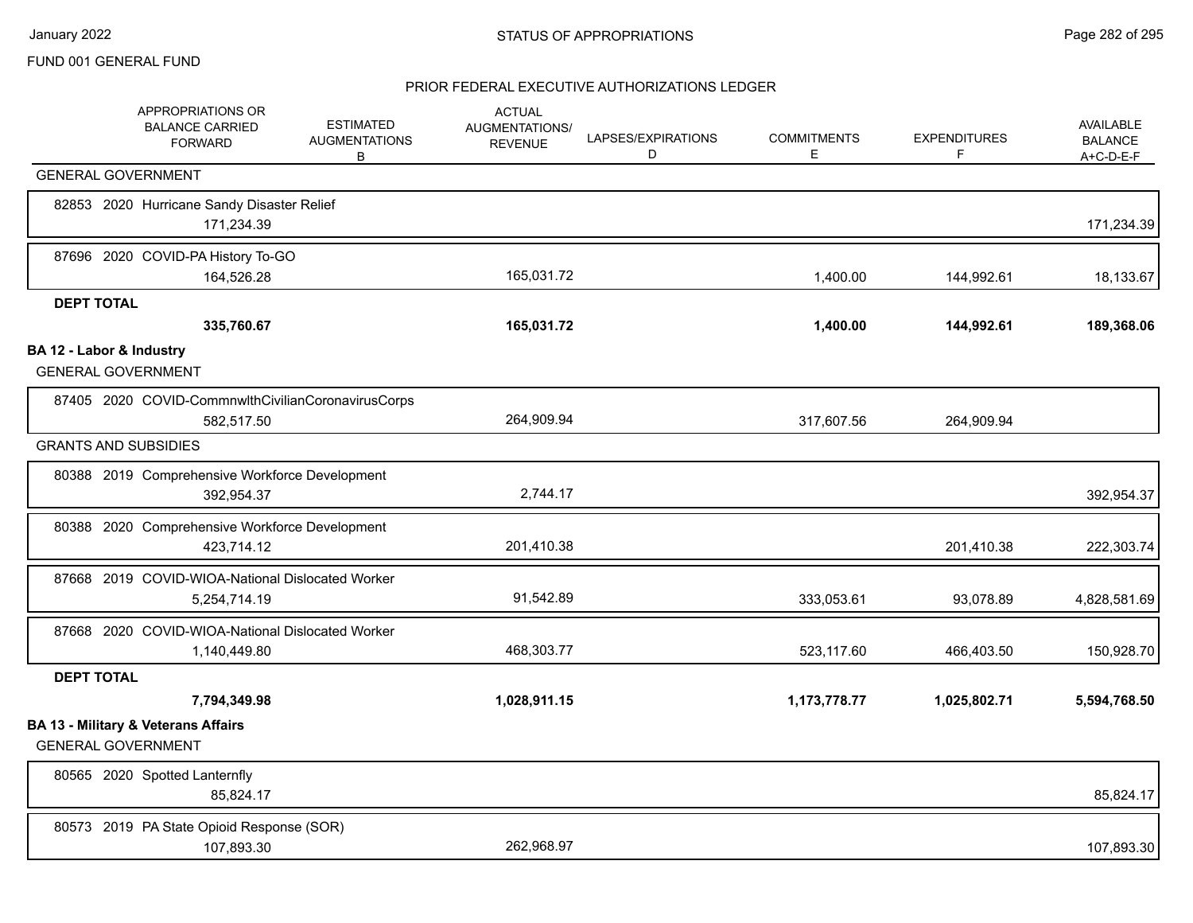FUND 001 GENERAL FUND

## PRIOR FEDERAL EXECUTIVE AUTHORIZATIONS LEDGER

| APPROPRIATIONS OR BALANCE CARRIED FORWARD | ESTIMATED AUGMENTATIONS B | ACTUAL AUGMENTATIONS/ REVENUE | LAPSES/EXPIRATIONS D | COMMITMENTS E | EXPENDITURES F | AVAILABLE BALANCE A+C-D-E-F |
|---|---|---|---|---|---|---|
| GENERAL GOVERNMENT | | | | | | |
| 82853 2020 Hurricane Sandy Disaster Relief | | | | | | |
| 171,234.39 | | | | | | 171,234.39 |
| 87696 2020 COVID-PA History To-GO | | | | | | |
| 164,526.28 | | 165,031.72 | | 1,400.00 | 144,992.61 | 18,133.67 |
| **DEPT TOTAL** | | | | | | |
| **335,760.67** | | **165,031.72** | | **1,400.00** | **144,992.61** | **189,368.06** |
| **BA 12 - Labor & Industry** | | | | | | |
| GENERAL GOVERNMENT | | | | | | |
| 87405 2020 COVID-CommnwlthCivilianCoronavirusCorps | | | | | | |
| 582,517.50 | | 264,909.94 | | 317,607.56 | 264,909.94 | |
| GRANTS AND SUBSIDIES | | | | | | |
| 80388 2019 Comprehensive Workforce Development | | | | | | |
| 392,954.37 | | 2,744.17 | | | | 392,954.37 |
| 80388 2020 Comprehensive Workforce Development | | | | | | |
| 423,714.12 | | 201,410.38 | | | 201,410.38 | 222,303.74 |
| 87668 2019 COVID-WIOA-National Dislocated Worker | | | | | | |
| 5,254,714.19 | | 91,542.89 | | 333,053.61 | 93,078.89 | 4,828,581.69 |
| 87668 2020 COVID-WIOA-National Dislocated Worker | | | | | | |
| 1,140,449.80 | | 468,303.77 | | 523,117.60 | 466,403.50 | 150,928.70 |
| **DEPT TOTAL** | | | | | | |
| **7,794,349.98** | | **1,028,911.15** | | **1,173,778.77** | **1,025,802.71** | **5,594,768.50** |
| **BA 13 - Military & Veterans Affairs** | | | | | | |
| GENERAL GOVERNMENT | | | | | | |
| 80565 2020 Spotted Lanternfly | | | | | | |
| 85,824.17 | | | | | | 85,824.17 |
| 80573 2019 PA State Opioid Response (SOR) | | | | | | |
| 107,893.30 | | 262,968.97 | | | | 107,893.30 |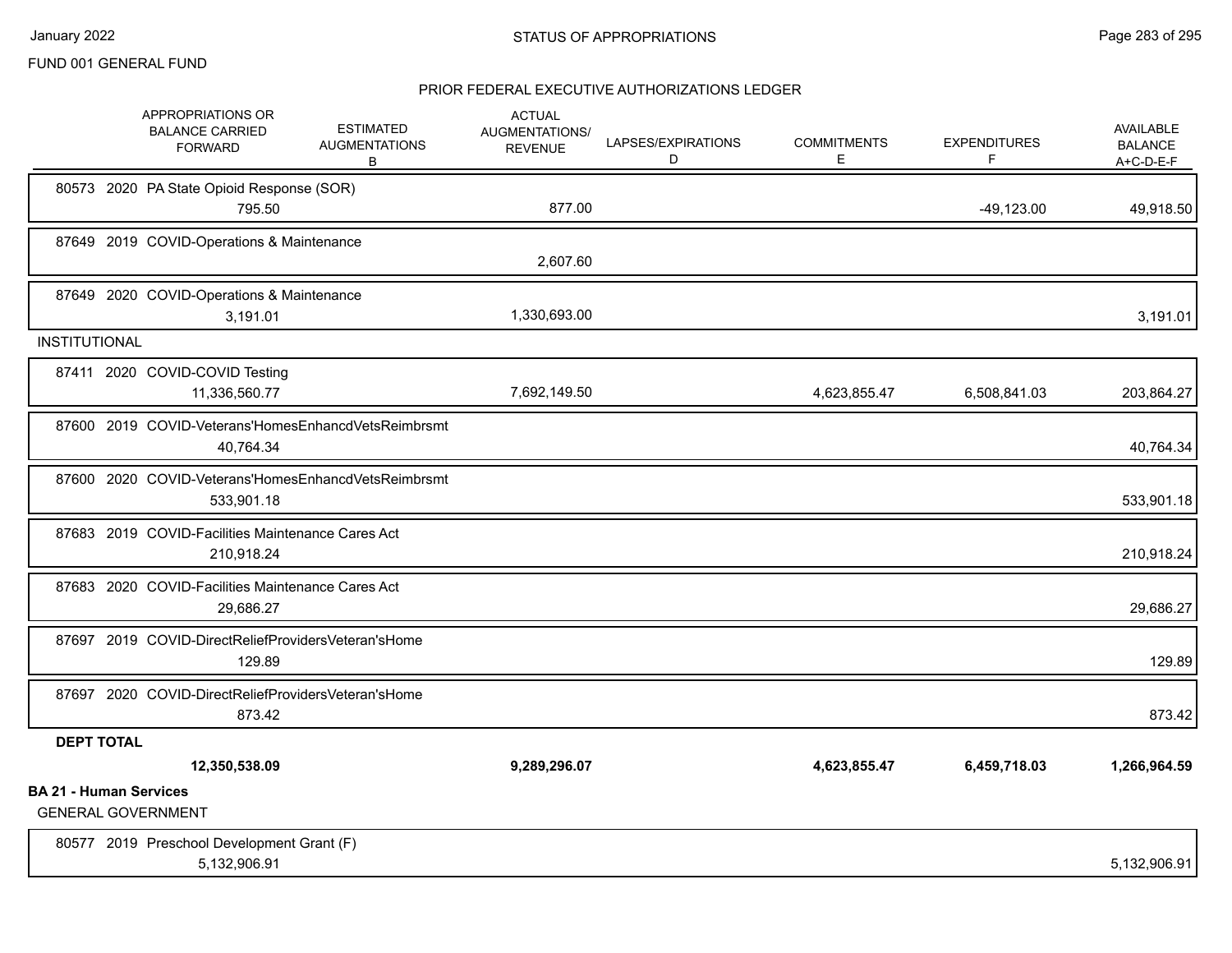FUND 001 GENERAL FUND

## PRIOR FEDERAL EXECUTIVE AUTHORIZATIONS LEDGER

| | APPROPRIATIONS OR BALANCE CARRIED FORWARD | ESTIMATED AUGMENTATIONS B | ACTUAL AUGMENTATIONS/ REVENUE | LAPSES/EXPIRATIONS D | COMMITMENTS E | EXPENDITURES F | AVAILABLE BALANCE A+C-D-E-F |
|---|---|---|---|---|---|---|---|
| 80573 2020 PA State Opioid Response (SOR) | 795.50 | | 877.00 | | | -49,123.00 | 49,918.50 |
| 87649 2019 COVID-Operations & Maintenance | | | 2,607.60 | | | | |
| 87649 2020 COVID-Operations & Maintenance | 3,191.01 | | 1,330,693.00 | | | | 3,191.01 |
| INSTITUTIONAL | | | | | | | |
| 87411 2020 COVID-COVID Testing | 11,336,560.77 | | 7,692,149.50 | | 4,623,855.47 | 6,508,841.03 | 203,864.27 |
| 87600 2019 COVID-Veterans'HomesEnhancdVetsReimbrsmt | 40,764.34 | | | | | | 40,764.34 |
| 87600 2020 COVID-Veterans'HomesEnhancdVetsReimbrsmt | 533,901.18 | | | | | | 533,901.18 |
| 87683 2019 COVID-Facilities Maintenance Cares Act | 210,918.24 | | | | | | 210,918.24 |
| 87683 2020 COVID-Facilities Maintenance Cares Act | 29,686.27 | | | | | | 29,686.27 |
| 87697 2019 COVID-DirectReliefProvidersVeteran'sHome | 129.89 | | | | | | 129.89 |
| 87697 2020 COVID-DirectReliefProvidersVeteran'sHome | 873.42 | | | | | | 873.42 |
| **DEPT TOTAL** | **12,350,538.09** | | **9,289,296.07** | | **4,623,855.47** | **6,459,718.03** | **1,266,964.59** |

**BA 21 - Human Services**

GENERAL GOVERNMENT

| | APPROPRIATIONS OR BALANCE CARRIED FORWARD | ESTIMATED AUGMENTATIONS B | ACTUAL AUGMENTATIONS/ REVENUE | LAPSES/EXPIRATIONS D | COMMITMENTS E | EXPENDITURES F | AVAILABLE BALANCE A+C-D-E-F |
|---|---|---|---|---|---|---|---|
| 80577 2019 Preschool Development Grant (F) | 5,132,906.91 | | | | | | 5,132,906.91 |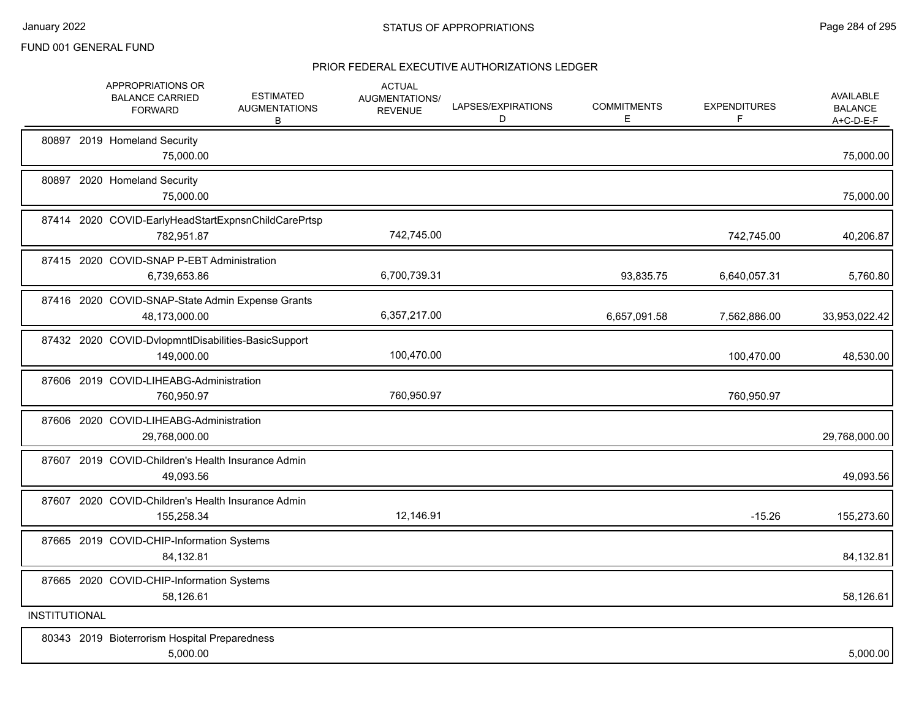FUND 001 GENERAL FUND

## PRIOR FEDERAL EXECUTIVE AUTHORIZATIONS LEDGER

| APPROPRIATIONS OR BALANCE CARRIED FORWARD | ESTIMATED AUGMENTATIONS B | ACTUAL AUGMENTATIONS/ REVENUE | LAPSES/EXPIRATIONS D | COMMITMENTS E | EXPENDITURES F | AVAILABLE BALANCE A+C-D-E-F |
|---|---|---|---|---|---|---|
| 80897 2019 Homeland Security | | | | | | |
| 75,000.00 | | | | | | 75,000.00 |
| 80897 2020 Homeland Security | | | | | | |
| 75,000.00 | | | | | | 75,000.00 |
| 87414 2020 COVID-EarlyHeadStartExpnsnChildCarePrtsp | | | | | | |
| 782,951.87 | | 742,745.00 | | | 742,745.00 | 40,206.87 |
| 87415 2020 COVID-SNAP P-EBT Administration | | | | | | |
| 6,739,653.86 | | 6,700,739.31 | | 93,835.75 | 6,640,057.31 | 5,760.80 |
| 87416 2020 COVID-SNAP-State Admin Expense Grants | | | | | | |
| 48,173,000.00 | | 6,357,217.00 | | 6,657,091.58 | 7,562,886.00 | 33,953,022.42 |
| 87432 2020 COVID-DvlopmntlDisabilities-BasicSupport | | | | | | |
| 149,000.00 | | 100,470.00 | | | 100,470.00 | 48,530.00 |
| 87606 2019 COVID-LIHEABG-Administration | | | | | | |
| 760,950.97 | | 760,950.97 | | | 760,950.97 | |
| 87606 2020 COVID-LIHEABG-Administration | | | | | | |
| 29,768,000.00 | | | | | | 29,768,000.00 |
| 87607 2019 COVID-Children's Health Insurance Admin | | | | | | |
| 49,093.56 | | | | | | 49,093.56 |
| 87607 2020 COVID-Children's Health Insurance Admin | | | | | | |
| 155,258.34 | | 12,146.91 | | | -15.26 | 155,273.60 |
| 87665 2019 COVID-CHIP-Information Systems | | | | | | |
| 84,132.81 | | | | | | 84,132.81 |
| 87665 2020 COVID-CHIP-Information Systems | | | | | | |
| 58,126.61 | | | | | | 58,126.61 |
| **INSTITUTIONAL** | | | | | | |
| 80343 2019 Bioterrorism Hospital Preparedness | | | | | | |
| 5,000.00 | | | | | | 5,000.00 |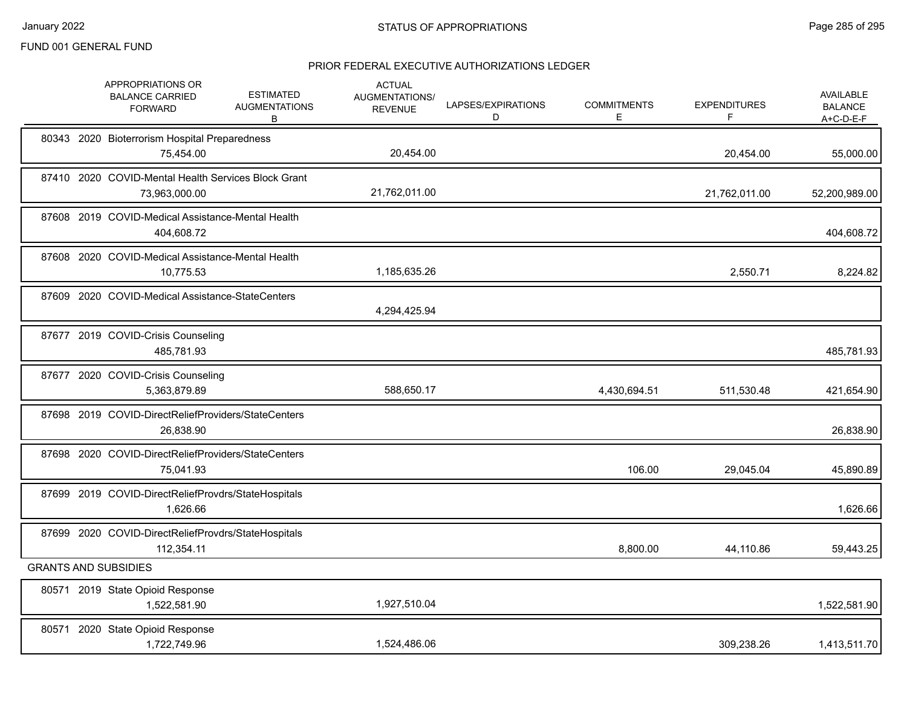FUND 001 GENERAL FUND

## PRIOR FEDERAL EXECUTIVE AUTHORIZATIONS LEDGER

| | APPROPRIATIONS OR BALANCE CARRIED FORWARD | ESTIMATED AUGMENTATIONS B | ACTUAL AUGMENTATIONS/ REVENUE | LAPSES/EXPIRATIONS D | COMMITMENTS E | EXPENDITURES F | AVAILABLE BALANCE A+C-D-E-F |
|---|---|---|---|---|---|---|---|
| 80343 2020 Bioterrorism Hospital Preparedness | 75,454.00 | | 20,454.00 | | | 20,454.00 | 55,000.00 |
| 87410 2020 COVID-Mental Health Services Block Grant | 73,963,000.00 | | 21,762,011.00 | | | 21,762,011.00 | 52,200,989.00 |
| 87608 2019 COVID-Medical Assistance-Mental Health | 404,608.72 | | | | | | 404,608.72 |
| 87608 2020 COVID-Medical Assistance-Mental Health | 10,775.53 | | 1,185,635.26 | | | 2,550.71 | 8,224.82 |
| 87609 2020 COVID-Medical Assistance-StateCenters | | | 4,294,425.94 | | | | |
| 87677 2019 COVID-Crisis Counseling | 485,781.93 | | | | | | 485,781.93 |
| 87677 2020 COVID-Crisis Counseling | 5,363,879.89 | | 588,650.17 | | 4,430,694.51 | 511,530.48 | 421,654.90 |
| 87698 2019 COVID-DirectReliefProviders/StateCenters | 26,838.90 | | | | | | 26,838.90 |
| 87698 2020 COVID-DirectReliefProviders/StateCenters | 75,041.93 | | | | 106.00 | 29,045.04 | 45,890.89 |
| 87699 2019 COVID-DirectReliefProvdrs/StateHospitals | 1,626.66 | | | | | | 1,626.66 |
| 87699 2020 COVID-DirectReliefProvdrs/StateHospitals | 112,354.11 | | | | 8,800.00 | 44,110.86 | 59,443.25 |
| **GRANTS AND SUBSIDIES** | | | | | | | |
| 80571 2019 State Opioid Response | 1,522,581.90 | | 1,927,510.04 | | | | 1,522,581.90 |
| 80571 2020 State Opioid Response | 1,722,749.96 | | 1,524,486.06 | | | 309,238.26 | 1,413,511.70 |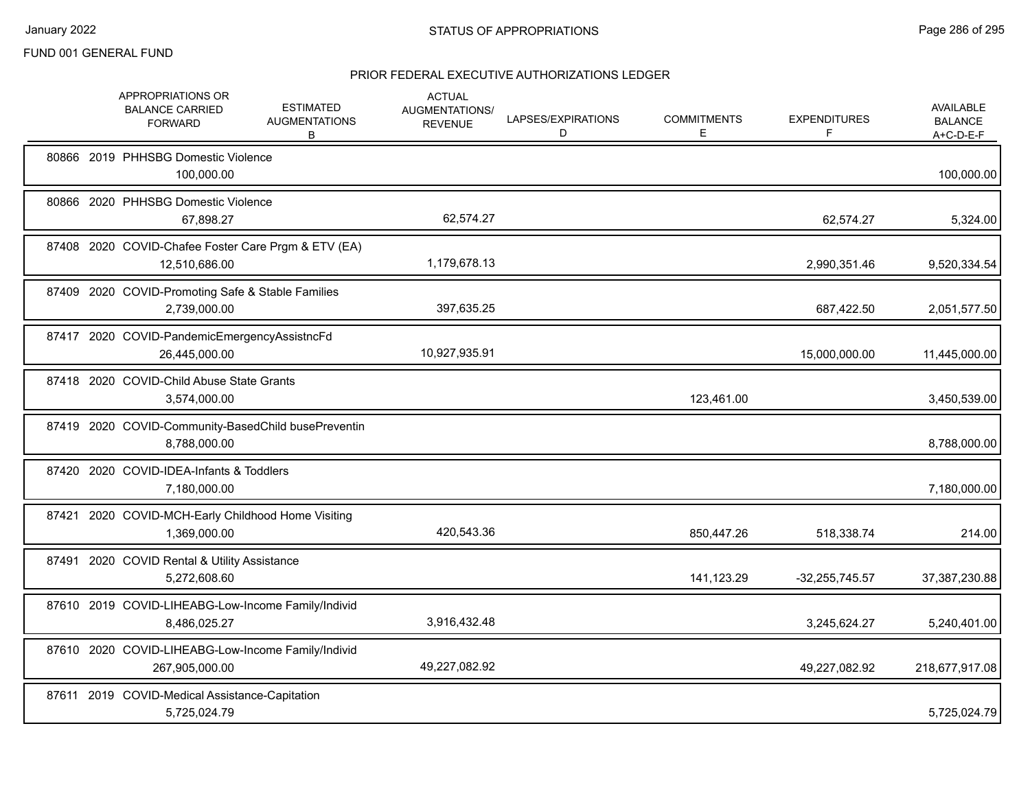FUND 001 GENERAL FUND

## STATUS OF APPROPRIATIONS

### PRIOR FEDERAL EXECUTIVE AUTHORIZATIONS LEDGER

| | APPROPRIATIONS OR BALANCE CARRIED FORWARD | ESTIMATED AUGMENTATIONS B | ACTUAL AUGMENTATIONS/ REVENUE | LAPSES/EXPIRATIONS D | COMMITMENTS E | EXPENDITURES F | AVAILABLE BALANCE A+C-D-E-F |
|---|---|---|---|---|---|---|---|
| 80866 2019 PHHSBG Domestic Violence | 100,000.00 | | | | | | 100,000.00 |
| 80866 2020 PHHSBG Domestic Violence | 67,898.27 | | 62,574.27 | | | 62,574.27 | 5,324.00 |
| 87408 2020 COVID-Chafee Foster Care Prgm & ETV (EA) | 12,510,686.00 | | 1,179,678.13 | | | 2,990,351.46 | 9,520,334.54 |
| 87409 2020 COVID-Promoting Safe & Stable Families | 2,739,000.00 | | 397,635.25 | | | 687,422.50 | 2,051,577.50 |
| 87417 2020 COVID-PandemicEmergencyAssistncFd | 26,445,000.00 | | 10,927,935.91 | | | 15,000,000.00 | 11,445,000.00 |
| 87418 2020 COVID-Child Abuse State Grants | 3,574,000.00 | | | | 123,461.00 | | 3,450,539.00 |
| 87419 2020 COVID-Community-BasedChild busePreventin | 8,788,000.00 | | | | | | 8,788,000.00 |
| 87420 2020 COVID-IDEA-Infants & Toddlers | 7,180,000.00 | | | | | | 7,180,000.00 |
| 87421 2020 COVID-MCH-Early Childhood Home Visiting | 1,369,000.00 | | 420,543.36 | | 850,447.26 | 518,338.74 | 214.00 |
| 87491 2020 COVID Rental & Utility Assistance | 5,272,608.60 | | | | 141,123.29 | -32,255,745.57 | 37,387,230.88 |
| 87610 2019 COVID-LIHEABG-Low-Income Family/Individ | 8,486,025.27 | | 3,916,432.48 | | | 3,245,624.27 | 5,240,401.00 |
| 87610 2020 COVID-LIHEABG-Low-Income Family/Individ | 267,905,000.00 | | 49,227,082.92 | | | 49,227,082.92 | 218,677,917.08 |
| 87611 2019 COVID-Medical Assistance-Capitation | 5,725,024.79 | | | | | | 5,725,024.79 |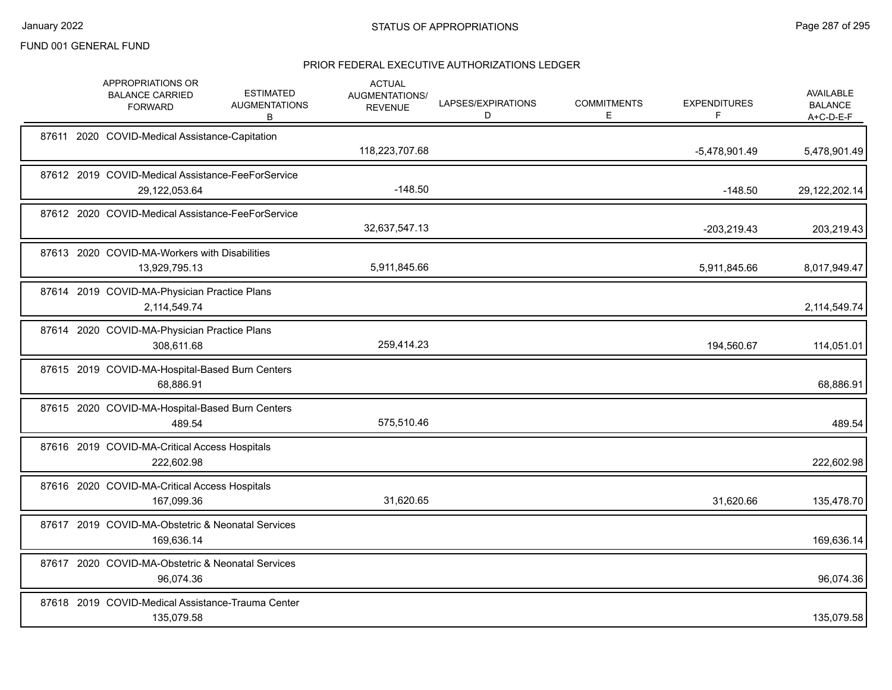FUND 001 GENERAL FUND

## PRIOR FEDERAL EXECUTIVE AUTHORIZATIONS LEDGER

| | APPROPRIATIONS OR BALANCE CARRIED FORWARD | ESTIMATED AUGMENTATIONS B | ACTUAL AUGMENTATIONS/ REVENUE | LAPSES/EXPIRATIONS D | COMMITMENTS E | EXPENDITURES F | AVAILABLE BALANCE A+C-D-E-F |
|---|---|---|---|---|---|---|---|
| 87611 2020 COVID-Medical Assistance-Capitation | | | 118,223,707.68 | | | -5,478,901.49 | 5,478,901.49 |
| 87612 2019 COVID-Medical Assistance-FeeForService | 29,122,053.64 | | -148.50 | | | -148.50 | 29,122,202.14 |
| 87612 2020 COVID-Medical Assistance-FeeForService | | | 32,637,547.13 | | | -203,219.43 | 203,219.43 |
| 87613 2020 COVID-MA-Workers with Disabilities | 13,929,795.13 | | 5,911,845.66 | | | 5,911,845.66 | 8,017,949.47 |
| 87614 2019 COVID-MA-Physician Practice Plans | 2,114,549.74 | | | | | | 2,114,549.74 |
| 87614 2020 COVID-MA-Physician Practice Plans | 308,611.68 | | 259,414.23 | | | 194,560.67 | 114,051.01 |
| 87615 2019 COVID-MA-Hospital-Based Burn Centers | 68,886.91 | | | | | | 68,886.91 |
| 87615 2020 COVID-MA-Hospital-Based Burn Centers | 489.54 | | 575,510.46 | | | | 489.54 |
| 87616 2019 COVID-MA-Critical Access Hospitals | 222,602.98 | | | | | | 222,602.98 |
| 87616 2020 COVID-MA-Critical Access Hospitals | 167,099.36 | | 31,620.65 | | | 31,620.66 | 135,478.70 |
| 87617 2019 COVID-MA-Obstetric & Neonatal Services | 169,636.14 | | | | | | 169,636.14 |
| 87617 2020 COVID-MA-Obstetric & Neonatal Services | 96,074.36 | | | | | | 96,074.36 |
| 87618 2019 COVID-Medical Assistance-Trauma Center | 135,079.58 | | | | | | 135,079.58 |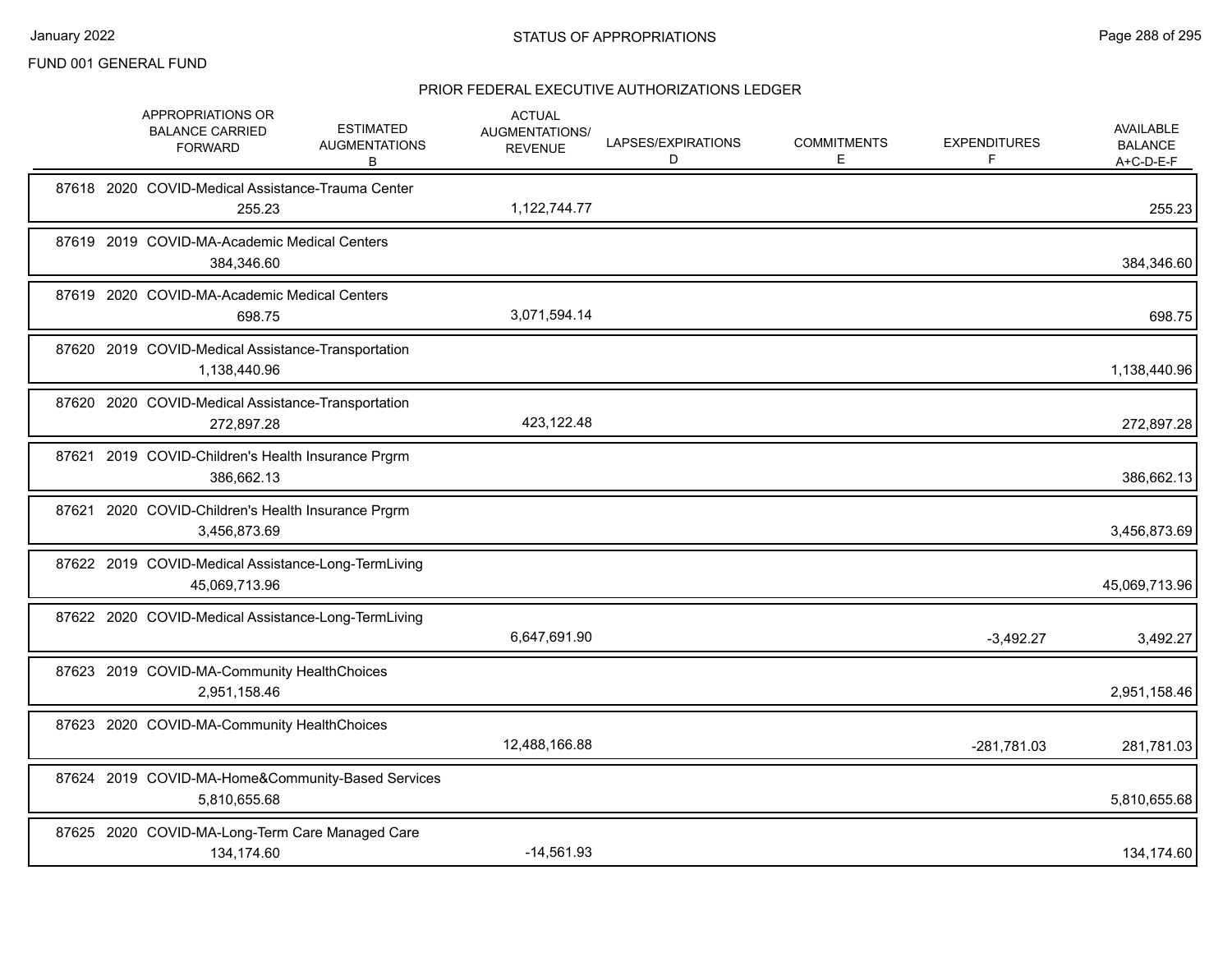FUND 001 GENERAL FUND

STATUS OF APPROPRIATIONS

January 2022

PRIOR FEDERAL EXECUTIVE AUTHORIZATIONS LEDGER

| | APPROPRIATIONS OR BALANCE CARRIED FORWARD | ESTIMATED AUGMENTATIONS B | ACTUAL AUGMENTATIONS/ REVENUE | LAPSES/EXPIRATIONS D | COMMITMENTS E | EXPENDITURES F | AVAILABLE BALANCE A+C-D-E-F |
|---|---|---|---|---|---|---|---|
| 87618 2020 COVID-Medical Assistance-Trauma Center | 255.23 | | 1,122,744.77 | | | | 255.23 |
| 87619 2019 COVID-MA-Academic Medical Centers | 384,346.60 | | | | | | 384,346.60 |
| 87619 2020 COVID-MA-Academic Medical Centers | 698.75 | | 3,071,594.14 | | | | 698.75 |
| 87620 2019 COVID-Medical Assistance-Transportation | 1,138,440.96 | | | | | | 1,138,440.96 |
| 87620 2020 COVID-Medical Assistance-Transportation | 272,897.28 | | 423,122.48 | | | | 272,897.28 |
| 87621 2019 COVID-Children's Health Insurance Prgrm | 386,662.13 | | | | | | 386,662.13 |
| 87621 2020 COVID-Children's Health Insurance Prgrm | 3,456,873.69 | | | | | | 3,456,873.69 |
| 87622 2019 COVID-Medical Assistance-Long-TermLiving | 45,069,713.96 | | | | | | 45,069,713.96 |
| 87622 2020 COVID-Medical Assistance-Long-TermLiving | | | 6,647,691.90 | | | -3,492.27 | 3,492.27 |
| 87623 2019 COVID-MA-Community HealthChoices | 2,951,158.46 | | | | | | 2,951,158.46 |
| 87623 2020 COVID-MA-Community HealthChoices | | | 12,488,166.88 | | | -281,781.03 | 281,781.03 |
| 87624 2019 COVID-MA-Home&Community-Based Services | 5,810,655.68 | | | | | | 5,810,655.68 |
| 87625 2020 COVID-MA-Long-Term Care Managed Care | 134,174.60 | | -14,561.93 | | | | 134,174.60 |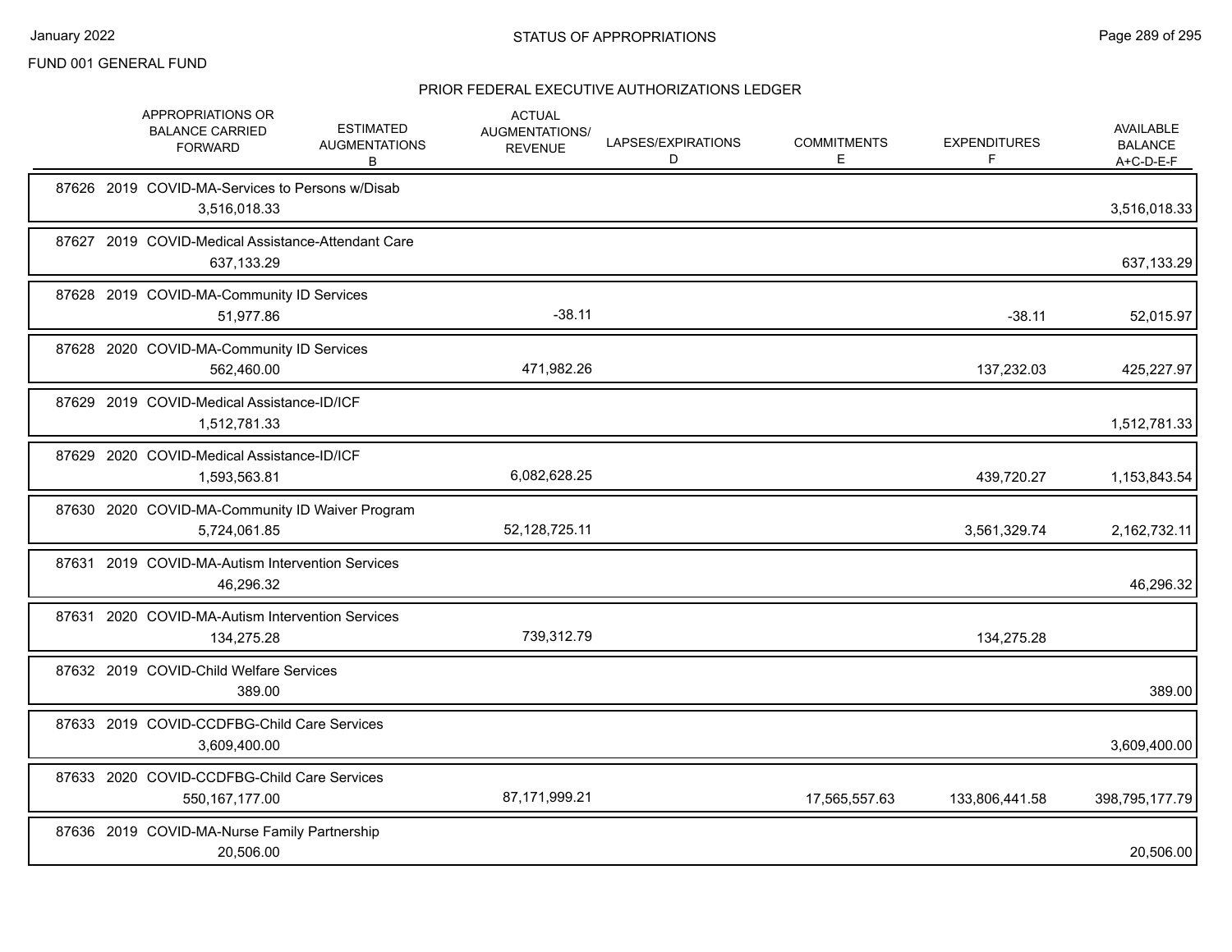FUND 001 GENERAL FUND

## STATUS OF APPROPRIATIONS

### PRIOR FEDERAL EXECUTIVE AUTHORIZATIONS LEDGER

| | APPROPRIATIONS OR BALANCE CARRIED FORWARD | ESTIMATED AUGMENTATIONS B | ACTUAL AUGMENTATIONS/ REVENUE | LAPSES/EXPIRATIONS D | COMMITMENTS E | EXPENDITURES F | AVAILABLE BALANCE A+C-D-E-F |
|---|---|---|---|---|---|---|---|
| 87626 2019 COVID-MA-Services to Persons w/Disab | 3,516,018.33 | | | | | | 3,516,018.33 |
| 87627 2019 COVID-Medical Assistance-Attendant Care | 637,133.29 | | | | | | 637,133.29 |
| 87628 2019 COVID-MA-Community ID Services | 51,977.86 | | -38.11 | | | -38.11 | 52,015.97 |
| 87628 2020 COVID-MA-Community ID Services | 562,460.00 | | 471,982.26 | | | 137,232.03 | 425,227.97 |
| 87629 2019 COVID-Medical Assistance-ID/ICF | 1,512,781.33 | | | | | | 1,512,781.33 |
| 87629 2020 COVID-Medical Assistance-ID/ICF | 1,593,563.81 | | 6,082,628.25 | | | 439,720.27 | 1,153,843.54 |
| 87630 2020 COVID-MA-Community ID Waiver Program | 5,724,061.85 | | 52,128,725.11 | | | 3,561,329.74 | 2,162,732.11 |
| 87631 2019 COVID-MA-Autism Intervention Services | 46,296.32 | | | | | | 46,296.32 |
| 87631 2020 COVID-MA-Autism Intervention Services | 134,275.28 | | 739,312.79 | | | 134,275.28 | |
| 87632 2019 COVID-Child Welfare Services | 389.00 | | | | | | 389.00 |
| 87633 2019 COVID-CCDFBG-Child Care Services | 3,609,400.00 | | | | | | 3,609,400.00 |
| 87633 2020 COVID-CCDFBG-Child Care Services | 550,167,177.00 | | 87,171,999.21 | | 17,565,557.63 | 133,806,441.58 | 398,795,177.79 |
| 87636 2019 COVID-MA-Nurse Family Partnership | 20,506.00 | | | | | | 20,506.00 |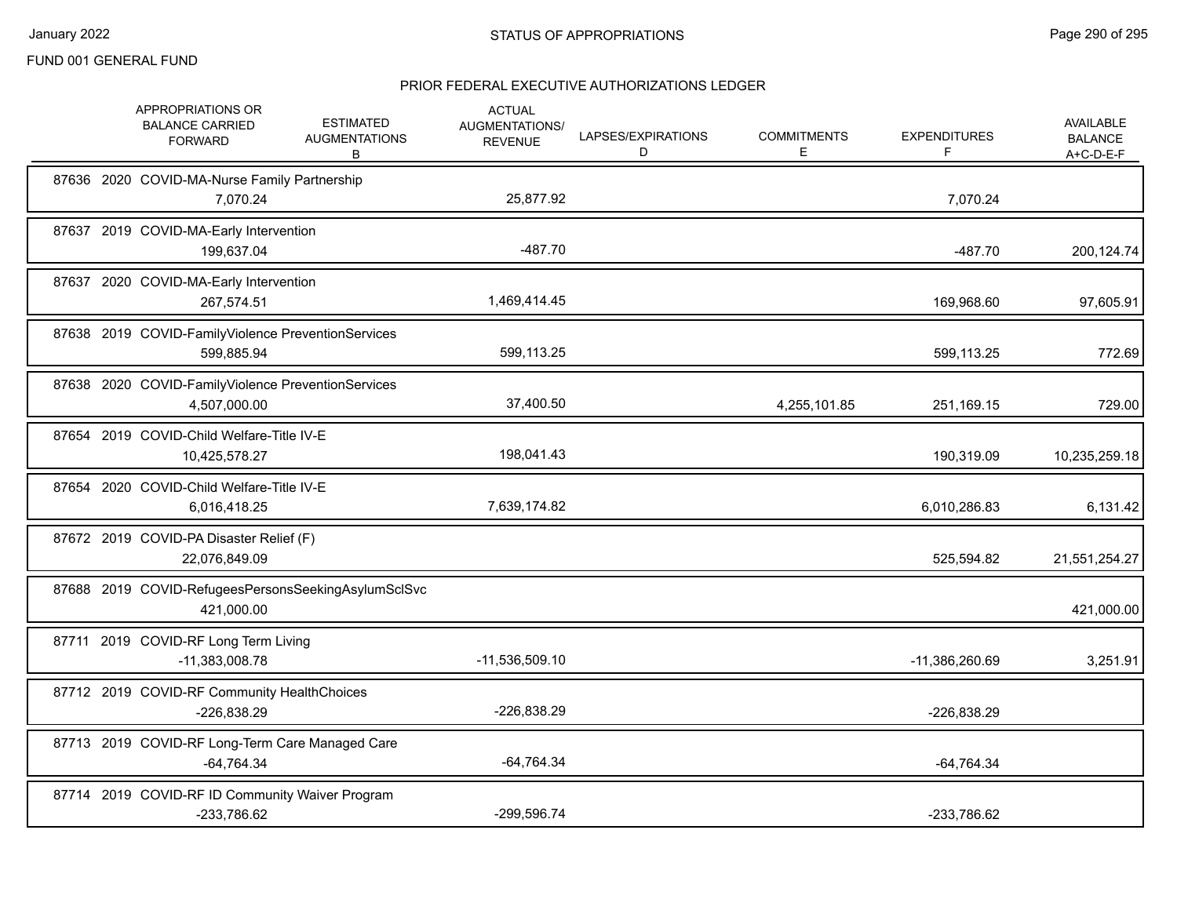FUND 001 GENERAL FUND

## PRIOR FEDERAL EXECUTIVE AUTHORIZATIONS LEDGER

| | APPROPRIATIONS OR BALANCE CARRIED FORWARD | ESTIMATED AUGMENTATIONS B | ACTUAL AUGMENTATIONS/ REVENUE | LAPSES/EXPIRATIONS D | COMMITMENTS E | EXPENDITURES F | AVAILABLE BALANCE A+C-D-E-F |
|---|---|---|---|---|---|---|---|
| 87636 2020 COVID-MA-Nurse Family Partnership | 7,070.24 | | 25,877.92 | | | 7,070.24 | |
| 87637 2019 COVID-MA-Early Intervention | 199,637.04 | | -487.70 | | | -487.70 | 200,124.74 |
| 87637 2020 COVID-MA-Early Intervention | 267,574.51 | | 1,469,414.45 | | | 169,968.60 | 97,605.91 |
| 87638 2019 COVID-FamilyViolence PreventionServices | 599,885.94 | | 599,113.25 | | | 599,113.25 | 772.69 |
| 87638 2020 COVID-FamilyViolence PreventionServices | 4,507,000.00 | | 37,400.50 | | 4,255,101.85 | 251,169.15 | 729.00 |
| 87654 2019 COVID-Child Welfare-Title IV-E | 10,425,578.27 | | 198,041.43 | | | 190,319.09 | 10,235,259.18 |
| 87654 2020 COVID-Child Welfare-Title IV-E | 6,016,418.25 | | 7,639,174.82 | | | 6,010,286.83 | 6,131.42 |
| 87672 2019 COVID-PA Disaster Relief (F) | 22,076,849.09 | | | | | 525,594.82 | 21,551,254.27 |
| 87688 2019 COVID-RefugeesPersonsSeekingAsylumSclSvc | 421,000.00 | | | | | | 421,000.00 |
| 87711 2019 COVID-RF Long Term Living | -11,383,008.78 | | -11,536,509.10 | | | -11,386,260.69 | 3,251.91 |
| 87712 2019 COVID-RF Community HealthChoices | -226,838.29 | | -226,838.29 | | | -226,838.29 | |
| 87713 2019 COVID-RF Long-Term Care Managed Care | -64,764.34 | | -64,764.34 | | | -64,764.34 | |
| 87714 2019 COVID-RF ID Community Waiver Program | -233,786.62 | | -299,596.74 | | | -233,786.62 | |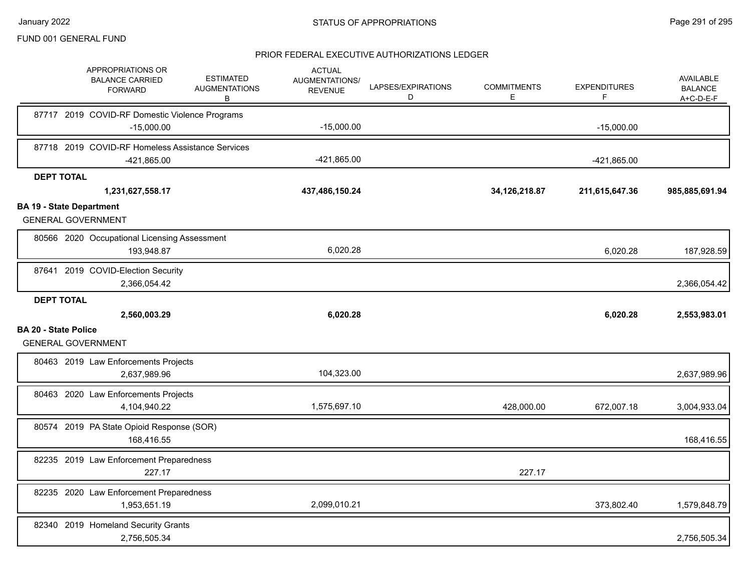FUND 001 GENERAL FUND

## STATUS OF APPROPRIATIONS

### PRIOR FEDERAL EXECUTIVE AUTHORIZATIONS LEDGER

| | APPROPRIATIONS OR BALANCE CARRIED FORWARD | ESTIMATED AUGMENTATIONS B | ACTUAL AUGMENTATIONS/ REVENUE | LAPSES/EXPIRATIONS D | COMMITMENTS E | EXPENDITURES F | AVAILABLE BALANCE A+C-D-E-F |
|---|---|---|---|---|---|---|---|
| 87717 2019 COVID-RF Domestic Violence Programs | -15,000.00 | | -15,000.00 | | | -15,000.00 | |
| 87718 2019 COVID-RF Homeless Assistance Services | -421,865.00 | | -421,865.00 | | | -421,865.00 | |
| **DEPT TOTAL** | **1,231,627,558.17** | | **437,486,150.24** | | **34,126,218.87** | **211,615,647.36** | **985,885,691.94** |
| **BA 19 - State Department** | | | | | | | |
| GENERAL GOVERNMENT | | | | | | | |
| 80566 2020 Occupational Licensing Assessment | 193,948.87 | | 6,020.28 | | | 6,020.28 | 187,928.59 |
| 87641 2019 COVID-Election Security | 2,366,054.42 | | | | | | 2,366,054.42 |
| **DEPT TOTAL** | **2,560,003.29** | | **6,020.28** | | | **6,020.28** | **2,553,983.01** |
| **BA 20 - State Police** | | | | | | | |
| GENERAL GOVERNMENT | | | | | | | |
| 80463 2019 Law Enforcements Projects | 2,637,989.96 | | 104,323.00 | | | | 2,637,989.96 |
| 80463 2020 Law Enforcements Projects | 4,104,940.22 | | 1,575,697.10 | | 428,000.00 | 672,007.18 | 3,004,933.04 |
| 80574 2019 PA State Opioid Response (SOR) | 168,416.55 | | | | | | 168,416.55 |
| 82235 2019 Law Enforcement Preparedness | 227.17 | | | | 227.17 | | |
| 82235 2020 Law Enforcement Preparedness | 1,953,651.19 | | 2,099,010.21 | | | 373,802.40 | 1,579,848.79 |
| 82340 2019 Homeland Security Grants | 2,756,505.34 | | | | | | 2,756,505.34 |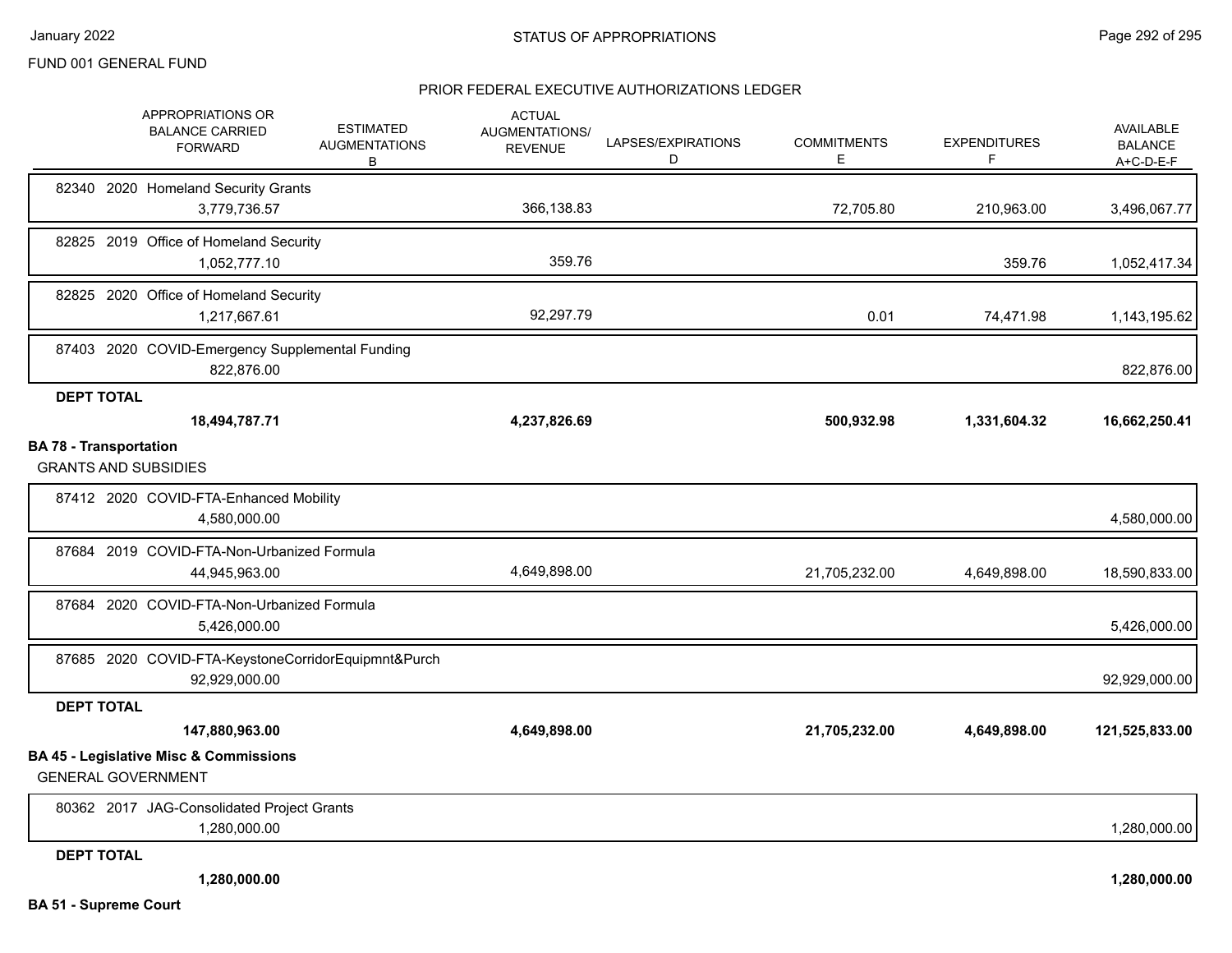FUND 001 GENERAL FUND

## PRIOR FEDERAL EXECUTIVE AUTHORIZATIONS LEDGER

| | APPROPRIATIONS OR BALANCE CARRIED FORWARD | ESTIMATED AUGMENTATIONS B | ACTUAL AUGMENTATIONS/ REVENUE | LAPSES/EXPIRATIONS D | COMMITMENTS E | EXPENDITURES F | AVAILABLE BALANCE A+C-D-E-F |
|---|---|---|---|---|---|---|---|
| 82340 2020 Homeland Security Grants | 3,779,736.57 | | 366,138.83 | | 72,705.80 | 210,963.00 | 3,496,067.77 |
| 82825 2019 Office of Homeland Security | 1,052,777.10 | | 359.76 | | | 359.76 | 1,052,417.34 |
| 82825 2020 Office of Homeland Security | 1,217,667.61 | | 92,297.79 | | 0.01 | 74,471.98 | 1,143,195.62 |
| 87403 2020 COVID-Emergency Supplemental Funding | 822,876.00 | | | | | | 822,876.00 |
| **DEPT TOTAL** | **18,494,787.71** | | **4,237,826.69** | | **500,932.98** | **1,331,604.32** | **16,662,250.41** |

**BA 78 - Transportation**

GRANTS AND SUBSIDIES

| | APPROPRIATIONS OR BALANCE CARRIED FORWARD | ESTIMATED AUGMENTATIONS B | ACTUAL AUGMENTATIONS/ REVENUE | LAPSES/EXPIRATIONS D | COMMITMENTS E | EXPENDITURES F | AVAILABLE BALANCE A+C-D-E-F |
|---|---|---|---|---|---|---|---|
| 87412 2020 COVID-FTA-Enhanced Mobility | 4,580,000.00 | | | | | | 4,580,000.00 |
| 87684 2019 COVID-FTA-Non-Urbanized Formula | 44,945,963.00 | | 4,649,898.00 | | 21,705,232.00 | 4,649,898.00 | 18,590,833.00 |
| 87684 2020 COVID-FTA-Non-Urbanized Formula | 5,426,000.00 | | | | | | 5,426,000.00 |
| 87685 2020 COVID-FTA-KeystoneCorridorEquipmnt&Purch | 92,929,000.00 | | | | | | 92,929,000.00 |
| **DEPT TOTAL** | **147,880,963.00** | | **4,649,898.00** | | **21,705,232.00** | **4,649,898.00** | **121,525,833.00** |

**BA 45 - Legislative Misc & Commissions**

GENERAL GOVERNMENT

| | APPROPRIATIONS OR BALANCE CARRIED FORWARD | ESTIMATED AUGMENTATIONS B | ACTUAL AUGMENTATIONS/ REVENUE | LAPSES/EXPIRATIONS D | COMMITMENTS E | EXPENDITURES F | AVAILABLE BALANCE A+C-D-E-F |
|---|---|---|---|---|---|---|---|
| 80362 2017 JAG-Consolidated Project Grants | 1,280,000.00 | | | | | | 1,280,000.00 |
| **DEPT TOTAL** | **1,280,000.00** | | | | | | **1,280,000.00** |

**BA 51 - Supreme Court**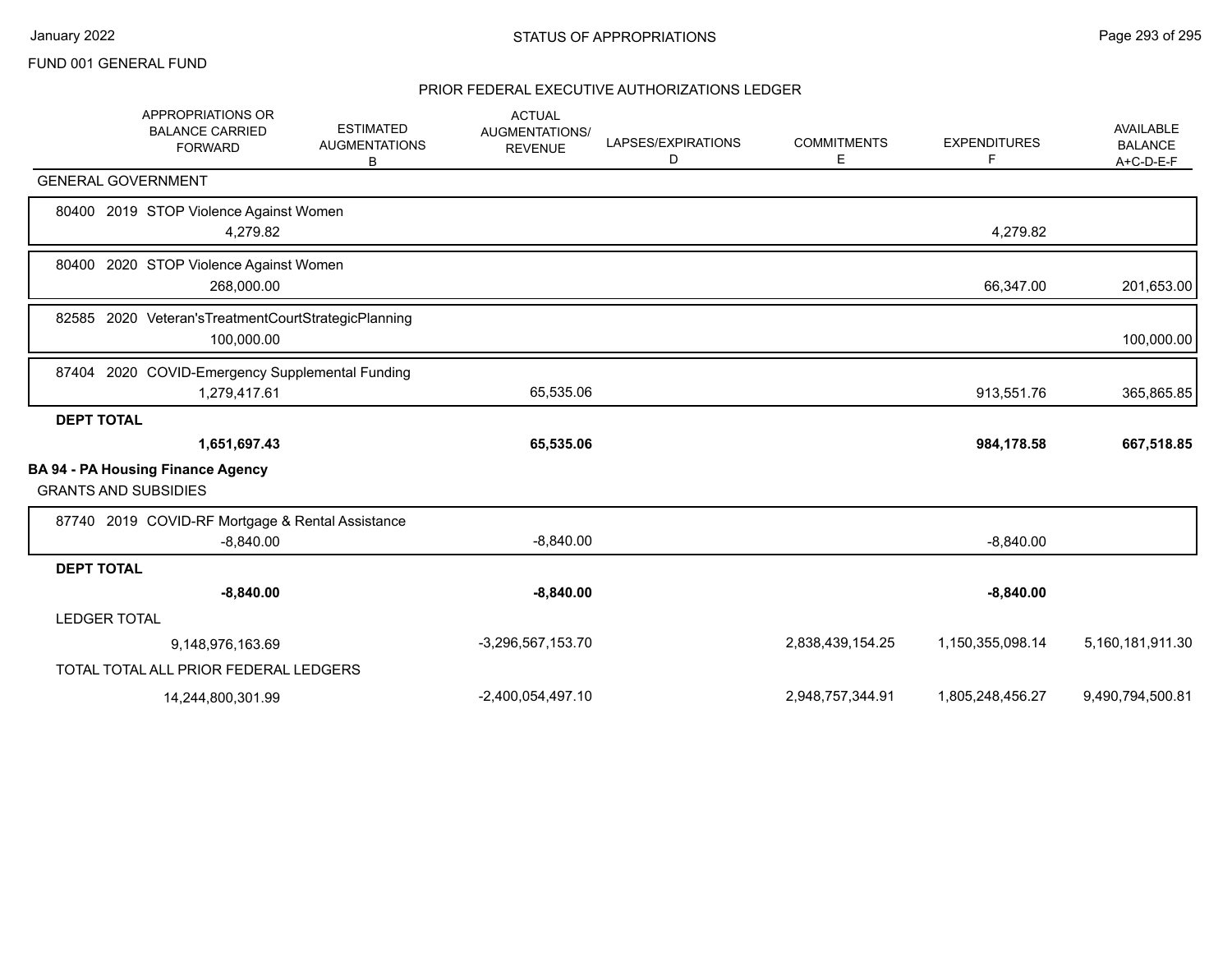FUND 001 GENERAL FUND

## STATUS OF APPROPRIATIONS

### PRIOR FEDERAL EXECUTIVE AUTHORIZATIONS LEDGER

| APPROPRIATIONS OR BALANCE CARRIED FORWARD | ESTIMATED AUGMENTATIONS B | ACTUAL AUGMENTATIONS/ REVENUE | LAPSES/EXPIRATIONS D | COMMITMENTS E | EXPENDITURES F | AVAILABLE BALANCE A+C-D-E-F |
|---|---|---|---|---|---|---|
| GENERAL GOVERNMENT | | | | | | |
| 80400 2019 STOP Violence Against Women | | | | | | |
| 4,279.82 | | | | | 4,279.82 | |
| 80400 2020 STOP Violence Against Women | | | | | | |
| 268,000.00 | | | | | 66,347.00 | 201,653.00 |
| 82585 2020 Veteran'sTreatmentCourtStrategicPlanning | | | | | | |
| 100,000.00 | | | | | | 100,000.00 |
| 87404 2020 COVID-Emergency Supplemental Funding | | | | | | |
| 1,279,417.61 | | 65,535.06 | | | 913,551.76 | 365,865.85 |
| **DEPT TOTAL** | | | | | | |
| **1,651,697.43** | | **65,535.06** | | | **984,178.58** | **667,518.85** |
| **BA 94 - PA Housing Finance Agency** | | | | | | |
| GRANTS AND SUBSIDIES | | | | | | |
| 87740 2019 COVID-RF Mortgage & Rental Assistance | | | | | | |
| -8,840.00 | | -8,840.00 | | | -8,840.00 | |
| **DEPT TOTAL** | | | | | | |
| **-8,840.00** | | **-8,840.00** | | | **-8,840.00** | |
| LEDGER TOTAL | | | | | | |
| 9,148,976,163.69 | | -3,296,567,153.70 | | 2,838,439,154.25 | 1,150,355,098.14 | 5,160,181,911.30 |
| TOTAL TOTAL ALL PRIOR FEDERAL LEDGERS | | | | | | |
| 14,244,800,301.99 | | -2,400,054,497.10 | | 2,948,757,344.91 | 1,805,248,456.27 | 9,490,794,500.81 |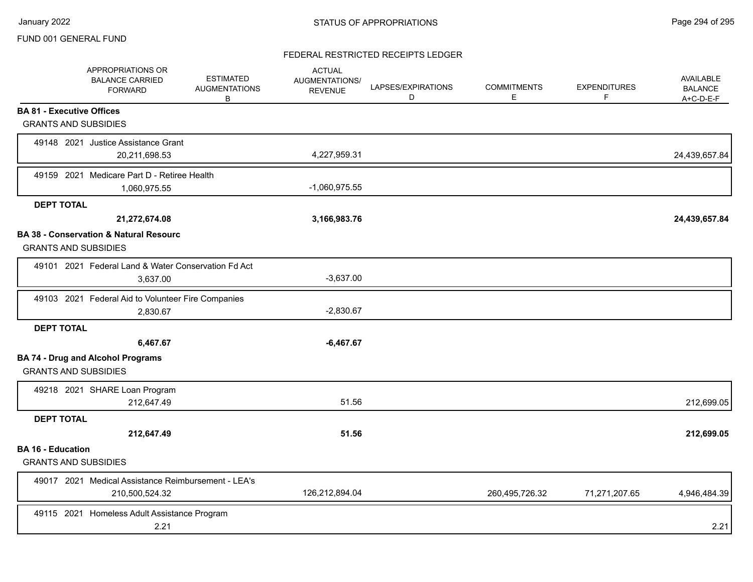FUND 001 GENERAL FUND

FEDERAL RESTRICTED RECEIPTS LEDGER

| | APPROPRIATIONS OR BALANCE CARRIED FORWARD | ESTIMATED AUGMENTATIONS B | ACTUAL AUGMENTATIONS/ REVENUE | LAPSES/EXPIRATIONS D | COMMITMENTS E | EXPENDITURES F | AVAILABLE BALANCE A+C-D-E-F |
|---|---|---|---|---|---|---|---|
| **BA 81 - Executive Offices** | | | | | | | |
| GRANTS AND SUBSIDIES | | | | | | | |
| 49148 2021 Justice Assistance Grant | 20,211,698.53 | | 4,227,959.31 | | | | 24,439,657.84 |
| 49159 2021 Medicare Part D - Retiree Health | 1,060,975.55 | | -1,060,975.55 | | | | |
| **DEPT TOTAL** | **21,272,674.08** | | **3,166,983.76** | | | | **24,439,657.84** |
| **BA 38 - Conservation & Natural Resourc** | | | | | | | |
| GRANTS AND SUBSIDIES | | | | | | | |
| 49101 2021 Federal Land & Water Conservation Fd Act | 3,637.00 | | -3,637.00 | | | | |
| 49103 2021 Federal Aid to Volunteer Fire Companies | 2,830.67 | | -2,830.67 | | | | |
| **DEPT TOTAL** | **6,467.67** | | **-6,467.67** | | | | |
| **BA 74 - Drug and Alcohol Programs** | | | | | | | |
| GRANTS AND SUBSIDIES | | | | | | | |
| 49218 2021 SHARE Loan Program | 212,647.49 | | 51.56 | | | | 212,699.05 |
| **DEPT TOTAL** | **212,647.49** | | **51.56** | | | | **212,699.05** |
| **BA 16 - Education** | | | | | | | |
| GRANTS AND SUBSIDIES | | | | | | | |
| 49017 2021 Medical Assistance Reimbursement - LEA's | 210,500,524.32 | | 126,212,894.04 | | 260,495,726.32 | 71,271,207.65 | 4,946,484.39 |
| 49115 2021 Homeless Adult Assistance Program | 2.21 | | | | | | 2.21 |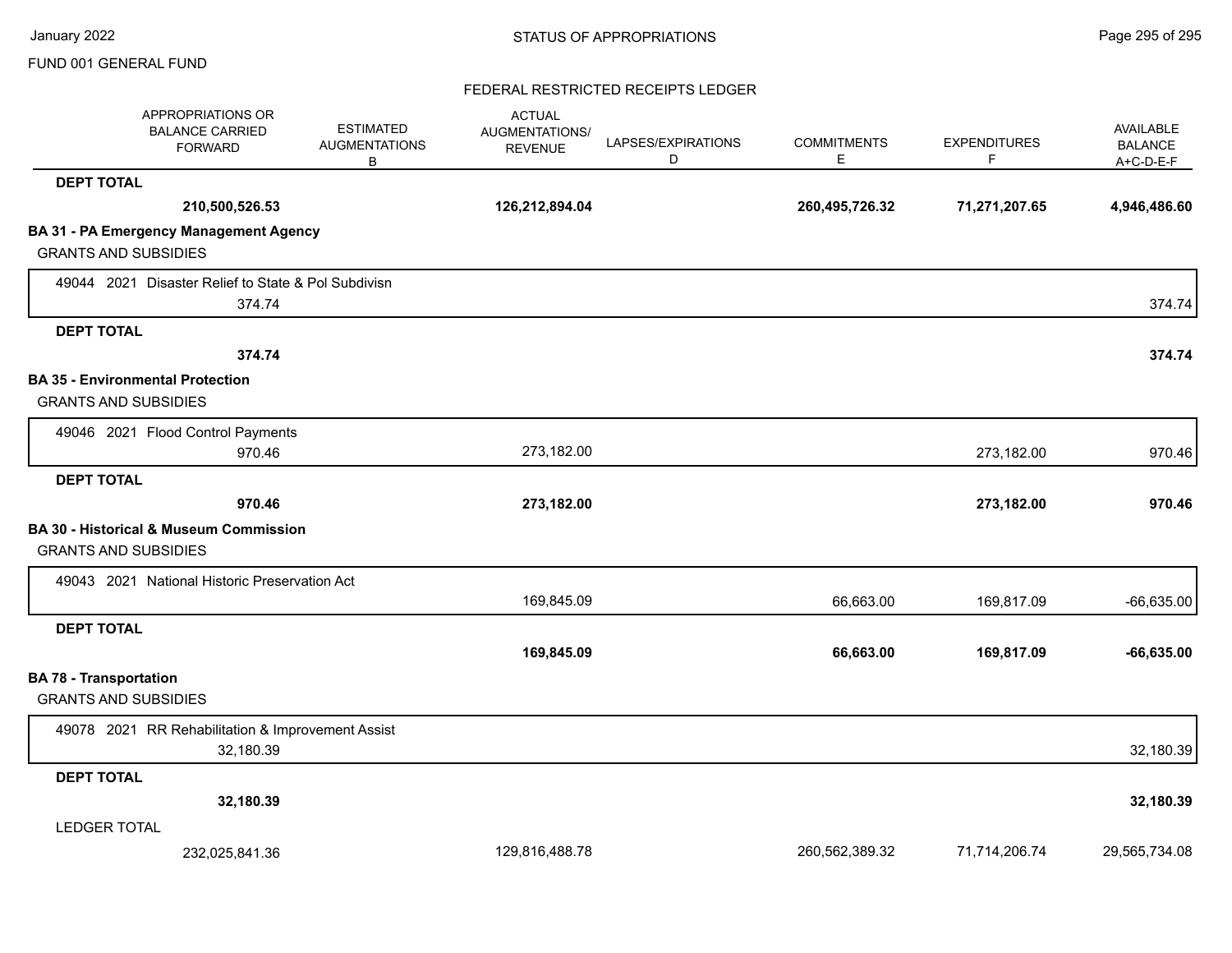FUND 001 GENERAL FUND

STATUS OF APPROPRIATIONS

FEDERAL RESTRICTED RECEIPTS LEDGER

| APPROPRIATIONS OR BALANCE CARRIED FORWARD | ESTIMATED AUGMENTATIONS B | ACTUAL AUGMENTATIONS/ REVENUE | LAPSES/EXPIRATIONS D | COMMITMENTS E | EXPENDITURES F | AVAILABLE BALANCE A+C-D-E-F |
|---|---|---|---|---|---|---|
| **DEPT TOTAL** | | | | | | |
| **210,500,526.53** | | **126,212,894.04** | | **260,495,726.32** | **71,271,207.65** | **4,946,486.60** |
| **BA 31 - PA Emergency Management Agency** | | | | | | |
| GRANTS AND SUBSIDIES | | | | | | |
| 49044 2021 Disaster Relief to State & Pol Subdivisn | | | | | | |
| 374.74 | | | | | | 374.74 |
| **DEPT TOTAL** | | | | | | |
| **374.74** | | | | | | **374.74** |
| **BA 35 - Environmental Protection** | | | | | | |
| GRANTS AND SUBSIDIES | | | | | | |
| 49046 2021 Flood Control Payments | | | | | | |
| 970.46 | | 273,182.00 | | | 273,182.00 | 970.46 |
| **DEPT TOTAL** | | | | | | |
| **970.46** | | **273,182.00** | | | **273,182.00** | **970.46** |
| **BA 30 - Historical & Museum Commission** | | | | | | |
| GRANTS AND SUBSIDIES | | | | | | |
| 49043 2021 National Historic Preservation Act | | | | | | |
| | | 169,845.09 | | 66,663.00 | 169,817.09 | -66,635.00 |
| **DEPT TOTAL** | | | | | | |
| | | **169,845.09** | | **66,663.00** | **169,817.09** | **-66,635.00** |
| **BA 78 - Transportation** | | | | | | |
| GRANTS AND SUBSIDIES | | | | | | |
| 49078 2021 RR Rehabilitation & Improvement Assist | | | | | | |
| 32,180.39 | | | | | | 32,180.39 |
| **DEPT TOTAL** | | | | | | |
| **32,180.39** | | | | | | **32,180.39** |
| LEDGER TOTAL | | | | | | |
| 232,025,841.36 | | 129,816,488.78 | | 260,562,389.32 | 71,714,206.74 | 29,565,734.08 |